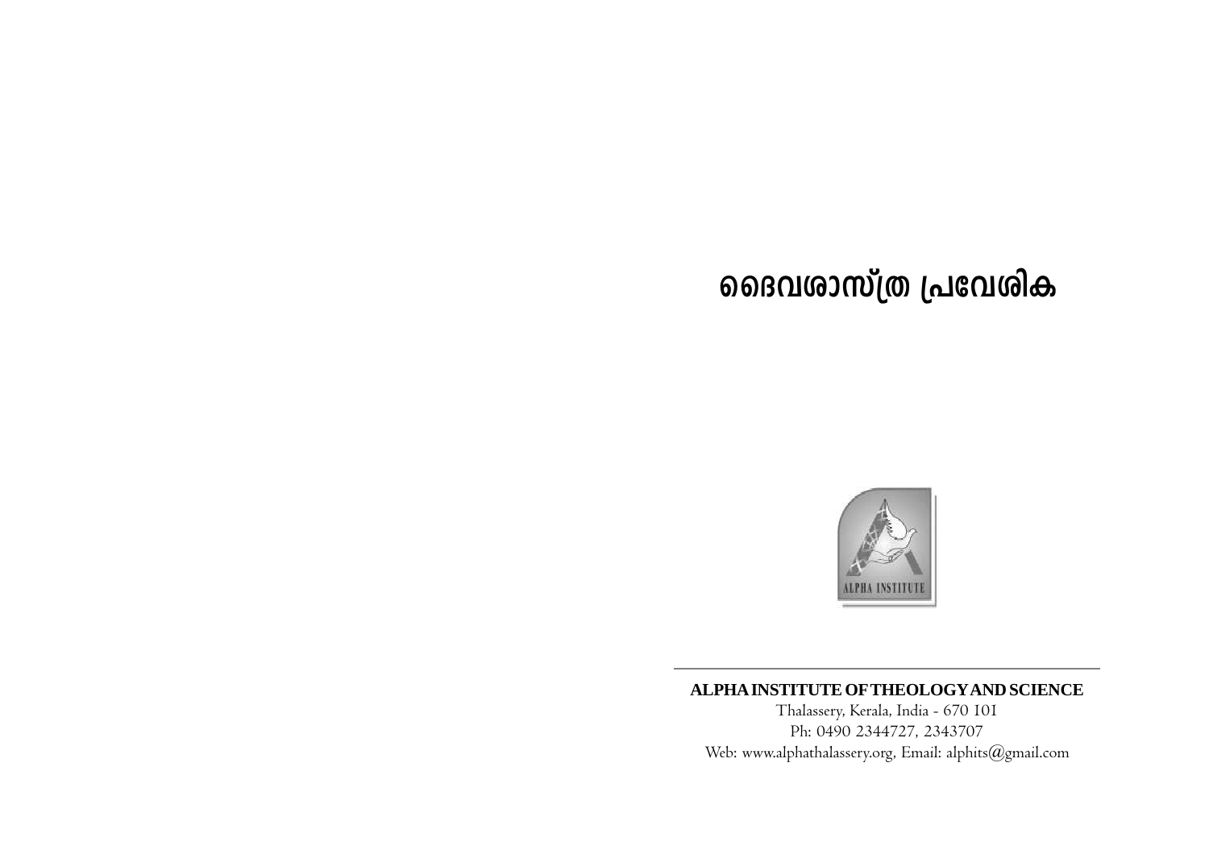# ദൈവശാസ്ത്ര പ്രവേശിക

**ALPHA INSTITUTE OF THEOLOGY AND SCIENCE**

Thalassery, Kerala, India - 670 101

Ph: 0490 2344727, 2343707

Web: www.alphathalassery.org, Email: alphits@gmail.com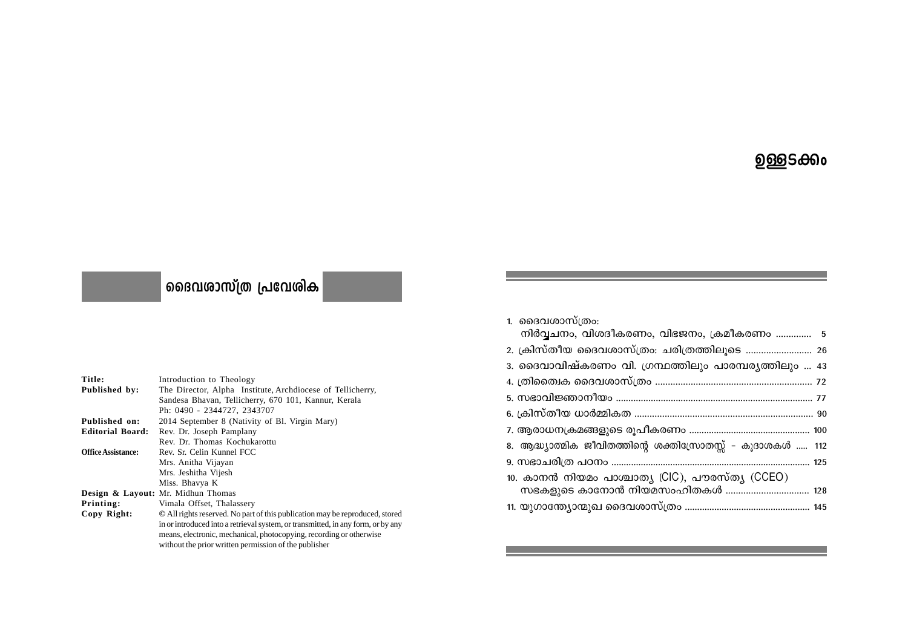## ദൈവശാസ്ത്ര പ്രവേശിക

| | |
|---|---|
| **Title:** | Introduction to Theology |
| **Published by:** | The Director, Alpha Institute, Archdiocese of Tellicherry, Sandesa Bhavan, Tellicherry, 670 101, Kannur, Kerala Ph: 0490 - 2344727, 2343707 |
| **Published on:** | 2014 September 8 (Nativity of Bl. Virgin Mary) |
| **Editorial Board:** | Rev. Dr. Joseph Pamplany<br>Rev. Dr. Thomas Kochukarottu |
| **Office Assistance:** | Rev. Sr. Celin Kunnel FCC<br>Mrs. Anitha Vijayan<br>Mrs. Jeshitha Vijesh<br>Miss. Bhavya K |
| **Design & Layout:** | Mr. Midhun Thomas |
| **Printing:** | Vimala Offset, Thalassery |
| **Copy Right:** | © All rights reserved. No part of this publication may be reproduced, stored in or introduced into a retrieval system, or transmitted, in any form, or by any means, electronic, mechanical, photocopying, recording or otherwise without the prior written permission of the publisher |

# ഉള്ളടക്കം

1. ദൈവശാസ്ത്രം: നിർവ്വചനം, വിശദീകരണം, വിഭജനം, ക്രമീകരണം ............. 5
2. ക്രിസ്തീയ ദൈവശാസ്ത്രം: ചരിത്രത്തിലൂടെ ......................... 26
3. ദൈവാവിഷ്കരണം വി. ഗ്രന്ഥത്തിലും പാരമ്പര്യത്തിലും ... 43
4. ത്രിത്വൈക ദൈവശാസ്ത്രം ............................................................ 72
5. സഭാവിജ്ഞാനീയം ............................................................................ 77
6. ക്രിസ്തീയ ധാർമ്മികത ..................................................................... 90
7. ആരാധനക്രമങ്ങളുടെ രൂപീകരണം ................................................ 100
8. ആദ്ധ്യാത്മിക ജീവിതത്തിന്റെ ശക്തിസ്രോതസ്സ് – കൂദാശകൾ ..... 112
9. സഭാചരിത്ര പഠനം .............................................................................. 125
10. കാനൻ നിയമം പാശ്ചാത്യ (CIC), പൗരസ്ത്യ (CCEO) സഭകളുടെ കാനോൻ നിയമസംഹിതകൾ ................................. 128
11. യുഗാന്ത്യോന്മുഖ ദൈവശാസ്ത്രം .................................................. 145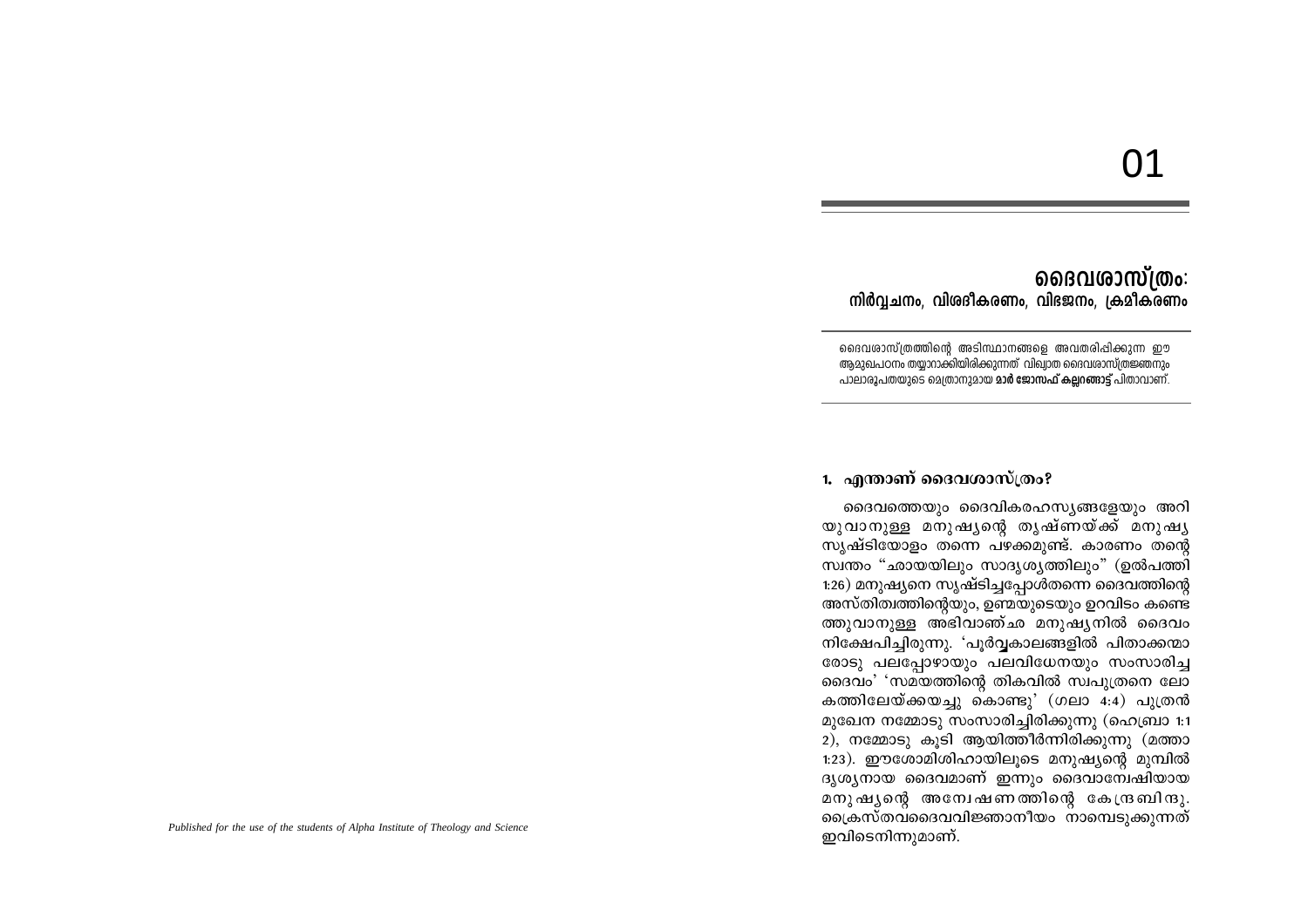# 01

## ദൈവശാസ്ത്രം:
### നിർവ്വചനം, വിശദീകരണം, വിഭജനം, ക്രമീകരണം

ദൈവശാസ്ത്രത്തിന്റെ അടിസ്ഥാനങ്ങളെ അവതരിപ്പിക്കുന്ന ഈ ആമുഖപഠനം തയ്യാറാക്കിയിരിക്കുന്നത് വിഖ്യാത ദൈവശാസ്ത്രജ്ഞനും പാലാരൂപതയുടെ മെത്രാനുമായ **മാർ ജോസഫ് കല്ലറങ്ങാട്ട്** പിതാവാണ്.

### 1. എന്താണ് ദൈവശാസ്ത്രം?

ദൈവത്തെയും ദൈവികരഹസ്യങ്ങളേയും അറിയുവാനുള്ള മനുഷ്യന്റെ തൃഷ്ണയ്ക്ക് മനുഷ്യസൃഷ്ടിയോളം തന്നെ പഴക്കമുണ്ട്. കാരണം തന്റെ സ്വന്തം "ഛായയിലും സാദൃശ്യത്തിലും" (ഉൽപത്തി 1:26) മനുഷ്യനെ സൃഷ്ടിച്ചപ്പോൾതന്നെ ദൈവത്തിന്റെ അസ്തിത്വത്തിന്റെയും, ഉണ്മയുടെയും ഉറവിടം കണ്ടെത്തുവാനുള്ള അഭിവാഞ്ഛ മനുഷ്യനിൽ ദൈവം നിക്ഷേപിച്ചിരുന്നു. 'പൂർവ്വകാലങ്ങളിൽ പിതാക്കന്മാരോടു പലപ്പോഴായും പലവിധേനയും സംസാരിച്ച ദൈവം' 'സമയത്തിന്റെ തികവിൽ സ്വപുത്രനെ ലോകത്തിലേയ്ക്കയച്ചു കൊണ്ടു' (ഗലാ 4:4) പുത്രൻ മുഖേന നമ്മോടു സംസാരിച്ചിരിക്കുന്നു (ഹെബ്രാ 1:1 2), നമ്മോടു കൂടി ആയിത്തീർന്നിരിക്കുന്നു (മത്താ 1:23). ഈശോമിശിഹായിലൂടെ മനുഷ്യന്റെ മുമ്പിൽ ദൃശ്യനായ ദൈവമാണ് ഇന്നും ദൈവാന്വേഷിയായ മനുഷ്യന്റെ അന്വേഷണത്തിന്റെ കേന്ദ്രബിന്ദു. ക്രൈസ്തവദൈവവിജ്ഞാനീയം നാമ്പെടുക്കുന്നത് ഇവിടെനിന്നുമാണ്.

*Published for the use of the students of Alpha Institute of Theology and Science*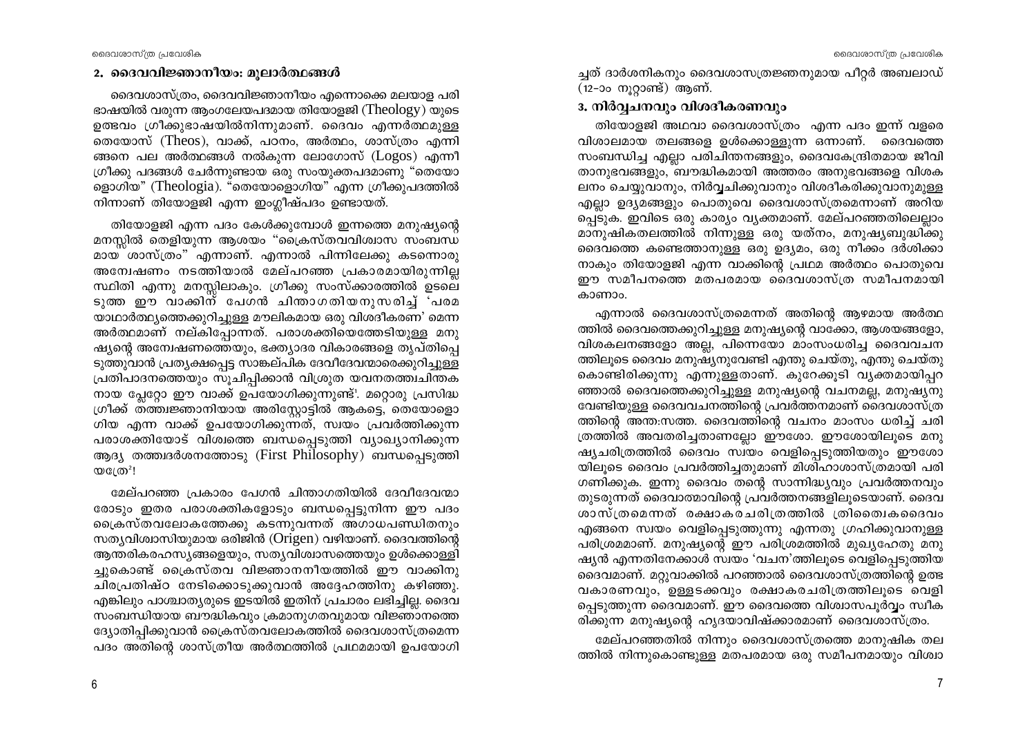## 2. ദൈവവിജ്ഞാനീയം: മൂലാർത്ഥങ്ങൾ

ദൈവശാസ്ത്രം, ദൈവവിജ്ഞാനീയം എന്നൊക്കെ മലയാള പരിഭാഷയിൽ വരുന്ന ആംഗലേയപദമായ തിയോളജി (Theology) യുടെ ഉത്ഭവം ഗ്രീക്കുഭാഷയിൽനിന്നുമാണ്. ദൈവം എന്നർത്ഥമുള്ള തെയോസ് (Theos), വാക്ക്, പഠനം, അർത്ഥം, ശാസ്ത്രം എന്നിങ്ങനെ പല അർത്ഥങ്ങൾ നൽകുന്ന ലോഗോസ് (Logos) എന്നീ ഗ്രീക്കു പദങ്ങൾ ചേർന്നുണ്ടായ ഒരു സംയുക്തപദമാണു "തെയോളൊഗിയ" (Theologia). "തെയോളൊഗിയ" എന്ന ഗ്രീക്കുപദത്തിൽ നിന്നാണ് തിയോളജി എന്ന ഇംഗ്ലീഷ്പദം ഉണ്ടായത്.

തിയോളജി എന്ന പദം കേൾക്കുമ്പോൾ ഇന്നത്തെ മനുഷ്യന്റെ മനസ്സിൽ തെളിയുന്ന ആശയം "ക്രൈസ്തവവിശ്വാസ സംബന്ധമായ ശാസ്ത്രം" എന്നാണ്. എന്നാൽ പിന്നിലേക്കു കടന്നൊരു അന്വേഷണം നടത്തിയാൽ മേല്പറഞ്ഞ പ്രകാരമായിരുന്നില്ല സ്ഥിതി എന്നു മനസ്സിലാകും. ഗ്രീക്കു സംസ്കാരത്തിൽ ഉടലെടുത്ത ഈ വാക്കിന് പേഗൻ ചിന്താഗതിയനുസരിച്ച് 'പരമയാഥാർത്ഥ്യത്തെക്കുറിച്ചുള്ള മൗലികമായ ഒരു വിശദീകരണ' മെന്ന അർത്ഥമാണ് നല്കിപ്പോന്നത്. പരാശക്തിയെത്തേടിയുള്ള മനുഷ്യന്റെ അന്വേഷണത്തെയും, ഭക്ത്യാദര വികാരങ്ങളെ തൃപ്തിപ്പെടുത്തുവാൻ പ്രത്യക്ഷപ്പെട്ട സാങ്കല്പിക ദേവീദേവന്മാരെക്കുറിച്ചുള്ള പ്രതിപാദനത്തെയും സൂചിപ്പിക്കാൻ വിശ്രുത യവനതത്ത്വചിന്തകനായ പ്ലേറ്റോ ഈ വാക്ക് ഉപയോഗിക്കുന്നുണ്ട്[1]. മറ്റൊരു പ്രസിദ്ധ ഗ്രീക്ക് തത്ത്വജ്ഞാനിയായ അരിസ്റ്റോട്ടിൽ ആകട്ടെ, തെയോളൊഗിയ എന്ന വാക്ക് ഉപയോഗിക്കുന്നത്, സ്വയം പ്രവർത്തിക്കുന്ന പരാശക്തിയോട് വിശ്വത്തെ ബന്ധപ്പെടുത്തി വ്യാഖ്യാനിക്കുന്ന ആദ്യ തത്ത്വദർശനത്തോടു (First Philosophy) ബന്ധപ്പെടുത്തിയത്രേ[2]!

മേല്പറഞ്ഞ പ്രകാരം പേഗൻ ചിന്താഗതിയിൽ ദേവീദേവന്മാരോടും ഇതര പരാശക്തികളോടും ബന്ധപ്പെട്ടുനിന്ന ഈ പദം ക്രൈസ്തവലോകത്തേക്കു കടന്നുവന്നത് അഗാധപണ്ഡിതനും സത്യവിശ്വാസിയുമായ ഒരിജിൻ (Origen) വഴിയാണ്. ദൈവത്തിന്റെ ആന്തരികരഹസ്യങ്ങളെയും, സത്യവിശ്വാസത്തെയും ഉൾക്കൊള്ളിച്ചുകൊണ്ട് ക്രൈസ്തവ വിജ്ഞാനനീയത്തിൽ ഈ വാക്കിനു ചിരപ്രതിഷ്ഠ നേടിക്കൊടുക്കുവാൻ അദ്ദേഹത്തിനു കഴിഞ്ഞു. എങ്കിലും പാശ്ചാത്യരുടെ ഇടയിൽ ഇതിന് പ്രചാരം ലഭിച്ചില്ല. ദൈവസംബന്ധിയായ ബൗദ്ധികവും ക്രമാനുഗതവുമായ വിജ്ഞാനത്തെ ദ്യോതിപ്പിക്കുവാൻ ക്രൈസ്തവലോകത്തിൽ ദൈവശാസ്ത്രമെന്ന പദം അതിന്റെ ശാസ്ത്രീയ അർത്ഥത്തിൽ പ്രഥമമായി ഉപയോഗിച്ചത് ദാർശനികനും ദൈവശാസത്രജ്ഞനുമായ പീറ്റർ അബലാഡ് (12-ാം നൂറ്റാണ്ട്) ആണ്.

## 3. നിർവ്വചനവും വിശദീകരണവും

തിയോളജി അഥവാ ദൈവശാസ്ത്രം എന്ന പദം ഇന്ന് വളരെ വിശാലമായ തലങ്ങളെ ഉൾക്കൊള്ളുന്ന ഒന്നാണ്. ദൈവത്തെ സംബന്ധിച്ച എല്ലാ പരിചിന്തനങ്ങളും, ദൈവകേന്ദ്രിതമായ ജീവിതാനുഭവങ്ങളും, ബൗദ്ധികമായി അത്തരം അനുഭവങ്ങളെ വിശകലനം ചെയ്യുവാനും, നിർവ്വചിക്കുവാനും വിശദീകരിക്കുവാനുമുള്ള എല്ലാ ഉദ്യമങ്ങളും പൊതുവെ ദൈവശാസ്ത്രമെന്നാണ് അറിയപ്പെടുക. ഇവിടെ ഒരു കാര്യം വ്യക്തമാണ്. മേല്പറഞ്ഞതിലെല്ലാം മാനുഷികതലത്തിൽ നിന്നുള്ള ഒരു യത്നം, മനുഷ്യബുദ്ധിക്കു ദൈവത്തെ കണ്ടെത്താനുള്ള ഒരു ഉദ്യമം, ഒരു നീക്കം ദർശിക്കാനാകും തിയോളജി എന്ന വാക്കിന്റെ പ്രഥമ അർത്ഥം പൊതുവെ ഈ സമീപനത്തെ മതപരമായ ദൈവശാസ്ത്ര സമീപനമായി കാണാം.

എന്നാൽ ദൈവശാസ്ത്രമെന്നത് അതിന്റെ ആഴമായ അർത്ഥത്തിൽ ദൈവത്തെക്കുറിച്ചുള്ള മനുഷ്യന്റെ വാക്കോ, ആശയങ്ങളോ, വിശകലനങ്ങളോ അല്ല, പിന്നെയോ മാംസംധരിച്ച ദൈവവചനത്തിലൂടെ ദൈവം മനുഷ്യനുവേണ്ടി എന്തു ചെയ്തു, എന്തു ചെയ്തുകൊണ്ടിരിക്കുന്നു എന്നുള്ളതാണ്. കുറേക്കൂടി വ്യക്തമായിപ്പറഞ്ഞാൽ ദൈവത്തെക്കുറിച്ചുള്ള മനുഷ്യന്റെ വചനമല്ല, മനുഷ്യനുവേണ്ടിയുള്ള ദൈവവചനത്തിന്റെ പ്രവർത്തനമാണ് ദൈവശാസ്ത്രത്തിന്റെ അന്തഃസത്ത. ദൈവത്തിന്റെ വചനം മാംസം ധരിച്ച് ചരിത്രത്തിൽ അവതരിച്ചതാണല്ലോ ഈശോ. ഈശോയിലൂടെ മനുഷ്യചരിത്രത്തിൽ ദൈവം സ്വയം വെളിപ്പെടുത്തിയതും ഈശോയിലൂടെ ദൈവം പ്രവർത്തിച്ചതുമാണ് മിശിഹാശാസ്ത്രമായി പരിഗണിക്കുക. ഇന്നു ദൈവം തന്റെ സാന്നിദ്ധ്യവും പ്രവർത്തനവും തുടരുന്നത് ദൈവാത്മാവിന്റെ പ്രവർത്തനങ്ങളിലൂടെയാണ്. ദൈവശാസ്ത്രമെന്നത് രക്ഷാകരചരിത്രത്തിൽ ത്രിത്വൈകദൈവം എങ്ങനെ സ്വയം വെളിപ്പെടുത്തുന്നു എന്നതു ഗ്രഹിക്കുവാനുള്ള പരിശ്രമമാണ്. മനുഷ്യന്റെ ഈ പരിശ്രമത്തിൽ മുഖ്യഹേതു മനുഷ്യൻ എന്നതിനേക്കാൾ സ്വയം 'വചന'ത്തിലൂടെ വെളിപ്പെടുത്തിയ ദൈവമാണ്. മറ്റുവാക്കിൽ പറഞ്ഞാൽ ദൈവശാസ്ത്രത്തിന്റെ ഉത്ഭവകാരണവും, ഉള്ളടക്കവും രക്ഷാകരചരിത്രത്തിലൂടെ വെളിപ്പെടുത്തുന്ന ദൈവമാണ്. ഈ ദൈവത്തെ വിശ്വാസപൂർവ്വം സ്വീകരിക്കുന്ന മനുഷ്യന്റെ ഹൃദയാവിഷ്ക്കാരമാണ് ദൈവശാസ്ത്രം.

മേല്പറഞ്ഞതിൽ നിന്നും ദൈവശാസ്ത്രത്തെ മാനുഷിക തലത്തിൽ നിന്നുകൊണ്ടുള്ള മതപരമായ ഒരു സമീപനമായും വിശ്വാ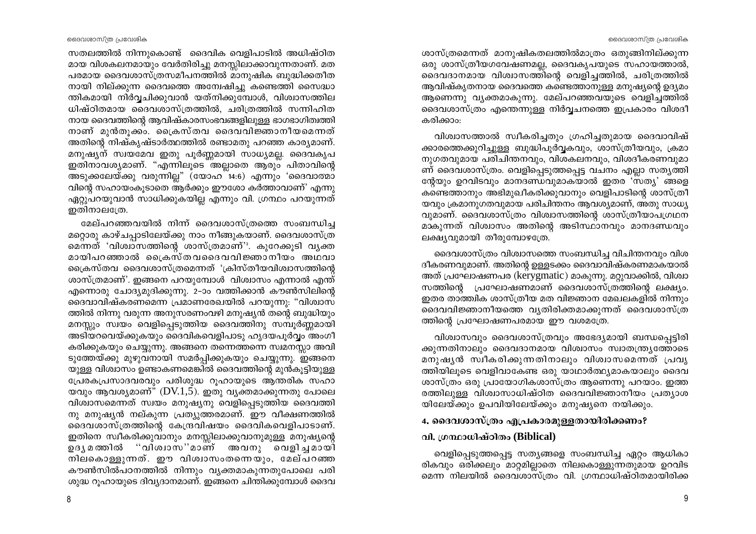സതലത്തിൽ നിന്നുകൊണ്ട് ദൈവിക വെളിപാടിൽ അധിഷ്ഠിതമായ വിശകലനമായും വേർതിരിച്ചു മനസ്സിലാക്കാവുന്നതാണ്. മതപരമായ ദൈവശാസ്ത്രസമീപനത്തിൽ മാനുഷിക ബുദ്ധിക്കതീതനായി നില്ക്കുന്ന ദൈവത്തെ അന്വേഷിച്ചു കണ്ടെത്തി സൈദ്ധാന്തികമായി നിർവ്വചിക്കുവാൻ യത്നിക്കുമ്പോൾ, വിശ്വാസത്തിലധിഷ്ഠിതമായ ദൈവശാസ്ത്രത്തിൽ, ചരിത്രത്തിൽ സന്നിഹിതനായ ദൈവത്തിന്റെ ആവിഷ്കാരസംഭവങ്ങളിലുള്ള ഭാഗഭാഗിത്വത്തിനാണ് മുൻതൂക്കം. ക്രൈസ്തവ ദൈവവിജ്ഞാനീയമെന്നത് അതിന്റെ നിഷ്കൃഷ്ടാർത്ഥത്തിൽ രണ്ടാമതു പറഞ്ഞ കാര്യമാണ്. മനുഷ്യന് സ്വയമേവ ഇതു പൂർണ്ണമായി സാധ്യമല്ല. ദൈവകൃപ ഇതിനാവശ്യമാണ്. "എന്നിലൂടെ അല്ലാതെ ആരും പിതാവിന്റെ അടുക്കലേയ്ക്കു വരുന്നില്ല" (യോഹ 14:6) എന്നും 'ദൈവാത്മാവിന്റെ സഹായംകൂടാതെ ആർക്കും ഈശോ കർത്താവാണ്' എന്നു ഏറ്റുപറയുവാൻ സാധിക്കുകയില്ല എന്നും വി. ഗ്രന്ഥം പറയുന്നത് ഇതിനാലത്രേ.

മേല്പറഞ്ഞവയിൽ നിന്ന് ദൈവശാസ്ത്രത്തെ സംബന്ധിച്ച മറ്റൊരു കാഴ്ചപ്പാടിലേയ്ക്കു നാം നീങ്ങുകയാണ്. ദൈവശാസ്ത്രമെന്നത് 'വിശ്വാസത്തിന്റെ ശാസ്ത്രമാണ്'[3]. കുറേക്കൂടി വ്യക്തമായിപറഞ്ഞാൽ ക്രൈസ്തവദൈവവിജ്ഞാനീയം അഥവാ ക്രൈസ്തവ ദൈവശാസ്ത്രമെന്നത് 'ക്രിസ്തീയവിശ്വാസത്തിന്റെ ശാസ്ത്രമാണ്'. ഇങ്ങനെ പറയുമ്പോൾ വിശ്വാസം എന്നാൽ എന്ത് എന്നൊരു ചോദ്യമുദിക്കുന്നു. 2-ാം വത്തിക്കാൻ കൗൺസിലിന്റെ ദൈവാവിഷ്കരണമെന്ന പ്രമാണരേഖയിൽ പറയുന്നു: "വിശ്വാസത്തിൽ നിന്നു വരുന്ന അനുസരണംവഴി മനുഷ്യൻ തന്റെ ബുദ്ധിയും മനസ്സും സ്വയം വെളിപ്പെടുത്തിയ ദൈവത്തിനു സമ്പൂർണ്ണമായി അടിയറവെയ്ക്കുകയും ദൈവികവെളിപാടു ഹൃദയപൂർവ്വം അംഗീകരിക്കുകയും ചെയ്യുന്നു. അങ്ങനെ തന്നെത്തന്നെ സ്വമനസ്സാ അവിടുത്തേയ്ക്കു മുഴുവനായി സമർപ്പിക്കുകയും ചെയ്യുന്നു. ഇങ്ങനെയുള്ള വിശ്വാസം ഉണ്ടാകണമെങ്കിൽ ദൈവത്തിന്റെ മുൻകൂട്ടിയുള്ള പ്രേരകപ്രസാദവരവും പരിശുദ്ധ റൂഹായുടെ ആന്തരിക സഹായവും ആവശ്യമാണ്" (DV.1,5). ഇതു വ്യക്തമാക്കുന്നതു പോലെ വിശ്വാസമെന്നത് സ്വയം മനുഷ്യനു വെളിപ്പെടുത്തിയ ദൈവത്തിനു മനുഷ്യൻ നല്കുന്ന പ്രത്യുത്തരമാണ്. ഈ വീക്ഷണത്തിൽ ദൈവശാസ്ത്രത്തിന്റെ കേന്ദ്രവിഷയം ദൈവികവെളിപാടാണ്. ഇതിനെ സ്വീകരിക്കുവാനും മനസ്സിലാക്കുവാനുമുള്ള മനുഷ്യന്റെ ഉദ്യമത്തിൽ "വിശ്വാസ"മാണ് അവനു വെളിച്ചമായി നിലകൊള്ളുന്നത്. ഈ വിശ്വാസംതന്നെയും, മേല്പറഞ്ഞ കൗൺസിൽപഠനത്തിൽ നിന്നും വ്യക്തമാകുന്നതുപോലെ പരിശുദ്ധ റൂഹായുടെ ദിവ്യദാനമാണ്. ഇങ്ങനെ ചിന്തിക്കുമ്പോൾ ദൈവശാസ്ത്രമെന്നത് മാനുഷികതലത്തിൽമാത്രം ഒതുങ്ങിനില്ക്കുന്ന ഒരു ശാസ്ത്രീയഗവേഷണമല്ല, ദൈവകൃപയുടെ സഹായത്താൽ, ദൈവദാനമായ വിശ്വാസത്തിന്റെ വെളിച്ചത്തിൽ, ചരിത്രത്തിൽ ആവിഷ്കൃതനായ ദൈവത്തെ കണ്ടെത്താനുള്ള മനുഷ്യന്റെ ഉദ്യമം ആണെന്നു വ്യക്തമാകുന്നു. മേല്പറഞ്ഞവയുടെ വെളിച്ചത്തിൽ ദൈവശാസ്ത്രം എന്തെന്നുള്ള നിർവ്വചനത്തെ ഇപ്രകാരം വിശദീകരിക്കാം:

വിശ്വാസത്താൽ സ്വീകരിച്ചതും ഗ്രഹിച്ചതുമായ ദൈവാവിഷ്ക്കാരത്തെക്കുറിച്ചുള്ള ബുദ്ധിപൂർവ്വകവും, ശാസ്ത്രീയവും, ക്രമാനുഗതവുമായ പരിചിന്തനവും, വിശകലനവും, വിശദീകരണവുമാണ് ദൈവശാസ്ത്രം. വെളിപ്പെടുത്തപ്പെട്ട വചനം എല്ലാ സത്യത്തിന്റേയും ഉറവിടവും മാനദണ്ഡവുമാകയാൽ ഇതര 'സത്യ' ങ്ങളെ കണ്ടെത്താനും അഭിമുഖീകരിക്കുവാനും വെളിപാടിന്റെ ശാസ്ത്രീയവും ക്രമാനുഗതവുമായ പരിചിന്തനം ആവശ്യമാണ്, അതു സാധ്യവുമാണ്. ദൈവശാസ്ത്രം വിശ്വാസത്തിന്റെ ശാസ്ത്രീയാപഗ്രഥനമാകുന്നത് വിശ്വാസം അതിന്റെ അടിസ്ഥാനവും മാനദണ്ഡവും ലക്ഷ്യവുമായി തീരുമ്പോഴത്രേ.

ദൈവശാസ്ത്രം വിശ്വാസത്തെ സംബന്ധിച്ച വിചിന്തനവും വിശദീകരണവുമാണ്. അതിന്റെ ഉള്ളടക്കം ദൈവാവിഷ്കരണമാകയാൽ അത് പ്രഘോഷണപര (kerygmatic) മാകുന്നു. മറ്റുവാക്കിൽ, വിശ്വാസത്തിന്റെ പ്രഘോഷണമാണ് ദൈവശാസ്ത്രത്തിന്റെ ലക്ഷ്യം. ഇതര താത്ത്വിക ശാസ്ത്രീയ മത വിജ്ഞാന മേഖലകളിൽ നിന്നും ദൈവവിജ്ഞാനീയത്തെ വ്യതിരിക്തമാക്കുന്നത് ദൈവശാസ്ത്രത്തിന്റെ പ്രഘോഷണപരമായ ഈ വശമത്രേ.

വിശ്വാസവും ദൈവശാസ്ത്രവും അഭേദ്യമായി ബന്ധപ്പെട്ടിരിക്കുന്നതിനാലും ദൈവദാനമായ വിശ്വാസം സ്വാതന്ത്ര്യത്തോടെ മനുഷ്യൻ സ്വീകരിക്കുന്നതിനാലും വിശ്വാസമെന്നത് പ്രവൃത്തിയിലൂടെ വെളിവാകേണ്ട ഒരു യാഥാർത്ഥ്യമാകയാലും ദൈവശാസ്ത്രം ഒരു പ്രായോഗികശാസ്ത്രം ആണെന്നു പറയാം. ഇത്തരത്തിലുള്ള വിശ്വാസാധിഷ്ഠിത ദൈവവിജ്ഞാനീയം പ്രത്യാശയിലേയ്ക്കും ഉപവിയിലേയ്ക്കും മനുഷ്യനെ നയിക്കും.

## 4. ദൈവശാസ്ത്രം എപ്രകാരമുള്ളതായിരിക്കണം?

### വി. ഗ്രന്ഥാധിഷ്ഠിതം (Biblical)

വെളിപ്പെടുത്തപ്പെട്ട സത്യങ്ങളെ സംബന്ധിച്ച ഏറ്റം ആധികാരികവും ഒരിക്കലും മാറ്റമില്ലാതെ നിലകൊള്ളുന്നതുമായ ഉറവിടമെന്ന നിലയിൽ ദൈവശാസ്ത്രം വി. ഗ്രന്ഥാധിഷ്ഠിതമായിരിക്ക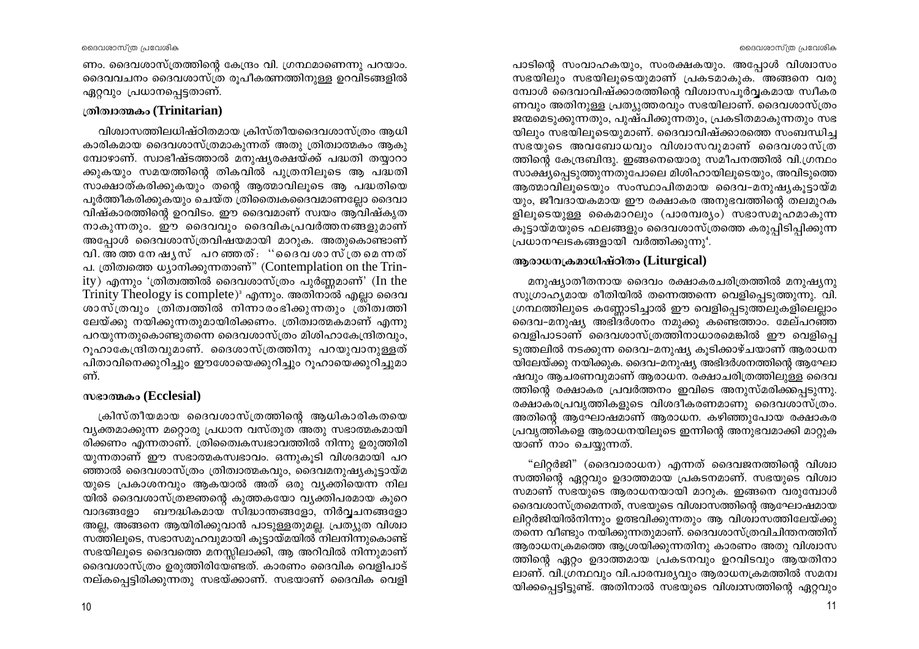ണം. ദൈവശാസ്ത്രത്തിന്റെ കേന്ദ്രം വി. ഗ്രന്ഥമാണെന്നു പറയാം. ദൈവവചനം ദൈവശാസ്ത്ര രൂപീകരണത്തിനുള്ള ഉറവിടങ്ങളിൽ ഏറ്റവും പ്രധാനപ്പെട്ടതാണ്.

### ത്രിത്വാത്മകം (Trinitarian)

വിശ്വാസത്തിലധിഷ്ഠിതമായ ക്രിസ്തീയദൈവശാസ്ത്രം ആധികാരികമായ ദൈവശാസ്ത്രമാകുന്നത് അതു ത്രിത്വാത്മകം ആകുമ്പോഴാണ്. സ്വാഭീഷ്ടത്താൽ മനുഷ്യരക്ഷയ്ക്ക് പദ്ധതി തയ്യാറാക്കുകയും സമയത്തിന്റെ തികവിൽ പുത്രനിലൂടെ ആ പദ്ധതി സാക്ഷാത്കരിക്കുകയും തന്റെ ആത്മാവിലൂടെ ആ പദ്ധതിയെ പൂർത്തീകരിക്കുകയും ചെയ്ത ത്രിതൈ്വകദൈവമാണല്ലോ ദൈവാവിഷ്കാരത്തിന്റെ ഉറവിടം. ഈ ദൈവമാണ് സ്വയം ആവിഷ്കൃതനാകുന്നതും. ഈ ദൈവവും ദൈവികപ്രവർത്തനങ്ങളുമാണ് അപ്പോൾ ദൈവശാസ്ത്രവിഷയമായി മാറുക. അതുകൊണ്ടാണ് വി. അത്തനേഷ്യസ് പറഞ്ഞത്: ''ദൈവശാസ്ത്രമെന്നത് പ. ത്രിത്വത്തെ ധ്യാനിക്കുന്നതാണ്'' (Contemplation on the Trinity) എന്നും 'ത്രിത്വത്തിൽ ദൈവശാസ്ത്രം പൂർണ്ണമാണ്' (In the Trinity Theology is complete)[3] എന്നും. അതിനാൽ എല്ലാ ദൈവശാസ്ത്രവും ത്രിത്വത്തിൽ നിന്നാരംഭിക്കുന്നതും ത്രിത്വത്തിലേയ്ക്കു നയിക്കുന്നതുമായിരിക്കണം. ത്രിത്വാത്മകമാണ് എന്നു പറയുന്നതുകൊണ്ടുതന്നെ ദൈവശാസ്ത്രം മിശിഹാകേന്ദ്രിതവും, റൂഹാകേന്ദ്രിതവുമാണ്. ദൈശാസ്ത്രത്തിനു പറയുവാനുള്ളത് പിതാവിനെക്കുറിച്ചും ഈശോയെക്കുറിച്ചും റൂഹായെക്കുറിച്ചുമാണ്.

### സഭാത്മകം (Ecclesial)

ക്രിസ്തീയമായ ദൈവശാസ്ത്രത്തിന്റെ ആധികാരികതയെ വ്യക്തമാക്കുന്ന മറ്റൊരു പ്രധാന വസ്തുത അതു സഭാത്മകമായിരിക്കണം എന്നതാണ്. ത്രിതൈ്വകസ്വഭാവത്തിൽ നിന്നു ഉരുത്തിരിയുന്നതാണ് ഈ സഭാത്മകസ്വഭാവം. ഒന്നുകൂടി വിശദമായി പറഞ്ഞാൽ ദൈവശാസ്ത്രം ത്രിത്വാത്മകവും, ദൈവമനുഷ്യകൂട്ടായ്മയുടെ പ്രകാശനവും ആകയാൽ അത് ഒരു വ്യക്തിയെന്ന നിലയിൽ ദൈവശാസ്ത്രജ്ഞന്റെ കുത്തകയോ വ്യക്തിപരമായ കുറെ വാദങ്ങളോ ബൗദ്ധികമായ സിദ്ധാന്തങ്ങളോ, നിർവ്വചനങ്ങളോ അല്ല, അങ്ങനെ ആയിരിക്കുവാൻ പാടുള്ളതുമല്ല. പ്രത്യുത വിശ്വാസത്തിലൂടെ, സഭാസമൂഹവുമായി കൂട്ടായ്മയിൽ നിലനിന്നുകൊണ്ട് സഭയിലൂടെ ദൈവത്തെ മനസ്സിലാക്കി, ആ അറിവിൽ നിന്നുമാണ് ദൈവശാസ്ത്രം ഉരുത്തിരിയേണ്ടത്. കാരണം ദൈവിക വെളിപാട് നല്കപ്പെട്ടിരിക്കുന്നതു സഭയ്ക്കാണ്. സഭയാണ് ദൈവിക വെളിപാടിന്റെ സംവാഹകയും, സംരക്ഷകയും. അപ്പോൾ വിശ്വാസം സഭയിലും സഭയിലൂടെയുമാണ് പ്രകടമാകുക. അങ്ങനെ വരുമ്പോൾ ദൈവാവിഷ്ക്കാരത്തിന്റെ വിശ്വാസപൂർവ്വകമായ സ്വീകരണവും അതിനുള്ള പ്രത്യുത്തരവും സഭയിലാണ്. ദൈവശാസ്ത്രം ജന്മമെടുക്കുന്നതും, പുഷ്പിക്കുന്നതും, പ്രകടിതമാകുന്നതും സഭയിലും സഭയിലൂടെയുമാണ്. ദൈവാവിഷ്ക്കാരത്തെ സംബന്ധിച്ച സഭയുടെ അവബോധവും വിശ്വാസവുമാണ് ദൈവശാസ്ത്രത്തിന്റെ കേന്ദ്രബിന്ദു. ഇങ്ങനെയൊരു സമീപനത്തിൽ വി.ഗ്രന്ഥം സാക്ഷ്യപ്പെടുത്തുന്നതുപോലെ മിശിഹായിലൂടെയും, അവിടുത്തെ ആത്മാവിലൂടെയും സംസ്ഥാപിതമായ ദൈവ-മനുഷ്യകൂട്ടായ്മയും, ജീവദായകമായ ഈ രക്ഷാകര അനുഭവത്തിന്റെ തലമുറകളിലൂടെയുള്ള കൈമാറലും (പാരമ്പര്യം) സഭാസമൂഹമാകുന്ന കൂട്ടായ്മയുടെ ഫലങ്ങളും ദൈവശാസ്ത്രത്തെ കരുപ്പിടിപ്പിക്കുന്ന പ്രധാനഘടകങ്ങളായി വർത്തിക്കുന്നു[4].

### ആരാധനക്രമാധിഷ്ഠിതം (Liturgical)

മനുഷ്യാതീതനായ ദൈവം രക്ഷാകരചരിത്രത്തിൽ മനുഷ്യനു സുഗ്രാഹ്യമായ രീതിയിൽ തന്നെത്തന്നെ വെളിപ്പെടുത്തുന്നു. വി. ഗ്രന്ഥത്തിലൂടെ കണ്ണോടിച്ചാൽ ഈ വെളിപ്പെടുത്തലുകളിലെല്ലാം ദൈവ-മനുഷ്യ അഭിദർശനം നമുക്കു കണ്ടെത്താം. മേല്പറഞ്ഞ വെളിപാടാണ് ദൈവശാസ്ത്രത്തിനാധാരമെങ്കിൽ ഈ വെളിപ്പെടുത്തലിൽ നടക്കുന്ന ദൈവ-മനുഷ്യ കൂടിക്കാഴ്ചയാണ് ആരാധനയിലേയ്ക്കു നയിക്കുക. ദൈവ-മനുഷ്യ അഭിദർശനത്തിന്റെ ആഘോഷവും ആചരണവുമാണ് ആരാധന. രക്ഷാചരിത്രത്തിലുള്ള ദൈവത്തിന്റെ രക്ഷാകര പ്രവർത്തനം ഇവിടെ അനുസ്മരിക്കപ്പെടുന്നു. രക്ഷാകരപ്രവൃത്തികളുടെ വിശദീകരണമാണു ദൈവശാസ്ത്രം. അതിന്റെ ആഘോഷമാണ് ആരാധന. കഴിഞ്ഞുപോയ രക്ഷാകര പ്രവൃത്തികളെ ആരാധനയിലൂടെ ഇന്നിന്റെ അനുഭവമാക്കി മാറ്റുകയാണ് നാം ചെയ്യുന്നത്.

"ലിറ്റർജി" (ദൈവാരാധന) എന്നത് ദൈവജനത്തിന്റെ വിശ്വാസത്തിന്റെ ഏറ്റവും ഉദാത്തമായ പ്രകടനമാണ്. സഭയുടെ വിശ്വാസമാണ് സഭയുടെ ആരാധനയായി മാറുക. ഇങ്ങനെ വരുമ്പോൾ ദൈവശാസ്ത്രമെന്നത്, സഭയുടെ വിശ്വാസത്തിന്റെ ആഘോഷമായ ലിറ്റർജിയിൽനിന്നും ഉത്ഭവിക്കുന്നതും ആ വിശ്വാസത്തിലേയ്ക്കു തന്നെ വീണ്ടും നയിക്കുന്നതുമാണ്. ദൈവശാസ്ത്രവിചിന്തനത്തിന് ആരാധനക്രമത്തെ ആശ്രയിക്കുന്നതിനു കാരണം അതു വിശ്വാസത്തിന്റെ ഏറ്റ ഉദാത്തമായ പ്രകടനവും ഉറവിടവും ആയതിനാലാണ്. വി.ഗ്രന്ഥവും വി.പാരമ്പര്യവും ആരാധനക്രമത്തിൽ സമന്വയിക്കപ്പെട്ടിട്ടുണ്ട്. അതിനാൽ സഭയുടെ വിശ്വാസത്തിന്റെ ഏറ്റവും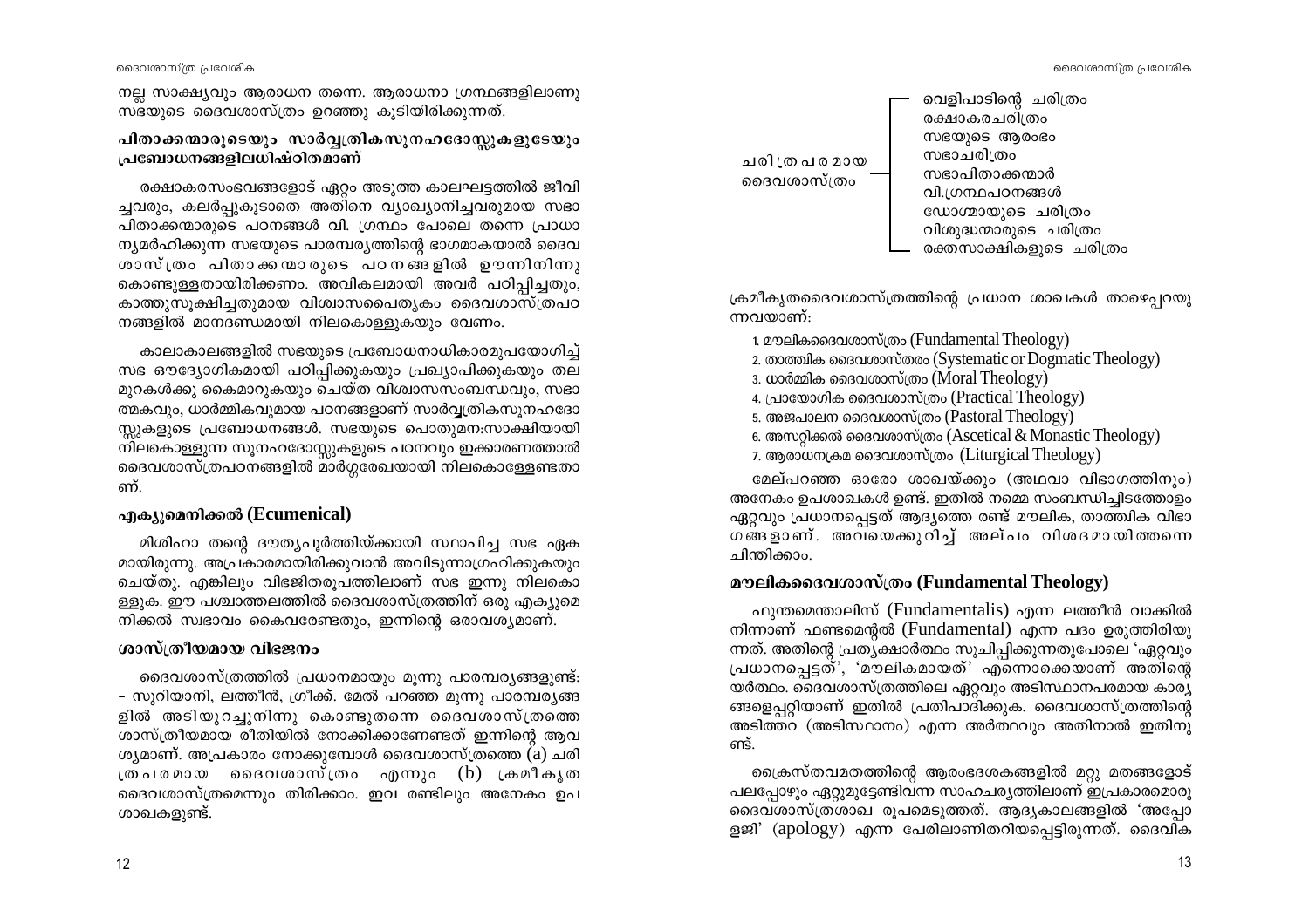നല്ല സാക്ഷ്യവും ആരാധന തന്നെ. ആരാധനാ ഗ്രന്ഥങ്ങളിലാണു സഭയുടെ ദൈവശാസ്ത്രം ഉറഞ്ഞു കൂടിയിരിക്കുന്നത്.

### പിതാക്കന്മാരുടെയും സാർവ്വത്രികസൂനഹദോസ്സുകളുടേയും പ്രബോധനങ്ങളിലധിഷ്ഠിതമാണ്

രക്ഷാകരസംഭവങ്ങളോട് ഏറ്റം അടുത്ത കാലഘട്ടത്തിൽ ജീവിച്ചവരും, കലർപ്പുകൂടാതെ അതിനെ വ്യാഖ്യാനിച്ചവരുമായ സഭാപിതാക്കന്മാരുടെ പഠനങ്ങൾ വി. ഗ്രന്ഥം പോലെ തന്നെ പ്രാധാന്യമർഹിക്കുന്ന സഭയുടെ പാരമ്പര്യത്തിന്റെ ഭാഗമാകയാൽ ദൈവശാസ്ത്രം പിതാക്കന്മാരുടെ പഠനങ്ങളിൽ ഊന്നിനിന്നു കൊണ്ടുള്ളതായിരിക്കണം. അവികലമായി അവർ പഠിപ്പിച്ചതും, കാത്തുസൂക്ഷിച്ചതുമായ വിശ്വാസപൈതൃകം ദൈവശാസ്ത്രപഠനങ്ങളിൽ മാനദണ്ഡമായി നിലകൊള്ളുകയും വേണം.

കാലാകാലങ്ങളിൽ സഭയുടെ പ്രബോധനാധികാരമുപയോഗിച്ച് സഭ ഔദ്യോഗികമായി പഠിപ്പിക്കുകയും പ്രഖ്യാപിക്കുകയും തലമുറകൾക്കു കൈമാറുകയും ചെയ്ത വിശ്വാസസംബന്ധവും, സഭാത്മകവും, ധാർമ്മികവുമായ പഠനങ്ങളാണ് സാർവ്വത്രികസൂനഹദോസ്സുകളുടെ പ്രബോധനങ്ങൾ. സഭയുടെ പൊതുമന:സാക്ഷിയായി നിലകൊള്ളുന്ന സൂനഹദോസ്സുകളുടെ പഠനവും ഇക്കാരണത്താൽ ദൈവശാസ്ത്രപഠനങ്ങളിൽ മാർഗ്ഗരേഖയായി നിലകൊള്ളേണ്ടതാണ്.

### എക്യുമെനിക്കൽ (Ecumenical)

മിശിഹാ തന്റെ ദൗത്യപൂർത്തിയ്ക്കായി സ്ഥാപിച്ച സഭ ഏകമായിരുന്നു. അപ്രകാരമായിരിക്കുവാൻ അവിടുന്നാഗ്രഹിക്കുകയും ചെയ്തു. എങ്കിലും വിഭജിതരൂപത്തിലാണ് സഭ ഇന്നു നിലകൊള്ളുക. ഈ പശ്ചാത്തലത്തിൽ ദൈവശാസ്ത്രത്തിന് ഒരു എക്യുമെനിക്കൽ സ്വഭാവം കൈവരേണ്ടതും, ഇന്നിന്റെ ഒരാവശ്യമാണ്.

### ശാസ്ത്രീയമായ വിഭജനം

ദൈവശാസ്ത്രത്തിൽ പ്രധാനമായും മൂന്നു പാരമ്പര്യങ്ങളുണ്ട്: – സുറിയാനി, ലത്തീൻ, ഗ്രീക്ക്. മേൽ പറഞ്ഞ മൂന്നു പാരമ്പര്യങ്ങളിൽ അടിയുറച്ചുനിന്നു കൊണ്ടുതന്നെ ദൈവശാസ്ത്രത്തെ ശാസ്ത്രീയമായ രീതിയിൽ നോക്കിക്കാണേണ്ടത് ഇന്നിന്റെ ആവശ്യമാണ്. അപ്രകാരം നോക്കുമ്പോൾ ദൈവശാസ്ത്രത്തെ (a) ചരിത്രപരമായ ദൈവശാസ്ത്രം എന്നും (b) ക്രമീകൃത ദൈവശാസ്ത്രമെന്നും തിരിക്കാം. ഇവ രണ്ടിലും അനേകം ഉപശാഖകളുണ്ട്.

ചരിത്രപരമായ ദൈവശാസ്ത്രം:
- വെളിപാടിന്റെ ചരിത്രം
- രക്ഷാകരചരിത്രം
- സഭയുടെ ആരംഭം
- സഭാചരിത്രം
- സഭാപിതാക്കന്മാർ
- വി.ഗ്രന്ഥപഠനങ്ങൾ
- ഡോഗ്മായുടെ ചരിത്രം
- വിശുദ്ധന്മാരുടെ ചരിത്രം
- രക്തസാക്ഷികളുടെ ചരിത്രം

ക്രമീകൃതദൈവശാസ്ത്രത്തിന്റെ പ്രധാന ശാഖകൾ താഴെപ്പറയുന്നവയാണ്:

1. മൗലികദൈവശാസ്ത്രം (Fundamental Theology)
2. താത്ത്വിക ദൈവശാസ്തരം (Systematic or Dogmatic Theology)
3. ധാർമ്മിക ദൈവശാസ്ത്രം (Moral Theology)
4. പ്രായോഗിക ദൈവശാസ്ത്രം (Practical Theology)
5. അജപാലന ദൈവശാസ്ത്രം (Pastoral Theology)
6. അസറ്റിക്കൽ ദൈവശാസ്ത്രം (Ascetical & Monastic Theology)
7. ആരാധനക്രമ ദൈവശാസ്ത്രം (Liturgical Theology)

മേല്പറഞ്ഞ ഓരോ ശാഖയ്ക്കും (അഥവാ വിഭാഗത്തിനും) അനേകം ഉപശാഖകൾ ഉണ്ട്. ഇതിൽ നമ്മെ സംബന്ധിച്ചിടത്തോളം ഏറ്റവും പ്രധാനപ്പെട്ടത് ആദ്യത്തെ രണ്ട് മൗലിക, താത്ത്വിക വിഭാഗങ്ങളാണ്. അവയെക്കുറിച്ച് അല്പം വിശദമായിത്തന്നെ ചിന്തിക്കാം.

### മൗലികദൈവശാസ്ത്രം (Fundamental Theology)

ഫുന്തമെന്താലിസ് (Fundamentalis) എന്ന ലത്തീൻ വാക്കിൽ നിന്നാണ് ഫണ്ടമെന്റൽ (Fundamental) എന്ന പദം ഉരുത്തിരിയുന്നത്. അതിന്റെ പ്രത്യക്ഷാർത്ഥം സൂചിപ്പിക്കുന്നതുപോലെ 'ഏറ്റവും പ്രധാനപ്പെട്ടത്', 'മൗലികമായത്' എന്നൊക്കെയാണ് അതിന്റെ യർത്ഥം. ദൈവശാസ്ത്രത്തിലെ ഏറ്റവും അടിസ്ഥാനപരമായ കാര്യങ്ങളെപ്പറ്റിയാണ് ഇതിൽ പ്രതിപാദിക്കുക. ദൈവശാസ്ത്രത്തിന്റെ അടിത്തറ (അടിസ്ഥാനം) എന്ന അർത്ഥവും അതിനാൽ ഇതിനുണ്ട്.

ക്രൈസ്തവമതത്തിന്റെ ആരംഭദശകങ്ങളിൽ മറ്റു മതങ്ങളോട് പലപ്പോഴും ഏറ്റുമുട്ടേണ്ടിവന്ന സാഹചര്യത്തിലാണ് ഇപ്രകാരമൊരു ദൈവശാസ്ത്രശാഖ രൂപമെടുത്തത്. ആദ്യകാലങ്ങളിൽ 'അപ്പോളജി' (apology) എന്ന പേരിലാണിതറിയപ്പെട്ടിരുന്നത്. ദൈവിക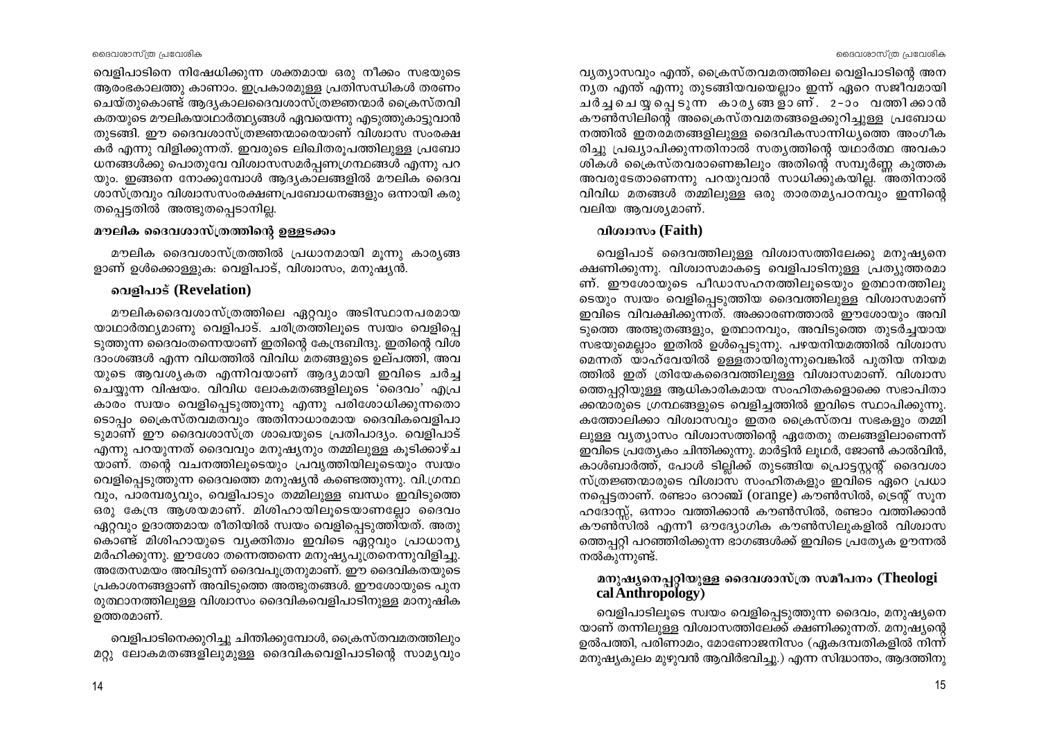വെളിപാടിനെ നിഷേധിക്കുന്ന ശക്തമായ ഒരു നീക്കം സഭയുടെ ആരംഭകാലത്തു കാണാം. ഇപ്രകാരമുള്ള പ്രതിസന്ധികൾ തരണം ചെയ്തുകൊണ്ട് ആദ്യകാലദൈവശാസ്ത്രജ്ഞന്മാർ ക്രൈസ്തവികതയുടെ മൗലികയാഥാർത്ഥ്യങ്ങൾ ഏവയെന്നു എടുത്തുകാട്ടുവാൻ തുടങ്ങി. ഈ ദൈവശാസ്ത്രജ്ഞന്മാരെയാണ് വിശ്വാസ സംരക്ഷകർ എന്നു വിളിക്കുന്നത്. ഇവരുടെ ലിഖിതരൂപത്തിലുള്ള പ്രബോധനങ്ങൾക്കു പൊതുവേ വിശ്വാസസമർപ്പണഗ്രന്ഥങ്ങൾ എന്നു പറയും. ഇങ്ങനെ നോക്കുമ്പോൾ ആദ്യകാലങ്ങളിൽ മൗലിക ദൈവശാസ്ത്രവും വിശ്വാസസംരക്ഷണപ്രബോധനങ്ങളും ഒന്നായി കരുതപ്പെട്ടതിൽ അത്ഭുതപ്പെടാനില്ല.

### മൗലിക ദൈവശാസ്ത്രത്തിന്റെ ഉള്ളടക്കം

മൗലിക ദൈവശാസ്ത്രത്തിൽ പ്രധാനമായി മൂന്നു കാര്യങ്ങളാണ് ഉൾക്കൊള്ളുക: വെളിപാട്, വിശ്വാസം, മനുഷ്യൻ.

### വെളിപാട് (Revelation)

മൗലികദൈവശാസ്ത്രത്തിലെ ഏറ്റവും അടിസ്ഥാനപരമായ യാഥാർത്ഥ്യമാണു വെളിപാട്. ചരിത്രത്തിലൂടെ സ്വയം വെളിപ്പെടുത്തുന്ന ദൈവംതന്നെയാണ് ഇതിന്റെ കേന്ദ്രബിന്ദു. ഇതിന്റെ വിശദാംശങ്ങൾ എന്ന വിധത്തിൽ വിവിധ മതങ്ങളുടെ ഉല്പത്തി, അവയുടെ ആവശ്യകത എന്നിവയാണ് ആദ്യമായി ഇവിടെ ചർച്ച ചെയ്യുന്ന വിഷയം. വിവിധ ലോകമതങ്ങളിലൂടെ 'ദൈവം' എപ്രകാരം സ്വയം വെളിപ്പെടുത്തുന്നു എന്നു പരിശോധിക്കുന്നതൊടൊപ്പം ക്രൈസ്തവമതവും അതിനാധാരമായ ദൈവികവെളിപാടുമാണ് ഈ ദൈവശാസ്ത്ര ശാഖയുടെ പ്രതിപാദ്യം. വെളിപാട് എന്നു പറയുന്നത് ദൈവവും മനുഷ്യനും തമ്മിലുള്ള കൂടിക്കാഴ്ചയാണ്. തന്റെ വചനത്തിലൂടെയും പ്രവൃത്തിയിലൂടെയും സ്വയം വെളിപ്പെടുത്തുന്ന ദൈവത്തെ മനുഷ്യൻ കണ്ടെത്തുന്നു. വി.ഗ്രന്ഥവും, പാരമ്പര്യവും, വെളിപാടും തമ്മിലുള്ള ബന്ധം ഇവിടുത്തെ ഒരു കേന്ദ്ര ആശയമാണ്. മിശിഹായിലൂടെയാണല്ലോ ദൈവം ഏറ്റവും ഉദാത്തമായ രീതിയിൽ സ്വയം വെളിപ്പെടുത്തിയത്. അതുകൊണ്ട് മിശിഹായുടെ വ്യക്തിത്വം ഇവിടെ ഏറ്റവും പ്രാധാന്യമർഹിക്കുന്നു. ഈശോ തന്നെത്തന്നെ മനുഷ്യപുത്രനെന്നുവിളിച്ചു. അതേസമയം അവിടുന്ന് ദൈവപുത്രനുമാണ്. ഈ ദൈവികതയുടെ പ്രകാശനങ്ങളാണ് അവിടുത്തെ അത്ഭുതങ്ങൾ. ഈശോയുടെ പുനരുത്ഥാനത്തിലുള്ള വിശ്വാസം ദൈവികവെളിപാടിനുള്ള മാനുഷിക ഉത്തരമാണ്.

വെളിപാടിനെക്കുറിച്ചു ചിന്തിക്കുമ്പോൾ, ക്രൈസ്തവമതത്തിലും മറ്റു ലോകമതങ്ങളിലുമുള്ള ദൈവികവെളിപാടിന്റെ സാമ്യവും വ്യത്യാസവും എന്ത്, ക്രൈസ്തവമതത്തിലെ വെളിപാടിന്റെ അനന്യത എന്ത് എന്നു തുടങ്ങിയവയെല്ലാം ഇന്ന് ഏറെ സജീവമായി ചർച്ചചെയ്യപ്പെടുന്ന കാര്യങ്ങളാണ്. 2-ാം വത്തിക്കാൻ കൗൺസിലിന്റെ അക്രൈസ്തവമതങ്ങളെക്കുറിച്ചുള്ള പ്രബോധനത്തിൽ ഇതരമതങ്ങളിലുള്ള ദൈവികസാന്നിധ്യത്തെ അംഗീകരിച്ചു പ്രഖ്യാപിക്കുന്നതിനാൽ സത്യത്തിന്റെ യഥാർത്ഥ അവകാശികൾ ക്രൈസ്തവരാണെങ്കിലും അതിന്റെ സമ്പൂർണ്ണ കുത്തക അവരുടേതാണെന്നു പറയുവാൻ സാധിക്കുകയില്ല. അതിനാൽ വിവിധ മതങ്ങൾ തമ്മിലുള്ള ഒരു താരതമ്യപഠനവും ഇന്നിന്റെ വലിയ ആവശ്യമാണ്.

### വിശ്വാസം (Faith)

വെളിപാട് ദൈവത്തിലുള്ള വിശ്വാസത്തിലേക്കു മനുഷ്യനെ ക്ഷണിക്കുന്നു. വിശ്വാസമാകട്ടെ വെളിപാടിനുള്ള പ്രത്യുത്തരമാണ്. ഈശോയുടെ പീഡാസഹനത്തിലൂടെയും ഉത്ഥാനത്തിലൂടെയും സ്വയം വെളിപ്പെടുത്തിയ ദൈവത്തിലുള്ള വിശ്വാസമാണ് ഇവിടെ വിവക്ഷിക്കുന്നത്. അക്കാരണത്താൽ ഈശോയും അവിടുത്തെ അത്ഭുതങ്ങളും, ഉത്ഥാനവും, അവിടുത്തെ തുടർച്ചയായ സഭയുമെല്ലാം ഇതിൽ ഉൾപ്പെടുന്നു. പഴയനിയമത്തിൽ വിശ്വാസമെന്നത് യാഹ്‌വേയിൽ ഉള്ളതായിരുന്നുവെങ്കിൽ പുതിയ നിയമത്തിൽ ഇത് ത്രിയേകദൈവത്തിലുള്ള വിശ്വാസമാണ്. വിശ്വാസത്തെപ്പറ്റിയുള്ള ആധികാരികമായ സംഹിതകളൊക്കെ സഭാപിതാക്കന്മാരുടെ ഗ്രന്ഥങ്ങളുടെ വെളിച്ചത്തിൽ ഇവിടെ സ്ഥാപിക്കുന്നു. കത്തോലിക്കാ വിശ്വാസവും ഇതര ക്രൈസ്തവ സഭകളും തമ്മിലുള്ള വ്യത്യാസം വിശ്വാസത്തിന്റെ ഏതേതു തലങ്ങളിലാണെന്ന് ഇവിടെ പ്രത്യേകം ചിന്തിക്കുന്നു. മാർട്ടിൻ ലൂഥർ, ജോൺ കാൽവിൻ, കാൾബാർത്ത്, പോൾ ടില്ലിക്ക് തുടങ്ങിയ പ്രൊട്ടസ്റ്റന്റ് ദൈവശാസ്ത്രജ്ഞന്മാരുടെ വിശ്വാസ സംഹിതകളും ഇവിടെ ഏറെ പ്രധാനപ്പെട്ടതാണ്. രണ്ടാം ഒറാഞ്ച് (orange) കൗൺസിൽ, ട്രെന്റ് സൂനഹദോസ്സ്, ഒന്നാം വത്തിക്കാൻ കൗൺസിൽ, രണ്ടാം വത്തിക്കാൻ കൗൺസിൽ എന്നീ ഔദ്യോഗിക കൗൺസിലുകളിൽ വിശ്വാസത്തെപ്പറ്റി പറഞ്ഞിരിക്കുന്ന ഭാഗങ്ങൾക്ക് ഇവിടെ പ്രത്യേക ഊന്നൽ നൽകുന്നുണ്ട്.

### മനുഷ്യനെപ്പറ്റിയുള്ള ദൈവശാസ്ത്ര സമീപനം (Theological Anthropology)

വെളിപാടിലൂടെ സ്വയം വെളിപ്പെടുത്തുന്ന ദൈവം, മനുഷ്യനെയാണ് തന്നിലുള്ള വിശ്വാസത്തിലേക്ക് ക്ഷണിക്കുന്നത്. മനുഷ്യന്റെ ഉൽപത്തി, പരിണാമം, മോണോജനിസം (ഏകദമ്പതികളിൽ നിന്ന് മനുഷ്യകുലം മുഴുവൻ ആവിർഭവിച്ചു.) എന്ന സിദ്ധാന്തം, ആദത്തിനു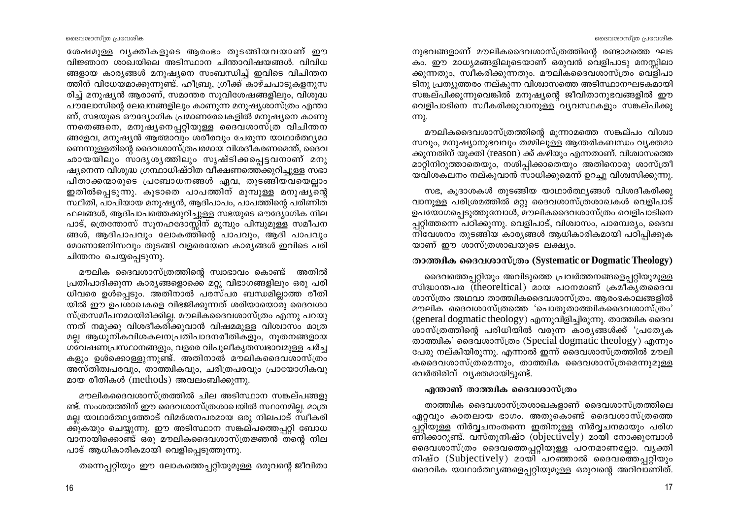ശേഷമുള്ള വ്യക്തികളുടെ ആരംഭം തുടങ്ങിയവയാണ് ഈ വിജ്ഞാന ശാഖയിലെ അടിസ്ഥാന ചിന്താവിഷയങ്ങൾ. വിവിധങ്ങളായ കാര്യങ്ങൾ മനുഷ്യനെ സംബന്ധിച്ച് ഇവിടെ വിചിന്തനത്തിന് വിധേയമാക്കുന്നുണ്ട്. ഹീബ്രു, ഗ്രീക്ക് കാഴ്ചപാടുകളനുസരിച്ച് മനുഷ്യൻ ആരാണ്, സമാന്തര സുവിശേഷങ്ങളിലും, വിശുദ്ധ പൗലോസിന്റെ ലേഖനങ്ങളിലും കാണുന്ന മനുഷ്യശാസ്ത്രം എന്താണ്, സഭയുടെ ഔദ്യോഗിക പ്രമാണരേഖകളിൽ മനുഷ്യനെ കാണുന്നതെങ്ങനെ, മനുഷ്യനെപ്പറ്റിയുള്ള ദൈവശാസ്ത്ര വിചിന്തനങ്ങളേവ, മനുഷ്യൻ ആത്മാവും ശരീരവും ചേരുന്ന യാഥാർത്ഥ്യമാണെന്നുള്ളതിന്റെ ദൈവശാസ്ത്രപരമായ വിശദീകരണമെന്ത്, ദൈവഛായയിലും സാദൃശ്യത്തിലും സൃഷ്ടിക്കപ്പെട്ടവനാണ് മനുഷ്യനെന്ന വിശുദ്ധ ഗ്രന്ഥാധിഷ്ഠിത വീക്ഷണത്തെക്കുറിച്ചുള്ള സഭാപിതാക്കന്മാരുടെ പ്രബോധനങ്ങൾ ഏവ, തുടങ്ങിയവയെല്ലാം ഇതിൽപ്പെടുന്നു. കൂടാതെ പാപത്തിന് മുമ്പുള്ള മനുഷ്യന്റെ സ്ഥിതി, പാപിയായ മനുഷ്യൻ, ആദിപാപം, പാപത്തിന്റെ പരിണിത ഫലങ്ങൾ, ആദിപാപത്തെക്കുറിച്ചുള്ള സഭയുടെ ഔദ്യോഗിക നിലപാട്, ത്രെന്തോസ് സൂനഹദോസ്സിന് മുമ്പും പിമ്പുമുള്ള സമീപനങ്ങൾ, ആദിപാപവും ലോകത്തിന്റെ പാപവും, ആദി പാപവും മോണാജനിസവും തുടങ്ങി വളരെയേറെ കാര്യങ്ങൾ ഇവിടെ പരിചിന്തനം ചെയ്യപ്പെടുന്നു.

മൗലിക ദൈവശാസ്ത്രത്തിന്റെ സ്വാഭാവം കൊണ്ട് അതിൽ പ്രതിപാദിക്കുന്ന കാര്യങ്ങളൊക്കെ മറ്റു വിഭാഗങ്ങളിലും ഒരു പരിധിവരെ ഉൾപ്പെടും. അതിനാൽ പരസ്പര ബന്ധമില്ലാത്ത രീതിയിൽ ഈ ഉപശാഖകളെ വിഭജിക്കുന്നത് ശരിയായൊരു ദൈവശാസ്ത്രസമീപനമായിരിക്കില്ല. മൗലികദൈവശാസ്ത്രം എന്നു പറയുന്നത് നമുക്കു വിശദീകരിക്കുവാൻ വിഷമമുള്ള വിശ്വാസം മാത്രമല്ല ആധുനികവിശകലനപ്രതിപാദനരീതികളും, നൂതനങ്ങളായ ഗവേഷണപ്രസ്ഥാനങ്ങളും, വളരെ വിപുലീകൃതസ്വഭാവമുള്ള ചർച്ചകളും ഉൾക്കൊള്ളുന്നുണ്ട്. അതിനാൽ മൗലികദൈവശാസ്ത്രം അസ്തിത്വപരവും, താത്ത്വികവും, ചരിത്രപരവും പ്രായോഗികവുമായ രീതികൾ (methods) അവലംബിക്കുന്നു.

മൗലികദൈവശാസ്ത്രത്തിൽ ചില അടിസ്ഥാന സങ്കല്പങ്ങളുണ്ട്. സംശയത്തിന് ഈ ദൈവശാസ്ത്രശാഖയിൽ സ്ഥാനമില്ല. മാത്രമല്ല യാഥാർത്ഥ്യത്തോട് വിമർശനപരമായ ഒരു നിലപാട് സ്വീകരിക്കുകയും ചെയ്യുന്നു. ഈ അടിസ്ഥാന സങ്കല്പത്തെപ്പറ്റി ബോധവാനായിക്കൊണ്ട് ഒരു മൗലികദൈവശാസ്ത്രജ്ഞൻ തന്റെ നിലപാട് ആധികാരികമായി വെളിപ്പെടുത്തുന്നു.

തന്നെപ്പറ്റിയും ഈ ലോകത്തെപ്പറ്റിയുമുള്ള ഒരുവന്റെ ജീവിതാനുഭവങ്ങളാണ് മൗലികദൈവശാസ്ത്രത്തിന്റെ രണ്ടാമത്തെ ഘടകം. ഈ മാധ്യമങ്ങളിലൂടെയാണ് ഒരുവൻ വെളിപാടു മനസ്സിലാക്കുന്നതും, സ്വീകരിക്കുന്നതും. മൗലികദൈവശാസ്ത്രം വെളിപാടിനു പ്രത്യുത്തരം നല്കുന്ന വിശ്വാസത്തെ അടിസ്ഥാനഘടകമായി സങ്കല്പിക്കുന്നുവെങ്കിൽ മനുഷ്യന്റെ ജീവിതാനുഭവങ്ങളിൽ ഈ വെളിപാടിനെ സ്വീകരിക്കുവാനുള്ള വ്യവസ്ഥകളും സങ്കല്പിക്കുന്നു.

മൗലികദൈവശാസ്ത്രത്തിന്റെ മൂന്നാമത്തെ സങ്കല്പം വിശ്വാസവും, മനുഷ്യാനുഭവവും തമ്മിലുള്ള ആന്തരികബന്ധം വ്യക്തമാക്കുന്നതിന് യുക്തി (reason) ക്ക് കഴിയും എന്നതാണ്. വിശ്വാസത്തെ മാറ്റിനിറുത്താതെയും, നശിപ്പിക്കാതെയും അതിനൊരു ശാസ്ത്രീയവിശകലനം നല്കുവാൻ സാധിക്കുമെന്ന് ഉറച്ചു വിശ്വസിക്കുന്നു.

സഭ, കൂദാശകൾ തുടങ്ങിയ യാഥാർത്ഥ്യങ്ങൾ വിശദീകരിക്കുവാനുള്ള പരിശ്രമത്തിൽ മറ്റു ദൈവശാസ്ത്രശാഖകൾ വെളിപാട് ഉപയോഗപ്പെടുത്തുമ്പോൾ, മൗലികദൈവശാസ്ത്രം വെളിപാടിനെ പ്പറ്റിത്തന്നെ പഠിക്കുന്നു. വെളിപാട്, വിശ്വാസം, പാരമ്പര്യം, ദൈവനിവേശനം തുടങ്ങിയ കാര്യങ്ങൾ ആധികാരികമായി പഠിപ്പിക്കുകയാണ് ഈ ശാസ്ത്രശാഖയുടെ ലക്ഷ്യം.

## താത്ത്വിക ദൈവശാസ്ത്രം (Systematic or Dogmatic Theology)

ദൈവത്തെപ്പറ്റിയും അവിടുത്തെ പ്രവർത്തനങ്ങളെപ്പറ്റിയുമുള്ള സിദ്ധാന്തപര (theoreltical) മായ പഠനമാണ് ക്രമീകൃതദൈവശാസ്ത്രം അഥവാ താത്ത്വികദൈവശാസ്ത്രം. ആരംഭകാലങ്ങളിൽ മൗലിക ദൈവശാസ്ത്രത്തെ 'പൊതുതാത്ത്വികദൈവശാസ്ത്രം' (general dogmatic theology) എന്നുവിളിച്ചിരുന്നു. താത്ത്വിക ദൈവശാസ്ത്രത്തിന്റെ പരിധിയിൽ വരുന്ന കാര്യങ്ങൾക്ക് 'പ്രത്യേക താത്ത്വിക' ദൈവശാസ്ത്രം (Special dogmatic theology) എന്നും പേരു നല്കിയിരുന്നു. എന്നാൽ ഇന്ന് ദൈവശാസ്ത്രത്തിൽ മൗലികദൈവശാസ്ത്രമെന്നും, താത്ത്വിക ദൈവശാസ്ത്രമെന്നുമുള്ള വേർതിരിവ് വ്യക്തമായിട്ടുണ്ട്.

### എന്താണ് താത്ത്വിക ദൈവശാസ്ത്രം

താത്ത്വിക ദൈവശാസ്ത്രശാഖകളാണ് ദൈവശാസ്ത്രത്തിലെ ഏറ്റവും കാതലായ ഭാഗം. അതുകൊണ്ട് ദൈവശാസ്ത്രത്തെപ്പറ്റിയുള്ള നിർവ്വചനംതന്നെ ഇതിനുള്ള നിർവ്വചനമായും പരിഗണിക്കാറുണ്ട്. വസ്തുനിഷ്ഠ (objectively) മായി നോക്കുമ്പോൾ ദൈവശാസ്ത്രം ദൈവത്തെപ്പറ്റിയുള്ള പഠനമാണല്ലോ. വ്യക്തിനിഷ്ഠ (Subjectively) മായി പറഞ്ഞാൽ ദൈവത്തെപ്പറ്റിയും ദൈവിക യാഥാർത്ഥ്യങ്ങളെപ്പറ്റിയുമുള്ള ഒരുവന്റെ അറിവാണിത്.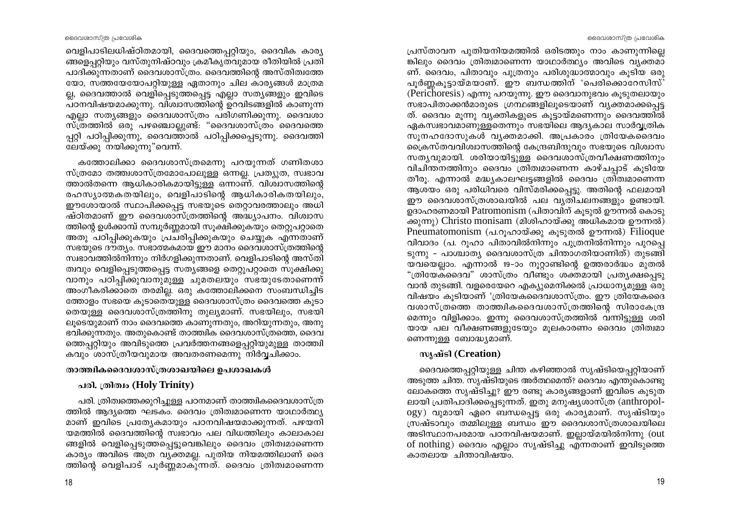വെളിപാടിലധിഷ്ഠിതമായി, ദൈവത്തെപ്പറ്റിയും, ദൈവിക കാര്യങ്ങളെപ്പറ്റിയും വസ്തുനിഷ്ഠവും ക്രമീകൃതവുമായ രീതിയിൽ പ്രതിപാദിക്കുന്നതാണ് ദൈവശാസ്ത്രം. ദൈവത്തിന്റെ അസ്തിത്വത്തേയോ, സത്തയേയോപറ്റിയുള്ള ഏതാനും ചില കാര്യങ്ങൾ മാത്രമല്ല, ദൈവത്താൽ വെളിപ്പെടുത്തപ്പെട്ട എല്ലാ സത്യങ്ങളും ഇവിടെ പഠനവിഷയമാക്കുന്നു. വിശ്വാസത്തിന്റെ ഉറവിടങ്ങളിൽ കാണുന്ന എല്ലാ സത്യങ്ങളും ദൈവശാസ്ത്രം പരിഗണിക്കുന്നു. ദൈവശാസ്ത്രത്തിൽ ഒരു പഴഞ്ചൊല്ലുണ്ട്: "ദൈവശാസ്ത്രം ദൈവത്തെപ്പറ്റി പഠിപ്പിക്കുന്നു, ദൈവത്താൽ പഠിപ്പിക്കപ്പെടുന്നു. ദൈവത്തിലേയ്ക്കു നയിക്കുന്നു"വെന്ന്.

കത്തോലിക്കാ ദൈവശാസ്ത്രമെന്നു പറയുന്നത് ഗണിതശാസ്ത്രമോ തത്ത്വശാസ്ത്രമോപോലുള്ള ഒന്നല്ല. പ്രത്യുത, സ്വഭാവത്താൽതന്നെ ആധികാരികമായിട്ടുള്ള ഒന്നാണ്. വിശ്വാസത്തിന്റെ രഹസ്യാത്മകതയിലും, വെളിപാടിന്റെ ആധികാരികതയിലും, ഈശോയാൽ സ്ഥാപിക്കപ്പെട്ട സഭയുടെ തെറ്റാവരത്താലും അധിഷ്ഠിതമാണ് ഈ ദൈവശാസ്ത്രത്തിന്റെ അദ്ധ്യാപനം. വിശ്വാസത്തിന്റെ ഉൾക്കാമ്പ് സമ്പൂർണ്ണമായി സൂക്ഷിക്കുകയും തെറ്റുപറ്റാതെ അതു പഠിപ്പിക്കുകയും പ്രചരിപ്പിക്കുകയും ചെയ്യുക എന്നതാണ് സഭയുടെ ദൗത്യം. സഭാത്മകമായ ഈ മാനം ദൈവശാസ്ത്രത്തിന്റെ സ്വഭാവത്തിൽനിന്നും നിർഗളിക്കുന്നതാണ്. വെളിപാടിന്റെ അസ്തിത്വവും വെളിപ്പെടുത്തപ്പെട്ട സത്യങ്ങളെ തെറ്റുപറ്റാതെ സൂക്ഷിക്കുവാനും പഠിപ്പിക്കുവാനുമുള്ള ചുമതലയും സഭയുടേതാണെന്ന് അംഗീകരിക്കാതെ തരമില്ല. ഒരു കത്തോലിക്കനെ സംബന്ധിച്ചിടത്തോളം സഭയെ കൂടാതെയുള്ള ദൈവശാസ്ത്രം ദൈവത്തെ കൂടാതെയുള്ള ദൈവശാസ്ത്രത്തിനു തുല്യമാണ്. സഭയിലും, സഭയിലൂടെയുമാണ് നാം ദൈവത്തെ കാണുന്നതും, അറിയുന്നതും, അനുഭവിക്കുന്നതും. അതുകൊണ്ട് താത്ത്വിക ദൈവശാസ്ത്രത്തെ, ദൈവത്തെപ്പറ്റിയും അവിടുത്തെ പ്രവർത്തനങ്ങളെപ്പറ്റിയുമുള്ള താത്ത്വികവും ശാസ്ത്രീയവുമായ അവതരണമെന്നു നിർവ്വചിക്കാം.

### താത്ത്വികദൈവശാസ്ത്രശാഖയിലെ ഉപശാഖകൾ

#### പരി. ത്രിത്വം (Holy Trinity)

പരി. ത്രിത്വത്തെക്കുറിച്ചുള്ള പഠനമാണ് താത്ത്വികദൈവശാസ്ത്രത്തിൽ ആദ്യത്തെ ഘടകം. ദൈവം ത്രിത്വമാണെന്ന യാഥാർത്ഥ്യമാണ് ഇവിടെ പ്രത്യേകമായും പഠനവിഷയമാക്കുന്നത്. പഴയനിയമത്തിൽ ദൈവത്തിന്റെ സ്വഭാവം പല വിധത്തിലും കാലാകാലങ്ങളിൽ വെളിപ്പെടുത്തപ്പെട്ടുവെങ്കിലും ദൈവം ത്രിത്വമാണെന്ന കാര്യം അവിടെ അത്ര വ്യക്തമല്ല. പുതിയ നിയമത്തിലാണ് ദൈത്തിന്റെ വെളിപാട് പൂർണ്ണമാകുന്നത്. ദൈവം ത്രിത്വമാണെന്ന പ്രസ്താവന പുതിയനിയമത്തിൽ ഒരിടത്തും നാം കാണുന്നില്ലെങ്കിലും ദൈവം ത്രിത്വമാണെന്ന യാഥാർത്ഥ്യം അവിടെ വ്യക്തമാണ്. ദൈവം, പിതാവും പുത്രനും പരിശുദ്ധാത്മാവും കൂടിയ ഒരു പൂർണ്ണകൂട്ടായ്മയാണ്. ഈ ബന്ധത്തിന് 'പെരിക്കൊറേസിസ്' (Perichoresis) എന്നു പറയുന്നു. ഈ ദൈവാനുഭവം കൂടുതലായും സഭാപിതാക്കൻമാരുടെ ഗ്രന്ഥങ്ങളിലൂടെയാണ് വ്യക്തമാക്കപ്പെട്ടത്. ദൈവം മൂന്നു വ്യക്തികളുടെ കൂട്ടായ്മണെന്നും ദൈവത്തിൽ ഏകസ്വഭാവമാണുള്ളതെന്നും സഭയിലെ ആദ്യകാല സാർവ്വത്രിക സൂനഹദോസുകൾ വ്യക്തമാക്കി. അപ്രകാരം ത്രിയേകദൈവം ക്രൈസ്തവവിശ്വാസത്തിന്റെ കേന്ദ്രബിന്ദുവും സഭയുടെ വിശ്വാസ സത്യവുമായി. ശരിയായിട്ടുള്ള ദൈവശാസ്ത്രവീക്ഷണത്തിനും വിചിന്തനത്തിനും ദൈവം ത്രിത്വമാണെന്ന കാഴ്ചപ്പാട് കൂടിയേ തീരൂ. എന്നാൽ മദ്ധ്യകാലഘട്ടങ്ങളിൽ ദൈവം ത്രിത്വമാണെന്ന ആശയം ഒരു പരിധിവരെ വിസ്മരിക്കപ്പെട്ടു. അതിന്റെ ഫലമായി ഈ ദൈവശാസ്ത്രശാഖയിൽ പല വ്യതിചലനങ്ങളും ഉണ്ടായി. ഉദാഹരണമായി Patromonism (പിതാവിന് കൂടുതൽ ഊന്നൽ കൊടുക്കുന്നു) Christo monisam (മിശിഹായ്ക്കു അധികമായ ഊന്നൽ) Pneumatomonism (പ.റൂഹായ്ക്കു കൂടുതൽ ഊന്നൽ) Filioque വിവാദം (പ. റൂഹാ പിതാവിൽനിന്നും പുത്രനിൽനിന്നും പുറപ്പെടുന്നു – പാശ്ചാത്യ ദൈവശാസ്ത്ര ചിന്താഗതിയാണിത്) തുടങ്ങിയവയെല്ലാം. എന്നാൽ 19-ാം നൂറ്റാണ്ടിന്റെ ഉത്തരാർദ്ധം മുതൽ "ത്രിയേകദൈവ" ശാസ്ത്രം വീണ്ടും ശക്തമായി പ്രത്യക്ഷപ്പെടുവാൻ തുടങ്ങി. വളരെയേറെ എക്യുമെനിക്കൽ പ്രാധാന്യമുള്ള ഒരു വിഷയം കൂടിയാണ് 'ത്രിയേകദൈവശാസ്ത്രം. ഈ ത്രിയേകദൈവശാസ്ത്രത്തെ താത്ത്വികദൈവശാസ്ത്രത്തിന്റെ സിരാകേന്ദ്രമെന്നും വിളിക്കാം. ഇന്നു ദൈവശാസ്ത്രത്തിൽ വന്നിട്ടുള്ള ശരിയായ പല വീക്ഷണങ്ങളുടേയും മൂലകാരണം ദൈവം ത്രിത്വമാണെന്നുള്ള ബോദ്ധ്യമാണ്.

#### സൃഷ്ടി (Creation)

ദൈവത്തെപ്പറ്റിയുള്ള ചിന്ത കഴിഞ്ഞാൽ സൃഷ്ടിയെപ്പറ്റിയാണ് അടുത്ത ചിന്ത. സൃഷ്ടിയുടെ അർത്ഥമെന്ത്? ദൈവം എന്തുകൊണ്ടു ലോകത്തെ സൃഷ്ടിച്ചു? ഈ രണ്ടു കാര്യങ്ങളാണ് ഇവിടെ കൂടുതലായി പ്രതിപാദിക്കപ്പെടുന്നത്. ഇതു മനുഷ്യശാസ്ത്ര (anthropology) വുമായി ഏറെ ബന്ധപ്പെട്ട ഒരു കാര്യമാണ്. സൃഷ്ടിയും സ്രഷ്ടാവും തമ്മിലുള്ള ബന്ധം ഈ ദൈവശാസ്ത്രശാഖയിലെ അടിസ്ഥാനപരമായ പഠനവിഷയമാണ്. ഇല്ലായ്മയിൽനിന്നു (out of nothing) ദൈവം എല്ലാം സൃഷ്ടിച്ചു എന്നതാണ് ഇവിടുത്തെ കാതലായ ചിന്താവിഷയം.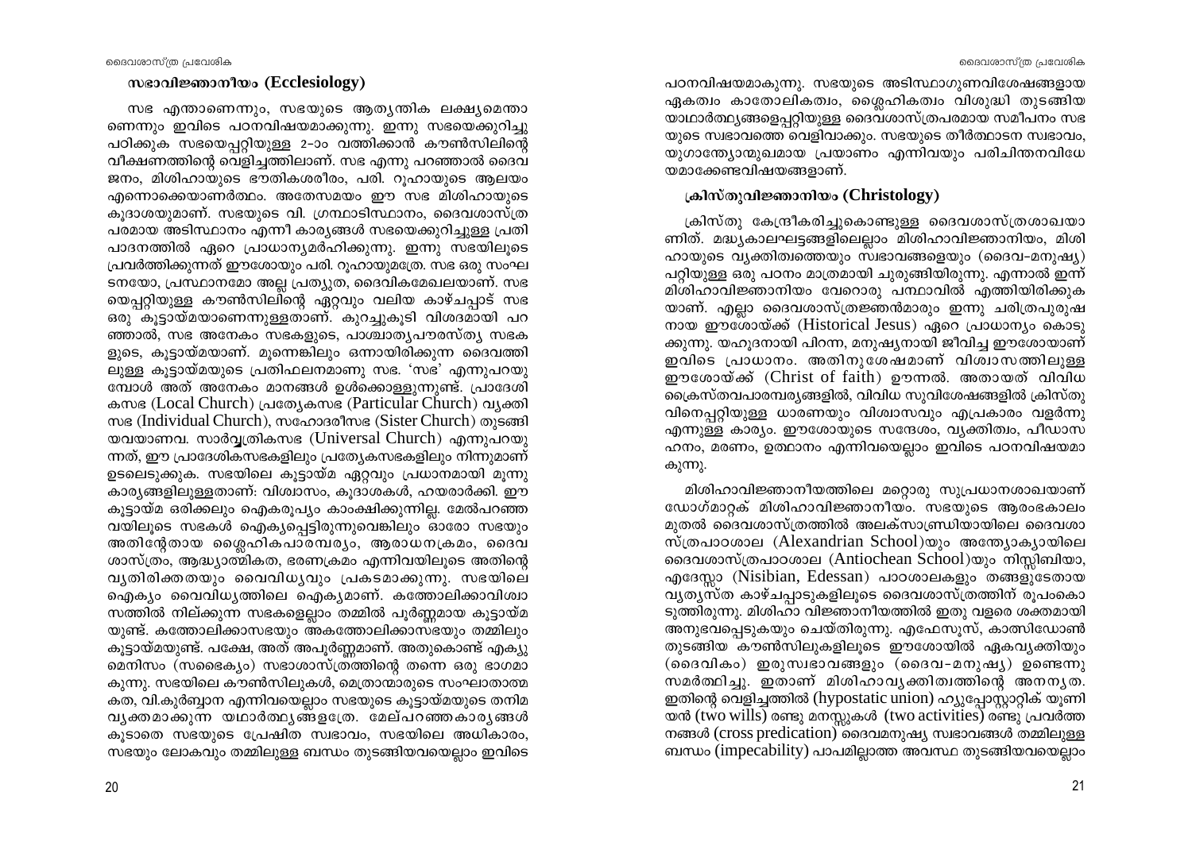### സഭാവിജ്ഞാനീയം (Ecclesiology)

സഭ എന്താണെന്നും, സഭയുടെ ആത്യന്തിക ലക്ഷ്യമെന്താണെന്നും ഇവിടെ പഠനവിഷയമാക്കുന്നു. ഇന്നു സഭയെക്കുറിച്ചു പഠിക്കുക സഭയെപ്പറ്റിയുള്ള 2-ാം വത്തിക്കാൻ കൗൺസിലിന്റെ വീക്ഷണത്തിന്റെ വെളിച്ചത്തിലാണ്. സഭ എന്നു പറഞ്ഞാൽ ദൈവജനം, മിശിഹായുടെ ഭൗതികശരീരം, പരി. റൂഹായുടെ ആലയം എന്നൊക്കെയാണർത്ഥം. അതേസമയം ഈ സഭ മിശിഹായുടെ കൂദാശയുമാണ്. സഭയുടെ വി. ഗ്രന്ഥാടിസ്ഥാനം, ദൈവശാസ്ത്രപരമായ അടിസ്ഥാനം എന്നീ കാര്യങ്ങൾ സഭയെക്കുറിച്ചുള്ള പ്രതിപാദനത്തിൽ ഏറെ പ്രാധാന്യമർഹിക്കുന്നു. ഇന്നു സഭയിലൂടെ പ്രവർത്തിക്കുന്നത് ഈശോയും പരി. റൂഹായുമത്രേ. സഭ ഒരു സംഘടനയോ, പ്രസ്ഥാനമോ അല്ല പ്രത്യുത, ദൈവികമേഖലയാണ്. സഭയെപ്പറ്റിയുള്ള കൗൺസിലിന്റെ ഏറ്റവും വലിയ കാഴ്ചപ്പാട് സഭ ഒരു കൂട്ടായ്മയാണെന്നുള്ളതാണ്. കുറച്ചുകൂടി വിശദമായി പറഞ്ഞാൽ, സഭ അനേകം സഭകളുടെ, പാശ്ചാത്യപൗരസ്ത്യ സഭകളുടെ, കൂട്ടായ്മയാണ്. മൂന്നെങ്കിലും ഒന്നായിരിക്കുന്ന ദൈവത്തിലുള്ള കൂട്ടായ്മയുടെ പ്രതിഫലനമാണു സഭ. 'സഭ' എന്നുപറയുമ്പോൾ അത് അനേകം മാനങ്ങൾ ഉൾക്കൊള്ളുന്നുണ്ട്. പ്രാദേശികസഭ (Local Church) പ്രത്യേകസഭ (Particular Church) വ്യക്തിസഭ (Individual Church), സഹോദരീസഭ (Sister Church) തുടങ്ങിയവയാണവ. സാർവ്വത്രികസഭ (Universal Church) എന്നുപറയുന്നത്, ഈ പ്രാദേശികസഭകളിലും പ്രത്യേകസഭകളിലും നിന്നുമാണ് ഉടലെടുക്കുക. സഭയിലെ കൂട്ടായ്മ ഏറ്റവും പ്രധാനമായി മൂന്നു കാര്യങ്ങളിലുള്ളതാണ്: വിശ്വാസം, കൂദാശകൾ, ഹയരാർക്കി. ഈ കൂട്ടായ്മ ഒരിക്കലും ഐകരൂപ്യം കാംക്ഷിക്കുന്നില്ല. മേൽപറഞ്ഞ വയിലൂടെ സഭകൾ ഐക്യപ്പെട്ടിരുന്നുവെങ്കിലും ഓരോ സഭയും അതിന്റേതായ ശ്ലൈഹികപാരമ്പര്യം, ആരാധനക്രമം, ദൈവശാസ്ത്രം, ആദ്ധ്യാത്മികത, ഭരണക്രമം എന്നിവയിലൂടെ അതിന്റെ വ്യതിരിക്തതയും വൈവിധ്യവും പ്രകടമാക്കുന്നു. സഭയിലെ ഐക്യം വൈവിധ്യത്തിലെ ഐക്യമാണ്. കത്തോലിക്കാവിശ്വാസത്തിൽ നില്ക്കുന്ന സഭകളെല്ലാം തമ്മിൽ പൂർണ്ണമായ കൂട്ടായ്മയുണ്ട്. കത്തോലിക്കാസഭയും അകത്തോലിക്കാസഭയും തമ്മിലും കൂട്ടായ്മയുണ്ട്. പക്ഷേ, അത് അപൂർണ്ണമാണ്. അതുകൊണ്ട് എക്യുമെനിസം (സഭൈക്യം) സഭാശാസ്ത്രത്തിന്റെ തന്നെ ഒരു ഭാഗമാകുന്നു. സഭയിലെ കൗൺസിലുകൾ, മെത്രാന്മാരുടെ സംഘാതാത്മകത, വി.കുർബ്ബാന എന്നിവയെല്ലാം സഭയുടെ കൂട്ടായ്മയുടെ തനിമ വ്യക്തമാക്കുന്ന യഥാർത്ഥ്യങ്ങളത്രേ. മേല്പറഞ്ഞകാര്യങ്ങൾ കൂടാതെ സഭയുടെ പ്രേഷിത സ്വഭാവം, സഭയിലെ അധികാരം, സഭയും ലോകവും തമ്മിലുള്ള ബന്ധം തുടങ്ങിയവയെല്ലാം ഇവിടെ പഠനവിഷയമാകുന്നു. സഭയുടെ അടിസ്ഥാഗുണവിശേഷങ്ങളായ ഏകത്വം കാതോലികത്വം, ശ്ലൈഹികത്വം വിശുദ്ധി തുടങ്ങിയ യാഥാർത്ഥ്യങ്ങളെപ്പറ്റിയുള്ള ദൈവശാസ്ത്രപരമായ സമീപനം സഭയുടെ സ്വഭാവത്തെ വെളിവാക്കും. സഭയുടെ തീർത്ഥാടന സ്വഭാവം, യുഗാന്ത്യോന്മുഖമായ പ്രയാണം എന്നിവയും പരിചിന്തനവിധേയമാക്കേണ്ടവിഷയങ്ങളാണ്.

### ക്രിസ്തുവിജ്ഞാനീയം (Christology)

ക്രിസ്തു കേന്ദ്രീകരിച്ചുകൊണ്ടുള്ള ദൈവശാസ്ത്രശാഖയാണിത്. മദ്ധ്യകാലഘട്ടങ്ങളിലെല്ലാം മിശിഹാവിജ്ഞാനിയം, മിശിഹായുടെ വ്യക്തിത്വത്തെയും സ്വഭാവങ്ങളെയും (ദൈവ-മനുഷ്യ) പറ്റിയുള്ള ഒരു പഠനം മാത്രമായി ചുരുങ്ങിയിരുന്നു. എന്നാൽ ഇന്ന് മിശിഹാവിജ്ഞാനിയം വേറൊരു പന്ഥാവിൽ എത്തിയിരിക്കുകയാണ്. എല്ലാ ദൈവശാസ്ത്രജ്ഞൻമാരും ഇന്നു ചരിത്രപുരുഷനായ ഈശോയ്ക്ക് (Historical Jesus) ഏറെ പ്രാധാന്യം കൊടുക്കുന്നു. യഹൂദനായി പിറന്ന, മനുഷ്യനായി ജീവിച്ച ഈശോയാണ് ഇവിടെ പ്രാധാനം. അതിനുശേഷമാണ് വിശ്വാസത്തിലുള്ള ഈശോയ്ക്ക് (Christ of faith) ഊന്നൽ. അതായത് വിവിധ ക്രൈസ്തവപാരമ്പര്യങ്ങളിൽ, വിവിധ സുവിശേഷങ്ങളിൽ ക്രിസ്തുവിനെപ്പറ്റിയുള്ള ധാരണയും വിശ്വാസവും എപ്രകാരം വളർന്നു എന്നുള്ള കാര്യം. ഈശോയുടെ സന്ദേശം, വ്യക്തിത്വം, പീഡാസഹനം, മരണം, ഉത്ഥാനം എന്നിവയെല്ലാം ഇവിടെ പഠനവിഷയമാകുന്നു.

മിശിഹാവിജ്ഞാനീയത്തിലെ മറ്റൊരു സുപ്രധാനശാഖയാണ് ഡോഗ്മാറ്റക് മിശിഹാവിജ്ഞാനീയം. സഭയുടെ ആരംഭകാലം മുതൽ ദൈവശാസ്ത്രത്തിൽ അലക്സാണ്ഡ്രിയായിലെ ദൈവശാസ്ത്രപാഠശാല (Alexandrian School)യും അന്ത്യോക്യായിലെ ദൈവശാസ്ത്രപാഠശാല (Antiochean School)യും നിസ്സിബിയാ, എദേസ്സാ (Nisibian, Edessan) പാഠശാലകളും തങ്ങളുടേതായ വ്യത്യസ്ത കാഴ്ചപ്പാടുകളിലൂടെ ദൈവശാസ്ത്രത്തിന് രൂപംകൊടുത്തിരുന്നു. മിശിഹാ വിജ്ഞാനീയത്തിൽ ഇതു വളരെ ശക്തമായി അനുഭവപ്പെടുകയും ചെയ്തിരുന്നു. എഫേസൂസ്, കാത്സിഡോൺ തുടങ്ങിയ കൗൺസിലുകളിലൂടെ ഈശോയിൽ ഏകവ്യക്തിയും (ദൈവികം) ഇരുസ്വഭാവങ്ങളും (ദൈവ-മനുഷ്യ) ഉണ്ടെന്നു സമർത്ഥിച്ചു. ഇതാണ് മിശിഹാവ്യക്തിത്വത്തിന്റെ അനന്യത. ഇതിന്റെ വെളിച്ചത്തിൽ (hypostatic union) ഹ്യൂപ്പോസ്റ്റാറ്റിക് യൂണിയൻ (two wills) രണ്ടു മനസ്സുകൾ (two activities) രണ്ടു പ്രവർത്തനങ്ങൾ (cross predication) ദൈവമനുഷ്യ സ്വഭാവങ്ങൾ തമ്മിലുള്ള ബന്ധം (impecability) പാപമില്ലാത്ത അവസ്ഥ തുടങ്ങിയവയെല്ലാം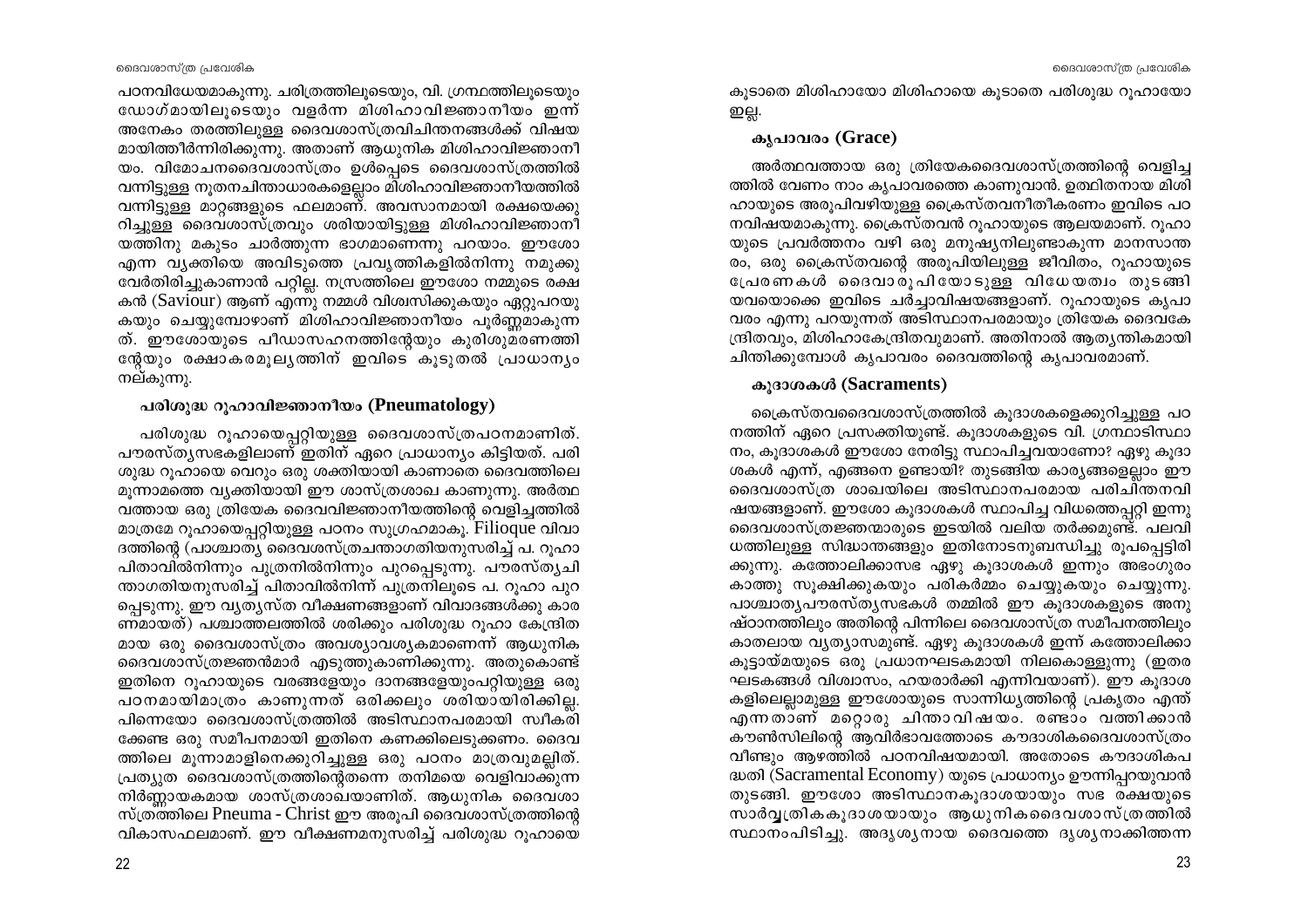പഠനവിധേയമാകുന്നു. ചരിത്രത്തിലൂടെയും, വി. ഗ്രന്ഥത്തിലൂടെയും ഡോഗ്മായിലൂടെയും വളർന്ന മിശിഹാവിജ്ഞാനീയം ഇന്ന് അനേകം തരത്തിലുള്ള ദൈവശാസ്ത്രവിചിന്തനങ്ങൾക്ക് വിഷയമായിത്തീർന്നിരിക്കുന്നു. അതാണ് ആധുനിക മിശിഹാവിജ്ഞാനീയം. വിമോചനദൈവശാസ്ത്രം ഉൾപ്പെടെ ദൈവശാസ്ത്രത്തിൽ വന്നിട്ടുള്ള നൂതനചിന്താധാരകളെല്ലാം മിശിഹാവിജ്ഞാനീയത്തിൽ വന്നിട്ടുള്ള മാറ്റങ്ങളുടെ ഫലമാണ്. അവസാനമായി രക്ഷയെക്കുറിച്ചുള്ള ദൈവശാസ്ത്രവും ശരിയായിട്ടുള്ള മിശിഹാവിജ്ഞാനീയത്തിനു മകുടം ചാർത്തുന്ന ഭാഗമാണെന്നു പറയാം. ഈശോ എന്ന വ്യക്തിയെ അവിടുത്തെ പ്രവൃത്തികളിൽനിന്നു നമുക്കു വേർതിരിച്ചുകാണാൻ പറ്റില്ല. നസ്രത്തിലെ ഈശോ നമ്മുടെ രക്ഷകൻ (Saviour) ആണ് എന്നു നമ്മൾ വിശ്വസിക്കുകയും ഏറ്റുപറയുകയും ചെയ്യുമ്പോഴാണ് മിശിഹാവിജ്ഞാനീയം പൂർണ്ണമാകുന്നത്. ഈശോയുടെ പീഡാസഹനത്തിന്റേയും കുരിശുമരണത്തിന്റേയും രക്ഷാകരമൂല്യത്തിന് ഇവിടെ കൂടുതൽ പ്രാധാന്യം നല്കുന്നു.

### പരിശുദ്ധ റൂഹാവിജ്ഞാനീയം (Pneumatology)

പരിശുദ്ധ റൂഹായെപ്പറ്റിയുള്ള ദൈവശാസ്ത്രപഠനമാണിത്. പൗരസ്ത്യസഭകളിലാണ് ഇതിന് ഏറെ പ്രാധാന്യം കിട്ടിയത്. പരിശുദ്ധ റൂഹായെ വെറും ഒരു ശക്തിയായി കാണാതെ ദൈവത്തിലെ മൂന്നാമത്തെ വ്യക്തിയായി ഈ ശാസ്ത്രശാഖ കാണുന്നു. അർത്ഥവത്തായ ഒരു ത്രിയേക ദൈവവിജ്ഞാനീയത്തിന്റെ വെളിച്ചത്തിൽ മാത്രമേ റൂഹായെപ്പറ്റിയുള്ള പഠനം സുഗ്രഹമാകൂ. Filioque വിവാദത്തിന്റെ (പാശ്ചാത്യ ദൈവശസ്ത്രചന്താഗതിയനുസരിച്ച് പ. റൂഹാ പിതാവിൽനിന്നും പുത്രനിൽനിന്നും പുറപ്പെടുന്നു. പൗരസ്ത്യചിന്താഗതിയനുസരിച്ച് പിതാവിൽനിന്ന് പുത്രനിലൂടെ പ. റൂഹാ പുറപ്പെടുന്നു. ഈ വ്യത്യസ്ത വീക്ഷണങ്ങളാണ് വിവാദങ്ങൾക്കു കാരണമായത്) പശ്ചാത്തലത്തിൽ ശരിക്കും പരിശുദ്ധ റൂഹാ കേന്ദ്രിതമായ ഒരു ദൈവശാസ്ത്രം അവശ്യാവശ്യകമാണെന്ന് ആധുനിക ദൈവശാസ്ത്രജ്ഞൻമാർ എടുത്തുകാണിക്കുന്നു. അതുകൊണ്ട് ഇതിനെ റൂഹായുടെ വരങ്ങളേയും ദാനങ്ങളേയുംപറ്റിയുള്ള ഒരു പഠനമായിമാത്രം കാണുന്നത് ഒരിക്കലും ശരിയായിരിക്കില്ല. പിന്നെയോ ദൈവശാസ്ത്രത്തിൽ അടിസ്ഥാനപരമായി സ്വീകരിക്കേണ്ട ഒരു സമീപനമായി ഇതിനെ കണക്കിലെടുക്കണം. ദൈവത്തിലെ മൂന്നാമാളിനെക്കുറിച്ചുള്ള ഒരു പഠനം മാത്രവുമല്ലിത്. പ്രത്യുത ദൈവശാസ്ത്രത്തിന്റെതന്നെ തനിമയെ വെളിവാക്കുന്ന നിർണ്ണായകമായ ശാസ്ത്രശാഖയാണിത്. ആധുനിക ദൈവശാസ്ത്രത്തിലെ Pneuma - Christ ഈ അരൂപി ദൈവശാസ്ത്രത്തിന്റെ വികാസഫലമാണ്. ഈ വീക്ഷണമനുസരിച്ച് പരിശുദ്ധ റൂഹായെ കൂടാതെ മിശിഹായോ മിശിഹായെ കൂടാതെ പരിശുദ്ധ റൂഹായോ ഇല്ല.

### കൃപാവരം (Grace)

അർത്ഥവത്തായ ഒരു ത്രിയേകദൈവശാസ്ത്രത്തിന്റെ വെളിച്ചത്തിൽ വേണം നാം കൃപാവരത്തെ കാണുവാൻ. ഉത്ഥിതനായ മിശിഹായുടെ അരൂപിവഴിയുള്ള ക്രൈസ്തവനീതീകരണം ഇവിടെ പഠനവിഷയമാകുന്നു. ക്രൈസ്തവൻ റൂഹായുടെ ആലയമാണ്. റൂഹായുടെ പ്രവർത്തനം വഴി ഒരു മനുഷ്യനിലുണ്ടാകുന്ന മാനസാന്തരം, ഒരു ക്രൈസ്തവന്റെ അരൂപിയിലുള്ള ജീവിതം, റൂഹായുടെ പ്രേരണകൾ ദൈവാരൂപിയോടുള്ള വിധേയത്വം തുടങ്ങിയവയൊക്കെ ഇവിടെ ചർച്ചാവിഷയങ്ങളാണ്. റൂഹായുടെ കൃപാവരം എന്നു പറയുന്നത് അടിസ്ഥാനപരമായും ത്രിയേക ദൈവകേന്ദ്രിതവും, മിശിഹാകേന്ദ്രിതവുമാണ്. അതിനാൽ ആത്യന്തികമായി ചിന്തിക്കുമ്പോൾ കൃപാവരം ദൈവത്തിന്റെ കൃപാവരമാണ്.

### കൂദാശകൾ (Sacraments)

ക്രൈസ്തവദൈവശാസ്ത്രത്തിൽ കൂദാശകളെക്കുറിച്ചുള്ള പഠനത്തിന് ഏറെ പ്രസക്തിയുണ്ട്. കൂദാശകളുടെ വി. ഗ്രന്ഥാടിസ്ഥാനം, കൂദാശകൾ ഈശോ നേരിട്ടു സ്ഥാപിച്ചവയാണോ? ഏഴു കൂദാശകൾ എന്ന്, എങ്ങനെ ഉണ്ടായി? തുടങ്ങിയ കാര്യങ്ങളെല്ലാം ഈ ദൈവശാസ്ത്ര ശാഖയിലെ അടിസ്ഥാനപരമായ പരിചിന്തനവിഷയങ്ങളാണ്. ഈശോ കൂദാശകൾ സ്ഥാപിച്ച വിധത്തെപ്പറ്റി ഇന്നു ദൈവശാസ്ത്രജ്ഞന്മാരുടെ ഇടയിൽ വലിയ തർക്കമുണ്ട്. പലവിധത്തിലുള്ള സിദ്ധാന്തങ്ങളും ഇതിനോടനുബന്ധിച്ചു രൂപപ്പെട്ടിരിക്കുന്നു. കത്തോലിക്കാസഭ ഏഴു കൂദാശകൾ ഇന്നും അഭംഗുരം കാത്തു സൂക്ഷിക്കുകയും പരികർമ്മം ചെയ്യുകയും ചെയ്യുന്നു. പാശ്ചാത്യപൗരസ്ത്യസഭകൾ തമ്മിൽ ഈ കൂദാശകളുടെ അനുഷ്ഠാനത്തിലും അതിന്റെ പിന്നിലെ ദൈവശാസ്ത്ര സമീപനത്തിലും കാതലായ വ്യത്യാസമുണ്ട്. ഏഴു കൂദാശകൾ ഇന്ന് കത്തോലിക്കാ കൂട്ടായ്മയുടെ ഒരു പ്രധാനഘടകമായി നിലകൊള്ളുന്നു (ഇതര ഘടകങ്ങൾ വിശ്വാസം, ഹയരാർക്കി എന്നിവയാണ്). ഈ കൂദാശകളിലെല്ലാമുള്ള ഈശോയുടെ സാന്നിധ്യത്തിന്റെ പ്രകൃതം എന്ത് എന്നതാണ് മറ്റൊരു ചിന്താവിഷയം. രണ്ടാം വത്തിക്കാൻ കൗൺസിലിന്റെ ആവിർഭാവത്തോടെ കൗദാശികദൈവശാസ്ത്രം വീണ്ടും ആഴത്തിൽ പഠനവിഷയമായി. അതോടെ കൗദാശികപദ്ധതി (Sacramental Economy) യുടെ പ്രാധാന്യം ഊന്നിപ്പറയുവാൻ തുടങ്ങി. ഈശോ അടിസ്ഥാനകൂദാശയായും സഭ രക്ഷയുടെ സാർവ്വത്രികകൂദാശയായും ആധുനികദൈവശാസ്ത്രത്തിൽ സ്ഥാനംപിടിച്ചു. അദൃശ്യനായ ദൈവത്തെ ദൃശ്യനാക്കിത്തന്ന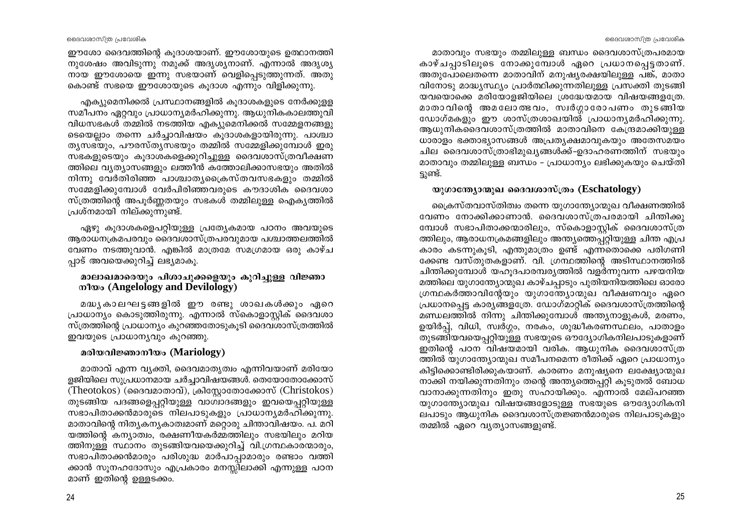ഈശോ ദൈവത്തിന്റെ കൂദാശയാണ്. ഈശോയുടെ ഉത്ഥാനത്തി നുശേഷം അവിടുന്നു നമുക്ക് അദൃശ്യനാണ്. എന്നാൽ അദൃശ്യ നായ ഈശോയെ ഇന്നു സഭയാണ് വെളിപ്പെടുത്തുന്നത്. അതു കൊണ്ട് സഭയെ ഈശോയുടെ കൂദാശ എന്നും വിളിക്കുന്നു.

എക്യുമെനിക്കൽ പ്രസ്ഥാനങ്ങളിൽ കൂദാശകളുടെ നേർക്കുള്ള സമീപനം ഏറ്റവും പ്രാധാന്യമർഹിക്കുന്നു. ആധുനികകാലത്തുവി വിധസഭകൾ തമ്മിൽ നടത്തിയ എക്യുമെനിക്കൽ സമ്മേളനങ്ങളു ടെയെല്ലാം തന്നെ ചർച്ചാവിഷയം കൂദാശകളായിരുന്നു. പാശ്ചാ ത്യസഭയും, പൗരസ്ത്യസഭയും തമ്മിൽ സമ്മേളിക്കുമ്പോൾ ഇരു സഭകളുടെയും കൂദാശകളെക്കുറിച്ചുള്ള ദൈവശാസ്ത്രവീക്ഷണ ത്തിലെ വ്യത്യാസങ്ങളും ലത്തീൻ കത്തോലിക്കാസഭയും അതിൽ നിന്നു വേർതിരിഞ്ഞ പാശ്ചാത്യക്രൈസ്തവസഭകളും തമ്മിൽ സമ്മേളിക്കുമ്പോൾ വേർപിരിഞ്ഞവരുടെ കൗദാശിക ദൈവശാ സ്ത്രത്തിന്റെ അപൂർണ്ണതയും സഭകൾ തമ്മിലുള്ള ഐക്യത്തിൽ പ്രശ്നമായി നില്ക്കുന്നുണ്ട്.

ഏഴു കൂദാശകളെപ്പറ്റിയുള്ള പ്രത്യേകമായ പഠനം അവയുടെ ആരാധനക്രമപരവും ദൈവശാസ്ത്രപരവുമായ പശ്ചാത്തലത്തിൽ വേണം നടത്തുവാൻ. എങ്കിൽ മാത്രമേ സമഗ്രമായ ഒരു കാഴ്ച പ്പാട് അവയെക്കുറിച്ച് ലഭ്യമാകൂ.

### മാലാഖമാരെയും പിശാചുക്കളെയും കുറിച്ചുള്ള വിജ്ഞാനീയം (Angelology and Devilology)

മദ്ധ്യകാലഘട്ടങ്ങളിൽ ഈ രണ്ടു ശാഖകൾക്കും ഏറെ പ്രാധാന്യം കൊടുത്തിരുന്നു. എന്നാൽ സ്കൊളാസ്റ്റിക് ദൈവശാ സ്ത്രത്തിന്റെ പ്രാധാന്യം കുറഞ്ഞതോടുകൂടി ദൈവശാസ്ത്രത്തിൽ ഇവയുടെ പ്രാധാന്യവും കുറഞ്ഞു.

### മരിയവിജ്ഞാനീയം (Mariology)

മാതാവ് എന്ന വ്യക്തി, ദൈവമാതൃത്വം എന്നിവയാണ് മരിയോ ളജിയിലെ സുപ്രധാനമായ ചർച്ചാവിഷയങ്ങൾ. തെയോതോക്കോസ് (Theotokos) (ദൈവമാതാവ്), ക്രിസ്റ്റോതോക്കോസ് (Christokos) തുടങ്ങിയ പദങ്ങളെപ്പറ്റിയുള്ള വാഗ്വാദങ്ങളും ഇവയെപ്പറ്റിയുള്ള സഭാപിതാക്കൻമാരുടെ നിലപാടുകളും പ്രാധാന്യമർഹിക്കുന്നു. മാതാവിന്റെ നിത്യകന്യകാത്വമാണ് മറ്റൊരു ചിന്താവിഷയം. പ. മറി യത്തിന്റെ കന്യാത്വം, രക്ഷണീയകർമ്മത്തിലും സഭയിലും മറിയ ത്തിനുള്ള സ്ഥാനം തുടങ്ങിയവയെക്കുറിച്ച് വി.ഗ്രന്ഥകാരന്മാരും, സഭാപിതാക്കൻമാരും പരിശുദ്ധ മാർപാപ്പാമാരും രണ്ടാം വത്തി ക്കാൻ സൂനഹദോസും എപ്രകാരം മനസ്സിലാക്കി എന്നുള്ള പഠന മാണ് ഇതിന്റെ ഉള്ളടക്കം.

മാതാവും സഭയും തമ്മിലുള്ള ബന്ധം ദൈവശാസ്ത്രപരമായ കാഴ്ചപ്പാടിലൂടെ നോക്കുമ്പോൾ ഏറെ പ്രധാനപ്പെട്ടതാണ്. അതുപോലെതന്നെ മാതാവിന് മനുഷ്യരക്ഷയിലുള്ള പങ്ക്, മാതാ വിനോടു മാദ്ധ്യസ്ഥ്യം പ്രാർത്ഥിക്കുന്നതിലുള്ള പ്രസക്തി തുടങ്ങി യവയൊക്കെ മരിയോളജിയിലെ ശ്രദ്ധേയമായ വിഷയങ്ങളത്രേ. മാതാവിന്റെ അമലോത്ഭവം, സ്വർഗ്ഗാരോപണം തുടങ്ങിയ ഡോഗ്മകളും ഈ ശാസ്ത്രശാഖയിൽ പ്രാധാന്യമർഹിക്കുന്നു. ആധുനികദൈവശാസ്ത്രത്തിൽ മാതാവിനെ കേന്ദ്രമാക്കിയുള്ള ധാരാളം ഭക്താഭ്യാസങ്ങൾ അപ്രത്യക്ഷമാവുകയും അതേസമയം ചില ദൈവശാസ്ത്രാഭിമുഖ്യങ്ങൾക്ക്-ഉദാഹരണത്തിന് സഭയും മാതാവും തമ്മിലുള്ള ബന്ധം – പ്രാധാന്യം ലഭിക്കുകയും ചെയ്തി ട്ടുണ്ട്.

### യുഗാന്ത്യോന്മുഖ ദൈവശാസ്ത്രം (Eschatology)

ക്രൈസ്തവാസ്തിത്വം തന്നെ യുഗാന്ത്യോന്മുഖ വീക്ഷണത്തിൽ വേണം നോക്കിക്കാണാൻ. ദൈവശാസ്ത്രപരമായി ചിന്തിക്കു മ്പോൾ സഭാപിതാക്കന്മാരിലും, സ്കൊളാസ്റ്റിക് ദൈവശാസ്ത്ര ത്തിലും, ആരാധനക്രമങ്ങളിലും അന്ത്യത്തെപ്പറ്റിയുള്ള ചിന്ത എപ്ര കാരം കടന്നുകൂടി, എന്തുമാത്രം ഉണ്ട് എന്നതൊക്കെ പരിഗണി ക്കേണ്ട വസ്തുതകളാണ്. വി. ഗ്രന്ഥത്തിന്റെ അടിസ്ഥാനത്തിൽ ചിന്തിക്കുമ്പോൾ യഹൂദപാരമ്പര്യത്തിൽ വളർന്നുവന്ന പഴയനിയ മത്തിലെ യുഗാന്ത്യോന്മുഖ കാഴ്ചപ്പാടും പുതിയനിയമത്തിലെ ഓരോ ഗ്രന്ഥകർത്താവിന്റേയും യുഗാന്ത്യോന്മുഖ വീക്ഷണവും ഏറെ പ്രധാനപ്പെട്ട കാര്യങ്ങളത്രേ. ഡോഗ്മാറ്റിക് ദൈവശാസ്ത്രത്തിന്റെ മണ്ഡലത്തിൽ നിന്നു ചിന്തിക്കുമ്പോൾ അന്ത്യനാളുകൾ, മരണം, ഉയിർപ്പ്, വിധി, സ്വർഗ്ഗം, നരകം, ശുദ്ധീകരണസ്ഥലം, പാതാളം തുടങ്ങിയവയെപ്പറ്റിയുള്ള സഭയുടെ ഔദ്യോഗികനിലപാടുകളാണ് ഇതിന്റെ പഠന വിഷയമായി വരിക. ആധുനിക ദൈവശാസ്ത്ര ത്തിൽ യുഗാന്ത്യോന്മുഖ സമീപനമെന്ന രീതിക്ക് ഏറെ പ്രാധാന്യം കിട്ടിക്കൊണ്ടിരിക്കുകയാണ്. കാരണം മനുഷ്യനെ ലക്ഷ്യോന്മുഖ നാക്കി നയിക്കുന്നതിനും തന്റെ അന്ത്യത്തെപ്പറ്റി കൂടുതൽ ബോധ വാനാക്കുന്നതിനും ഇതു സഹായിക്കും. എന്നാൽ മേല്പറഞ്ഞ യുഗാന്ത്യോന്മുഖ വിഷയങ്ങളോടുള്ള സഭയുടെ ഔദ്യോഗികനി ലപാടും ആധുനിക ദൈവശാസ്ത്രജ്ഞൻമാരുടെ നിലപാടുകളും തമ്മിൽ ഏറെ വ്യത്യാസങ്ങളുണ്ട്.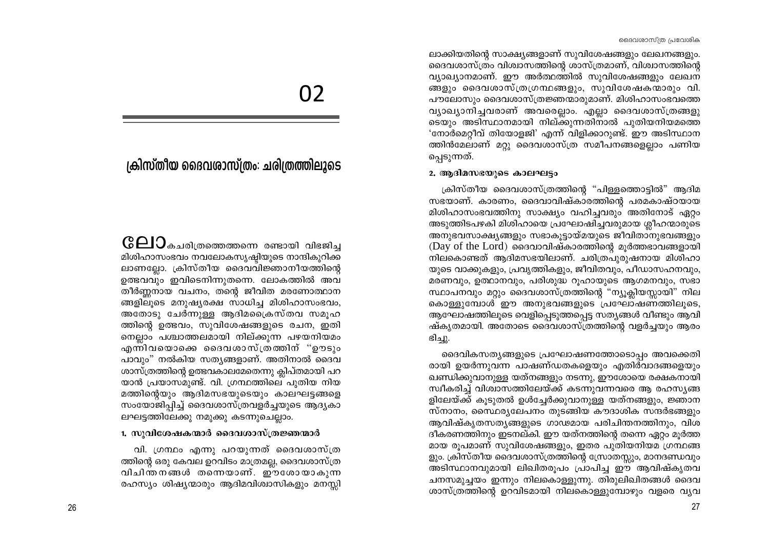# 02

## ക്രിസ്തീയ ദൈവശാസ്ത്രം: ചരിത്രത്തിലൂടെ

ലോകചരിത്രത്തെത്തന്നെ രണ്ടായി വിഭജിച്ച മിശിഹാസംഭവം നവലോകസൃഷ്ടിയുടെ നാന്ദികുറിക്കലാണല്ലോ. ക്രിസ്തീയ ദൈവവിജ്ഞാനീയത്തിന്റെ ഉത്ഭവവും ഇവിടെനിന്നുതന്നെ. ലോകത്തിൽ അവതീർണ്ണനായ വചനം, തന്റെ ജീവിത മരണോത്ഥാനങ്ങളിലൂടെ മനുഷ്യരക്ഷ സാധിച്ച മിശിഹാസംഭവം, അതോടു ചേർന്നുള്ള ആദിമക്രൈസ്തവ സമൂഹത്തിന്റെ ഉത്ഭവം, സുവിശേഷങ്ങളുടെ രചന, ഇതിനെല്ലാം പശ്ചാത്തലമായി നില്ക്കുന്ന പഴയനിയമം എന്നിവയൊക്കെ ദൈവശാസ്ത്രത്തിന് "ഊടും പാവും" നൽകിയ സത്യങ്ങളാണ്. അതിനാൽ ദൈവശാസ്ത്രത്തിന്റെ ഉത്ഭവകാലമേതെന്നു ക്ലിപ്തമായി പറയാൻ പ്രയാസമുണ്ട്. വി. ഗ്രന്ഥത്തിലെ പുതിയ നിയമത്തിന്റെയും ആദിമസഭയുടെയും കാലഘട്ടങ്ങളെ സംയോജിപ്പിച്ച് ദൈവശാസ്ത്രവളർച്ചയുടെ ആദ്യകാലഘട്ടത്തിലേക്കു നമുക്കു കടന്നുചെല്ലാം.

### 1. സുവിശേഷകന്മാർ ദൈവശാസ്ത്രജ്ഞന്മാർ

വി. ഗ്രന്ഥം എന്നു പറയുന്നത് ദൈവശാസ്ത്രത്തിന്റെ ഒരു കേവല ഉറവിടം മാത്രമല്ല, ദൈവശാസ്ത്രവിചിന്തനങ്ങൾ തന്നെയാണ്. ഈശോയാകുന്ന രഹസ്യം ശിഷ്യന്മാരും ആദിമവിശ്വാസികളും മനസ്സിലാക്കിയതിന്റെ സാക്ഷ്യങ്ങളാണ് സുവിശേഷങ്ങളും ലേഖനങ്ങളും. ദൈവശാസ്ത്രം വിശ്വാസത്തിന്റെ ശാസ്ത്രമാണ്, വിശ്വാസത്തിന്റെ വ്യാഖ്യാനമാണ്. ഈ അർത്ഥത്തിൽ സുവിശേഷങ്ങളും ലേഖനങ്ങളും ദൈവശാസ്ത്രഗ്രന്ഥങ്ങളും, സുവിശേഷകന്മാരും വി. പൗലോസും ദൈവശാസ്ത്രജ്ഞന്മാരുമാണ്. മിശിഹാസംഭവത്തെ വ്യാഖ്യാനിച്ചവരാണ് അവരെല്ലാം. എല്ലാ ദൈവശാസ്ത്രങ്ങളുടെയും അടിസ്ഥാനമായി നില്ക്കുന്നതിനാൽ പുതിയനിയമത്തെ 'നോർമെറ്റീവ് തിയോളജി' എന്ന് വിളിക്കാറുണ്ട്. ഈ അടിസ്ഥാനത്തിൻമേലാണ് മറ്റു ദൈവശാസ്ത്ര സമീപനങ്ങളെല്ലാം പണിയപ്പെടുന്നത്.

### 2. ആദിമസഭയുടെ കാലഘട്ടം

ക്രിസ്തീയ ദൈവശാസ്ത്രത്തിന്റെ "പിള്ളത്തൊട്ടിൽ" ആദിമസഭയാണ്. കാരണം, ദൈവാവിഷ്കാരത്തിന്റെ പരമകാഷ്ഠയായ മിശിഹാസംഭവത്തിനു സാക്ഷ്യം വഹിച്ചവരും അതിനോട് ഏറ്റം അടുത്തിടപഴകി മിശിഹായെ പ്രഘോഷിച്ചവരുമായ ശ്ലീഹന്മാരുടെ അനുഭവസാക്ഷ്യങ്ങളും സഭാകൂട്ടായ്മയുടെ ജീവിതാനുഭവങ്ങളും (Day of the Lord) ദൈവാവിഷ്കാരത്തിന്റെ മൂർത്തഭാവങ്ങളായി നിലകൊണ്ടത് ആദിമസഭയിലാണ്. ചരിത്രപുരുഷനായ മിശിഹായുടെ വാക്കുകളും, പ്രവൃത്തികളും, ജീവിതവും, പീഡാസഹനവും, മരണവും, ഉത്ഥാനവും, പരിശുദ്ധ റൂഹായുടെ ആഗമനവും, സഭാസ്ഥാപനവും മറ്റും ദൈവശാസ്ത്രത്തിന്റെ "ന്യൂക്ലിയസ്സായി" നിലകൊള്ളുമ്പോൾ ഈ അനുഭവങ്ങളുടെ പ്രഘോഷണത്തിലൂടെ, ആഘോഷത്തിലൂടെ വെളിപ്പെടുത്തപ്പെട്ട സത്യങ്ങൾ വീണ്ടും ആവിഷ്കൃതമായി. അതോടെ ദൈവശാസ്ത്രത്തിന്റെ വളർച്ചയും ആരംഭിച്ചു.

ദൈവികസത്യങ്ങളുടെ പ്രഘോഷണത്തോടൊപ്പം അവക്കെതിരായി ഉയർന്നുവന്ന പാഷണ്ഡതകളെയും എതിർവാദങ്ങളെയും ഖണ്ഡിക്കുവാനുള്ള യത്നങ്ങളും നടന്നു, ഈശോയെ രക്ഷകനായി സ്വീകരിച്ച് വിശ്വാസത്തിലേയ്ക്ക് കടന്നുവന്നവരെ ആ രഹസ്യങ്ങളിലേയ്ക്ക് കൂടുതൽ ഉൾച്ചേർക്കുവാനുള്ള യത്നങ്ങളും, ജ്ഞാനസ്നാനം, സ്ഥൈര്യലേപനം തുടങ്ങിയ കൗദാശിക സന്ദർഭങ്ങളും ആവിഷ്കൃതസത്യങ്ങളുടെ ഗാഢമായ പരിചിന്തനത്തിനും, വിശദീകരണത്തിനും ഇടനല്കി. ഈ യത്നത്തിന്റെ തന്നെ ഏറ്റം മൂർത്തമായ രൂപമാണ് സുവിശേഷങ്ങളും, ഇതര പുതിയനിയമ ഗ്രന്ഥങ്ങളും. ക്രിസ്തീയ ദൈവശാസ്ത്രത്തിന്റെ സ്രോതസ്സും, മാനദണ്ഡവും അടിസ്ഥാനവുമായി ലിഖിതരൂപം പ്രാപിച്ച ഈ ആവിഷ്കൃതവചനസമുച്ചയം ഇന്നും നിലകൊള്ളുന്നു. തിരുലിഖിതങ്ങൾ ദൈവശാസ്ത്രത്തിന്റെ ഉറവിടമായി നിലകൊള്ളുമ്പോഴും വളരെ വ്യവ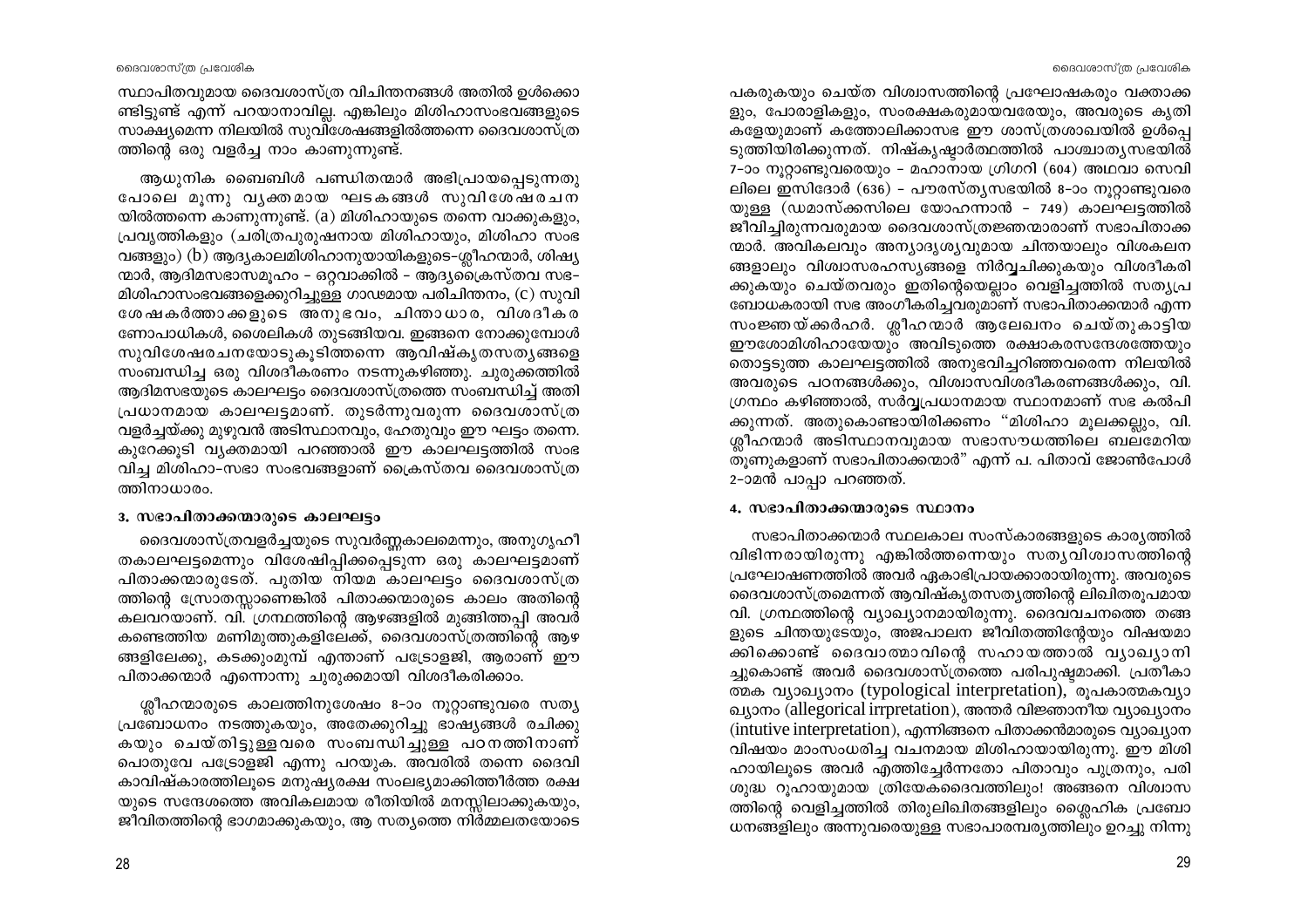സ്ഥാപിതവുമായ ദൈവശാസ്ത്ര വിചിന്തനങ്ങൾ അതിൽ ഉൾക്കൊണ്ടിട്ടുണ്ട് എന്ന് പറയാനാവില്ല. എങ്കിലും മിശിഹാസംഭവങ്ങളുടെ സാക്ഷ്യമെന്ന നിലയിൽ സുവിശേഷങ്ങളിൽത്തന്നെ ദൈവശാസ്ത്രത്തിന്റെ ഒരു വളർച്ച നാം കാണുന്നുണ്ട്.

ആധുനിക ബൈബിൾ പണ്ഡിതന്മാർ അഭിപ്രായപ്പെടുന്നതുപോലെ മൂന്നു വ്യക്തമായ ഘടകങ്ങൾ സുവിശേഷരചനയിൽത്തന്നെ കാണുന്നുണ്ട്. (a) മിശിഹായുടെ തന്നെ വാക്കുകളും, പ്രവൃത്തികളും (ചരിത്രപുരുഷനായ മിശിഹായും, മിശിഹാ സംഭവങ്ങളും) (b) ആദ്യകാലമിശിഹാനുയായികളുടെ–ശ്ലീഹന്മാർ, ശിഷ്യന്മാർ, ആദിമസഭാസമൂഹം – ഒറ്റവാക്കിൽ – ആദ്യക്രൈസ്തവ സഭ– മിശിഹാസംഭവങ്ങളെക്കുറിച്ചുള്ള ഗാഢമായ പരിചിന്തനം, (c) സുവിശേഷകർത്താക്കളുടെ അനുഭവം, ചിന്താധാര, വിശദീകരണോപാധികൾ, ശൈലികൾ തുടങ്ങിയവ. ഇങ്ങനെ നോക്കുമ്പോൾ സുവിശേഷരചനയോടുകൂടിത്തന്നെ ആവിഷ്കൃതസത്യങ്ങളെ സംബന്ധിച്ച ഒരു വിശദീകരണം നടന്നുകഴിഞ്ഞു. ചുരുക്കത്തിൽ ആദിമസഭയുടെ കാലഘട്ടം ദൈവശാസ്ത്രത്തെ സംബന്ധിച്ച് അതിപ്രധാനമായ കാലഘട്ടമാണ്. തുടർന്നുവരുന്ന ദൈവശാസ്ത്ര വളർച്ചയ്ക്കു മുഴുവൻ അടിസ്ഥാനവും, ഹേതുവും ഈ ഘട്ടം തന്നെ. കുറേക്കൂടി വ്യക്തമായി പറഞ്ഞാൽ ഈ കാലഘട്ടത്തിൽ സംഭവിച്ച മിശിഹാ–സഭാ സംഭവങ്ങളാണ് ക്രൈസ്തവ ദൈവശാസ്ത്രത്തിനാധാരം.

### 3. സഭാപിതാക്കന്മാരുടെ കാലഘട്ടം

ദൈവശാസ്ത്രവളർച്ചയുടെ സുവർണ്ണകാലമെന്നും, അനുഗൃഹീതകാലഘട്ടമെന്നും വിശേഷിപ്പിക്കപ്പെടുന്ന ഒരു കാലഘട്ടമാണ് പിതാക്കന്മാരുടേത്. പുതിയ നിയമ കാലഘട്ടം ദൈവശാസ്ത്രത്തിന്റെ സ്രോതസ്സാണെങ്കിൽ പിതാക്കന്മാരുടെ കാലം അതിന്റെ കലവറയാണ്. വി. ഗ്രന്ഥത്തിന്റെ ആഴങ്ങളിൽ മുങ്ങിത്തപ്പി അവർ കണ്ടെത്തിയ മണിമുത്തുകളിലേക്ക്, ദൈവശാസ്ത്രത്തിന്റെ ആഴങ്ങളിലേക്കു, കടക്കുംമുമ്പ് എന്താണ് പട്രോളജി, ആരാണ് ഈ പിതാക്കന്മാർ എന്നൊന്നു ചുരുക്കമായി വിശദീകരിക്കാം.

ശ്ലീഹന്മാരുടെ കാലത്തിനുശേഷം 8–ാം നൂറ്റാണ്ടുവരെ സത്യപ്രബോധനം നടത്തുകയും, അതേക്കുറിച്ചു ഭാഷ്യങ്ങൾ രചിക്കുകയും ചെയ്തിട്ടുള്ളവരെ സംബന്ധിച്ചുള്ള പഠനത്തിനാണ് പൊതുവേ പട്രോളജി എന്നു പറയുക. അവരിൽ തന്നെ ദൈവികാവിഷ്കാരത്തിലൂടെ മനുഷ്യരക്ഷ സംലഭ്യമാക്കിത്തീർത്ത രക്ഷയുടെ സന്ദേശത്തെ അവികലമായ രീതിയിൽ മനസ്സിലാക്കുകയും, ജീവിതത്തിന്റെ ഭാഗമാക്കുകയും, ആ സത്യത്തെ നിർമ്മലതയോടെ പകരുകയും ചെയ്ത വിശ്വാസത്തിന്റെ പ്രഘോഷകരും വക്താക്കളും, പോരാളികളും, സംരക്ഷകരുമായവരേയും, അവരുടെ കൃതികളേയുമാണ് കത്തോലിക്കാസഭ ഈ ശാസ്ത്രശാഖയിൽ ഉൾപ്പെടുത്തിയിരിക്കുന്നത്. നിഷ്കൃഷ്ടാർത്ഥത്തിൽ പാശ്ചാത്യസഭയിൽ 7–ാം നൂറ്റാണ്ടുവരെയും – മഹാനായ ഗ്രിഗറി (604) അഥവാ സെവിലിലെ ഇസിദോർ (636) – പൗരസ്ത്യസഭയിൽ 8–ാം നൂറ്റാണ്ടുവരെയുള്ള (ഡമാസ്ക്കസിലെ യോഹന്നാൻ – 749) കാലഘട്ടത്തിൽ ജീവിച്ചിരുന്നവരുമായ ദൈവശാസ്ത്രജ്ഞന്മാരാണ് സഭാപിതാക്കന്മാർ. അവികലവും അന്യാദൃശ്യവുമായ ചിന്തയാലും വിശകലനങ്ങളാലും വിശ്വാസരഹസ്യങ്ങളെ നിർവ്വചിക്കുകയും വിശദീകരിക്കുകയും ചെയ്തവരും ഇതിന്റെയെല്ലാം വെളിച്ചത്തിൽ സത്യപ്രബോധകരായി സഭ അംഗീകരിച്ചവരുമാണ് സഭാപിതാക്കന്മാർ എന്ന സംജ്ഞയ്ക്കർഹർ. ശ്ലീഹന്മാർ ആലേഖനം ചെയ്തുകാട്ടിയ ഈശോമിശിഹായേയും അവിടുത്തെ രക്ഷാകരസന്ദേശത്തേയും തൊട്ടടുത്ത കാലഘട്ടത്തിൽ അനുഭവിച്ചറിഞ്ഞവരെന്ന നിലയിൽ അവരുടെ പഠനങ്ങൾക്കും, വിശ്വാസവിശദീകരണങ്ങൾക്കും, വി. ഗ്രന്ഥം കഴിഞ്ഞാൽ, സർവ്വപ്രധാനമായ സ്ഥാനമാണ് സഭ കൽപിക്കുന്നത്. അതുകൊണ്ടായിരിക്കണം "മിശിഹാ മൂലക്കല്ലും, വി. ശ്ലീഹന്മാർ അടിസ്ഥാനവുമായ സഭാസൗധത്തിലെ ബലമേറിയ തൂണുകളാണ് സഭാപിതാക്കന്മാർ" എന്ന് പ. പിതാവ് ജോൺപോൾ 2–ാമൻ പാപ്പാ പറഞ്ഞത്.

### 4. സഭാപിതാക്കന്മാരുടെ സ്ഥാനം

സഭാപിതാക്കന്മാർ സ്ഥലകാല സംസ്കാരങ്ങളുടെ കാര്യത്തിൽ വിഭിന്നരായിരുന്നു എങ്കിൽത്തന്നെയും സത്യവിശ്വാസത്തിന്റെ പ്രഘോഷണത്തിൽ അവർ ഏകാഭിപ്രായക്കാരായിരുന്നു. അവരുടെ ദൈവശാസ്ത്രമെന്നത് ആവിഷ്കൃതസത്യത്തിന്റെ ലിഖിതരൂപമായ വി. ഗ്രന്ഥത്തിന്റെ വ്യാഖ്യാനമായിരുന്നു. ദൈവവചനത്തെ തങ്ങളുടെ ചിന്തയുടേയും, അജപാലന ജീവിതത്തിന്റേയും വിഷയമാക്കിക്കൊണ്ട് ദൈവാത്മാവിന്റെ സഹായത്താൽ വ്യാഖ്യാനിച്ചുകൊണ്ട് അവർ ദൈവശാസ്ത്രത്തെ പരിപുഷ്ടമാക്കി. പ്രതീകാത്മക വ്യാഖ്യാനം (typological interpretation), രൂപകാത്മകവ്യാഖ്യാനം (allegorical irrpretation), അന്തർ വിജ്ഞാനീയ വ്യാഖ്യാനം (intutive interpretation), എന്നിങ്ങനെ പിതാക്കൻമാരുടെ വ്യാഖ്യാന വിഷയം മാംസംധരിച്ച വചനമായ മിശിഹായായിരുന്നു. ഈ മിശിഹായിലൂടെ അവർ എത്തിച്ചേർന്നതോ പിതാവും പുത്രനും, പരിശുദ്ധ റൂഹായുമായ ത്രിയേകദൈവത്തിലും! അങ്ങനെ വിശ്വാസത്തിന്റെ വെളിച്ചത്തിൽ തിരുലിഖിതങ്ങളിലും ശ്ലൈഹിക പ്രബോധനങ്ങളിലും അന്നുവരെയുള്ള സഭാപാരമ്പര്യത്തിലും ഉറച്ചു നിന്നു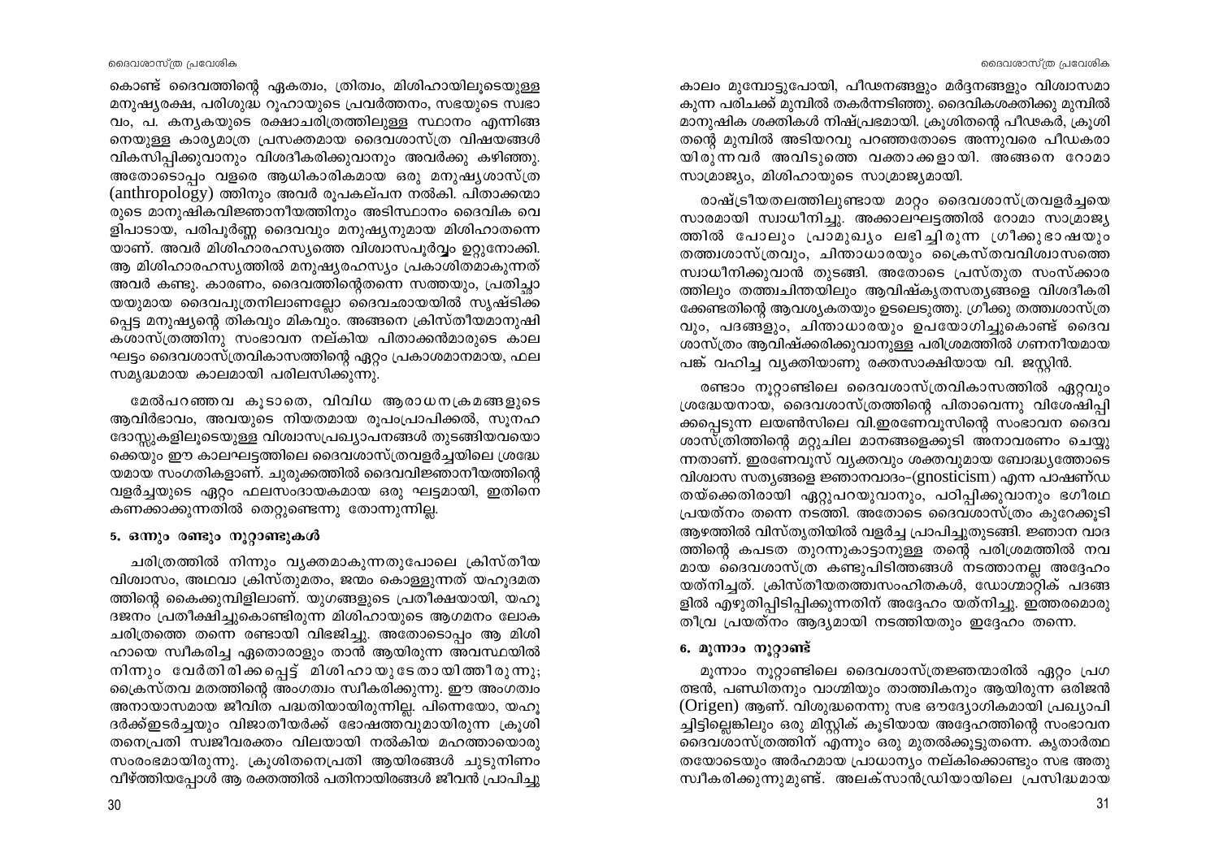കൊണ്ട് ദൈവത്തിന്റെ ഏകത്വം, ത്രിത്വം, മിശിഹായിലൂടെയുള്ള മനുഷ്യരക്ഷ, പരിശുദ്ധ റൂഹായുടെ പ്രവർത്തനം, സഭയുടെ സ്വഭാവം, പ. കന്യകയുടെ രക്ഷാചരിത്രത്തിലുള്ള സ്ഥാനം എന്നിങ്ങനെയുള്ള കാര്യമാത്ര പ്രസക്തമായ ദൈവശാസ്ത്ര വിഷയങ്ങൾ വികസിപ്പിക്കുവാനും വിശദീകരിക്കുവാനും അവർക്കു കഴിഞ്ഞു. അതോടൊപ്പം വളരെ ആധികാരികമായ ഒരു മനുഷ്യശാസ്ത്ര (anthropology) ത്തിനും അവർ രൂപകല്പന നൽകി. പിതാക്കന്മാരുടെ മാനുഷികവിജ്ഞാനീയത്തിനും അടിസ്ഥാനം ദൈവിക വെളിപാടായ, പരിപൂർണ്ണ ദൈവവും മനുഷ്യനുമായ മിശിഹാതന്നെയാണ്. അവർ മിശിഹാരഹസ്യത്തെ വിശ്വാസപൂർവ്വം ഉറ്റുനോക്കി. ആ മിശിഹാരഹസ്യത്തിൽ മനുഷ്യരഹസ്യം പ്രകാശിതമാകുന്നത് അവർ കണ്ടു. കാരണം, ദൈവത്തിന്റെതന്നെ സത്തയും, പ്രതിച്ഛായയുമായ ദൈവപുത്രനിലാണല്ലോ ദൈവഛായയിൽ സൃഷ്ടിക്കപ്പെട്ട മനുഷ്യന്റെ തികവും മികവും. അങ്ങനെ ക്രിസ്തീയമാനുഷികശാസ്ത്രത്തിനു സംഭാവന നല്കിയ പിതാക്കൻമാരുടെ കാലഘട്ടം ദൈവശാസ്ത്രവികാസത്തിന്റെ ഏറ്റം പ്രകാശമാനമായ, ഫലസമൃദ്ധമായ കാലമായി പരിലസിക്കുന്നു.

മേൽപറഞ്ഞവ കൂടാതെ, വിവിധ ആരാധനക്രമങ്ങളുടെ ആവിർഭാവം, അവയുടെ നിയതമായ രൂപംപ്രാപിക്കൽ, സൂനഹദോസ്സുകളിലൂടെയുള്ള വിശ്വാസപ്രഖ്യാപനങ്ങൾ തുടങ്ങിയവയൊക്കെയും ഈ കാലഘട്ടത്തിലെ ദൈവശാസ്ത്രവളർച്ചയിലെ ശ്രദ്ധേയമായ സംഗതികളാണ്. ചുരുക്കത്തിൽ ദൈവവിജ്ഞാനീയത്തിന്റെ വളർച്ചയുടെ ഏറ്റം ഫലസംദായകമായ ഒരു ഘട്ടമായി, ഇതിനെ കണക്കാക്കുന്നതിൽ തെറ്റുണ്ടെന്നു തോന്നുന്നില്ല.

### 5. ഒന്നും രണ്ടും നൂറ്റാണ്ടുകൾ

ചരിത്രത്തിൽ നിന്നും വ്യക്തമാകുന്നതുപോലെ ക്രിസ്തീയ വിശ്വാസം, അഥവാ ക്രിസ്തുമതം, ജന്മം കൊള്ളുന്നത് യഹൂദമതത്തിന്റെ കൈക്കുമ്പിളിലാണ്. യുഗങ്ങളുടെ പ്രതീക്ഷയായി, യഹൂദജനം പ്രതീക്ഷിച്ചുകൊണ്ടിരുന്ന മിശിഹായുടെ ആഗമനം ലോക ചരിത്രത്തെ തന്നെ രണ്ടായി വിഭജിച്ചു. അതോടൊപ്പം ആ മിശിഹായെ സ്വീകരിച്ച ഏതൊരാളും താൻ ആയിരുന്ന അവസ്ഥയിൽ നിന്നും വേർതിരിക്കപ്പെട്ട് മിശിഹായുടേതായിത്തീരുന്നു; ക്രൈസ്തവ മതത്തിന്റെ അംഗത്വം സ്വീകരിക്കുന്നു. ഈ അംഗത്വം അനായാസമായ ജീവിത പദ്ധതിയായിരുന്നില്ല. പിന്നെയോ, യഹൂദർക്ക്ഇടർച്ചയും വിജാതീയർക്ക് ഭോഷത്തവുമായിരുന്ന ക്രൂശിതനെപ്രതി സ്വജീവരക്തം വിലയായി നൽകിയ മഹത്തായൊരു സംരംഭമായിരുന്നു. ക്രൂശിതനെപ്രതി ആയിരങ്ങൾ ചുടുനിണം വീഴ്ത്തിയപ്പോൾ ആ രക്തത്തിൽ പതിനായിരങ്ങൾ ജീവൻ പ്രാപിച്ചു കാലം മുമ്പോട്ടുപോയി, പീഢനങ്ങളും മർദ്ദനങ്ങളും വിശ്വാസമാകുന്ന പരിചക്ക് മുമ്പിൽ തകർന്നടിഞ്ഞു. ദൈവികശക്തിക്കു മുമ്പിൽ മാനുഷിക ശക്തികൾ നിഷ്പ്രഭമായി. ക്രൂശിതന്റെ പീഢകർ, ക്രൂശിതന്റെ മുമ്പിൽ അടിയറവു പറഞ്ഞതോടെ അന്നുവരെ പീഡകരായിരുന്നവർ അവിടുത്തെ വക്താക്കളായി. അങ്ങനെ റോമാ സാമ്രാജ്യം, മിശിഹായുടെ സാമ്രാജ്യമായി.

രാഷ്ട്രീയതലത്തിലുണ്ടായ മാറ്റം ദൈവശാസ്ത്രവളർച്ചയെ സാരമായി സ്വാധീനിച്ചു. അക്കാലഘട്ടത്തിൽ റോമാ സാമ്രാജ്യത്തിൽ പോലും പ്രാമുഖ്യം ലഭിച്ചിരുന്ന ഗ്രീക്കുഭാഷയും തത്ത്വശാസ്ത്രവും, ചിന്താധാരയും ക്രൈസ്തവവിശ്വാസത്തെ സ്വാധീനിക്കുവാൻ തുടങ്ങി. അതോടെ പ്രസ്തുത സംസ്ക്കാരത്തിലും തത്ത്വചിന്തയിലും ആവിഷ്കൃതസത്യങ്ങളെ വിശദീകരിക്കേണ്ടതിന്റെ ആവശ്യകതയും ഉടലെടുത്തു. ഗ്രീക്കു തത്ത്വശാസ്ത്രവും, പദങ്ങളും, ചിന്താധാരയും ഉപയോഗിച്ചുകൊണ്ട് ദൈവശാസ്ത്രം ആവിഷ്ക്കരിക്കുവാനുള്ള പരിശ്രമത്തിൽ ഗണനീയമായ പങ്ക് വഹിച്ച വ്യക്തിയാണു രക്തസാക്ഷിയായ വി. ജസ്റ്റിൻ.

രണ്ടാം നൂറ്റാണ്ടിലെ ദൈവശാസ്ത്രവികാസത്തിൽ ഏറ്റവും ശ്രദ്ധേയനായ, ദൈവശാസ്ത്രത്തിന്റെ പിതാവെന്നു വിശേഷിപ്പിക്കപ്പെടുന്ന ലയൺസിലെ വി.ഇരണേവൂസിന്റെ സംഭാവന ദൈവശാസ്ത്രത്തിന്റെ മറ്റുചില മാനങ്ങളെക്കൂടി അനാവരണം ചെയ്യുന്നതാണ്. ഇരണേവൂസ് വ്യക്തവും ശക്തവുമായ ബോദ്ധ്യത്തോടെ വിശ്വാസ സത്യങ്ങളെ ജ്ഞാനവാദം-(gnosticism) എന്ന പാഷണ്ഡതയ്ക്കെതിരായി ഏറ്റുപറയുവാനും, പഠിപ്പിക്കുവാനും ഭഗീരഥ പ്രയത്നം തന്നെ നടത്തി. അതോടെ ദൈവശാസ്ത്രം കുറേക്കൂടി ആഴത്തിൽ വിസ്തൃതിയിൽ വളർച്ച പ്രാപിച്ചുതുടങ്ങി. ജ്ഞാനവാദത്തിന്റെ കപടത തുറന്നുകാട്ടാനുള്ള തന്റെ പരിശ്രമത്തിൽ നവമായ ദൈവശാസ്ത്ര കണ്ടുപിടിത്തങ്ങൾ നടത്താനല്ല അദ്ദേഹം യത്നിച്ചത്. ക്രിസ്തീയതത്ത്വസംഹിതകൾ, ഡോഗ്മാറ്റിക് പദങ്ങളിൽ എഴുതിപ്പിടിപ്പിക്കുന്നതിന് അദ്ദേഹം യത്നിച്ചു. ഇത്തരമൊരു തീവ്ര പ്രയത്നം ആദ്യമായി നടത്തിയതും ഇദ്ദേഹം തന്നെ.

### 6. മൂന്നാം നൂറ്റാണ്ട്

മൂന്നാം നൂറ്റാണ്ടിലെ ദൈവശാസ്ത്രജ്ഞന്മാരിൽ ഏറ്റം പ്രഗത്ഭൻ, പണ്ഡിതനും വാഗ്മിയും താത്ത്വികനും ആയിരുന്ന ഒരിജൻ (Origen) ആണ്. വിശുദ്ധനെന്നു സഭ ഔദ്യോഗികമായി പ്രഖ്യാപിച്ചിട്ടില്ലെങ്കിലും ഒരു മിസ്റ്റിക് കൂടിയായ അദ്ദേഹത്തിന്റെ സംഭാവന ദൈവശാസ്ത്രത്തിന് എന്നും ഒരു മുതൽക്കൂട്ടുതന്നെ. കൃതാർത്ഥതയോടെയും അർഹമായ പ്രാധാന്യം നല്കിക്കൊണ്ടും സഭ അതു സ്വീകരിക്കുന്നുമുണ്ട്. അലക്സാൻഡ്രിയായിലെ പ്രസിദ്ധമായ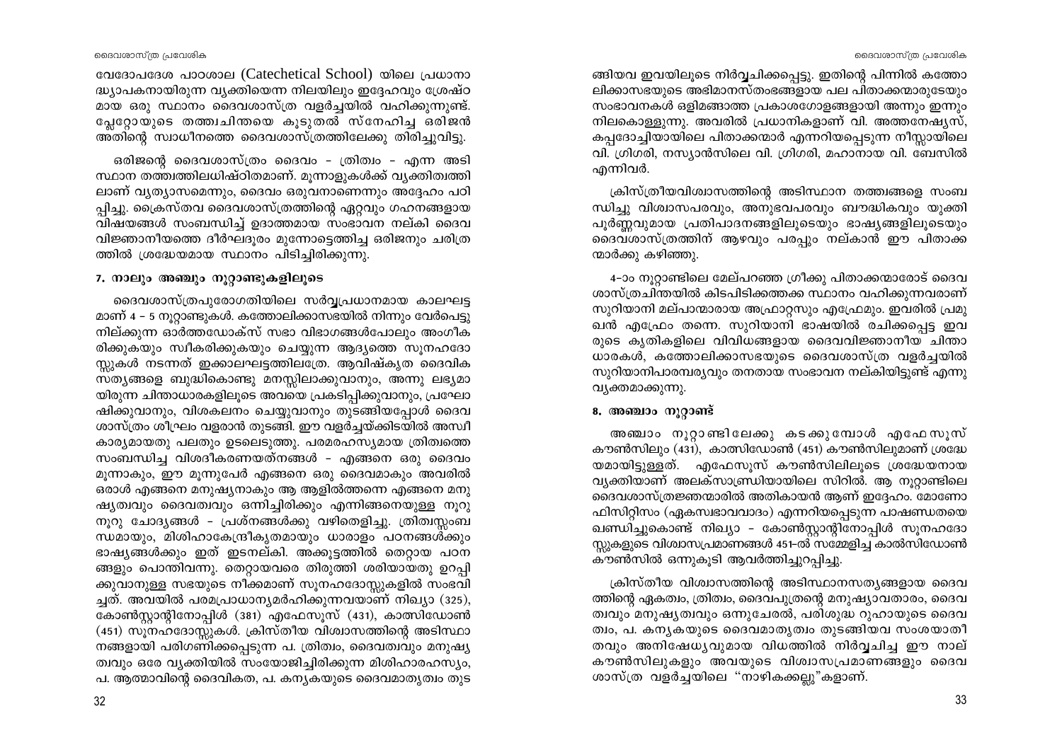വേദോപദേശ പാഠശാല (Catechetical School) യിലെ പ്രധാനാ ദ്ധ്യാപകനായിരുന്ന വ്യക്തിയെന്ന നിലയിലും ഇദ്ദേഹവും ശ്രേഷ്ഠ മായ ഒരു സ്ഥാനം ദൈവശാസ്ത്ര വളർച്ചയിൽ വഹിക്കുന്നുണ്ട്. പ്ലേറ്റോയുടെ തത്ത്വചിന്തയെ കൂടുതൽ സ്നേഹിച്ച ഒരിജൻ അതിന്റെ സ്വാധീനത്തെ ദൈവശാസ്ത്രത്തിലേക്കു തിരിച്ചുവിട്ടു.

ഒരിജന്റെ ദൈവശാസ്ത്രം ദൈവം - ത്രിത്വം - എന്ന അടി സ്ഥാന തത്ത്വത്തിലധിഷ്ഠിതമാണ്. മൂന്നാളുകൾക്ക് വ്യക്തിത്വത്തി ലാണ് വ്യത്യാസമെന്നും, ദൈവം ഒരുവനാണെന്നും അദ്ദേഹം പഠി പ്പിച്ചു. ക്രൈസ്തവ ദൈവശാസ്ത്രത്തിന്റെ ഏറ്റവും ഗഹനങ്ങളായ വിഷയങ്ങൾ സംബന്ധിച്ച് ഉദാത്തമായ സംഭാവന നല്കി ദൈവ വിജ്ഞാനീയത്തെ ദീർഘദൂരം മുന്നോട്ടെത്തിച്ച ഒരിജനും ചരിത്ര ത്തിൽ ശ്രദ്ധേയമായ സ്ഥാനം പിടിച്ചിരിക്കുന്നു.

### 7. നാലും അഞ്ചും നൂറ്റാണ്ടുകളിലൂടെ

ദൈവശാസ്ത്രപുരോഗതിയിലെ സർവ്വപ്രധാനമായ കാലഘട്ട മാണ് 4 - 5 നൂറ്റാണ്ടുകൾ. കത്തോലിക്കാസഭയിൽ നിന്നും വേർപെട്ടു നില്ക്കുന്ന ഓർത്തഡോക്സ് സഭാ വിഭാഗങ്ങൾപോലും അംഗീക രിക്കുകയും സ്വീകരിക്കുകയും ചെയ്യുന്ന ആദ്യത്തെ സൂനഹദോ സ്സുകൾ നടന്നത് ഇക്കാലഘട്ടത്തിലത്രേ. ആവിഷ്കൃത ദൈവിക സത്യങ്ങളെ ബുദ്ധികൊണ്ടു മനസ്സിലാക്കുവാനും, അന്നു ലഭ്യമാ യിരുന്ന ചിന്താധാരകളിലൂടെ അവയെ പ്രകടിപ്പിക്കുവാനും, പ്രഘോ ഷിക്കുവാനും, വിശകലനം ചെയ്യുവാനും തുടങ്ങിയപ്പോൾ ദൈവ ശാസ്ത്രം ശീഘ്രം വളരാൻ തുടങ്ങി. ഈ വളർച്ചയ്ക്കിടയിൽ അസ്വീ കാര്യമായതു പലതും ഉടലെടുത്തു. പരമരഹസ്യമായ ത്രിത്വത്തെ സംബന്ധിച്ച വിശദീകരണയത്നങ്ങൾ - എങ്ങനെ ഒരു ദൈവം മൂന്നാകും, ഈ മൂന്നുപേർ എങ്ങനെ ഒരു ദൈവമാകും അവരിൽ ഒരാൾ എങ്ങനെ മനുഷ്യനാകും ആ ആളിൽത്തന്നെ എങ്ങനെ മനു ഷ്യത്വവും ദൈവത്വവും ഒന്നിച്ചിരിക്കും എന്നിങ്ങനെയുള്ള നൂറു നൂറു ചോദ്യങ്ങൾ - പ്രശ്നങ്ങൾക്കു വഴിതെളിച്ചു. ത്രിത്വസംബ ന്ധമായും, മിശിഹാകേന്ദ്രീകൃതമായും ധാരാളം പഠനങ്ങൾക്കും ഭാഷ്യങ്ങൾക്കും ഇത് ഇടനല്കി. അക്കൂട്ടത്തിൽ തെറ്റായ പഠന ങ്ങളും പൊന്തിവന്നു. തെറ്റായവരെ തിരുത്തി ശരിയായതു ഉറപ്പി ക്കുവാനുള്ള സഭയുടെ നീക്കമാണ് സൂനഹദോസ്സുകളിൽ സംഭവി ച്ചത്. അവയിൽ പരമപ്രാധാന്യമർഹിക്കുന്നവയാണ് നിഖ്യാ (325), കോൺസ്റ്റാന്റിനോപ്പിൾ (381) എഫേസൂസ് (431), കാത്സിഡോൺ (451) സൂനഹദോസ്സുകൾ. ക്രിസ്തീയ വിശ്വാസത്തിന്റെ അടിസ്ഥാ നങ്ങളായി പരിഗണിക്കപ്പെടുന്ന പ. ത്രിത്വം, ദൈവത്വവും മനുഷ്യ ത്വവും ഒരേ വ്യക്തിയിൽ സംയോജിച്ചിരിക്കുന്ന മിശിഹാരഹസ്യം, പ. ആത്മാവിന്റെ ദൈവികത, പ. കന്യകയുടെ ദൈവമാതൃത്വം തുട ങ്ങിയവ ഇവയിലൂടെ നിർവ്വചിക്കപ്പെട്ടു. ഇതിന്റെ പിന്നിൽ കത്തോ ലിക്കാസഭയുടെ അഭിമാനസ്തംഭങ്ങളായ പല പിതാക്കന്മാരുടേയും സംഭാവനകൾ ഒളിമങ്ങാത്ത പ്രകാശഗോളങ്ങളായി അന്നും ഇന്നും നിലകൊള്ളുന്നു. അവരിൽ പ്രധാനികളാണ് വി. അത്തനേഷ്യസ്, കപ്പദോച്ചിയായിലെ പിതാക്കന്മാർ എന്നറിയപ്പെടുന്ന നീസ്സായിലെ വി. ഗ്രിഗരി, നസ്യാൻസിലെ വി. ഗ്രിഗരി, മഹാനായ വി. ബേസിൽ എന്നിവർ.

ക്രിസ്ത്രീയവിശ്വാസത്തിന്റെ അടിസ്ഥാന തത്ത്വങ്ങളെ സംബ ന്ധിച്ചു വിശ്വാസപരവും, അനുഭവപരവും ബൗദ്ധികവും യുക്തി പൂർണ്ണവുമായ പ്രതിപാദനങ്ങളിലൂടെയും ഭാഷ്യങ്ങളിലൂടെയും ദൈവശാസ്ത്രത്തിന് ആഴവും പരപ്പും നല്കാൻ ഈ പിതാക്ക ന്മാർക്കു കഴിഞ്ഞു.

4-ാം നൂറ്റാണ്ടിലെ മേല്പറഞ്ഞ ഗ്രീക്കു പിതാക്കന്മാരോട് ദൈവ ശാസ്ത്രചിന്തയിൽ കിടപിടിക്കത്തക്ക സ്ഥാനം വഹിക്കുന്നവരാണ് സുറിയാനി മല്പാന്മാരായ അഫ്രാറ്റസും എഫ്രേമും. ഇവരിൽ പ്രമു ഖൻ എഫ്രേം തന്നെ. സുറിയാനി ഭാഷയിൽ രചിക്കപ്പെട്ട ഇവ രുടെ കൃതികളിലെ വിവിധങ്ങളായ ദൈവവിജ്ഞാനീയ ചിന്താ ധാരകൾ, കത്തോലിക്കാസഭയുടെ ദൈവശാസ്ത്ര വളർച്ചയിൽ സുറിയാനിപാരമ്പര്യവും തനതായ സംഭാവന നല്കിയിട്ടുണ്ട് എന്നു വ്യക്തമാക്കുന്നു.

### 8. അഞ്ചാം നൂറ്റാണ്ട്

അഞ്ചാം നൂറ്റാണ്ടിലേക്കു കടക്കുമ്പോൾ എഫേസൂസ് കൗൺസിലും (431), കാത്സിഡോൺ (451) കൗൺസിലുമാണ് ശ്രദ്ധേ യമായിട്ടുള്ളത്. എഫേസൂസ് കൗൺസിലിലൂടെ ശ്രദ്ധേയനായ വ്യക്തിയാണ് അലക്സാണ്ഡ്രിയായിലെ സിറിൽ. ആ നൂറ്റാണ്ടിലെ ദൈവശാസ്ത്രജ്ഞന്മാരിൽ അതികായൻ ആണ് ഇദ്ദേഹം. മോണോ ഫിസിറ്റിസം (ഏകസ്വഭാവവാദം) എന്നറിയപ്പെടുന്ന പാഷണ്ഡതയെ ഖണ്ഡിച്ചുകൊണ്ട് നിഖ്യാ - കോൺസ്റ്റാന്റിനോപ്പിൾ സൂനഹദോ സ്സുകളുടെ വിശ്വാസപ്രമാണങ്ങൾ 451-ൽ സമ്മേളിച്ച കാൽസിഡോൺ കൗൺസിൽ ഒന്നുകൂടി ആവർത്തിച്ചുറപ്പിച്ചു.

ക്രിസ്തീയ വിശ്വാസത്തിന്റെ അടിസ്ഥാനസത്യങ്ങളായ ദൈവ ത്തിന്റെ ഏകത്വം, ത്രിത്വം, ദൈവപുത്രന്റെ മനുഷ്യാവതാരം, ദൈവ ത്വവും മനുഷ്യത്വവും ഒന്നുചേരൽ, പരിശുദ്ധ റൂഹായുടെ ദൈവ ത്വം, പ. കന്യകയുടെ ദൈവമാതൃത്വം തുടങ്ങിയവ സംശയാതീ തവും അനിഷേധ്യവുമായ വിധത്തിൽ നിർവ്വചിച്ച ഈ നാല് കൗൺസിലുകളും അവയുടെ വിശ്വാസപ്രമാണങ്ങളും ദൈവ ശാസ്ത്ര വളർച്ചയിലെ "നാഴികക്കല്ലു"കളാണ്.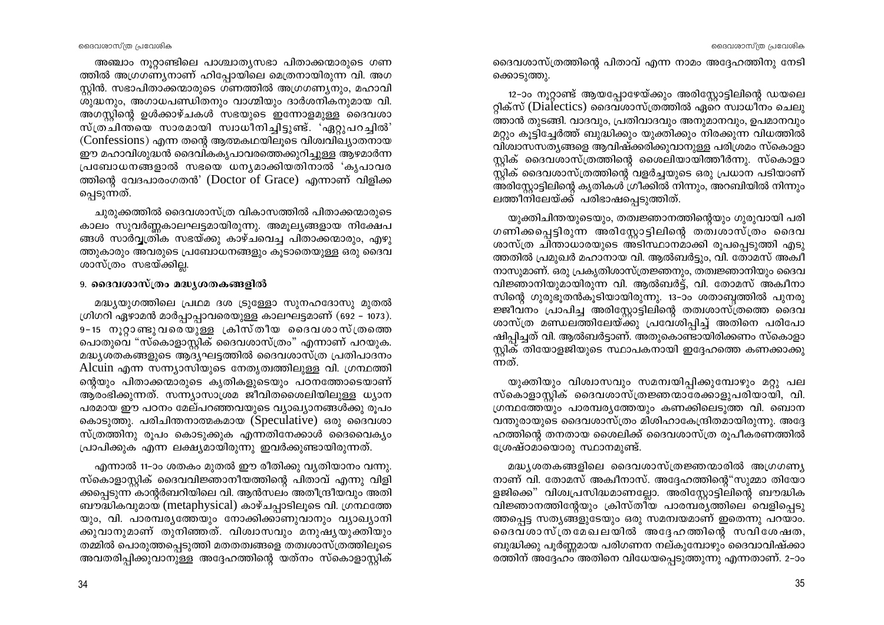അഞ്ചാം നൂറ്റാണ്ടിലെ പാശ്ചാത്യസഭാ പിതാക്കന്മാരുടെ ഗണത്തിൽ അഗ്രഗണ്യനാണ് ഹിപ്പോയിലെ മെത്രനായിരുന്ന വി. അഗസ്റ്റിൻ. സഭാപിതാക്കന്മാരുടെ ഗണത്തിൽ അഗ്രഗണ്യനും, മഹാവിശുദ്ധനും, അഗാധപണ്ഡിതനും വാഗ്മിയും ദാർശനികനുമായ വി. അഗസ്റ്റിന്റെ ഉൾക്കാഴ്ചകൾ സഭയുടെ ഇന്നോളമുള്ള ദൈവശാസ്ത്രചിന്തയെ സാരമായി സ്വാധീനിച്ചിട്ടുണ്ട്. 'ഏറ്റുപറച്ചിൽ' (Confessions) എന്ന തന്റെ ആത്മകഥയിലൂടെ വിശ്വവിഖ്യാതനായ ഈ മഹാവിശുദ്ധൻ ദൈവികകൃപാവരത്തെക്കുറിച്ചുള്ള ആഴമാർന്ന പ്രബോധനങ്ങളാൽ സഭയെ ധന്യമാക്കിയതിനാൽ 'കൃപാവരത്തിന്റെ വേദപാരംഗതൻ' (Doctor of Grace) എന്നാണ് വിളിക്കപ്പെടുന്നത്.

ചുരുക്കത്തിൽ ദൈവശാസ്ത്ര വികാസത്തിൽ പിതാക്കന്മാരുടെ കാലം സുവർണ്ണകാലഘട്ടമായിരുന്നു. അമൂല്യങ്ങളായ നിക്ഷേപങ്ങൾ സാർവ്വത്രിക സഭയ്ക്കു കാഴ്ചവെച്ച പിതാക്കന്മാരും, എഴുത്തുകാരും അവരുടെ പ്രബോധനങ്ങളും കൂടാതെയുള്ള ഒരു ദൈവശാസ്ത്രം സഭയ്ക്കില്ല.

### 9. ദൈവശാസ്ത്രം മദ്ധ്യശതകങ്ങളിൽ

മദ്ധ്യയുഗത്തിലെ പ്രഥമ ദശ ട്രുള്ളോ സൂനഹദോസു മുതൽ ഗ്രിഗറി ഏഴാമൻ മാർപ്പാപ്പാവരെയുള്ള കാലഘട്ടമാണ് (692 - 1073). 9-15 നൂറ്റാണ്ടുവരെയുള്ള ക്രിസ്തീയ ദൈവശാസ്ത്രത്തെ പൊതുവെ "സ്കൊളാസ്റ്റിക് ദൈവശാസ്ത്രം" എന്നാണ് പറയുക. മദ്ധ്യശതകങ്ങളുടെ ആദ്യഘട്ടത്തിൽ ദൈവശാസ്ത്ര പ്രതിപാദനം Alcuin എന്ന സന്ന്യാസിയുടെ നേതൃത്വത്തിലുള്ള വി. ഗ്രന്ഥത്തിന്റെയും പിതാക്കന്മാരുടെ കൃതികളുടെയും പഠനത്തോടെയാണ് ആരംഭിക്കുന്നത്. സന്ന്യാസാശ്രമ ജീവിതശൈലിയിലുള്ള ധ്യാനപരമായ ഈ പഠനം മേല്പറഞ്ഞവയുടെ വ്യാഖ്യാനങ്ങൾക്കു രൂപം കൊടുത്തു. പരിചിന്തനാത്മകമായ (Speculative) ഒരു ദൈവശാസ്ത്രത്തിനു രൂപം കൊടുക്കുക എന്നതിനേക്കാൾ ദൈവൈക്യം പ്രാപിക്കുക എന്ന ലക്ഷ്യമായിരുന്നു ഇവർക്കുണ്ടായിരുന്നത്.

എന്നാൽ 11-ാം ശതകം മുതൽ ഈ രീതിക്കു വ്യതിയാനം വന്നു. സ്കൊളാസ്റ്റിക് ദൈവവിജ്ഞാനീയത്തിന്റെ പിതാവ് എന്നു വിളിക്കപ്പെടുന്ന കാന്റർബറിയിലെ വി. ആൻസലം അതീന്ദ്രിയവും അതിബൗദ്ധികവുമായ (metaphysical) കാഴ്ചപ്പാടിലൂടെ വി. ഗ്രന്ഥത്തേയും, വി. പാരമ്പര്യത്തേയും നോക്കിക്കാണുവാനും വ്യാഖ്യാനിക്കുവാനുമാണ് തുനിഞ്ഞത്. വിശ്വാസവും മനുഷ്യയുക്തിയും തമ്മിൽ പൊരുത്തപ്പെടുത്തി മതതത്വങ്ങളെ തത്വശാസ്ത്രത്തിലൂടെ അവതരിപ്പിക്കുവാനുള്ള അദ്ദേഹത്തിന്റെ യത്നം സ്കൊളാസ്റ്റിക് ദൈവശാസ്ത്രത്തിന്റെ പിതാവ് എന്ന നാമം അദ്ദേഹത്തിനു നേടിക്കൊടുത്തു.

12-ാം നൂറ്റാണ്ട് ആയപ്പോഴേയ്ക്കും അരിസ്റ്റോട്ടിലിന്റെ ഡയലെറ്റിക്സ് (Dialectics) ദൈവശാസ്ത്രത്തിൽ ഏറെ സ്വാധീനം ചെലുത്താൻ തുടങ്ങി. വാദവും, പ്രതിവാദവും അനുമാനവും, ഉപമാനവും മറ്റും കൂട്ടിച്ചേർത്ത് ബുദ്ധിക്കും യുക്തിക്കും നിരക്കുന്ന വിധത്തിൽ വിശ്വാസസത്യങ്ങളെ ആവിഷ്ക്കരിക്കുവാനുള്ള പരിശ്രമം സ്കൊളാസ്റ്റിക് ദൈവശാസ്ത്രത്തിന്റെ ശൈലിയായിത്തീർന്നു. സ്കൊളാസ്റ്റിക് ദൈവശാസ്ത്രത്തിന്റെ വളർച്ചയുടെ ഒരു പ്രധാന പടിയാണ് അരിസ്റ്റോട്ടിലിന്റെ കൃതികൾ ഗ്രീക്കിൽ നിന്നും, അറബിയിൽ നിന്നും ലത്തീനിലേയ്ക്ക് പരിഭാഷപ്പെടുത്തിത്.

യുക്തിചിന്തയുടെയും, തത്വജ്ഞാനത്തിന്റെയും ഗുരുവായി പരിഗണിക്കപ്പെട്ടിരുന്ന അരിസ്റ്റോട്ടിലിന്റെ തത്വശാസ്ത്രം ദൈവശാസ്ത്ര ചിന്താധാരയുടെ അടിസ്ഥാനമാക്കി രൂപപ്പെടുത്തി എടുത്തതിൽ പ്രമുഖർ മഹാനായ വി. ആൽബർട്ടും, വി. തോമസ് അക്വീനാസുമാണ്. ഒരു പ്രകൃതിശാസ്ത്രജ്ഞനും, തത്വജ്ഞാനിയും ദൈവവിജ്ഞാനിയുമായിരുന്ന വി. ആൽബർട്ട്, വി. തോമസ് അക്വീനാസിന്റെ ഗുരുഭൂതൻകൂടിയായിരുന്നു. 13-ാം ശതാബ്ദത്തിൽ പുനരുജ്ജീവനം പ്രാപിച്ച അരിസ്റ്റോട്ടിലിന്റെ തത്വശാസ്ത്രത്തെ ദൈവശാസ്ത്ര മണ്ഡലത്തിലേയ്ക്കു പ്രവേശിപ്പിച്ച് അതിനെ പരിപോഷിപ്പിച്ചത് വി. ആൽബർട്ടാണ്. അതുകൊണ്ടായിരിക്കണം സ്കൊളാസ്റ്റിക് തിയോളജിയുടെ സ്ഥാപകനായി ഇദ്ദേഹത്തെ കണക്കാക്കുന്നത്.

യുക്തിയും വിശ്വാസവും സമന്വയിപ്പിക്കുമ്പോഴും മറ്റു പല സ്കൊളാസ്റ്റിക് ദൈവശാസ്ത്രജ്ഞന്മാരേക്കാളുപരിയായി, വി. ഗ്രന്ഥത്തേയും പാരമ്പര്യത്തേയും കണക്കിലെടുത്ത വി. ബൊനവന്തുരായുടെ ദൈവശാസ്ത്രം മിശിഹാകേന്ദ്രിതമായിരുന്നു. അദ്ദേഹത്തിന്റെ തനതായ ശൈലിക്ക് ദൈവശാസ്ത്ര രൂപീകരണത്തിൽ ശ്രേഷ്ഠമായൊരു സ്ഥാനമുണ്ട്.

മദ്ധ്യശതകങ്ങളിലെ ദൈവശാസ്ത്രജ്ഞന്മാരിൽ അഗ്രഗണ്യനാണ് വി. തോമസ് അക്വീനാസ്. അദ്ദേഹത്തിന്റെ "സുമ്മാ തിയോളജിക്കെ" വിശ്വപ്രസിദ്ധമാണല്ലോ. അരിസ്റ്റോട്ടിലിന്റെ ബൗദ്ധിക വിജ്ഞാനത്തിന്റേയും ക്രിസ്തീയ പാരമ്പര്യത്തിലെ വെളിപ്പെടുത്തപ്പെട്ട സത്യങ്ങളുടേയും ഒരു സമന്വയമാണ് ഇതെന്നു പറയാം. ദൈവശാസ്ത്രമേഖലയിൽ അദ്ദേഹത്തിന്റെ സവിശേഷത, ബുദ്ധിക്കു പൂർണ്ണമായ പരിഗണന നല്കുമ്പോഴും ദൈവാവിഷ്ക്കാരത്തിന് അദ്ദേഹം അതിനെ വിധേയപ്പെടുത്തുന്നു എന്നതാണ്. 2-ാം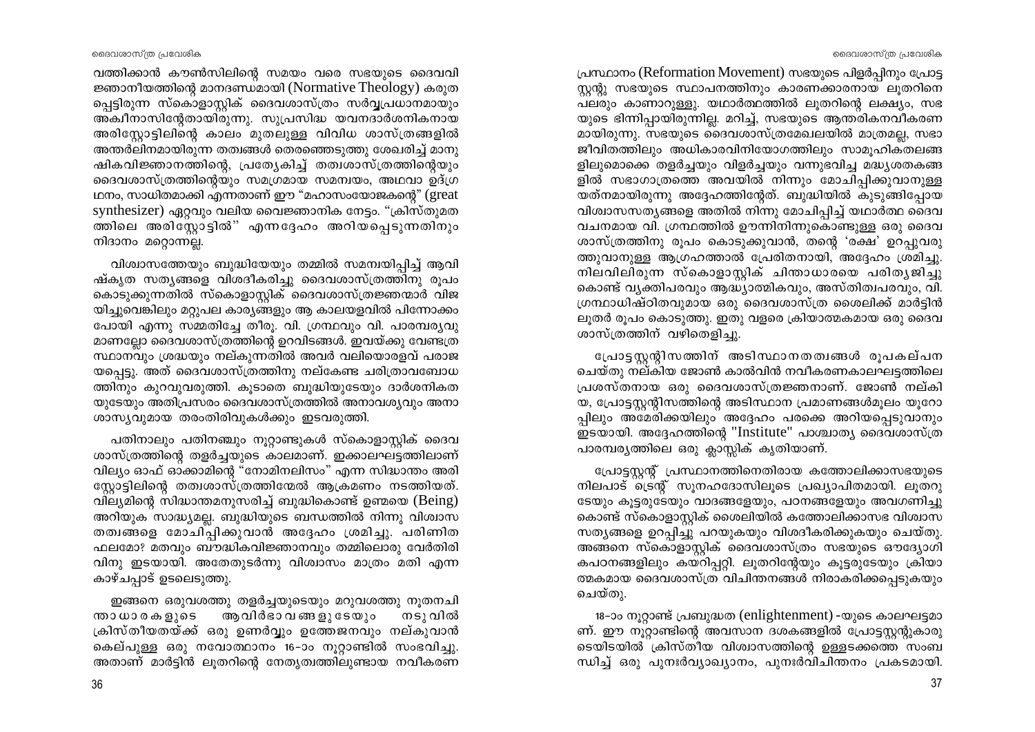വത്തിക്കാൻ കൗൺസിലിന്റെ സമയം വരെ സഭയുടെ ദൈവവിജ്ഞാനീയത്തിന്റെ മാനദണ്ഡമായി (Normative Theology) കരുതപ്പെട്ടിരുന്ന സ്കൊളാസ്റ്റിക് ദൈവശാസ്ത്രം സർവ്വപ്രധാനമായും അക്വീനാസിന്റേതായിരുന്നു. സുപ്രസിദ്ധ യവനദാർശനികനായ അരിസ്റ്റോട്ടിലിന്റെ കാലം മുതലുള്ള വിവിധ ശാസ്ത്രങ്ങളിൽ അന്തർലീനമായിരുന്ന തത്വങ്ങൾ തെരഞ്ഞെടുത്തു ശേഖരിച്ച് മാനുഷികവിജ്ഞാനത്തിന്റെ, പ്രത്യേകിച്ച് തത്വശാസ്ത്രത്തിന്റെയും ദൈവശാസ്ത്രത്തിന്റെയും സമഗ്രമായ സമന്വയം, അഥവാ ഉദ്ഗ്രഥനം, സാധിതമാക്കി എന്നതാണ് ഈ "മഹാസംയോജകന്റെ" (great synthesizer) ഏറ്റവും വലിയ വൈജ്ഞാനിക നേട്ടം. "ക്രിസ്തുമതത്തിലെ അരിസ്റ്റോട്ടിൽ" എന്നദ്ദേഹം അറിയപ്പെടുന്നതിനും നിദാനം മറ്റൊന്നല്ല.

വിശ്വാസത്തേയും ബുദ്ധിയേയും തമ്മിൽ സമന്വയിപ്പിച്ച് ആവിഷ്കൃത സത്യങ്ങളെ വിശദീകരിച്ചു ദൈവശാസ്ത്രത്തിനു രൂപം കൊടുക്കുന്നതിൽ സ്കൊളാസ്റ്റിക് ദൈവശാസ്ത്രജ്ഞന്മാർ വിജയിച്ചുവെങ്കിലും മറ്റുപല കാര്യങ്ങളും ആ കാലയളവിൽ പിന്നോക്കം പോയി എന്നു സമ്മതിച്ചേ തീരൂ. വി. ഗ്രന്ഥവും വി. പാരമ്പര്യവുമാണല്ലോ ദൈവശാസ്ത്രത്തിന്റെ ഉറവിടങ്ങൾ. ഇവയ്ക്കു വേണ്ടത്ര സ്ഥാനവും ശ്രദ്ധയും നല്കുന്നതിൽ അവർ വലിയൊരളവ് പരാജയപ്പെട്ടു. അത് ദൈവശാസ്ത്രത്തിനു നല്കേണ്ട ചരിത്രാവബോധത്തിനും കുറവുവരുത്തി. കൂടാതെ ബുദ്ധിയുടേയും ദാർശനികതയുടേയും അതിപ്രസരം ദൈവശാസ്ത്രത്തിൽ അനാവശ്യവും അനാശാസ്യവുമായ തരംതിരിവുകൾക്കും ഇടവരുത്തി.

പതിനാലും പതിനഞ്ചും നൂറ്റാണ്ടുകൾ സ്കൊളാസ്റ്റിക് ദൈവശാസ്ത്രത്തിന്റെ തളർച്ചയുടെ കാലമാണ്. ഇക്കാലഘട്ടത്തിലാണ് വില്യം ഓഫ് ഓക്കാമിന്റെ "നോമിനലിസം" എന്ന സിദ്ധാന്തം അരിസ്റ്റോട്ടിലിന്റെ തത്വശാസ്ത്രത്തിന്മേൽ ആക്രമണം നടത്തിയത്. വില്യമിന്റെ സിദ്ധാന്തമനുസരിച്ച് ബുദ്ധികൊണ്ട് ഉണ്മയെ (Being) അറിയുക സാദ്ധ്യമല്ല. ബുദ്ധിയുടെ ബന്ധത്തിൽ നിന്നു വിശ്വാസതത്വങ്ങളെ മോചിപ്പിക്കുവാൻ അദ്ദേഹം ശ്രമിച്ചു. പരിണിതഫലമോ? മതവും ബൗദ്ധികവിജ്ഞാനവും തമ്മിലൊരു വേർതിരിവിനു ഇടയായി. അതേതുടർന്നു വിശ്വാസം മാത്രം മതി എന്ന കാഴ്ചപ്പാട് ഉടലെടുത്തു.

ഇങ്ങനെ ഒരുവശത്തു തളർച്ചയുടെയും മറുവശത്തു നൂതനചിന്താധാരകളുടെ ആവിർഭാവങ്ങളുടേയും നടുവിൽ ക്രിസ്തീയതയ്ക്ക് ഒരു ഉണർവ്വും ഉത്തേജനവും നല്കുവാൻ കെല്പുള്ള ഒരു നവോത്ഥാനം 16-ാം നൂറ്റാണ്ടിൽ സംഭവിച്ചു. അതാണ് മാർട്ടിൻ ലൂതറിന്റെ നേതൃത്വത്തിലുണ്ടായ നവീകരണപ്രസ്ഥാനം (Reformation Movement) സഭയുടെ പിളർപ്പിനും പ്രോട്ടസ്റ്റന്റു സഭയുടെ സ്ഥാപനത്തിനും കാരണക്കാരനായ ലൂതറിനെ പലരും കാണാറുള്ളു. യഥാർത്ഥത്തിൽ ലൂതറിന്റെ ലക്ഷ്യം, സഭയുടെ ഭിന്നിപ്പായിരുന്നില്ല. മറിച്ച്, സഭയുടെ ആന്തരികനവീകരണമായിരുന്നു. സഭയുടെ ദൈവശാസ്ത്രമേഖലയിൽ മാത്രമല്ല, സഭാജീവിതത്തിലും അധികാരവിനിയോഗത്തിലും സാമൂഹികതലങ്ങളിലുമൊക്കെ തളർച്ചയും വിളർച്ചയും വന്നുഭവിച്ച മദ്ധ്യശതകങ്ങളിൽ സഭാഗാത്രത്തെ അവയിൽ നിന്നും മോചിപ്പിക്കുവാനുള്ള യത്നമായിരുന്നു അദ്ദേഹത്തിന്റേത്. ബുദ്ധിയിൽ കുടുങ്ങിപ്പോയ വിശ്വാസസത്യങ്ങളെ അതിൽ നിന്നു മോചിപ്പിച്ച് യഥാർത്ഥ ദൈവവചനമായ വി. ഗ്രന്ഥത്തിൽ ഊന്നിനിന്നുകൊണ്ടുള്ള ഒരു ദൈവശാസ്ത്രത്തിനു രൂപം കൊടുക്കുവാൻ, തന്റെ 'രക്ഷ' ഉറപ്പുവരുത്തുവാനുള്ള ആഗ്രഹത്താൽ പ്രേരിതനായി, അദ്ദേഹം ശ്രമിച്ചു. നിലവിലിരുന്ന സ്കൊളാസ്റ്റിക് ചിന്താധാരയെ പരിത്യജിച്ചുകൊണ്ട് വ്യക്തിപരവും ആദ്ധ്യാത്മികവും, അസ്തിത്വപരവും, വി. ഗ്രന്ഥാധിഷ്ഠിതവുമായ ഒരു ദൈവശാസ്ത്ര ശൈലിക്ക് മാർട്ടിൻ ലൂതർ രൂപം കൊടുത്തു. ഇതു വളരെ ക്രിയാത്മകമായ ഒരു ദൈവശാസ്ത്രത്തിന് വഴിതെളിച്ചു.

പ്രോട്ടസ്റ്റന്റിസത്തിന് അടിസ്ഥാനതത്വങ്ങൾ രൂപകല്പന ചെയ്തു നല്കിയ ജോൺ കാൽവിൻ നവീകരണകാലഘട്ടത്തിലെ പ്രശസ്തനായ ഒരു ദൈവശാസ്ത്രജ്ഞനാണ്. ജോൺ നല്കിയ, പ്രോട്ടസ്റ്റന്റിസത്തിന്റെ അടിസ്ഥാന പ്രമാണങ്ങൾമൂലം യൂറോപ്പിലും അമേരിക്കയിലും അദ്ദേഹം പരക്കെ അറിയപ്പെടുവാനും ഇടയായി. അദ്ദേഹത്തിന്റെ "Institute" പാശ്ചാത്യ ദൈവശാസ്ത്ര പാരമ്പര്യത്തിലെ ഒരു ക്ലാസ്സിക് കൃതിയാണ്.

പ്രോട്ടസ്റ്റന്റ് പ്രസ്ഥാനത്തിനെതിരായ കത്തോലിക്കാസഭയുടെ നിലപാട് ട്രെന്റ് സൂനഹദോസിലൂടെ പ്രഖ്യാപിതമായി. ലൂതറുടേയും കൂട്ടരുടേയും വാദങ്ങളേയും, പഠനങ്ങളേയും അവഗണിച്ചുകൊണ്ട് സ്കൊളാസ്റ്റിക് ശൈലിയിൽ കത്തോലിക്കാസഭ വിശ്വാസസത്യങ്ങളെ ഉറപ്പിച്ചു പറയുകയും വിശദീകരിക്കുകയും ചെയ്തു. അങ്ങനെ സ്കൊളാസ്റ്റിക് ദൈവശാസ്ത്രം സഭയുടെ ഔദ്യോഗികപഠനങ്ങളിലും കയറിപ്പറ്റി. ലൂതറിന്റേയും കൂട്ടരുടേയും ക്രിയാത്മകമായ ദൈവശാസ്ത്ര വിചിന്തനങ്ങൾ നിരാകരിക്കപ്പെടുകയും ചെയ്തു.

18-ാം നൂറ്റാണ്ട് പ്രബുദ്ധത (enlightenment) -യുടെ കാലഘട്ടമാണ്. ഈ നൂറ്റാണ്ടിന്റെ അവസാന ദശകങ്ങളിൽ പ്രോട്ടസ്റ്റന്റുകാരുടെയിടയിൽ ക്രിസ്തീയ വിശ്വാസത്തിന്റെ ഉള്ളടക്കത്തെ സംബന്ധിച്ച് ഒരു പുനഃർവ്യാഖ്യാനം, പുനഃർവിചിന്തനം പ്രകടമായി.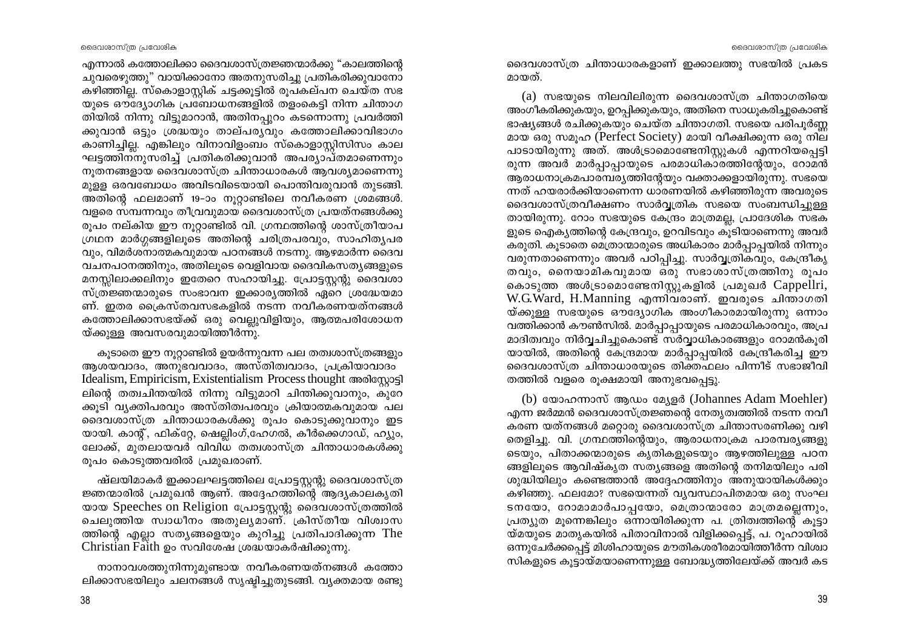എന്നാൽ കത്തോലിക്കാ ദൈവശാസ്ത്രജ്ഞന്മാർക്കു "കാലത്തിന്റെ ചുവരെഴുത്തു" വായിക്കാനോ അതനുസരിച്ചു പ്രതികരിക്കുവാനോ കഴിഞ്ഞില്ല. സ്കൊളാസ്റ്റിക് ചട്ടക്കൂട്ടിൽ രൂപകല്പന ചെയ്ത സഭയുടെ ഔദ്യോഗിക പ്രബോധനങ്ങളിൽ തളംകെട്ടി നിന്ന ചിന്താഗതിയിൽ നിന്നു വിട്ടുമാറാൻ, അതിനപ്പുറം കടന്നൊന്നു പ്രവർത്തിക്കുവാൻ ഒട്ടും ശ്രദ്ധയും താല്പര്യവും കത്തോലിക്കാവിഭാഗം കാണിച്ചില്ല. എങ്കിലും വിനാവിളംബം സ്കൊളാസ്റ്റിസിസം കാലഘട്ടത്തിനനുസരിച്ച് പ്രതികരിക്കുവാൻ അപര്യാപ്തമാണെന്നും നൂതനങ്ങളായ ദൈവശാസ്ത്ര ചിന്താധാരകൾ ആവശ്യമാണെന്നുമുള്ള ഒരവബോധം അവിടവിടെയായി പൊന്തിവരുവാൻ തുടങ്ങി. അതിന്റെ ഫലമാണ് 19-ാം നൂറ്റാണ്ടിലെ നവീകരണ ശ്രമങ്ങൾ. വളരെ സമ്പന്നവും തീവ്രവുമായ ദൈവശാസ്ത്ര പ്രയത്നങ്ങൾക്കു രൂപം നല്കിയ ഈ നൂറ്റാണ്ടിൽ വി. ഗ്രന്ഥത്തിന്റെ ശാസ്ത്രീയാപഗ്രഥന മാർഗ്ഗങ്ങളിലൂടെ അതിന്റെ ചരിത്രപരവും, സാഹിത്യപരവും, വിമർശനാത്മകവുമായ പഠനങ്ങൾ നടന്നു. ആഴമാർന്ന ദൈവവചനപഠനത്തിനും, അതിലൂടെ വെളിവായ ദൈവികസത്യങ്ങളുടെ മനസ്സിലാക്കലിനും ഇതേറെ സഹായിച്ചു. പ്രോട്ടസ്റ്റന്റു ദൈവശാസ്ത്രജ്ഞന്മാരുടെ സംഭാവന ഇക്കാര്യത്തിൽ ഏറെ ശ്രദ്ധേയമാണ്. ഇതര ക്രൈസ്തവസഭകളിൽ നടന്ന നവീകരണയത്നങ്ങൾ കത്തോലിക്കാസഭയ്ക്ക് ഒരു വെല്ലുവിളിയും, ആത്മപരിശോധനയ്ക്കുള്ള അവസരവുമായിത്തീർന്നു.

കൂടാതെ ഈ നൂറ്റാണ്ടിൽ ഉയർന്നുവന്ന പല തത്വശാസ്ത്രങ്ങളും ആശയവാദം, അനുഭവവാദം, അസ്തിത്വവാദം, പ്രക്രിയാവാദം Idealism, Empiricism, Existentialism Process thought അരിസ്റ്റോട്ടിലിന്റെ തത്വചിന്തയിൽ നിന്നു വിട്ടുമാറി ചിന്തിക്കുവാനും, കുറേക്കൂടി വ്യക്തിപരവും അസ്തിത്വപരവും ക്രിയാത്മകവുമായ പല ദൈവശാസ്ത്ര ചിന്താധാരകൾക്കു രൂപം കൊടുക്കുവാനും ഇടയായി. കാന്റ്, ഫിക്റ്റേ, ഷെല്ലിംഗ്,ഹേഗൽ, കീർക്കെഗാഡ്, ഹ്യൂം, ലോക്ക്, മുതലായവർ വിവിധ തത്വശാസ്ത്ര ചിന്താധാരകൾക്കു രൂപം കൊടുത്തവരിൽ പ്രമുഖരാണ്.

ഷ്ലയിമാകർ ഇക്കാലഘട്ടത്തിലെ പ്രോട്ടസ്റ്റന്റു ദൈവശാസ്ത്രജ്ഞന്മാരിൽ പ്രമുഖൻ ആണ്. അദ്ദേഹത്തിന്റെ ആദ്യകാലകൃതിയായ Speeches on Religion പ്രോട്ടസ്റ്റന്റു ദൈവശാസ്ത്രത്തിൽ ചെലുത്തിയ സ്വാധീനം അതുല്യമാണ്. ക്രിസ്തീയ വിശ്വാസത്തിന്റെ എല്ലാ സത്യങ്ങളെയും കുറിച്ചു പ്രതിപാദിക്കുന്ന The Christian Faith ഉം സവിശേഷ ശ്രദ്ധയാകർഷിക്കുന്നു.

നാനാവശത്തുനിന്നുമുണ്ടായ നവീകരണയത്നങ്ങൾ കത്തോലിക്കാസഭയിലും ചലനങ്ങൾ സൃഷ്ടിച്ചുതുടങ്ങി. വ്യക്തമായ രണ്ടു ദൈവശാസ്ത്ര ചിന്താധാരകളാണ് ഇക്കാലത്തു സഭയിൽ പ്രകടമായത്.

(a) സഭയുടെ നിലവിലിരുന്ന ദൈവശാസ്ത്ര ചിന്താഗതിയെ അംഗീകരിക്കുകയും, ഉറപ്പിക്കുകയും, അതിനെ സാധൂകരിച്ചുകൊണ്ട് ഭാഷ്യങ്ങൾ രചിക്കുകയും ചെയ്ത ചിന്താഗതി. സഭയെ പരിപൂർണ്ണമായ ഒരു സമൂഹ (Perfect Society) മായി വീക്ഷിക്കുന്ന ഒരു നിലപാടായിരുന്നു അത്. അൾട്രാമൊണ്ടേനിസ്റ്റുകൾ എന്നറിയപ്പെട്ടിരുന്ന അവർ മാർപ്പാപ്പായുടെ പരമാധികാരത്തിന്റേയും, റോമൻ ആരാധനാക്രമപാരമ്പര്യത്തിന്റേയും വക്താക്കളായിരുന്നു. സഭയെന്നത് ഹയരാർക്കിയാണെന്ന ധാരണയിൽ കഴിഞ്ഞിരുന്ന അവരുടെ ദൈവശാസ്ത്രവീക്ഷണം സാർവ്വത്രിക സഭയെ സംബന്ധിച്ചുള്ളതായിരുന്നു. റോം സഭയുടെ കേന്ദ്രം മാത്രമല്ല, പ്രാദേശിക സഭകളുടെ ഐക്യത്തിന്റെ കേന്ദ്രവും, ഉറവിടവും കൂടിയാണെന്നു അവർ കരുതി. കൂടാതെ മെത്രാന്മാരുടെ അധികാരം മാർപ്പാപ്പയിൽ നിന്നും വരുന്നതാണെന്നും അവർ പഠിപ്പിച്ചു. സാർവ്വത്രികവും, കേന്ദ്രീകൃതവും, നൈയാമികവുമായ ഒരു സഭാശാസ്ത്രത്തിനു രൂപം കൊടുത്ത അൾട്രാമൊണ്ടേനിസ്റ്റുകളിൽ പ്രമുഖർ Cappellri, W.G.Ward, H.Manning എന്നിവരാണ്. ഇവരുടെ ചിന്താഗതിയ്ക്കുള്ള സഭയുടെ ഔദ്യോഗിക അംഗീകാരമായിരുന്നു ഒന്നാം വത്തിക്കാൻ കൗൺസിൽ. മാർപ്പാപ്പായുടെ പരമാധികാരവും, അപ്രമാദിത്വവും നിർവ്വചിച്ചുകൊണ്ട് സർവ്വാധികാരങ്ങളും റോമൻകൂരിയായിൽ, അതിന്റെ കേന്ദ്രമായ മാർപ്പാപ്പയിൽ കേന്ദ്രീകരിച്ച ഈ ദൈവശാസ്ത്ര ചിന്താധാരയുടെ തിക്തഫലം പിന്നീട് സഭാജീവിതത്തിൽ വളരെ രൂക്ഷമായി അനുഭവപ്പെട്ടു.

(b) യോഹന്നാസ് ആഡം മ്യേളർ (Johannes Adam Moehler) എന്ന ജർമ്മൻ ദൈവശാസ്ത്രജ്ഞന്റെ നേതൃത്വത്തിൽ നടന്ന നവീകരണ യത്നങ്ങൾ മറ്റൊരു ദൈവശാസ്ത്ര ചിന്താസരണിക്കു വഴിതെളിച്ചു. വി. ഗ്രന്ഥത്തിന്റെയും, ആരാധനാക്രമ പാരമ്പര്യങ്ങളുടെയും, പിതാക്കന്മാരുടെ കൃതികളുടെയും ആഴത്തിലുള്ള പഠനങ്ങളിലൂടെ ആവിഷ്കൃത സത്യങ്ങളെ അതിന്റെ തനിമയിലും പരിശുദ്ധിയിലും കണ്ടെത്താൻ അദ്ദേഹത്തിനും അനുയായികൾക്കും കഴിഞ്ഞു. ഫലമോ? സഭയെന്നത് വ്യവസ്ഥാപിതമായ ഒരു സംഘടനയോ, റോമാമാർപാപ്പയോ, മെത്രാന്മാരോ മാത്രമല്ലെന്നും, പ്രത്യുത മൂന്നെങ്കിലും ഒന്നായിരിക്കുന്ന പ. ത്രിത്വത്തിന്റെ കൂട്ടായ്മയുടെ മാതൃകയിൽ പിതാവിനാൽ വിളിക്കപ്പെട്ട്, പ. റൂഹായിൽ ഒന്നുചേർക്കപ്പെട്ട് മിശിഹായുടെ മൗതികശരീരമായിത്തീർന്ന വിശ്വാസികളുടെ കൂട്ടായ്മയാണെന്നുള്ള ബോദ്ധ്യത്തിലേയ്ക്ക് അവർ കട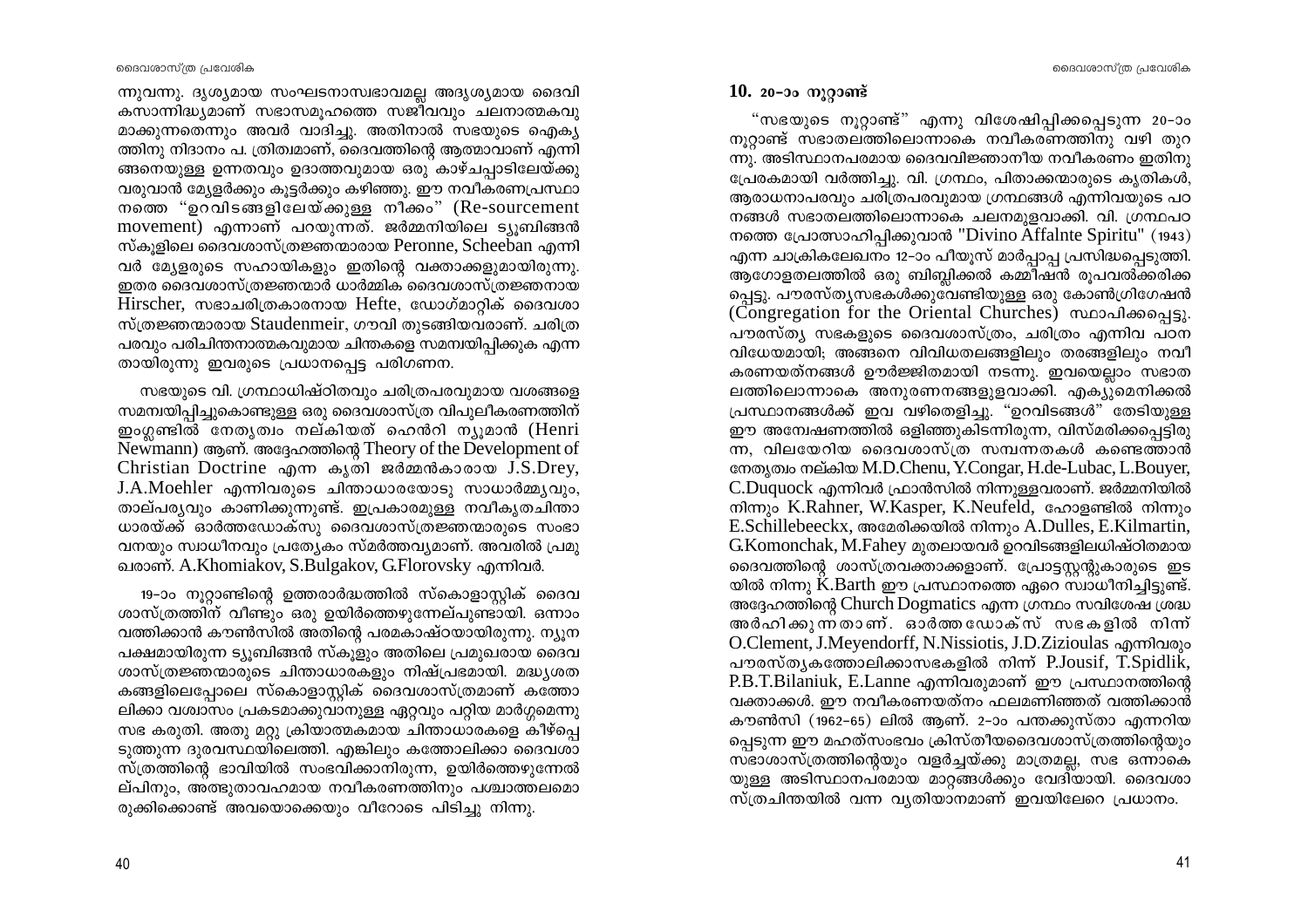ന്നുവന്നു. ദൃശ്യമായ സംഘടനാസ്വഭാവമല്ല അദൃശ്യമായ ദൈവികസാന്നിദ്ധ്യമാണ് സഭാസമൂഹത്തെ സജീവവും ചലനാത്മകവുമാക്കുന്നതെന്നും അവർ വാദിച്ചു. അതിനാൽ സഭയുടെ ഐക്യത്തിനു നിദാനം പ. ത്രിത്വമാണ്, ദൈവത്തിന്റെ ആത്മാവാണ് എന്നിങ്ങനെയുള്ള ഉന്നതവും ഉദാത്തവുമായ ഒരു കാഴ്ചപ്പാടിലേയ്ക്കു വരുവാൻ മ്യേളർക്കും കൂട്ടർക്കും കഴിഞ്ഞു. ഈ നവീകരണപ്രസ്ഥാനത്തെ "ഉറവിടങ്ങളിലേയ്ക്കുള്ള നീക്കം" (Re-sourcement movement) എന്നാണ് പറയുന്നത്. ജർമ്മനിയിലെ ട്യൂബിങ്ങൻ സ്കൂളിലെ ദൈവശാസ്ത്രജ്ഞന്മാരായ Peronne, Scheeban എന്നിവർ മ്യേളരുടെ സഹായികളും ഇതിന്റെ വക്താക്കളുമായിരുന്നു. ഇതര ദൈവശാസ്ത്രജ്ഞന്മാർ ധാർമ്മിക ദൈവശാസ്ത്രജ്ഞനായ Hirscher, സഭാചരിത്രകാരനായ Hefte, ഡോഗ്മാറ്റിക് ദൈവശാസ്ത്രജ്ഞന്മാരായ Staudenmeir, ഗൗവി തുടങ്ങിയവരാണ്. ചരിത്രപരവും പരിചിന്തനാത്മകവുമായ ചിന്തകളെ സമന്വയിപ്പിക്കുക എന്നതായിരുന്നു ഇവരുടെ പ്രധാനപ്പെട്ട പരിഗണന.

സഭയുടെ വി. ഗ്രന്ഥാധിഷ്ഠിതവും ചരിത്രപരവുമായ വശങ്ങളെ സമന്വയിപ്പിച്ചുകൊണ്ടുള്ള ഒരു ദൈവശാസ്ത്ര വിപുലീകരണത്തിന് ഇംഗ്ലണ്ടിൽ നേതൃത്വം നല്കിയത് ഹെൻറി ന്യൂമാൻ (Henri Newmann) ആണ്. അദ്ദേഹത്തിന്റെ Theory of the Development of Christian Doctrine എന്ന കൃതി ജർമ്മൻകാരായ J.S.Drey, J.A.Moehler എന്നിവരുടെ ചിന്താധാരയോടു സാധാർമ്മ്യവും, താല്പര്യവും കാണിക്കുന്നുണ്ട്. ഇപ്രകാരമുള്ള നവീകൃതചിന്താധാരയ്ക്ക് ഓർത്തഡോക്സു ദൈവശാസ്ത്രജ്ഞന്മാരുടെ സംഭാവനയും സ്വാധീനവും പ്രത്യേകം സ്മർത്തവ്യമാണ്. അവരിൽ പ്രമുഖരാണ്. A.Khomiakov, S.Bulgakov, G.Florovsky എന്നിവർ.

19-ാം നൂറ്റാണ്ടിന്റെ ഉത്തരാർദ്ധത്തിൽ സ്കൊളാസ്റ്റിക് ദൈവശാസ്ത്രത്തിന് വീണ്ടും ഒരു ഉയിർത്തെഴുന്നേല്പുണ്ടായി. ഒന്നാം വത്തിക്കാൻ കൗൺസിൽ അതിന്റെ പരമകാഷ്ഠയായിരുന്നു. ന്യൂനപക്ഷമായിരുന്ന ട്യൂബിങ്ങൻ സ്കൂളും അതിലെ പ്രമുഖരായ ദൈവശാസ്ത്രജ്ഞന്മാരുടെ ചിന്താധാരകളും നിഷ്പ്രഭമായി. മദ്ധ്യശതകങ്ങളിലെപ്പോലെ സ്കൊളാസ്റ്റിക് ദൈവശാസ്ത്രമാണ് കത്തോലിക്കാ വിശ്വാസം പ്രകടമാക്കുവാനുള്ള ഏറ്റവും പറ്റിയ മാർഗ്ഗമെന്നു സഭ കരുതി. അതു മറ്റു ക്രിയാത്മകമായ ചിന്താധാരകളെ കീഴ്പ്പെടുത്തുന്ന ദുരവസ്ഥയിലെത്തി. എങ്കിലും കത്തോലിക്കാ ദൈവശാസ്ത്രത്തിന്റെ ഭാവിയിൽ സംഭവിക്കാനിരുന്ന, ഉയിർത്തെഴുന്നേൽപിനും, അത്ഭുതാവഹമായ നവീകരണത്തിനും പശ്ചാത്തലമൊരുക്കിക്കൊണ്ട് അവയൊക്കെയും വീറോടെ പിടിച്ചു നിന്നു.

## 10. 20-ാം നൂറ്റാണ്ട്

"സഭയുടെ നൂറ്റാണ്ട്" എന്നു വിശേഷിപ്പിക്കപ്പെടുന്ന 20-ാം നൂറ്റാണ്ട് സഭാതലത്തിലൊന്നാകെ നവീകരണത്തിനു വഴി തുറന്നു. അടിസ്ഥാനപരമായ ദൈവവിജ്ഞാനീയ നവീകരണം ഇതിനു പ്രേരകമായി വർത്തിച്ചു. വി. ഗ്രന്ഥം, പിതാക്കന്മാരുടെ കൃതികൾ, ആരാധനാപരവും ചരിത്രപരവുമായ ഗ്രന്ഥങ്ങൾ എന്നിവയുടെ പഠനങ്ങൾ സഭാതലത്തിലൊന്നാകെ ചലനമുളവാക്കി. വി. ഗ്രന്ഥപഠനത്തെ പ്രോത്സാഹിപ്പിക്കുവാൻ "Divino Affalnte Spiritu" (1943) എന്ന ചാക്രികലേഖനം 12-ാം പീയൂസ് മാർപ്പാപ്പ പ്രസിദ്ധപ്പെടുത്തി. ആഗോളതലത്തിൽ ഒരു ബിബ്ലിക്കൽ കമ്മീഷൻ രൂപവൽക്കരിക്കപ്പെട്ടു. പൗരസ്ത്യസഭകൾക്കുവേണ്ടിയുള്ള ഒരു കോൺഗ്രിഗേഷൻ (Congregation for the Oriental Churches) സ്ഥാപിക്കപ്പെട്ടു. പൗരസ്ത്യ സഭകളുടെ ദൈവശാസ്ത്രം, ചരിത്രം എന്നിവ പഠനവിധേയമായി; അങ്ങനെ വിവിധതലങ്ങളിലും തരങ്ങളിലും നവീകരണയത്നങ്ങൾ ഊർജ്ജിതമായി നടന്നു. ഇവയെല്ലാം സഭാതലത്തിലൊന്നാകെ അനുരണനങ്ങളുളവാക്കി. എക്യുമെനിക്കൽ പ്രസ്ഥാനങ്ങൾക്ക് ഇവ വഴിതെളിച്ചു. "ഉറവിടങ്ങൾ" തേടിയുള്ള ഈ അന്വേഷണത്തിൽ ഒളിഞ്ഞുകിടന്നിരുന്ന, വിസ്മരിക്കപ്പെട്ടിരുന്ന, വിലയേറിയ ദൈവശാസ്ത്ര സമ്പന്നതകൾ കണ്ടെത്താൻ നേതൃത്വം നല്കിയ M.D.Chenu, Y.Congar, H.de-Lubac, L.Bouyer, C.Duquock എന്നിവർ ഫ്രാൻസിൽ നിന്നുള്ളവരാണ്. ജർമ്മനിയിൽ നിന്നും K.Rahner, W.Kasper, K.Neufeld, ഹോളണ്ടിൽ നിന്നും E.Schillebeeckx, അമേരിക്കയിൽ നിന്നും A.Dulles, E.Kilmartin, G.Komonchak, M.Fahey മുതലായവർ ഉറവിടങ്ങളിലധിഷ്ഠിതമായ ദൈവത്തിന്റെ ശാസ്ത്രവക്താക്കളാണ്. പ്രോട്ടസ്റ്റന്റുകാരുടെ ഇടയിൽ നിന്നു K.Barth ഈ പ്രസ്ഥാനത്തെ ഏറെ സ്വാധീനിച്ചിട്ടുണ്ട്. അദ്ദേഹത്തിന്റെ Church Dogmatics എന്ന ഗ്രന്ഥം സവിശേഷ ശ്രദ്ധ അർഹിക്കുന്നതാണ്. ഓർത്തഡോക്സ് സഭകളിൽ നിന്ന് O.Clement, J.Meyendorff, N.Nissiotis, J.D.Zizioulas എന്നിവരും പൗരസ്ത്യകത്തോലിക്കാസഭകളിൽ നിന്ന് P.Jousif, T.Spidlik, P.B.T.Bilaniuk, E.Lanne എന്നിവരുമാണ് ഈ പ്രസ്ഥാനത്തിന്റെ വക്താക്കൾ. ഈ നവീകരണയത്നം ഫലമണിഞ്ഞത് വത്തിക്കാൻ കൗൺസിൽ (1962-65) ലിൽ ആണ്. 2-ാം പന്തക്കുസ്താ എന്നറിയപ്പെടുന്ന ഈ മഹത്സംഭവം ക്രിസ്തീയദൈവശാസ്ത്രത്തിന്റെയും സഭാശാസ്ത്രത്തിന്റെയും വളർച്ചയ്ക്കു മാത്രമല്ല, സഭ ഒന്നാകെയുള്ള അടിസ്ഥാനപരമായ മാറ്റങ്ങൾക്കും വേദിയായി. ദൈവശാസ്ത്രചിന്തയിൽ വന്ന വ്യതിയാനമാണ് ഇവയിലേറെ പ്രധാനം.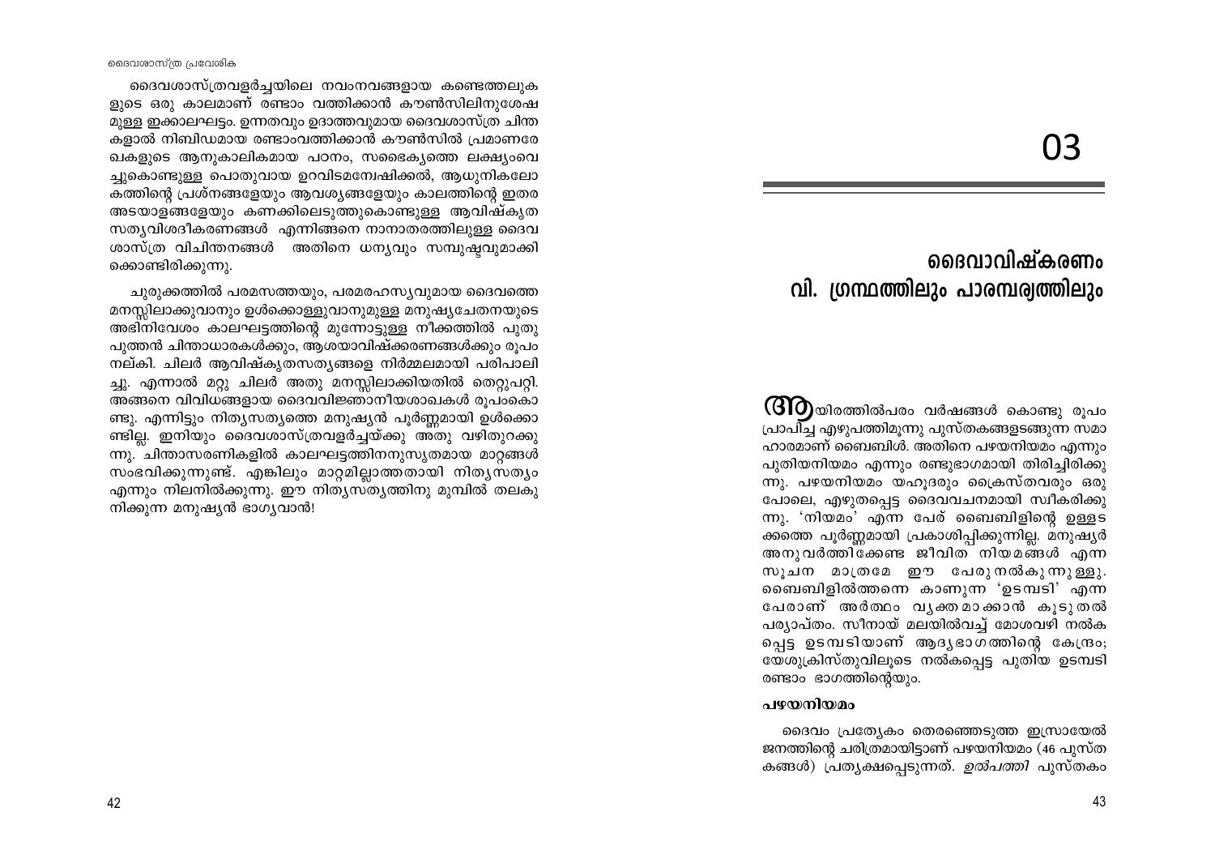ദൈവശാസ്ത്രവളർച്ചയിലെ നവംനവങ്ങളായ കണ്ടെത്തലുകളുടെ ഒരു കാലമാണ് രണ്ടാം വത്തിക്കാൻ കൗൺസിലിനുശേഷമുള്ള ഇക്കാലഘട്ടം. ഉന്നതവും ഉദാത്തവുമായ ദൈവശാസ്ത്ര ചിന്തകളാൽ നിബിഡമായ രണ്ടാംവത്തിക്കാൻ കൗൺസിൽ പ്രമാണരേഖകളുടെ ആനുകാലികമായ പഠനം, സഭൈക്യത്തെ ലക്ഷ്യംവെച്ചുകൊണ്ടുള്ള പൊതുവായ ഉറവിടമന്വേഷിക്കൽ, ആധുനികലോകത്തിന്റെ പ്രശ്നങ്ങളേയും ആവശ്യങ്ങളേയും കാലത്തിന്റെ ഇതര അടയാളങ്ങളേയും കണക്കിലെടുത്തുകൊണ്ടുള്ള ആവിഷ്കൃത സത്യവിശദീകരണങ്ങൾ എന്നിങ്ങനെ നാനാതരത്തിലുള്ള ദൈവശാസ്ത്ര വിചിന്തനങ്ങൾ അതിനെ ധന്യവും സമ്പുഷ്ടവുമാക്കിക്കൊണ്ടിരിക്കുന്നു.

ചുരുക്കത്തിൽ പരമസത്തയും, പരമരഹസ്യവുമായ ദൈവത്തെ മനസ്സിലാക്കുവാനും ഉൾക്കൊള്ളുവാനുമുള്ള മനുഷ്യചേതനയുടെ അഭിനിവേശം കാലഘട്ടത്തിന്റെ മുന്നോട്ടുള്ള നീക്കത്തിൽ പുതുപുത്തൻ ചിന്താധാരകൾക്കും, ആശയാവിഷ്ക്കരണങ്ങൾക്കും രൂപം നല്കി. ചിലർ ആവിഷ്കൃതസത്യങ്ങളെ നിർമ്മലമായി പരിപാലിച്ചു. എന്നാൽ മറ്റു ചിലർ അതു മനസ്സിലാക്കിയതിൽ തെറ്റുപറ്റി. അങ്ങനെ വിവിധങ്ങളായ ദൈവവിജ്ഞാനീയശാഖകൾ രൂപംകൊണ്ടു. എന്നിട്ടും നിത്യസത്യത്തെ മനുഷ്യൻ പൂർണ്ണമായി ഉൾക്കൊണ്ടില്ല. ഇനിയും ദൈവശാസ്ത്രവളർച്ചയ്ക്കു അതു വഴിതുറക്കുന്നു. ചിന്താസരണികളിൽ കാലഘട്ടത്തിനനുസൃതമായ മാറ്റങ്ങൾ സംഭവിക്കുന്നുണ്ട്. എങ്കിലും മാറ്റമില്ലാത്തതായി നിത്യസത്യം എന്നും നിലനിൽക്കുന്നു. ഈ നിത്യസത്യത്തിനു മുമ്പിൽ തലകുനിക്കുന്ന മനുഷ്യൻ ഭാഗ്യവാൻ!

# 03

# ദൈവാവിഷ്കരണം വി. ഗ്രന്ഥത്തിലും പാരമ്പര്യത്തിലും

ആയിരത്തിൽപരം വർഷങ്ങൾ കൊണ്ടു രൂപം പ്രാപിച്ച എഴുപത്തിമൂന്നു പുസ്തകങ്ങളടങ്ങുന്ന സമാഹാരമാണ് ബൈബിൾ. അതിനെ പഴയനിയമം എന്നും പുതിയനിയമം എന്നും രണ്ടുഭാഗമായി തിരിച്ചിരിക്കുന്നു. പഴയനിയമം യഹൂദരും ക്രൈസ്തവരും ഒരുപോലെ, എഴുതപ്പെട്ട ദൈവവചനമായി സ്വീകരിക്കുന്നു. 'നിയമം' എന്ന പേര് ബൈബിളിന്റെ ഉള്ളടക്കത്തെ പൂർണ്ണമായി പ്രകാശിപ്പിക്കുന്നില്ല. മനുഷ്യർ അനുവർത്തിക്കേണ്ട ജീവിത നിയമങ്ങൾ എന്ന സൂചന മാത്രമേ ഈ പേരു നൽകുന്നുള്ളു. ബൈബിളിൽത്തന്നെ കാണുന്ന 'ഉടമ്പടി' എന്ന പേരാണ് അർത്ഥം വ്യക്തമാക്കാൻ കൂടുതൽ പര്യാപ്തം. സീനായ് മലയിൽവച്ച് മോശവഴി നൽകപ്പെട്ട ഉടമ്പടിയാണ് ആദ്യഭാഗത്തിന്റെ കേന്ദ്രം; യേശുക്രിസ്തുവിലൂടെ നൽകപ്പെട്ട പുതിയ ഉടമ്പടി രണ്ടാം ഭാഗത്തിന്റെയും.

### പഴയനിയമം

ദൈവം പ്രത്യേകം തെരഞ്ഞെടുത്ത ഇസ്രായേൽ ജനത്തിന്റെ ചരിത്രമായിട്ടാണ് പഴയനിയമം (46 പുസ്തകങ്ങൾ) പ്രത്യക്ഷപ്പെടുന്നത്. *ഉൽപത്തി* പുസ്തകം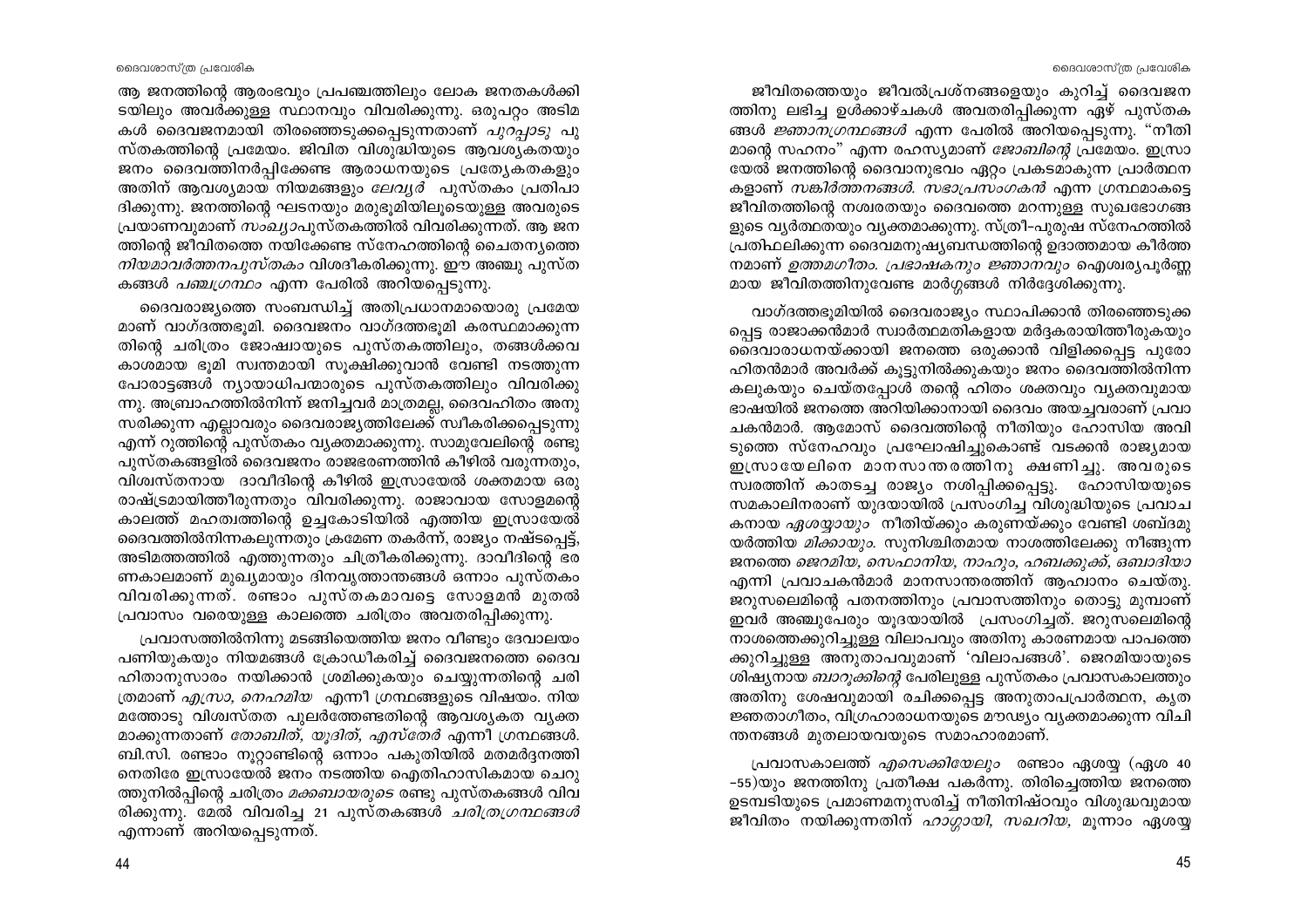ആ ജനത്തിന്റെ ആരംഭവും പ്രപഞ്ചത്തിലും ലോക ജനതകൾക്കിടയിലും അവർക്കുള്ള സ്ഥാനവും വിവരിക്കുന്നു. ഒരുപറ്റം അടിമകൾ ദൈവജനമായി തിരഞ്ഞെടുക്കപ്പെടുന്നതാണ് *പുറപ്പാടു* പുസ്തകത്തിന്റെ പ്രമേയം. ജീവിത വിശുദ്ധിയുടെ ആവശ്യകതയും ജനം ദൈവത്തിനർപ്പിക്കേണ്ട ആരാധനയുടെ പ്രത്യേകതകളും അതിന് ആവശ്യമായ നിയമങ്ങളും *ലേവ്യർ* പുസ്തകം പ്രതിപാദിക്കുന്നു. ജനത്തിന്റെ ഘടനയും മരുഭൂമിയിലൂടെയുള്ള അവരുടെ പ്രയാണവുമാണ് *സംഖ്യാ*പുസ്തകത്തിൽ വിവരിക്കുന്നത്. ആ ജനത്തിന്റെ ജീവിതത്തെ നയിക്കേണ്ട സ്നേഹത്തിന്റെ ചൈതന്യത്തെ *നിയമാവർത്തനപുസ്തകം* വിശദീകരിക്കുന്നു. ഈ അഞ്ചു പുസ്തകങ്ങൾ *പഞ്ചഗ്രന്ഥം* എന്ന പേരിൽ അറിയപ്പെടുന്നു.

ദൈവരാജ്യത്തെ സംബന്ധിച്ച് അതിപ്രധാനമായൊരു പ്രമേയമാണ് വാഗ്ദത്തഭൂമി. ദൈവജനം വാഗ്ദത്തഭൂമി കരസ്ഥമാക്കുന്നതിന്റെ ചരിത്രം ജോഷ്വായുടെ പുസ്തകത്തിലും, തങ്ങൾക്കവകാശമായ ഭൂമി സ്വന്തമായി സൂക്ഷിക്കുവാൻ വേണ്ടി നടത്തുന്ന പോരാട്ടങ്ങൾ ന്യായാധിപന്മാരുടെ പുസ്തകത്തിലും വിവരിക്കുന്നു. അബ്രാഹത്തിൽനിന്ന് ജനിച്ചവർ മാത്രമല്ല, ദൈവഹിതം അനുസരിക്കുന്ന എല്ലാവരും ദൈവരാജ്യത്തിലേക്ക് സ്വീകരിക്കപ്പെടുന്നു എന്ന് റൂത്തിന്റെ പുസ്തകം വ്യക്തമാക്കുന്നു. സാമുവേലിന്റെ രണ്ടു പുസ്തകങ്ങളിൽ ദൈവജനം രാജഭരണത്തിൻ കീഴിൽ വരുന്നതും, വിശ്വസ്തനായ ദാവീദിന്റെ കീഴിൽ ഇസ്രായേൽ ശക്തമായ ഒരു രാഷ്ട്രമായിത്തീരുന്നതും വിവരിക്കുന്നു. രാജാവായ സോളമന്റെ കാലത്ത് മഹത്വത്തിന്റെ ഉച്ചകോടിയിൽ എത്തിയ ഇസ്രായേൽ ദൈവത്തിൽനിന്നകലുന്നതും ക്രമേണ തകർന്ന്, രാജ്യം നഷ്ടപ്പെട്ട്, അടിമത്തത്തിൽ എത്തുന്നതും ചിത്രീകരിക്കുന്നു. ദാവീദിന്റെ ഭരണകാലമാണ് മുഖ്യമായും ദിനവൃത്താന്തങ്ങൾ ഒന്നാം പുസ്തകം വിവരിക്കുന്നത്. രണ്ടാം പുസ്തകമാവട്ടെ സോളമൻ മുതൽ പ്രവാസം വരെയുള്ള കാലത്തെ ചരിത്രം അവതരിപ്പിക്കുന്നു.

പ്രവാസത്തിൽനിന്നു മടങ്ങിയെത്തിയ ജനം വീണ്ടും ദേവാലയം പണിയുകയും നിയമങ്ങൾ ക്രോഡീകരിച്ച് ദൈവജനത്തെ ദൈവഹിതാനുസാരം നയിക്കാൻ ശ്രമിക്കുകയും ചെയ്യുന്നതിന്റെ ചരിത്രമാണ് *എസ്രാ, നെഹമിയ* എന്നീ ഗ്രന്ഥങ്ങളുടെ വിഷയം. നിയമത്തോടു വിശ്വസ്തത പുലർത്തേണ്ടതിന്റെ ആവശ്യകത വ്യക്തമാക്കുന്നതാണ് *തോബിത്, യൂദിത്, എസ്തേർ* എന്നീ ഗ്രന്ഥങ്ങൾ. ബി.സി. രണ്ടാം നൂറ്റാണ്ടിന്റെ ഒന്നാം പകുതിയിൽ മതമർദ്ദനത്തിനെതിരേ ഇസ്രായേൽ ജനം നടത്തിയ ഐതിഹാസികമായ ചെറുത്തുനിൽപ്പിന്റെ ചരിത്രം *മക്കബായരുടെ* രണ്ടു പുസ്തകങ്ങൾ വിവരിക്കുന്നു. മേൽ വിവരിച്ച 21 പുസ്തകങ്ങൾ *ചരിത്രഗ്രന്ഥങ്ങൾ* എന്നാണ് അറിയപ്പെടുന്നത്.

ജീവിതത്തെയും ജീവൽപ്രശ്നങ്ങളെയും കുറിച്ച് ദൈവജനത്തിനു ലഭിച്ച ഉൾക്കാഴ്ചകൾ അവതരിപ്പിക്കുന്ന ഏഴ് പുസ്തകങ്ങൾ *ജ്ഞാനഗ്രന്ഥങ്ങൾ* എന്ന പേരിൽ അറിയപ്പെടുന്നു. "നീതിമാന്റെ സഹനം" എന്ന രഹസ്യമാണ് *ജോബിന്റെ* പ്രമേയം. ഇസ്രായേൽ ജനത്തിന്റെ ദൈവാനുഭവം ഏറ്റം പ്രകടമാകുന്ന പ്രാർത്ഥനകളാണ് *സങ്കീർത്തനങ്ങൾ. സഭാപ്രസംഗകൻ* എന്ന ഗ്രന്ഥമാകട്ടെ ജീവിതത്തിന്റെ നശ്വരതയും ദൈവത്തെ മറന്നുള്ള സുഖഭോഗങ്ങളുടെ വ്യർത്ഥതയും വ്യക്തമാക്കുന്നു. സ്ത്രീ-പുരുഷ സ്നേഹത്തിൽ പ്രതിഫലിക്കുന്ന ദൈവമനുഷ്യബന്ധത്തിന്റെ ഉദാത്തമായ കീർത്തനമാണ് *ഉത്തമഗീതം. പ്രഭാഷകനും ജ്ഞാനവും* ഐശ്വര്യപൂർണ്ണമായ ജീവിതത്തിനുവേണ്ട മാർഗ്ഗങ്ങൾ നിർദ്ദേശിക്കുന്നു.

വാഗ്ദത്തഭൂമിയിൽ ദൈവരാജ്യം സ്ഥാപിക്കാൻ തിരഞ്ഞെടുക്കപ്പെട്ട രാജാക്കന്മാർ സ്വാർത്ഥമതികളായ മർദ്ദകരായിത്തീരുകയും ദൈവാരാധനയ്ക്കായി ജനത്തെ ഒരുക്കാൻ വിളിക്കപ്പെട്ട പുരോഹിതന്മാർ അവർക്ക് കൂട്ടുനിൽക്കുകയും ജനം ദൈവത്തിൽനിന്ന കലുകയും ചെയ്തപ്പോൾ തന്റെ ഹിതം ശക്തവും വ്യക്തവുമായ ഭാഷയിൽ ജനത്തെ അറിയിക്കാനായി ദൈവം അയച്ചവരാണ് പ്രവാചകന്മാർ. ആമോസ് ദൈവത്തിന്റെ നീതിയും ഹോസിയ അവിടുത്തെ സ്നേഹവും പ്രഘോഷിച്ചുകൊണ്ട് വടക്കൻ രാജ്യമായ ഇസ്രായേലിനെ മാനസാന്തരത്തിനു ക്ഷണിച്ചു. അവരുടെ സ്വരത്തിന് കാതടച്ച രാജ്യം നശിപ്പിക്കപ്പെട്ടു. ഹോസിയയുടെ സമകാലികരാണ് യൂദയായിൽ പ്രസംഗിച്ച വിശുദ്ധിയുടെ പ്രവാചകനായ *ഏശയ്യായും* നീതിയ്ക്കും കരുണയ്ക്കും വേണ്ടി ശബ്ദമുയർത്തിയ *മിക്കായും*. സുനിശ്ചിതമായ നാശത്തിലേക്കു നീങ്ങുന്ന ജനത്തെ *ജെറമിയ, സെഫാനിയ, നാഹും, ഹബക്കുക്ക്, ഒബാദിയാ* എന്നി പ്രവാചകന്മാർ മാനസാന്തരത്തിന് ആഹ്വാനം ചെയ്തു. ജറുസലെമിന്റെ പതനത്തിനും പ്രവാസത്തിനും തൊട്ടു മുമ്പാണ് ഇവർ അഞ്ചുപേരും യൂദയായിൽ പ്രസംഗിച്ചത്. ജറുസലെമിന്റെ നാശത്തെക്കുറിച്ചുള്ള വിലാപവും അതിനു കാരണമായ പാപത്തെക്കുറിച്ചുള്ള അനുതാപവുമാണ് 'വിലാപങ്ങൾ'. ജെറമിയായുടെ ശിഷ്യനായ *ബാറൂക്കിന്റെ* പേരിലുള്ള പുസ്തകം പ്രവാസകാലത്തും അതിനു ശേഷവുമായി രചിക്കപ്പെട്ട അനുതാപപ്രാർത്ഥന, കൃതജ്ഞതാഗീതം, വിഗ്രഹാരാധനയുടെ മൗഢ്യം വ്യക്തമാക്കുന്ന വിചിന്തനങ്ങൾ മുതലായവയുടെ സമാഹാരമാണ്.

പ്രവാസകാലത്ത് *എസെക്കിയേലും* രണ്ടാം ഏശയ്യ (ഏശ 40 –55)യും ജനത്തിനു പ്രതീക്ഷ പകർന്നു. തിരിച്ചെത്തിയ ജനത്തെ ഉടമ്പടിയുടെ പ്രമാണമനുസരിച്ച് നീതിനിഷ്ഠവും വിശുദ്ധവുമായ ജീവിതം നയിക്കുന്നതിന് *ഹാഗ്ഗായി, സഖറിയ,* മൂന്നാം ഏശയ്യ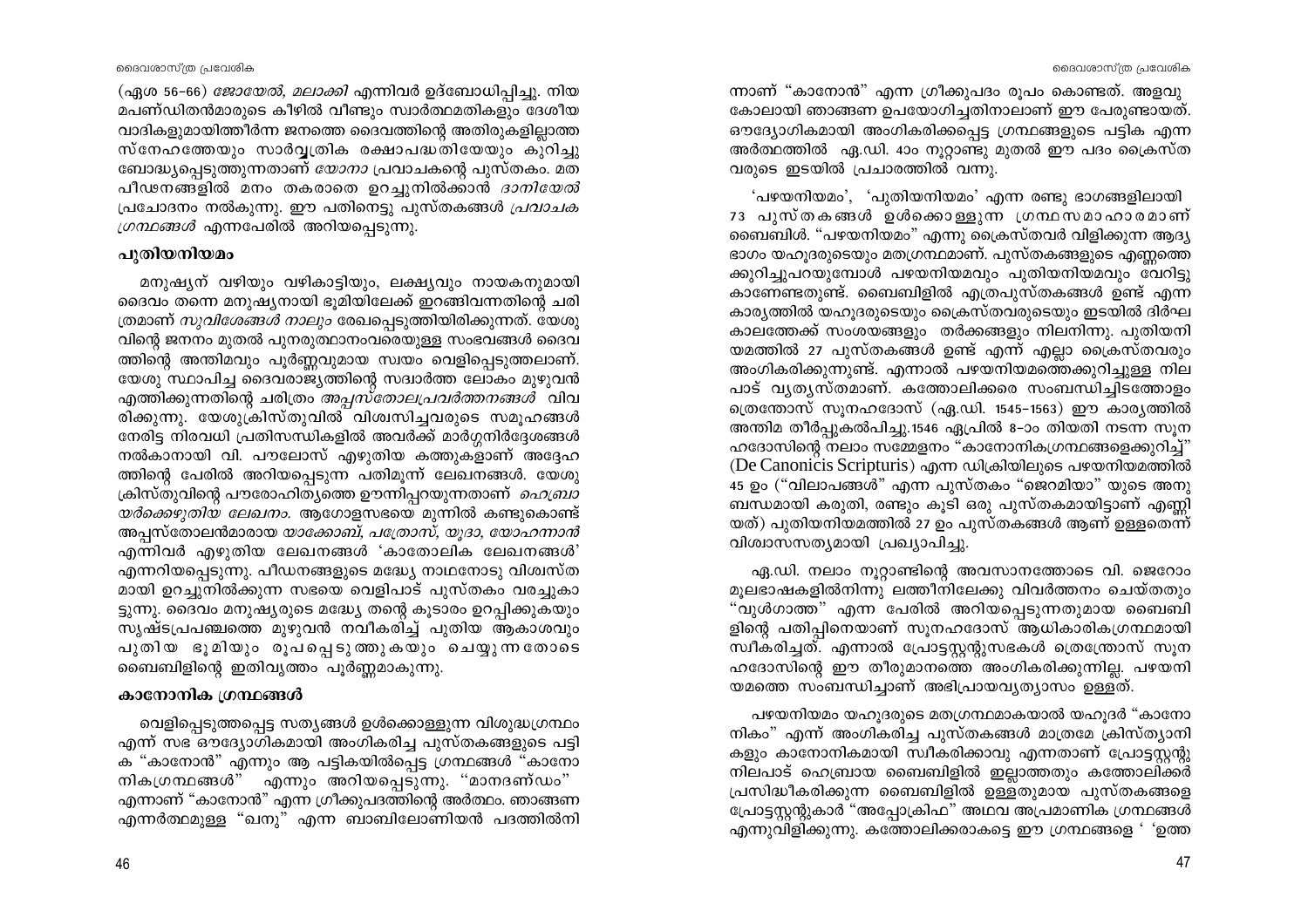(ഏശ 56–66) *ജോയേൽ, മലാക്കി* എന്നിവർ ഉദ്ബോധിപ്പിച്ചു. നിയമപണ്ഡിതൻമാരുടെ കീഴിൽ വീണ്ടും സ്വാർത്ഥമതികളും ദേശീയവാദികളുമായിത്തീർന്ന ജനത്തെ ദൈവത്തിന്റെ അതിരുകളില്ലാത്ത സ്നേഹത്തേയും സാർവ്വത്രിക രക്ഷാപദ്ധതിയേയും കുറിച്ചു ബോദ്ധ്യപ്പെടുത്തുന്നതാണ് *യോനാ* പ്രവാചകന്റെ പുസ്തകം. മതപീഢനങ്ങളിൽ മനം തകരാതെ ഉറച്ചുനിൽക്കാൻ *ദാനിയേൽ* പ്രചോദനം നൽകുന്നു. ഈ പതിനെട്ടു പുസ്തകങ്ങൾ *പ്രവാചക ഗ്രന്ഥങ്ങൾ* എന്നപേരിൽ അറിയപ്പെടുന്നു.

## പുതിയനിയമം

മനുഷ്യന് വഴിയും വഴികാട്ടിയും, ലക്ഷ്യവും നായകനുമായി ദൈവം തന്നെ മനുഷ്യനായി ഭൂമിയിലേക്ക് ഇറങ്ങിവന്നതിന്റെ ചരിത്രമാണ് *സുവിശേഷങ്ങൾ നാലും* രേഖപ്പെടുത്തിയിരിക്കുന്നത്. യേശുവിന്റെ ജനനം മുതൽ പുനരുത്ഥാനംവരെയുള്ള സംഭവങ്ങൾ ദൈവത്തിന്റെ അന്തിമവും പൂർണ്ണവുമായ സ്വയം വെളിപ്പെടുത്തലാണ്. യേശു സ്ഥാപിച്ച ദൈവരാജ്യത്തിന്റെ സദ്വാർത്ത ലോകം മുഴുവൻ എത്തിക്കുന്നതിന്റെ ചരിത്രം *അപ്പസ്തോലപ്രവർത്തനങ്ങൾ* വിവരിക്കുന്നു. യേശുക്രിസ്തുവിൽ വിശ്വസിച്ചവരുടെ സമൂഹങ്ങൾ നേരിട്ട നിരവധി പ്രതിസന്ധികളിൽ അവർക്ക് മാർഗ്ഗനിർദ്ദേശങ്ങൾ നൽകാനായി വി. പൗലോസ് എഴുതിയ കത്തുകളാണ് അദ്ദേഹത്തിന്റെ പേരിൽ അറിയപ്പെടുന്ന പതിമൂന്ന് ലേഖനങ്ങൾ. യേശുക്രിസ്തുവിന്റെ പൗരോഹിത്യത്തെ ഊന്നിപ്പറയുന്നതാണ് *ഹെബ്രായർക്കെഴുതിയ ലേഖനം.* ആഗോളസഭയെ മുന്നിൽ കണ്ടുകൊണ്ട് അപ്പസ്തോലൻമാരായ *യാക്കോബ്, പത്രോസ്, യൂദാ, യോഹന്നാൻ* എന്നിവർ എഴുതിയ ലേഖനങ്ങൾ 'കാതോലിക ലേഖനങ്ങൾ' എന്നറിയപ്പെടുന്നു. പീഡനങ്ങളുടെ മദ്ധ്യേ നാഥനോടു വിശ്വസ്തമായി ഉറച്ചുനിൽക്കുന്ന സഭയെ വെളിപാട് പുസ്തകം വരച്ചുകാട്ടുന്നു. ദൈവം മനുഷ്യരുടെ മദ്ധ്യേ തന്റെ കൂടാരം ഉറപ്പിക്കുകയും സൃഷ്ടപ്രപഞ്ചത്തെ മുഴുവൻ നവീകരിച്ച് പുതിയ ആകാശവും പുതിയ ഭൂമിയും രൂപപ്പെടുത്തുകയും ചെയ്യുന്നതോടെ ബൈബിളിന്റെ ഇതിവൃത്തം പൂർണ്ണമാകുന്നു.

## കാനോനിക ഗ്രന്ഥങ്ങൾ

വെളിപ്പെടുത്തപ്പെട്ട സത്യങ്ങൾ ഉൾക്കൊള്ളുന്ന വിശുദ്ധഗ്രന്ഥം എന്ന് സഭ ഔദ്യോഗികമായി അംഗീകരിച്ച പുസ്തകങ്ങളുടെ പട്ടിക "കാനോൻ" എന്നും ആ പട്ടികയിൽപ്പെട്ട ഗ്രന്ഥങ്ങൾ "കാനോനികഗ്രന്ഥങ്ങൾ" എന്നും അറിയപ്പെടുന്നു. "മാനദണ്ഡം" എന്നാണ് "കാനോൻ" എന്ന ഗ്രീക്കുപദത്തിന്റെ അർത്ഥം. ഞാങ്ങണ എന്നർത്ഥമുള്ള "ഖനു" എന്ന ബാബിലോണിയൻ പദത്തിൽനിന്നാണ് "കാനോൻ" എന്ന ഗ്രീക്കുപദം രൂപം കൊണ്ടത്. അളവുകോലായി ഞാങ്ങണ ഉപയോഗിച്ചതിനാലാണ് ഈ പേരുണ്ടായത്. ഔദ്യോഗികമായി അംഗികരിക്കപ്പെട്ട ഗ്രന്ഥങ്ങളുടെ പട്ടിക എന്ന അർത്ഥത്തിൽ എ.ഡി. 4ാം നൂറ്റാണ്ടു മുതൽ ഈ പദം ക്രൈസ്തവരുടെ ഇടയിൽ പ്രചാരത്തിൽ വന്നു.

'പഴയനിയമം', 'പുതിയനിയമം' എന്ന രണ്ടു ഭാഗങ്ങളിലായി 73 പുസ്തകങ്ങൾ ഉൾക്കൊള്ളുന്ന ഗ്രന്ഥസമാഹാരമാണ് ബൈബിൾ. "പഴയനിയമം" എന്നു ക്രൈസ്തവർ വിളിക്കുന്ന ആദ്യഭാഗം യഹൂദരുടെയും മതഗ്രന്ഥമാണ്. പുസ്തകങ്ങളുടെ എണ്ണത്തെക്കുറിച്ചുപറയുമ്പോൾ പഴയനിയമവും പുതിയനിയമവും വേറിട്ടു കാണേണ്ടതുണ്ട്. ബൈബിളിൽ എത്രപുസ്തകങ്ങൾ ഉണ്ട് എന്ന കാര്യത്തിൽ യഹൂദരുടെയും ക്രൈസ്തവരുടെയും ഇടയിൽ ദീർഘകാലത്തേക്ക് സംശയങ്ങളും തർക്കങ്ങളും നിലനിന്നു. പുതിയനിയമത്തിൽ 27 പുസ്തകങ്ങൾ ഉണ്ട് എന്ന് എല്ലാ ക്രൈസ്തവരും അംഗികരിക്കുന്നുണ്ട്. എന്നാൽ പഴയനിയമത്തെക്കുറിച്ചുള്ള നിലപാട് വ്യത്യസ്തമാണ്. കത്തോലിക്കരെ സംബന്ധിച്ചിടത്തോളം ത്രെന്തോസ് സൂനഹദോസ് (എ.ഡി. 1545–1563) ഈ കാര്യത്തിൽ അന്തിമ തീർപ്പുകൽപിച്ചു. 1546 ഏപ്രിൽ 8–ാം തിയതി നടന്ന സൂനഹദോസിന്റെ നലാം സമ്മേളനം "കാനോനികഗ്രന്ഥങ്ങളെക്കുറിച്ച്" (De Canonicis Scripturis) എന്ന ഡിക്രിയിലൂടെ പഴയനിയമത്തിൽ 45 ഉം ("വിലാപങ്ങൾ" എന്ന പുസ്തകം "ജെറമിയാ" യുടെ അനുബന്ധമായി കരുതി, രണ്ടും കൂടി ഒരു പുസ്തകമായിട്ടാണ് എണ്ണിയത്) പുതിയനിയമത്തിൽ 27 ഉം പുസ്തകങ്ങൾ ആണ് ഉള്ളതെന്ന് വിശ്വാസസത്യമായി പ്രഖ്യാപിച്ചു.

എ.ഡി. നലാം നൂറ്റാണ്ടിന്റെ അവസാനത്തോടെ വി. ജെറോം മൂലഭാഷകളിൽനിന്നു ലത്തീനിലേക്കു വിവർത്തനം ചെയ്തതും "വുൾഗാത്ത" എന്ന പേരിൽ അറിയപ്പെടുന്നതുമായ ബൈബിളിന്റെ പതിപ്പിനെയാണ് സൂനഹദോസ് ആധികാരികഗ്രന്ഥമായി സ്വീകരിച്ചത്. എന്നാൽ പ്രോട്ടസ്റ്റന്റുസഭകൾ ത്രെന്തോസ് സൂനഹദോസിന്റെ ഈ തീരുമാനത്തെ അംഗീകരിക്കുന്നില്ല. പഴയനിയമത്തെ സംബന്ധിച്ചാണ് അഭിപ്രായവ്യത്യാസം ഉള്ളത്.

പഴയനിയമം യഹൂദരുടെ മതഗ്രന്ഥമാകയാൽ യഹൂദർ "കാനോനികം" എന്ന് അംഗീകരിച്ച പുസ്തകങ്ങൾ മാത്രമേ ക്രിസ്ത്യാനികളും കാനോനികമായി സ്വീകരിക്കാവു എന്നതാണ് പ്രോട്ടസ്റ്റന്റു നിലപാട് ഹെബ്രായ ബൈബിളിൽ ഇല്ലാത്തതും കത്തോലിക്കർ പ്രസിദ്ധീകരിക്കുന്ന ബൈബിളിൽ ഉള്ളതുമായ പുസ്തകങ്ങളെ പ്രോട്ടസ്റ്റന്റുകാർ "അപ്പോക്രിഫ" അഥവ അപ്രമാണിക ഗ്രന്ഥങ്ങൾ എന്നുവിളിക്കുന്നു. കത്തോലിക്കരാകട്ടെ ഈ ഗ്രന്ഥങ്ങളെ ' 'ഉത്ത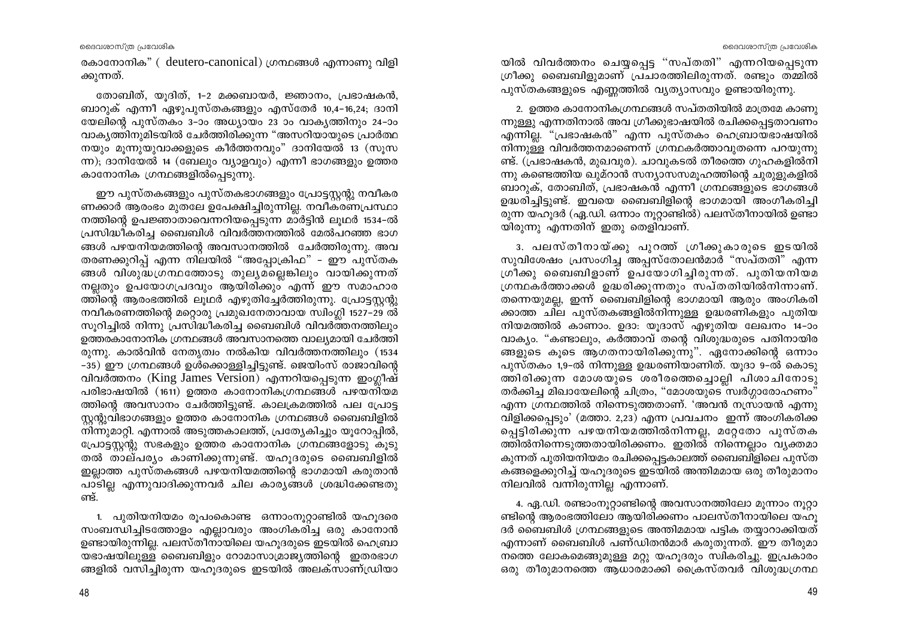രകാനോനിക" ( deutero-canonical) ഗ്രന്ഥങ്ങൾ എന്നാണു വിളിക്കുന്നത്.

തോബിത്, യൂദിത്, 1-2 മക്കബായർ, ജ്ഞാനം, പ്രഭാഷകൻ, ബാറുക് എന്നീ ഏഴുപുസ്തകങ്ങളും എസ്തേർ 10,4-16,24; ദാനിയേലിന്റെ പുസ്തകം 3-ാം അധ്യായം 23 ാം വാക്യത്തിനും 24-ാം വാക്യത്തിനുമിടയിൽ ചേർത്തിരിക്കുന്ന "അസറിയായുടെ പ്രാർത്ഥനയും മൂന്നുയുവാക്കളുടെ കീർത്തനവും" ദാനിയേൽ 13 (സൂസന്ന); ദാനിയേൽ 14 (ബേലും വ്യാളവും) എന്നീ ഭാഗങ്ങളും ഉത്തര കാനോനിക ഗ്രന്ഥങ്ങളിൽപ്പെടുന്നു.

ഈ പുസ്തകങ്ങളും പുസ്തകഭാഗങ്ങളും പ്രോട്ടസ്റ്റന്റു നവീകരണക്കാർ ആരംഭം മുതലേ ഉപേക്ഷിച്ചിരുന്നില്ല. നവീകരണപ്രസ്ഥാനത്തിന്റെ ഉപജ്ഞാതാവെന്നറിയപ്പെടുന്ന മാർട്ടിൻ ലൂഥർ 1534-ൽ പ്രസിദ്ധീകരിച്ച ബൈബിൾ വിവർത്തനത്തിൽ മേൽപറഞ്ഞ ഭാഗങ്ങൾ പഴയനിയമത്തിന്റെ അവസാനത്തിൽ ചേർത്തിരുന്നു. അവ തരണക്കുറിപ്പ് എന്ന നിലയിൽ "അപ്പോക്രിഫ" - ഈ പുസ്തകങ്ങൾ വിശുദ്ധഗ്രന്ഥത്തോടു തുല്യമല്ലെങ്കിലും വായിക്കുന്നത് നല്ലതും ഉപയോഗപ്രദവും ആയിരിക്കും എന്ന് ഈ സമാഹാരത്തിന്റെ ആരംഭത്തിൽ ലൂഥർ എഴുതിച്ചേർത്തിരുന്നു. പ്രോട്ടസ്റ്റന്റു നവീകരണത്തിന്റെ മറ്റൊരു പ്രമുഖനേതാവായ സ്വിംഗ്ലി 1527-29 ൽ സൂറിച്ചിൽ നിന്നു പ്രസിദ്ധീകരിച്ച ബൈബിൾ വിവർത്തനത്തിലും ഉത്തരകാനോനിക ഗ്രന്ഥങ്ങൾ അവസാനത്തെ വാല്യമായി ചേർത്തിരുന്നു. കാൽവിൻ നേതൃത്വം നൽകിയ വിവർത്തനത്തിലും (1534-35) ഈ ഗ്രന്ഥങ്ങൾ ഉൾക്കൊള്ളിച്ചിട്ടുണ്ട്. ജെയിംസ് രാജാവിന്റെ വിവർത്തനം (King James Version) എന്നറിയപ്പെടുന്ന ഇംഗ്ലീഷ് പരിഭാഷയിൽ (1611) ഉത്തര കാനോനികഗ്രന്ഥങ്ങൾ പഴയനിയമത്തിന്റെ അവസാനം ചേർത്തിട്ടുണ്ട്. കാലക്രമത്തിൽ പല പ്രോട്ടസ്റ്റന്റുവിഭാഗങ്ങളും ഉത്തര കാനോനിക ഗ്രന്ഥങ്ങൾ ബൈബിളിൽ നിന്നുമാറ്റി. എന്നാൽ അടുത്തകാലത്ത്, പ്രത്യേകിച്ചും യൂറോപ്പിൽ, പ്രോട്ടസ്റ്റന്റു സഭകളും ഉത്തര കാനോനിക ഗ്രന്ഥങ്ങളോടു കൂടുതൽ താല്പര്യം കാണിക്കുന്നുണ്ട്. യഹൂദരുടെ ബൈബിളിൽ ഇല്ലാത്ത പുസ്തകങ്ങൾ പഴയനിയമത്തിന്റെ ഭാഗമായി കരുതാൻ പാടില്ല എന്നുവാദിക്കുന്നവർ ചില കാര്യങ്ങൾ ശ്രദ്ധിക്കേണ്ടതുണ്ട്.

1. പുതിയനിയമം രൂപംകൊണ്ട ഒന്നാംനൂറ്റാണ്ടിൽ യഹൂദരെ സംബന്ധിച്ചിടത്തോളം എല്ലാവരും അംഗികരിച്ച ഒരു കാനോൻ ഉണ്ടായിരുന്നില്ല. പലസ്തീനായിലെ യഹൂദരുടെ ഇടയിൽ ഹെബ്രായഭാഷയിലുള്ള ബൈബിളും റോമാസാമ്രാജ്യത്തിന്റെ ഇതരഭാഗങ്ങളിൽ വസിച്ചിരുന്ന യഹൂദരുടെ ഇടയിൽ അലക്സാണ്ഡ്രിയായിൽ വിവർത്തനം ചെയ്യപ്പെട്ട "സപ്തതി" എന്നറിയപ്പെടുന്ന ഗ്രീക്കു ബൈബിളുമാണ് പ്രചാരത്തിലിരുന്നത്. രണ്ടും തമ്മിൽ പുസ്തകങ്ങളുടെ എണ്ണത്തിൽ വ്യത്യാസവും ഉണ്ടായിരുന്നു.

2. ഉത്തര കാനോനികഗ്രന്ഥങ്ങൾ സപ്തതിയിൽ മാത്രമേ കാണുന്നുള്ളു എന്നതിനാൽ അവ ഗ്രീക്കുഭാഷയിൽ രചിക്കപ്പെട്ടതാവണം എന്നില്ല. "പ്രഭാഷകൻ" എന്ന പുസ്തകം ഹെബ്രായഭാഷയിൽ നിന്നുള്ള വിവർത്തനമാണെന്ന് ഗ്രന്ഥകർത്താവുതന്നെ പറയുന്നുണ്ട്. (പ്രഭാഷകൻ, മുഖവുര). ചാവുകടൽ തീരത്തെ ഗുഹകളിൽനിന്നു കണ്ടെത്തിയ ഖുമ്റാൻ സന്യാസസമൂഹത്തിന്റെ ചുരുളുകളിൽ ബാറുക്, തോബിത്, പ്രഭാഷകൻ എന്നീ ഗ്രന്ഥങ്ങളുടെ ഭാഗങ്ങൾ ഉദ്ധരിച്ചിട്ടുണ്ട്. ഇവയെ ബൈബിളിന്റെ ഭാഗമായി അംഗീകരിച്ചിരുന്ന യഹൂദർ (ഏ.ഡി. ഒന്നാം നൂറ്റാണ്ടിൽ) പലസ്തീനായിൽ ഉണ്ടായിരുന്നു എന്നതിന് ഇതു തെളിവാണ്.

3. പലസ്തീനായ്ക്കു പുറത്ത് ഗ്രീക്കുകാരുടെ ഇടയിൽ സുവിശേഷം പ്രസംഗിച്ച അപ്പസ്തോലൻമാർ "സപ്തതി" എന്ന ഗ്രീക്കു ബൈബിളാണ് ഉപയോഗിച്ചിരുന്നത്. പുതിയനിയമ ഗ്രന്ഥകർത്താക്കൾ ഉദ്ധരിക്കുന്നതും സപ്തതിയിൽനിന്നാണ്. തന്നെയുമല്ല, ഇന്ന് ബൈബിളിന്റെ ഭാഗമായി ആരും അംഗീകരിക്കാത്ത ചില പുസ്തകങ്ങളിൽനിന്നുള്ള ഉദ്ധരണികളും പുതിയ നിയമത്തിൽ കാണാം. ഉദാ: യൂദാസ് എഴുതിയ ലേഖനം 14-ാം വാക്യം. "കണ്ടാലും, കർത്താവ് തന്റെ വിശുദ്ധരുടെ പതിനായിരങ്ങളുടെ കൂടെ ആഗതനായിരിക്കുന്നു". ഏനോക്കിന്റെ ഒന്നാം പുസ്തകം 1,9-ൽ നിന്നുള്ള ഉദ്ധരണിയാണിത്. യൂദാ 9-ൽ കൊടുത്തിരിക്കുന്ന മോശയുടെ ശരീരത്തെച്ചൊല്ലി പിശാചിനോടു തർക്കിച്ച മിഖായേലിന്റെ ചിത്രം, "മോശയുടെ സ്വർഗ്ഗാരോഹണം" എന്ന ഗ്രന്ഥത്തിൽ നിന്നെടുത്തതാണ്. 'അവൻ നസ്രായൻ എന്നു വിളിക്കപ്പെടും' (മത്താ. 2,23) എന്ന പ്രവചനം ഇന്ന് അംഗീകരിക്കപ്പെട്ടിരിക്കുന്ന പഴയനിയമത്തിൽനിന്നല്ല, മറ്റേതോ പുസ്തകത്തിൽനിന്നെടുത്തതായിരിക്കണം. ഇതിൽ നിന്നെല്ലാം വ്യക്തമാകുന്നത് പുതിയനിയമം രചിക്കപ്പെട്ടകാലത്ത് ബൈബിളിലെ പുസ്തകങ്ങളെക്കുറിച്ച് യഹൂദരുടെ ഇടയിൽ അന്തിമമായ ഒരു തീരുമാനം നിലവിൽ വന്നിരുന്നില്ല എന്നാണ്.

4. ഏ.ഡി. രണ്ടാംനൂറ്റാണ്ടിന്റെ അവസാനത്തിലോ മൂന്നാം നൂറ്റാണ്ടിന്റെ ആരംഭത്തിലോ ആയിരിക്കണം പാലസ്തീനായിലെ യഹൂദർ ബൈബിൾ ഗ്രന്ഥങ്ങളുടെ അന്തിമമായ പട്ടിക തയ്യാറാക്കിയത് എന്നാണ് ബൈബിൾ പണ്ഡിതൻമാർ കരുതുന്നത്. ഈ തീരുമാനത്തെ ലോകമെങ്ങുമുള്ള മറ്റു യഹൂദരും സ്വികരിച്ചു. ഇപ്രകാരം ഒരു തീരുമാനത്തെ ആധാരമാക്കി ക്രൈസ്തവർ വിശുദ്ധഗ്രന്ഥ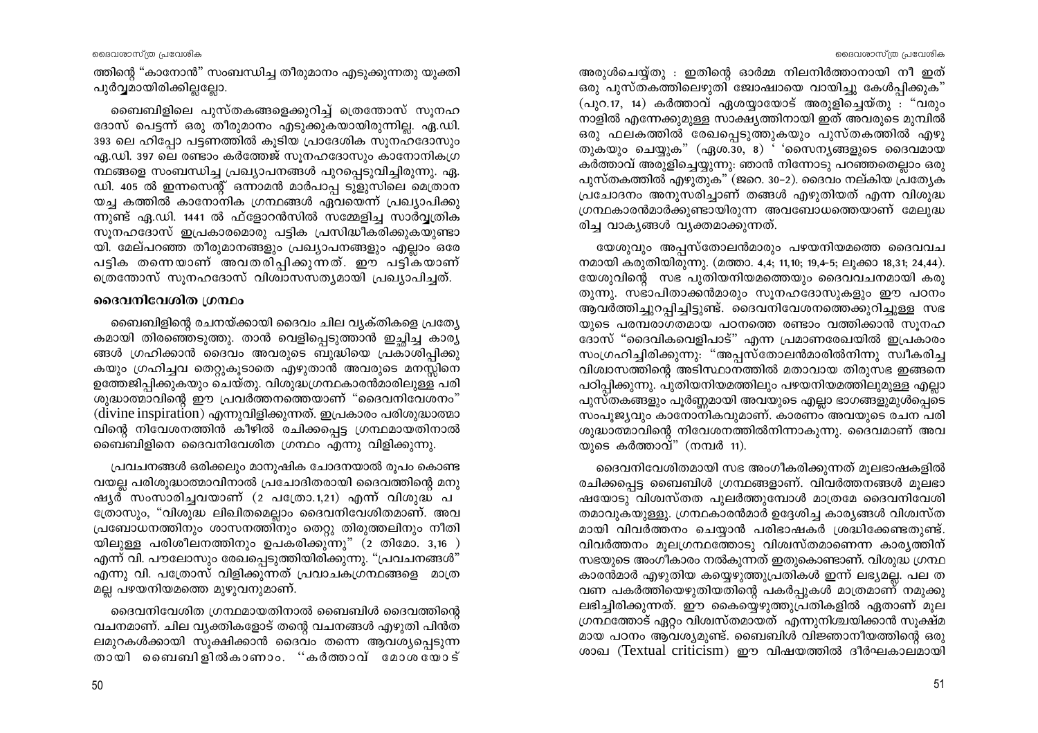ത്തിന്റെ "കാനോൻ" സംബന്ധിച്ച തീരുമാനം എടുക്കുന്നതു യുക്തി പൂർവ്വമായിരിക്കില്ലല്ലോ.

ബൈബിളിലെ പുസ്തകങ്ങളെക്കുറിച്ച് ത്രെന്തോസ് സൂനഹദോസ് പെട്ടന്ന് ഒരു തീരുമാനം എടുക്കുകയായിരുന്നില്ല. ഏ.ഡി. 393 ലെ ഹിപ്പോ പട്ടണത്തിൽ കൂടിയ പ്രാദേശിക സൂനഹദോസും ഏ.ഡി. 397 ലെ രണ്ടാം കർത്തേജ് സൂനഹദോസും കാനോനികഗ്രന്ഥങ്ങളെ സംബന്ധിച്ച പ്രഖ്യാപനങ്ങൾ പുറപ്പെടുവിച്ചിരുന്നു. ഏ. ഡി. 405 ൽ ഇന്നസെന്റ് ഒന്നാമൻ മാർപാപ്പ ടുളൂസിലെ മെത്രാനയച്ച കത്തിൽ കാനോനിക ഗ്രന്ഥങ്ങൾ ഏവയെന്ന് പ്രഖ്യാപിക്കുന്നുണ്ട് ഏ.ഡി. 1441 ൽ ഫ്ളോറൻസിൽ സമ്മേളിച്ച സാർവ്വത്രിക സൂനഹദോസ് ഇപ്രകാരമൊരു പട്ടിക പ്രസിദ്ധീകരിക്കുകയുണ്ടായി. മേല്പറഞ്ഞ തീരുമാനങ്ങളും പ്രഖ്യാപനങ്ങളും എല്ലാം ഒരേ പട്ടിക തന്നെയാണ് അവതരിപ്പിക്കുന്നത്. ഈ പട്ടികയാണ് ത്രെന്തോസ് സൂനഹദോസ് വിശ്വാസസത്യമായി പ്രഖ്യാപിച്ചത്.

## ദൈവനിവേശിത ഗ്രന്ഥം

ബൈബിളിന്റെ രചനയ്ക്കായി ദൈവം ചില വ്യക്തികളെ പ്രത്യേകമായി തിരഞ്ഞെടുത്തു. താൻ വെളിപ്പെടുത്താൻ ഇച്ഛിച്ച കാര്യങ്ങൾ ഗ്രഹിക്കാൻ ദൈവം അവരുടെ ബുദ്ധിയെ പ്രകാശിപ്പിക്കുകയും ഗ്രഹിച്ചവ തെറ്റുകൂടാതെ എഴുതാൻ അവരുടെ മനസ്സിനെ ഉത്തേജിപ്പിക്കുകയും ചെയ്തു. വിശുദ്ധഗ്രന്ഥകാരൻമാരിലുള്ള പരിശുദ്ധാത്മാവിന്റെ ഈ പ്രവർത്തനത്തെയാണ് "ദൈവനിവേശനം" (divine inspiration) എന്നുവിളിക്കുന്നത്. ഇപ്രകാരം പരിശുദ്ധാത്മാവിന്റെ നിവേശനത്തിൻ കീഴിൽ രചിക്കപ്പെട്ട ഗ്രന്ഥമായതിനാൽ ബൈബിളിനെ ദൈവനിവേശിത ഗ്രന്ഥം എന്നു വിളിക്കുന്നു.

പ്രവചനങ്ങൾ ഒരിക്കലും മാനുഷിക ചോദനയാൽ രൂപം കൊണ്ടവയല്ല പരിശുദ്ധാത്മാവിനാൽ പ്രചോദിതരായി ദൈവത്തിന്റെ മനുഷ്യർ സംസാരിച്ചവയാണ് (2 പത്രോ.1,21) എന്ന് വിശുദ്ധ പത്രോസും, "വിശുദ്ധ ലിഖിതമെല്ലാം ദൈവനിവേശിതമാണ്. അവ പ്രബോധനത്തിനും ശാസനത്തിനും തെറ്റു തിരുത്തലിനും നീതിയിലുള്ള പരിശീലനത്തിനും ഉപകരിക്കുന്നു" (2 തിമോ. 3,16 ) എന്ന് വി. പൗലോസും രേഖപ്പെടുത്തിയിരിക്കുന്നു. "പ്രവചനങ്ങൾ" എന്നു വി. പത്രോസ് വിളിക്കുന്നത് പ്രവാചകഗ്രന്ഥങ്ങളെ മാത്രമല്ല പഴയനിയമത്തെ മുഴുവനുമാണ്.

ദൈവനിവേശിത ഗ്രന്ഥമായതിനാൽ ബൈബിൾ ദൈവത്തിന്റെ വചനമാണ്. ചില വ്യക്തികളോട് തന്റെ വചനങ്ങൾ എഴുതി പിൻതലമുറകൾക്കായി സൂക്ഷിക്കാൻ ദൈവം തന്നെ ആവശ്യപ്പെടുന്നതായി ബൈബിളിൽകാണാം. "കർത്താവ് മോശയോട് അരുൾചെയ്തു : ഇതിന്റെ ഓർമ്മ നിലനിർത്താനായി നീ ഇത് ഒരു പുസ്തകത്തിലെഴുതി ജോഷ്വായെ വായിച്ചു കേൾപ്പിക്കുക" (പുറ.17, 14) കർത്താവ് ഏശയ്യായോട് അരുളിച്ചെയ്തു : "വരും നാളിൽ എന്നേക്കുമുള്ള സാക്ഷ്യത്തിനായി ഇത് അവരുടെ മുമ്പിൽ ഒരു ഫലകത്തിൽ രേഖപ്പെടുത്തുകയും പുസ്തകത്തിൽ എഴുതുകയും ചെയ്യുക" (ഏശ.30, 8) ' 'സൈന്യങ്ങളുടെ ദൈവമായ കർത്താവ് അരുളിച്ചെയ്യുന്നു: ഞാൻ നിന്നോടു പറഞ്ഞതെല്ലാം ഒരു പുസ്തകത്തിൽ എഴുതുക" (ജറെ. 30-2). ദൈവം നല്കിയ പ്രത്യേക പ്രചോദനം അനുസരിച്ചാണ് തങ്ങൾ എഴുതിയത് എന്ന വിശുദ്ധ ഗ്രന്ഥകാരൻമാർക്കുണ്ടായിരുന്ന അവബോധത്തെയാണ് മേലുദ്ധരിച്ച വാക്യങ്ങൾ വ്യക്തമാക്കുന്നത്.

യേശുവും അപ്പസ്തോലൻമാരും പഴയനിയമത്തെ ദൈവവചനമായി കരുതിയിരുന്നു. (മത്താ. 4,4; 11,10; 19,4-5; ലൂക്കാ 18,31; 24,44). യേശുവിന്റെ സഭ പുതിയനിയമത്തെയും ദൈവവചനമായി കരുതുന്നു. സഭാപിതാക്കൻമാരും സൂനഹദോസുകളും ഈ പഠനം ആവർത്തിച്ചുറപ്പിച്ചിട്ടുണ്ട്. ദൈവനിവേശനത്തെക്കുറിച്ചുള്ള സഭയുടെ പരമ്പരാഗതമായ പഠനത്തെ രണ്ടാം വത്തിക്കാൻ സൂനഹദോസ് "ദൈവികവെളിപാട്" എന്ന പ്രമാണരേഖയിൽ ഇപ്രകാരം സംഗ്രഹിച്ചിരിക്കുന്നു: "അപ്പസ്തോലൻമാരിൽനിന്നു സ്വീകരിച്ച വിശ്വാസത്തിന്റെ അടിസ്ഥാനത്തിൽ മതാവായ തിരുസഭ ഇങ്ങനെ പഠിപ്പിക്കുന്നു. പുതിയനിയമത്തിലും പഴയനിയമത്തിലുമുള്ള എല്ലാ പുസ്തകങ്ങളും പൂർണ്ണമായി അവയുടെ എല്ലാ ഭാഗങ്ങളുമുൾപ്പെടെ സംപൂജ്യവും കാനോനികവുമാണ്. കാരണം അവയുടെ രചന പരിശുദ്ധാത്മാവിന്റെ നിവേശനത്തിൽനിന്നാകുന്നു. ദൈവമാണ് അവയുടെ കർത്താവ്" (നമ്പർ 11).

ദൈവനിവേശിതമായി സഭ അംഗീകരിക്കുന്നത് മൂലഭാഷകളിൽ രചിക്കപ്പെട്ട ബൈബിൾ ഗ്രന്ഥങ്ങളാണ്. വിവർത്തനങ്ങൾ മൂലഭാഷയോടു വിശ്വസ്തത പുലർത്തുമ്പോൾ മാത്രമേ ദൈവനിവേശിതമാവുകയുള്ളു. ഗ്രന്ഥകാരൻമാർ ഉദ്ദേശിച്ച കാര്യങ്ങൾ വിശ്വസ്തമായി വിവർത്തനം ചെയ്യാൻ പരിഭാഷകർ ശ്രദ്ധിക്കേണ്ടതുണ്ട്. വിവർത്തനം മൂലഗ്രന്ഥത്തോടു വിശ്വസ്തമാണെന്ന കാര്യത്തിന് സഭയുടെ അംഗീകാരം നൽകുന്നത് ഇതുകൊണ്ടാണ്. വിശുദ്ധ ഗ്രന്ഥകാരൻമാർ എഴുതിയ കയ്യെഴുത്തുപ്രതികൾ ഇന്ന് ലഭ്യമല്ല. പല തവണ പകർത്തിയെഴുതിയതിന്റെ പകർപ്പുകൾ മാത്രമാണ് നമുക്കു ലഭിച്ചിരിക്കുന്നത്. ഈ കൈയ്യെഴുത്തുപ്രതികളിൽ ഏതാണ് മൂലഗ്രന്ഥത്തോട് ഏറ്റം വിശ്വസ്തമായത് എന്നുനിശ്ചയിക്കാൻ സൂക്ഷ്മമായ പഠനം ആവശ്യമുണ്ട്. ബൈബിൾ വിജ്ഞാനീയത്തിന്റെ ഒരു ശാഖ (Textual criticism) ഈ വിഷയത്തിൽ ദീർഘകാലമായി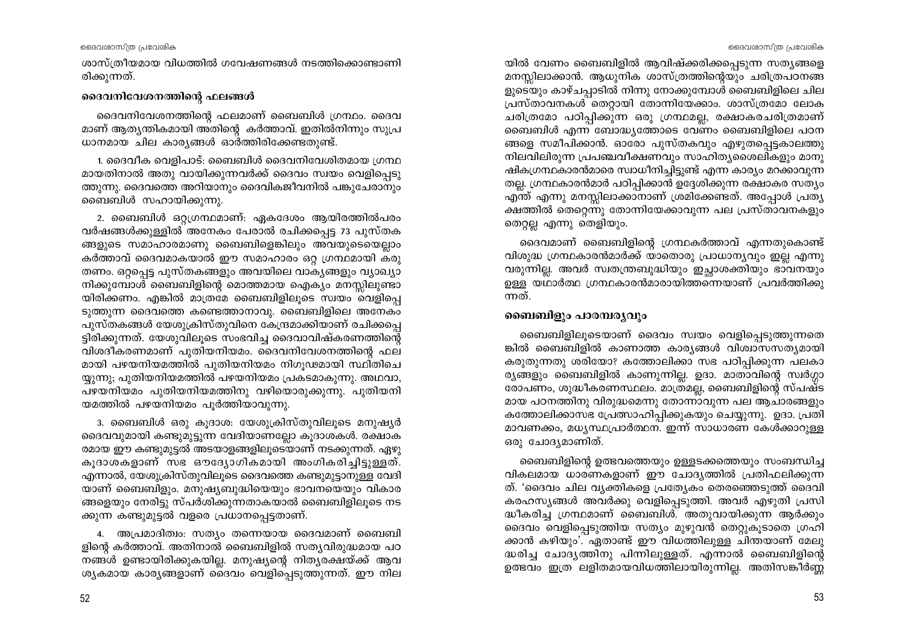ശാസ്ത്രീയമായ വിധത്തിൽ ഗവേഷണങ്ങൾ നടത്തിക്കൊണ്ടാണിരിക്കുന്നത്.

### ദൈവനിവേശനത്തിന്റെ ഫലങ്ങൾ

ദൈവനിവേശനത്തിന്റെ ഫലമാണ് ബൈബിൾ ഗ്രന്ഥം. ദൈവമാണ് ആത്യന്തികമായി അതിന്റെ കർത്താവ്. ഇതിൽനിന്നും സുപ്രധാനമായ ചില കാര്യങ്ങൾ ഓർത്തിരിക്കേണ്ടതുണ്ട്.

1. ദൈവീക വെളിപാട്: ബൈബിൾ ദൈവനിവേശിതമായ ഗ്രന്ഥമായതിനാൽ അതു വായിക്കുന്നവർക്ക് ദൈവം സ്വയം വെളിപ്പെടുത്തുന്നു. ദൈവത്തെ അറിയാനും ദൈവികജീവനിൽ പങ്കുചേരാനും ബൈബിൾ സഹായിക്കുന്നു.

2. ബൈബിൾ ഒറ്റഗ്രന്ഥമാണ്: ഏകദേശം ആയിരത്തിൽപരം വർഷങ്ങൾക്കുള്ളിൽ അനേകം പേരാൽ രചിക്കപ്പെട്ട 73 പുസ്തകങ്ങളുടെ സമാഹാരമാണു ബൈബിളെങ്കിലും അവയുടെയെല്ലാം കർത്താവ് ദൈവമാകയാൽ ഈ സമാഹാരം ഒറ്റ ഗ്രന്ഥമായി കരുതണം. ഒറ്റപ്പെട്ട പുസ്തകങ്ങളും അവയിലെ വാക്യങ്ങളും വ്യാഖ്യാനിക്കുമ്പോൾ ബൈബിളിന്റെ മൊത്തമായ ഐക്യം മനസ്സിലുണ്ടായിരിക്കണം. എങ്കിൽ മാത്രമേ ബൈബിളിലൂടെ സ്വയം വെളിപ്പെടുത്തുന്ന ദൈവത്തെ കണ്ടെത്താനാവൂ. ബൈബിളിലെ അനേകം പുസ്തകങ്ങൾ യേശുക്രിസ്തുവിനെ കേന്ദ്രമാക്കിയാണ് രചിക്കപ്പെട്ടിരിക്കുന്നത്. യേശുവിലൂടെ സംഭവിച്ച ദൈവാവിഷ്കരണത്തിന്റെ വിശദീകരണമാണ് പുതിയനിയമം. ദൈവനിവേശനത്തിന്റെ ഫലമായി പഴയനിയമത്തിൽ പുതിയനിയമം നിഗൂഢമായി സ്ഥിതിചെയ്യുന്നു; പുതിയനിയമത്തിൽ പഴയനിയമം പ്രകടമാകുന്നു. അഥവാ, പഴയനിയമം പുതിയനിയമത്തിനു വഴിയൊരുക്കുന്നു. പുതിയനിയമത്തിൽ പഴയനിയമം പൂർത്തിയാവുന്നു.

3. ബൈബിൾ ഒരു കൂദാശ: യേശുക്രിസ്തുവിലൂടെ മനുഷ്യർ ദൈവവുമായി കണ്ടുമുട്ടുന്ന വേദിയാണല്ലോ കൂദാശകൾ. രക്ഷാകരമായ ഈ കണ്ടുമുട്ടൽ അടയാളങ്ങളിലൂടെയാണ് നടക്കുന്നത്. ഏഴു കൂദാശകളാണ് സഭ ഔദ്യോഗികമായി അംഗികരിച്ചിട്ടുള്ളത്. എന്നാൽ, യേശുക്രിസ്തുവിലൂടെ ദൈവത്തെ കണ്ടുമുട്ടാനുള്ള വേദിയാണ് ബൈബിളും. മനുഷ്യബുദ്ധിയെയും ഭാവനയെയും വികാരങ്ങളെയും നേരിട്ടു സ്പർശിക്കുന്നതാകയാൽ ബൈബിളിലൂടെ നടക്കുന്ന കണ്ടുമുട്ടൽ വളരെ പ്രധാനപ്പെട്ടതാണ്.

4. അപ്രമാദിത്വം: സത്യം തന്നെയായ ദൈവമാണ് ബൈബിളിന്റെ കർത്താവ്. അതിനാൽ ബൈബിളിൽ സത്യവിരുദ്ധമായ പഠനങ്ങൾ ഉണ്ടായിരിക്കുകയില്ല. മനുഷ്യന്റെ നിത്യരക്ഷയ്ക്ക് ആവശ്യകമായ കാര്യങ്ങളാണ് ദൈവം വെളിപ്പെടുത്തുന്നത്. ഈ നിലയിൽ വേണം ബൈബിളിൽ ആവിഷ്ക്കരിക്കപ്പെടുന്ന സത്യങ്ങളെ മനസ്സിലാക്കാൻ. ആധുനിക ശാസ്ത്രത്തിന്റെയും ചരിത്രപഠനങ്ങളുടെയും കാഴ്ചപ്പാടിൽ നിന്നു നോക്കുമ്പോൾ ബൈബിളിലെ ചില പ്രസ്താവനകൾ തെറ്റായി തോന്നിയേക്കാം. ശാസ്ത്രമോ ലോക ചരിത്രമോ പഠിപ്പിക്കുന്ന ഒരു ഗ്രന്ഥമല്ല, രക്ഷാകരചരിത്രമാണ് ബൈബിൾ എന്ന ബോദ്ധ്യത്തോടെ വേണം ബൈബിളിലെ പഠനങ്ങളെ സമീപിക്കാൻ. ഓരോ പുസ്തകവും എഴുതപ്പെട്ടകാലത്തു നിലവിലിരുന്ന പ്രപഞ്ചവീക്ഷണവും സാഹിത്യശൈലികളും മാനുഷികഗ്രന്ഥകാരൻമാരെ സ്വാധീനിച്ചിട്ടുണ്ട് എന്ന കാര്യം മറക്കാവുന്നതല്ല. ഗ്രന്ഥകാരൻമാർ പഠിപ്പിക്കാൻ ഉദ്ദേശിക്കുന്ന രക്ഷാകര സത്യം എന്ത് എന്നു മനസ്സിലാക്കാനാണ് ശ്രമിക്കേണ്ടത്. അപ്പോൾ പ്രത്യക്ഷത്തിൽ തെറ്റെന്നു തോന്നിയേക്കാവുന്ന പല പ്രസ്താവനകളും തെറ്റല്ല എന്നു തെളിയും.

ദൈവമാണ് ബൈബിളിന്റെ ഗ്രന്ഥകർത്താവ് എന്നതുകൊണ്ട് വിശുദ്ധ ഗ്രന്ഥകാരൻമാർക്ക് യാതൊരു പ്രാധാന്യവും ഇല്ല എന്നു വരുന്നില്ല. അവർ സ്വതന്ത്രബുദ്ധിയും ഇച്ഛാശക്തിയും ഭാവനയും ഉള്ള യഥാർത്ഥ ഗ്രന്ഥകാരൻമാരായിത്തന്നെയാണ് പ്രവർത്തിക്കുന്നത്.

### ബൈബിളും പാരമ്പര്യവും

ബൈബിളിലൂടെയാണ് ദൈവം സ്വയം വെളിപ്പെടുത്തുന്നതെങ്കിൽ ബൈബിളിൽ കാണാത്ത കാര്യങ്ങൾ വിശ്വാസസത്യമായി കരുതുന്നതു ശരിയോ? കത്തോലിക്കാ സഭ പഠിപ്പിക്കുന്ന പലകാര്യങ്ങളും ബൈബിളിൽ കാണുന്നില്ല. ഉദാ. മാതാവിന്റെ സ്വർഗ്ഗാരോപണം, ശുദ്ധീകരണസ്ഥലം. മാത്രമല്ല, ബൈബിളിന്റെ സ്പഷ്ടമായ പഠനത്തിനു വിരുദ്ധമെന്നു തോന്നാവുന്ന പല ആചാരങ്ങളും കത്തോലിക്കാസഭ പ്രോത്സാഹിപ്പിക്കുകയും ചെയ്യുന്നു. ഉദാ. പ്രതിമാവണക്കം, മധ്യസ്ഥപ്രാർത്ഥന. ഇന്ന് സാധാരണ കേൾക്കാറുള്ള ഒരു ചോദ്യമാണിത്.

ബൈബിളിന്റെ ഉത്ഭവത്തെയും ഉള്ളടക്കത്തെയും സംബന്ധിച്ച വികലമായ ധാരണകളാണ് ഈ ചോദ്യത്തിൽ പ്രതിഫലിക്കുന്നത്. 'ദൈവം ചില വ്യക്തികളെ പ്രത്യേകം തെരഞ്ഞെടുത്ത് ദൈവികരഹസ്യങ്ങൾ അവർക്കു വെളിപ്പെടുത്തി. അവർ എഴുതി പ്രസിദ്ധീകരിച്ച ഗ്രന്ഥമാണ് ബൈബിൾ. അതുവായിക്കുന്ന ആർക്കും ദൈവം വെളിപ്പെടുത്തിയ സത്യം മുഴുവൻ തെറ്റുകൂടാതെ ഗ്രഹിക്കാൻ കഴിയും'. ഏതാണ്ട് ഈ വിധത്തിലുള്ള ചിന്തയാണ് മേലുദ്ധരിച്ച ചോദ്യത്തിനു പിന്നിലുള്ളത്. എന്നാൽ ബൈബിളിന്റെ ഉത്ഭവം ഇത്ര ലളിതമായവിധത്തിലായിരുന്നില്ല. അതിസങ്കീർണ്ണ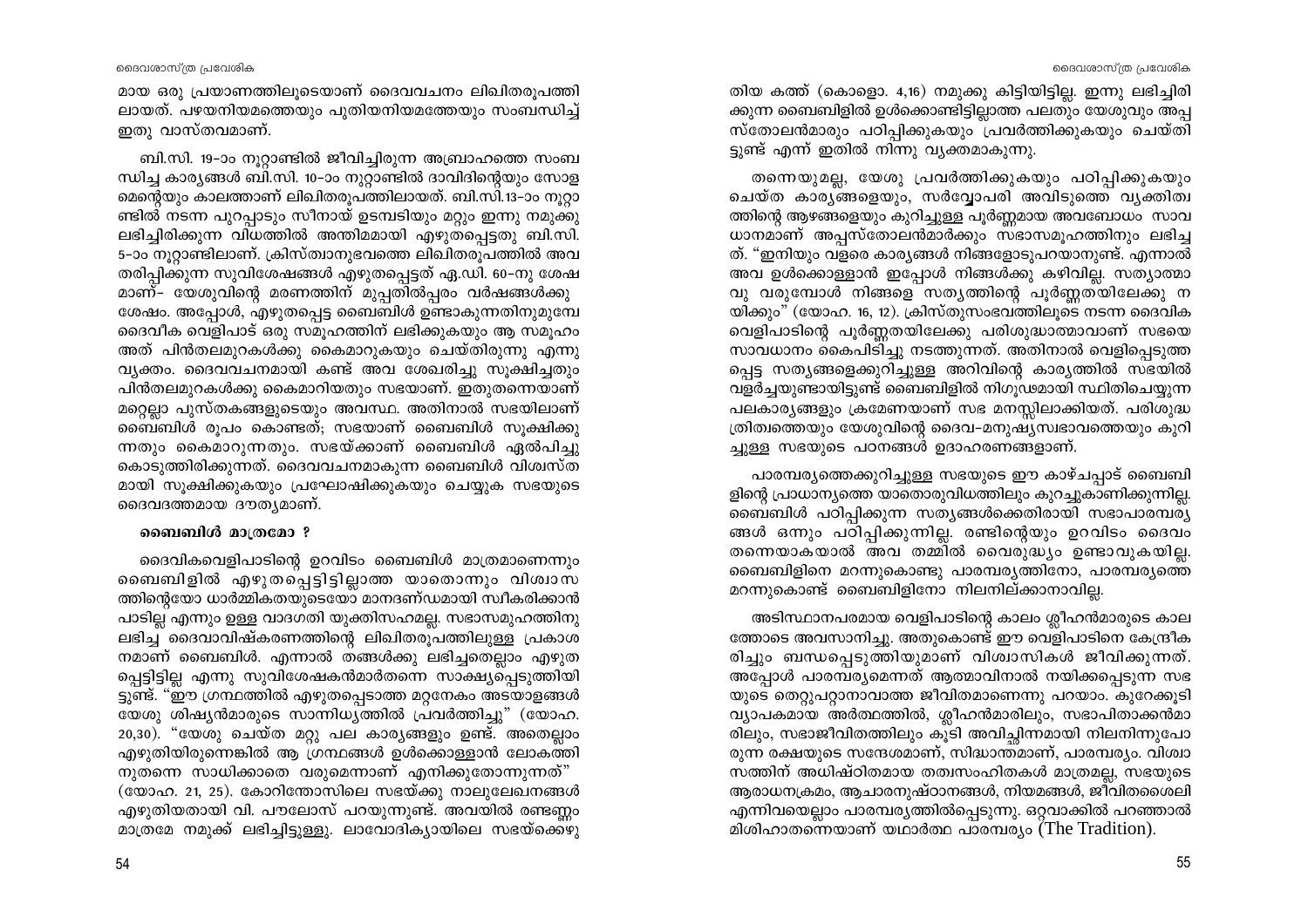മായ ഒരു പ്രയാണത്തിലൂടെയാണ് ദൈവവചനം ലിഖിതരൂപത്തിലായത്. പഴയനിയമത്തെയും പുതിയനിയമത്തേയും സംബന്ധിച്ച് ഇതു വാസ്തവമാണ്.

ബി.സി. 19-ാം നൂറ്റാണ്ടിൽ ജീവിച്ചിരുന്ന അബ്രാഹത്തെ സംബന്ധിച്ച കാര്യങ്ങൾ ബി.സി. 10-ാം നൂറ്റാണ്ടിൽ ദാവിദിന്റെയും സോളമന്റെയും കാലത്താണ് ലിഖിതരൂപത്തിലായത്. ബി.സി.13-ാം നൂറ്റാണ്ടിൽ നടന്ന പുറപ്പാടും സീനായ് ഉടമ്പടിയും മറ്റും ഇന്നു നമുക്കു ലഭിച്ചിരിക്കുന്ന വിധത്തിൽ അന്തിമമായി എഴുതപ്പെട്ടതു ബി.സി. 5-ാം നൂറ്റാണ്ടിലാണ്. ക്രിസ്ത്വാനുഭവത്തെ ലിഖിതരൂപത്തിൽ അവതരിപ്പിക്കുന്ന സുവിശേഷങ്ങൾ എഴുതപ്പെട്ടത് ഏ.ഡി. 60-നു ശേഷമാണ്– യേശുവിന്റെ മരണത്തിന് മുപ്പതിൽപ്പരം വർഷങ്ങൾക്കു ശേഷം. അപ്പോൾ, എഴുതപ്പെട്ട ബൈബിൾ ഉണ്ടാകുന്നതിനുമുമ്പേ ദൈവീക വെളിപാട് ഒരു സമൂഹത്തിന് ലഭിക്കുകയും ആ സമൂഹം അത് പിൻതലമുറകൾക്കു കൈമാറുകയും ചെയ്തിരുന്നു എന്നു വ്യക്തം. ദൈവവചനമായി കണ്ട് അവ ശേഖരിച്ചു സൂക്ഷിച്ചതും പിൻതലമുറകൾക്കു കൈമാറിയതും സഭയാണ്. ഇതുതന്നെയാണ് മറ്റെല്ലാ പുസ്തകങ്ങളുടെയും അവസ്ഥ. അതിനാൽ സഭയിലാണ് ബൈബിൾ രൂപം കൊണ്ടത്; സഭയാണ് ബൈബിൾ സൂക്ഷിക്കുന്നതും കൈമാറുന്നതും. സഭയ്ക്കാണ് ബൈബിൾ ഏൽപിച്ചു കൊടുത്തിരിക്കുന്നത്. ദൈവവചനമാകുന്ന ബൈബിൾ വിശ്വസ്തമായി സൂക്ഷിക്കുകയും പ്രഘോഷിക്കുകയും ചെയ്യുക സഭയുടെ ദൈവദത്തമായ ദൗത്യമാണ്.

### ബൈബിൾ മാത്രമോ ?

ദൈവികവെളിപാടിന്റെ ഉറവിടം ബൈബിൾ മാത്രമാണെന്നും ബൈബിളിൽ എഴുതപ്പെട്ടിട്ടില്ലാത്ത യാതൊന്നും വിശ്വാസത്തിന്റെയോ ധാർമ്മികതയുടെയോ മാനദണ്ഡമായി സ്വീകരിക്കാൻ പാടില്ല എന്നും ഉള്ള വാദഗതി യുക്തിസഹമല്ല. സഭാസമൂഹത്തിനു ലഭിച്ച ദൈവാവിഷ്കരണത്തിന്റെ ലിഖിതരൂപത്തിലുള്ള പ്രകാശനമാണ് ബൈബിൾ. എന്നാൽ തങ്ങൾക്കു ലഭിച്ചതെല്ലാം എഴുതപ്പെട്ടിട്ടില്ല എന്നു സുവിശേഷകൻമാർതന്നെ സാക്ഷ്യപ്പെടുത്തിയിട്ടുണ്ട്. "ഈ ഗ്രന്ഥത്തിൽ എഴുതപ്പെടാത്ത മറ്റനേകം അടയാളങ്ങൾ യേശു ശിഷ്യൻമാരുടെ സാന്നിധ്യത്തിൽ പ്രവർത്തിച്ചു" (യോഹ. 20,30). "യേശു ചെയ്ത മറ്റു പല കാര്യങ്ങളും ഉണ്ട്. അതെല്ലാം എഴുതിയിരുന്നെങ്കിൽ ആ ഗ്രന്ഥങ്ങൾ ഉൾക്കൊള്ളാൻ ലോകത്തിനുതന്നെ സാധിക്കാതെ വരുമെന്നാണ് എനിക്കുതോന്നുന്നത്" (യോഹ. 21, 25). കോറിന്തോസിലെ സഭയ്ക്കു നാലുലേഖനങ്ങൾ എഴുതിയതായി വി. പൗലോസ് പറയുന്നുണ്ട്. അവയിൽ രണ്ടെണ്ണം മാത്രമേ നമുക്ക് ലഭിച്ചിട്ടുള്ളൂ. ലാവോദിക്യായിലെ സഭയ്ക്കെഴുതിയ കത്ത് (കൊളൊ. 4,16) നമുക്കു കിട്ടിയിട്ടില്ല. ഇന്നു ലഭിച്ചിരിക്കുന്ന ബൈബിളിൽ ഉൾക്കൊണ്ടിട്ടില്ലാത്ത പലതും യേശുവും അപ്പസ്തോലൻമാരും പഠിപ്പിക്കുകയും പ്രവർത്തിക്കുകയും ചെയ്തിട്ടുണ്ട് എന്ന് ഇതിൽ നിന്നു വ്യക്തമാകുന്നു.

തന്നെയുമല്ല, യേശു പ്രവർത്തിക്കുകയും പഠിപ്പിക്കുകയും ചെയ്ത കാര്യങ്ങളെയും, സർവ്വോപരി അവിടുത്തെ വ്യക്തിത്വത്തിന്റെ ആഴങ്ങളെയും കുറിച്ചുള്ള പൂർണ്ണമായ അവബോധം സാവധാനമാണ് അപ്പസ്തോലൻമാർക്കും സഭാസമൂഹത്തിനും ലഭിച്ചത്. "ഇനിയും വളരെ കാര്യങ്ങൾ നിങ്ങളോടുപറയാനുണ്ട്. എന്നാൽ അവ ഉൾക്കൊള്ളാൻ ഇപ്പോൾ നിങ്ങൾക്കു കഴിവില്ല. സത്യാത്മാവു വരുമ്പോൾ നിങ്ങളെ സത്യത്തിന്റെ പൂർണ്ണതയിലേക്കു നയിക്കും" (യോഹ. 16, 12). ക്രിസ്തുസംഭവത്തിലൂടെ നടന്ന ദൈവിക വെളിപാടിന്റെ പൂർണ്ണതയിലേക്കു പരിശുദ്ധാത്മാവാണ് സഭയെ സാവധാനം കൈപിടിച്ചു നടത്തുന്നത്. അതിനാൽ വെളിപ്പെടുത്തപ്പെട്ട സത്യങ്ങളെക്കുറിച്ചുള്ള അറിവിന്റെ കാര്യത്തിൽ സഭയിൽ വളർച്ചയുണ്ടായിട്ടുണ്ട് ബൈബിളിൽ നിഗൂഢമായി സ്ഥിതിചെയ്യുന്ന പലകാര്യങ്ങളും ക്രമേണയാണ് സഭ മനസ്സിലാക്കിയത്. പരിശുദ്ധത്രിത്വത്തെയും യേശുവിന്റെ ദൈവ-മനുഷ്യസ്വഭാവത്തെയും കുറിച്ചുള്ള സഭയുടെ പഠനങ്ങൾ ഉദാഹരണങ്ങളാണ്.

പാരമ്പര്യത്തെക്കുറിച്ചുള്ള സഭയുടെ ഈ കാഴ്ചപ്പാട് ബൈബിളിന്റെ പ്രാധാന്യത്തെ യാതൊരുവിധത്തിലും കുറച്ചുകാണിക്കുന്നില്ല. ബൈബിൾ പഠിപ്പിക്കുന്ന സത്യങ്ങൾക്കെതിരായി സഭാപാരമ്പര്യങ്ങൾ ഒന്നും പഠിപ്പിക്കുന്നില്ല. രണ്ടിന്റെയും ഉറവിടം ദൈവം തന്നെയാകയാൽ അവ തമ്മിൽ വൈരുദ്ധ്യം ഉണ്ടാവുകയില്ല. ബൈബിളിനെ മറന്നുകൊണ്ടു പാരമ്പര്യത്തിനോ, പാരമ്പര്യത്തെ മറന്നുകൊണ്ട് ബൈബിളിനോ നിലനില്ക്കാനാവില്ല.

അടിസ്ഥാനപരമായ വെളിപാടിന്റെ കാലം ശ്ലീഹൻമാരുടെ കാലത്തോടെ അവസാനിച്ചു. അതുകൊണ്ട് ഈ വെളിപാടിനെ കേന്ദ്രീകരിച്ചും ബന്ധപ്പെടുത്തിയുമാണ് വിശ്വാസികൾ ജീവിക്കുന്നത്. അപ്പോൾ പാരമ്പര്യമെന്നത് ആത്മാവിനാൽ നയിക്കപ്പെടുന്ന സഭയുടെ തെറ്റുപറ്റാനാവാത്ത ജീവിതമാണെന്നു പറയാം. കുറേക്കൂടി വ്യാപകമായ അർത്ഥത്തിൽ, ശ്ലീഹൻമാരിലും, സഭാപിതാക്കൻമാരിലും, സഭാജീവിതത്തിലും കൂടി അവിച്ഛിന്നമായി നിലനിന്നുപോരുന്ന രക്ഷയുടെ സന്ദേശമാണ്, സിദ്ധാന്തമാണ്, പാരമ്പര്യം. വിശ്വാസത്തിന് അധിഷ്ഠിതമായ തത്വസംഹിതകൾ മാത്രമല്ല, സഭയുടെ ആരാധനക്രമം, ആചാരനുഷ്ഠാനങ്ങൾ, നിയമങ്ങൾ, ജീവിതശൈലി എന്നിവയെല്ലാം പാരമ്പര്യത്തിൽപ്പെടുന്നു. ഒറ്റവാക്കിൽ പറഞ്ഞാൽ മിശിഹാതന്നെയാണ് യഥാർത്ഥ പാരമ്പര്യം (The Tradition).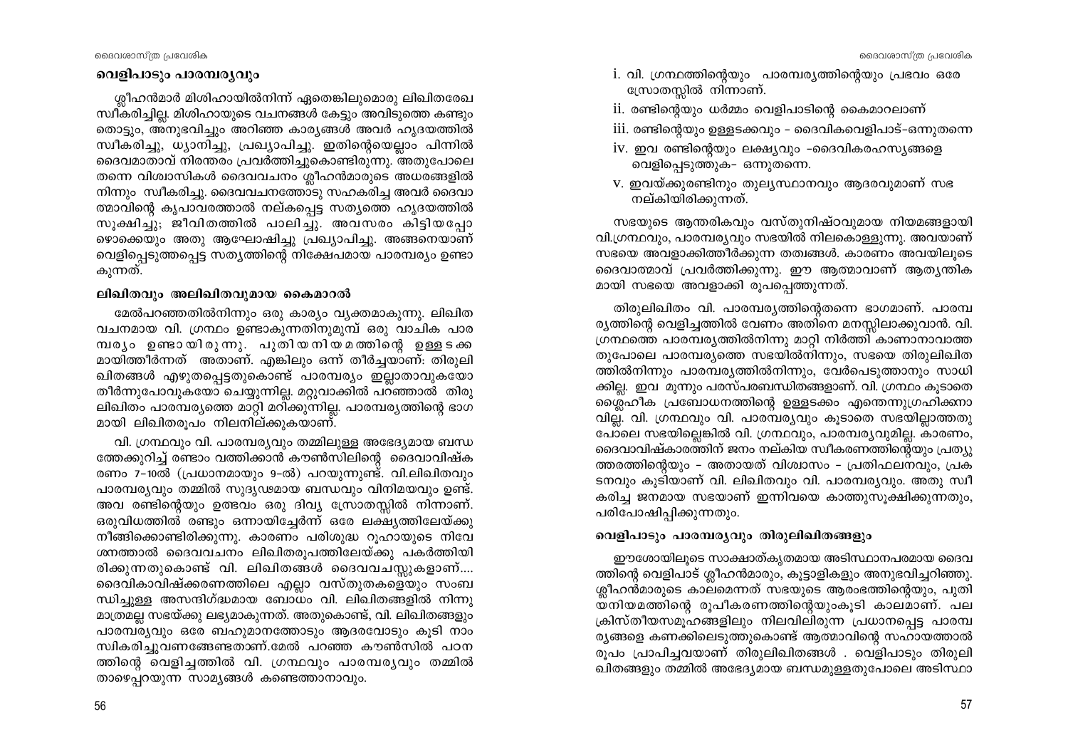## വെളിപാടും പാരമ്പര്യവും

ശ്ലീഹൻമാർ മിശിഹായിൽനിന്ന് ഏതെങ്കിലുമൊരു ലിഖിതരേഖ സ്വീകരിച്ചില്ല. മിശിഹായുടെ വചനങ്ങൾ കേട്ടും അവിടുത്തെ കണ്ടും തൊട്ടും, അനുഭവിച്ചും അറിഞ്ഞ കാര്യങ്ങൾ അവർ ഹൃദയത്തിൽ സ്വീകരിച്ചു, ധ്യാനിച്ചു, പ്രഖ്യാപിച്ചു. ഇതിന്റെയെല്ലാം പിന്നിൽ ദൈവമാതാവ് നിരന്തരം പ്രവർത്തിച്ചുകൊണ്ടിരുന്നു. അതുപോലെ തന്നെ വിശ്വാസികൾ ദൈവവചനം ശ്ലീഹൻമാരുടെ അധരങ്ങളിൽ നിന്നും സ്വീകരിച്ചു. ദൈവവചനത്തോടു സഹകരിച്ച അവർ ദൈവാത്മാവിന്റെ കൃപാവരത്താൽ നല്കപ്പെട്ട സത്യത്തെ ഹൃദയത്തിൽ സൂക്ഷിച്ചു; ജീവിതത്തിൽ പാലിച്ചു. അവസരം കിട്ടിയപ്പോഴൊക്കെയും അതു ആഘോഷിച്ചു പ്രഖ്യാപിച്ചു. അങ്ങനെയാണ് വെളിപ്പെടുത്തപ്പെട്ട സത്യത്തിന്റെ നിക്ഷേപമായ പാരമ്പര്യം ഉണ്ടാകുന്നത്.

### ലിഖിതവും അലിഖിതവുമായ കൈമാറൽ

മേൽപറഞ്ഞതിൽനിന്നും ഒരു കാര്യം വ്യക്തമാകുന്നു. ലിഖിത വചനമായ വി. ഗ്രന്ഥം ഉണ്ടാകുന്നതിനുമുമ്പ് ഒരു വാചിക പാരമ്പര്യം ഉണ്ടായിരുന്നു. പുതിയനിയമത്തിന്റെ ഉള്ളടക്കമായിത്തീർന്നത് അതാണ്. എങ്കിലും ഒന്ന് തീർച്ചയാണ്: തിരുലിഖിതങ്ങൾ എഴുതപ്പെട്ടതുകൊണ്ട് പാരമ്പര്യം ഇല്ലാതാവുകയോ തീർന്നുപോവുകയോ ചെയ്യുന്നില്ല. മറ്റുവാക്കിൽ പറഞ്ഞാൽ തിരുലിഖിതം പാരമ്പര്യത്തെ മാറ്റി മറിക്കുന്നില്ല. പാരമ്പര്യത്തിന്റെ ഭാഗമായി ലിഖിതരൂപം നിലനില്ക്കുകയാണ്.

വി. ഗ്രന്ഥവും വി. പാരമ്പര്യവും തമ്മിലുള്ള അഭേദ്യമായ ബന്ധത്തേക്കുറിച്ച് രണ്ടാം വത്തിക്കാൻ കൗൺസിലിന്റെ ദൈവാവിഷ്കരണം 7-10ൽ (പ്രധാനമായും 9-ൽ) പറയുന്നുണ്ട്. വി.ലിഖിതവും പാരമ്പര്യവും തമ്മിൽ സുദൃഢമായ ബന്ധവും വിനിമയവും ഉണ്ട്. അവ രണ്ടിന്റെയും ഉത്ഭവം ഒരു ദിവ്യ സ്രോതസ്സിൽ നിന്നാണ്. ഒരുവിധത്തിൽ രണ്ടും ഒന്നായിച്ചേർന്ന് ഒരേ ലക്ഷ്യത്തിലേയ്ക്കു നീങ്ങിക്കൊണ്ടിരിക്കുന്നു. കാരണം പരിശുദ്ധ റൂഹായുടെ നിവേശനത്താൽ ദൈവവചനം ലിഖിതരൂപത്തിലേയ്ക്കു പകർത്തിയിരിക്കുന്നതുകൊണ്ട് വി. ലിഖിതങ്ങൾ ദൈവവചസ്സുകളാണ്.... ദൈവികാവിഷ്ക്കരണത്തിലെ എല്ലാ വസ്തുതകളെയും സംബന്ധിച്ചുള്ള അസന്ദിഗ്ദ്ധമായ ബോധം വി. ലിഖിതങ്ങളിൽ നിന്നു മാത്രമല്ല സഭയ്ക്കു ലഭ്യമാകുന്നത്. അതുകൊണ്ട്, വി. ലിഖിതങ്ങളും പാരമ്പര്യവും ഒരേ ബഹുമാനത്തോടും ആദരവോടും കൂടി നാം സ്വികരിച്ചുവണങ്ങേണ്ടതാണ്.മേൽ പറഞ്ഞ കൗൺസിൽ പഠനത്തിന്റെ വെളിച്ചത്തിൽ വി. ഗ്രന്ഥവും പാരമ്പര്യവും തമ്മിൽ താഴെപ്പറയുന്ന സാമ്യങ്ങൾ കണ്ടെത്താനാവും.

i. വി. ഗ്രന്ഥത്തിന്റെയും പാരമ്പര്യത്തിന്റെയും പ്രഭവം ഒരേ സ്രോതസ്സിൽ നിന്നാണ്.

ii. രണ്ടിന്റെയും ധർമ്മം വെളിപാടിന്റെ കൈമാറലാണ്

iii. രണ്ടിന്റെയും ഉള്ളടക്കവും - ദൈവികവെളിപാട്-ഒന്നുതന്നെ

iv. ഇവ രണ്ടിന്റെയും ലക്ഷ്യവും -ദൈവികരഹസ്യങ്ങളെ വെളിപ്പെടുത്തുക- ഒന്നുതന്നെ.

v. ഇവയ്ക്കുരണ്ടിനും തുല്യസ്ഥാനവും ആദരവുമാണ് സഭ നല്കിയിരിക്കുന്നത്.

സഭയുടെ ആന്തരികവും വസ്തുനിഷ്ഠവുമായ നിയമങ്ങളായി വി.ഗ്രന്ഥവും, പാരമ്പര്യവും സഭയിൽ നിലകൊള്ളുന്നു. അവയാണ് സഭയെ അവളാക്കിത്തീർക്കുന്ന തത്വങ്ങൾ. കാരണം അവയിലൂടെ ദൈവാത്മാവ് പ്രവർത്തിക്കുന്നു. ഈ ആത്മാവാണ് ആത്യന്തികമായി സഭയെ അവളാക്കി രൂപപ്പെടുത്തുന്നത്.

തിരുലിഖിതം വി. പാരമ്പര്യത്തിന്റെതന്നെ ഭാഗമാണ്. പാരമ്പര്യത്തിന്റെ വെളിച്ചത്തിൽ വേണം അതിനെ മനസ്സിലാക്കുവാൻ. വി. ഗ്രന്ഥത്തെ പാരമ്പര്യത്തിൽനിന്നു മാറ്റി നിർത്തി കാണാനാവാത്തതുപോലെ പാരമ്പര്യത്തെ സഭയിൽനിന്നും, സഭയെ തിരുലിഖിതത്തിൽനിന്നും പാരമ്പര്യത്തിൽനിന്നും, വേർപെടുത്താനും സാധിക്കില്ല. ഇവ മൂന്നും പരസ്പരബന്ധിതങ്ങളാണ്. വി. ഗ്രന്ഥം കൂടാതെ ശ്ലൈഹീക പ്രബോധനത്തിന്റെ ഉള്ളടക്കം എന്തെന്നുഗ്രഹിക്കാവില്ല. വി. ഗ്രന്ഥവും വി. പാരമ്പര്യവും കൂടാതെ സഭയില്ലാത്തതുപോലെ സഭയില്ലെങ്കിൽ വി. ഗ്രന്ഥവും, പാരമ്പര്യവുമില്ല. കാരണം, ദൈവാവിഷ്കാരത്തിന് ജനം നല്കിയ സ്വീകരണത്തിന്റെയും പ്രത്യുത്തരത്തിന്റെയും - അതായത് വിശ്വാസം - പ്രതിഫലനവും, പ്രകടനവും കൂടിയാണ് വി. ലിഖിതവും വി. പാരമ്പര്യവും. അതു സ്വീകരിച്ച ജനമായ സഭയാണ് ഇന്നിവയെ കാത്തുസൂക്ഷിക്കുന്നതും, പരിപോഷിപ്പിക്കുന്നതും.

### വെളിപാടും പാരമ്പര്യവും തിരുലിഖിതങ്ങളും

ഈശോയിലൂടെ സാക്ഷാത്കൃതമായ അടിസ്ഥാനപരമായ ദൈവത്തിന്റെ വെളിപാട് ശ്ലീഹൻമാരും, കൂട്ടാളികളും അനുഭവിച്ചറിഞ്ഞു. ശ്ലീഹൻമാരുടെ കാലമെന്നത് സഭയുടെ ആരംഭത്തിന്റെയും, പുതിയനിയമത്തിന്റെ രൂപീകരണത്തിന്റെയുംകൂടി കാലമാണ്. പല ക്രിസ്തീയസമൂഹങ്ങളിലും നിലവിലിരുന്ന പ്രധാനപ്പെട്ട പാരമ്പര്യങ്ങളെ കണക്കിലെടുത്തുകൊണ്ട് ആത്മാവിന്റെ സഹായത്താൽ രൂപം പ്രാപിച്ചവയാണ് തിരുലിഖിതങ്ങൾ . വെളിപാടും തിരുലിഖിതങ്ങളും തമ്മിൽ അഭേദ്യമായ ബന്ധമുള്ളതുപോലെ അടിസ്ഥാ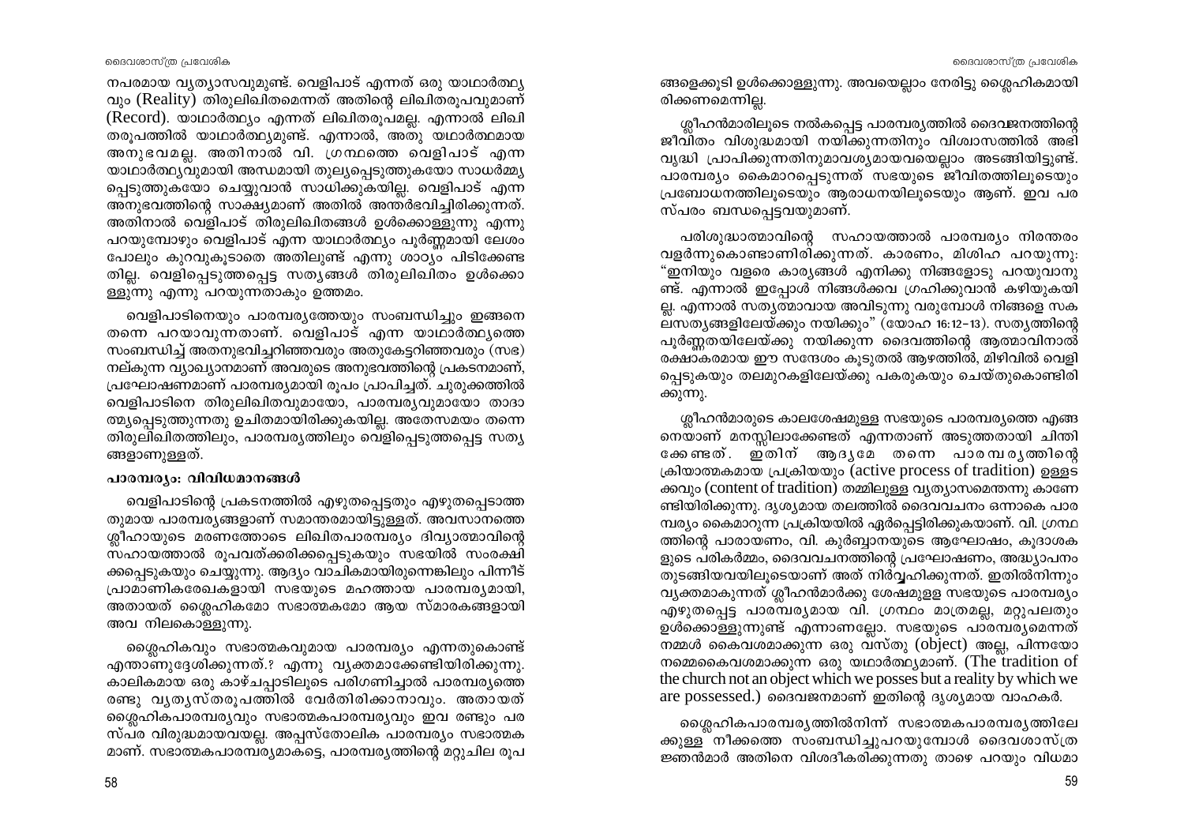നപരമായ വ്യത്യാസവുമുണ്ട്. വെളിപാട് എന്നത് ഒരു യാഥാർത്ഥ്യവും (Reality) തിരുലിഖിതമെന്നത് അതിന്റെ ലിഖിതരൂപവുമാണ് (Record). യാഥാർത്ഥ്യം എന്നത് ലിഖിതരൂപമല്ല. എന്നാൽ ലിഖിതരൂപത്തിൽ യാഥാർത്ഥ്യമുണ്ട്. എന്നാൽ, അതു യഥാർത്ഥമായ അനുഭവമല്ല. അതിനാൽ വി. ഗ്രന്ഥത്തെ വെളിപാട് എന്ന യാഥാർത്ഥ്യവുമായി അന്ധമായി തുല്യപ്പെടുത്തുകയോ സാധർമ്മ്യപ്പെടുത്തുകയോ ചെയ്യുവാൻ സാധിക്കുകയില്ല. വെളിപാട് എന്ന അനുഭവത്തിന്റെ സാക്ഷ്യമാണ് അതിൽ അന്തർഭവിച്ചിരിക്കുന്നത്. അതിനാൽ വെളിപാട് തിരുലിഖിതങ്ങൾ ഉൾക്കൊള്ളുന്നു എന്നു പറയുമ്പോഴും വെളിപാട് എന്ന യാഥാർത്ഥ്യം പൂർണ്ണമായി ലേശം പോലും കുറവുകൂടാതെ അതിലുണ്ട് എന്നു ശാഠ്യം പിടിക്കേണ്ടതില്ല. വെളിപ്പെടുത്തപ്പെട്ട സത്യങ്ങൾ തിരുലിഖിതം ഉൾക്കൊള്ളുന്നു എന്നു പറയുന്നതാകും ഉത്തമം.

വെളിപാടിനെയും പാരമ്പര്യത്തേയും സംബന്ധിച്ചും ഇങ്ങനെ തന്നെ പറയാവുന്നതാണ്. വെളിപാട് എന്ന യാഥാർത്ഥ്യത്തെ സംബന്ധിച്ച് അതനുഭവിച്ചറിഞ്ഞവരും അതുകേട്ടറിഞ്ഞവരും (സഭ) നല്കുന്ന വ്യാഖ്യാനമാണ് അവരുടെ അനുഭവത്തിന്റെ പ്രകടനമാണ്, പ്രഘോഷണമാണ് പാരമ്പര്യമായി രൂപം പ്രാപിച്ചത്. ചുരുക്കത്തിൽ വെളിപാടിനെ തിരുലിഖിതവുമായോ, പാരമ്പര്യവുമായോ താദാത്മ്യപ്പെടുത്തുന്നതു ഉചിതമായിരിക്കുകയില്ല. അതേസമയം തന്നെ തിരുലിഖിതത്തിലും, പാരമ്പര്യത്തിലും വെളിപ്പെടുത്തപ്പെട്ട സത്യങ്ങളാണുള്ളത്.

### പാരമ്പര്യം: വിവിധമാനങ്ങൾ

വെളിപാടിന്റെ പ്രകടനത്തിൽ എഴുതപ്പെട്ടതും എഴുതപ്പെടാത്തതുമായ പാരമ്പര്യങ്ങളാണ് സമാന്തരമായിട്ടുള്ളത്. അവസാനത്തെ ശ്ലീഹായുടെ മരണത്തോടെ ലിഖിതപാരമ്പര്യം ദിവ്യാത്മാവിന്റെ സഹായത്താൽ രൂപവത്ക്കരിക്കപ്പെടുകയും സഭയിൽ സംരക്ഷിക്കപ്പെടുകയും ചെയ്യുന്നു. ആദ്യം വാചികമായിരുന്നെങ്കിലും പിന്നീട് പ്രാമാണികരേഖകളായി സഭയുടെ മഹത്തായ പാരമ്പര്യമായി, അതായത് ശ്ലൈഹികമോ സഭാത്മകമോ ആയ സ്മാരകങ്ങളായി അവ നിലകൊള്ളുന്നു.

ശ്ലൈഹികവും സഭാത്മകവുമായ പാരമ്പര്യം എന്നതുകൊണ്ട് എന്താണുദ്ദേശിക്കുന്നത്.? എന്നു വ്യക്തമാക്കേണ്ടിയിരിക്കുന്നു. കാലികമായ ഒരു കാഴ്ചപ്പാടിലൂടെ പരിഗണിച്ചാൽ പാരമ്പര്യത്തെ രണ്ടു വ്യത്യസ്തരൂപത്തിൽ വേർതിരിക്കാനാവും. അതായത് ശ്ലൈഹികപാരമ്പര്യവും സഭാത്മകപാരമ്പര്യവും ഇവ രണ്ടും പരസ്പര വിരുദ്ധമായവയല്ല. അപ്പസ്തോലിക പാരമ്പര്യം സഭാത്മകമാണ്. സഭാത്മകപാരമ്പര്യമാകട്ടെ, പാരമ്പര്യത്തിന്റെ മറ്റുചില രൂപങ്ങളെക്കൂടി ഉൾക്കൊള്ളുന്നു. അവയെല്ലാം നേരിട്ടു ശ്ലൈഹികമായിരിക്കണമെന്നില്ല.

ശ്ലീഹൻമാരിലൂടെ നൽകപ്പെട്ട പാരമ്പര്യത്തിൽ ദൈവജനത്തിന്റെ ജീവിതം വിശുദ്ധമായി നയിക്കുന്നതിനും വിശ്വാസത്തിൽ അഭിവൃദ്ധി പ്രാപിക്കുന്നതിനുമാവശ്യമായവയെല്ലാം അടങ്ങിയിട്ടുണ്ട്. പാരമ്പര്യം കൈമാറപ്പെടുന്നത് സഭയുടെ ജീവിതത്തിലൂടെയും പ്രബോധനത്തിലൂടെയും ആരാധനയിലൂടെയും ആണ്. ഇവ പരസ്പരം ബന്ധപ്പെട്ടവയുമാണ്.

പരിശുദ്ധാത്മാവിന്റെ സഹായത്താൽ പാരമ്പര്യം നിരന്തരം വളർന്നുകൊണ്ടാണിരിക്കുന്നത്. കാരണം, മിശിഹ പറയുന്നു: "ഇനിയും വളരെ കാര്യങ്ങൾ എനിക്കു നിങ്ങളോടു പറയുവാനുണ്ട്. എന്നാൽ ഇപ്പോൾ നിങ്ങൾക്കവ ഗ്രഹിക്കുവാൻ കഴിയുകയില്ല. എന്നാൽ സത്യാത്മാവായ അവിടുന്നു വരുമ്പോൾ നിങ്ങളെ സകലസത്യങ്ങളിലേയ്ക്കും നയിക്കും" (യോഹ 16:12-13). സത്യത്തിന്റെ പൂർണ്ണതയിലേയ്ക്കു നയിക്കുന്ന ദൈവത്തിന്റെ ആത്മാവിനാൽ രക്ഷാകരമായ ഈ സന്ദേശം കൂടുതൽ ആഴത്തിൽ, മിഴിവിൽ വെളിപ്പെടുകയും തലമുറകളിലേയ്ക്കു പകരുകയും ചെയ്തുകൊണ്ടിരിക്കുന്നു.

ശ്ലീഹൻമാരുടെ കാലശേഷമുള്ള സഭയുടെ പാരമ്പര്യത്തെ എങ്ങനെയാണ് മനസ്സിലാക്കേണ്ടത് എന്നതാണ് അടുത്തതായി ചിന്തിക്കേണ്ടത്. ഇതിന് ആദ്യമേ തന്നെ പാരമ്പര്യത്തിന്റെ ക്രിയാത്മകമായ പ്രക്രിയയും (active process of tradition) ഉള്ളടക്കവും (content of tradition) തമ്മിലുള്ള വ്യത്യാസമെന്തെന്നു കാണേണ്ടിയിരിക്കുന്നു. ദൃശ്യമായ തലത്തിൽ ദൈവവചനം ഒന്നാകെ പാരമ്പര്യം കൈമാറുന്ന പ്രക്രിയയിൽ ഏർപ്പെട്ടിരിക്കുകയാണ്. വി. ഗ്രന്ഥത്തിന്റെ പാരായണം, വി. കുർബ്ബാനയുടെ ആഘോഷം, കൂദാശകളുടെ പരികർമ്മം, ദൈവവചനത്തിന്റെ പ്രഘോഷണം, അദ്ധ്യാപനം തുടങ്ങിയവയിലൂടെയാണ് അത് നിർവ്വഹിക്കുന്നത്. ഇതിൽനിന്നും വ്യക്തമാകുന്നത് ശ്ലീഹൻമാർക്കു ശേഷമുള്ള സഭയുടെ പാരമ്പര്യം എഴുതപ്പെട്ട പാരമ്പര്യമായ വി. ഗ്രന്ഥം മാത്രമല്ല, മറ്റുപലതും ഉൾക്കൊള്ളുന്നുണ്ട് എന്നാണല്ലോ. സഭയുടെ പാരമ്പര്യമെന്നത് നമ്മൾ കൈവശമാക്കുന്ന ഒരു വസ്തു (object) അല്ല, പിന്നയോ നമ്മെകൈവശമാക്കുന്ന ഒരു യഥാർത്ഥ്യമാണ്. (The tradition of the church not an object which we posses but a reality by which we are possessed.) ദൈവജനമാണ് ഇതിന്റെ ദൃശ്യമായ വാഹകർ.

ശ്ലൈഹികപാരമ്പര്യത്തിൽനിന്ന് സഭാത്മകപാരമ്പര്യത്തിലേക്കുള്ള നീക്കത്തെ സംബന്ധിച്ചുപറയുമ്പോൾ ദൈവശാസ്ത്രജ്ഞൻമാർ അതിനെ വിശദീകരിക്കുന്നതു താഴെ പറയും വിധമാ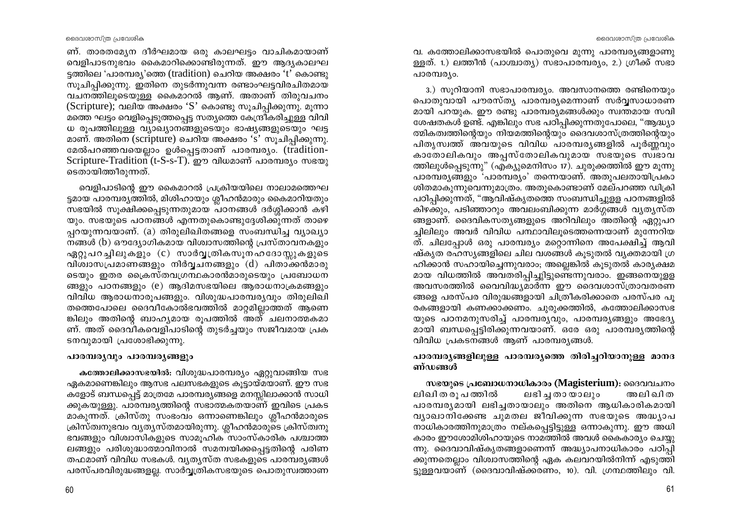ണ്. താരതമ്യേന ദീർഘമായ ഒരു കാലഘട്ടം വാചികമായാണ് വെളിപാടനുഭവം കൈമാറിക്കൊണ്ടിരുന്നത്. ഈ ആദ്യകാലഘട്ടത്തിലെ 'പാരമ്പര്യ'ത്തെ (tradition) ചെറിയ അക്ഷരം 't' കൊണ്ടു സൂചിപ്പിക്കുന്നു. ഇതിനെ തുടർന്നുവന്ന രണ്ടാംഘട്ടവിരചിതമായ വചനത്തിലൂടെയുള്ള കൈമാറൽ ആണ്. അതാണ് തിരുവചനം (Scripture); വലിയ അക്ഷരം 'S' കൊണ്ടു സൂചിപ്പിക്കുന്നു. മൂന്നാമത്തെ ഘട്ടം വെളിപ്പെടുത്തപ്പെട്ട സത്യത്തെ കേന്ദ്രീകരിച്ചുള്ള വിവിധ രൂപത്തിലുള്ള വ്യാഖ്യാനങ്ങളുടെയും ഭാഷ്യങ്ങളുടെയും ഘട്ടമാണ്. അതിനെ (scripture) ചെറിയ അക്ഷരം 's' സൂചിപ്പിക്കുന്നു. മേൽപറഞ്ഞവയെല്ലാം ഉൾപ്പെട്ടതാണ് പാരമ്പര്യം. (tradition-Scripture-Tradition (t-S-s-T). ഈ വിധമാണ് പാരമ്പര്യം സഭയുടെതായിത്തീരുന്നത്.

വെളിപാടിന്റെ ഈ കൈമാറൽ പ്രക്രിയയിലെ നാലാമത്തെഘട്ടമായ പാരമ്പര്യത്തിൽ, മിശിഹായും ശ്ലീഹൻമാരും കൈമാറിയതും സഭയിൽ സൂക്ഷിക്കപ്പെടുന്നതുമായ പഠനങ്ങൾ ദർശിക്കാൻ കഴിയും. സഭയുടെ പഠനങ്ങൾ എന്നതുകൊണ്ടുദ്ദേശിക്കുന്നത് താഴെപ്പറയുന്നവയാണ്. (a) തിരുലിഖിതങ്ങളെ സംബന്ധിച്ച വ്യാഖ്യാനങ്ങൾ (b) ഔദ്യോഗികമായ വിശ്വാസത്തിന്റെ പ്രസ്താവനകളും ഏറ്റുപറച്ചിലുകളും (c) സാർവ്വത്രികസൂനഹദോസ്സുകളുടെ വിശ്വാസപ്രമാണങ്ങളും നിർവ്വചനങ്ങളും (d) പിതാക്കൻമാരുടെയും ഇതര ക്രൈസ്തവഗ്രന്ഥകാരൻമാരുടെയും പ്രബോധനങ്ങളും പഠനങ്ങളും (e) ആദിമസഭയിലെ ആരാധനാക്രമങ്ങളും വിവിധ ആരാധനാരൂപങ്ങളും. വിശുദ്ധപാരമ്പര്യവും തിരുലിഖിതത്തെപോലെ ദൈവീകോൽഭവത്തിൽ മാറ്റമില്ലാത്തത് ആണെങ്കിലും അതിന്റെ ബാഹ്യമായ രൂപത്തിൽ അത് ചലനാത്മകമാണ്. അത് ദൈവീകവെളിപാടിന്റെ തുടർച്ചയും സജീവമായ പ്രകടനവുമായി പ്രശോഭിക്കുന്നു.

### പാരമ്പര്യവും പാരമ്പര്യങ്ങളും

**കത്തോലിക്കാസഭയിൽ:** വിശുദ്ധപാരമ്പര്യം ഏറ്റുവാങ്ങിയ സഭ ഏകമാണെങ്കിലും ആസഭ പലസഭകളുടെ കൂട്ടായ്മയാണ്. ഈ സഭകളോട് ബന്ധപ്പെട്ട് മാത്രമേ പാരമ്പര്യങ്ങളെ മനസ്സിലാക്കാൻ സാധിക്കുകയുള്ളു. പാരമ്പര്യത്തിന്റെ സഭാത്മകതയാണ് ഇവിടെ പ്രകടമാകുന്നത്. ക്രിസ്തു സംഭവം ഒന്നാണെങ്കിലും ശ്ലീഹൻമാരുടെ ക്രിസ്തനുഭവം വ്യത്യസ്തമായിരുന്നു. ശ്ലീഹൻമാരുടെ ക്രിസ്തനുഭവങ്ങളും വിശ്വാസികളുടെ സാമൂഹിക സാംസ്കാരിക പശ്ചാത്തലങ്ങളും പരിശുദ്ധാത്മാവിനാൽ സമന്വയിക്കപ്പെട്ടതിന്റെ പരിണതഫമാണ് വിവിധ സഭകൾ. വ്യത്യസ്ത സഭകളുടെ പാരമ്പര്യങ്ങൾ പരസ്പരവിരുദ്ധങ്ങളല്ല. സാർവ്വത്രികസഭയുടെ പൊതുസ്വത്താണവ. കത്തോലിക്കാസഭയിൽ പൊതുവെ മൂന്നു പാരമ്പര്യങ്ങളാണുള്ളത്. 1.) ലത്തീൻ (പാശ്ചാത്യ) സഭാപാരമ്പര്യം, 2.) ഗ്രീക്ക് സഭാ പാരമ്പര്യം.

3.) സുറിയാനി സഭാപാരമ്പര്യം. അവസാനത്തെ രണ്ടിനെയും പൊതുവായി പൗരസ്ത്യ പാരമ്പര്യമെന്നാണ് സർവ്വസാധാരണമായി പറയുക. ഈ രണ്ടു പാരമ്പര്യമങ്ങൾക്കും സ്വന്തമായ സവിശേഷതകൾ ഉണ്ട്. എങ്കിലും സഭ പഠിപ്പിക്കുന്നതുപോലെ, "ആദ്ധ്യാത്മികതത്വത്തിന്റെയും നിയമത്തിന്റെയും ദൈവശാസ്ത്രത്തിന്റെയും പിതൃസ്വത്ത് അവയുടെ വിവിധ പാരമ്പര്യങ്ങളിൽ പൂർണ്ണവും കാതോലികവും അപ്പസ്തോലികവുമായ സഭയുടെ സ്വഭാവത്തിലുൾപ്പെടുന്നു" (എക്യുമെനിസം 17). ചുരുക്കത്തിൽ ഈ മൂന്നു പാരമ്പര്യങ്ങളും 'പാരമ്പര്യം' തന്നെയാണ്. അതുപലതായിപ്രകാശിതമാകുന്നുവെന്നുമാത്രം. അതുകൊണ്ടാണ് മേല്പറഞ്ഞ ഡിക്രി പഠിപ്പിക്കുന്നത്, "ആവിഷ്കൃതത്തെ സംബന്ധിച്ചുള്ള പഠനങ്ങളിൽ കിഴക്കും, പടിഞ്ഞാറും അവലംബിക്കുന്ന മാർഗ്ഗങ്ങൾ വ്യത്യസ്തങ്ങളാണ്. ദൈവികസത്യങ്ങളുടെ അറിവിലും അതിന്റെ ഏറ്റുപറച്ചിലിലും അവർ വിവിധ പന്ഥാവിലൂടെത്തന്നെയാണ് മുന്നേറിയത്. ചിലപ്പോൾ ഒരു പാരമ്പര്യം മറ്റൊന്നിനെ അപേക്ഷിച്ച് ആവിഷ്കൃത രഹസ്യങ്ങളിലെ ചില വശങ്ങൾ കൂടുതൽ വ്യക്തമായി ഗ്രഹിക്കാൻ സഹായിച്ചെന്നുവരാം; അല്ലെങ്കിൽ കൂടുതൽ കാര്യക്ഷമമായ വിധത്തിൽ അവതരിപ്പിച്ചിട്ടുണ്ടെന്നുവരാം. ഇങ്ങനെയുള്ള അവസരത്തിൽ വൈവിദ്ധ്യമാർന്ന ഈ ദൈവശാസ്ത്രാവതരണങ്ങളെ പരസ്പര വിരുദ്ധങ്ങളായി ചിത്രീകരിക്കാതെ പരസ്പര പൂരകങ്ങളായി കണക്കാക്കണം. ചുരുക്കത്തിൽ, കത്തോലിക്കാസഭയുടെ പഠനമനുസരിച്ച് പാരമ്പര്യവും, പാരമ്പര്യങ്ങളും അഭേദ്യമായി ബന്ധപ്പെട്ടിരിക്കുന്നവയാണ്. ഒരേ ഒരു പാരമ്പര്യത്തിന്റെ വിവിധ പ്രകടനങ്ങൾ ആണ് പാരമ്പര്യങ്ങൾ.

### പാരമ്പര്യങ്ങളിലുള്ള പാരമ്പര്യത്തെ തിരിച്ചറിയാനുള്ള മാനദണ്ഡങ്ങൾ

**സഭയുടെ പ്രബോധനാധികാരം (Magisterium):** ദൈവവചനം ലിഖിതരൂപത്തിൽ ലഭിച്ചതായാലും അലിഖിത പാരമ്പര്യമായി ലഭിച്ചതായാലും അതിനെ ആധികാരികമായി വ്യാഖ്യാനിക്കേണ്ട ചുമതല ജീവിക്കുന്ന സഭയുടെ അദ്ധ്യാപനാധികാരത്തിനുമാത്രം നല്കപ്പെട്ടിട്ടുള്ള ഒന്നാകുന്നു. ഈ അധികാരം ഈശോമിശിഹായുടെ നാമത്തിൽ അവൾ കൈകാര്യം ചെയ്യുന്നു. ദൈവാവിഷ്കൃതങ്ങളാണെന്ന് അദ്ധ്യാപനാധികാരം പഠിപ്പിക്കുന്നതെല്ലാം വിശ്വാസത്തിന്റെ ഏക കലവറയിൽനിന്ന് എടുത്തിട്ടുള്ളവയാണ് (ദൈവാവിഷ്ക്കരണം, 10). വി. ഗ്രന്ഥത്തിലും വി.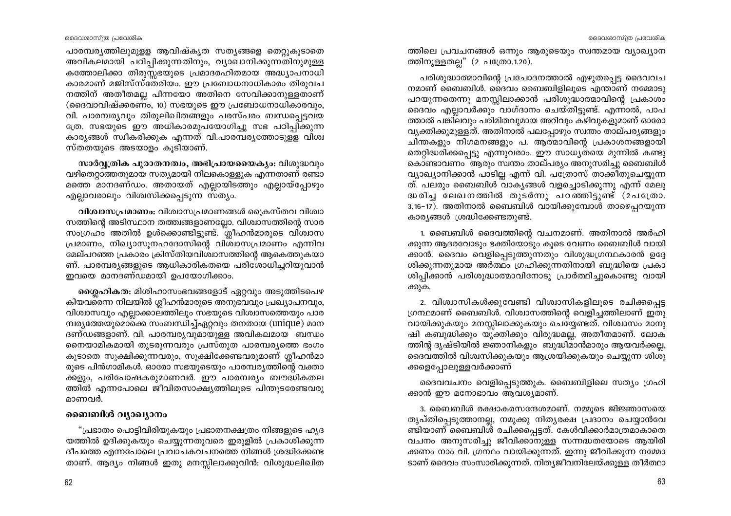പാരമ്പര്യത്തിലുമുള്ള ആവിഷ്കൃത സത്യങ്ങളെ തെറ്റുകൂടാതെ അവികലമായി പഠിപ്പിക്കുന്നതിനും, വ്യാഖാനിക്കുന്നതിനുമുള്ള കത്തോലിക്കാ തിരുസ്സഭയുടെ പ്രമാദരഹിതമായ അദ്ധ്യാപനാധികാരമാണ് മജിസ്സ്തേരിയം. ഈ പ്രബോധനാധികാരം തിരുവചനത്തിന് അതീതമല്ല പിന്നയോ അതിനെ സേവിക്കാനുള്ളതാണ് (ദൈവാവിഷ്ക്കരണം, 10) സഭയുടെ ഈ പ്രബോധനാധികാരവും, വി. പാരമ്പര്യവും തിരുലിഖിതങ്ങളും പരസ്പരം ബന്ധപ്പെട്ടവയത്രേ. സഭയുടെ ഈ അധികാരമുപയോഗിച്ചു സഭ പഠിപ്പിക്കുന്ന കാര്യങ്ങൾ സ്വീകരിക്കുക എന്നത് വി.പാരമ്പര്യത്തോടുള്ള വിശ്വസ്തതയുടെ അടയാളം കൂടിയാണ്.

**സാർവ്വത്രിക പുരാതനത്വം, അഭിപ്രായൈക്യം:** വിശുദ്ധവും വഴിതെറ്റാത്തതുമായ സത്യമായി നിലകൊള്ളുക എന്നതാണ് രണ്ടാമത്തെ മാനദണ്ഡം. അതായത് എല്ലായിടത്തും എല്ലായ്പ്പോഴും എല്ലാവരാലും വിശ്വസിക്കപ്പെടുന്ന സത്യം.

**വിശ്വാസപ്രമാണം:** വിശ്വാസപ്രമാണങ്ങൾ ക്രൈസ്തവ വിശ്വാസത്തിന്റെ അടിസ്ഥാന തത്വങ്ങളാണല്ലോ. വിശ്വാസത്തിന്റെ സാരസംഗ്രഹം അതിൽ ഉൾക്കൊണ്ടിട്ടുണ്ട്. ശ്ലീഹൻമാരുടെ വിശ്വാസപ്രമാണം, നിഖ്യാസൂനഹദോസിന്റെ വിശ്വാസപ്രമാണം എന്നിവ മേല്പറഞ്ഞ പ്രകാരം ക്രിസ്തീയവിശ്വാസത്തിന്റെ ആകെത്തുകയാണ്. പാരമ്പര്യങ്ങളുടെ ആധികാരികതയെ പരിശോധിച്ചറിയുവാൻ ഇവയെ മാനദണ്ഡമായി ഉപയോഗിക്കാം.

**ശ്ലൈഹികത:** മിശിഹാസംഭവങ്ങളോട് ഏറ്റവും അടുത്തിടപെഴകിയവരെന്ന നിലയിൽ ശ്ലീഹൻമാരുടെ അനുഭവവും പ്രഖ്യാപനവും, വിശ്വാസവും എല്ലാക്കാലത്തിലും സഭയുടെ വിശ്വാസത്തെയും പാരമ്പര്യത്തേയുമൊക്കെ സംബന്ധിച്ച്ഏറ്റവും തനതായ (unique) മാനദണ്ഡങ്ങളാണ്. വി. പാരമ്പര്യവുമായുള്ള അവികലമായ ബന്ധം നൈയാമികമായി തുടരുന്നവരും പ്രസ്തുത പാരമ്പര്യത്തെ ഭംഗം കൂടാതെ സൂക്ഷിക്കുന്നവരും, സൂക്ഷിക്കേണ്ടവരുമാണ് ശ്ലീഹൻമാരുടെ പിൻഗാമികൾ. ഓരോ സഭയുടെയും പാരമ്പര്യത്തിന്റെ വക്താക്കളും, പരിപോഷകരുമാണവർ. ഈ പാരമ്പര്യം ബൗദ്ധികതലത്തിൽ എന്നപോലെ ജീവിതസാക്ഷ്യത്തിലൂടെ പിന്തുടരേണ്ടവരുമാണവർ.

## ബൈബിൾ വ്യാഖ്യാനം

"പ്രഭാതം പൊട്ടിവിരിയുകയും പ്രഭാതനക്ഷത്രം നിങ്ങളുടെ ഹൃദയത്തിൽ ഉദിക്കുകയും ചെയ്യുന്നതുവരെ ഇരുളിൽ പ്രകാശിക്കുന്ന ദീപത്തെ എന്നപോലെ പ്രവാചകവചനത്തെ നിങ്ങൾ ശ്രദ്ധിക്കേണ്ടതാണ്. ആദ്യം നിങ്ങൾ ഇതു മനസ്സിലാക്കുവിൻ: വിശുദ്ധലിഖിതത്തിലെ പ്രവചനങ്ങൾ ഒന്നും ആരുടെയും സ്വന്തമായ വ്യാഖ്യാനത്തിനുള്ളതല്ല" (2 പത്രോ.1.20).

പരിശുദ്ധാത്മാവിന്റെ പ്രചോദനത്താൽ എഴുതപ്പെട്ട ദൈവവചനമാണ് ബൈബിൾ. ദൈവം ബൈബിളിലൂടെ എന്താണ് നമ്മോടു പറയുന്നതെന്നു മനസ്സിലാക്കാൻ പരിശുദ്ധാത്മാവിന്റെ പ്രകാശം ദൈവം എല്ലാവർക്കും വാഗ്ദാനം ചെയ്തിട്ടുണ്ട്. എന്നാൽ, പാപത്താൽ പങ്കിലവും പരിമിതവുമായ അറിവും കഴിവുകളുമാണ് ഓരോ വ്യക്തിക്കുമുള്ളത്. അതിനാൽ പലപ്പോഴും സ്വന്തം താല്പര്യങ്ങളും ചിന്തകളും നിഗമനങ്ങളും പ. ആത്മാവിന്റെ പ്രകാശനങ്ങളായി തെറ്റിദ്ധരിക്കപ്പെട്ടു എന്നുവരാം. ഈ സാധ്യതയെ മുന്നിൽ കണ്ടുകൊണ്ടാവണം ആരും സ്വന്തം താല്പര്യം അനുസരിച്ചു ബൈബിൾ വ്യാഖ്യാനിക്കാൻ പാടില്ല എന്ന് വി. പത്രോസ് താക്കീതുചെയ്യുന്നത്. പലരും ബൈബിൾ വാക്യങ്ങൾ വളച്ചൊടിക്കുന്നു എന്ന് മേലുദ്ധരിച്ച ലേഖനത്തിൽ തുടർന്നു പറഞ്ഞിട്ടുണ്ട് (2പത്രോ. 3,16-17). അതിനാൽ ബൈബിൾ വായിക്കുമ്പോൾ താഴെപ്പറയുന്ന കാര്യങ്ങൾ ശ്രദ്ധിക്കേണ്ടതുണ്ട്.

1. ബൈബിൾ ദൈവത്തിന്റെ വചനമാണ്. അതിനാൽ അർഹിക്കുന്ന ആദരവോടും ഭക്തിയോടും കൂടെ വേണം ബൈബിൾ വായിക്കാൻ. ദൈവം വെളിപ്പെടുത്തുന്നതും വിശുദ്ധഗ്രന്ഥകാരൻ ഉദ്ദേശിക്കുന്നതുമായ അർത്ഥം ഗ്രഹിക്കുന്നതിനായി ബുദ്ധിയെ പ്രകാശിപ്പിക്കാൻ പരിശുദ്ധാത്മാവിനോടു പ്രാർത്ഥിച്ചുകൊണ്ടു വായിക്കുക.

2. വിശ്വാസികൾക്കുവേണ്ടി വിശ്വാസികളിലൂടെ രചിക്കപ്പെട്ട ഗ്രന്ഥമാണ് ബൈബിൾ. വിശ്വാസത്തിന്റെ വെളിച്ചത്തിലാണ് ഇതു വായിക്കുകയും മനസ്സിലാക്കുകയും ചെയ്യേണ്ടത്. വിശ്വാസം മാനുഷി കബുദ്ധിക്കും യുക്തിക്കും വിരുദ്ധമല്ല, അതീതമാണ്. ലോകത്തിന്റ ദൃഷ്ടിയിൽ ജ്ഞാനികളും ബുദ്ധിമാൻമാരും ആയവർക്കല്ല, ദൈവത്തിൽ വിശ്വസിക്കുകയും ആശ്രയിക്കുകയും ചെയ്യുന്ന ശിശുക്കളെപ്പോലുള്ളവർക്കാണ്

ദൈവവചനം വെളിപ്പെടുത്തുക. ബൈബിളിലെ സത്യം ഗ്രഹിക്കാൻ ഈ മനോഭാവം ആവശ്യമാണ്.

3. ബൈബിൾ രക്ഷാകരസന്ദേശമാണ്. നമ്മുടെ ജിജ്ഞാസയെ തൃപ്തിപ്പെടുത്താനല്ല, നമുക്കു നിത്യരക്ഷ പ്രദാനം ചെയ്യാൻവേണ്ടിയാണ് ബൈബിൾ രചിക്കപ്പെട്ടത്. കേൾവിക്കാർമാത്രമാകാതെ വചനം അനുസരിച്ചു ജീവിക്കാനുള്ള സന്നദ്ധതയോടെ ആയിരിക്കണം നാം വി. ഗ്രന്ഥം വായിക്കുന്നത്. ഇന്നു ജീവിക്കുന്ന നമ്മോടാണ് ദൈവം സംസാരിക്കുന്നത്. നിത്യജീവനിലേയ്ക്കുള്ള തീർത്ഥാ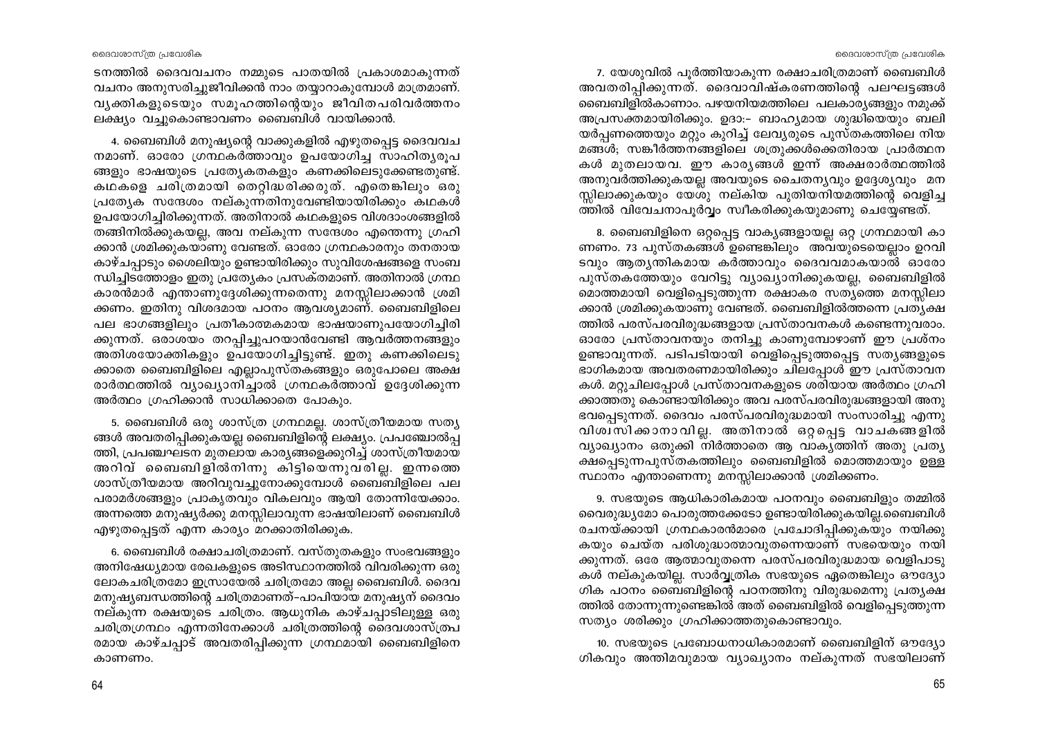ടനത്തിൽ ദൈവവചനം നമ്മുടെ പാതയിൽ പ്രകാശമാകുന്നത് വചനം അനുസരിച്ചുജീവിക്കാൻ നാം തയ്യാറാകുമ്പോൾ മാത്രമാണ്. വ്യക്തികളുടെയും സമൂഹത്തിന്റെയും ജീവിതപരിവർത്തനം ലക്ഷ്യം വച്ചുകൊണ്ടാവണം ബൈബിൾ വായിക്കാൻ.

4. ബൈബിൾ മനുഷ്യന്റെ വാക്കുകളിൽ എഴുതപ്പെട്ട ദൈവവചനമാണ്. ഓരോ ഗ്രന്ഥകർത്താവും ഉപയോഗിച്ച സാഹിത്യരൂപങ്ങളും ഭാഷയുടെ പ്രത്യേകതകളും കണക്കിലെടുക്കേണ്ടതുണ്ട്. കഥകളെ ചരിത്രമായി തെറ്റിദ്ധരിക്കരുത്. എന്തെങ്കിലും ഒരു പ്രത്യേക സന്ദേശം നല്കുന്നതിനുവേണ്ടിയായിരിക്കും കഥകൾ ഉപയോഗിച്ചിരിക്കുന്നത്. അതിനാൽ കഥകളുടെ വിശദാംശങ്ങളിൽ തങ്ങിനിൽക്കുകയല്ല, അവ നല്കുന്ന സന്ദേശം എന്തെന്നു ഗ്രഹിക്കാൻ ശ്രമിക്കുകയാണു വേണ്ടത്. ഓരോ ഗ്രന്ഥകാരനും തനതായ കാഴ്ചപ്പാടും ശൈലിയും ഉണ്ടായിരിക്കും സുവിശേഷങ്ങളെ സംബന്ധിച്ചിടത്തോളം ഇതു പ്രത്യേകം പ്രസക്തമാണ്. അതിനാൽ ഗ്രന്ഥകാരൻമാർ എന്താണുദ്ദേശിക്കുന്നതെന്നു മനസ്സിലാക്കാൻ ശ്രമിക്കണം. ഇതിനു വിശദമായ പഠനം ആവശ്യമാണ്. ബൈബിളിലെ പല ഭാഗങ്ങളിലും പ്രതീകാത്മകമായ ഭാഷയാണുപയോഗിച്ചിരിക്കുന്നത്. ഒരാശയം തറപ്പിച്ചുപറയാൻവേണ്ടി ആവർത്തനങ്ങളും അതിശയോക്തികളും ഉപയോഗിച്ചിട്ടുണ്ട്. ഇതു കണക്കിലെടുക്കാതെ ബൈബിളിലെ എല്ലാപുസ്തകങ്ങളും ഒരുപോലെ അക്ഷരാർത്ഥത്തിൽ വ്യാഖ്യാനിച്ചാൽ ഗ്രന്ഥകർത്താവ് ഉദ്ദേശിക്കുന്ന അർത്ഥം ഗ്രഹിക്കാൻ സാധിക്കാതെ പോകും.

5. ബൈബിൾ ഒരു ശാസ്ത്ര ഗ്രന്ഥമല്ല. ശാസ്ത്രീയമായ സത്യങ്ങൾ അവതരിപ്പിക്കുകയല്ല ബൈബിളിന്റെ ലക്ഷ്യം. പ്രപഞ്ചോൽപ്പത്തി, പ്രപഞ്ചഘടന മുതലായ കാര്യങ്ങളെക്കുറിച്ച് ശാസ്ത്രീയമായ അറിവ് ബൈബിളിൽനിന്നു കിട്ടിയെന്നുവരില്ല. ഇന്നത്തെ ശാസ്ത്രീയമായ അറിവുവച്ചുനോക്കുമ്പോൾ ബൈബിളിലെ പല പരാമർശങ്ങളും പ്രാകൃതവും വികലവും ആയി തോന്നിയേക്കാം. അന്നത്തെ മനുഷ്യർക്കു മനസ്സിലാവുന്ന ഭാഷയിലാണ് ബൈബിൾ എഴുതപ്പെട്ടത് എന്ന കാര്യം മറക്കാതിരിക്കുക.

6. ബൈബിൾ രക്ഷാചരിത്രമാണ്. വസ്തുതകളും സംഭവങ്ങളും അനിഷേധ്യമായ രേഖകളുടെ അടിസ്ഥാനത്തിൽ വിവരിക്കുന്ന ഒരു ലോകചരിത്രമോ ഇസ്രായേൽ ചരിത്രമോ അല്ല ബൈബിൾ. ദൈവമനുഷ്യബന്ധത്തിന്റെ ചരിത്രമാണത്–പാപിയായ മനുഷ്യന് ദൈവം നല്കുന്ന രക്ഷയുടെ ചരിത്രം. ആധുനിക കാഴ്ചപ്പാടിലുള്ള ഒരു ചരിത്രഗ്രന്ഥം എന്നതിനേക്കാൾ ചരിത്രത്തിന്റെ ദൈവശാസ്ത്രപരമായ കാഴ്ചപ്പാട് അവതരിപ്പിക്കുന്ന ഗ്രന്ഥമായി ബൈബിളിനെ കാണണം.

7. യേശുവിൽ പൂർത്തിയാകുന്ന രക്ഷാചരിത്രമാണ് ബൈബിൾ അവതരിപ്പിക്കുന്നത്. ദൈവാവിഷ്കരണത്തിന്റെ പലഘട്ടങ്ങൾ ബൈബിളിൽകാണാം. പഴയനിയമത്തിലെ പലകാര്യങ്ങളും നമുക്ക് അപ്രസക്തമായിരിക്കും. ഉദാ:– ബാഹ്യമായ ശുദ്ധിയെയും ബലിയർപ്പണത്തെയും മറ്റും കുറിച്ച് ലേവ്യരുടെ പുസ്തകത്തിലെ നിയമങ്ങൾ; സങ്കീർത്തനങ്ങളിലെ ശത്രുക്കൾക്കെതിരായ പ്രാർത്ഥനകൾ മുതലായവ. ഈ കാര്യങ്ങൾ ഇന്ന് അക്ഷരാർത്ഥത്തിൽ അനുവർത്തിക്കുകയല്ല അവയുടെ ചൈതന്യവും ഉദ്ദേശ്യവും മനസ്സിലാക്കുകയും യേശു നല്കിയ പുതിയനിയമത്തിന്റെ വെളിച്ചത്തിൽ വിവേചനാപൂർവ്വം സ്വീകരിക്കുകയുമാണു ചെയ്യേണ്ടത്.

8. ബൈബിളിനെ ഒറ്റപ്പെട്ട വാക്യങ്ങളായല്ല ഒറ്റ ഗ്രന്ഥമായി കാണണം. 73 പുസ്തകങ്ങൾ ഉണ്ടെങ്കിലും അവയുടെയെല്ലാം ഉറവിടവും ആത്യന്തികമായ കർത്താവും ദൈവമാകയാൽ ഓരോ പുസ്തകത്തേയും വേറിട്ടു വ്യാഖ്യാനിക്കുകയല്ല, ബൈബിളിൽ മൊത്തമായി വെളിപ്പെടുത്തുന്ന രക്ഷാകര സത്യത്തെ മനസ്സിലാക്കാൻ ശ്രമിക്കുകയാണു വേണ്ടത്. ബൈബിളിൽത്തന്നെ പ്രത്യക്ഷത്തിൽ പരസ്പരവിരുദ്ധങ്ങളായ പ്രസ്താവനകൾ കണ്ടെന്നുവരാം. ഓരോ പ്രസ്താവനയും തനിച്ചു കാണുമ്പോഴാണ് ഈ പ്രശ്നം ഉണ്ടാവുന്നത്. പടിപടിയായി വെളിപ്പെടുത്തപ്പെട്ട സത്യങ്ങളുടെ ഭാഗികമായ അവതരണമായിരിക്കും ചിലപ്പോൾ ഈ പ്രസ്താവനകൾ. മറ്റുചിലപ്പോൾ പ്രസ്താവനകളുടെ ശരിയായ അർത്ഥം ഗ്രഹിക്കാത്തതു കൊണ്ടായിരിക്കും അവ പരസ്പരവിരുദ്ധങ്ങളായി അനുഭവപ്പെടുന്നത്. ദൈവം പരസ്പരവിരുദ്ധമായി സംസാരിച്ചു എന്നു വിശ്വസിക്കാനാവില്ല. അതിനാൽ ഒറ്റപ്പെട്ട വാചകങ്ങളിൽ വ്യാഖ്യാനം ഒതുക്കി നിർത്താതെ ആ വാക്യത്തിന് അതു പ്രത്യക്ഷപ്പെടുന്നപുസ്തകത്തിലും ബൈബിളിൽ മൊത്തമായും ഉള്ള സ്ഥാനം എന്താണെന്നു മനസ്സിലാക്കാൻ ശ്രമിക്കണം.

9. സഭയുടെ ആധികാരികമായ പഠനവും ബൈബിളും തമ്മിൽ വൈരുദ്ധ്യമോ പൊരുത്തക്കേടോ ഉണ്ടായിരിക്കുകയില്ല.ബൈബിൾ രചനയ്ക്കായി ഗ്രന്ഥകാരൻമാരെ പ്രചോദിപ്പിക്കുകയും നയിക്കുകയും ചെയ്ത പരിശുദ്ധാത്മാവുതന്നെയാണ് സഭയെയും നയിക്കുന്നത്. ഒരേ ആത്മാവുതന്നെ പരസ്പരവിരുദ്ധമായ വെളിപാടുകൾ നല്കുകയില്ല. സാർവ്വത്രിക സഭയുടെ ഏതെങ്കിലും ഔദ്യോഗിക പഠനം ബൈബിളിന്റെ പഠനത്തിനു വിരുദ്ധമെന്നു പ്രത്യക്ഷത്തിൽ തോന്നുന്നുണ്ടെങ്കിൽ അത് ബൈബിളിൽ വെളിപ്പെടുത്തുന്ന സത്യം ശരിക്കും ഗ്രഹിക്കാത്തതുകൊണ്ടാവും.

10. സഭയുടെ പ്രബോധനാധികാരമാണ് ബൈബിളിന് ഔദ്യോഗികവും അന്തിമവുമായ വ്യാഖ്യാനം നല്കുന്നത് സഭയിലാണ്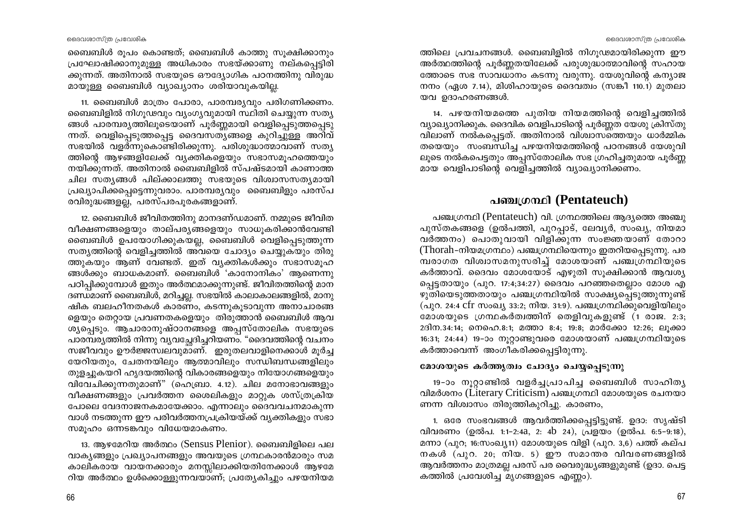ബൈബിൾ രൂപം കൊണ്ടത്; ബൈബിൾ കാത്തു സൂക്ഷിക്കാനും പ്രഘോഷിക്കാനുമുള്ള അധികാരം സഭയ്ക്കാണു നല്കപ്പെട്ടിരിക്കുന്നത്. അതിനാൽ സഭയുടെ ഔദ്യോഗിക പഠനത്തിനു വിരുദ്ധമായുള്ള ബൈബിൾ വ്യാഖ്യാനം ശരിയാവുകയില്ല.

11. ബൈബിൾ മാത്രം പോരാ, പാരമ്പര്യവും പരിഗണിക്കണം. ബൈബിളിൽ നിഗൂഢവും വ്യംഗ്യവുമായി സ്ഥിതി ചെയ്യുന്ന സത്യങ്ങൾ പാരമ്പര്യത്തിലൂടെയാണ് പൂർണ്ണമായി വെളിപ്പെടുത്തപ്പെടുന്നത്. വെളിപ്പെടുത്തപ്പെട്ട ദൈവസത്യങ്ങളെ കുറിച്ചുള്ള അറിവ് സഭയിൽ വളർന്നുകൊണ്ടിരിക്കുന്നു. പരിശുദ്ധാത്മാവാണ് സത്യത്തിന്റെ ആഴങ്ങളിലേക്ക് വ്യക്തികളെയും സഭാസമൂഹത്തെയും നയിക്കുന്നത്. അതിനാൽ ബൈബിളിൽ സ്പഷ്ടമായി കാണാത്ത ചില സത്യങ്ങൾ പില്ക്കാലത്തു സഭയുടെ വിശ്വാസസത്യമായി പ്രഖ്യാപിക്കപ്പെട്ടെന്നുവരാം. പാരമ്പര്യവും ബൈബിളും പരസ്പരവിരുദ്ധങ്ങളല്ല, പരസ്പരപൂരകങ്ങളാണ്.

12. ബൈബിൾ ജീവിതത്തിനു മാനദണ്ഡമാണ്. നമ്മുടെ ജീവിതവീക്ഷണങ്ങളെയും താല്പര്യങ്ങളെയും സാധൂകരിക്കാൻവേണ്ടി ബൈബിൾ ഉപയോഗിക്കുകയല്ല, ബൈബിൾ വെളിപ്പെടുത്തുന്ന സത്യത്തിന്റെ വെളിച്ചത്തിൽ അവയെ ചോദ്യം ചെയ്യുകയും തിരുത്തുകയും ആണ് വേണ്ടത്. ഇത് വ്യക്തികൾക്കും സഭാസമൂഹങ്ങൾക്കും ബാധകമാണ്. ബൈബിൾ 'കാനോനികം' ആണെന്നു പഠിപ്പിക്കുമ്പോൾ ഇതും അർത്ഥമാക്കുന്നുണ്ട്. ജീവിതത്തിന്റെ മാനദണ്ഡമാണ് ബൈബിൾ, മറിച്ചല്ല. സഭയിൽ കാലാകാലങ്ങളിൽ, മാനുഷിക ബലഹീനതകൾ കാരണം, കടന്നുകൂടാവുന്ന അനാചാരങ്ങളെയും തെറ്റായ പ്രവണതകളെയും തിരുത്താൻ ബൈബിൾ ആവശ്യപ്പെടും. ആചാരാനുഷ്ഠാനങ്ങളെ അപ്പസ്തോലിക സഭയുടെ പാരമ്പര്യത്തിൽ നിന്നു വ്യവച്ഛേദിച്ചറിയണം. "ദൈവത്തിന്റെ വചനം സജീവവും ഊർജ്ജസ്വലവുമാണ്. ഇരുതലവാളിനെക്കാൾ മൂർച്ചയേറിയതും, ചേതനയിലും ആത്മാവിലും സന്ധിബന്ധങ്ങളിലും തുളച്ചുകയറി ഹൃദയത്തിന്റെ വികാരങ്ങളെയും നിയോഗങ്ങളെയും വിവേചിക്കുന്നതുമാണ്" (ഹെബ്രാ. 4.12). ചില മനോഭാവങ്ങളും വീക്ഷണങ്ങളും പ്രവർത്തന ശൈലികളും മാറ്റുക ശസ്ത്രക്രിയ പോലെ വേദനാജനകമായേക്കാം. എന്നാലും ദൈവവചനമാകുന്ന വാൾ നടത്തുന്ന ഈ പരിവർത്തനപ്രക്രിയയ്ക്ക് വ്യക്തികളും സഭാസമൂഹം ഒന്നടങ്കവും വിധേയമാകണം.

13. ആഴമേറിയ അർത്ഥം (Sensus Plenior). ബൈബിളിലെ പല വാക്യങ്ങളും പ്രഖ്യാപനങ്ങളും അവയുടെ ഗ്രന്ഥകാരൻമാരും സമകാലികരായ വായനക്കാരും മനസ്സിലാക്കിയതിനേക്കാൾ ആഴമേറിയ അർത്ഥം ഉൾക്കൊള്ളുന്നവയാണ്; പ്രത്യേകിച്ചും പഴയനിയമത്തിലെ പ്രവചനങ്ങൾ. ബൈബിളിൽ നിഗൂഢമായിരിക്കുന്ന ഈ അർത്ഥത്തിന്റെ പൂർണ്ണതയിലേക്ക് പരുശുദ്ധാത്മാവിന്റെ സഹായത്തോടെ സഭ സാവധാനം കടന്നു വരുന്നു. യേശുവിന്റെ കന്യാജനനം (ഏശ 7.14), മിശിഹായുടെ ദൈവത്വം (സങ്കീ 110.1) മുതലായവ ഉദാഹരണങ്ങൾ.

14. പഴയനിയമത്തെ പുതിയ നിയമത്തിന്റെ വെളിച്ചത്തിൽ വ്യാഖ്യാനിക്കുക. ദൈവിക വെളിപാടിന്റെ പൂർണ്ണത യേശു ക്രിസ്തുവിലാണ് നൽകപ്പെട്ടത്. അതിനാൽ വിശ്വാസത്തെയും ധാർമ്മികതയെയും സംബന്ധിച്ച പഴയനിയമത്തിന്റെ പഠനങ്ങൾ യേശുവിലൂടെ നൽകപ്പെട്ടതും അപ്പസ്തോലിക സഭ ഗ്രഹിച്ചതുമായ പൂർണ്ണമായ വെളിപാടിന്റെ വെളിച്ചത്തിൽ വ്യാഖ്യാനിക്കണം.

## പഞ്ചഗ്രന്ഥി (Pentateuch)

പഞ്ചഗ്രന്ഥി (Pentateuch) വി. ഗ്രന്ഥത്തിലെ ആദ്യത്തെ അഞ്ചു പുസ്തകങ്ങളെ (ഉൽപത്തി, പുറപ്പാട്, ലേവ്യർ, സംഖ്യ, നിയമാവർത്തനം) പൊതുവായി വിളിക്കുന്ന സംജ്ഞയാണ് തോറാ (Thorah-നിയമഗ്രന്ഥം) പഞ്ചഗ്രന്ഥിയെന്നും ഇതറിയപ്പെടുന്നു. പരമ്പരാഗത വിശ്വാസമനുസരിച്ച് മോശയാണ് പഞ്ചഗ്രന്ഥിയുടെ കർത്താവ്. ദൈവം മോശയോട് എഴുതി സൂക്ഷിക്കാൻ ആവശ്യപ്പെട്ടതായും (പുറ. 17:4;34:27) ദൈവം പറഞ്ഞതെല്ലാം മോശ എഴുതിയെടുത്തതായും പഞ്ചഗ്രന്ഥിയിൽ സാക്ഷ്യപ്പെടുത്തുന്നുണ്ട് (പുറ. 24:4 cfr സംഖ്യ 33:2; നിയ. 31:9). പഞ്ചഗ്രന്ഥിക്കുവെളിയിലും മോശയുടെ ഗ്രന്ഥകർത്വത്തിന് തെളിവുകളുണ്ട് (1 രാജ. 2:3; 2ദിന.34:14; നെഹെ.8:1; മത്താ 8:4; 19:8; മാർക്കോ 12:26; ലൂക്കാ 16:31; 24:44) 19-ാം നൂറ്റാണ്ടുവരെ മോശയാണ് പഞ്ചഗ്രന്ഥിയുടെ കർത്താവെന്ന് അംഗീകരിക്കപ്പെട്ടിരുന്നു.

### മോശയുടെ കർത്തൃത്വം ചോദ്യം ചെയ്യപ്പെടുന്നു

19-ാം നൂറ്റാണ്ടിൽ വളർച്ചപ്രാപിച്ച ബൈബിൾ സാഹിത്യവിമർശനം (Literary Criticism) പഞ്ചഗ്രന്ഥി മോശയുടെ രചനയാണെന്ന വിശ്വാസം തിരുത്തികുറിച്ചു. കാരണം,

1. ഒരേ സംഭവങ്ങൾ ആവർത്തിക്കപ്പെട്ടിട്ടുണ്ട്. ഉദാ: സൃഷ്ടി വിവരണം (ഉൽപ. 1:1-2:4a, 2: 4b 24), പ്രളയം (ഉൽപ. 6:5-9:18), മന്നാ (പുറ; 16:സംഖ്യ11) മോശയുടെ വിളി (പുറ. 3,6) പത്ത് കല്പനകൾ (പുറ. 20; നിയ. 5) ഈ സമാന്തര വിവരണങ്ങളിൽ ആവർത്തനം മാത്രമല്ല പരസ് പര വൈരുദ്ധ്യങ്ങളുമുണ്ട് (ഉദാ. പെട്ടകത്തിൽ പ്രവേശിച്ച മൃഗങ്ങളുടെ എണ്ണം).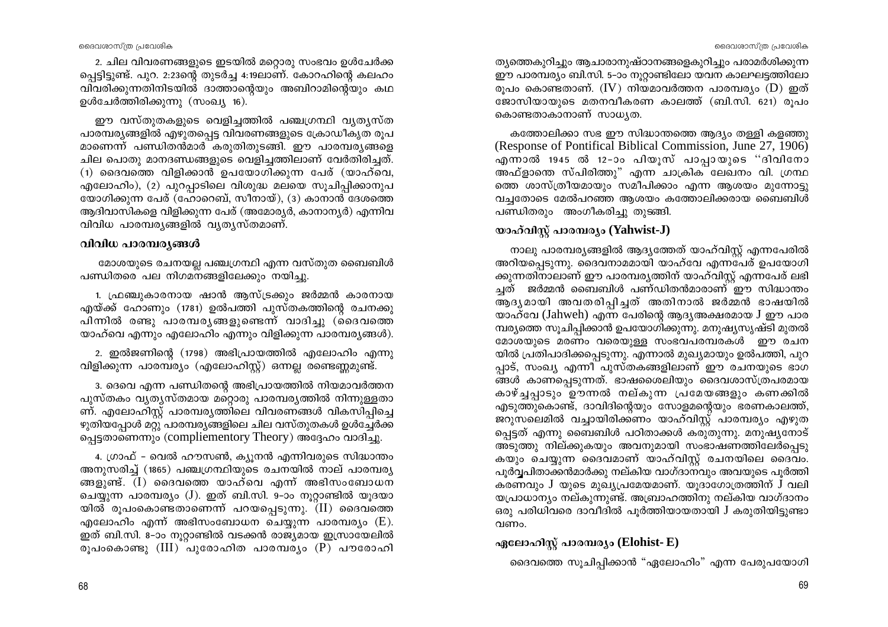2. ചില വിവരണങ്ങളുടെ ഇടയിൽ മറ്റൊരു സംഭവം ഉൾചേർക്ക പ്പെട്ടിട്ടുണ്ട്. പുറ. 2:23ന്റെ തുടർച്ച 4:19ലാണ്. കോറഹിന്റെ കലഹം വിവരിക്കുന്നതിനിടയിൽ ദാത്താന്റെയും അബിറാമിന്റെയും കഥ ഉൾചേർത്തിരിക്കുന്നു (സംഖ്യ 16).

ഈ വസ്തുതകളുടെ വെളിച്ചത്തിൽ പഞ്ചഗ്രന്ഥി വ്യത്യസ്ത പാരമ്പര്യങ്ങളിൽ എഴുതപ്പെട്ട വിവരണങ്ങളുടെ ക്രോഡീകൃത രൂപ മാണെന്ന് പണ്ഡിതൻമാർ കരുതിതുടങ്ങി. ഈ പാരമ്പര്യങ്ങളെ ചില പൊതു മാനദണ്ഡങ്ങളുടെ വെളിച്ചത്തിലാണ് വേർതിരിച്ചത്. (1) ദൈവത്തെ വിളിക്കാൻ ഉപയോഗിക്കുന്ന പേര് (യാഹ്‌വെ, എലോഹിം), (2) പുറപ്പാടിലെ വിശുദ്ധ മലയെ സൂചിപ്പിക്കാനുപ യോഗിക്കുന്ന പേര് (ഹോറെബ്, സീനായ്), (3) കാനാൻ ദേശത്തെ ആദിവാസികളെ വിളിക്കുന്ന പേര് (അമോര്യർ, കാനാന്യർ) എന്നിവ വിവിധ പാരമ്പര്യങ്ങളിൽ വ്യത്യസ്തമാണ്.

### വിവിധ പാരമ്പര്യങ്ങൾ

മോശയുടെ രചനയല്ല പഞ്ചഗ്രന്ഥി എന്ന വസ്തുത ബൈബിൾ പണ്ഡിതരെ പല നിഗമനങ്ങളിലേക്കും നയിച്ചു.

1. ഫ്രഞ്ചുകാരനായ ഷാൻ ആസ്ട്രക്കും ജർമ്മൻ കാരനായ എയ്ക്ക് ഹോണും (1781) ഉൽപത്തി പുസ്തകത്തിന്റെ രചനക്കു പിന്നിൽ രണ്ടു പാരമ്പര്യങ്ങളുണ്ടെന്ന് വാദിച്ചു (ദൈവത്തെ യാഹ്‌വെ എന്നും എലോഹിം എന്നും വിളിക്കുന്ന പാരമ്പര്യങ്ങൾ).

2. ഇൽജണിന്റെ (1798) അഭിപ്രായത്തിൽ എലോഹിം എന്നു വിളിക്കുന്ന പാരമ്പര്യം (എലോഹിസ്റ്റ്) ഒന്നല്ല രണ്ടെണ്ണമുണ്ട്.

3. ദെവെ എന്ന പണ്ഡിതന്റെ അഭിപ്രായത്തിൽ നിയമാവർത്തന പുസ്തകം വ്യത്യസ്തമായ മറ്റൊരു പാരമ്പര്യത്തിൽ നിന്നുള്ളതാ ണ്. എലോഹിസ്റ്റ് പാരമ്പര്യത്തിലെ വിവരണങ്ങൾ വികസിപ്പിച്ചെ ഴുതിയപ്പോൾ മറ്റു പാരമ്പര്യങ്ങളിലെ ചില വസ്തുതകൾ ഉൾച്ചേർക്ക പ്പെട്ടതാണെന്നും (compliementory Theory) അദ്ദേഹം വാദിച്ചു.

4. ഗ്രാഫ് – വെൽ ഹൗസൺ, ക്യൂനൻ എന്നിവരുടെ സിദ്ധാന്തം അനുസരിച്ച് (1865) പഞ്ചഗ്രന്ഥിയുടെ രചനയിൽ നാല് പാരമ്പര്യ ങ്ങളുണ്ട്. (I) ദൈവത്തെ യാഹ്‌വെ എന്ന് അഭിസംബോധന ചെയ്യുന്ന പാരമ്പര്യം (J). ഇത് ബി.സി. 9–ാം നൂറ്റാണ്ടിൽ യൂദയാ യിൽ രൂപംകൊണ്ടതാണെന്ന് പറയപ്പെടുന്നു. (II) ദൈവത്തെ എലോഹിം എന്ന് അഭിസംബോധന ചെയ്യുന്ന പാരമ്പര്യം (E). ഇത് ബി.സി. 8–ാം നൂറ്റാണ്ടിൽ വടക്കൻ രാജ്യമായ ഇസ്രായേലിൽ രൂപംകൊണ്ടു (III) പുരോഹിത പാരമ്പര്യം (P) പൗരോഹി ത്യത്തെകുറിച്ചും ആചാരാനുഷ്ഠാനങ്ങളെകുറിച്ചും പരാമർശിക്കുന്ന ഈ പാരമ്പര്യം ബി.സി. 5–ാം നൂറ്റാണ്ടിലോ യവന കാലഘട്ടത്തിലോ രൂപം കൊണ്ടതാണ്. (IV) നിയമാവർത്തന പാരമ്പര്യം (D) ഇത് ജോസിയായുടെ മതനവീകരണ കാലത്ത് (ബി.സി. 621) രൂപം കൊണ്ടതാകാനാണ് സാധ്യത.

കത്തോലിക്കാ സഭ ഈ സിദ്ധാന്തത്തെ ആദ്യം തള്ളി കളഞ്ഞു (Response of Pontifical Biblical Commission, June 27, 1906) എന്നാൽ 1945 ൽ 12–ാം പിയൂസ് പാപ്പായുടെ "ദിവിനോ അഫ്‌ളാന്തെ സ്പിരിത്തു" എന്ന ചാക്രിക ലേഖനം വി. ഗ്രന്ഥ ത്തെ ശാസ്ത്രീയമായും സമീപിക്കാം എന്ന ആശയം മുന്നോട്ടു വച്ചതോടെ മേൽപറഞ്ഞ ആശയം കത്തോലിക്കരായ ബൈബിൾ പണ്ഡിതരും അംഗീകരിച്ചു തുടങ്ങി.

### യാഹ്‌വിസ്റ്റ് പാരമ്പര്യം (Yahwist-J)

നാലു പാരമ്പര്യങ്ങളിൽ ആദ്യത്തേത് യാഹ്‌വിസ്റ്റ് എന്നപേരിൽ അറിയപ്പെടുന്നു. ദൈവനാമമായി യാഹ്‌വേ എന്നപേര് ഉപയോഗി ക്കുന്നതിനാലാണ് ഈ പാരമ്പര്യത്തിന് യാഹ്‌വിസ്റ്റ് എന്നപേര് ലഭി ച്ചത് ജർമ്മൻ ബൈബിൾ പണ്ഡിതൻമാരാണ് ഈ സിദ്ധാന്തം ആദ്യമായി അവതരിപ്പിച്ചത് അതിനാൽ ജർമ്മൻ ഭാഷയിൽ യാഹ്‌വേ (Jahweh) എന്ന പേരിന്റെ ആദ്യഅക്ഷരമായ J ഈ പാര മ്പര്യത്തെ സൂചിപ്പിക്കാൻ ഉപയോഗിക്കുന്നു. മനുഷ്യസൃഷ്ടി മുതൽ മോശയുടെ മരണം വരെയുള്ള സംഭവപരമ്പരകൾ ഈ രചന യിൽ പ്രതിപാദിക്കപ്പെടുന്നു. എന്നാൽ മുഖ്യമായും ഉൽപത്തി, പുറ പ്പാട്, സംഖ്യ എന്നീ പുസ്തകങ്ങളിലാണ് ഈ രചനയുടെ ഭാഗ ങ്ങൾ കാണപ്പെടുന്നത്. ഭാഷശൈലിയും ദൈവശാസ്ത്രപരമായ കാഴ്ച്ചപ്പാടും ഊന്നൽ നല്കുന്ന പ്രമേയങ്ങളും കണക്കിൽ എടുത്തുകൊണ്ട്, ദാവിദിന്റെയും സോളമന്റെയും ഭരണകാലത്ത്, ജറുസലെമിൽ വച്ചായിരിക്കണം യാഹ്‌വിസ്റ്റ് പാരമ്പര്യം എഴുത പ്പെട്ടത് എന്നു ബൈബിൾ പഠിതാക്കൾ കരുതുന്നു. മനുഷ്യനോട് അടുത്തു നില്ക്കുകയും അവനുമായി സംഭാഷണത്തിലേർപ്പെടു കയും ചെയ്യുന്ന ദൈവമാണ് യാഹ്‌വിസ്റ്റ് രചനയിലെ ദൈവം. പൂർവ്വപിതാക്കൻമാർക്കു നല്കിയ വാഗ്ദാനവും അവയുടെ പൂർത്തി കരണവും J യുടെ മുഖ്യപ്രമേയമാണ്. യൂദാഗോത്രത്തിന് J വലി യപ്രാധാന്യം നല്കുന്നുണ്ട്. അബ്രാഹത്തിനു നല്കിയ വാഗ്ദാനം ഒരു പരിധിവരെ ദാവീദിൽ പൂർത്തിയായതായി J കരുതിയിട്ടുണ്ടാ വണം.

### ഏലോഹിസ്റ്റ് പാരമ്പര്യം (Elohist- E)

ദൈവത്തെ സൂചിപ്പിക്കാൻ "ഏലോഹിം" എന്ന പേരുപയോഗി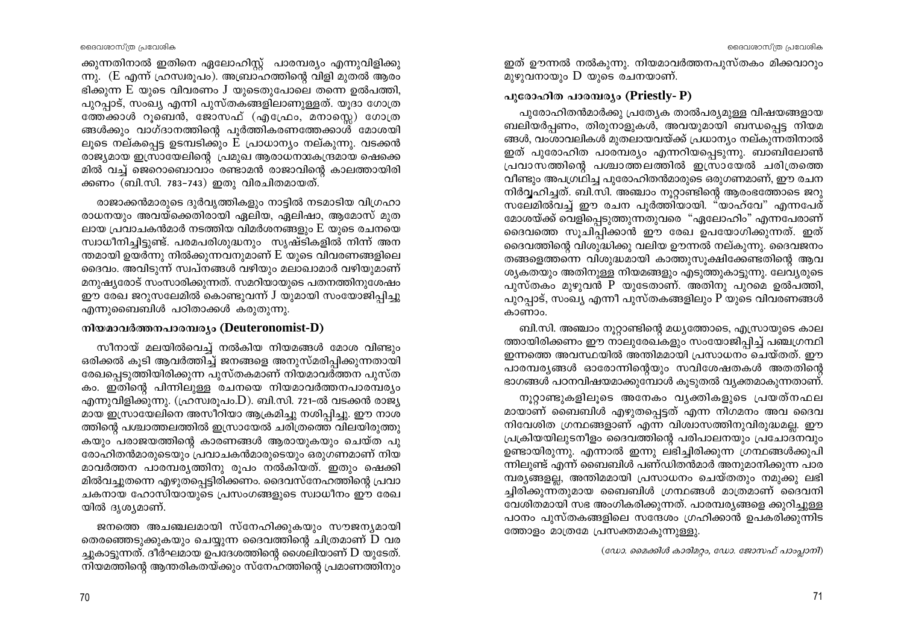ക്കുന്നതിനാൽ ഇതിനെ ഏലോഹിസ്റ്റ് പാരമ്പര്യം എന്നുവിളിക്കുന്നു. (E എന്ന് ഹ്രസ്വരൂപം). അബ്രാഹത്തിന്റെ വിളി മുതൽ ആരംഭിക്കുന്ന E യുടെ വിവരണം J യുടേതുപോലെ തന്നെ ഉൽപത്തി, പുറപ്പാട്, സംഖ്യ എന്നി പുസ്തകങ്ങളിലാണുള്ളത്. യൂദാ ഗോത്രത്തേക്കാൾ റൂബെൻ, ജോസഫ് (എഫ്രേം, മനാസ്സെ) ഗോത്രങ്ങൾക്കും വാഗ്ദാനത്തിന്റെ പൂർത്തികരണത്തേക്കാൾ മോശയിലൂടെ നല്കപ്പെട്ട ഉടമ്പടിക്കും E പ്രാധാന്യം നല്കുന്നു. വടക്കൻ രാജ്യമായ ഇസ്രായേലിന്റെ പ്രമുഖ ആരാധനാകേന്ദ്രമായ ഷെക്കെമിൽ വച്ച് ജെറൊബൊവാം രണ്ടാമൻ രാജാവിന്റെ കാലത്തായിരിക്കണം (ബി.സി. 783-743) ഇതു വിരചിതമായത്.

രാജാക്കൻമാരുടെ ദുർവൃത്തികളും നാട്ടിൽ നടമാടിയ വിഗ്രഹാരാധനയും അവയ്ക്കെതിരായി ഏലിയ, ഏലിഷാ, ആമോസ് മുതലായ പ്രവാചകൻമാർ നടത്തിയ വിമർശനങ്ങളും E യുടെ രചനയെ സ്വാധീനിച്ചിട്ടുണ്ട്. പരമപരിശുദ്ധനും സൃഷ്ടികളിൽ നിന്ന് അനന്തമായി ഉയർന്നു നിൽക്കുന്നവനുമാണ് E യുടെ വിവരണങ്ങളിലെ ദൈവം. അവിടുന്ന് സ്വപ്നങ്ങൾ വഴിയും മലാഖമാർ വഴിയുമാണ് മനുഷ്യരോട് സംസാരിക്കുന്നത്. സമറിയായുടെ പതനത്തിനുശേഷം ഈ രേഖ ജറുസലേമിൽ കൊണ്ടുവന്ന് J യുമായി സംയോജിപ്പിച്ചു എന്നുബൈബിൾ പഠിതാക്കൾ കരുതുന്നു.

### നിയമാവർത്തനപാരമ്പര്യം (Deuteronomist-D)

സീനായ് മലയിൽവെച്ച് നൽകിയ നിയമങ്ങൾ മോശ വിണ്ടും ഒരിക്കൽ കൂടി ആവർത്തിച്ച് ജനങ്ങളെ അനുസ്മരിപ്പിക്കുന്നതായി രേഖപ്പെടുത്തിയിരിക്കുന്ന പുസ്തകമാണ് നിയമാവർത്തന പുസ്തകം. ഇതിന്റെ പിന്നിലുള്ള രചനയെ നിയമാവർത്തനപാരമ്പര്യം എന്നുവിളിക്കുന്നു. (ഹ്രസ്വരൂപം.D). ബി.സി. 721-ൽ വടക്കൻ രാജ്യമായ ഇസ്രായേലിനെ അസീറിയാ ആക്രമിച്ചു നശിപ്പിച്ചു. ഈ നാശത്തിന്റെ പശ്ചാത്തലത്തിൽ ഇസ്രായേൽ ചരിത്രത്തെ വിലയിരുത്തുകയും പരാജയത്തിന്റെ കാരണങ്ങൾ ആരായുകയും ചെയ്ത പുരോഹിതൻമാരുടെയും പ്രവാചകൻമാരുടെയും ഒരുഗണമാണ് നിയമാവർത്തന പാരമ്പര്യത്തിനു രൂപം നൽകിയത്. ഇതും ഷെക്കിമിൽവച്ചുതന്നെ എഴുതപ്പെട്ടിരിക്കണം. ദൈവസ്നേഹത്തിന്റെ പ്രവാചകനായ ഹോസിയായുടെ പ്രസംഗങ്ങളുടെ സ്വാധീനം ഈ രേഖയിൽ ദൃശ്യമാണ്.

ജനത്തെ അചഞ്ചലമായി സ്നേഹിക്കുകയും സൗജന്യമായി തെരഞ്ഞെടുക്കുകയും ചെയ്യുന്ന ദൈവത്തിന്റെ ചിത്രമാണ് D വരച്ചുകാട്ടുന്നത്. ദീർഘമായ ഉപദേശത്തിന്റെ ശൈലിയാണ് D യുടേത്. നിയമത്തിന്റെ ആന്തരികതയ്ക്കും സ്നേഹത്തിന്റെ പ്രമാണത്തിനും ഇത് ഊന്നൽ നൽകുന്നു. നിയമാവർത്തനപുസ്തകം മിക്കവാറും മുഴുവനായും D യുടെ രചനയാണ്.

### പുരോഹിത പാരമ്പര്യം (Priestly- P)

പുരോഹിതൻമാർക്കു പ്രത്യേക താൽപര്യമുള്ള വിഷയങ്ങളായ ബലിയർപ്പണം, തിരുനാളുകൾ, അവയുമായി ബന്ധപ്പെട്ട നിയമങ്ങൾ, വംശാവലികൾ മുതലായവയ്ക്ക് പ്രധാന്യം നല്കുന്നതിനാൽ ഇത് പുരോഹിത പാരമ്പര്യം എന്നറിയപ്പെടുന്നു. ബാബിലോൺ പ്രവാസത്തിന്റെ പശ്ചാത്തലത്തിൽ ഇസ്രായേൽ ചരിത്രത്തെ വീണ്ടും അപഗ്രഥിച്ച പുരോഹിതൻമാരുടെ ഒരുഗണമാണ്, ഈ രചന നിർവ്വഹിച്ചത്. ബി.സി. അഞ്ചാം നൂറ്റാണ്ടിന്റെ ആരംഭത്തോടെ ജറുസലേമിൽവച്ച് ഈ രചന പൂർത്തിയായി. "യാഹ്‌വേ" എന്നപേര് മോശയ്ക്ക് വെളിപ്പെടുത്തുന്നതുവരെ "ഏലോഹിം" എന്നപേരാണ് ദൈവത്തെ സൂചിപ്പിക്കാൻ ഈ രേഖ ഉപയോഗിക്കുന്നത്. ഇത് ദൈവത്തിന്റെ വിശുദ്ധിക്കു വലിയ ഊന്നൽ നല്കുന്നു. ദൈവജനം തങ്ങളെത്തന്നെ വിശുദ്ധമായി കാത്തുസൂക്ഷിക്കേണ്ടതിന്റെ ആവശ്യകതയും അതിനുള്ള നിയമങ്ങളും എടുത്തുകാട്ടുന്നു. ലേവ്യരുടെ പുസ്തകം മുഴുവൻ P യുടേതാണ്. അതിനു പുറമെ ഉൽപത്തി, പുറപ്പാട്, സംഖ്യ എന്നീ പുസ്തകങ്ങളിലും P യുടെ വിവരണങ്ങൾ കാണാം.

ബി.സി. അഞ്ചാം നൂറ്റാണ്ടിന്റെ മധ്യത്തോടെ, എസ്രായുടെ കാലത്തായിരിക്കണം ഈ നാലുരേഖകളും സംയോജിപ്പിച്ച് പഞ്ചഗ്രന്ഥി ഇന്നത്തെ അവസ്ഥയിൽ അന്തിമമായി പ്രസാധനം ചെയ്തത്. ഈ പാരമ്പര്യങ്ങൾ ഓരോന്നിന്റെയും സവിശേഷതകൾ അതതിന്റെ ഭാഗങ്ങൾ പഠനവിഷയമാക്കുമ്പോൾ കൂടുതൽ വ്യക്തമാകുന്നതാണ്.

നൂറ്റാണ്ടുകളിലൂടെ അനേകം വ്യക്തികളുടെ പ്രയത്നഫലമായാണ് ബൈബിൾ എഴുതപ്പെട്ടത് എന്ന നിഗമനം അവ ദൈവനിവേശിത ഗ്രന്ഥങ്ങളാണ് എന്ന വിശ്വാസത്തിനുവിരുദ്ധമല്ല. ഈ പ്രക്രിയയിലുടനീളം ദൈവത്തിന്റെ പരിപാലനയും പ്രചോദനവും ഉണ്ടായിരുന്നു. എന്നാൽ ഇന്നു ലഭിച്ചിരിക്കുന്ന ഗ്രന്ഥങ്ങൾക്കുപിന്നിലുണ്ട് എന്ന് ബൈബിൾ പണ്ഡിതൻമാർ അനുമാനിക്കുന്ന പാരമ്പര്യങ്ങളല്ല, അന്തിമമായി പ്രസാധനം ചെയ്തതും നമുക്കു ലഭിച്ചിരിക്കുന്നതുമായ ബൈബിൾ ഗ്രന്ഥങ്ങൾ മാത്രമാണ് ദൈവനിവേശിതമായി സഭ അംഗീകരിക്കുന്നത്. പാരമ്പര്യങ്ങളെ ക്കുറിച്ചുള്ള പഠനം പുസ്തകങ്ങളിലെ സന്ദേശം ഗ്രഹിക്കാൻ ഉപകരിക്കുന്നിടത്തോളം മാത്രമേ പ്രസക്തമാകുന്നുള്ളൂ.

*(ഡോ. മൈക്കിൾ കാരിമറ്റം, ഡോ. ജോസഫ് പാംപ്ലാനി)*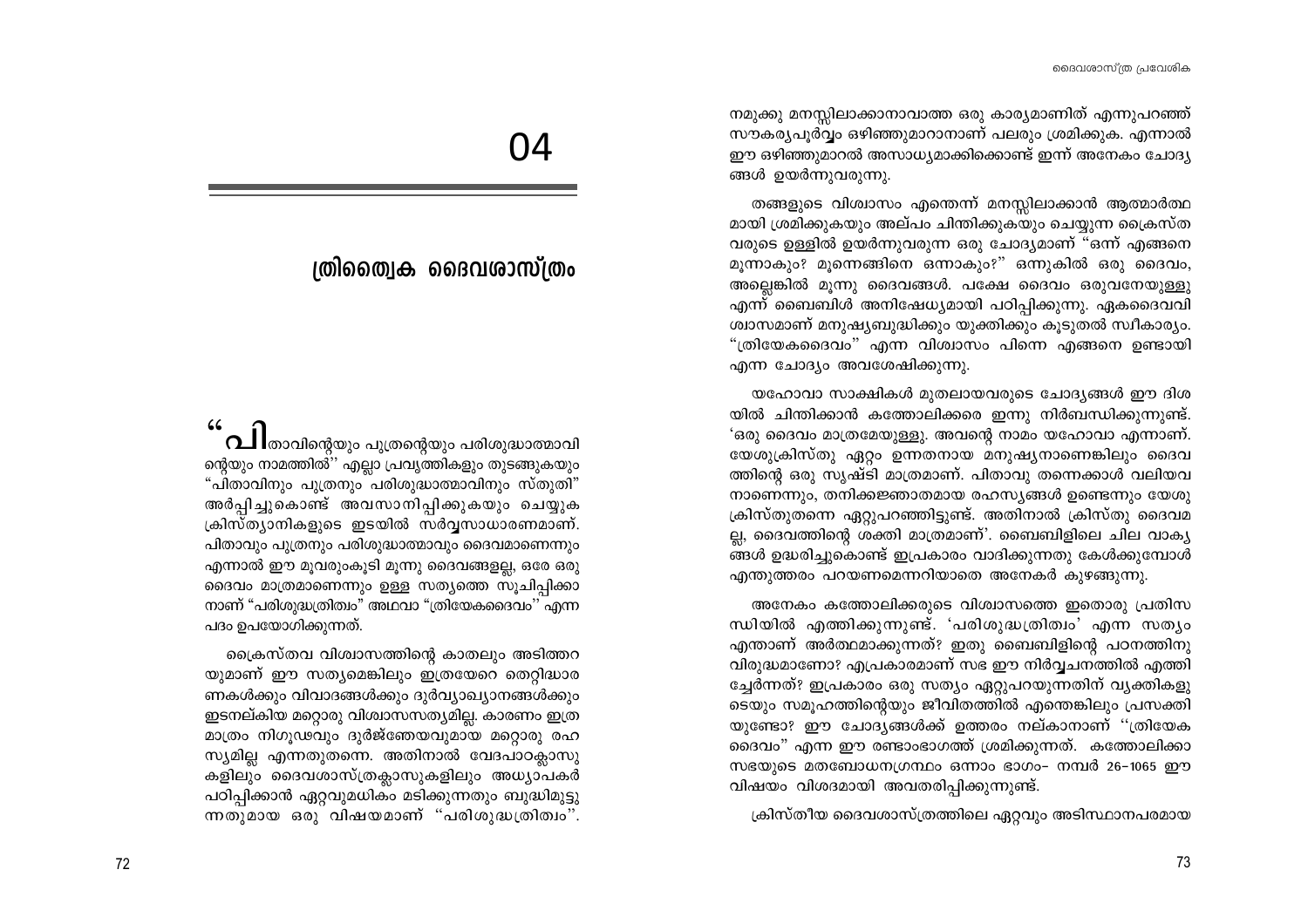# 04

## ത്രിത്വൈക ദൈവശാസ്ത്രം

"പിതാവിന്റെയും പുത്രന്റെയും പരിശുദ്ധാത്മാവിന്റെയും നാമത്തിൽ'' എല്ലാ പ്രവൃത്തികളും തുടങ്ങുകയും "പിതാവിനും പുത്രനും പരിശുദ്ധാത്മാവിനും സ്തുതി" അർപ്പിച്ചുകൊണ്ട് അവസാനിപ്പിക്കുകയും ചെയ്യുക ക്രിസ്ത്യാനികളുടെ ഇടയിൽ സർവ്വസാധാരണമാണ്. പിതാവും പുത്രനും പരിശുദ്ധാത്മാവും ദൈവമാണെന്നും എന്നാൽ ഈ മൂവരുംകൂടി മൂന്നു ദൈവങ്ങളല്ല, ഒരേ ഒരു ദൈവം മാത്രമാണെന്നും ഉള്ള സത്യത്തെ സൂചിപ്പിക്കാനാണ് "പരിശുദ്ധത്രിത്വം" അഥവാ "ത്രിയേകദൈവം'' എന്ന പദം ഉപയോഗിക്കുന്നത്.

ക്രൈസ്തവ വിശ്വാസത്തിന്റെ കാതലും അടിത്തറയുമാണ് ഈ സത്യമെങ്കിലും ഇത്രയേറെ തെറ്റിദ്ധാരണകൾക്കും വിവാദങ്ങൾക്കും ദുർവ്യാഖ്യാനങ്ങൾക്കും ഇടനല്കിയ മറ്റൊരു വിശ്വാസസത്യമില്ല. കാരണം ഇത്ര മാത്രം നിഗൂഢവും ദുർജ്ഞേയവുമായ മറ്റൊരു രഹസ്യമില്ല എന്നതുതന്നെ. അതിനാൽ വേദപാഠക്ലാസുകളിലും ദൈവശാസ്ത്രക്ലാസുകളിലും അധ്യാപകർ പഠിപ്പിക്കാൻ ഏറ്റവുമധികം മടിക്കുന്നതും ബുദ്ധിമുട്ടുന്നതുമായ ഒരു വിഷയമാണ് ''പരിശുദ്ധത്രിത്വം''. നമുക്കു മനസ്സിലാക്കാനാവാത്ത ഒരു കാര്യമാണിത് എന്നുപറഞ്ഞ് സൗകര്യപൂർവ്വം ഒഴിഞ്ഞുമാറാനാണ് പലരും ശ്രമിക്കുക. എന്നാൽ ഈ ഒഴിഞ്ഞുമാറൽ അസാധ്യമാക്കിക്കൊണ്ട് ഇന്ന് അനേകം ചോദ്യങ്ങൾ ഉയർന്നുവരുന്നു.

തങ്ങളുടെ വിശ്വാസം എന്തെന്ന് മനസ്സിലാക്കാൻ ആത്മാർത്ഥമായി ശ്രമിക്കുകയും അല്പം ചിന്തിക്കുകയും ചെയ്യുന്ന ക്രൈസ്തവരുടെ ഉള്ളിൽ ഉയർന്നുവരുന്ന ഒരു ചോദ്യമാണ് "ഒന്ന് എങ്ങനെ മൂന്നാകും? മൂന്നെങ്ങിനെ ഒന്നാകും?'' ഒന്നുകിൽ ഒരു ദൈവം, അല്ലെങ്കിൽ മൂന്നു ദൈവങ്ങൾ. പക്ഷേ ദൈവം ഒരുവനേയുള്ളു എന്ന് ബൈബിൾ അനിഷേധ്യമായി പഠിപ്പിക്കുന്നു. ഏകദൈവവിശ്വാസമാണ് മനുഷ്യബുദ്ധിക്കും യുക്തിക്കും കൂടുതൽ സ്വീകാര്യം. "ത്രിയേകദൈവം'' എന്ന വിശ്വാസം പിന്നെ എങ്ങനെ ഉണ്ടായി എന്ന ചോദ്യം അവശേഷിക്കുന്നു.

യഹോവാ സാക്ഷികൾ മുതലായവരുടെ ചോദ്യങ്ങൾ ഈ ദിശയിൽ ചിന്തിക്കാൻ കത്തോലിക്കരെ ഇന്നു നിർബന്ധിക്കുന്നുണ്ട്. 'ഒരു ദൈവം മാത്രമേയുള്ളു. അവന്റെ നാമം യഹോവാ എന്നാണ്. യേശുക്രിസ്തു ഏറ്റം ഉന്നതനായ മനുഷ്യനാണെങ്കിലും ദൈവത്തിന്റെ ഒരു സൃഷ്ടി മാത്രമാണ്. പിതാവു തന്നെക്കാൾ വലിയവനാണെന്നും, തനിക്കജ്ഞാതമായ രഹസ്യങ്ങൾ ഉണ്ടെന്നും യേശുക്രിസ്തുതന്നെ ഏറ്റുപറഞ്ഞിട്ടുണ്ട്. അതിനാൽ ക്രിസ്തു ദൈവമല്ല, ദൈവത്തിന്റെ ശക്തി മാത്രമാണ്'. ബൈബിളിലെ ചില വാക്യങ്ങൾ ഉദ്ധരിച്ചുകൊണ്ട് ഇപ്രകാരം വാദിക്കുന്നതു കേൾക്കുമ്പോൾ എന്തുത്തരം പറയണമെന്നറിയാതെ അനേകർ കുഴങ്ങുന്നു.

അനേകം കത്തോലിക്കരുടെ വിശ്വാസത്തെ ഇതൊരു പ്രതിസന്ധിയിൽ എത്തിക്കുന്നുണ്ട്. 'പരിശുദ്ധത്രിത്വം' എന്ന സത്യം എന്താണ് അർത്ഥമാക്കുന്നത്? ഇതു ബൈബിളിന്റെ പഠനത്തിനു വിരുദ്ധമാണോ? എപ്രകാരമാണ് സഭ ഈ നിർവ്വചനത്തിൽ എത്തിച്ചേർന്നത്? ഇപ്രകാരം ഒരു സത്യം ഏറ്റുപറയുന്നതിന് വ്യക്തികളുടെയും സമൂഹത്തിന്റെയും ജീവിതത്തിൽ എന്തെങ്കിലും പ്രസക്തിയുണ്ടോ? ഈ ചോദ്യങ്ങൾക്ക് ഉത്തരം നല്കാനാണ് ''ത്രിയേക ദൈവം" എന്ന ഈ രണ്ടാംഭാഗത്ത് ശ്രമിക്കുന്നത്. കത്തോലിക്കാസഭയുടെ മതബോധനഗ്രന്ഥം ഒന്നാം ഭാഗം- നമ്പർ 26-1065 ഈ വിഷയം വിശദമായി അവതരിപ്പിക്കുന്നുണ്ട്.

ക്രിസ്തീയ ദൈവശാസ്ത്രത്തിലെ ഏറ്റവും അടിസ്ഥാനപരമായ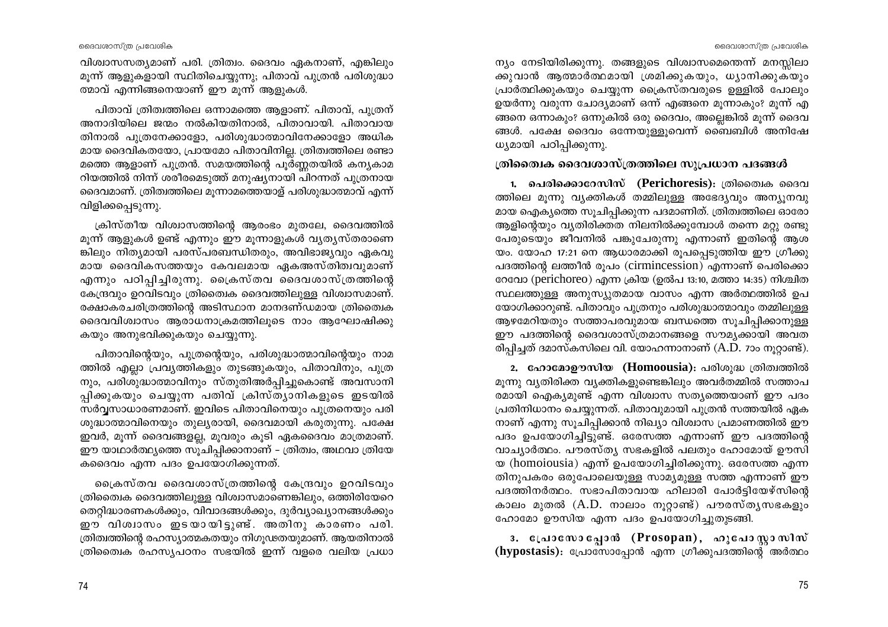വിശ്വാസസത്യമാണ് പരി. ത്രിത്വം. ദൈവം ഏകനാണ്, എങ്കിലും മൂന്ന് ആളുകളായി സ്ഥിതിചെയ്യുന്നു; പിതാവ് പുത്രൻ പരിശുദ്ധാത്മാവ് എന്നിങ്ങനെയാണ് ഈ മൂന്ന് ആളുകൾ.

പിതാവ് ത്രിത്വത്തിലെ ഒന്നാമത്തെ ആളാണ്. പിതാവ്, പുത്രന് അനാദിയിലെ ജന്മം നൽകിയതിനാൽ, പിതാവായി. പിതാവായതിനാൽ പുത്രനേക്കാളോ, പരിശുദ്ധാത്മാവിനേക്കാളോ അധികമായ ദൈവികതയോ, പ്രായമോ പിതാവിനില്ല. ത്രിത്വത്തിലെ രണ്ടാമത്തെ ആളാണ് പുത്രൻ. സമയത്തിന്റെ പൂർണ്ണതയിൽ കന്യകാമറിയത്തിൽ നിന്ന് ശരീരമെടുത്ത് മനുഷ്യനായി പിറന്നത് പുത്രനായ ദൈവമാണ്. ത്രിത്വത്തിലെ മൂന്നാമത്തെയാള് പരിശുദ്ധാത്മാവ് എന്ന് വിളിക്കപ്പെടുന്നു.

ക്രിസ്തീയ വിശ്വാസത്തിന്റെ ആരംഭം മുതലേ, ദൈവത്തിൽ മൂന്ന് ആളുകൾ ഉണ്ട് എന്നും ഈ മൂന്നാളുകൾ വ്യത്യസ്തരാണെങ്കിലും നിത്യമായി പരസ്പരബന്ധിതരും, അവിഭാജ്യവും ഏകവുമായ ദൈവികസത്തയും കേവലമായ ഏകഅസ്തിത്വവുമാണ് എന്നും പഠിപ്പിച്ചിരുന്നു. ക്രൈസ്തവ ദൈവശാസ്ത്രത്തിന്റെ കേന്ദ്രവും ഉറവിടവും ത്രിത്വൈക ദൈവത്തിലുള്ള വിശ്വാസമാണ്. രക്ഷാകരചരിത്രത്തിന്റെ അടിസ്ഥാന മാനദണ്ഡമായ ത്രിത്വൈക ദൈവവിശ്വാസം ആരാധനാക്രമത്തിലൂടെ നാം ആഘോഷിക്കുകയും അനുഭവിക്കുകയും ചെയ്യുന്നു.

പിതാവിന്റെയും, പുത്രന്റെയും, പരിശുദ്ധാത്മാവിന്റെയും നാമത്തിൽ എല്ലാ പ്രവൃത്തികളും തുടങ്ങുകയും, പിതാവിനും, പുത്രനും, പരിശുദ്ധാത്മാവിനും സ്തുതിഅർപ്പിച്ചുകൊണ്ട് അവസാനിപ്പിക്കുകയും ചെയ്യുന്ന പതിവ് ക്രിസ്ത്യാനികളുടെ ഇടയിൽ സർവ്വസാധാരണമാണ്. ഇവിടെ പിതാവിനെയും പുത്രനെയും പരിശുദ്ധാത്മാവിനെയും തുല്യരായി, ദൈവമായി കരുതുന്നു. പക്ഷേ ഇവർ, മൂന്ന് ദൈവങ്ങളല്ല, മൂവരും കൂടി ഏകദൈവം മാത്രമാണ്. ഈ യാഥാർത്ഥ്യത്തെ സൂചിപ്പിക്കാനാണ് – ത്രിത്വം, അഥവാ ത്രിയേകദൈവം എന്ന പദം ഉപയോഗിക്കുന്നത്.

ക്രൈസ്തവ ദൈവശാസ്ത്രത്തിന്റെ കേന്ദ്രവും ഉറവിടവും ത്രിത്വൈക ദൈവത്തിലുള്ള വിശ്വാസമാണെങ്കിലും, ഒത്തിരിയേറെ തെറ്റിദ്ധാരണകൾക്കും, വിവാദങ്ങൾക്കും, ദുർവ്യാഖ്യാനങ്ങൾക്കും ഈ വിശ്വാസം ഇടയായിട്ടുണ്ട്. അതിനു കാരണം പരി. ത്രിത്വത്തിന്റെ രഹസ്യാത്മകതയും നിഗൂഢതയുമാണ്. ആയതിനാൽ ത്രിത്വൈക രഹസ്യപഠനം സഭയിൽ ഇന്ന് വളരെ വലിയ പ്രാധാന്യം നേടിയിരിക്കുന്നു. തങ്ങളുടെ വിശ്വാസമെന്തെന്ന് മനസ്സിലാക്കുവാൻ ആത്മാർത്ഥമായി ശ്രമിക്കുകയും, ധ്യാനിക്കുകയും പ്രാർത്ഥിക്കുകയും ചെയ്യുന്ന ക്രൈസ്തവരുടെ ഉള്ളിൽ പോലും ഉയർന്നു വരുന്ന ചോദ്യമാണ് ഒന്ന് എങ്ങനെ മൂന്നാകും? മൂന്ന് എങ്ങനെ ഒന്നാകും? ഒന്നുകിൽ ഒരു ദൈവം, അല്ലെങ്കിൽ മൂന്ന് ദൈവങ്ങൾ. പക്ഷേ ദൈവം ഒന്നേയുള്ളൂവെന്ന് ബൈബിൾ അനിഷേധ്യമായി പഠിപ്പിക്കുന്നു.

## ത്രിത്വൈക ദൈവശാസ്ത്രത്തിലെ സുപ്രധാന പദങ്ങൾ

**1. പെരിക്കൊറേസിസ് (Perichoresis):** ത്രിത്വൈക ദൈവത്തിലെ മൂന്നു വ്യക്തികൾ തമ്മിലുള്ള അഭേദ്യവും അന്യൂനവുമായ ഐക്യത്തെ സൂചിപ്പിക്കുന്ന പദമാണിത്. ത്രിത്വത്തിലെ ഓരോ ആളിന്റെയും വ്യതിരിക്തത നിലനിൽക്കുമ്പോൾ തന്നെ മറ്റു രണ്ടു പേരുടെയും ജീവനിൽ പങ്കുചേരുന്നു എന്നാണ് ഇതിന്റെ ആശയം. യോഹ 17:21 നെ ആധാരമാക്കി രൂപപ്പെടുത്തിയ ഈ ഗ്രീക്കു പദത്തിന്റെ ലത്തീൻ രൂപം (cirmincession) എന്നാണ് പെരിക്കൊറേവോ (perichoreo) എന്ന ക്രിയ (ഉൽപ 13:10, മത്താ 14:35) നിശ്ചിത സ്ഥലത്തുള്ള അനുസ്യൂതമായ വാസം എന്ന അർത്ഥത്തിൽ ഉപയോഗിക്കാറുണ്ട്. പിതാവും പുത്രനും പരിശുദ്ധാത്മാവും തമ്മിലുള്ള ആഴമേറിയതും സത്താപരവുമായ ബന്ധത്തെ സൂചിപ്പിക്കാനുള്ള ഈ പദത്തിന്റെ ദൈവശാസ്ത്രമാനങ്ങളെ സൗമ്യക്കായി അവതരിപ്പിച്ചത് ദമാസ്കസിലെ വി. യോഹന്നാനാണ് (A.D. 7ാം നൂറ്റാണ്ട്).

**2. ഹോമോഊസിയ (Homoousia):** പരിശുദ്ധ ത്രിത്വത്തിൽ മൂന്നു വ്യതിരിക്ത വ്യക്തികളുണ്ടെങ്കിലും അവർതമ്മിൽ സത്താപരമായി ഐക്യമുണ്ട് എന്ന വിശ്വാസ സത്യത്തെയാണ് ഈ പദം പ്രതിനിധാനം ചെയ്യുന്നത്. പിതാവുമായി പുത്രൻ സത്തയിൽ ഏകനാണ് എന്നു സൂചിപ്പിക്കാൻ നിഖ്യാ വിശ്വാസ പ്രമാണത്തിൽ ഈ പദം ഉപയോഗിച്ചിട്ടുണ്ട്. ഒരേസത്ത എന്നാണ് ഈ പദത്തിന്റെ വാച്യാർത്ഥം. പൗരസ്ത്യ സഭകളിൽ പലതും ഹോമോയ് ഊസിയ (homoiousia) എന്ന് ഉപയോഗിച്ചിരിക്കുന്നു. ഒരേസത്ത എന്നതിനുപകരം ഒരുപോലെയുള്ള സാമ്യമുള്ള സത്ത എന്നാണ് ഈ പദത്തിനർത്ഥം. സഭാപിതാവായ ഹിലാരി പോർട്ടിയേഴ്സിന്റെ കാലം മുതൽ (A.D. നാലാം നൂറ്റാണ്ട്) പൗരസ്ത്യസഭകളും ഹോമോ ഊസിയ എന്ന പദം ഉപയോഗിച്ചുതുടങ്ങി.

**3. പ്രോസോപ്പോൻ (Prosopan), ഹുപോസ്റ്റാസിസ് (hypostasis):** പ്രോസോപ്പോൻ എന്ന ഗ്രീക്കുപദത്തിന്റെ അർത്ഥം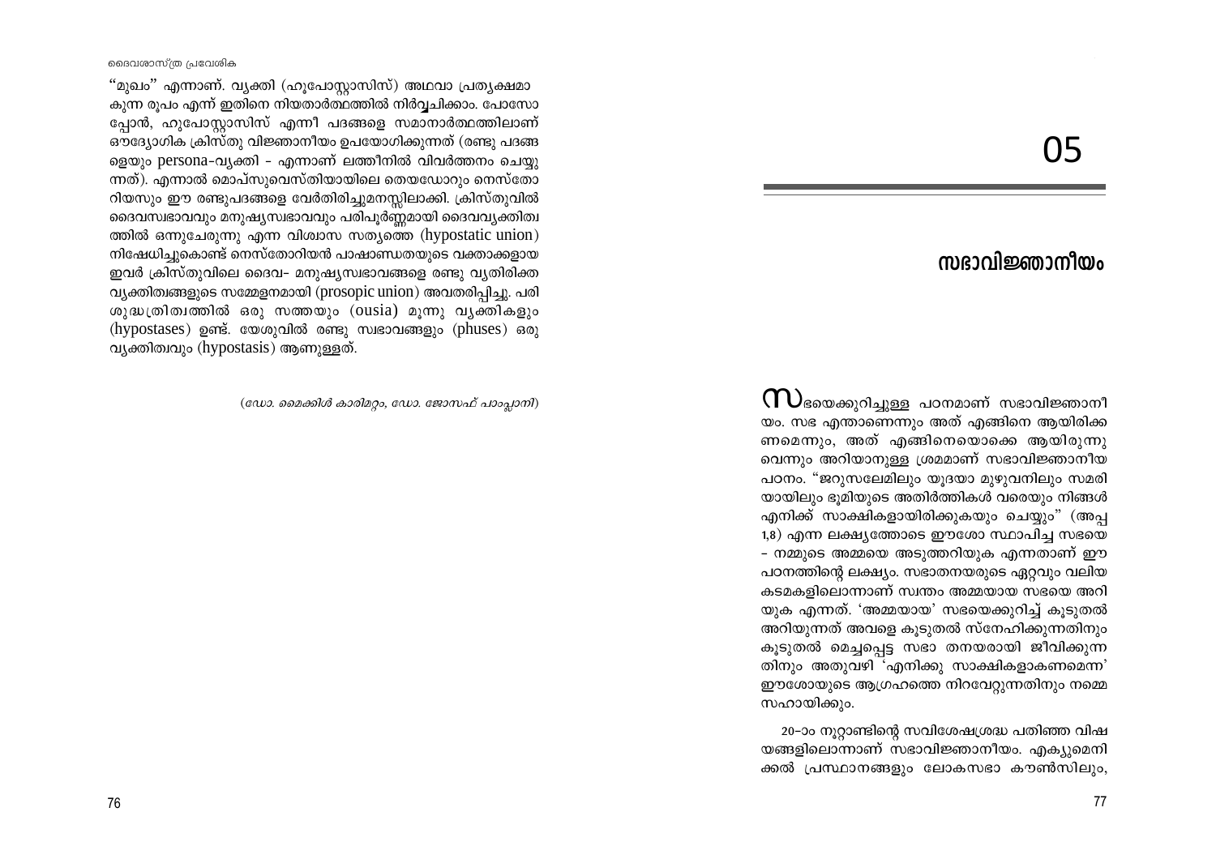"മുഖം" എന്നാണ്. വ്യക്തി (ഹൂപോസ്റ്റാസിസ്) അഥവാ പ്രത്യക്ഷമാകുന്ന രൂപം എന്ന് ഇതിനെ നിയതാർത്ഥത്തിൽ നിർവ്വചിക്കാം. പോസോപ്പോൻ, ഹുപോസ്റ്റാസിസ് എന്നീ പദങ്ങളെ സമാനാർത്ഥത്തിലാണ് ഔദ്യോഗിക ക്രിസ്തു വിജ്ഞാനീയം ഉപയോഗിക്കുന്നത് (രണ്ടു പദങ്ങളെയും persona-വ്യക്തി - എന്നാണ് ലത്തീനിൽ വിവർത്തനം ചെയ്യുന്നത്). എന്നാൽ മൊപ്സുവെസ്തിയായിലെ തെയഡോറും നെസ്തോറിയസും ഈ രണ്ടുപദങ്ങളെ വേർതിരിച്ചുമനസ്സിലാക്കി. ക്രിസ്തുവിൽ ദൈവസ്വഭാവവും മനുഷ്യസ്വഭാവവും പരിപൂർണ്ണമായി ദൈവവ്യക്തിത്വത്തിൽ ഒന്നുചേരുന്നു എന്ന വിശ്വാസ സത്യത്തെ (hypostatic union) നിഷേധിച്ചുകൊണ്ട് നെസ്തോറിയൻ പാഷാണ്ഡതയുടെ വക്താക്കളായ ഇവർ ക്രിസ്തുവിലെ ദൈവ- മനുഷ്യസ്വഭാവങ്ങളെ രണ്ടു വ്യതിരിക്ത വ്യക്തിത്വങ്ങളുടെ സമ്മേളനമായി (prosopic union) അവതരിപ്പിച്ചു. പരിശുദ്ധത്രിത്വത്തിൽ ഒരു സത്തയും (ousia) മൂന്നു വ്യക്തികളും (hypostases) ഉണ്ട്. യേശുവിൽ രണ്ടു സ്വഭാവങ്ങളും (phuses) ഒരു വ്യക്തിത്വവും (hypostasis) ആണുള്ളത്.

*(ഡോ. മൈക്കിൾ കാരിമറ്റം, ഡോ. ജോസഫ് പാംപ്ലാനി)*

# 05

## സഭാവിജ്ഞാനീയം

സഭയെക്കുറിച്ചുള്ള പഠനമാണ് സഭാവിജ്ഞാനീയം. സഭ എന്താണെന്നും അത് എങ്ങിനെ ആയിരിക്കണമെന്നും, അത് എങ്ങിനെയൊക്കെ ആയിരുന്നുവെന്നും അറിയാനുള്ള ശ്രമമാണ് സഭാവിജ്ഞാനീയ പഠനം. "ജറുസലേമിലും യൂദയാ മുഴുവനിലും സമരിയായിലും ഭൂമിയുടെ അതിർത്തികൾ വരെയും നിങ്ങൾ എനിക്ക് സാക്ഷികളായിരിക്കുകയും ചെയ്യും" (അപ്പ 1,8) എന്ന ലക്ഷ്യത്തോടെ ഈശോ സ്ഥാപിച്ച സഭയെ - നമ്മുടെ അമ്മയെ അടുത്തറിയുക എന്നതാണ് ഈ പഠനത്തിന്റെ ലക്ഷ്യം. സഭാതനയരുടെ ഏറ്റവും വലിയ കടമകളിലൊന്നാണ് സ്വന്തം അമ്മയായ സഭയെ അറിയുക എന്നത്. 'അമ്മയായ' സഭയെക്കുറിച്ച് കൂടുതൽ അറിയുന്നത് അവളെ കൂടുതൽ സ്നേഹിക്കുന്നതിനും കൂടുതൽ മെച്ചപ്പെട്ട സഭാ തനയരായി ജീവിക്കുന്നതിനും അതുവഴി 'എനിക്കു സാക്ഷികളാകണമെന്ന' ഈശോയുടെ ആഗ്രഹത്തെ നിറവേറ്റുന്നതിനും നമ്മെ സഹായിക്കും.

20-ാം നൂറ്റാണ്ടിന്റെ സവിശേഷശ്രദ്ധ പതിഞ്ഞ വിഷയങ്ങളിലൊന്നാണ് സഭാവിജ്ഞാനീയം. എക്യുമെനിക്കൽ പ്രസ്ഥാനങ്ങളും ലോകസഭാ കൗൺസിലും,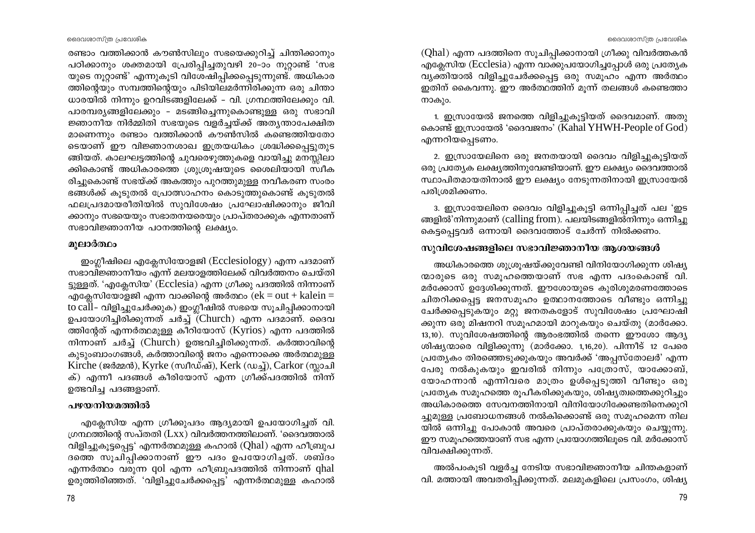രണ്ടാം വത്തിക്കാൻ കൗൺസിലും സഭയെക്കുറിച്ച് ചിന്തിക്കാനും പഠിക്കാനും ശക്തമായി പ്രേരിപ്പിച്ചതുവഴി 20-ാം നൂറ്റാണ്ട് 'സഭയുടെ നൂറ്റാണ്ട്' എന്നുകൂടി വിശേഷിപ്പിക്കപ്പെടുന്നുണ്ട്. അധികാരത്തിന്റെയും സമ്പത്തിന്റെയും പിടിയിലമർന്നിരിക്കുന്ന ഒരു ചിന്താധാരയിൽ നിന്നും ഉറവിടങ്ങളിലേക്ക് - വി. ഗ്രന്ഥത്തിലേക്കും വി. പാരമ്പര്യങ്ങളിലേക്കും - മടങ്ങിച്ചെന്നുകൊണ്ടുള്ള ഒരു സഭാവിജ്ഞാനീയ നിർമ്മിതി സഭയുടെ വളർച്ചയ്ക്ക് അത്യന്താപേക്ഷിതമാണെന്നും രണ്ടാം വത്തിക്കാൻ കൗൺസിൽ കണ്ടെത്തിയതോടെയാണ് ഈ വിജ്ഞാനശാഖ ഇത്രയധികം ശ്രദ്ധിക്കപ്പെട്ടുതുടങ്ങിയത്. കാലഘട്ടത്തിന്റെ ചുവരെഴുത്തുകളെ വായിച്ചു മനസ്സിലാക്കികൊണ്ട് അധികാരത്തെ ശുശ്രൂഷയുടെ ശൈലിയായി സ്വീകരിച്ചുകൊണ്ട് സഭയ്ക്ക് അകത്തും പുറത്തുമുള്ള നവീകരണ സംരംഭങ്ങൾക്ക് കൂടുതൽ പ്രോത്സാഹനം കൊടുത്തുകൊണ്ട് കൂടുതൽ ഫലപ്രദമായരീതിയിൽ സുവിശേഷം പ്രഘോഷിക്കാനും ജീവിക്കാനും സഭയെയും സഭാതനയരെയും പ്രാപ്തരാക്കുക എന്നതാണ് സഭാവിജ്ഞാനീയ പഠനത്തിന്റെ ലക്ഷ്യം.

### മൂലാർത്ഥം

ഇംഗ്ലീഷിലെ എക്ലേസിയോളജി (Ecclesiology) എന്ന പദമാണ് സഭാവിജ്ഞാനീയം എന്ന് മലയാളത്തിലേക്ക് വിവർത്തനം ചെയ്തിട്ടുള്ളത്. 'എക്ലേസിയ' (Ecclesia) എന്ന ഗ്രീക്കു പദത്തിൽ നിന്നാണ് എക്ലേസിയോളജി എന്ന വാക്കിന്റെ അർത്ഥം (ek = out + kalein = to call- വിളിച്ചുചേർക്കുക) ഇംഗ്ലീഷിൽ സഭയെ സൂചിപ്പിക്കാനായി ഉപയോഗിച്ചിരിക്കുന്നത് ചർച്ച് (Church) എന്ന പദമാണ്. ദൈവത്തിന്റേത് എന്നർത്ഥമുള്ള കീറിയോസ് (Kyrios) എന്ന പദത്തിൽ നിന്നാണ് ചർച്ച് (Church) ഉത്ഭവിച്ചിരിക്കുന്നത്. കർത്താവിന്റെ കുടുംബാംഗങ്ങൾ, കർത്താവിന്റെ ജനം എന്നൊക്കെ അർത്ഥമുള്ള Kirche (ജർമ്മൻ), Kyrke (സ്വീഡിഷ്), Kerk (ഡച്ച്), Carkor (സ്ലാവിക്) എന്നീ പദങ്ങൾ കീരിയോസ് എന്ന ഗ്രീക്ക്പദത്തിൽ നിന്ന് ഉത്ഭവിച്ച പദങ്ങളാണ്.

### പഴയനിയമത്തിൽ

എക്ലേസിയ എന്ന ഗ്രീക്കുപദം ആദ്യമായി ഉപയോഗിച്ചത് വി. ഗ്രന്ഥത്തിന്റെ സപ്തതി (Lxx) വിവർത്തനത്തിലാണ്. 'ദൈവത്താൽ വിളിച്ചുകൂട്ടപ്പെട്ട' എന്നർത്ഥമുള്ള കഹാൽ (Qhal) എന്ന ഹീബ്രുപദത്തെ സൂചിപ്പിക്കാനാണ് ഈ പദം ഉപയോഗിച്ചത്. ശബ്ദം എന്നർത്ഥം വരുന്ന qol എന്ന ഹീബ്രുപദത്തിൽ നിന്നാണ് qhal ഉരുത്തിരിഞ്ഞത്. 'വിളിച്ചുചേർക്കപ്പെട്ട' എന്നർത്ഥമുള്ള കഹാൽ (Qhal) എന്ന പദത്തിനെ സൂചിപ്പിക്കാനായി ഗ്രീക്കു വിവർത്തകൻ എക്ലേസിയ (Ecclesia) എന്ന വാക്കുപയോഗിച്ചപ്പോൾ ഒരു പ്രത്യേക വ്യക്തിയാൽ വിളിച്ചുചേർക്കപ്പെട്ട ഒരു സമൂഹം എന്ന അർത്ഥം ഇതിന് കൈവന്നു. ഈ അർത്ഥത്തിന് മൂന്ന് തലങ്ങൾ കണ്ടെത്താനാകും.

1. ഇസ്രായേൽ ജനത്തെ വിളിച്ചുകൂട്ടിയത് ദൈവമാണ്. അതുകൊണ്ട് ഇസ്രായേൽ 'ദൈവജനം' (Kahal YHWH-People of God) എന്നറിയപ്പെടണം.

2. ഇസ്രായേലിനെ ഒരു ജനതയായി ദൈവം വിളിച്ചുകൂട്ടിയത് ഒരു പ്രത്യേക ലക്ഷ്യത്തിനുവേണ്ടിയാണ്. ഈ ലക്ഷ്യം ദൈവത്താൽ സ്ഥാപിതമായതിനാൽ ഈ ലക്ഷ്യം നേടുന്നതിനായി ഇസ്രായേൽ പരിശ്രമിക്കണം.

3. ഇസ്രായേലിനെ ദൈവം വിളിച്ചുകൂട്ടി ഒന്നിപ്പിച്ചത് പല 'ഇടങ്ങളിൽ'നിന്നുമാണ് (calling from). പലയിടങ്ങളിൽനിന്നും ഒന്നിച്ചുകൂട്ടപ്പെട്ടവർ ഒന്നായി ദൈവത്തോട് ചേർന്ന് നിൽക്കണം.

### സുവിശേഷങ്ങളിലെ സഭാവിജ്ഞാനീയ ആശയങ്ങൾ

അധികാരത്തെ ശുശ്രൂഷയ്ക്കുവേണ്ടി വിനിയോഗിക്കുന്ന ശിഷ്യന്മാരുടെ ഒരു സമൂഹത്തെയാണ് സഭ എന്ന പദംകൊണ്ട് വി. മർക്കോസ് ഉദ്ദേശിക്കുന്നത്. ഈശോയുടെ കുരിശുമരണത്തോടെ ചിതറിക്കപ്പെട്ട ജനസമൂഹം ഉത്ഥാനത്തോടെ വീണ്ടും ഒന്നിച്ചുചേർക്കപ്പെടുകയും മറ്റു ജനതകളോട് സുവിശേഷം പ്രഘോഷിക്കുന്ന ഒരു മിഷനറി സമൂഹമായി മാറുകയും ചെയ്തു (മാർക്കോ. 13,10). സുവിശേഷത്തിന്റെ ആരംഭത്തിൽ തന്നെ ഈശോ ആദ്യശിഷ്യന്മാരെ വിളിക്കുന്നു (മാർക്കോ. 1,16,20). പിന്നീട് 12 പേരെ പ്രത്യേകം തിരഞ്ഞെടുക്കുകയും അവർക്ക് 'അപ്പസ്തോലർ' എന്ന പേരു നൽകുകയും ഇവരിൽ നിന്നും പത്രോസ്, യാക്കോബ്, യോഹന്നാൻ എന്നിവരെ മാത്രം ഉൾപ്പെടുത്തി വീണ്ടും ഒരു പ്രത്യേക സമൂഹത്തെ രൂപീകരിക്കുകയും, ശിഷ്യത്വത്തെക്കുറിച്ചും അധികാരത്തെ സേവനത്തിനായി വിനിയോഗിക്കേണ്ടതിനെക്കുറിച്ചുമുള്ള പ്രബോധനങ്ങൾ നൽകിക്കൊണ്ട് ഒരു സമൂഹമെന്ന നിലയിൽ ഒന്നിച്ചു പോകാൻ അവരെ പ്രാപ്തരാക്കുകയും ചെയ്യുന്നു. ഈ സമൂഹത്തെയാണ് സഭ എന്ന പ്രയോഗത്തിലൂടെ വി. മർക്കോസ് വിവക്ഷിക്കുന്നത്.

അൽപംകൂടി വളർച്ച നേടിയ സഭാവിജ്ഞാനീയ ചിന്തകളാണ് വി. മത്തായി അവതരിപ്പിക്കുന്നത്. മലമുകളിലെ പ്രസംഗം, ശിഷ്യ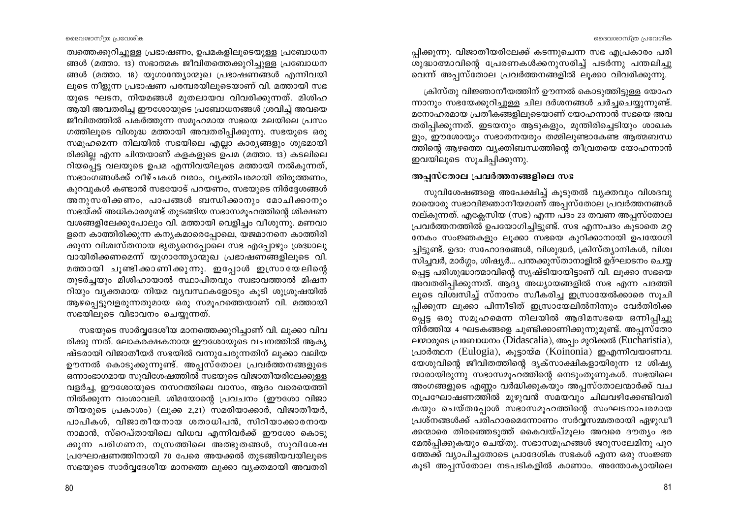ത്വത്തെക്കുറിച്ചുള്ള പ്രഭാഷണം, ഉപമകളിലൂടെയുള്ള പ്രബോധനങ്ങൾ (മത്താ. 13) സഭാത്മക ജീവിതത്തെക്കുറിച്ചുള്ള പ്രബോധനങ്ങൾ (മത്താ. 18) യുഗാന്ത്യോന്മുഖ പ്രഭാഷണങ്ങൾ എന്നിവയിലൂടെ നീളുന്ന പ്രഭാഷണ പരമ്പരയിലൂടെയാണ് വി. മത്തായി സഭയുടെ ഘടന, നിയമങ്ങൾ മുതലായവ വിവരിക്കുന്നത്. മിശിഹ ആയി അവതരിച്ച ഈശോയുടെ പ്രബോധനങ്ങൾ ശ്രവിച്ച് അവയെ ജീവിതത്തിൽ പകർത്തുന്ന സമൂഹമായ സഭയെ മലയിലെ പ്രസംഗത്തിലൂടെ വിശുദ്ധ മത്തായി അവതരിപ്പിക്കുന്നു. സഭയുടെ ഒരു സമൂഹമെന്ന നിലയിൽ സഭയിലെ എല്ലാ കാര്യങ്ങളും ശുഭമായിരിക്കില്ല എന്ന ചിന്തയാണ് കളകളുടെ ഉപമ (മത്താ. 13) കടലിലെറിയപ്പെട്ട വലയുടെ ഉപമ എന്നിവയിലൂടെ മത്തായി നൽകുന്നത്, സഭാംഗങ്ങൾക്ക് വീഴ്ചകൾ വരാം, വ്യക്തിപരമായി തിരുത്തണം, കുറവുകൾ കണ്ടാൽ സഭയോട് പറയണം, സഭയുടെ നിർദ്ദേശങ്ങൾ അനുസരിക്കണം, പാപങ്ങൾ ബന്ധിക്കാനും മോചിക്കാനും സഭയ്ക്ക് അധികാരമുണ്ട് തുടങ്ങിയ സഭാസമൂഹത്തിന്റെ ശിക്ഷണവശങ്ങളിലേക്കുപോലും വി. മത്തായി വെളിച്ചം വീശുന്നു. മണവാളനെ കാത്തിരിക്കുന്ന കന്യകമാരെപ്പോലെ, യജമാനനെ കാത്തിരിക്കുന്ന വിശ്വസ്തനായ ഭൃത്യനെപ്പോലെ സഭ എപ്പോഴും ശ്രദ്ധാലുവായിരിക്കണമെന്ന് യുഗാന്ത്യോന്മുഖ പ്രഭാഷണങ്ങളിലൂടെ വി. മത്തായി ചൂണ്ടിക്കാണിക്കുന്നു. ഇപ്പോൾ ഇസ്രായേലിന്റെ തുടർച്ചയും മിശിഹായാൽ സ്ഥാപിതവും സ്വഭാവത്താൽ മിഷനറിയും വ്യക്തമായ നിയമ വ്യവസ്ഥകളോടും കൂടി ശുശ്രൂഷയിൽ ആഴപ്പെട്ടുവളരുന്നതുമായ ഒരു സമൂഹത്തെയാണ് വി. മത്തായി സഭയിലൂടെ വിഭാവനം ചെയ്യുന്നത്.

സഭയുടെ സാർവ്വദേശീയ മാനത്തെക്കുറിച്ചാണ് വി. ലൂക്കാ വിവരിക്കു ന്നത്. ലോകരക്ഷകനായ ഈശോയുടെ വചനത്തിൽ ആകൃഷ്ടരായി വിജാതീയർ സഭയിൽ വന്നുചേരുന്നതിന് ലൂക്കാ വലിയ ഊന്നൽ കൊടുക്കുന്നുണ്ട്. അപ്പസ്തോല പ്രവർത്തനങ്ങളുടെ ഒന്നാംഭാഗമായ സുവിശേഷത്തിൽ സഭയുടെ വിജാതീയരിലേക്കുള്ള വളർച്ച, ഈശോയുടെ നസറത്തിലെ വാസം, ആദം വരെയെത്തിനിൽക്കുന്ന വംശാവലി. ശിമയോന്റെ പ്രവചനം (ഈശോ വിജാതീയരുടെ പ്രകാശം) (ലൂക്ക 2,21) സമരിയാക്കാർ, വിജാതീയർ, പാപികൾ, വിജാതീയനായ ശതാധിപൻ, സിറിയാക്കാരനായ നാമാൻ, സ്റെപ്തായിലെ വിധവ എന്നിവർക്ക് ഈശോ കൊടുക്കുന്ന പരിഗണന, നസ്രത്തിലെ അത്ഭുതങ്ങൾ, സുവിശേഷ പ്രഘോഷണത്തിനായി 70 പേരെ അയക്കൽ തുടങ്ങിയവയിലൂടെ സഭയുടെ സാർവ്വദേശീയ മാനത്തെ ലൂക്കാ വ്യക്തമായി അവതരിപ്പിക്കുന്നു. വിജാതീയരിലേക്ക് കടന്നുചെന്ന സഭ എപ്രകാരം പരിശുദ്ധാത്മാവിന്റെ പ്രേരണകൾക്കനുസരിച്ച് പടർന്നു പന്തലിച്ചുവെന്ന് അപ്പസ്തോല പ്രവർത്തനങ്ങളിൽ ലൂക്കാ വിവരിക്കുന്നു.

ക്രിസ്തു വിജ്ഞാനീയത്തിന് ഊന്നൽ കൊടുത്തിട്ടുള്ള യോഹന്നാനും സഭയേക്കുറിച്ചുള്ള ചില ദർശനങ്ങൾ ചർച്ചചെയ്യുന്നുണ്ട്. മനോഹരമായ പ്രതീകങ്ങളിലൂടെയാണ് യോഹന്നാൻ സഭയെ അവതരിപ്പിക്കുന്നത്. ഇടയനും ആടുകളും, മുന്തിരിച്ചെടിയും ശാഖകളും, ഈശോയും സഭാതനയരും തമ്മിലുണ്ടാകേണ്ട ആത്മബന്ധത്തിന്റെ ആഴത്തെ വ്യക്തിബന്ധത്തിന്റെ തീവ്രതയെ യോഹന്നാൻ ഇവയിലൂടെ സൂചിപ്പിക്കുന്നു.

### അപ്പസ്തോല പ്രവർത്തനങ്ങളിലെ സഭ

സുവിശേഷങ്ങളെ അപേക്ഷിച്ച് കൂടുതൽ വ്യക്തവും വിശദവുമായൊരു സഭാവിജ്ഞാനീയമാണ് അപ്പസ്തോല പ്രവർത്തനങ്ങൾ നല്കുന്നത്. എക്ലേസിയ (സഭ) എന്ന പദം 23 തവണ അപ്പസ്തോല പ്രവർത്തനത്തിൽ ഉപയോഗിച്ചിട്ടുണ്ട്. സഭ എന്നപദം കൂടാതെ മറ്റനേകം സംജ്ഞകളും ലൂക്കാ സഭയെ കുറിക്കാനായി ഉപയോഗിച്ചിട്ടുണ്ട്. ഉദാ: സഹോദരങ്ങൾ, വിശുദ്ധർ, ക്രിസ്ത്യാനികൾ, വിശ്വസിച്ചവർ, മാർഗ്ഗം, ശിഷ്യർ... പന്തക്കുസ്താനാളിൽ ഉദ്ഘാടനം ചെയ്യപ്പെട്ട പരിശുദ്ധാത്മാവിന്റെ സൃഷ്ടിയായിട്ടാണ് വി. ലൂക്കാ സഭയെ അവതരിപ്പിക്കുന്നത്. ആദ്യ അധ്യായങ്ങളിൽ സഭ എന്ന പദത്തിലൂടെ വിശ്വസിച്ച് സ്നാനം സ്വീകരിച്ച ഇസ്രായേൽക്കാരെ സൂചിപ്പിക്കുന്ന ലൂക്കാ പിന്നീടത് ഇസ്രായേലിൽനിന്നും വേർതിരിക്കപ്പെട്ട ഒരു സമൂഹമെന്ന നിലയിൽ ആദിമസഭയെ ഒന്നിപ്പിച്ചു നിർത്തിയ 4 ഘടകങ്ങളെ ചൂണ്ടിക്കാണിക്കുന്നുമുണ്ട്. അപ്പസ്തോലന്മാരുടെ പ്രബോധനം (Didascalia), അപ്പം മുറിക്കൽ (Eucharistia), പ്രാർത്ഥന (Eulogia), കൂട്ടായ്മ (Koinonia) ഇഎന്നിവയാണവ. യേശുവിന്റെ ജീവിതത്തിന്റെ ദൃക്സാക്ഷികളായിരുന്ന 12 ശിഷ്യന്മാരായിരുന്നു സഭാസമൂഹത്തിന്റെ നെടുംതൂണുകൾ. സഭയിലെ അംഗങ്ങളുടെ എണ്ണം വർദ്ധിക്കുകയും അപ്പസ്തോലന്മാർക്ക് വചനപ്രഘോഷണത്തിൽ മുഴുവൻ സമയവും ചിലവഴിക്കേണ്ടിവരികയും ചെയ്തപ്പോൾ സഭാസമൂഹത്തിന്റെ സംഘടനാപരമായ പ്രശ്നങ്ങൾക്ക് പരിഹാരമെന്നോണം സർവ്വസമ്മതരായി ഏഴുഡീക്കന്മാരെ തിരഞ്ഞെടുത്ത് കൈവയ്പ്മൂലം അവരെ ദൗത്യം ഭരമേൽപ്പിക്കുകയും ചെയ്തു. സഭാസമൂഹങ്ങൾ ജറുസലേമിനു പുറത്തേക്ക് വ്യാപിച്ചതോടെ പ്രാദേശിക സഭകൾ എന്ന ഒരു സംജ്ഞ കൂടി അപ്പസ്തോല നടപടികളിൽ കാണാം. അന്തോക്യായിലെ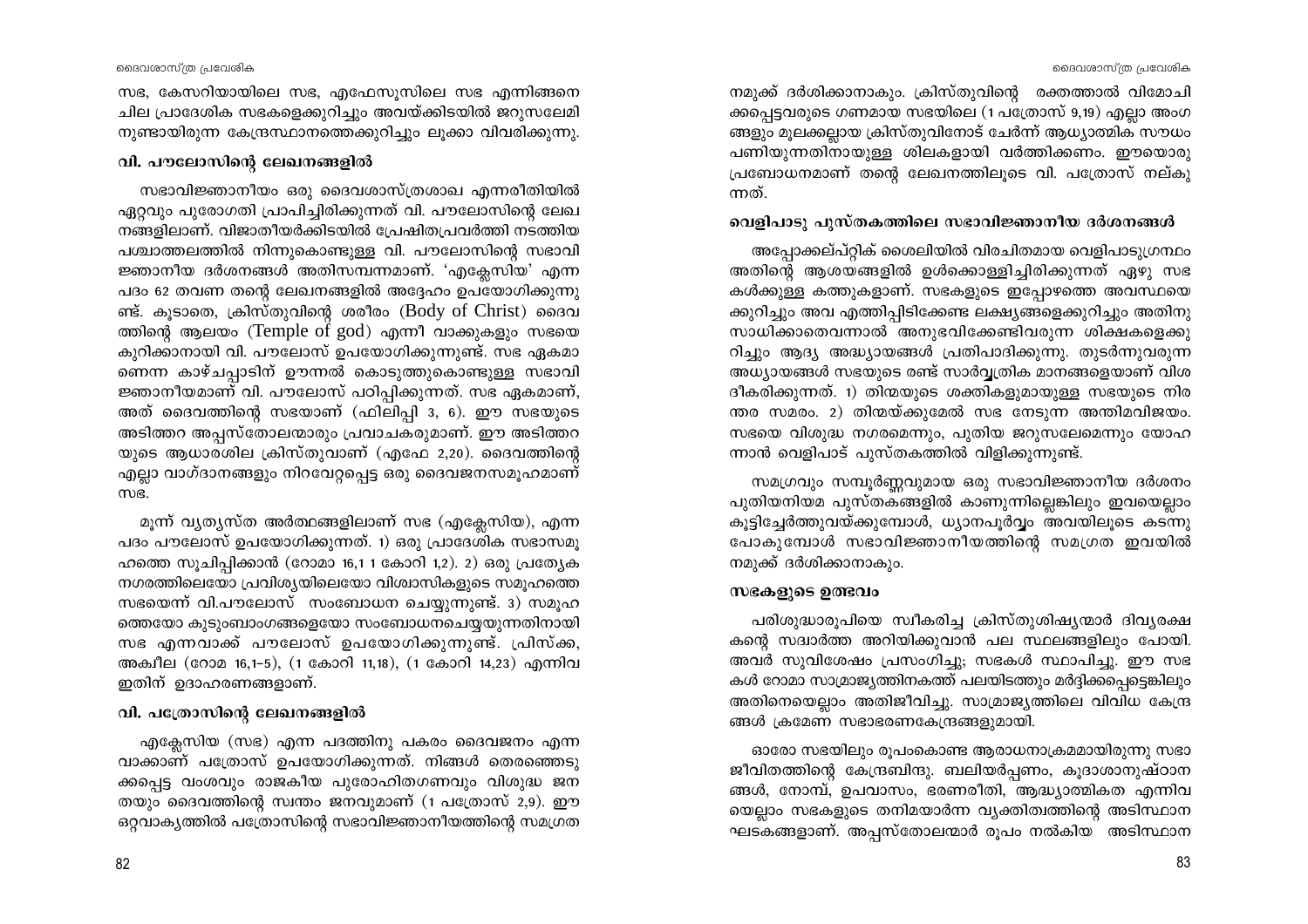സഭ, കേസറിയായിലെ സഭ, എഫേസൂസിലെ സഭ എന്നിങ്ങനെ ചില പ്രാദേശിക സഭകളെക്കുറിച്ചും അവയ്ക്കിടയിൽ ജറുസലേമി നുണ്ടായിരുന്ന കേന്ദ്രസ്ഥാനത്തെക്കുറിച്ചും ലൂക്കാ വിവരിക്കുന്നു.

### വി. പൗലോസിന്റെ ലേഖനങ്ങളിൽ

സഭാവിജ്ഞാനീയം ഒരു ദൈവശാസ്ത്രശാഖ എന്നരീതിയിൽ ഏറ്റവും പുരോഗതി പ്രാപിച്ചിരിക്കുന്നത് വി. പൗലോസിന്റെ ലേഖനങ്ങളിലാണ്. വിജാതീയർക്കിടയിൽ പ്രേഷിതപ്രവർത്തി നടത്തിയ പശ്ചാത്തലത്തിൽ നിന്നുകൊണ്ടുള്ള വി. പൗലോസിന്റെ സഭാവിജ്ഞാനീയ ദർശനങ്ങൾ അതിസമ്പന്നമാണ്. 'എക്ലേസിയ' എന്ന പദം 62 തവണ തന്റെ ലേഖനങ്ങളിൽ അദ്ദേഹം ഉപയോഗിക്കുന്നുണ്ട്. കൂടാതെ, ക്രിസ്തുവിന്റെ ശരീരം (Body of Christ) ദൈവത്തിന്റെ ആലയം (Temple of god) എന്നീ വാക്കുകളും സഭയെ കുറിക്കാനായി വി. പൗലോസ് ഉപയോഗിക്കുന്നുണ്ട്. സഭ ഏകമാണെന്ന കാഴ്ചപ്പാടിന് ഊന്നൽ കൊടുത്തുകൊണ്ടുള്ള സഭാവിജ്ഞാനീയമാണ് വി. പൗലോസ് പഠിപ്പിക്കുന്നത്. സഭ ഏകമാണ്, അത് ദൈവത്തിന്റെ സഭയാണ് (ഫിലിപ്പി 3, 6). ഈ സഭയുടെ അടിത്തറ അപ്പസ്തോലന്മാരും പ്രവാചകരുമാണ്. ഈ അടിത്തറയുടെ ആധാരശില ക്രിസ്തുവാണ് (എഫേ 2,20). ദൈവത്തിന്റെ എല്ലാ വാഗ്ദാനങ്ങളും നിറവേറ്റപ്പെട്ട ഒരു ദൈവജനസമൂഹമാണ് സഭ.

മൂന്ന് വ്യത്യസ്ത അർത്ഥങ്ങളിലാണ് സഭ (എക്ലേസിയ), എന്ന പദം പൗലോസ് ഉപയോഗിക്കുന്നത്. 1) ഒരു പ്രാദേശിക സഭാസമൂഹത്തെ സൂചിപ്പിക്കാൻ (റോമാ 16,1 1 കോറി 1,2). 2) ഒരു പ്രത്യേക നഗരത്തിലെയോ പ്രവിശ്യയിലെയോ വിശ്വാസികളുടെ സമൂഹത്തെ സഭയെന്ന് വി.പൗലോസ് സംബോധന ചെയ്യുന്നുണ്ട്. 3) സമൂഹത്തെയോ കുടുംബാംഗങ്ങളെയോ സംബോധനചെയ്യുന്നതിനായി സഭ എന്നവാക്ക് പൗലോസ് ഉപയോഗിക്കുന്നുണ്ട്. പ്രിസ്ക, അക്വീല (റോമ 16,1-5), (1 കോറി 11,18), (1 കോറി 14,23) എന്നിവ ഇതിന് ഉദാഹരണങ്ങളാണ്.

### വി. പത്രോസിന്റെ ലേഖനങ്ങളിൽ

എക്ലേസിയ (സഭ) എന്ന പദത്തിനു പകരം ദൈവജനം എന്ന വാക്കാണ് പത്രോസ് ഉപയോഗിക്കുന്നത്. നിങ്ങൾ തെരഞ്ഞെടുക്കപ്പെട്ട വംശവും രാജകീയ പുരോഹിതഗണവും വിശുദ്ധ ജനതയും ദൈവത്തിന്റെ സ്വന്തം ജനവുമാണ് (1 പത്രോസ് 2,9). ഈ ഒറ്റവാക്യത്തിൽ പത്രോസിന്റെ സഭാവിജ്ഞാനീയത്തിന്റെ സമഗ്രത നമുക്ക് ദർശിക്കാനാകും. ക്രിസ്തുവിന്റെ രക്തത്താൽ വിമോചിക്കപ്പെട്ടവരുടെ ഗണമായ സഭയിലെ (1 പത്രോസ് 9,19) എല്ലാ അംഗങ്ങളും മൂലക്കല്ലായ ക്രിസ്തുവിനോട് ചേർന്ന് ആധ്യാത്മിക സൗധം പണിയുന്നതിനായുള്ള ശിലകളായി വർത്തിക്കണം. ഈയൊരു പ്രബോധനമാണ് തന്റെ ലേഖനത്തിലൂടെ വി. പത്രോസ് നല്കുന്നത്.

### വെളിപാടു പുസ്തകത്തിലെ സഭാവിജ്ഞാനീയ ദർശനങ്ങൾ

അപ്പോക്കല്പ്റ്റിക് ശൈലിയിൽ വിരചിതമായ വെളിപാടുഗ്രന്ഥം അതിന്റെ ആശയങ്ങളിൽ ഉൾക്കൊള്ളിച്ചിരിക്കുന്നത് ഏഴു സഭകൾക്കുള്ള കത്തുകളാണ്. സഭകളുടെ ഇപ്പോഴത്തെ അവസ്ഥയെക്കുറിച്ചും അവ എത്തിപ്പിടിക്കേണ്ട ലക്ഷ്യങ്ങളെക്കുറിച്ചും അതിനു സാധിക്കാതെവന്നാൽ അനുഭവിക്കേണ്ടിവരുന്ന ശിക്ഷകളെക്കുറിച്ചും ആദ്യ അദ്ധ്യായങ്ങൾ പ്രതിപാദിക്കുന്നു. തുടർന്നുവരുന്ന അധ്യായങ്ങൾ സഭയുടെ രണ്ട് സാർവ്വത്രിക മാനങ്ങളെയാണ് വിശദീകരിക്കുന്നത്. 1) തിന്മയുടെ ശക്തികളുമായുള്ള സഭയുടെ നിരന്തര സമരം. 2) തിന്മയ്ക്കുമേൽ സഭ നേടുന്ന അന്തിമവിജയം. സഭയെ വിശുദ്ധ നഗരമെന്നും, പുതിയ ജറുസലേമെന്നും യോഹന്നാൻ വെളിപാട് പുസ്തകത്തിൽ വിളിക്കുന്നുണ്ട്.

സമഗ്രവും സമ്പൂർണ്ണവുമായ ഒരു സഭാവിജ്ഞാനീയ ദർശനം പുതിയനിയമ പുസ്തകങ്ങളിൽ കാണുന്നില്ലെങ്കിലും ഇവയെല്ലാം കൂട്ടിച്ചേർത്തുവയ്ക്കുമ്പോൾ, ധ്യാനപൂർവ്വം അവയിലൂടെ കടന്നുപോകുമ്പോൾ സഭാവിജ്ഞാനീയത്തിന്റെ സമഗ്രത ഇവയിൽ നമുക്ക് ദർശിക്കാനാകും.

### സഭകളുടെ ഉത്ഭവം

പരിശുദ്ധാരൂപിയെ സ്വീകരിച്ച ക്രിസ്തുശിഷ്യന്മാർ ദിവ്യരക്ഷകന്റെ സദ്വാർത്ത അറിയിക്കുവാൻ പല സ്ഥലങ്ങളിലും പോയി. അവർ സുവിശേഷം പ്രസംഗിച്ചു; സഭകൾ സ്ഥാപിച്ചു. ഈ സഭകൾ റോമാ സാമ്രാജ്യത്തിനകത്ത് പലയിടത്തും മർദ്ദിക്കപ്പെട്ടെങ്കിലും അതിനെയെല്ലാം അതിജീവിച്ചു. സാമ്രാജ്യത്തിലെ വിവിധ കേന്ദ്രങ്ങൾ ക്രമേണ സഭാഭരണകേന്ദ്രങ്ങളുമായി.

ഓരോ സഭയിലും രൂപംകൊണ്ട ആരാധനാക്രമമായിരുന്നു സഭാജീവിതത്തിന്റെ കേന്ദ്രബിന്ദു. ബലിയർപ്പണം, കൂദാശാനുഷ്ഠാനങ്ങൾ, നോമ്പ്, ഉപവാസം, ഭരണരീതി, ആദ്ധ്യാത്മികത എന്നിവയെല്ലാം സഭകളുടെ തനിമയാർന്ന വ്യക്തിത്വത്തിന്റെ അടിസ്ഥാന ഘടകങ്ങളാണ്. അപ്പസ്തോലന്മാർ രൂപം നൽകിയ അടിസ്ഥാന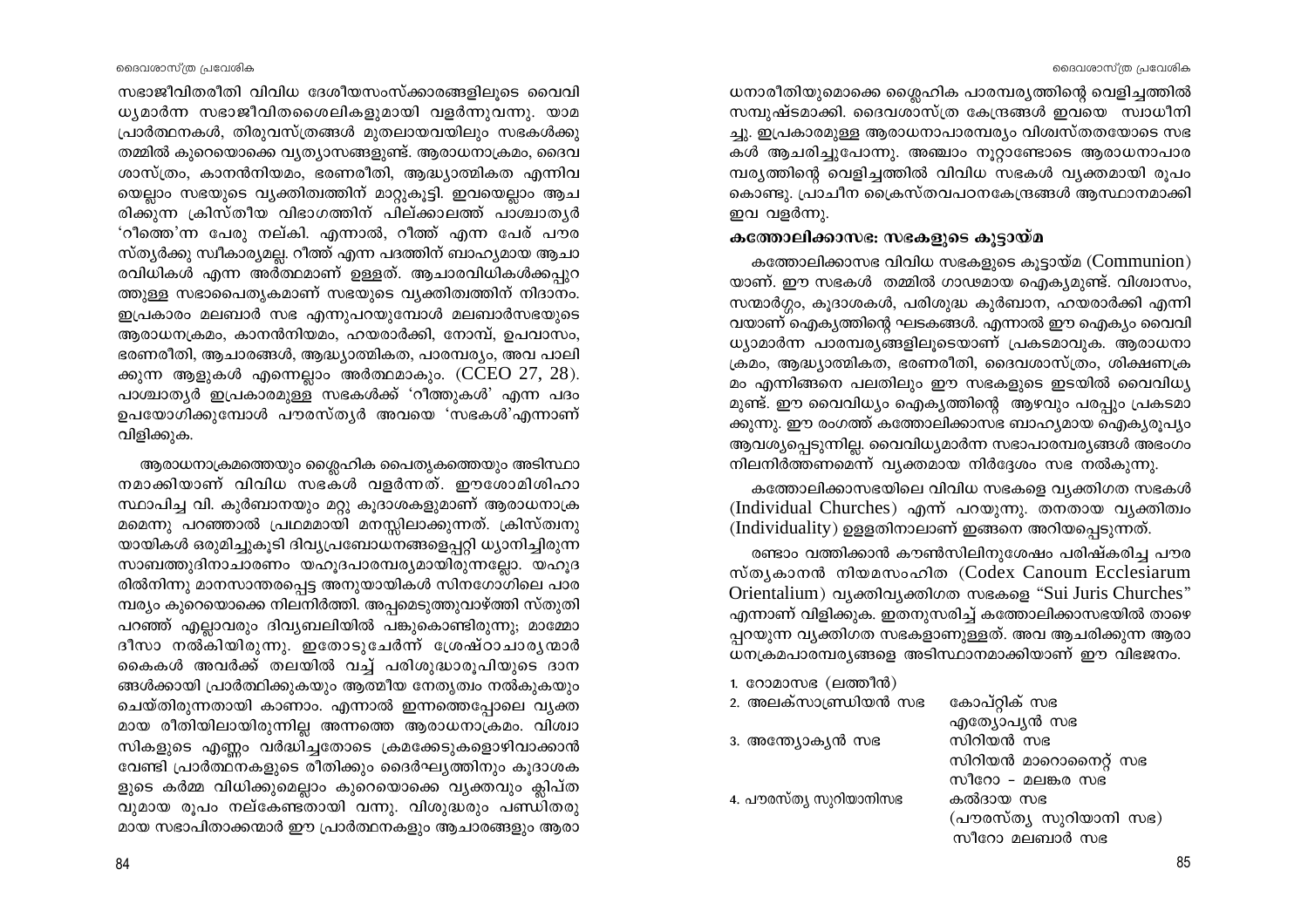സഭാജീവിതരീതി വിവിധ ദേശീയസംസ്ക്കാരങ്ങളിലൂടെ വൈവിധ്യമാർന്ന സഭാജീവിതശൈലികളുമായി വളർന്നുവന്നു. യാമപ്രാർത്ഥനകൾ, തിരുവസ്ത്രങ്ങൾ മുതലായവയിലും സഭകൾക്കു തമ്മിൽ കുറെയൊക്കെ വ്യത്യാസങ്ങളുണ്ട്. ആരാധനാക്രമം, ദൈവശാസ്ത്രം, കാനൻനിയമം, ഭരണരീതി, ആദ്ധ്യാത്മികത എന്നിവയെല്ലാം സഭയുടെ വ്യക്തിത്വത്തിന് മാറ്റുകൂട്ടി. ഇവയെല്ലാം ആചരിക്കുന്ന ക്രിസ്തീയ വിഭാഗത്തിന് പില്ക്കാലത്ത് പാശ്ചാത്യർ 'റീത്തെ'ന്ന പേരു നല്കി. എന്നാൽ, റീത്ത് എന്ന പേര് പൗരസ്ത്യർക്കു സ്വീകാര്യമല്ല. റീത്ത് എന്ന പദത്തിന് ബാഹ്യമായ ആചാരവിധികൾ എന്ന അർത്ഥമാണ് ഉള്ളത്. ആചാരവിധികൾക്കപ്പുറത്തുള്ള സഭാപൈതൃകമാണ് സഭയുടെ വ്യക്തിത്വത്തിന് നിദാനം. ഇപ്രകാരം മലബാർ സഭ എന്നുപറയുമ്പോൾ മലബാർസഭയുടെ ആരാധനക്രമം, കാനൻനിയമം, ഹയരാർക്കി, നോമ്പ്, ഉപവാസം, ഭരണരീതി, ആചാരങ്ങൾ, ആദ്ധ്യാത്മികത, പാരമ്പര്യം, അവ പാലിക്കുന്ന ആളുകൾ എന്നെല്ലാം അർത്ഥമാകും. (CCEO 27, 28). പാശ്ചാത്യർ ഇപ്രകാരമുള്ള സഭകൾക്ക് 'റീത്തുകൾ' എന്ന പദം ഉപയോഗിക്കുമ്പോൾ പൗരസ്ത്യർ അവയെ 'സഭകൾ'എന്നാണ് വിളിക്കുക.

ആരാധനാക്രമത്തെയും ശ്ലൈഹിക പൈതൃകത്തെയും അടിസ്ഥാനമാക്കിയാണ് വിവിധ സഭകൾ വളർന്നത്. ഈശോമിശിഹാ സ്ഥാപിച്ച വി. കുർബാനയും മറ്റു കൂദാശകളുമാണ് ആരാധനാക്രമമെന്നു പറഞ്ഞാൽ പ്രഥമമായി മനസ്സിലാക്കുന്നത്. ക്രിസ്ത്വനുയായികൾ ഒരുമിച്ചുകൂടി ദിവ്യപ്രബോധനങ്ങളെപ്പറ്റി ധ്യാനിച്ചിരുന്ന സാബത്തുദിനാചാരണം യഹൂദപാരമ്പര്യമായിരുന്നല്ലോ. യഹൂദരിൽനിന്നു മാനസാന്തരപ്പെട്ട അനുയായികൾ സിനഗോഗിലെ പാരമ്പര്യം കുറെയൊക്കെ നിലനിർത്തി. അപ്പമെടുത്തുവാഴ്ത്തി സ്തുതി പറഞ്ഞ് എല്ലാവരും ദിവ്യബലിയിൽ പങ്കുകൊണ്ടിരുന്നു; മാമ്മോദീസാ നൽകിയിരുന്നു. ഇതോടുചേർന്ന് ശ്രേഷ്ഠാചാര്യന്മാർ കൈകൾ അവർക്ക് തലയിൽ വച്ച് പരിശുദ്ധാരൂപിയുടെ ദാനങ്ങൾക്കായി പ്രാർത്ഥിക്കുകയും ആത്മീയ നേതൃത്വം നൽകുകയും ചെയ്തിരുന്നതായി കാണാം. എന്നാൽ ഇന്നത്തെപ്പോലെ വ്യക്തമായ രീതിയിലായിരുന്നില്ല അന്നത്തെ ആരാധനാക്രമം. വിശ്വാസികളുടെ എണ്ണം വർദ്ധിച്ചതോടെ ക്രമക്കേടുകളൊഴിവാക്കാൻ വേണ്ടി പ്രാർത്ഥനകളുടെ രീതിക്കും ദൈർഘ്യത്തിനും കൂദാശകളുടെ കർമ്മ വിധിക്കുമെല്ലാം കുറെയൊക്കെ വ്യക്തവും ക്ലിപ്തവുമായ രൂപം നല്കേണ്ടതായി വന്നു. വിശുദ്ധരും പണ്ഡിതരുമായ സഭാപിതാക്കന്മാർ ഈ പ്രാർത്ഥനകളും ആചാരങ്ങളും ആരാധനാരീതിയുമൊക്കെ ശ്ലൈഹിക പാരമ്പര്യത്തിന്റെ വെളിച്ചത്തിൽ സമ്പുഷ്ടമാക്കി. ദൈവശാസ്ത്ര കേന്ദ്രങ്ങൾ ഇവയെ സ്വാധീനിച്ചു. ഇപ്രകാരമുള്ള ആരാധനാപാരമ്പര്യം വിശ്വസ്തതയോടെ സഭകൾ ആചരിച്ചുപോന്നു. അഞ്ചാം നൂറ്റാണ്ടോടെ ആരാധനാപാരമ്പര്യത്തിന്റെ വെളിച്ചത്തിൽ വിവിധ സഭകൾ വ്യക്തമായി രൂപം കൊണ്ടു. പ്രാചീന ക്രൈസ്തവപഠനകേന്ദ്രങ്ങൾ ആസ്ഥാനമാക്കി ഇവ വളർന്നു.

### കത്തോലിക്കാസഭ: സഭകളുടെ കൂട്ടായ്മ

കത്തോലിക്കാസഭ വിവിധ സഭകളുടെ കൂട്ടായ്മ (Communion) യാണ്. ഈ സഭകൾ തമ്മിൽ ഗാഢമായ ഐക്യമുണ്ട്. വിശ്വാസം, സന്മാർഗ്ഗം, കൂദാശകൾ, പരിശുദ്ധ കുർബാന, ഹയരാർക്കി എന്നിവയാണ് ഐക്യത്തിന്റെ ഘടകങ്ങൾ. എന്നാൽ ഈ ഐക്യം വൈവിധ്യാമാർന്ന പാരമ്പര്യങ്ങളിലൂടെയാണ് പ്രകടമാവുക. ആരാധനാക്രമം, ആദ്ധ്യാത്മികത, ഭരണരീതി, ദൈവശാസ്ത്രം, ശിക്ഷണക്രമം എന്നിങ്ങനെ പലതിലും ഈ സഭകളുടെ ഇടയിൽ വൈവിധ്യമുണ്ട്. ഈ വൈവിധ്യം ഐക്യത്തിന്റെ ആഴവും പരപ്പും പ്രകടമാക്കുന്നു. ഈ രംഗത്ത് കത്തോലിക്കാസഭ ബാഹ്യമായ ഐക്യരൂപ്യം ആവശ്യപ്പെടുന്നില്ല. വൈവിധ്യമാർന്ന സഭാപാരമ്പര്യങ്ങൾ അഭംഗം നിലനിർത്തണമെന്ന് വ്യക്തമായ നിർദ്ദേശം സഭ നൽകുന്നു.

കത്തോലിക്കാസഭയിലെ വിവിധ സഭകളെ വ്യക്തിഗത സഭകൾ (Individual Churches) എന്ന് പറയുന്നു. തനതായ വ്യക്തിത്വം (Individuality) ഉള്ളതിനാലാണ് ഇങ്ങനെ അറിയപ്പെടുന്നത്.

രണ്ടാം വത്തിക്കാൻ കൗൺസിലിനുശേഷം പരിഷ്കരിച്ച പൗരസ്ത്യകാനൻ നിയമസംഹിത (Codex Canoum Ecclesiarum Orientalium) വ്യക്തിവ്യക്തിഗത സഭകളെ "Sui Juris Churches" എന്നാണ് വിളിക്കുക. ഇതനുസരിച്ച് കത്തോലിക്കാസഭയിൽ താഴെപ്പറയുന്ന വ്യക്തിഗത സഭകളാണുള്ളത്. അവ ആചരിക്കുന്ന ആരാധനക്രമപാരമ്പര്യങ്ങളെ അടിസ്ഥാനമാക്കിയാണ് ഈ വിഭജനം.

| | |
|---|---|
| 1. റോമാസഭ (ലത്തീൻ) | |
| 2. അലക്സാണ്ഡ്രിയൻ സഭ | കോപ്റ്റിക് സഭ |
| | എത്യോപ്യൻ സഭ |
| 3. അന്ത്യോക്യൻ സഭ | സിറിയൻ സഭ |
| | സിറിയൻ മാറൊനൈറ്റ് സഭ |
| | സീറോ – മലങ്കര സഭ |
| 4. പൗരസ്ത്യ സുറിയാനിസഭ | കൽദായ സഭ |
| | (പൗരസ്ത്യ സുറിയാനി സഭ) |
| | സീറോ മലബാർ സഭ |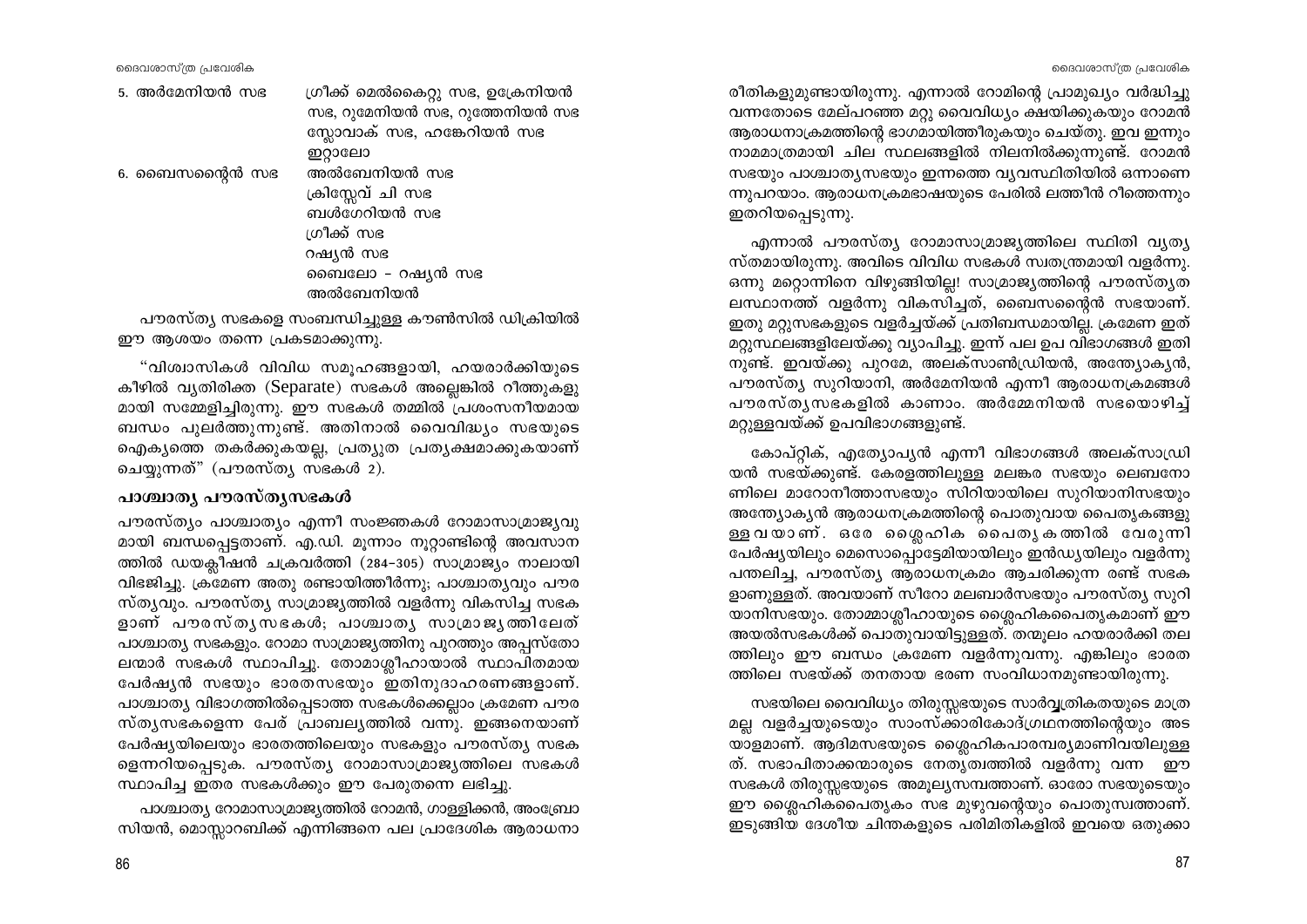| | |
|---|---|
| 5. അർമേനിയൻ സഭ | ഗ്രീക്ക് മെൽകൈറ്റു സഭ, ഉക്രേനിയൻ സഭ, റുമേനിയൻ സഭ, റുത്തേനിയൻ സഭ സ്ലോവാക് സഭ, ഹങ്കേറിയൻ സഭ ഇറ്റാലോ |
| 6. ബൈസൻ്റൈൻ സഭ | അൽബേനിയൻ സഭ<br>ക്രിസ്സേവ് ചി സഭ<br>ബൾഗേറിയൻ സഭ<br>ഗ്രീക്ക് സഭ<br>റഷ്യൻ സഭ<br>ബൈലോ – റഷ്യൻ സഭ<br>അൽബേനിയൻ |

പൗരസ്ത്യ സഭകളെ സംബന്ധിച്ചുള്ള കൗൺസിൽ ഡിക്രിയിൽ ഈ ആശയം തന്നെ പ്രകടമാക്കുന്നു.

"വിശ്വാസികൾ വിവിധ സമൂഹങ്ങളായി, ഹയരാർക്കിയുടെ കീഴിൽ വ്യതിരിക്ത (Separate) സഭകൾ അല്ലെങ്കിൽ റീത്തുകളു മായി സമ്മേളിച്ചിരുന്നു. ഈ സഭകൾ തമ്മിൽ പ്രശംസനീയമായ ബന്ധം പുലർത്തുന്നുണ്ട്. അതിനാൽ വൈവിദ്ധ്യം സഭയുടെ ഐക്യത്തെ തകർക്കുകയല്ല, പ്രത്യുത പ്രത്യക്ഷമാക്കുകയാണ് ചെയ്യുന്നത്" (പൗരസ്ത്യ സഭകൾ 2).

### പാശ്ചാത്യ പൗരസ്ത്യസഭകൾ

പൗരസ്ത്യം പാശ്ചാത്യം എന്നീ സംജ്ഞകൾ റോമാസാമ്രാജ്യവു മായി ബന്ധപ്പെട്ടതാണ്. എ.ഡി. മൂന്നാം നൂറ്റാണ്ടിന്റെ അവസാന ത്തിൽ ഡയക്ലീഷൻ ചക്രവർത്തി (284–305) സാമ്രാജ്യം നാലായി വിഭജിച്ചു. ക്രമേണ അതു രണ്ടായിത്തീർന്നു; പാശ്ചാത്യവും പൗര സ്ത്യവും. പൗരസ്ത്യ സാമ്രാജ്യത്തിൽ വളർന്നു വികസിച്ച സഭക ളാണ് പൗരസ്ത്യസഭകൾ; പാശ്ചാത്യ സാമ്രാജ്യത്തിലേത് പാശ്ചാത്യ സഭകളും. റോമാ സാമ്രാജ്യത്തിനു പുറത്തും അപ്പസ്തോ ലന്മാർ സഭകൾ സ്ഥാപിച്ചു. തോമാശ്ലീഹായാൽ സ്ഥാപിതമായ പേർഷ്യൻ സഭയും ഭാരതസഭയും ഇതിനുദാഹരണങ്ങളാണ്. പാശ്ചാത്യ വിഭാഗത്തിൽപ്പെടാത്ത സഭകൾക്കെല്ലാം ക്രമേണ പൗര സ്ത്യസഭകളെന്ന പേര് പ്രാബല്യത്തിൽ വന്നു. ഇങ്ങനെയാണ് പേർഷ്യയിലെയും ഭാരതത്തിലെയും സഭകളും പൗരസ്ത്യ സഭക ളെന്നറിയപ്പെടുക. പൗരസ്ത്യ റോമാസാമ്രാജ്യത്തിലെ സഭകൾ സ്ഥാപിച്ച ഇതര സഭകൾക്കും ഈ പേരുതന്നെ ലഭിച്ചു.

പാശ്ചാത്യ റോമാസാമ്രാജ്യത്തിൽ റോമൻ, ഗാള്ളിക്കൻ, അംബ്രോ സിയൻ, മൊസ്സാറബിക്ക് എന്നിങ്ങനെ പല പ്രാദേശിക ആരാധനാ രീതികളുമുണ്ടായിരുന്നു. എന്നാൽ റോമിന്റെ പ്രാമുഖ്യം വർദ്ധിച്ചു വന്നതോടെ മേല്പറഞ്ഞ മറ്റു വൈവിധ്യം ക്ഷയിക്കുകയും റോമൻ ആരാധനാക്രമത്തിന്റെ ഭാഗമായിത്തീരുകയും ചെയ്തു. ഇവ ഇന്നും നാമമാത്രമായി ചില സ്ഥലങ്ങളിൽ നിലനിൽക്കുന്നുണ്ട്. റോമൻ സഭയും പാശ്ചാത്യസഭയും ഇന്നത്തെ വ്യവസ്ഥിതിയിൽ ഒന്നാണെ ന്നുപറയാം. ആരാധനക്രമഭാഷയുടെ പേരിൽ ലത്തീൻ റീത്തെന്നും ഇതറിയപ്പെടുന്നു.

എന്നാൽ പൗരസ്ത്യ റോമാസാമ്രാജ്യത്തിലെ സ്ഥിതി വ്യത്യ സ്തമായിരുന്നു. അവിടെ വിവിധ സഭകൾ സ്വതന്ത്രമായി വളർന്നു. ഒന്നു മറ്റൊന്നിനെ വിഴുങ്ങിയില്ല! സാമ്രാജ്യത്തിന്റെ പൗരസ്ത്യത ലസ്ഥാനത്ത് വളർന്നു വികസിച്ചത്, ബൈസൻ്റൈൻ സഭയാണ്. ഇതു മറ്റുസഭകളുടെ വളർച്ചയ്ക്ക് പ്രതിബന്ധമായില്ല. ക്രമേണ ഇത് മറ്റുസ്ഥലങ്ങളിലേയ്ക്കു വ്യാപിച്ചു. ഇന്ന് പല ഉപ വിഭാഗങ്ങൾ ഇതി നുണ്ട്. ഇവയ്ക്കു പുറമേ, അലക്സാൺഡ്രിയൻ, അന്ത്യോക്യൻ, പൗരസ്ത്യ സുറിയാനി, അർമേനിയൻ എന്നീ ആരാധനക്രമങ്ങൾ പൗരസ്ത്യസഭകളിൽ കാണാം. അർമ്മേനിയൻ സഭയൊഴിച്ച് മറ്റുള്ളവയ്ക്ക് ഉപവിഭാഗങ്ങളുണ്ട്.

കോപ്റ്റിക്, എത്യോപ്യൻ എന്നീ വിഭാഗങ്ങൾ അലക്സാഡ്രി യൻ സഭയ്ക്കുണ്ട്. കേരളത്തിലുള്ള മലങ്കര സഭയും ലെബനോ ണിലെ മാറോനീത്താസഭയും സിറിയായിലെ സുറിയാനിസഭയും അന്ത്യോക്യൻ ആരാധനക്രമത്തിന്റെ പൊതുവായ പൈതൃകങ്ങളു ള്ളവയാണ്. ഒരേ ശ്ലൈഹിക പൈതൃകത്തിൽ വേരുന്നി പേർഷ്യയിലും മെസൊപ്പൊട്ടേമിയായിലും ഇൻഡ്യയിലും വളർന്നു പന്തലിച്ച, പൗരസ്ത്യ ആരാധനക്രമം ആചരിക്കുന്ന രണ്ട് സഭക ളാണുള്ളത്. അവയാണ് സീറോ മലബാർസഭയും പൗരസ്ത്യ സുറി യാനിസഭയും. തോമ്മാശ്ലീഹായുടെ ശ്ലൈഹികപൈതൃകമാണ് ഈ അയൽസഭകൾക്ക് പൊതുവായിട്ടുള്ളത്. തന്മൂലം ഹയരാർക്കി തല ത്തിലും ഈ ബന്ധം ക്രമേണ വളർന്നുവന്നു. എങ്കിലും ഭാരത ത്തിലെ സഭയ്ക്ക് തനതായ ഭരണ സംവിധാനമുണ്ടായിരുന്നു.

സഭയിലെ വൈവിധ്യം തിരുസ്സഭയുടെ സാർവ്വത്രികതയുടെ മാത്ര മല്ല വളർച്ചയുടെയും സാംസ്ക്കാരികോദ്ഗ്രഥനത്തിന്റെയും അട യാളമാണ്. ആദിമസഭയുടെ ശ്ലൈഹികപാരമ്പര്യമാണിവയിലുള്ള ത്. സഭാപിതാക്കന്മാരുടെ നേതൃത്വത്തിൽ വളർന്നു വന്ന ഈ സഭകൾ തിരുസ്സഭയുടെ അമൂല്യസമ്പത്താണ്. ഓരോ സഭയുടെയും ഈ ശ്ലൈഹികപൈതൃകം സഭ മുഴുവന്റെയും പൊതുസ്വത്താണ്. ഇടുങ്ങിയ ദേശീയ ചിന്തകളുടെ പരിമിതികളിൽ ഇവയെ ഒതുക്കാ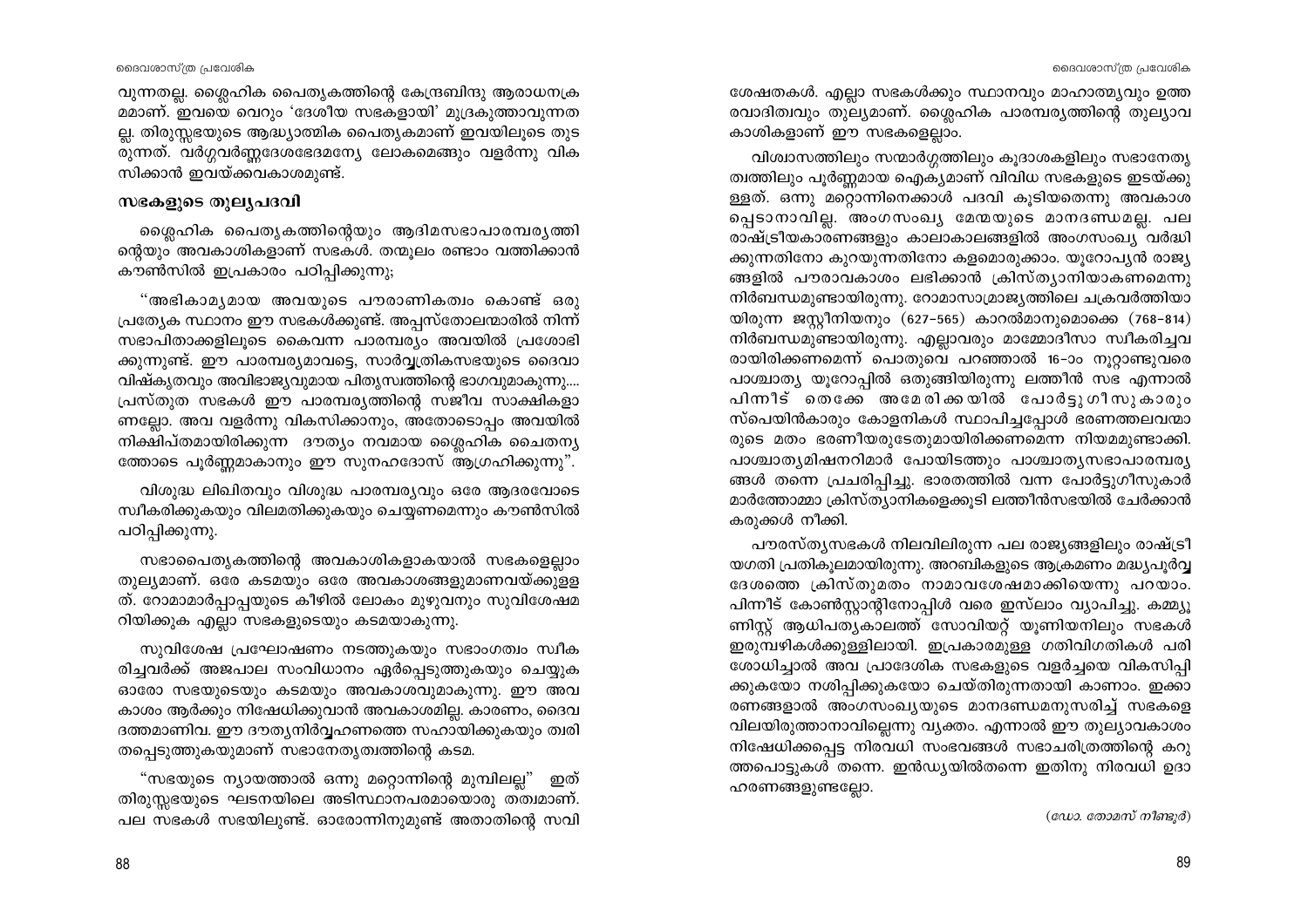വുന്നതല്ല. ശ്ലൈഹിക പൈതൃകത്തിന്റെ കേന്ദ്രബിന്ദു ആരാധനക്രമമാണ്. ഇവയെ വെറും 'ദേശീയ സഭകളായി' മുദ്രകുത്താവുന്നതല്ല. തിരുസ്സഭയുടെ ആദ്ധ്യാത്മിക പൈതൃകമാണ് ഇവയിലൂടെ തുടരുന്നത്. വർഗ്ഗവർണ്ണദേശഭേദമന്യേ ലോകമെങ്ങും വളർന്നു വികസിക്കാൻ ഇവയ്ക്കവകാശമുണ്ട്.

## സഭകളുടെ തുല്യപദവി

ശ്ലൈഹിക പൈതൃകത്തിന്റെയും ആദിമസഭാപാരമ്പര്യത്തിന്റെയും അവകാശികളാണ് സഭകൾ. തന്മൂലം രണ്ടാം വത്തിക്കാൻ കൗൺസിൽ ഇപ്രകാരം പഠിപ്പിക്കുന്നു;

"അഭികാമ്യമായ അവയുടെ പൗരാണികത്വം കൊണ്ട് ഒരു പ്രത്യേക സ്ഥാനം ഈ സഭകൾക്കുണ്ട്. അപ്പസ്തോലന്മാരിൽ നിന്ന് സഭാപിതാക്കളിലൂടെ കൈവന്ന പാരമ്പര്യം അവയിൽ പ്രശോഭിക്കുന്നുണ്ട്. ഈ പാരമ്പര്യമാവട്ടെ, സാർവ്വത്രികസഭയുടെ ദൈവാവിഷ്കൃതവും അവിഭാജ്യവുമായ പിതൃസ്വത്തിന്റെ ഭാഗവുമാകുന്നു.... പ്രസ്തുത സഭകൾ ഈ പാരമ്പര്യത്തിന്റെ സജീവ സാക്ഷികളാണല്ലോ. അവ വളർന്നു വികസിക്കാനും, അതോടൊപ്പം അവയിൽ നിക്ഷിപ്തമായിരിക്കുന്ന ദൗത്യം നവമായ ശ്ലൈഹിക ചൈതന്യത്തോടെ പൂർണ്ണമാകാനും ഈ സുനഹദോസ് ആഗ്രഹിക്കുന്നു".

വിശുദ്ധ ലിഖിതവും വിശുദ്ധ പാരമ്പര്യവും ഒരേ ആദരവോടെ സ്വീകരിക്കുകയും വിലമതിക്കുകയും ചെയ്യണമെന്നും കൗൺസിൽ പഠിപ്പിക്കുന്നു.

സഭാപൈതൃകത്തിന്റെ അവകാശികളാകയാൽ സഭകളെല്ലാം തുല്യമാണ്. ഒരേ കടമയും ഒരേ അവകാശങ്ങളുമാണവയ്ക്കുള്ളത്. റോമാമാർപ്പാപ്പയുടെ കീഴിൽ ലോകം മുഴുവനും സുവിശേഷമറിയിക്കുക എല്ലാ സഭകളുടെയും കടമയാകുന്നു.

സുവിശേഷ പ്രഘോഷണം നടത്തുകയും സഭാംഗത്വം സ്വീകരിച്ചവർക്ക് അജപാല സംവിധാനം ഏർപ്പെടുത്തുകയും ചെയ്യുക ഓരോ സഭയുടെയും കടമയും അവകാശവുമാകുന്നു. ഈ അവകാശം ആർക്കും നിഷേധിക്കുവാൻ അവകാശമില്ല. കാരണം, ദൈവദത്തമാണിവ. ഈ ദൗത്യനിർവ്വഹണത്തെ സഹായിക്കുകയും ത്വരിതപ്പെടുത്തുകയുമാണ് സഭാനേതൃത്വത്തിന്റെ കടമ.

"സഭയുടെ ന്യായത്താൽ ഒന്നു മറ്റൊന്നിന്റെ മുമ്പിലല്ല" ഇത് തിരുസ്സഭയുടെ ഘടനയിലെ അടിസ്ഥാനപരമായൊരു തത്വമാണ്. പല സഭകൾ സഭയിലുണ്ട്. ഓരോന്നിനുമുണ്ട് അതാതിന്റെ സവിശേഷതകൾ. എല്ലാ സഭകൾക്കും സ്ഥാനവും മാഹാത്മ്യവും ഉത്തരവാദിത്വവും തുല്യമാണ്. ശ്ലൈഹിക പാരമ്പര്യത്തിന്റെ തുല്യാവകാശികളാണ് ഈ സഭകളെല്ലാം.

വിശ്വാസത്തിലും സന്മാർഗ്ഗത്തിലും കൂദാശകളിലും സഭാനേതൃത്വത്തിലും പൂർണ്ണമായ ഐക്യമാണ് വിവിധ സഭകളുടെ ഇടയ്ക്കുള്ളത്. ഒന്നു മറ്റൊന്നിനെക്കാൾ പദവി കൂടിയതെന്നു അവകാശപ്പെടാനാവില്ല. അംഗസംഖ്യ മേന്മയുടെ മാനദണ്ഡമല്ല. പല രാഷ്ട്രീയകാരണങ്ങളും കാലാകാലങ്ങളിൽ അംഗസംഖ്യ വർദ്ധിക്കുന്നതിനോ കുറയുന്നതിനോ കളമൊരുക്കാം. യൂറോപ്യൻ രാജ്യങ്ങളിൽ പൗരാവകാശം ലഭിക്കാൻ ക്രിസ്ത്യാനിയാകണമെന്നു നിർബന്ധമുണ്ടായിരുന്നു. റോമാസാമ്രാജ്യത്തിലെ ചക്രവർത്തിയായിരുന്ന ജസ്റ്റീനിയനും (627-565) കാറൽമാനുമൊക്കെ (768-814) നിർബന്ധമുണ്ടായിരുന്നു. എല്ലാവരും മാമ്മോദീസാ സ്വീകരിച്ചവരായിരിക്കണമെന്ന് പൊതുവെ പറഞ്ഞാൽ 16-ാം നൂറ്റാണ്ടുവരെ പാശ്ചാത്യ യൂറോപ്പിൽ ഒതുങ്ങിയിരുന്നു ലത്തീൻ സഭ എന്നാൽ പിന്നീട് തെക്കേ അമേരിക്കയിൽ പോർട്ടുഗീസുകാരും സ്പെയിൻകാരും കോളനികൾ സ്ഥാപിച്ചപ്പോൾ ഭരണത്തലവന്മാരുടെ മതം ഭരണീയരുടേതുമായിരിക്കണമെന്ന നിയമമുണ്ടാക്കി. പാശ്ചാത്യമിഷനറിമാർ പോയിടത്തും പാശ്ചാത്യസഭാപാരമ്പര്യങ്ങൾ തന്നെ പ്രചരിപ്പിച്ചു. ഭാരതത്തിൽ വന്ന പോർട്ടുഗീസുകാർ മാർത്തോമ്മാ ക്രിസ്ത്യാനികളെക്കൂടി ലത്തീൻസഭയിൽ ചേർക്കാൻ കരുക്കൾ നീക്കി.

പൗരസ്ത്യസഭകൾ നിലവിലിരുന്ന പല രാജ്യങ്ങളിലും രാഷ്ട്രീയഗതി പ്രതികൂലമായിരുന്നു. അറബികളുടെ ആക്രമണം മദ്ധ്യപൂർവ്വദേശത്തെ ക്രിസ്തുമതം നാമാവശേഷമാക്കിയെന്നു പറയാം. പിന്നീട് കോൺസ്റ്റാന്റിനോപ്പിൾ വരെ ഇസ്ലാം വ്യാപിച്ചു. കമ്മ്യൂണിസ്റ്റ് ആധിപത്യകാലത്ത് സോവിയറ്റ് യൂണിയനിലും സഭകൾ ഇരുമ്പഴികൾക്കുള്ളിലായി. ഇപ്രകാരമുള്ള ഗതിവിഗതികൾ പരിശോധിച്ചാൽ അവ പ്രാദേശിക സഭകളുടെ വളർച്ചയെ വികസിപ്പിക്കുകയോ നശിപ്പിക്കുകയോ ചെയ്തിരുന്നതായി കാണാം. ഇക്കാരണങ്ങളാൽ അംഗസംഖ്യയുടെ മാനദണ്ഡമനുസരിച്ച് സഭകളെ വിലയിരുത്താനാവില്ലെന്നു വ്യക്തം. എന്നാൽ ഈ തുല്യാവകാശം നിഷേധിക്കപ്പെട്ട നിരവധി സംഭവങ്ങൾ സഭാചരിത്രത്തിന്റെ കറുത്തപൊട്ടുകൾ തന്നെ. ഇൻഡ്യയിൽതന്നെ ഇതിനു നിരവധി ഉദാഹരണങ്ങളുണ്ടല്ലോ.

*(ഡോ. തോമസ് നീണ്ടൂർ)*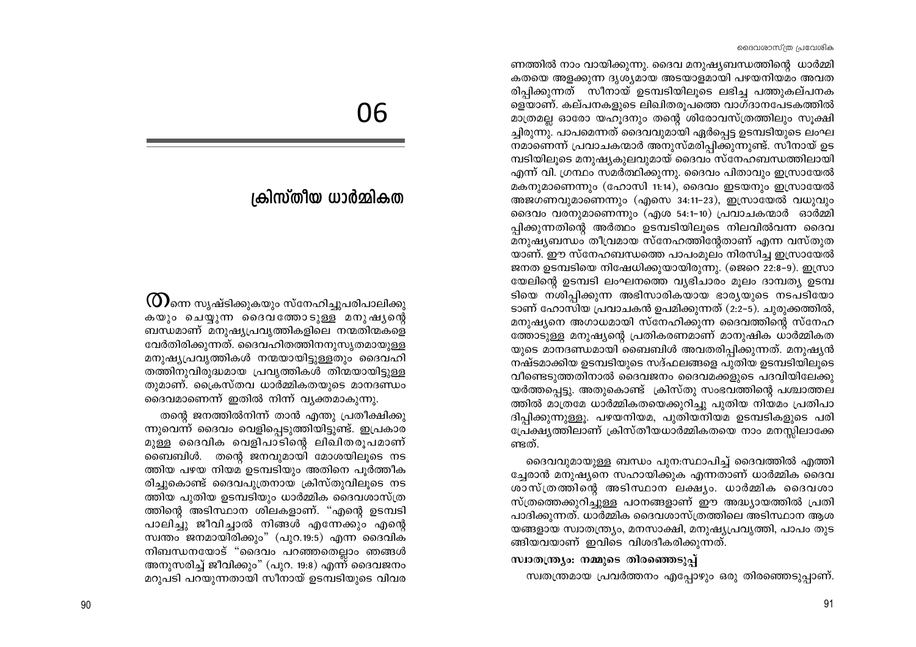# 06

## ക്രിസ്തീയ ധാർമ്മികത

തന്നെ സൃഷ്ടിക്കുകയും സ്നേഹിച്ചുപരിപാലിക്കുകയും ചെയ്യുന്ന ദൈവത്തോടുള്ള മനുഷ്യന്റെ ബന്ധമാണ് മനുഷ്യപ്രവൃത്തികളിലെ നന്മതിന്മകളെ വേർതിരിക്കുന്നത്. ദൈവഹിതത്തിനനുസൃതമായുള്ള മനുഷ്യപ്രവൃത്തികൾ നന്മയായിട്ടുള്ളതും ദൈവഹിതത്തിനുവിരുദ്ധമായ പ്രവൃത്തികൾ തിന്മയായിട്ടുള്ളതുമാണ്. ക്രൈസ്തവ ധാർമ്മികതയുടെ മാനദണ്ഡം ദൈവമാണെന്ന് ഇതിൽ നിന്ന് വ്യക്തമാകുന്നു.

തന്റെ ജനത്തിൽനിന്ന് താൻ എന്തു പ്രതീക്ഷിക്കുന്നുവെന്ന് ദൈവം വെളിപ്പെടുത്തിയിട്ടുണ്ട്. ഇപ്രകാരമുള്ള ദൈവിക വെളിപാടിന്റെ ലിഖിതരൂപമാണ് ബൈബിൾ. തന്റെ ജനവുമായി മോശയിലൂടെ നടത്തിയ പഴയ നിയമ ഉടമ്പടിയും അതിനെ പൂർത്തീകരിച്ചുകൊണ്ട് ദൈവപുത്രനായ ക്രിസ്തുവിലൂടെ നടത്തിയ പുതിയ ഉടമ്പടിയും ധാർമ്മിക ദൈവശാസ്ത്രത്തിന്റെ അടിസ്ഥാന ശിലകളാണ്. "എന്റെ ഉടമ്പടി പാലിച്ചു ജീവിച്ചാൽ നിങ്ങൾ എന്നേക്കും എന്റെ സ്വന്തം ജനമായിരിക്കും" (പുറ.19:5) എന്ന ദൈവിക നിബന്ധനയോട് "ദൈവം പറഞ്ഞതെല്ലാം ഞങ്ങൾ അനുസരിച്ച് ജീവിക്കും" (പുറ. 19:8) എന്ന് ദൈവജനം മറുപടി പറയുന്നതായി സീനായ് ഉടമ്പടിയുടെ വിവരണത്തിൽ നാം വായിക്കുന്നു. ദൈവ മനുഷ്യബന്ധത്തിന്റെ ധാർമ്മികതയെ അളക്കുന്ന ദൃശ്യമായ അടയാളമായി പഴയനിയമം അവതരിപ്പിക്കുന്നത് സീനായ് ഉടമ്പടിയിലൂടെ ലഭിച്ച പത്തുകല്പനകളെയാണ്. കല്പനകളുടെ ലിഖിതരൂപത്തെ വാഗ്ദാനപേടകത്തിൽ മാത്രമല്ല ഓരോ യഹൂദനും തന്റെ ശിരോവസ്ത്രത്തിലും സൂക്ഷിച്ചിരുന്നു. പാപമെന്നത് ദൈവവുമായി ഏർപ്പെട്ട ഉടമ്പടിയുടെ ലംഘനമാണെന്ന് പ്രവാചകന്മാർ അനുസ്മരിപ്പിക്കുന്നുണ്ട്. സീനായ് ഉടമ്പടിയിലൂടെ മനുഷ്യകുലവുമായ് ദൈവം സ്നേഹബന്ധത്തിലായി എന്ന് വി. ഗ്രന്ഥം സമർത്ഥിക്കുന്നു. ദൈവം പിതാവും ഇസ്രായേൽ മകനുമാണെന്നും (ഹോസി 11:14), ദൈവം ഇടയനും ഇസ്രായേൽ അജഗണവുമാണെന്നും (എസെ 34:11-23), ഇസ്രായേൽ വധുവും ദൈവം വരനുമാണെന്നും (എശ 54:1-10) പ്രവാചകന്മാർ ഓർമ്മിപ്പിക്കുന്നതിന്റെ അർത്ഥം ഉടമ്പടിയിലൂടെ നിലവിൽവന്ന ദൈവ മനുഷ്യബന്ധം തീവ്രമായ സ്നേഹത്തിന്റേതാണ് എന്ന വസ്തുതയാണ്. ഈ സ്നേഹബന്ധത്തെ പാപംമൂലം നിരസിച്ച ഇസ്രായേൽ ജനത ഉടമ്പടിയെ നിഷേധിക്കുയായിരുന്നു. (ജെറെ 22:8-9). ഇസ്രായേലിന്റെ ഉടമ്പടി ലംഘനത്തെ വ്യഭിചാരം മൂലം ദാമ്പത്യ ഉടമ്പടിയെ നശിപ്പിക്കുന്ന അഭിസാരികയായ ഭാര്യയുടെ നടപടിയോടാണ് ഹോസിയ പ്രവാചകൻ ഉപമിക്കുന്നത് (2:2-5). ചുരുക്കത്തിൽ, മനുഷ്യനെ അഗാധമായി സ്നേഹിക്കുന്ന ദൈവത്തിന്റെ സ്നേഹത്തോടുള്ള മനുഷ്യന്റെ പ്രതികരണമാണ് മാനുഷിക ധാർമ്മികതയുടെ മാനദണ്ഡമായി ബൈബിൾ അവതരിപ്പിക്കുന്നത്. മനുഷ്യൻ നഷ്ടമാക്കിയ ഉടമ്പടിയുടെ സദ്ഫലങ്ങളെ പുതിയ ഉടമ്പടിയിലൂടെ വീണ്ടെടുത്തതിനാൽ ദൈവജനം ദൈവമക്കളുടെ പദവിയിലേക്കുയർത്തപ്പെട്ടു. അതുകൊണ്ട് ക്രിസ്തു സംഭവത്തിന്റെ പശ്ചാത്തലത്തിൽ മാത്രമേ ധാർമ്മികതയെക്കുറിച്ചു പുതിയ നിയമം പ്രതിപാദിപ്പിക്കുന്നുള്ളൂ. പഴയനിയമ, പുതിയനിയമ ഉടമ്പടികളുടെ പരിപ്രേക്ഷ്യത്തിലാണ് ക്രിസ്തീയധാർമ്മികതയെ നാം മനസ്സിലാക്കേണ്ടത്.

ദൈവവുമായുള്ള ബന്ധം പുനഃസ്ഥാപിച്ച് ദൈവത്തിൽ എത്തിച്ചേരാൻ മനുഷ്യനെ സഹായിക്കുക എന്നതാണ് ധാർമ്മിക ദൈവശാസ്ത്രത്തിന്റെ അടിസ്ഥാന ലക്ഷ്യം. ധാർമ്മിക ദൈവശാസ്ത്രത്തെക്കുറിച്ചുള്ള പഠനങ്ങളാണ് ഈ അദ്ധ്യായത്തിൽ പ്രതിപാദിക്കുന്നത്. ധാർമ്മിക ദൈവശാസ്ത്രത്തിലെ അടിസ്ഥാന ആശയങ്ങളായ സ്വാതന്ത്ര്യം, മനസാക്ഷി, മനുഷ്യപ്രവൃത്തി, പാപം തുടങ്ങിയവയാണ് ഇവിടെ വിശദീകരിക്കുന്നത്.

### സ്വാതന്ത്ര്യം: നമ്മുടെ തിരഞ്ഞെടുപ്പ്

സ്വതന്ത്രമായ പ്രവർത്തനം എപ്പോഴും ഒരു തിരഞ്ഞെടുപ്പാണ്.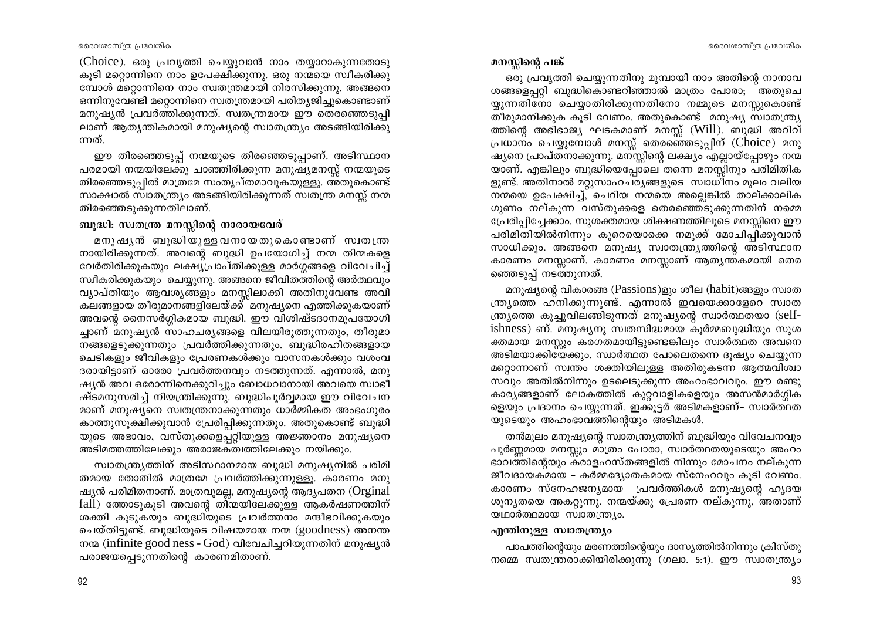(Choice). ഒരു പ്രവൃത്തി ചെയ്യുവാൻ നാം തയ്യാറാകുന്നതോടു കൂടി മറ്റൊന്നിനെ നാം ഉപേക്ഷിക്കുന്നു. ഒരു നന്മയെ സ്വീകരിക്കുമ്പോൾ മറ്റൊന്നിനെ നാം സ്വതന്ത്രമായി നിരസിക്കുന്നു. അങ്ങനെ ഒന്നിനുവേണ്ടി മറ്റൊന്നിനെ സ്വതന്ത്രമായി പരിത്യജിച്ചുകൊണ്ടാണ് മനുഷ്യൻ പ്രവർത്തിക്കുന്നത്. സ്വതന്ത്രമായ ഈ തെരഞ്ഞെടുപ്പിലാണ് ആത്യന്തികമായി മനുഷ്യന്റെ സ്വാതന്ത്ര്യം അടങ്ങിയിരിക്കുന്നത്.

ഈ തിരഞ്ഞെടുപ്പ് നന്മയുടെ തിരഞ്ഞെടുപ്പാണ്. അടിസ്ഥാനപരമായി നന്മയിലേക്കു ചാഞ്ഞിരിക്കുന്ന മനുഷ്യമനസ്സ് നന്മയുടെ തിരഞ്ഞെടുപ്പിൽ മാത്രമേ സംതൃപ്തമാവുകയുള്ളൂ. അതുകൊണ്ട് സാക്ഷാൽ സ്വാതന്ത്ര്യം അടങ്ങിയിരിക്കുന്നത് സ്വതന്ത്ര മനസ്സ് നന്മ തിരഞ്ഞെടുക്കുന്നതിലാണ്.

### ബുദ്ധി: സ്വതന്ത്ര മനസ്സിന്റെ നാരായവേര്

മനുഷ്യൻ ബുദ്ധിയുള്ളവനായതുകൊണ്ടാണ് സ്വതന്ത്രനായിരിക്കുന്നത്. അവന്റെ ബുദ്ധി ഉപയോഗിച്ച് നന്മ തിന്മകളെ വേർതിരിക്കുകയും ലക്ഷ്യപ്രാപ്തിക്കുള്ള മാർഗ്ഗങ്ങളെ വിവേചിച്ച് സ്വീകരിക്കുകയും ചെയ്യുന്നു. അങ്ങനെ ജീവിതത്തിന്റെ അർത്ഥവും വ്യാപ്തിയും ആവശ്യങ്ങളും മനസ്സിലാക്കി അതിനുവേണ്ട അവികലങ്ങളായ തീരുമാനങ്ങളിലേയ്ക്ക് മനുഷ്യനെ എത്തിക്കുകയാണ് അവന്റെ നൈസർഗ്ഗികമായ ബുദ്ധി. ഈ വിശിഷ്ടദാനമുപയോഗിച്ചാണ് മനുഷ്യൻ സാഹചര്യങ്ങളെ വിലയിരുത്തുന്നതും, തീരുമാനങ്ങളെടുക്കുന്നതും പ്രവർത്തിക്കുന്നതും. ബുദ്ധിരഹിതങ്ങളായ ചെടികളും ജീവികളും പ്രേരണകൾക്കും വാസനകൾക്കും വശംവദരായിട്ടാണ് ഓരോ പ്രവർത്തനവും നടത്തുന്നത്. എന്നാൽ, മനുഷ്യൻ അവ ഒരോന്നിനെക്കുറിച്ചും ബോധവാനായി അവയെ സ്വാഭീഷ്ടമനുസരിച്ച് നിയന്ത്രിക്കുന്നു. ബുദ്ധിപൂർവ്വമായ ഈ വിവേചനമാണ് മനുഷ്യനെ സ്വതന്ത്രനാക്കുന്നതും ധാർമ്മികത അഭംഗുരം കാത്തുസൂക്ഷിക്കുവാൻ പ്രേരിപ്പിക്കുന്നതും. അതുകൊണ്ട് ബുദ്ധിയുടെ അഭാവം, വസ്തുക്കളെപ്പറ്റിയുള്ള അജ്ഞാനം മനുഷ്യനെ അടിമത്തത്തിലേക്കും അരാജകത്വത്തിലേക്കും നയിക്കും.

സ്വാതന്ത്ര്യത്തിന് അടിസ്ഥാനമായ ബുദ്ധി മനുഷ്യനിൽ പരിമിതമായ തോതിൽ മാത്രമേ പ്രവർത്തിക്കുന്നുള്ളൂ. കാരണം മനുഷ്യൻ പരിമിതനാണ്. മാത്രവുമല്ല, മനുഷ്യന്റെ ആദ്യപതന (Orginal fall) ത്തോടുകൂടി അവന്റെ തിന്മയിലേക്കുള്ള ആകർഷണത്തിന് ശക്തി കൂടുകയും ബുദ്ധിയുടെ പ്രവർത്തനം മന്ദീഭവിക്കുകയും ചെയ്തിട്ടുണ്ട്. ബുദ്ധിയുടെ വിഷയമായ നന്മ (goodness) അനന്ത നന്മ (infinite good ness - God) വിവേചിച്ചറിയുന്നതിന് മനുഷ്യൻ പരാജയപ്പെടുന്നതിന്റെ കാരണമിതാണ്.

### മനസ്സിന്റെ പങ്ക്

ഒരു പ്രവൃത്തി ചെയ്യുന്നതിനു മുമ്പായി നാം അതിന്റെ നാനാവശങ്ങളെപ്പറ്റി ബുദ്ധികൊണ്ടറിഞ്ഞാൽ മാത്രം പോരാ; അതുചെയ്യുന്നതിനോ ചെയ്യാതിരിക്കുന്നതിനോ നമ്മുടെ മനസ്സുകൊണ്ട് തീരുമാനിക്കുക കൂടി വേണം. അതുകൊണ്ട് മനുഷ്യ സ്വാതന്ത്ര്യത്തിന്റെ അഭിഭാജ്യ ഘടകമാണ് മനസ്സ് (Will). ബുദ്ധി അറിവ് പ്രധാനം ചെയ്യുമ്പോൾ മനസ്സ് തെരഞ്ഞെടുപ്പിന് (Choice) മനുഷ്യനെ പ്രാപ്തനാക്കുന്നു. മനസ്സിന്റെ ലക്ഷ്യം എല്ലായ്പ്പോഴും നന്മയാണ്. എങ്കിലും ബുദ്ധിയെപ്പോലെ തന്നെ മനസ്സിനും പരിമിതികളുണ്ട്. അതിനാൽ മറ്റുസാഹചര്യങ്ങളുടെ സ്വാധീനം മൂലം വലിയ നന്മയെ ഉപേക്ഷിച്ച്, ചെറിയ നന്മയെ അല്ലെങ്കിൽ താല്ക്കാലിക ഗുണം നല്കുന്ന വസ്തുക്കളെ തെരഞ്ഞെടുക്കുന്നതിന് നമ്മെ പ്രേരിപ്പിച്ചേക്കാം. സുശക്തമായ ശിക്ഷണത്തിലൂടെ മനസ്സിനെ ഈ പരിമിതിയിൽനിന്നും കുറെയൊക്കെ നമുക്ക് മോചിപ്പിക്കുവാൻ സാധിക്കും. അങ്ങനെ മനുഷ്യ സ്വാതന്ത്ര്യത്തിന്റെ അടിസ്ഥാന കാരണം മനസ്സാണ്. കാരണം മനസ്സാണ് ആത്യന്തകമായി തെരഞ്ഞെടുപ്പ് നടത്തുന്നത്.

മനുഷ്യന്റെ വികാരങ്ങ (Passions)ളും ശീല (habit)ങ്ങളും സ്വാതന്ത്ര്യത്തെ ഹനിക്കുന്നുണ്ട്. എന്നാൽ ഇവയെക്കാളേറെ സ്വാതന്ത്ര്യത്തെ കൂച്ചുവിലങ്ങിടുന്നത് മനുഷ്യന്റെ സ്വാർത്ഥതയാ (selfishness) ണ്. മനുഷ്യനു സ്വതസിദ്ധമായ കൂർമ്മബുദ്ധിയും സുശക്തമായ മനസ്സും കരഗതമായിട്ടുണ്ടെങ്കിലും സ്വാർത്ഥത അവനെ അടിമയാക്കിയേക്കും. സ്വാർത്ഥത പോലെതന്നെ ദുഷ്യം ചെയ്യുന്ന മറ്റൊന്നാണ് സ്വന്തം ശക്തിയിലുള്ള അതിരുകടന്ന ആത്മവിശ്വാസവും അതിൽനിന്നും ഉടലെടുക്കുന്ന അഹംഭാവവും. ഈ രണ്ടു കാര്യങ്ങളാണ് ലോകത്തിൽ കുറ്റവാളികളെയും അസൻമാർഗ്ഗികളെയും പ്രദാനം ചെയ്യുന്നത്. ഇക്കൂട്ടർ അടിമകളാണ്– സ്വാർത്ഥതയുടെയും അഹംഭാവത്തിന്റെയും അടിമകൾ.

തൻമൂലം മനുഷ്യന്റെ സ്വാതന്ത്ര്യത്തിന് ബുദ്ധിയും വിവേചനവും പൂർണ്ണമായ മനസ്സും മാത്രം പോരാ, സ്വാർത്ഥതയുടെയും അഹംഭാവത്തിന്റെയും കരാളഹസ്തങ്ങളിൽ നിന്നും മോചനം നല്കുന്ന ജീവദായകമായ – കർമ്മദ്യോതകമായ സ്നേഹവും കൂടി വേണം. കാരണം സ്നേഹജന്യമായ പ്രവർത്തികൾ മനുഷ്യന്റെ ഹൃദയശൂന്യതയെ അകറ്റുന്നു. നന്മയ്ക്കു പ്രേരണ നല്കുന്നു, അതാണ് യഥാർത്ഥമായ സ്വാതന്ത്ര്യം.

### എന്തിനുള്ള സ്വാതന്ത്ര്യം

പാപത്തിന്റെയും മരണത്തിന്റെയും ദാസ്യത്തിൽനിന്നും ക്രിസ്തു നമ്മെ സ്വതന്ത്രരാക്കിയിരിക്കുന്നു (ഗലാ. 5:1). ഈ സ്വാതന്ത്ര്യം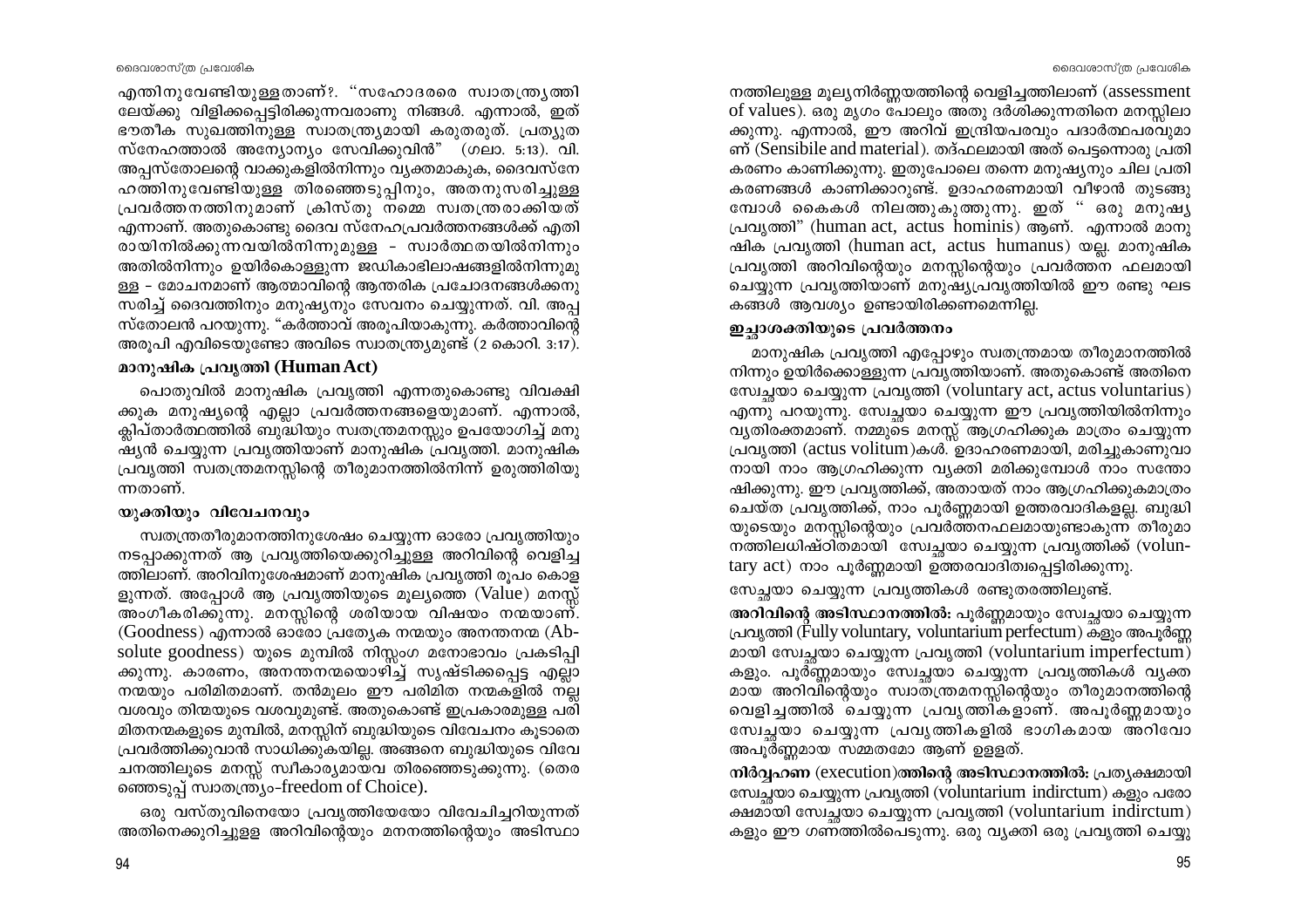എന്തിനുവേണ്ടിയുള്ളതാണ്?. "സഹോദരരെ സ്വാതന്ത്ര്യത്തിലേയ്ക്കു വിളിക്കപ്പെട്ടിരിക്കുന്നവരാണു നിങ്ങൾ. എന്നാൽ, ഇത് ഭൗതീക സുഖത്തിനുള്ള സ്വാതന്ത്ര്യമായി കരുതരുത്. പ്രത്യുത സ്നേഹത്താൽ അന്യോന്യം സേവിക്കുവിൻ" (ഗലാ. 5:13). വി. അപ്പസ്തോലന്റെ വാക്കുകളിൽനിന്നും വ്യക്തമാകുക, ദൈവസ്നേഹത്തിനുവേണ്ടിയുള്ള തിരഞ്ഞെടുപ്പിനും, അതനുസരിച്ചുള്ള പ്രവർത്തനത്തിനുമാണ് ക്രിസ്തു നമ്മെ സ്വതന്ത്രരാക്കിയത് എന്നാണ്. അതുകൊണ്ടു ദൈവ സ്നേഹപ്രവർത്തനങ്ങൾക്ക് എതിരായിനിൽക്കുന്നവയിൽനിന്നുമുള്ള – സ്വാർത്ഥതയിൽനിന്നും അതിൽനിന്നും ഉയിർകൊള്ളുന്ന ജഡികാഭിലാഷങ്ങളിൽനിന്നുമുള്ള – മോചനമാണ് ആത്മാവിന്റെ ആന്തരിക പ്രചോദനങ്ങൾക്കനുസരിച്ച് ദൈവത്തിനും മനുഷ്യനും സേവനം ചെയ്യുന്നത്. വി. അപ്പസ്തോലൻ പറയുന്നു. "കർത്താവ് അരൂപിയാകുന്നു. കർത്താവിന്റെ അരൂപി എവിടെയുണ്ടോ അവിടെ സ്വാതന്ത്ര്യമുണ്ട് (2 കൊറി. 3:17).

### മാനുഷിക പ്രവൃത്തി (Human Act)

പൊതുവിൽ മാനുഷിക പ്രവൃത്തി എന്നതുകൊണ്ടു വിവക്ഷിക്കുക മനുഷ്യന്റെ എല്ലാ പ്രവർത്തനങ്ങളെയുമാണ്. എന്നാൽ, ക്ലിപ്താർത്ഥത്തിൽ ബുദ്ധിയും സ്വതന്ത്രമനസ്സും ഉപയോഗിച്ച് മനുഷ്യൻ ചെയ്യുന്ന പ്രവൃത്തിയാണ് മാനുഷിക പ്രവൃത്തി. മാനുഷിക പ്രവൃത്തി സ്വതന്ത്രമനസ്സിന്റെ തീരുമാനത്തിൽനിന്ന് ഉരുത്തിരിയുന്നതാണ്.

### യുക്തിയും വിവേചനവും

സ്വതന്ത്രതീരുമാനത്തിനുശേഷം ചെയ്യുന്ന ഓരോ പ്രവൃത്തിയും നടപ്പാക്കുന്നത് ആ പ്രവൃത്തിയെക്കുറിച്ചുള്ള അറിവിന്റെ വെളിച്ചത്തിലാണ്. അറിവിനുശേഷമാണ് മാനുഷിക പ്രവൃത്തി രൂപം കൊള്ളുന്നത്. അപ്പോൾ ആ പ്രവൃത്തിയുടെ മൂല്യത്തെ (Value) മനസ്സ് അംഗീകരിക്കുന്നു. മനസ്സിന്റെ ശരിയായ വിഷയം നന്മയാണ്. (Goodness) എന്നാൽ ഓരോ പ്രത്യേക നന്മയും അനന്തനന്മ (Absolute goodness) യുടെ മുമ്പിൽ നിസ്സംഗ മനോഭാവം പ്രകടിപ്പിക്കുന്നു. കാരണം, അനന്തനന്മയൊഴിച്ച് സൃഷ്ടിക്കപ്പെട്ട എല്ലാ നന്മയും പരിമിതമാണ്. തൻമൂലം ഈ പരിമിത നന്മകളിൽ നല്ല വശവും തിന്മയുടെ വശവുമുണ്ട്. അതുകൊണ്ട് ഇപ്രകാരമുള്ള പരിമിതനന്മകളുടെ മുമ്പിൽ, മനസ്സിന് ബുദ്ധിയുടെ വിവേചനം കൂടാതെ പ്രവർത്തിക്കുവാൻ സാധിക്കുകയില്ല. അങ്ങനെ ബുദ്ധിയുടെ വിവേചനത്തിലൂടെ മനസ്സ് സ്വീകാര്യമായവ തിരഞ്ഞെടുക്കുന്നു. (തെരഞ്ഞെടുപ്പ് സ്വാതന്ത്ര്യം-freedom of Choice).

ഒരു വസ്തുവിനെയോ പ്രവൃത്തിയേയോ വിവേചിച്ചറിയുന്നത് അതിനെക്കുറിച്ചുള്ള അറിവിന്റെയും മനനത്തിന്റെയും അടിസ്ഥാനത്തിലുള്ള മൂല്യനിർണ്ണയത്തിന്റെ വെളിച്ചത്തിലാണ് (assessment of values). ഒരു മൃഗം പോലും അതു ദർശിക്കുന്നതിനെ മനസ്സിലാക്കുന്നു. എന്നാൽ, ഈ അറിവ് ഇന്ദ്രിയപരവും പദാർത്ഥപരവുമാണ് (Sensibile and material). തദ്ഫലമായി അത് പെട്ടന്നൊരു പ്രതികരണം കാണിക്കുന്നു. ഇതുപോലെ തന്നെ മനുഷ്യനും ചില പ്രതികരണങ്ങൾ കാണിക്കാറുണ്ട്. ഉദാഹരണമായി വീഴാൻ തുടങ്ങുമ്പോൾ കൈകൾ നിലത്തുകുത്തുന്നു. ഇത് " ഒരു മനുഷ്യ പ്രവൃത്തി" (human act, actus hominis) ആണ്. എന്നാൽ മാനുഷിക പ്രവൃത്തി (human act, actus humanus) യല്ല. മാനുഷിക പ്രവൃത്തി അറിവിന്റെയും മനസ്സിന്റെയും പ്രവർത്തന ഫലമായി ചെയ്യുന്ന പ്രവൃത്തിയാണ് മനുഷ്യപ്രവൃത്തിയിൽ ഈ രണ്ടു ഘടകങ്ങൾ ആവശ്യം ഉണ്ടായിരിക്കണമെന്നില്ല.

### ഇച്ഛാശക്തിയുടെ പ്രവർത്തനം

മാനുഷിക പ്രവൃത്തി എപ്പോഴും സ്വതന്ത്രമായ തീരുമാനത്തിൽ നിന്നും ഉയിർക്കൊള്ളുന്ന പ്രവൃത്തിയാണ്. അതുകൊണ്ട് അതിനെ സ്വേച്ഛയാ ചെയ്യുന്ന പ്രവൃത്തി (voluntary act, actus voluntarius) എന്നു പറയുന്നു. സ്വേച്ഛയാ ചെയ്യുന്ന ഈ പ്രവൃത്തിയിൽനിന്നും വ്യതിരക്തമാണ്. നമ്മുടെ മനസ്സ് ആഗ്രഹിക്കുക മാത്രം ചെയ്യുന്ന പ്രവൃത്തി (actus volitum)കൾ. ഉദാഹരണമായി, മരിച്ചുകാണുവാനായി നാം ആഗ്രഹിക്കുന്ന വ്യക്തി മരിക്കുമ്പോൾ നാം സന്തോഷിക്കുന്നു. ഈ പ്രവൃത്തിക്ക്, അതായത് നാം ആഗ്രഹിക്കുകമാത്രം ചെയ്ത പ്രവൃത്തിക്ക്, നാം പൂർണ്ണമായി ഉത്തരവാദികളല്ല. ബുദ്ധിയുടെയും മനസ്സിന്റെയും പ്രവർത്തനഫലമായുണ്ടാകുന്ന തീരുമാനത്തിലധിഷ്ഠിതമായി സ്വേച്ഛയാ ചെയ്യുന്ന പ്രവൃത്തിക്ക് (voluntary act) നാം പൂർണ്ണമായി ഉത്തരവാദിത്വപ്പെട്ടിരിക്കുന്നു.

സ്വേച്ഛയാ ചെയ്യുന്ന പ്രവൃത്തികൾ രണ്ടുതരത്തിലുണ്ട്.

**അറിവിന്റെ അടിസ്ഥാനത്തിൽ:** പൂർണ്ണമായും സ്വേച്ഛയാ ചെയ്യുന്ന പ്രവൃത്തി (Fully voluntary, voluntarium perfectum) കളും അപൂർണ്ണമായി സ്വേച്ഛയാ ചെയ്യുന്ന പ്രവൃത്തി (voluntarium imperfectum) കളും. പൂർണ്ണമായും സ്വേച്ഛയാ ചെയ്യുന്ന പ്രവൃത്തികൾ വ്യക്തമായ അറിവിന്റെയും സ്വാതന്ത്രമനസ്സിന്റെയും തീരുമാനത്തിന്റെ വെളിച്ചത്തിൽ ചെയ്യുന്ന പ്രവൃത്തികളാണ്. അപൂർണ്ണമായും സ്വേച്ഛയാ ചെയ്യുന്ന പ്രവൃത്തികളിൽ ഭാഗികമായ അറിവോ അപൂർണ്ണമായ സമ്മതമോ ആണ് ഉള്ളത്.

**നിർവ്വഹണ (execution)ത്തിന്റെ അടിസ്ഥാനത്തിൽ:** പ്രത്യക്ഷമായി സ്വേച്ഛയാ ചെയ്യുന്ന പ്രവൃത്തി (voluntarium indirctum) കളും പരോക്ഷമായി സ്വേച്ഛയാ ചെയ്യുന്ന പ്രവൃത്തി (voluntarium indirctum) കളും ഈ ഗണത്തിൽപെടുന്നു. ഒരു വ്യക്തി ഒരു പ്രവൃത്തി ചെയ്യു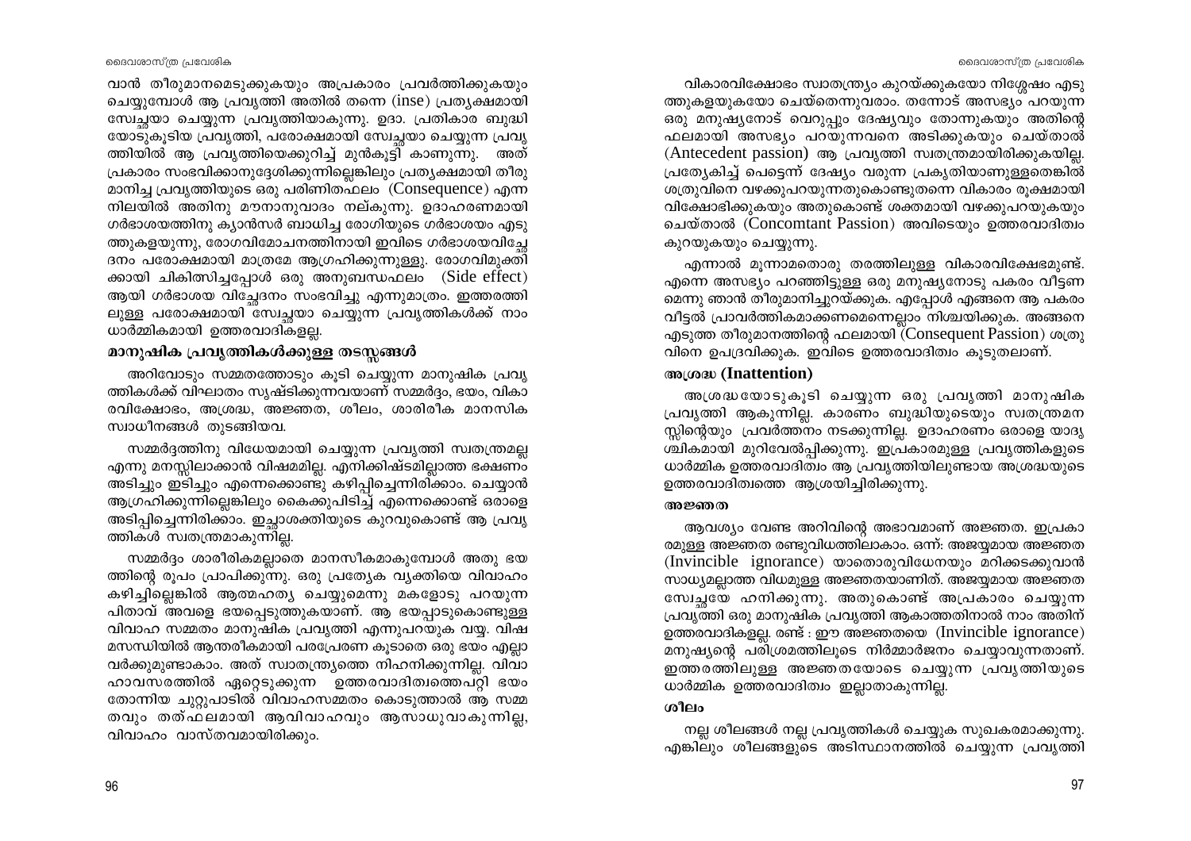വാൻ തീരുമാനമെടുക്കുകയും അപ്രകാരം പ്രവർത്തിക്കുകയും ചെയ്യുമ്പോൾ ആ പ്രവൃത്തി അതിൽ തന്നെ (inse) പ്രത്യക്ഷമായി സ്വേച്ഛയാ ചെയ്യുന്ന പ്രവൃത്തിയാകുന്നു. ഉദാ. പ്രതികാര ബുദ്ധിയോടുകൂടിയ പ്രവൃത്തി, പരോക്ഷമായി സ്വേച്ഛയാ ചെയ്യുന്ന പ്രവൃത്തിയിൽ ആ പ്രവൃത്തിയെക്കുറിച്ച് മുൻകൂട്ടി കാണുന്നു. അത് പ്രകാരം സംഭവിക്കാനുദ്ദേശിക്കുന്നില്ലെങ്കിലും പ്രത്യക്ഷമായി തീരുമാനിച്ച പ്രവൃത്തിയുടെ ഒരു പരിണിതഫലം (Consequence) എന്ന നിലയിൽ അതിനു മൗനാനുവാദം നല്കുന്നു. ഉദാഹരണമായി ഗർഭാശയത്തിനു ക്യാൻസർ ബാധിച്ച രോഗിയുടെ ഗർഭാശയം എടുത്തുകളയുന്നു, രോഗവിമോചനത്തിനായി ഇവിടെ ഗർഭാശയവിച്ഛേദനം പരോക്ഷമായി മാത്രമേ ആഗ്രഹിക്കുന്നുള്ളൂ. രോഗവിമുക്തിക്കായി ചികിത്സിച്ചപ്പോൾ ഒരു അനുബന്ധഫലം (Side effect) ആയി ഗർഭാശയ വിച്ഛേദനം സംഭവിച്ചു എന്നുമാത്രം. ഇത്തരത്തിലുള്ള പരോക്ഷമായി സ്വേച്ഛയാ ചെയ്യുന്ന പ്രവൃത്തികൾക്ക് നാം ധാർമ്മികമായി ഉത്തരവാദികളല്ല.

## മാനുഷിക പ്രവൃത്തികൾക്കുള്ള തടസ്സങ്ങൾ

അറിവോടും സമ്മതത്തോടും കൂടി ചെയ്യുന്ന മാനുഷിക പ്രവൃത്തികൾക്ക് വിഘാതം സൃഷ്ടിക്കുന്നവയാണ് സമ്മർദ്ദം, ഭയം, വികാരവിക്ഷോഭം, അശ്രദ്ധ, അജ്ഞത, ശീലം, ശാരിരീക മാനസിക സ്വാധീനങ്ങൾ തുടങ്ങിയവ.

സമ്മർദ്ദത്തിനു വിധേയമായി ചെയ്യുന്ന പ്രവൃത്തി സ്വതന്ത്രമല്ല എന്നു മനസ്സിലാക്കാൻ വിഷമമില്ല. എനിക്കിഷ്ടമില്ലാത്ത ഭക്ഷണം അടിച്ചും ഇടിച്ചും എന്നെക്കൊണ്ടു കഴിപ്പിച്ചെന്നിരിക്കാം. ചെയ്യാൻ ആഗ്രഹിക്കുന്നില്ലെങ്കിലും കൈക്കുപിടിച്ച് എന്നെക്കൊണ്ട് ഒരാളെ അടിപ്പിച്ചെന്നിരിക്കാം. ഇച്ഛാശക്തിയുടെ കുറവുകൊണ്ട് ആ പ്രവൃത്തികൾ സ്വതന്ത്രമാകുന്നില്ല.

സമ്മർദ്ദം ശാരീരികമല്ലാതെ മാനസീകമാകുമ്പോൾ അതു ഭയത്തിന്റെ രൂപം പ്രാപിക്കുന്നു. ഒരു പ്രത്യേക വ്യക്തിയെ വിവാഹം കഴിച്ചില്ലെങ്കിൽ ആത്മഹത്യ ചെയ്യുമെന്നു മകളോടു പറയുന്ന പിതാവ് അവളെ ഭയപ്പെടുത്തുകയാണ്. ആ ഭയപ്പാടുകൊണ്ടുള്ള വിവാഹ സമ്മതം മാനുഷിക പ്രവൃത്തി എന്നുപറയുക വയ്യ. വിഷമസന്ധിയിൽ ആന്തരികമായി പരപ്രേരണ കൂടാതെ ഒരു ഭയം എല്ലാവർക്കുമുണ്ടാകാം. അത് സ്വാതന്ത്ര്യത്തെ നിഹനിക്കുന്നില്ല. വിവാഹാവസരത്തിൽ ഏറ്റെടുക്കുന്ന ഉത്തരവാദിത്വത്തെപറ്റി ഭയം തോന്നിയ ചുറ്റുപാടിൽ വിവാഹസമ്മതം കൊടുത്താൽ ആ സമ്മതവും തത്ഫലമായി ആവിവാഹവും ആസാധുവാകുന്നില്ല, വിവാഹം വാസ്തവമായിരിക്കും.

വികാരവിക്ഷോഭം സ്വാതന്ത്ര്യം കുറയ്ക്കുകയോ നിശ്ശേഷം എടുത്തുകളയുകയോ ചെയ്തെന്നുവരാം. തന്നോട് അസഭ്യം പറയുന്ന ഒരു മനുഷ്യനോട് വെറുപ്പും ദേഷ്യവും തോന്നുകയും അതിന്റെ ഫലമായി അസഭ്യം പറയുന്നവനെ അടിക്കുകയും ചെയ്താൽ (Antecedent passion) ആ പ്രവൃത്തി സ്വതന്ത്രമായിരിക്കുകയില്ല. പ്രത്യേകിച്ച് പെട്ടെന്ന് ദേഷ്യം വരുന്ന പ്രകൃതിയാണുള്ളതെങ്കിൽ ശത്രുവിനെ വഴക്കുപറയുന്നതുകൊണ്ടുതന്നെ വികാരം രൂക്ഷമായി വിക്ഷോഭിക്കുകയും അതുകൊണ്ട് ശക്തമായി വഴക്കുപറയുകയും ചെയ്താൽ (Concomtant Passion) അവിടെയും ഉത്തരവാദിത്വം കുറയുകയും ചെയ്യുന്നു.

എന്നാൽ മൂന്നാമതൊരു തരത്തിലുള്ള വികാരവിക്ഷേഭമുണ്ട്. എന്നെ അസഭ്യം പറഞ്ഞിട്ടുള്ള ഒരു മനുഷ്യനോടു പകരം വീട്ടണമെന്നു ഞാൻ തീരുമാനിച്ചുറയ്ക്കുക. എപ്പോൾ എങ്ങനെ ആ പകരം വീട്ടൽ പ്രാവർത്തികമാക്കണമെന്നെല്ലാം നിശ്ചയിക്കുക. അങ്ങനെ എടുത്ത തീരുമാനത്തിന്റെ ഫലമായി (Consequent Passion) ശത്രുവിനെ ഉപദ്രവിക്കുക. ഇവിടെ ഉത്തരവാദിത്വം കൂടുതലാണ്.

### അശ്രദ്ധ (Inattention)

അശ്രദ്ധയോടുകൂടി ചെയ്യുന്ന ഒരു പ്രവൃത്തി മാനുഷിക പ്രവൃത്തി ആകുന്നില്ല. കാരണം ബുദ്ധിയുടെയും സ്വതന്ത്രമനസ്സിന്റെയും പ്രവർത്തനം നടക്കുന്നില്ല. ഉദാഹരണം ഒരാളെ യാദൃശ്ചികമായി മുറിവേൽപ്പിക്കുന്നു. ഇപ്രകാരമുള്ള പ്രവൃത്തികളുടെ ധാർമ്മിക ഉത്തരവാദിത്വം ആ പ്രവൃത്തിയിലുണ്ടായ അശ്രദ്ധയുടെ ഉത്തരവാദിത്വത്തെ ആശ്രയിച്ചിരിക്കുന്നു.

### അജ്ഞത

ആവശ്യം വേണ്ട അറിവിന്റെ അഭാവമാണ് അജ്ഞത. ഇപ്രകാരമുള്ള അജ്ഞത രണ്ടുവിധത്തിലാകാം. ഒന്ന്: അജയ്യമായ അജ്ഞത (Invincible ignorance) യാതൊരുവിധേനയും മറിക്കടക്കുവാൻ സാധ്യമല്ലാത്ത വിധമുള്ള അജ്ഞതയാണിത്. അജയ്യമായ അജ്ഞത സ്വേച്ഛയേ ഹനിക്കുന്നു. അതുകൊണ്ട് അപ്രകാരം ചെയ്യുന്ന പ്രവൃത്തി ഒരു മാനുഷിക പ്രവൃത്തി ആകാത്തതിനാൽ നാം അതിന് ഉത്തരവാദികളല്ല. രണ്ട് : ഈ അജ്ഞതയെ (Invincible ignorance) മനുഷ്യന്റെ പരിശ്രമത്തിലൂടെ നിർമ്മാർജനം ചെയ്യാവുന്നതാണ്. ഇത്തരത്തിലുള്ള അജ്ഞതയോടെ ചെയ്യുന്ന പ്രവൃത്തിയുടെ ധാർമ്മിക ഉത്തരവാദിത്വം ഇല്ലാതാകുന്നില്ല.

### ശീലം

നല്ല ശീലങ്ങൾ നല്ല പ്രവൃത്തികൾ ചെയ്യുക സുഖകരമാക്കുന്നു. എങ്കിലും ശീലങ്ങളുടെ അടിസ്ഥാനത്തിൽ ചെയ്യുന്ന പ്രവൃത്തി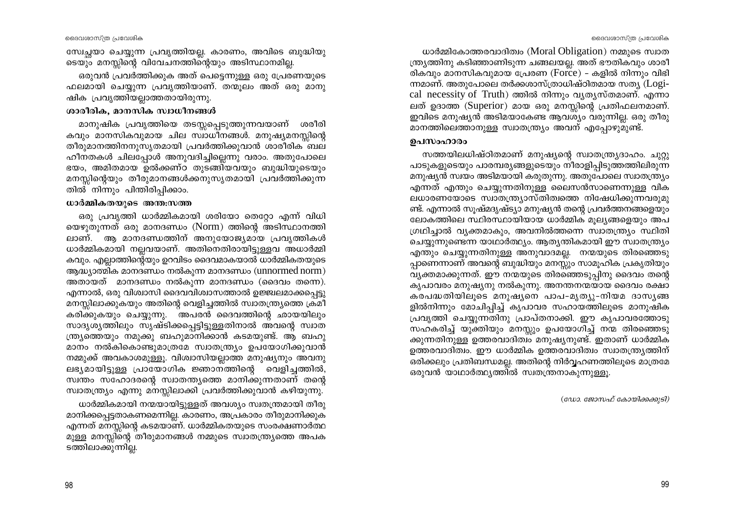സ്വേച്ഛയാ ചെയ്യുന്ന പ്രവൃത്തിയല്ല. കാരണം, അവിടെ ബുദ്ധിയുടെയും മനസ്സിന്റെ വിവേചനത്തിന്റെയും അടിസ്ഥാനമില്ല.

ഒരുവൻ പ്രവർത്തിക്കുക അത് പെട്ടെന്നുള്ള ഒരു പ്രേരണയുടെ ഫലമായി ചെയ്യുന്ന പ്രവൃത്തിയാണ്. തന്മൂലം അത് ഒരു മാനുഷിക പ്രവൃത്തിയല്ലാത്തതായിരുന്നു.

### ശാരീരിക, മാനസിക സ്വാധീനങ്ങൾ

മാനുഷിക പ്രവൃത്തിയെ തടസ്സപ്പെടുത്തുന്നവയാണ് ശരീരികവും മാനസികവുമായ ചില സ്വാധീനങ്ങൾ. മനുഷ്യമനസ്സിന്റെ തീരുമാനത്തിനനുസൃതമായി പ്രവർത്തിക്കുവാൻ ശാരീരിക ബലഹീനതകൾ ചിലപ്പോൾ അനുവദിച്ചില്ലെന്നു വരാം. അതുപോലെ ഭയം, അമിതമായ ഉൽക്കണ്ഠ തുടങ്ങിയവയും ബുദ്ധിയുടെയും മനസ്സിന്റെയും തീരുമാനങ്ങൾക്കനുസൃതമായി പ്രവർത്തിക്കുന്നതിൽ നിന്നും പിന്തിരിപ്പിക്കാം.

### ധാർമ്മികതയുടെ അന്തഃസത്ത

ഒരു പ്രവൃത്തി ധാർമ്മികമായി ശരിയോ തെറ്റോ എന്ന് വിധിയെഴുതുന്നത് ഒരു മാനദണ്ഡം (Norm) ത്തിന്റെ അടിസ്ഥാനത്തിലാണ്. ആ മാനദണ്ഡത്തിന് അനുയോജ്യമായ പ്രവൃത്തികൾ ധാർമ്മികമായി നല്ലവയാണ്. അതിനെതിരായിട്ടുള്ളവ അധാർമ്മികവും. എല്ലാത്തിന്റെയും ഉറവിടം ദൈവമാകയാൽ ധാർമ്മികതയുടെ ആദ്ധ്യാത്മിക മാനദണ്ഡം നൽകുന്ന മാനദണ്ഡം (unnormed norm) അതായത് മാനദണ്ഡം നൽകുന്ന മാനദണ്ഡം (ദൈവം തന്നെ). എന്നാൽ, ഒരു വിശ്വാസി ദൈവവിശ്വാസത്താൽ ഉജ്ജ്വലമാക്കപ്പെട്ടു മനസ്സിലാക്കുകയും അതിന്റെ വെളിച്ചത്തിൽ സ്വാതന്ത്ര്യത്തെ ക്രമീകരിക്കുകയും ചെയ്യുന്നു. അപരൻ ദൈവത്തിന്റെ ഛായയിലും സാദൃശ്യത്തിലും സൃഷ്ടിക്കപ്പെട്ടിട്ടുള്ളതിനാൽ അവന്റെ സ്വാതന്ത്ര്യത്തെയും നമുക്കു ബഹുമാനിക്കാൻ കടമയുണ്ട്. ആ ബഹുമാനം നൽകികൊണ്ടുമാത്രമേ സ്വാതന്ത്ര്യം ഉപയോഗിക്കുവാൻ നമ്മുക്ക് അവകാശമുള്ളൂ. വിശ്വാസിയല്ലാത്ത മനുഷ്യനും അവനു ലഭ്യമായിട്ടുള്ള പ്രായോഗിക ജ്ഞാനത്തിന്റെ വെളിച്ചത്തിൽ, സ്വന്തം സഹോദരന്റെ സ്വാതന്ത്യത്തെ മാനിക്കുന്നതാണ് തന്റെ സ്വാതന്ത്ര്യം എന്നു മനസ്സിലാക്കി പ്രവർത്തിക്കുവാൻ കഴിയുന്നു.

ധാർമ്മികമായി നന്മയായിട്ടുള്ളത് അവശ്യം സ്വതന്ത്രമായി തീരുമാനിക്കപ്പെട്ടതാകണമെന്നില്ല. കാരണം, അപ്രകാരം തീരുമാനിക്കുക എന്നത് മനസ്സിന്റെ കടമയാണ്. ധാർമ്മികതയുടെ സംരക്ഷണാർത്ഥമുള്ള മനസ്സിന്റെ തീരുമാനങ്ങൾ നമ്മുടെ സ്വാതന്ത്ര്യത്തെ അപകടത്തിലാക്കുന്നില്ല.

ധാർമ്മികോത്തരവാദിത്വം (Moral Obligation) നമ്മുടെ സ്വാതന്ത്ര്യത്തിനു കടിഞ്ഞാണിടുന്ന ചങ്ങലയല്ല. അത് ഭൗതികവും ശാരീരികവും മാനസികവുമായ പ്രേരണ (Force) - കളിൽ നിന്നും വിഭിന്നമാണ്. അതുപോലെ തർക്കശാസ്ത്രാധിഷ്ഠിതമായ സത്യ (Logical necessity of Truth) ത്തിൽ നിന്നും വ്യത്യസ്തമാണ്. എന്നാലത് ഉദാത്ത (Superior) മായ ഒരു മനസ്സിന്റെ പ്രതിഫലനമാണ്. ഇവിടെ മനുഷ്യൻ അടിമയാകേണ്ട ആവശ്യം വരുന്നില്ല. ഒരു തീരുമാനത്തിലെത്താനുള്ള സ്വാതന്ത്ര്യം അവന് എപ്പോഴുമുണ്ട്.

### ഉപസംഹാരം

സത്തയിലധിഷ്ഠിതമാണ് മനുഷ്യന്റെ സ്വാതന്ത്ര്യദാഹം. ചുറ്റുപാടുകളുടെയും പാരമ്പര്യങ്ങളുടെയും നീരാളിപ്പിടുത്തത്തിലിരുന്ന മനുഷ്യൻ സ്വയം അടിമയായി കരുതുന്നു. അതുപോലെ സ്വാതന്ത്ര്യം എന്നത് എന്തും ചെയ്യുന്നതിനുള്ള ലൈസൻസാണെന്നുള്ള വികലധാരണയോടെ സ്വാതന്ത്ര്യാസ്തിത്വത്തെ നിഷേധിക്കുന്നവരുമുണ്ട്. എന്നാൽ സൂക്ഷ്മദൃഷ്ട്യാ മനുഷ്യൻ തന്റെ പ്രവർത്തനങ്ങളെയും ലോകത്തിലെ സ്ഥിരസ്ഥായിയായ ധാർമ്മിക മൂല്യങ്ങളെയും അപഗ്രഥിച്ചാൽ വ്യക്തമാകും, അവനിൽത്തന്നെ സ്വാതന്ത്ര്യം സ്ഥിതി ചെയ്യുന്നുണ്ടെന്ന യാഥാർത്ഥ്യം. ആത്യന്തികമായി ഈ സ്വാതന്ത്ര്യം എന്തും ചെയ്യുന്നതിനുള്ള അനുവാദമല്ല. നന്മയുടെ തിരഞ്ഞെടുപ്പാണെന്നാണ് അവന്റെ ബുദ്ധിയും മനസ്സും സാമൂഹിക പ്രകൃതിയും വ്യക്തമാക്കുന്നത്. ഈ നന്മയുടെ തിരഞ്ഞെടുപ്പിനു ദൈവം തന്റെ കൃപാവരം മനുഷ്യനു നൽകുന്നു. അനന്തനന്മയായ ദൈവം രക്ഷാകരപദ്ധതിയിലൂടെ മനുഷ്യനെ പാപ-മൃത്യു-നിയമ ദാസ്യങ്ങളിൽനിന്നും മോചിപ്പിച്ച് കൃപാവര സഹായത്തിലൂടെ മാനുഷിക പ്രവൃത്തി ചെയ്യുന്നതിനു പ്രാപ്തനാക്കി. ഈ കൃപാവരത്തോടു സഹകരിച്ച് യുക്തിയും മനസ്സും ഉപയോഗിച്ച് നന്മ തിരഞ്ഞെടുക്കുന്നതിനുള്ള ഉത്തരവാദിത്വം മനുഷ്യനുണ്ട്. ഇതാണ് ധാർമ്മിക ഉത്തരവാദിത്വം. ഈ ധാർമ്മിക ഉത്തരവാദിത്വം സ്വാതന്ത്ര്യത്തിന് ഒരിക്കലും പ്രതിബന്ധമല്ല. അതിന്റെ നിർവ്വഹണത്തിലൂടെ മാത്രമേ ഒരുവൻ യാഥാർത്ഥ്യത്തിൽ സ്വതന്ത്രനാകുന്നുള്ളൂ.

*(ഡോ. ജോസഫ് കോയിക്കക്കുടി)*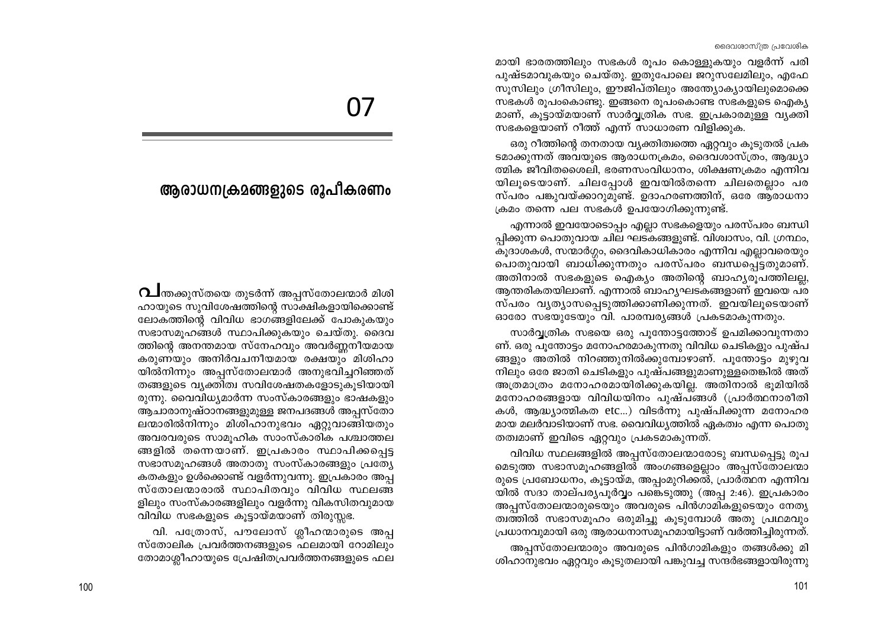# 07

## ആരാധനക്രമങ്ങളുടെ രൂപീകരണം

പന്തക്കുസ്തയെ തുടർന്ന് അപ്പസ്തോലന്മാർ മിശിഹായുടെ സുവിശേഷത്തിന്റെ സാക്ഷികളായിക്കൊണ്ട് ലോകത്തിന്റെ വിവിധ ഭാഗങ്ങളിലേക്ക് പോകുകയും സഭാസമൂഹങ്ങൾ സ്ഥാപിക്കുകയും ചെയ്തു. ദൈവത്തിന്റെ അനന്തമായ സ്നേഹവും അവർണ്ണനീയമായ കരുണയും അനിർവചനീയമായ രക്ഷയും മിശിഹായിൽനിന്നും അപ്പസ്തോലന്മാർ അനുഭവിച്ചറിഞ്ഞത് തങ്ങളുടെ വ്യക്തിത്വ സവിശേഷതകളോടുകൂടിയായിരുന്നു. വൈവിധ്യമാർന്ന സംസ്കാരങ്ങളും ഭാഷകളും ആചാരാനുഷ്ഠാനങ്ങളുമുള്ള ജനപദങ്ങൾ അപ്പസ്തോലന്മാരിൽനിന്നും മിശിഹാനുഭവം ഏറ്റുവാങ്ങിയതും അവരവരുടെ സാമൂഹിക സാംസ്കാരിക പശ്ചാത്തലങ്ങളിൽ തന്നെയാണ്. ഇപ്രകാരം സ്ഥാപിക്കപ്പെട്ട സഭാസമൂഹങ്ങൾ അതാതു സംസ്കാരങ്ങളും പ്രത്യേകതകളും ഉൾക്കൊണ്ട് വളർന്നുവന്നു. ഇപ്രകാരം അപ്പസ്തോലന്മാരാൽ സ്ഥാപിതവും വിവിധ സ്ഥലങ്ങളിലും സംസ്കാരങ്ങളിലും വളർന്നു വികസിതവുമായ വിവിധ സഭകളുടെ കൂട്ടായ്മയാണ് തിരുസ്സഭ.

വി. പത്രോസ്, പൗലോസ് ശ്ലീഹന്മാരുടെ അപ്പസ്തോലിക പ്രവർത്തനങ്ങളുടെ ഫലമായി റോമിലും തോമാശ്ലീഹായുടെ പ്രേഷിതപ്രവർത്തനങ്ങളുടെ ഫലമായി ഭാരതത്തിലും സഭകൾ രൂപം കൊള്ളുകയും വളർന്ന് പരിപുഷ്ടമാവുകയും ചെയ്തു. ഇതുപോലെ ജറുസലേമിലും, എഫേസൂസിലും ഗ്രീസിലും, ഈജിപ്തിലും അന്ത്യോക്യായിലുമൊക്കെ സഭകൾ രൂപംകൊണ്ടു. ഇങ്ങനെ രൂപംകൊണ്ട സഭകളുടെ ഐക്യമാണ്, കൂട്ടായ്മയാണ് സാർവ്വത്രിക സഭ. ഇപ്രകാരമുള്ള വ്യക്തിസഭകളെയാണ് റീത്ത് എന്ന് സാധാരണ വിളിക്കുക.

ഒരു റീത്തിന്റെ തനതായ വ്യക്തിത്വത്തെ ഏറ്റവും കൂടുതൽ പ്രകടമാക്കുന്നത് അവയുടെ ആരാധനക്രമം, ദൈവശാസ്ത്രം, ആദ്ധ്യാത്മിക ജീവിതശൈലി, ഭരണസംവിധാനം, ശിക്ഷണക്രമം എന്നിവയിലൂടെയാണ്. ചിലപ്പോൾ ഇവയിൽതന്നെ ചിലതെല്ലാം പരസ്പരം പങ്കുവയ്ക്കാറുമുണ്ട്. ഉദാഹരണത്തിന്, ഒരേ ആരാധനാക്രമം തന്നെ പല സഭകൾ ഉപയോഗിക്കുന്നുണ്ട്.

എന്നാൽ ഇവയോടൊപ്പം എല്ലാ സഭകളെയും പരസ്പരം ബന്ധിപ്പിക്കുന്ന പൊതുവായ ചില ഘടകങ്ങളുണ്ട്. വിശ്വാസം, വി. ഗ്രന്ഥം, കൂദാശകൾ, സന്മാർഗ്ഗം, ദൈവികാധികാരം എന്നിവ എല്ലാവരെയും പൊതുവായി ബാധിക്കുന്നതും പരസ്പരം ബന്ധപ്പെട്ടതുമാണ്. അതിനാൽ സഭകളുടെ ഐക്യം അതിന്റെ ബാഹ്യരൂപത്തിലല്ല, ആന്തരികതയിലാണ്. എന്നാൽ ബാഹ്യഘടകങ്ങളാണ് ഇവയെ പരസ്പരം വ്യത്യാസപ്പെടുത്തിക്കാണിക്കുന്നത്. ഇവയിലൂടെയാണ് ഓരോ സഭയുടേയും വി. പാരമ്പര്യങ്ങൾ പ്രകടമാകുന്നതും.

സാർവ്വത്രിക സഭയെ ഒരു പൂന്തോട്ടത്തോട് ഉപമിക്കാവുന്നതാണ്. ഒരു പൂന്തോട്ടം മനോഹരമാകുന്നതു വിവിധ ചെടികളും പുഷ്പങ്ങളും അതിൽ നിറഞ്ഞുനിൽക്കുമ്പോഴാണ്. പൂന്തോട്ടം മുഴുവനിലും ഒരേ ജാതി ചെടികളും പുഷ്പങ്ങളുമാണുള്ളതെങ്കിൽ അത് അത്രമാത്രം മനോഹരമായിരിക്കുകയില്ല. അതിനാൽ ഭൂമിയിൽ മനോഹരങ്ങളായ വിവിധയിനം പുഷ്പങ്ങൾ (പ്രാർത്ഥനാരീതികൾ, ആദ്ധ്യാത്മികത etc...) വിടർന്നു പുഷ്പിക്കുന്ന മനോഹരമായ മലർവാടിയാണ് സഭ. വൈവിധ്യത്തിൽ ഏകത്വം എന്ന പൊതുതത്വമാണ് ഇവിടെ ഏറ്റവും പ്രകടമാകുന്നത്.

വിവിധ സ്ഥലങ്ങളിൽ അപ്പസ്തോലന്മാരോടു ബന്ധപ്പെട്ടു രൂപമെടുത്ത സഭാസമൂഹങ്ങളിൽ അംഗങ്ങളെല്ലാം അപ്പസ്തോലന്മാരുടെ പ്രബോധനം, കൂട്ടായ്മ, അപ്പംമുറിക്കൽ, പ്രാർത്ഥന എന്നിവയിൽ സദാ താല്പര്യപൂർവ്വം പങ്കെടുത്തു (അപ്പ 2:46). ഇപ്രകാരം അപ്പസ്തോലന്മാരുടെയും അവരുടെ പിൻഗാമികളുടെയും നേതൃത്വത്തിൽ സഭാസമൂഹം ഒരുമിച്ചു കൂടുമ്പോൾ അതു പ്രഥമവും പ്രധാനവുമായി ഒരു ആരാധനാസമൂഹമായിട്ടാണ് വർത്തിച്ചിരുന്നത്.

അപ്പസ്തോലന്മാരും അവരുടെ പിൻഗാമികളും തങ്ങൾക്കു മിശിഹാനുഭവം ഏറ്റവും കൂടുതലായി പങ്കുവച്ച സന്ദർഭങ്ങളായിരുന്നു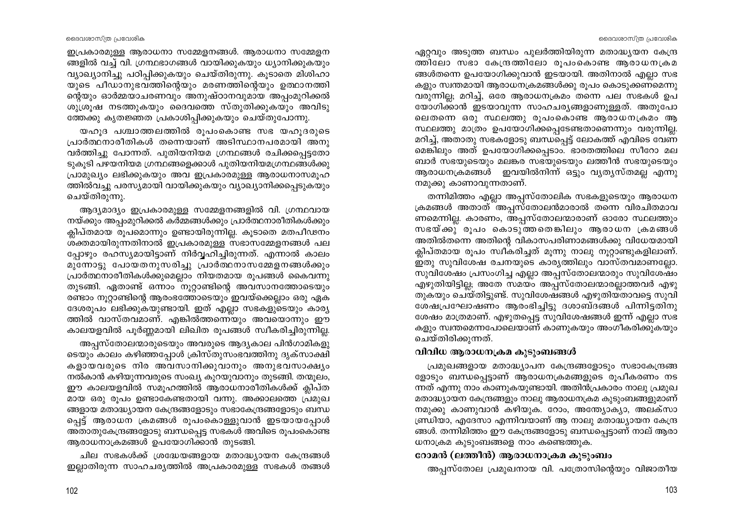ഇപ്രകാരമുള്ള ആരാധനാ സമ്മേളനങ്ങൾ. ആരാധനാ സമ്മേളനങ്ങളിൽ വച്ച് വി. ഗ്രന്ഥഭാഗങ്ങൾ വായിക്കുകയും ധ്യാനിക്കുകയും വ്യാഖ്യാനിച്ചു പഠിപ്പിക്കുകയും ചെയ്തിരുന്നു. കൂടാതെ മിശിഹായുടെ പീഡാനുഭവത്തിന്റെയും മരണത്തിന്റെയും ഉത്ഥാനത്തിന്റെയും ഓർമ്മയാചരണവും അനുഷ്ഠാനവുമായ അപ്പംമുറിക്കൽ ശുശ്രൂഷ നടത്തുകയും ദൈവത്തെ സ്തുതിക്കുകയും അവിടുത്തേക്കു കൃതജ്ഞത പ്രകാശിപ്പിക്കുകയും ചെയ്തുപോന്നു.

യഹൂദ പശ്ചാത്തലത്തിൽ രൂപംകൊണ്ട സഭ യഹൂദരുടെ പ്രാർത്ഥനാരീതികൾ തന്നെയാണ് അടിസ്ഥാനപരമായി അനുവർത്തിച്ചു പോന്നത്. പുതിയനിയമ ഗ്രന്ഥങ്ങൾ രചിക്കപ്പെട്ടതോടുകൂടി പഴയനിയമ ഗ്രന്ഥങ്ങളെക്കാൾ പുതിയനിയമഗ്രന്ഥങ്ങൾക്കു പ്രാമുഖ്യം ലഭിക്കുകയും അവ ഇപ്രകാരമുള്ള ആരാധനാസമൂഹത്തിൽവച്ചു പരസ്യമായി വായിക്കുകയും വ്യാഖ്യാനിക്കപ്പെടുകയും ചെയ്തിരുന്നു.

ആദ്യമാദ്യം ഇപ്രകാരമുള്ള സമ്മേളനങ്ങളിൽ വി. ഗ്രന്ഥവായനയ്ക്കും അപ്പംമുറിക്കൽ കർമ്മങ്ങൾക്കും പ്രാർത്ഥനാരീതികൾക്കും ക്ലിപ്തമായ രൂപമൊന്നും ഉണ്ടായിരുന്നില്ല. കൂടാതെ മതപീഢനം ശക്തമായിരുന്നതിനാൽ ഇപ്രകാരമുള്ള സഭാസമ്മേളനങ്ങൾ പലപ്പോഴും രഹസ്യമായിട്ടാണ് നിർവ്വഹിച്ചിരുന്നത്. എന്നാൽ കാലം മുന്നോട്ടു പോയതനുസരിച്ചു പ്രാർത്ഥനാസമ്മേളനങ്ങൾക്കും പ്രാർത്ഥനാരീതികൾക്കുമെല്ലാം നിയതമായ രൂപങ്ങൾ കൈവന്നു തുടങ്ങി. ഏതാണ്ട് ഒന്നാം നൂറ്റാണ്ടിന്റെ അവസാനത്തോടെയും രണ്ടാം നൂറ്റാണ്ടിന്റെ ആരംഭത്തോടെയും ഇവയ്ക്കെല്ലാം ഒരു ഏകദേശരൂപം ലഭിക്കുകയുണ്ടായി. ഇത് എല്ലാ സഭകളുടെയും കാര്യത്തിൽ വാസ്തവമാണ്. എങ്കിൽത്തന്നെയും അവയൊന്നും ഈ കാലയളവിൽ പൂർണ്ണമായി ലിഖിത രൂപങ്ങൾ സ്വീകരിച്ചിരുന്നില്ല.

അപ്പസ്തോലന്മാരുടെയും അവരുടെ ആദ്യകാല പിൻഗാമികളുടെയും കാലം കഴിഞ്ഞപ്പോൾ ക്രിസ്തുസംഭവത്തിനു ദൃക്സാക്ഷികളായവരുടെ നിര അവസാനിക്കുവാനും അനുഭവസാക്ഷ്യം നൽകാൻ കഴിയുന്നവരുടെ സംഖ്യ കുറയുവാനും തുടങ്ങി. തന്മൂലം, ഈ കാലയളവിൽ സമൂഹത്തിൽ ആരാധനാരീതികൾക്ക് ക്ലിപ്തമായ ഒരു രൂപം ഉണ്ടാകേണ്ടതായി വന്നു. അക്കാലത്തെ പ്രമുഖങ്ങളായ മതാദ്ധ്യായന കേന്ദ്രങ്ങളോടും സഭാകേന്ദ്രങ്ങളോടും ബന്ധപ്പെട്ട് ആരാധന ക്രമങ്ങൾ രൂപംകൊള്ളുവാൻ ഇടയായപ്പോൾ അതാതുകേന്ദ്രങ്ങളോടു ബന്ധപ്പെട്ട സഭകൾ അവിടെ രൂപംകൊണ്ട ആരാധനാക്രമങ്ങൾ ഉപയോഗിക്കാൻ തുടങ്ങി.

ചില സഭകൾക്ക് ശ്രദ്ധേയങ്ങളായ മതാദ്ധ്യായന കേന്ദ്രങ്ങൾ ഇല്ലാതിരുന്ന സാഹചര്യത്തിൽ അപ്രകാരമുള്ള സഭകൾ തങ്ങൾ ഏറ്റവും അടുത്ത ബന്ധം പുലർത്തിയിരുന്ന മതാദ്ധ്യയന കേന്ദ്രത്തിലോ സഭാ കേന്ദ്രത്തിലോ രൂപംകൊണ്ട ആരാധനക്രമങ്ങൾതന്നെ ഉപയോഗിക്കുവാൻ ഇടയായി. അതിനാൽ എല്ലാ സഭകളും സ്വന്തമായി ആരാധനക്രമങ്ങൾക്കു രൂപം കൊടുക്കണമെന്നു വരുന്നില്ല; മറിച്ച്, ഒരേ ആരാധനക്രമം തന്നെ പല സഭകൾ ഉപയോഗിക്കാൻ ഇടയാവുന്ന സാഹചര്യങ്ങളാണുള്ളത്. അതുപോലെതന്നെ ഒരു സ്ഥലത്തു രൂപംകൊണ്ട ആരാധനക്രമം ആ സ്ഥലത്തു മാത്രം ഉപയോഗിക്കപ്പെടേണ്ടതാണെന്നും വരുന്നില്ല. മറിച്ച്, അതാതു സഭകളോടു ബന്ധപ്പെട്ട് ലോകത്ത് എവിടെ വേണമെങ്കിലും അത് ഉപയോഗിക്കപ്പെടാം. ഭാരതത്തിലെ സീറോ മലബാർ സഭയുടെയും മലങ്കര സഭയുടെയും ലത്തീൻ സഭയുടെയും ആരാധനക്രമങ്ങൾ ഇവയിൽനിന്ന് ഒട്ടും വ്യത്യസ്തമല്ല എന്നു നമുക്കു കാണാവുന്നതാണ്.

തന്നിമിത്തം എല്ലാ അപ്പസ്തോലിക സഭകളുടെയും ആരാധനക്രമങ്ങൾ അതാത് അപ്പസ്തോലൻമാരാൽ തന്നെ വിരചിതമാവണമെന്നില്ല. കാരണം, അപ്പസ്തോലന്മാരാണ് ഓരോ സ്ഥലത്തും സഭയ്ക്കു രൂപം കൊടുത്തതെങ്കിലും ആരാധന ക്രമങ്ങൾ അതിൽതന്നെ അതിന്റെ വികാസപരിണാമങ്ങൾക്കു വിധേയമായി ക്ലിപ്തമായ രൂപം സ്വീകരിച്ചത് മൂന്നു നാലു നൂറ്റാണ്ടുകളിലാണ്. ഇതു സുവിശേഷ രചനയുടെ കാര്യത്തിലും വാസ്തവമാണല്ലോ. സുവിശേഷം പ്രസംഗിച്ച എല്ലാ അപ്പസ്തോലന്മാരും സുവിശേഷം എഴുതിയിട്ടില്ല; അതേ സമയം അപ്പസ്തോലന്മാരല്ലാത്തവർ എഴുതുകയും ചെയ്തിട്ടുണ്ട്. സുവിശേഷങ്ങൾ എഴുതിയതാവട്ടെ സുവിശേഷപ്രഘോഷണം ആരംഭിച്ചിട്ടു ദശാബ്ദങ്ങൾ പിന്നിട്ടതിനു ശേഷം മാത്രമാണ്. എഴുതപ്പെട്ട സുവിശേഷങ്ങൾ ഇന്ന് എല്ലാ സഭകളും സ്വന്തമെന്നപോലെയാണ് കാണുകയും അംഗീകരിക്കുകയും ചെയ്തിരിക്കുന്നത്.

### വിവിധ ആരാധനക്രമ കുടുംബങ്ങൾ

പ്രമുഖങ്ങളായ മതാദ്ധ്യാപന കേന്ദ്രങ്ങളോടും സഭാകേന്ദ്രങ്ങളോടും ബന്ധപ്പെട്ടാണ് ആരാധനക്രമങ്ങളുടെ രൂപീകരണം നടന്നത് എന്നു നാം കാണുകയുണ്ടായി. അതിൻപ്രകാരം നാലു പ്രമുഖ മതാദ്ധ്യായന കേന്ദ്രങ്ങളും നാലു ആരാധനക്രമ കുടുംബങ്ങളുമാണ് നമുക്കു കാണുവാൻ കഴിയുക. റോം, അന്ത്യോക്യാ, അലക്സാണ്ട്രിയാ, എദേസാ എന്നിവയാണ് ആ നാലു മതാദ്ധ്യായന കേന്ദ്രങ്ങൾ. തന്നിമിത്തം ഈ കേന്ദ്രങ്ങളോടു ബന്ധപ്പെട്ടാണ് നാല് ആരാധനാക്രമ കുടുംബങ്ങളെ നാം കണ്ടെത്തുക.

### റോമൻ (ലത്തീൻ) ആരാധനാക്രമ കുടുംബം

അപ്പസ്തോല പ്രമുഖനായ വി. പത്രോസിന്റെയും വിജാതീയ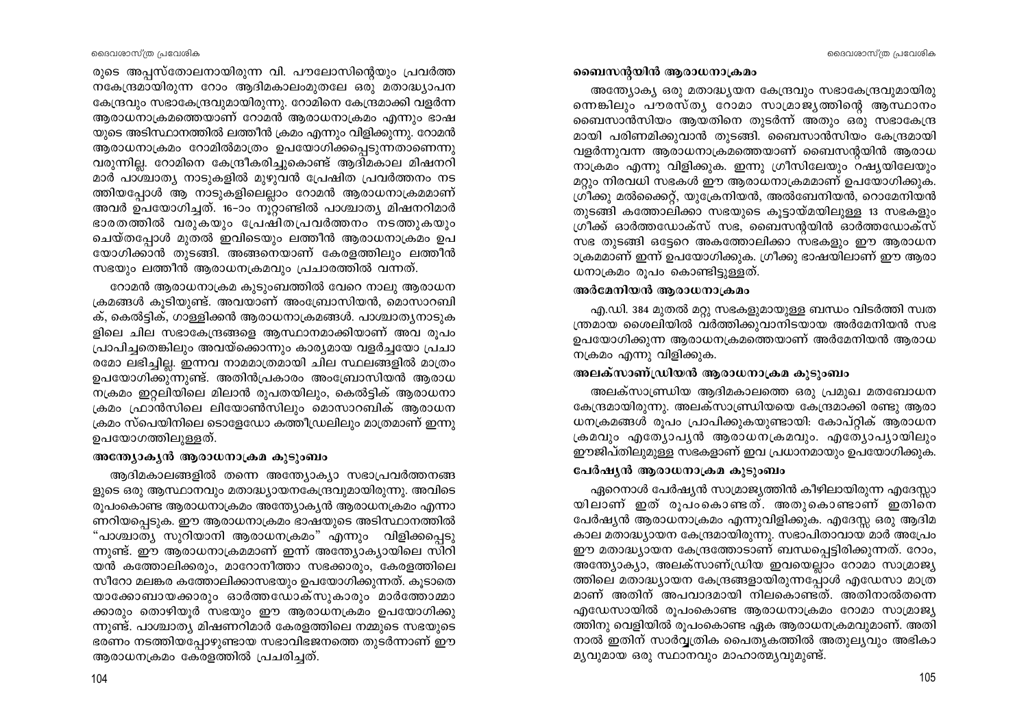രുടെ അപ്പസ്തോലനായിരുന്ന വി. പൗലോസിന്റെയും പ്രവർത്തനകേന്ദ്രമായിരുന്ന റോം ആദിമകാലംമുതലേ ഒരു മതാദ്ധ്യാപന കേന്ദ്രവും സഭാകേന്ദ്രവുമായിരുന്നു. റോമിനെ കേന്ദ്രമാക്കി വളർന്ന ആരാധനാക്രമത്തെയാണ് റോമൻ ആരാധനാക്രമം എന്നും ഭാഷയുടെ അടിസ്ഥാനത്തിൽ ലത്തീൻ ക്രമം എന്നും വിളിക്കുന്നു. റോമൻ ആരാധനാക്രമം റോമിൽമാത്രം ഉപയോഗിക്കപ്പെടുന്നതാണെന്നു വരുന്നില്ല. റോമിനെ കേന്ദ്രീകരിച്ചുകൊണ്ട് ആദിമകാല മിഷനറിമാർ പാശ്ചാത്യ നാടുകളിൽ മുഴുവൻ പ്രേഷിത പ്രവർത്തനം നടത്തിയപ്പോൾ ആ നാടുകളിലെല്ലാം റോമൻ ആരാധനാക്രമമാണ് അവർ ഉപയോഗിച്ചത്. 16-ാം നൂറ്റാണ്ടിൽ പാശ്ചാത്യ മിഷനറിമാർ ഭാരതത്തിൽ വരുകയും പ്രേഷിതപ്രവർത്തനം നടത്തുകയും ചെയ്തപ്പോൾ മുതൽ ഇവിടെയും ലത്തീൻ ആരാധനാക്രമം ഉപയോഗിക്കാൻ തുടങ്ങി. അങ്ങനെയാണ് കേരളത്തിലും ലത്തീൻ സഭയും ലത്തീൻ ആരാധനക്രമവും പ്രചാരത്തിൽ വന്നത്.

റോമൻ ആരാധനാക്രമ കുടുംബത്തിൽ വേറെ നാലു ആരാധനക്രമങ്ങൾ കൂടിയുണ്ട്. അവയാണ് അംബ്രോസിയൻ, മൊസാറബിക്, കെൽട്ടിക്, ഗാള്ളിക്കൻ ആരാധനാക്രമങ്ങൾ. പാശ്ചാത്യനാടുകളിലെ ചില സഭാകേന്ദ്രങ്ങളെ ആസ്ഥാനമാക്കിയാണ് അവ രൂപം പ്രാപിച്ചതെങ്കിലും അവയ്ക്കൊന്നും കാര്യമായ വളർച്ചയോ പ്രചാരമോ ലഭിച്ചില്ല. ഇന്നവ നാമമാത്രമായി ചില സ്ഥലങ്ങളിൽ മാത്രം ഉപയോഗിക്കുന്നുണ്ട്. അതിൻപ്രകാരം അംബ്രോസിയൻ ആരാധനക്രമം ഇറ്റലിയിലെ മിലാൻ രൂപതയിലും, കെൽട്ടിക് ആരാധനാക്രമം ഫ്രാൻസിലെ ലിയോൺസിലും മൊസാറബിക് ആരാധനക്രമം സ്പെയിനിലെ ടൊളേഡോ കത്തീഡ്രലിലും മാത്രമാണ് ഇന്നു ഉപയോഗത്തിലുള്ളത്.

### അന്ത്യോക്യൻ ആരാധനാക്രമ കുടുംബം

ആദിമകാലങ്ങളിൽ തന്നെ അന്ത്യോക്യാ സഭാപ്രവർത്തനങ്ങളുടെ ഒരു ആസ്ഥാനവും മതാദ്ധ്യായനകേന്ദ്രവുമായിരുന്നു. അവിടെ രൂപംകൊണ്ട ആരാധനാക്രമം അന്ത്യോക്യൻ ആരാധനക്രമം എന്നാണറിയപ്പെടുക. ഈ ആരാധനാക്രമം ഭാഷയുടെ അടിസ്ഥാനത്തിൽ "പാശ്ചാത്യ സുറിയാനി ആരാധനക്രമം" എന്നും വിളിക്കപ്പെടുന്നുണ്ട്. ഈ ആരാധനാക്രമമാണ് ഇന്ന് അന്ത്യോക്യായിലെ സിറിയൻ കത്തോലിക്കരും, മാറോനീത്താ സഭക്കാരും, കേരളത്തിലെ സീറോ മലങ്കര കത്തോലിക്കാസഭയും ഉപയോഗിക്കുന്നത്. കൂടാതെ യാക്കോബായക്കാരും ഓർത്തഡോക്സുകാരും മാർത്തോമ്മാക്കാരും തൊഴിയൂർ സഭയും ഈ ആരാധനക്രമം ഉപയോഗിക്കുന്നുണ്ട്. പാശ്ചാത്യ മിഷനറിമാർ കേരളത്തിലെ നമ്മുടെ സഭയുടെ ഭരണം നടത്തിയപ്പോഴുണ്ടായ സഭാവിഭജനത്തെ തുടർന്നാണ് ഈ ആരാധനക്രമം കേരളത്തിൽ പ്രചരിച്ചത്.

### ബൈസന്റയിൻ ആരാധനാക്രമം

അന്ത്യോക്യ ഒരു മതാദ്ധ്യയന കേന്ദ്രവും സഭാകേന്ദ്രവുമായിരുന്നെങ്കിലും പൗരസ്ത്യ റോമാ സാമ്രാജ്യത്തിന്റെ ആസ്ഥാനം ബൈസാൻസിയം ആയതിനെ തുടർന്ന് അതും ഒരു സഭാകേന്ദ്രമായി പരിണമിക്കുവാൻ തുടങ്ങി. ബൈസാൻസിയം കേന്ദ്രമായി വളർന്നുവന്ന ആരാധനാക്രമത്തെയാണ് ബൈസന്റയിൻ ആരാധനാക്രമം എന്നു വിളിക്കുക. ഇന്നു ഗ്രീസിലേയും റഷ്യയിലേയും മറ്റും നിരവധി സഭകൾ ഈ ആരാധനാക്രമമാണ് ഉപയോഗിക്കുക. ഗ്രീക്കു മൽക്കൈറ്റ്, യുക്രേനിയൻ, അൽബേനിയൻ, റൊമേനിയൻ തുടങ്ങി കത്തോലിക്കാ സഭയുടെ കൂട്ടായ്മയിലുള്ള 13 സഭകളും ഗ്രീക്ക് ഓർത്തഡോക്സ് സഭ, ബൈസന്റയിൻ ഓർത്തഡോക്സ് സഭ തുടങ്ങി ഒട്ടേറെ അകത്തോലിക്കാ സഭകളും ഈ ആരാധനാക്രമമാണ് ഇന്ന് ഉപയോഗിക്കുക. ഗ്രീക്കു ഭാഷയിലാണ് ഈ ആരാധനാക്രമം രൂപം കൊണ്ടിട്ടുള്ളത്.

### അർമേനിയൻ ആരാധനാക്രമം

എ.ഡി. 384 മുതൽ മറ്റു സഭകളുമായുള്ള ബന്ധം വിടർത്തി സ്വതന്ത്രമായ ശൈലിയിൽ വർത്തിക്കുവാനിടയായ അർമേനിയൻ സഭ ഉപയോഗിക്കുന്ന ആരാധനക്രമത്തെയാണ് അർമേനിയൻ ആരാധനക്രമം എന്നു വിളിക്കുക.

### അലക്സാണ്ഡ്രിയൻ ആരാധനാക്രമ കുടുംബം

അലക്സാണ്ഡ്രിയ ആദിമകാലത്തെ ഒരു പ്രമുഖ മതബോധന കേന്ദ്രമായിരുന്നു. അലക്സാണ്ഡ്രിയയെ കേന്ദ്രമാക്കി രണ്ടു ആരാധനക്രമങ്ങൾ രൂപം പ്രാപിക്കുകയുണ്ടായി: കോപ്റ്റിക് ആരാധനക്രമവും എത്യോപ്യൻ ആരാധനക്രമവും. എത്യോപ്യായിലും ഈജിപ്തിലുമുള്ള സഭകളാണ് ഇവ പ്രധാനമായും ഉപയോഗിക്കുക.

### പേർഷ്യൻ ആരാധനാക്രമ കുടുംബം

ഏറെനാൾ പേർഷ്യൻ സാമ്രാജ്യത്തിൻ കീഴിലായിരുന്ന എദേസ്സായിലാണ് ഇത് രൂപംകൊണ്ടത്. അതുകൊണ്ടാണ് ഇതിനെ പേർഷ്യൻ ആരാധനാക്രമം എന്നുവിളിക്കുക. എദേസ്സ ഒരു ആദിമകാല മതാദ്ധ്യായന കേന്ദ്രമായിരുന്നു. സഭാപിതാവായ മാർ അപ്രേം ഈ മതാദ്ധ്യായന കേന്ദ്രത്തോടാണ് ബന്ധപ്പെട്ടിരിക്കുന്നത്. റോം, അന്ത്യോക്യാ, അലക്സാണ്ഡ്രിയ ഇവയെല്ലാം റോമാ സാമ്രാജ്യത്തിലെ മതാദ്ധ്യായന കേന്ദ്രങ്ങളായിരുന്നപ്പോൾ എഡേസാ മാത്രമാണ് അതിന് അപവാദമായി നിലകൊണ്ടത്. അതിനാൽതന്നെ എഡേസായിൽ രൂപംകൊണ്ട ആരാധനാക്രമം റോമാ സാമ്രാജ്യത്തിനു വെളിയിൽ രൂപംകൊണ്ട ഏക ആരാധനക്രമവുമാണ്. അതിനാൽ ഇതിന് സാർവ്വത്രിക പൈതൃകത്തിൽ അതുല്യവും അഭികാമ്യവുമായ ഒരു സ്ഥാനവും മാഹാത്മ്യവുമുണ്ട്.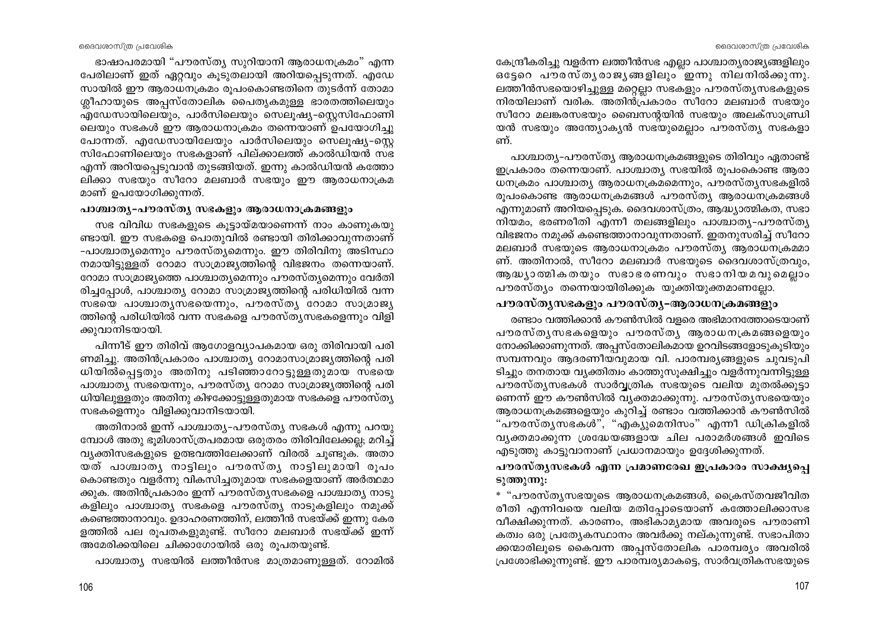ഭാഷാപരമായി "പൗരസ്ത്യ സുറിയാനി ആരാധനക്രമം" എന്ന പേരിലാണ് ഇത് ഏറ്റവും കൂടുതലായി അറിയപ്പെടുന്നത്. എഡേസായിൽ ഈ ആരാധനക്രമം രൂപംകൊണ്ടതിനെ തുടർന്ന് തോമാ ശ്ലീഹായുടെ അപ്പസ്തോലിക പൈതൃകമുള്ള ഭാരതത്തിലെയും എഡേസായിലെയും, പാർസിലെയും സെലൂഷ്യ-സ്റ്റെസിഫോണിലെയും സഭകൾ ഈ ആരാധനാക്രമം തന്നെയാണ് ഉപയോഗിച്ചു പോന്നത്. എഡേസായിലേയും പാർസിലെയും സെലൂഷ്യ-സ്റ്റെസിഫോണിലെയും സഭകളാണ് പില്ക്കാലത്ത് കാൽഡിയൻ സഭ എന്ന് അറിയപ്പെടുവാൻ തുടങ്ങിയത്. ഇന്നു കാൽഡിയൻ കത്തോലിക്കാ സഭയും സീറോ മലബാർ സഭയും ഈ ആരാധനാക്രമമാണ് ഉപയോഗിക്കുന്നത്.

### പാശ്ചാത്യ-പൗരസ്ത്യ സഭകളും ആരാധനാക്രമങ്ങളും

സഭ വിവിധ സഭകളുടെ കൂട്ടായ്മയാണെന്ന് നാം കാണുകയുണ്ടായി. ഈ സഭകളെ പൊതുവിൽ രണ്ടായി തിരിക്കാവുന്നതാണ് -പാശ്ചാത്യമെന്നും പൗരസ്ത്യമെന്നും. ഈ തിരിവിനു അടിസ്ഥാനമായിട്ടുള്ളത് റോമാ സാമ്രാജ്യത്തിന്റെ വിഭജനം തന്നെയാണ്. റോമാ സാമ്രാജ്യത്തെ പാശ്ചാത്യമെന്നും പൗരസ്ത്യമെന്നും വേർതിരിച്ചപ്പോൾ, പാശ്ചാത്യ റോമാ സാമ്രാജ്യത്തിന്റെ പരിധിയിൽ വന്ന സഭയെ പാശ്ചാത്യസഭയെന്നും, പൗരസ്ത്യ റോമാ സാമ്രാജ്യത്തിന്റെ പരിധിയിൽ വന്ന സഭകളെ പൗരസ്ത്യസഭകളെന്നും വിളിക്കുവാനിടയായി.

പിന്നീട് ഈ തിരിവ് ആഗോളവ്യാപകമായ ഒരു തിരിവായി പരിണമിച്ചു. അതിൻപ്രകാരം പാശ്ചാത്യ റോമാസാമ്രാജ്യത്തിന്റെ പരിധിയിൽപ്പെട്ടതും അതിനു പടിഞ്ഞാറോട്ടുള്ളതുമായ സഭയെ പാശ്ചാത്യ സഭയെന്നും, പൗരസ്ത്യ റോമാ സാമ്രാജ്യത്തിന്റെ പരിധിയിലുള്ളതും അതിനു കിഴക്കോട്ടുള്ളതുമായ സഭകളെ പൗരസ്ത്യ സഭകളെന്നും വിളിക്കുവാനിടയായി.

അതിനാൽ ഇന്ന് പാശ്ചാത്യ-പൗരസ്ത്യ സഭകൾ എന്നു പറയുമ്പോൾ അതു ഭൂമിശാസ്ത്രപരമായ ഒരുതരം തിരിവിലേക്കല്ല; മറിച്ച് വ്യക്തിസഭകളുടെ ഉത്ഭവത്തിലേക്കാണ് വിരൽ ചൂണ്ടുക. അതായത് പാശ്ചാത്യ നാട്ടിലും പൗരസ്ത്യ നാട്ടിലുമായി രൂപംകൊണ്ടതും വളർന്നു വികസിച്ചതുമായ സഭകളെയാണ് അർത്ഥമാക്കുക. അതിൻപ്രകാരം ഇന്ന് പൗരസ്ത്യസഭകളെ പാശ്ചാത്യ നാടുകളിലും പാശ്ചാത്യ സഭകളെ പൗരസ്ത്യ നാടുകളിലും നമുക്ക് കണ്ടെത്താനാവും. ഉദാഹരണത്തിന്, ലത്തീൻ സഭയ്ക്ക് ഇന്നു കേരളത്തിൽ പല രൂപതകളുമുണ്ട്. സീറോ മലബാർ സഭയ്ക്ക് ഇന്ന് അമേരിക്കയിലെ ചിക്കാഗോയിൽ ഒരു രൂപതയുണ്ട്.

പാശ്ചാത്യ സഭയിൽ ലത്തീൻസഭ മാത്രമാണുള്ളത്. റോമിൽ കേന്ദ്രീകരിച്ചു വളർന്ന ലത്തീൻസഭ എല്ലാ പാശ്ചാത്യരാജ്യങ്ങളിലും ഒട്ടേറെ പൗരസ്ത്യരാജ്യങ്ങളിലും ഇന്നു നിലനിൽക്കുന്നു. ലത്തീൻസഭയൊഴിച്ചുള്ള മറ്റെല്ലാ സഭകളും പൗരസ്ത്യസഭകളുടെ നിരയിലാണ് വരിക. അതിൻപ്രകാരം സീറോ മലബാർ സഭയും സീറോ മലങ്കരസഭയും ബൈസന്റയിൻ സഭയും അലക്സാന്ധ്രിയൻ സഭയും അന്ത്യോക്യൻ സഭയുമെല്ലാം പൗരസ്ത്യ സഭകളാണ്.

പാശ്ചാത്യ-പൗരസ്ത്യ ആരാധനക്രമങ്ങളുടെ തിരിവും ഏതാണ്ട് ഇപ്രകാരം തന്നെയാണ്. പാശ്ചാത്യ സഭയിൽ രൂപംകൊണ്ട ആരാധനക്രമം പാശ്ചാത്യ ആരാധനക്രമമെന്നും, പൗരസ്ത്യസഭകളിൽ രൂപംകൊണ്ട ആരാധനക്രമങ്ങൾ പൗരസ്ത്യ ആരാധനക്രമങ്ങൾ എന്നുമാണ് അറിയപ്പെടുക. ദൈവശാസ്ത്രം, ആദ്ധ്യാത്മികത, സഭാനിയമം, ഭരണരീതി എന്നീ തലങ്ങളിലും പാശ്ചാത്യ-പൗരസ്ത്യ വിഭജനം നമുക്ക് കണ്ടെത്താനാവുന്നതാണ്. ഇതനുസരിച്ച് സീറോ മലബാർ സഭയുടെ ആരാധനാക്രമം പൗരസ്ത്യ ആരാധനക്രമമാണ്. അതിനാൽ, സീറോ മലബാർ സഭയുടെ ദൈവശാസ്ത്രവും, ആദ്ധ്യാത്മികതയും സഭാഭരണവും സഭാനിയമവുമെല്ലാം പൗരസ്ത്യം തന്നെയായിരിക്കുക യുക്തിയുക്തമാണല്ലോ.

### പൗരസ്ത്യസഭകളും പൗരസ്ത്യ-ആരാധനക്രമങ്ങളും

രണ്ടാം വത്തിക്കാൻ കൗൺസിൽ വളരെ അഭിമാനത്തോടെയാണ് പൗരസ്ത്യസഭകളെയും പൗരസ്ത്യ ആരാധനക്രമങ്ങളെയും നോക്കിക്കാണുന്നത്. അപ്പസ്തോലികമായ ഉറവിടങ്ങളോടുകൂടിയും സമ്പന്നവും ആദരണീയവുമായ വി. പാരമ്പര്യങ്ങളുടെ ചുവടുപിടിച്ചും തനതായ വ്യക്തിത്വം കാത്തുസൂക്ഷിച്ചും വളർന്നുവന്നിട്ടുള്ള പൗരസ്ത്യസഭകൾ സാർവ്വത്രിക സഭയുടെ വലിയ മുതൽക്കൂട്ടാണെന്ന് ഈ കൗൺസിൽ വ്യക്തമാക്കുന്നു. പൗരസ്ത്യസഭയെയും ആരാധനക്രമങ്ങളെയും കുറിച്ച് രണ്ടാം വത്തിക്കാൻ കൗൺസിൽ "പൗരസ്ത്യസഭകൾ", "എക്യുമെനിസം" എന്നീ ഡിക്രികളിൽ വ്യക്തമാക്കുന്ന ശ്രദ്ധേയങ്ങളായ ചില പരാമർശങ്ങൾ ഇവിടെ എടുത്തു കാട്ടുവാനാണ് പ്രധാനമായും ഉദ്ദേശിക്കുന്നത്.

#### പൗരസ്ത്യസഭകൾ എന്ന പ്രമാണരേഖ ഇപ്രകാരം സാക്ഷ്യപ്പെടുത്തുന്നു:

* "പൗരസ്ത്യസഭയുടെ ആരാധനക്രമങ്ങൾ, ക്രൈസ്തവജീവിതരീതി എന്നിവയെ വലിയ മതിപ്പോടെയാണ് കത്തോലിക്കാസഭ വീക്ഷിക്കുന്നത്. കാരണം, അഭികാമ്യമായ അവരുടെ പൗരാണികത്വം ഒരു പ്രത്യേകസ്ഥാനം അവർക്കു നല്കുന്നുണ്ട്. സഭാപിതാക്കന്മാരിലൂടെ കൈവന്ന അപ്പസ്തോലിക പാരമ്പര്യം അവരിൽ പ്രശോഭിക്കുന്നുണ്ട്. ഈ പാരമ്പര്യമാകട്ടെ, സാർവത്രികസഭയുടെ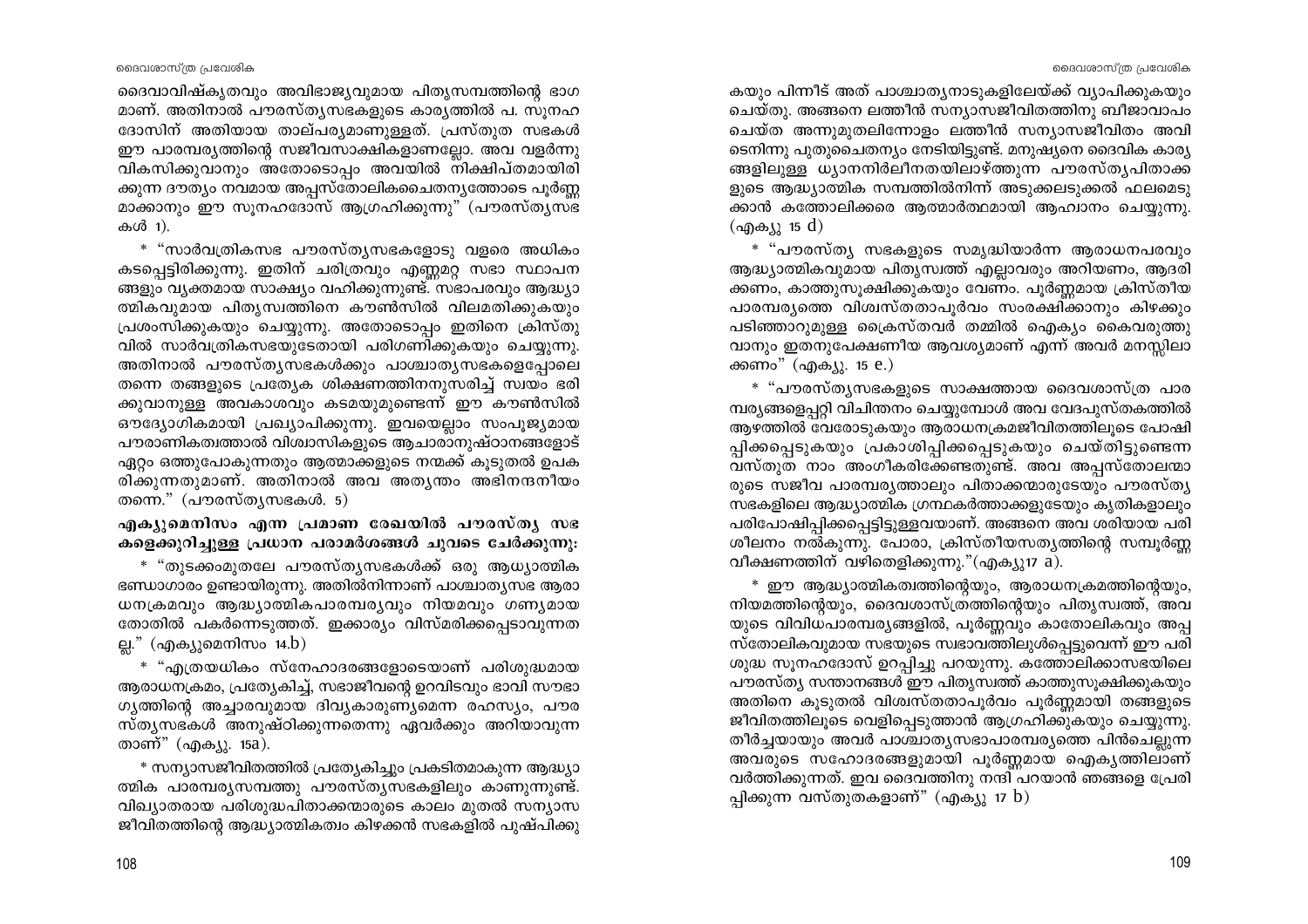ദൈവാവിഷ്കൃതവും അവിഭാജ്യവുമായ പിതൃസമ്പത്തിന്റെ ഭാഗമാണ്. അതിനാൽ പൗരസ്ത്യസഭകളുടെ കാര്യത്തിൽ പ. സൂനഹദോസിന് അതിയായ താല്പര്യമാണുള്ളത്. പ്രസ്തുത സഭകൾ ഈ പാരമ്പര്യത്തിന്റെ സജീവസാക്ഷികളാണല്ലോ. അവ വളർന്നു വികസിക്കുവാനും അതോടൊപ്പം അവയിൽ നിക്ഷിപ്തമായിരിക്കുന്ന ദൗത്യം നവമായ അപ്പസ്തോലികചൈതന്യത്തോടെ പൂർണ്ണമാക്കാനും ഈ സൂനഹദോസ് ആഗ്രഹിക്കുന്നു" (പൗരസ്ത്യസഭകൾ 1).

* "സാർവത്രികസഭ പൗരസ്ത്യസഭകളോടു വളരെ അധികം കടപ്പെട്ടിരിക്കുന്നു. ഇതിന് ചരിത്രവും എണ്ണമറ്റ സഭാ സ്ഥാപനങ്ങളും വ്യക്തമായ സാക്ഷ്യം വഹിക്കുന്നുണ്ട്. സഭാപരവും ആദ്ധ്യാത്മികവുമായ പിതൃസ്വത്തിനെ കൗൺസിൽ വിലമതിക്കുകയും പ്രശംസിക്കുകയും ചെയ്യുന്നു. അതോടൊപ്പം ഇതിനെ ക്രിസ്തുവിൽ സാർവത്രികസഭയുടേതായി പരിഗണിക്കുകയും ചെയ്യുന്നു. അതിനാൽ പൗരസ്ത്യസഭകൾക്കും പാശ്ചാത്യസഭകളെപ്പോലെ തന്നെ തങ്ങളുടെ പ്രത്യേക ശിക്ഷണത്തിനനുസരിച്ച് സ്വയം ഭരിക്കുവാനുള്ള അവകാശവും കടമയുമുണ്ടെന്ന് ഈ കൗൺസിൽ ഔദ്യോഗികമായി പ്രഖ്യാപിക്കുന്നു. ഇവയെല്ലാം സംപൂജ്യമായ പൗരാണികത്വത്താൽ വിശ്വാസികളുടെ ആചാരാനുഷ്ഠാനങ്ങളോട് ഏറ്റം ഒത്തുപോകുന്നതും ആത്മാക്കളുടെ നന്മക്ക് കൂടുതൽ ഉപകരിക്കുന്നതുമാണ്. അതിനാൽ അവ അത്യന്തം അഭിനന്ദനീയം തന്നെ." (പൗരസ്ത്യസഭകൾ. 5)

**എക്യുമെനിസം എന്ന പ്രമാണ രേഖയിൽ പൗരസ്ത്യ സഭകളെക്കുറിച്ചുള്ള പ്രധാന പരാമർശങ്ങൾ ചുവടെ ചേർക്കുന്നു:**

* "തുടക്കംമുതലേ പൗരസ്ത്യസഭകൾക്ക് ഒരു ആദ്ധ്യാത്മിക ഭണ്ഡാഗാരം ഉണ്ടായിരുന്നു. അതിൽനിന്നാണ് പാശ്ചാത്യസഭ ആരാധനക്രമവും ആദ്ധ്യാത്മികപാരമ്പര്യവും നിയമവും ഗണ്യമായതോതിൽ പകർന്നെടുത്തത്. ഇക്കാര്യം വിസ്മരിക്കപ്പെടാവുന്നതല്ല." (എക്യുമെനിസം 14.b)

* "എത്രയധികം സ്നേഹാദരങ്ങളോടെയാണ് പരിശുദ്ധമായ ആരാധനക്രമം, പ്രത്യേകിച്ച്, സഭാജീവന്റെ ഉറവിടവും ഭാവി സൗഭാഗ്യത്തിന്റെ അച്ചാരവുമായ ദിവ്യകാരുണ്യമെന്ന രഹസ്യം, പൗരസ്ത്യസഭകൾ അനുഷ്ഠിക്കുന്നതെന്നു ഏവർക്കും അറിയാവുന്നതാണ്" (എക്യു. 15a).

* സന്യാസജീവിതത്തിൽ പ്രത്യേകിച്ചും പ്രകടിതമാകുന്ന ആദ്ധ്യാത്മിക പാരമ്പര്യസമ്പത്തു പൗരസ്ത്യസഭകളിലും കാണുന്നുണ്ട്. വിഖ്യാതരായ പരിശുദ്ധപിതാക്കന്മാരുടെ കാലം മുതൽ സന്യാസ ജീവിതത്തിന്റെ ആദ്ധ്യാത്മികത്വം കിഴക്കൻ സഭകളിൽ പുഷ്പിക്കുകയും പിന്നീട് അത് പാശ്ചാത്യനാടുകളിലേയ്ക്ക് വ്യാപിക്കുകയും ചെയ്തു. അങ്ങനെ ലത്തീൻ സന്യാസജീവിതത്തിനു ബീജാവാപം ചെയ്ത അന്നുമുതലിന്നോളം ലത്തീൻ സന്യാസജീവിതം അവിടെനിന്നു പുതുചൈതന്യം നേടിയിട്ടുണ്ട്. മനുഷ്യനെ ദൈവിക കാര്യങ്ങളിലുള്ള ധ്യാനനിർലീനതയിലാഴ്ത്തുന്ന പൗരസ്ത്യപിതാക്കളുടെ ആദ്ധ്യാത്മിക സമ്പത്തിൽനിന്ന് അടുക്കലടുക്കൽ ഫലമെടുക്കാൻ കത്തോലിക്കരെ ആത്മാർത്ഥമായി ആഹ്വാനം ചെയ്യുന്നു. (എക്യു 15 d)

* "പൗരസ്ത്യ സഭകളുടെ സമൃദ്ധിയാർന്ന ആരാധനപരവും ആദ്ധ്യാത്മികവുമായ പിതൃസ്വത്ത് എല്ലാവരും അറിയണം, ആദരിക്കണം, കാത്തുസൂക്ഷിക്കുകയും വേണം. പൂർണ്ണമായ ക്രിസ്തീയ പാരമ്പര്യത്തെ വിശ്വസ്തതാപൂർവം സംരക്ഷിക്കാനും കിഴക്കും പടിഞ്ഞാറുമുള്ള ക്രൈസ്തവർ തമ്മിൽ ഐക്യം കൈവരുത്തുവാനും ഇതനുപേക്ഷണീയ ആവശ്യമാണ് എന്ന് അവർ മനസ്സിലാക്കണം" (എക്യു. 15 e.)

* "പൗരസ്ത്യസഭകളുടെ സാക്ഷത്തായ ദൈവശാസ്ത്ര പാരമ്പര്യങ്ങളെപ്പറ്റി വിചിന്തനം ചെയ്യുമ്പോൾ അവ വേദപുസ്തകത്തിൽ ആഴത്തിൽ വേരോടുകയും ആരാധനക്രമജീവിതത്തിലൂടെ പോഷിപ്പിക്കപ്പെടുകയും പ്രകാശിപ്പിക്കപ്പെടുകയും ചെയ്തിട്ടുണ്ടെന്ന വസ്തുത നാം അംഗീകരിക്കേണ്ടതുണ്ട്. അവ അപ്പസ്തോലന്മാരുടെ സജീവ പാരമ്പര്യത്താലും പിതാക്കന്മാരുടേയും പൗരസ്ത്യ സഭകളിലെ ആദ്ധ്യാത്മിക ഗ്രന്ഥകർത്താക്കളുടേയും കൃതികളാലും പരിപോഷിപ്പിക്കപ്പെട്ടിട്ടുള്ളവയാണ്. അങ്ങനെ അവ ശരിയായ പരിശീലനം നൽകുന്നു. പോരാ, ക്രിസ്തീയസത്യത്തിന്റെ സമ്പൂർണ്ണ വീക്ഷണത്തിന് വഴിതെളിക്കുന്നു."(എക്യു17 a).

* ഈ ആദ്ധ്യാത്മികത്വത്തിന്റെയും, ആരാധനക്രമത്തിന്റെയും, നിയമത്തിന്റെയും, ദൈവശാസ്ത്രത്തിന്റെയും പിതൃസ്വത്ത്, അവയുടെ വിവിധപാരമ്പര്യങ്ങളിൽ, പൂർണ്ണവും കാതോലികവും അപ്പസ്തോലികവുമായ സഭയുടെ സ്വഭാവത്തിലുൾപ്പെട്ടുവെന്ന് ഈ പരിശുദ്ധ സൂനഹദോസ് ഉറപ്പിച്ചു പറയുന്നു. കത്തോലിക്കാസഭയിലെ പൗരസ്ത്യ സന്താനങ്ങൾ ഈ പിതൃസ്വത്ത് കാത്തുസൂക്ഷിക്കുകയും അതിനെ കൂടുതൽ വിശ്വസ്തതാപൂർവം പൂർണ്ണമായി തങ്ങളുടെ ജീവിതത്തിലൂടെ വെളിപ്പെടുത്താൻ ആഗ്രഹിക്കുകയും ചെയ്യുന്നു. തീർച്ചയായും അവർ പാശ്ചാത്യസഭാപാരമ്പര്യത്തെ പിൻചെല്ലുന്ന അവരുടെ സഹോദരങ്ങളുമായി പൂർണ്ണമായ ഐക്യത്തിലാണ് വർത്തിക്കുന്നത്. ഇവ ദൈവത്തിനു നന്ദി പറയാൻ ഞങ്ങളെ പ്രേരിപ്പിക്കുന്ന വസ്തുതകളാണ്" (എക്യു 17 b)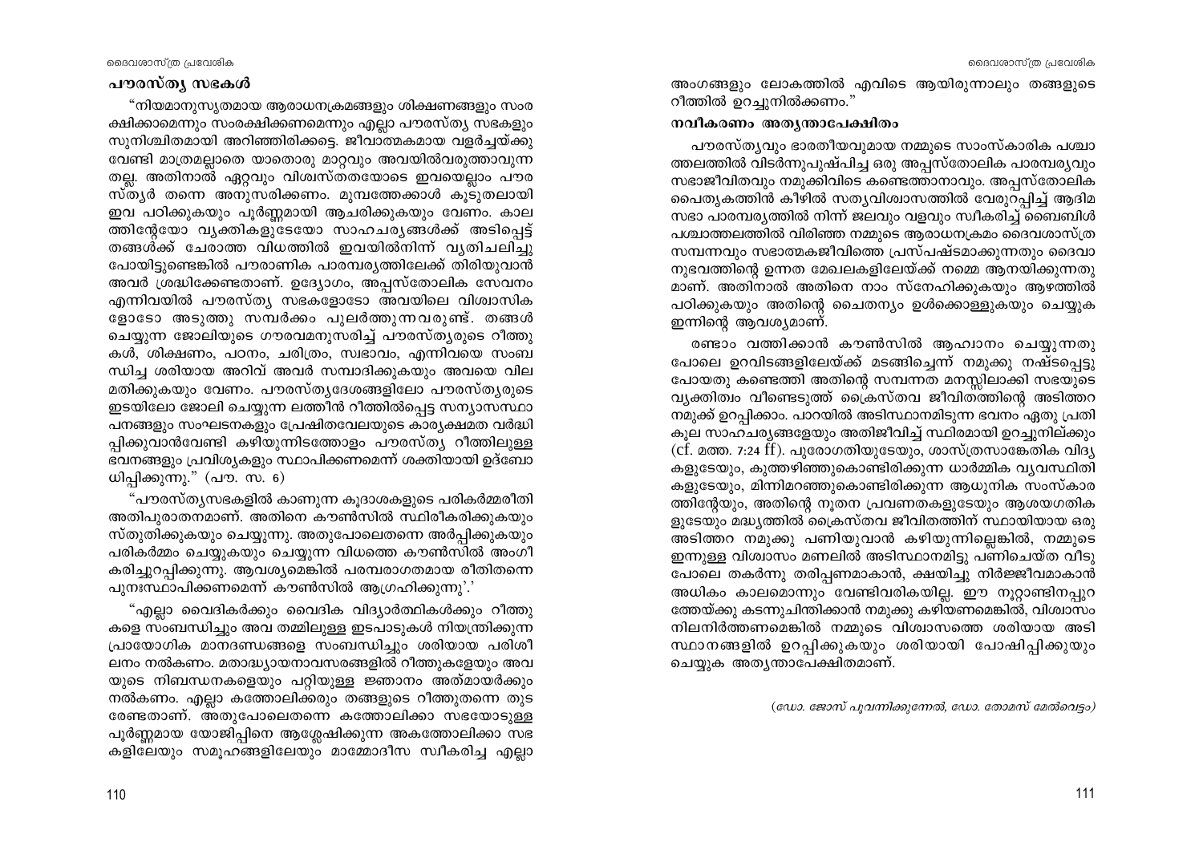## പൗരസ്ത്യ സഭകൾ

"നിയമാനുസൃതമായ ആരാധനക്രമങ്ങളും ശിക്ഷണങ്ങളും സംരക്ഷിക്കാമെന്നും സംരക്ഷിക്കണമെന്നും എല്ലാ പൗരസ്ത്യ സഭകളും സുനിശ്ചിതമായി അറിഞ്ഞിരിക്കട്ടെ. ജീവാത്മകമായ വളർച്ചയ്ക്കു വേണ്ടി മാത്രമല്ലാതെ യാതൊരു മാറ്റവും അവയിൽവരുത്താവുന്നതല്ല. അതിനാൽ ഏറ്റവും വിശ്വസ്തതയോടെ ഇവയെല്ലാം പൗരസ്ത്യർ തന്നെ അനുസരിക്കണം. മുമ്പത്തേക്കാൾ കൂടുതലായി ഇവ പഠിക്കുകയും പൂർണ്ണമായി ആചരിക്കുകയും വേണം. കാലത്തിന്റേയോ വ്യക്തികളുടേയോ സാഹചര്യങ്ങൾക്ക് അടിപ്പെട്ട് തങ്ങൾക്ക് ചേരാത്ത വിധത്തിൽ ഇവയിൽനിന്ന് വ്യതിചലിച്ചു പോയിട്ടുണ്ടെങ്കിൽ പൗരാണിക പാരമ്പര്യത്തിലേക്ക് തിരിയുവാൻ അവർ ശ്രദ്ധിക്കേണ്ടതാണ്. ഉദ്യോഗം, അപ്പസ്തോലിക സേവനം എന്നിവയിൽ പൗരസ്ത്യ സഭകളോടോ അവയിലെ വിശ്വാസികളോടോ അടുത്തു സമ്പർക്കം പുലർത്തുന്നവരുണ്ട്. തങ്ങൾ ചെയ്യുന്ന ജോലിയുടെ ഗൗരവമനുസരിച്ച് പൗരസ്ത്യരുടെ റീത്തുകൾ, ശിക്ഷണം, പഠനം, ചരിത്രം, സ്വഭാവം, എന്നിവയെ സംബന്ധിച്ച ശരിയായ അറിവ് അവർ സമ്പാദിക്കുകയും അവയെ വിലമതിക്കുകയും വേണം. പൗരസ്ത്യദേശങ്ങളിലോ പൗരസ്ത്യരുടെ ഇടയിലോ ജോലി ചെയ്യുന്ന ലത്തീൻ റീത്തിൽപ്പെട്ട സന്യാസസ്ഥാപനങ്ങളും സംഘടനകളും പ്രേഷിതവേലയുടെ കാര്യക്ഷമത വർദ്ധിപ്പിക്കുവാൻവേണ്ടി കഴിയുന്നിടത്തോളം പൗരസ്ത്യ റീത്തിലുള്ള ഭവനങ്ങളും പ്രവിശ്യകളും സ്ഥാപിക്കണമെന്ന് ശക്തിയായി ഉദ്ബോധിപ്പിക്കുന്നു." (പൗ. സ. 6)

"പൗരസ്ത്യസഭകളിൽ കാണുന്ന കൂദാശകളുടെ പരികർമ്മരീതി അതിപുരാതനമാണ്. അതിനെ കൗൺസിൽ സ്ഥിരീകരിക്കുകയും സ്തുതിക്കുകയും ചെയ്യുന്നു. അതുപോലെതന്നെ അർപ്പിക്കുകയും പരികർമ്മം ചെയ്യുകയും ചെയ്യുന്ന വിധത്തെ കൗൺസിൽ അംഗീകരിച്ചുറപ്പിക്കുന്നു. ആവശ്യമെങ്കിൽ പരമ്പരാഗതമായ രീതിതന്നെ പുനഃസ്ഥാപിക്കണമെന്ന് കൗൺസിൽ ആഗ്രഹിക്കുന്നു'.'

"എല്ലാ വൈദികർക്കും വൈദിക വിദ്യാർത്ഥികൾക്കും റീത്തുകളെ സംബന്ധിച്ചും അവ തമ്മിലുള്ള ഇടപാടുകൾ നിയന്ത്രിക്കുന്ന പ്രായോഗിക മാനദണ്ഡങ്ങളെ സംബന്ധിച്ചും ശരിയായ പരിശീലനം നൽകണം. മതാദ്ധ്യായനാവസരങ്ങളിൽ റീത്തുകളേയും അവയുടെ നിബന്ധനകളെയും പറ്റിയുള്ള ജ്ഞാനം അത്മായർക്കും നൽകണം. എല്ലാ കത്തോലിക്കരും തങ്ങളുടെ റീത്തുതന്നെ തുടരേണ്ടതാണ്. അതുപോലെതന്നെ കത്തോലിക്കാ സഭയോടുള്ള പൂർണ്ണമായ യോജിപ്പിനെ ആശ്ലേഷിക്കുന്ന അകത്തോലിക്കാ സഭകളിലേയും സമൂഹങ്ങളിലേയും മാമ്മോദീസ സ്വീകരിച്ച എല്ലാ അംഗങ്ങളും ലോകത്തിൽ എവിടെ ആയിരുന്നാലും തങ്ങളുടെ റീത്തിൽ ഉറച്ചുനിൽക്കണം."

### നവീകരണം അത്യന്താപേക്ഷിതം

പൗരസ്ത്യവും ഭാരതീയവുമായ നമ്മുടെ സാംസ്കാരിക പശ്ചാത്തലത്തിൽ വിടർന്നുപുഷ്പിച്ച ഒരു അപ്പസ്തോലിക പാരമ്പര്യവും സഭാജീവിതവും നമുക്കിവിടെ കണ്ടെത്താനാവും. അപ്പസ്തോലിക പൈതൃകത്തിൻ കീഴിൽ സത്യവിശ്വാസത്തിൽ വേരുറപ്പിച്ച് ആദിമ സഭാ പാരമ്പര്യത്തിൽ നിന്ന് ജലവും വളവും സ്വീകരിച്ച് ബൈബിൾ പശ്ചാത്തലത്തിൽ വിരിഞ്ഞ നമ്മുടെ ആരാധനക്രമം ദൈവശാസ്ത്ര സമ്പന്നവും സഭാത്മകജീവിതത്തെ പ്രസ്പഷ്ടമാക്കുന്നതും ദൈവാനുഭവത്തിന്റെ ഉന്നത മേഖലകളിലേയ്ക്ക് നമ്മെ ആനയിക്കുന്നതുമാണ്. അതിനാൽ അതിനെ നാം സ്നേഹിക്കുകയും ആഴത്തിൽ പഠിക്കുകയും അതിന്റെ ചൈതന്യം ഉൾക്കൊള്ളുകയും ചെയ്യുക ഇന്നിന്റെ ആവശ്യമാണ്.

രണ്ടാം വത്തിക്കാൻ കൗൺസിൽ ആഹ്വാനം ചെയ്യുന്നതു പോലെ ഉറവിടങ്ങളിലേയ്ക്ക് മടങ്ങിച്ചെന്ന് നമുക്കു നഷ്ടപ്പെട്ടു പോയതു കണ്ടെത്തി അതിന്റെ സമ്പന്നത മനസ്സിലാക്കി സഭയുടെ വ്യക്തിത്വം വീണ്ടെടുത്ത് ക്രൈസ്തവ ജീവിതത്തിന്റെ അടിത്തറ നമുക്ക് ഉറപ്പിക്കാം. പാറയിൽ അടിസ്ഥാനമിടുന്ന ഭവനം ഏതു പ്രതികൂല സാഹചര്യങ്ങളേയും അതിജീവിച്ച് സ്ഥിരമായി ഉറച്ചുനില്ക്കും (cf. മത്ത. 7:24 ff). പുരോഗതിയുടേയും, ശാസ്ത്രസാങ്കേതിക വിദ്യകളുടേയും, കുത്തഴിഞ്ഞുകൊണ്ടിരിക്കുന്ന ധാർമ്മിക വ്യവസ്ഥിതികളുടേയും, മിന്നിമറഞ്ഞുകൊണ്ടിരിക്കുന്ന ആധുനിക സംസ്കാരത്തിന്റേയും, അതിന്റെ നൂതന പ്രവണതകളുടേയും ആശയഗതികളുടേയും മദ്ധ്യത്തിൽ ക്രൈസ്തവ ജീവിതത്തിന് സ്ഥായിയായ ഒരു അടിത്തറ നമുക്കു പണിയുവാൻ കഴിയുന്നില്ലെങ്കിൽ, നമ്മുടെ ഇന്നുള്ള വിശ്വാസം മണലിൽ അടിസ്ഥാനമിട്ടു പണിചെയ്ത വീടുപോലെ തകർന്നു തരിപ്പണമാകാൻ, ക്ഷയിച്ചു നിർജ്ജീവമാകാൻ അധികം കാലമൊന്നും വേണ്ടിവരികയില്ല. ഈ നൂറ്റാണ്ടിനപ്പുറത്തേയ്ക്കു കടന്നുചിന്തിക്കാൻ നമുക്കു കഴിയണമെങ്കിൽ, വിശ്വാസം നിലനിർത്തണമെങ്കിൽ നമ്മുടെ വിശ്വാസത്തെ ശരിയായ അടിസ്ഥാനങ്ങളിൽ ഉറപ്പിക്കുകയും ശരിയായി പോഷിപ്പിക്കുകയും ചെയ്യുക അത്യന്താപേക്ഷിതമാണ്.

*(ഡോ. ജോസ് പുവന്നിക്കുന്നേൽ, ഡോ. തോമസ് മേൽവെട്ടം)*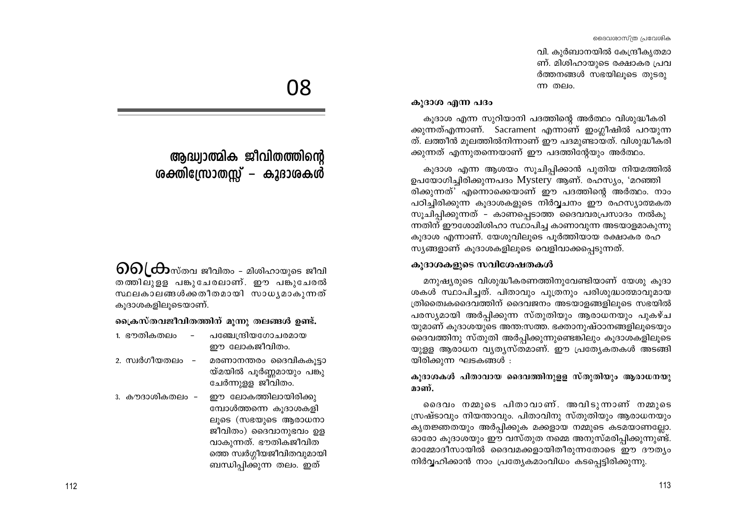# 08

# ആദ്ധ്യാത്മിക ജീവിതത്തിന്റെ ശക്തിസ്രോതസ്സ് – കൂദാശകൾ

ക്രൈസ്തവ ജീവിതം – മിശിഹായുടെ ജീവിതത്തിലുള്ള പങ്കുചേരലാണ്. ഈ പങ്കുചേരൽ സ്ഥലകാലങ്ങൾക്കതീതമായി സാധ്യമാകുന്നത് കൂദാശകളിലൂടെയാണ്.

**ക്രൈസ്തവജീവിതത്തിന് മൂന്നു തലങ്ങൾ ഉണ്ട്.**

1. ഭൗതികതലം – പഞ്ചേന്ദ്രിയഗോചരമായ ഈ ലോകജീവിതം.
2. സ്വർഗീയതലം – മരണാനന്തരം ദൈവികകൂട്ടായ്മയിൽ പൂർണ്ണമായും പങ്കുചേർന്നുള്ള ജീവിതം.
3. കൗദാശികതലം – ഈ ലോകത്തിലായിരിക്കുമ്പോൾത്തന്നെ കൂദാശകളിലൂടെ (സഭയുടെ ആരാധനാജീവിതം) ദൈവാനുഭവം ഉളവാകുന്നത്. ഭൗതികജീവിതത്തെ സ്വർഗ്ഗീയജീവിതവുമായി ബന്ധിപ്പിക്കുന്ന തലം. ഇത് വി. കുർബാനയിൽ കേന്ദ്രീകൃതമാണ്. മിശിഹായുടെ രക്ഷാകര പ്രവർത്തനങ്ങൾ സഭയിലൂടെ തുടരുന്ന തലം.

### കൂദാശ എന്ന പദം

കൂദാശ എന്ന സുറിയാനി പദത്തിന്റെ അർത്ഥം വിശുദ്ധീകരിക്കുന്നത്എന്നാണ്. Sacrament എന്നാണ് ഇംഗ്ലീഷിൽ പറയുന്നത്. ലത്തീൻ മൂലത്തിൽനിന്നാണ് ഈ പദമുണ്ടായത്. വിശുദ്ധീകരിക്കുന്നത് എന്നുതന്നെയാണ് ഈ പദത്തിന്റേയും അർത്ഥം.

കൂദാശ എന്ന ആശയം സൂചിപ്പിക്കാൻ പുതിയ നിയമത്തിൽ ഉപയോഗിച്ചിരിക്കുന്നപദം Mystery ആണ്. രഹസ്യം, 'മറഞ്ഞിരിക്കുന്നത്' എന്നൊക്കെയാണ് ഈ പദത്തിന്റെ അർത്ഥം. നാം പഠിച്ചിരിക്കുന്ന കൂദാശകളുടെ നിർവ്വചനം ഈ രഹസ്യാത്മകത സൂചിപ്പിക്കുന്നത് – കാണപ്പെടാത്ത ദൈവവരപ്രസാദം നൽകുന്നതിന് ഈശോമിശിഹാ സ്ഥാപിച്ച കാണാവുന്ന അടയാളമാകുന്നു കൂദാശ എന്നാണ്. യേശുവിലൂടെ പൂർത്തിയായ രക്ഷാകര രഹസ്യങ്ങളാണ് കൂദാശകളിലൂടെ വെളിവാക്കപ്പെടുന്നത്.

### കൂദാശകളുടെ സവിശേഷതകൾ

മനുഷ്യരുടെ വിശുദ്ധീകരണത്തിനുവേണ്ടിയാണ് യേശു കൂദാശകൾ സ്ഥാപിച്ചത്. പിതാവും പുത്രനും പരിശുദ്ധാത്മാവുമായ ത്രിത്വൈകദൈവത്തിന് ദൈവജനം അടയാളങ്ങളിലൂടെ സഭയിൽ പരസ്യമായി അർപ്പിക്കുന്ന സ്തുതിയും ആരാധനയും പുകഴ്ചയുമാണ് കൂദാശയുടെ അന്തഃസത്ത. ഭക്താനുഷ്ഠാനങ്ങളിലൂടെയും ദൈവത്തിനു സ്തുതി അർപ്പിക്കുന്നുണ്ടെങ്കിലും കൂദാശകളിലൂടെയുള്ള ആരാധന വ്യത്യസ്തമാണ്. ഈ പ്രത്യേകതകൾ അടങ്ങിയിരിക്കുന്ന ഘടകങ്ങൾ :

**കൂദാശകൾ പിതാവായ ദൈവത്തിനുള്ള സ്തുതിയും ആരാധനയുമാണ്.**

ദൈവം നമ്മുടെ പിതാവാണ്. അവിടുന്നാണ് നമ്മുടെ സ്രഷ്ടാവും നിയന്താവും. പിതാവിനു സ്തുതിയും ആരാധനയും കൃതജ്ഞതയും അർപ്പിക്കുക മക്കളായ നമ്മുടെ കടമയാണല്ലോ. ഓരോ കൂദാശയും ഈ വസ്തുത നമ്മെ അനുസ്മരിപ്പിക്കുന്നുണ്ട്. മാമ്മോദീസായിൽ ദൈവമക്കളായിതീരുന്നതോടെ ഈ ദൗത്യം നിർവ്വഹിക്കാൻ നാം പ്രത്യേകമാംവിധം കടപ്പെട്ടിരിക്കുന്നു.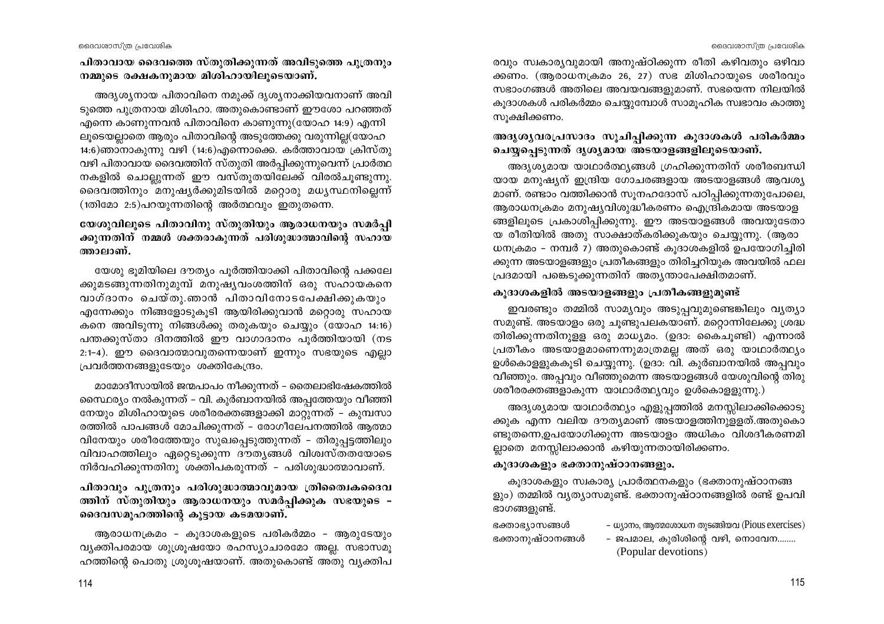**പിതാവായ ദൈവത്തെ സ്തുതിക്കുന്നത് അവിടുത്തെ പുത്രനും നമ്മുടെ രക്ഷകനുമായ മിശിഹായിലൂടെയാണ്.**

അദൃശ്യനായ പിതാവിനെ നമുക്ക് ദൃശ്യനാക്കിയവനാണ് അവിടുത്തെ പുത്രനായ മിശിഹാ. അതുകൊണ്ടാണ് ഈശോ പറഞ്ഞത് എന്നെ കാണുന്നവൻ പിതാവിനെ കാണുന്നു(യോഹ 14:9) എന്നിലൂടെയല്ലാതെ ആരും പിതാവിന്റെ അടുത്തേക്കു വരുന്നില്ല(യോഹ 14:6)ഞാനാകുന്നു വഴി (14:6)എന്നൊക്കെ. കർത്താവായ ക്രിസ്തു വഴി പിതാവായ ദൈവത്തിന് സ്തുതി അർപ്പിക്കുന്നുവെന്ന് പ്രാർത്ഥനകളിൽ ചൊല്ലുന്നത് ഈ വസ്തുതയിലേക്ക് വിരൽചൂണ്ടുന്നു. ദൈവത്തിനും മനുഷ്യർക്കുമിടയിൽ മറ്റൊരു മധ്യസ്ഥനില്ലെന്ന് (1തിമോ 2:5)പറയുന്നതിന്റെ അർത്ഥവും ഇതുതന്നെ.

**യേശുവിലൂടെ പിതാവിനു സ്തുതിയും ആരാധനയും സമർപ്പിക്കുന്നതിന് നമ്മൾ ശക്തരാകുന്നത് പരിശുദ്ധാത്മാവിന്റെ സഹായത്താലാണ്.**

യേശു ഭൂമിയിലെ ദൗത്യം പൂർത്തിയാക്കി പിതാവിന്റെ പക്കലേക്കുമടങ്ങുന്നതിനുമുമ്പ് മനുഷ്യവംശത്തിന് ഒരു സഹായകനെ വാഗ്ദാനം ചെയ്തു.ഞാൻ പിതാവിനോടപേക്ഷിക്കുകയും എന്നേക്കും നിങ്ങളോടുകൂടി ആയിരിക്കുവാൻ മറ്റൊരു സഹായകനെ അവിടുന്നു നിങ്ങൾക്കു തരുകയും ചെയ്യും (യോഹ 14:16) പന്തക്കുസ്താ ദിനത്തിൽ ഈ വാഗാദാനം പൂർത്തിയായി (നട 2:1-4). ഈ ദൈവാത്മാവുതന്നെയാണ് ഇന്നും സഭയുടെ എല്ലാ പ്രവർത്തനങ്ങളുടേയും ശക്തികേന്ദ്രം.

മാമോദീസായിൽ ജന്മപാപം നീക്കുന്നത് - തൈലാഭിഷേകത്തിൽ സ്ഥൈര്യം നൽകുന്നത് - വി. കുർബാനയിൽ അപ്പത്തേയും വീഞ്ഞിനേയും മിശിഹായുടെ ശരീരരക്തങ്ങളാക്കി മാറ്റുന്നത് - കുമ്പസാരത്തിൽ പാപങ്ങൾ മോചിക്കുന്നത് - രോഗീലേപനത്തിൽ ആത്മാവിനേയും ശരീരത്തേയും സുഖപ്പെടുത്തുന്നത് - തിരുപ്പട്ടത്തിലും വിവാഹത്തിലും ഏറ്റെടുക്കുന്ന ദൗത്യങ്ങൾ വിശ്വസ്തതയോടെ നിർവഹിക്കുന്നതിനു ശക്തിപകരുന്നത് - പരിശുദ്ധാത്മാവാണ്.

**പിതാവും പുത്രനും പരിശുദ്ധാത്മാവുമായ ത്രിത്വൈകദൈവത്തിന് സ്തുതിയും ആരാധനയും സമർപ്പിക്കുക സഭയുടെ - ദൈവസമൂഹത്തിന്റെ കൂട്ടായ കടമയാണ്.**

ആരാധനക്രമം - കൂദാശകളുടെ പരികർമ്മം - ആരുടേയും വ്യക്തിപരമായ ശുശ്രൂഷയോ രഹസ്യാചാരമോ അല്ല. സഭാസമൂഹത്തിന്റെ പൊതു ശുശ്രൂഷയാണ്. അതുകൊണ്ട് അതു വ്യക്തിപരവും സ്വകാര്യവുമായി അനുഷ്ഠിക്കുന്ന രീതി കഴിവതും ഒഴിവാക്കണം. (ആരാധനക്രമം 26, 27) സഭ മിശിഹായുടെ ശരീരവും സഭാംഗങ്ങൾ അതിലെ അവയവങ്ങളുമാണ്. സഭയെന്ന നിലയിൽ കൂദാശകൾ പരികർമ്മം ചെയ്യുമ്പോൾ സാമൂഹിക സ്വഭാവം കാത്തുസൂക്ഷിക്കണം.

**അദൃശ്യവരപ്രസാദം സൂചിപ്പിക്കുന്ന കൂദാശകൾ പരികർമ്മം ചെയ്യപ്പെടുന്നത് ദൃശ്യമായ അടയാളങ്ങളിലൂടെയാണ്.**

അദൃശ്യമായ യാഥാർത്ഥ്യങ്ങൾ ഗ്രഹിക്കുന്നതിന് ശരീരബന്ധിയായ മനുഷ്യന് ഇന്ദ്രിയ ഗോചരങ്ങളായ അടയാളങ്ങൾ ആവശ്യമാണ്. രണ്ടാം വത്തിക്കാൻ സൂനഹദോസ് പഠിപ്പിക്കുന്നതുപോലെ, ആരാധനക്രമം മനുഷ്യവിശുദ്ധീകരണം ഐന്ദ്രികമായ അടയാളങ്ങളിലൂടെ പ്രകാശിപ്പിക്കുന്നു. ഈ അടയാളങ്ങൾ അവയുടേതായ രീതിയിൽ അതു സാക്ഷാത്കരിക്കുകയും ചെയ്യുന്നു. (ആരാധനക്രമം - നമ്പർ 7) അതുകൊണ്ട് കൂദാശകളിൽ ഉപയോഗിച്ചിരിക്കുന്ന അടയാളങ്ങളും പ്രതീകങ്ങളും തിരിച്ചറിയുക അവയിൽ ഫലപ്രദമായി പങ്കെടുക്കുന്നതിന് അത്യന്താപേക്ഷിതമാണ്.

**കൂദാശകളിൽ അടയാളങ്ങളും പ്രതീകങ്ങളുമുണ്ട്**

ഇവരണ്ടും തമ്മിൽ സാമ്യവും അടുപ്പവുമുണ്ടെങ്കിലും വ്യത്യാസമുണ്ട്. അടയാളം ഒരു ചൂണ്ടുപലകയാണ്. മറ്റൊന്നിലേക്കു ശ്രദ്ധ തിരിക്കുന്നതിനുള്ള ഒരു മാധ്യമം. (ഉദാ: കൈചൂണ്ടി) എന്നാൽ പ്രതീകം അടയാളമാണെന്നുമാത്രമല്ല അത് ഒരു യാഥാർത്ഥ്യം ഉൾകൊള്ളുകകൂടി ചെയ്യുന്നു. (ഉദാ: വി. കുർബാനയിൽ അപ്പവും വീഞ്ഞും. അപ്പവും വീഞ്ഞുമെന്ന അടയാളങ്ങൾ യേശുവിന്റെ തിരുശരീരക്തങ്ങളാകുന്ന യാഥാർത്ഥ്യവും ഉൾകൊളളുന്നു.)

അദൃശ്യമായ യാഥാർത്ഥ്യം എളുപ്പത്തിൽ മനസ്സിലാക്കിക്കൊടുക്കുക എന്ന വലിയ ദൗത്യമാണ് അടയാളത്തിനുളളത്.അതുകൊണ്ടുതന്നെ,ഉപയോഗിക്കുന്ന അടയാളം അധികം വിശദീകരണമില്ലാതെ മനസ്സിലാക്കാൻ കഴിയുന്നതായിരിക്കണം.

**കൂദാശകളും ഭക്താനുഷ്ഠാനങ്ങളും.**

കൂദാശകളും സ്വകാര്യ പ്രാർത്ഥനകളും (ഭക്താനുഷ്ഠാനങ്ങളും) തമ്മിൽ വ്യത്യാസമുണ്ട്. ഭക്താനുഷ്ഠാനങ്ങളിൽ രണ്ട് ഉപവിഭാഗങ്ങളുണ്ട്.

ഭക്താഭ്യാസങ്ങൾ – ധ്യാനം, ആത്മശോധന തുടങ്ങിയവ (Pious exercises)
ഭക്താനുഷ്ഠാനങ്ങൾ – ജപമാല, കുരിശിന്റെ വഴി, നൊവേന........ (Popular devotions)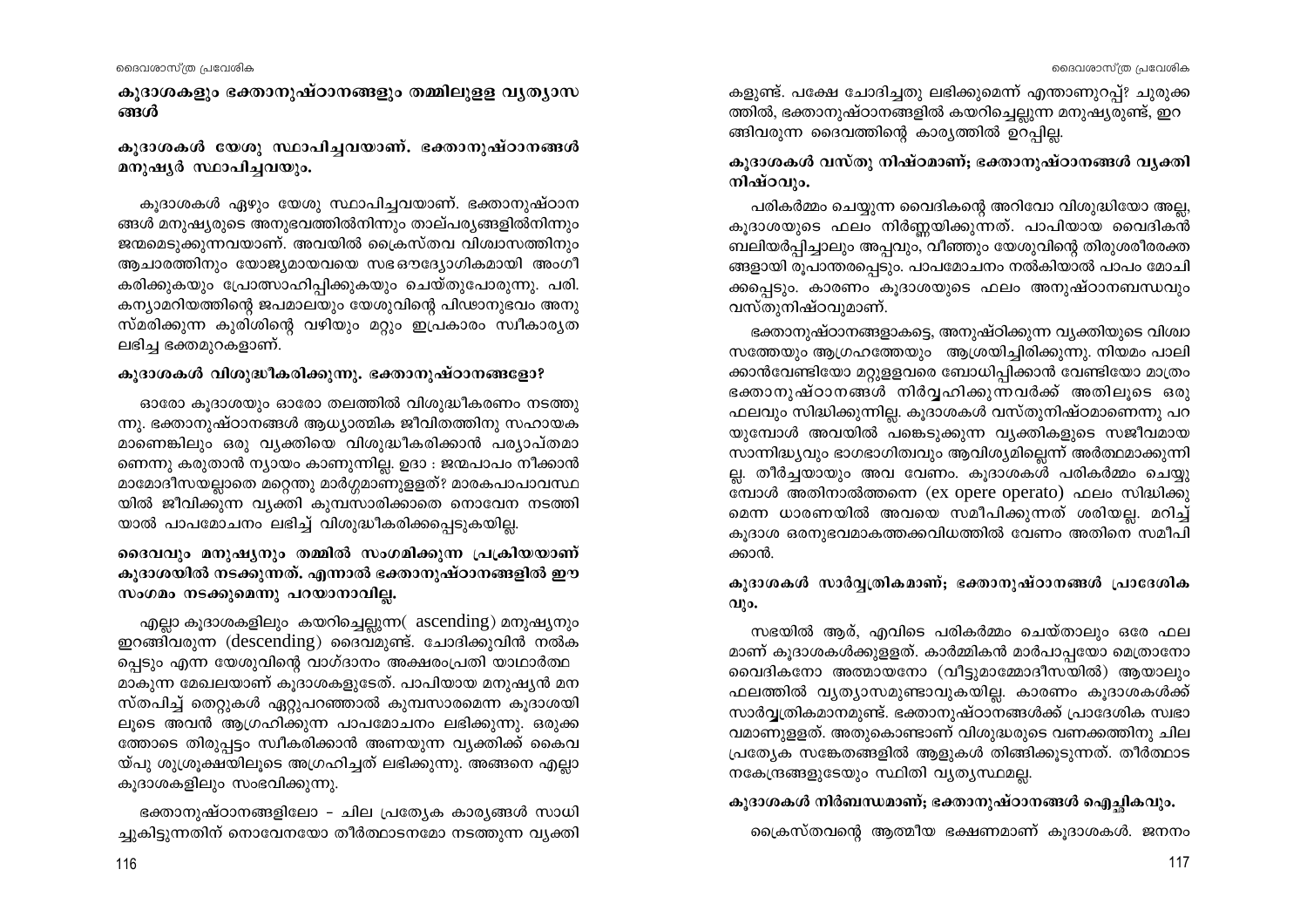## കൂദാശകളും ഭക്താനുഷ്ഠാനങ്ങളും തമ്മിലുള്ള വ്യത്യാസങ്ങൾ

### കൂദാശകൾ യേശു സ്ഥാപിച്ചവയാണ്. ഭക്താനുഷ്ഠാനങ്ങൾ മനുഷ്യർ സ്ഥാപിച്ചവയും.

കൂദാശകൾ ഏഴും യേശു സ്ഥാപിച്ചവയാണ്. ഭക്താനുഷ്ഠാനങ്ങൾ മനുഷ്യരുടെ അനുഭവത്തിൽനിന്നും താല്പര്യങ്ങളിൽനിന്നും ജന്മമെടുക്കുന്നവയാണ്. അവയിൽ ക്രൈസ്തവ വിശ്വാസത്തിനും ആചാരത്തിനും യോജ്യമായവയെ സഭ ഔദ്യോഗികമായി അംഗീകരിക്കുകയും പ്രോത്സാഹിപ്പിക്കുകയും ചെയ്തുപോരുന്നു. പരി. കന്യാമറിയത്തിന്റെ ജപമാലയും യേശുവിന്റെ പീഡാനുഭവം അനുസ്മരിക്കുന്ന കുരിശിന്റെ വഴിയും മറ്റും ഇപ്രകാരം സ്വീകാര്യത ലഭിച്ച ഭക്തമുറകളാണ്.

### കൂദാശകൾ വിശുദ്ധീകരിക്കുന്നു. ഭക്താനുഷ്ഠാനങ്ങളോ?

ഓരോ കൂദാശയും ഓരോ തലത്തിൽ വിശുദ്ധീകരണം നടത്തുന്നു. ഭക്താനുഷ്ഠാനങ്ങൾ ആധ്യാത്മിക ജീവിതത്തിനു സഹായകമാണെങ്കിലും ഒരു വ്യക്തിയെ വിശുദ്ധീകരിക്കാൻ പര്യാപ്തമാണെന്നു കരുതാൻ ന്യായം കാണുന്നില്ല. ഉദാ : ജന്മപാപം നീക്കാൻ മാമോദീസയല്ലാതെ മറ്റെന്തു മാർഗ്ഗമാണുള്ളത്? മാരകപാപാവസ്ഥയിൽ ജീവിക്കുന്ന വ്യക്തി കുമ്പസാരിക്കാതെ നൊവേന നടത്തിയാൽ പാപമോചനം ലഭിച്ച് വിശുദ്ധീകരിക്കപ്പെടുകയില്ല.

### ദൈവവും മനുഷ്യനും തമ്മിൽ സംഗമിക്കുന്ന പ്രക്രിയയാണ് കൂദാശയിൽ നടക്കുന്നത്. എന്നാൽ ഭക്താനുഷ്ഠാനങ്ങളിൽ ഈ സംഗമം നടക്കുമെന്നു പറയാനാവില്ല.

എല്ലാ കൂദാശകളിലും കയറിച്ചെല്ലുന്ന( ascending) മനുഷ്യനും ഇറങ്ങിവരുന്ന (descending) ദൈവമുണ്ട്. ചോദിക്കുവിൻ നൽകപ്പെടും എന്ന യേശുവിന്റെ വാഗ്ദാനം അക്ഷരംപ്രതി യാഥാർത്ഥമാകുന്ന മേഖലയാണ് കൂദാശകളുടേത്. പാപിയായ മനുഷ്യൻ മനസ്തപിച്ച് തെറ്റുകൾ ഏറ്റുപറഞ്ഞാൽ കുമ്പസാരമെന്ന കൂദാശയിലൂടെ അവൻ ആഗ്രഹിക്കുന്ന പാപമോചനം ലഭിക്കുന്നു. ഒരുക്കത്തോടെ തിരുപ്പട്ടം സ്വീകരിക്കാൻ അണയുന്ന വ്യക്തിക്ക് കൈവയ്പു ശുശ്രൂഷയിലൂടെ അഗ്രഹിച്ചത് ലഭിക്കുന്നു. അങ്ങനെ എല്ലാ കൂദാശകളിലും സംഭവിക്കുന്നു.

ഭക്താനുഷ്ഠാനങ്ങളിലോ – ചില പ്രത്യേക കാര്യങ്ങൾ സാധിച്ചുകിട്ടുന്നതിന് നൊവേനയോ തീർത്ഥാടനമോ നടത്തുന്ന വ്യക്തികളുണ്ട്. പക്ഷേ ചോദിച്ചതു ലഭിക്കുമെന്ന് എന്താണുറപ്പ്? ചുരുക്കത്തിൽ, ഭക്താനുഷ്ഠാനങ്ങളിൽ കയറിച്ചെല്ലുന്ന മനുഷ്യരുണ്ട്, ഇറങ്ങിവരുന്ന ദൈവത്തിന്റെ കാര്യത്തിൽ ഉറപ്പില്ല.

### കൂദാശകൾ വസ്തു നിഷ്ഠമാണ്; ഭക്താനുഷ്ഠാനങ്ങൾ വ്യക്തിനിഷ്ഠവും.

പരികർമ്മം ചെയ്യുന്ന വൈദികന്റെ അറിവോ വിശുദ്ധിയോ അല്ല, കൂദാശയുടെ ഫലം നിർണ്ണയിക്കുന്നത്. പാപിയായ വൈദികൻ ബലിയർപ്പിച്ചാലും അപ്പവും, വീഞ്ഞും യേശുവിന്റെ തിരുശരീരരക്തങ്ങളായി രൂപാന്തരപ്പെടും. പാപമോചനം നൽകിയാൽ പാപം മോചിക്കപ്പെടും. കാരണം കൂദാശയുടെ ഫലം അനുഷ്ഠാനബന്ധവും വസ്തുനിഷ്ഠവുമാണ്.

ഭക്താനുഷ്ഠാനങ്ങളാകട്ടെ, അനുഷ്ഠിക്കുന്ന വ്യക്തിയുടെ വിശ്വാസത്തേയും ആഗ്രഹത്തേയും ആശ്രയിച്ചിരിക്കുന്നു. നിയമം പാലിക്കാൻവേണ്ടിയോ മറ്റുള്ളവരെ ബോധിപ്പിക്കാൻ വേണ്ടിയോ മാത്രം ഭക്താനുഷ്ഠാനങ്ങൾ നിർവ്വഹിക്കുന്നവർക്ക് അതിലൂടെ ഒരു ഫലവും സിദ്ധിക്കുന്നില്ല. കൂദാശകൾ വസ്തുനിഷ്ഠമാണെന്നു പറയുമ്പോൾ അവയിൽ പങ്കെടുക്കുന്ന വ്യക്തികളുടെ സജീവമായ സാന്നിദ്ധ്യവും ഭാഗഭാഗിത്വവും ആവിശ്യമില്ലെന്ന് അർത്ഥമാക്കുന്നില്ല. തീർച്ചയായും അവ വേണം. കൂദാശകൾ പരികർമ്മം ചെയ്യുമ്പോൾ അതിനാൽത്തന്നെ (ex opere operato) ഫലം സിദ്ധിക്കുമെന്ന ധാരണയിൽ അവയെ സമീപിക്കുന്നത് ശരിയല്ല. മറിച്ച് കൂദാശ ഒരനുഭവമാകത്തക്കവിധത്തിൽ വേണം അതിനെ സമീപിക്കാൻ.

### കൂദാശകൾ സാർവ്വത്രികമാണ്; ഭക്താനുഷ്ഠാനങ്ങൾ പ്രാദേശികവും.

സഭയിൽ ആര്, എവിടെ പരികർമ്മം ചെയ്താലും ഒരേ ഫലമാണ് കൂദാശകൾക്കുള്ളത്. കാർമ്മികൻ മാർപാപ്പയോ മെത്രാനോ വൈദികനോ അത്മായനോ (വീട്ടുമാമ്മോദീസയിൽ) ആയാലും ഫലത്തിൽ വ്യത്യാസമുണ്ടാവുകയില്ല. കാരണം കൂദാശകൾക്ക് സാർവ്വത്രികമാനമുണ്ട്. ഭക്താനുഷ്ഠാനങ്ങൾക്ക് പ്രാദേശിക സ്വഭാവമാണുള്ളത്. അതുകൊണ്ടാണ് വിശുദ്ധരുടെ വണക്കത്തിനു ചില പ്രത്യേക സങ്കേതങ്ങളിൽ ആളുകൾ തിങ്ങിക്കൂടുന്നത്. തീർത്ഥാടനകേന്ദ്രങ്ങളുടേയും സ്ഥിതി വ്യത്യസ്ഥമല്ല.

### കൂദാശകൾ നിർബന്ധമാണ്; ഭക്താനുഷ്ഠാനങ്ങൾ ഐച്ഛികവും.

ക്രൈസ്തവന്റെ ആത്മീയ ഭക്ഷണമാണ് കൂദാശകൾ. ജനനം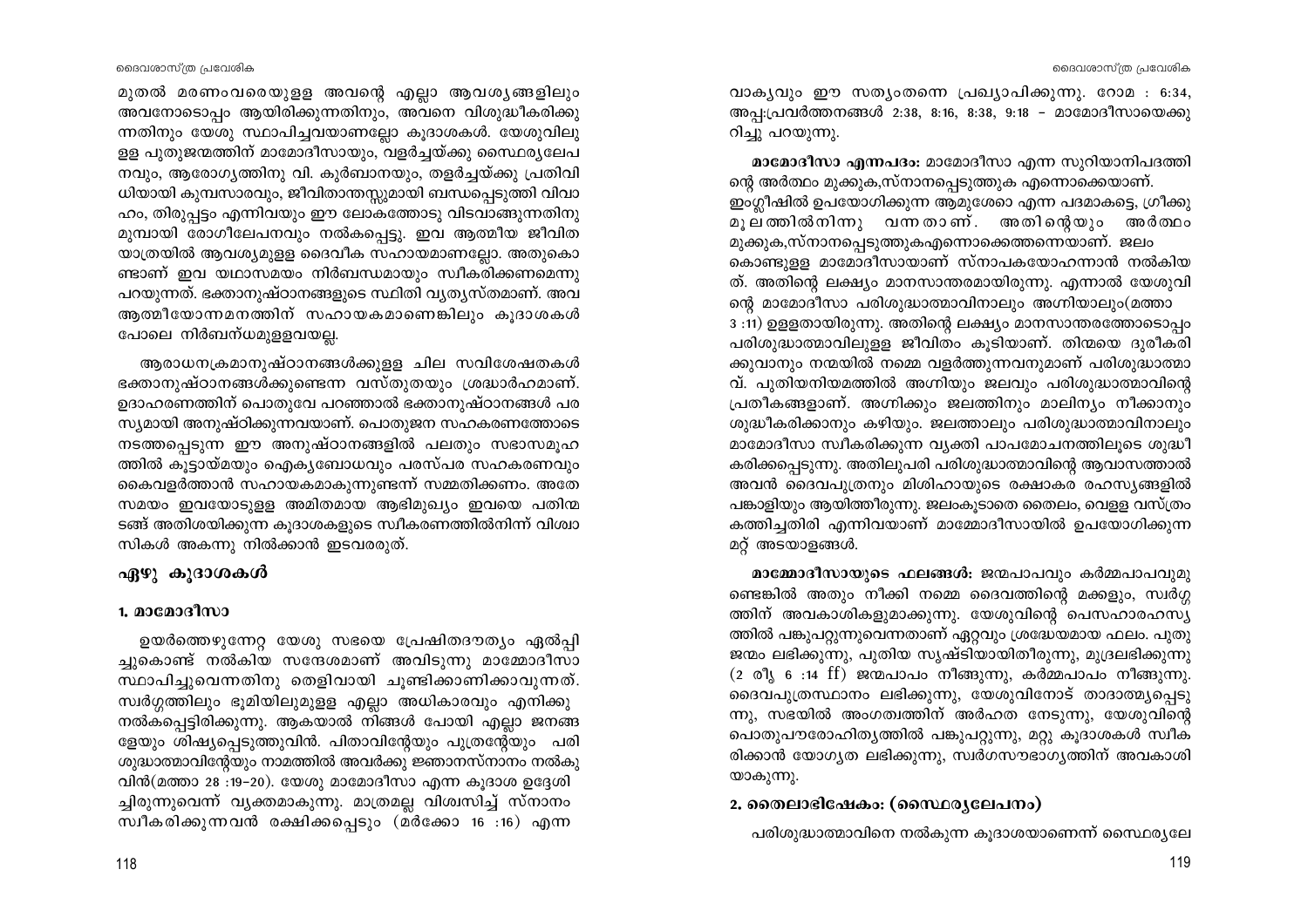മുതൽ മരണംവരെയുള്ള അവന്റെ എല്ലാ ആവശ്യങ്ങളിലും അവനോടൊപ്പം ആയിരിക്കുന്നതിനും, അവനെ വിശുദ്ധീകരിക്കുന്നതിനും യേശു സ്ഥാപിച്ചവയാണല്ലോ കൂദാശകൾ. യേശുവിലുള്ള പുതുജന്മത്തിന് മാമോദീസായും, വളർച്ചയ്ക്കു സ്ഥൈര്യലേപനവും, ആരോഗ്യത്തിനു വി. കുർബാനയും, തളർച്ചയ്ക്കു പ്രതിവിധിയായി കുമ്പസാരവും, ജീവിതാന്തസ്സുമായി ബന്ധപ്പെടുത്തി വിവാഹം, തിരുപ്പട്ടം എന്നിവയും ഈ ലോകത്തോടു വിടവാങ്ങുന്നതിനു മുമ്പായി രോഗീലേപനവും നൽകപ്പെട്ടു. ഇവ ആത്മീയ ജീവിത യാത്രയിൽ ആവശ്യമുള്ള ദൈവീക സഹായമാണല്ലോ. അതുകൊണ്ടാണ് ഇവ യഥാസമയം നിർബന്ധമായും സ്വീകരിക്കണമെന്നു പറയുന്നത്. ഭക്താനുഷ്ഠാനങ്ങളുടെ സ്ഥിതി വ്യത്യസ്തമാണ്. അവ ആത്മീയോന്നമനത്തിന് സഹായകമാണെങ്കിലും കൂദാശകൾ പോലെ നിർബന്ധമുള്ളവയല്ല.

ആരാധനക്രമാനുഷ്ഠാനങ്ങൾക്കുള്ള ചില സവിശേഷതകൾ ഭക്താനുഷ്ഠാനങ്ങൾക്കുണ്ടെന്ന വസ്തുതയും ശ്രദ്ധാർഹമാണ്. ഉദാഹരണത്തിന് പൊതുവേ പറഞ്ഞാൽ ഭക്താനുഷ്ഠാനങ്ങൾ പരസ്യമായി അനുഷ്ഠിക്കുന്നവയാണ്. പൊതുജന സഹകരണത്തോടെ നടത്തപ്പെടുന്ന ഈ അനുഷ്ഠാനങ്ങളിൽ പലതും സഭാസമൂഹത്തിൽ കൂട്ടായ്മയും ഐക്യബോധവും പരസ്പര സഹകരണവും കൈവളർത്താൻ സഹായകമാകുന്നുണ്ടെന്ന് സമ്മതിക്കണം. അതേ സമയം ഇവയോടുള്ള അമിതമായ ആഭിമുഖ്യം ഇവയെ പതിന്മടങ്ങ് അതിശയിക്കുന്ന കൂദാശകളുടെ സ്വീകരണത്തിൽനിന്ന് വിശ്വാസികൾ അകന്നു നിൽക്കാൻ ഇടവരരുത്.

## ഏഴു കൂദാശകൾ

### 1. മാമോദീസാ

ഉയർത്തെഴുന്നേറ്റ യേശു സഭയെ പ്രേഷിതദൗത്യം ഏൽപ്പിച്ചുകൊണ്ട് നൽകിയ സന്ദേശമാണ് അവിടുന്നു മാമ്മോദീസാ സ്ഥാപിച്ചുവെന്നതിനു തെളിവായി ചൂണ്ടിക്കാണിക്കാവുന്നത്. സ്വർഗ്ഗത്തിലും ഭൂമിയിലുമുള്ള എല്ലാ അധികാരവും എനിക്കു നൽകപ്പെട്ടിരിക്കുന്നു. ആകയാൽ നിങ്ങൾ പോയി എല്ലാ ജനങ്ങളേയും ശിഷ്യപ്പെടുത്തുവിൻ. പിതാവിന്റേയും പുത്രന്റേയും പരിശുദ്ധാത്മാവിന്റേയും നാമത്തിൽ അവർക്കു ജ്ഞാനസ്നാനം നൽകുവിൻ(മത്താ 28 :19-20). യേശു മാമോദീസാ എന്ന കൂദാശ ഉദ്ദേശിച്ചിരുന്നുവെന്ന് വ്യക്തമാകുന്നു. മാത്രമല്ല വിശ്വസിച്ച് സ്നാനം സ്വീകരിക്കുന്നവൻ രക്ഷിക്കപ്പെടും (മർക്കോ 16 :16) എന്ന വാക്യവും ഈ സത്യംതന്നെ പ്രഖ്യാപിക്കുന്നു. റോമ : 6:34, അപ്പ:പ്രവർത്തനങ്ങൾ 2:38, 8:16, 8:38, 9:18 – മാമോദീസായെക്കുറിച്ചു പറയുന്നു.

**മാമോദീസാ എന്നപദം:** മാമോദീസാ എന്ന സുറിയാനിപദത്തിന്റെ അർത്ഥം മുക്കുക,സ്നാനപ്പെടുത്തുക എന്നൊക്കെയാണ്. ഇംഗ്ലീഷിൽ ഉപയോഗിക്കുന്ന ആമുശോ എന്ന പദമാകട്ടെ, ഗ്രീക്കു മൂലത്തിൽനിന്നു വന്നതാണ്. അതിന്റെയും അർത്ഥം മുക്കുക,സ്നാനപ്പെടുത്തുകഎന്നൊക്കെത്തന്നെയാണ്. ജലം കൊണ്ടുള്ള മാമോദീസായാണ് സ്നാപകയോഹന്നാൻ നൽകിയത്. അതിന്റെ ലക്ഷ്യം മാനസാന്തരമായിരുന്നു. എന്നാൽ യേശുവിന്റെ മാമോദീസാ പരിശുദ്ധാത്മാവിനാലും അഗ്നിയാലും(മത്താ 3 :11) ഉള്ളതായിരുന്നു. അതിന്റെ ലക്ഷ്യം മാനസാന്തരത്തോടൊപ്പം പരിശുദ്ധാത്മാവിലുള്ള ജീവിതം കൂടിയാണ്. തിന്മയെ ദൂരീകരിക്കുവാനും നന്മയിൽ നമ്മെ വളർത്തുന്നവനുമാണ് പരിശുദ്ധാത്മാവ്. പുതിയനിയമത്തിൽ അഗ്നിയും ജലവും പരിശുദ്ധാത്മാവിന്റെ പ്രതീകങ്ങളാണ്. അഗ്നിക്കും ജലത്തിനും മാലിന്യം നീക്കാനും ശുദ്ധീകരിക്കാനും കഴിയും. ജലത്താലും പരിശുദ്ധാത്മാവിനാലും മാമോദീസാ സ്വീകരിക്കുന്ന വ്യക്തി പാപമോചനത്തിലൂടെ ശുദ്ധീകരിക്കപ്പെടുന്നു. അതിലുപരി പരിശുദ്ധാത്മാവിന്റെ ആവാസത്താൽ അവൻ ദൈവപുത്രനും മിശിഹായുടെ രക്ഷാകര രഹസ്യങ്ങളിൽ പങ്കാളിയും ആയിത്തീരുന്നു. ജലംകൂടാതെ തൈലം, വെള്ള വസ്ത്രം കത്തിച്ചതിരി എന്നിവയാണ് മാമ്മോദീസായിൽ ഉപയോഗിക്കുന്ന മറ്റ് അടയാളങ്ങൾ.

**മാമ്മോദീസായുടെ ഫലങ്ങൾ:** ജന്മപാപവും കർമ്മപാപവുമുണ്ടെങ്കിൽ അതും നീക്കി നമ്മെ ദൈവത്തിന്റെ മക്കളും, സ്വർഗ്ഗത്തിന് അവകാശികളുമാക്കുന്നു. യേശുവിന്റെ പെസഹാരഹസ്യത്തിൽ പങ്കുപറ്റുന്നുവെന്നതാണ് ഏറ്റവും ശ്രദ്ധേയമായ ഫലം. പുതുജന്മം ലഭിക്കുന്നു, പുതിയ സൃഷ്ടിയായിതീരുന്നു, മുദ്രലഭിക്കുന്നു (2 രീൃ 6 :14 ff) ജന്മപാപം നീങ്ങുന്നു, കർമ്മപാപം നീങ്ങുന്നു. ദൈവപുത്രസ്ഥാനം ലഭിക്കുന്നു, യേശുവിനോട് താദാത്മ്യപ്പെടുന്നു, സഭയിൽ അംഗത്വത്തിന് അർഹത നേടുന്നു, യേശുവിന്റെ പൊതുപൗരോഹിത്യത്തിൽ പങ്കുപറ്റുന്നു, മറ്റു കൂദാശകൾ സ്വീകരിക്കാൻ യോഗ്യത ലഭിക്കുന്നു, സ്വർഗസൗഭാഗ്യത്തിന് അവകാശിയാകുന്നു.

### 2. തൈലാഭിഷേകം: (സ്ഥൈര്യലേപനം)

പരിശുദ്ധാത്മാവിനെ നൽകുന്ന കൂദാശയാണെന്ന് സ്ഥൈര്യലേ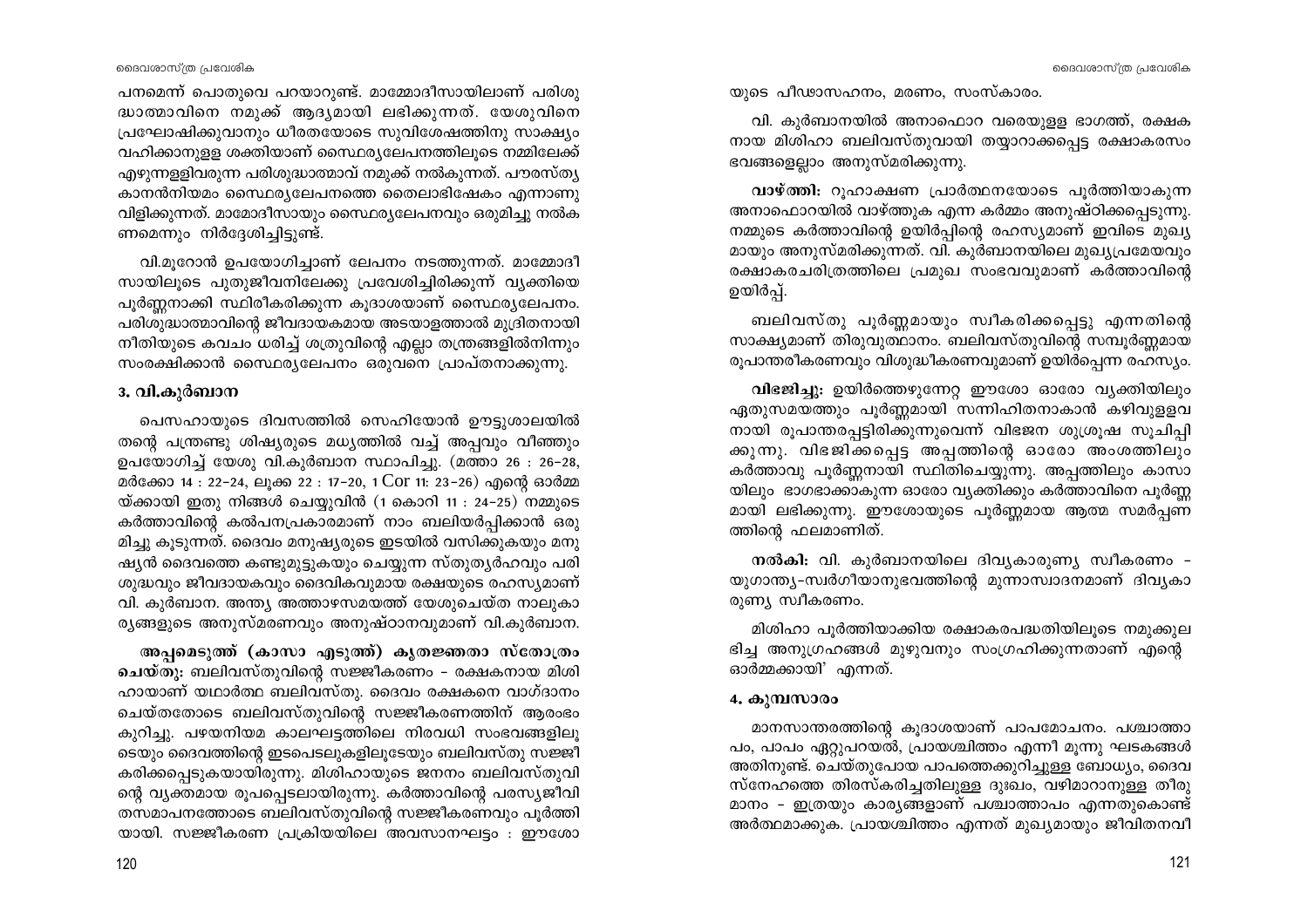പനമെന്ന് പൊതുവെ പറയാറുണ്ട്. മാമ്മോദീസായിലാണ് പരിശുദ്ധാത്മാവിനെ നമുക്ക് ആദ്യമായി ലഭിക്കുന്നത്. യേശുവിനെ പ്രഘോഷിക്കുവാനും ധീരതയോടെ സുവിശേഷത്തിനു സാക്ഷ്യം വഹിക്കാനുള്ള ശക്തിയാണ് സ്ഥൈര്യലേപനത്തിലൂടെ നമ്മിലേക്ക് എഴുന്നള്ളിവരുന്ന പരിശുദ്ധാത്മാവ് നമുക്ക് നൽകുന്നത്. പൗരസ്ത്യ കാനൻനിയമം സ്ഥൈര്യലേപനത്തെ തൈലാഭിഷേകം എന്നാണു വിളിക്കുന്നത്. മാമോദീസായും സ്ഥൈര്യലേപനവും ഒരുമിച്ചു നൽകണമെന്നും നിർദ്ദേശിച്ചിട്ടുണ്ട്.

വി.മൂറോൻ ഉപയോഗിച്ചാണ് ലേപനം നടത്തുന്നത്. മാമ്മോദീസായിലൂടെ പുതുജീവനിലേക്കു പ്രവേശിച്ചിരിക്കുന്ന് വ്യക്തിയെ പൂർണ്ണനാക്കി സ്ഥിരീകരിക്കുന്ന കൂദാശയാണ് സ്ഥൈര്യലേപനം. പരിശുദ്ധാത്മാവിന്റെ ജീവദായകമായ അടയാളത്താൽ മുദ്രിതനായി നീതിയുടെ കവചം ധരിച്ച് ശത്രുവിന്റെ എല്ലാ തന്ത്രങ്ങളിൽനിന്നും സംരക്ഷിക്കാൻ സ്ഥൈര്യലേപനം ഒരുവനെ പ്രാപ്തനാക്കുന്നു.

### 3. വി.കുർബാന

പെസഹായുടെ ദിവസത്തിൽ സെഹിയോൻ ഊട്ടുശാലയിൽ തന്റെ പന്ത്രണ്ടു ശിഷ്യരുടെ മധ്യത്തിൽ വച്ച് അപ്പവും വീഞ്ഞും ഉപയോഗിച്ച് യേശു വി.കുർബാന സ്ഥാപിച്ചു. (മത്താ 26 : 26-28, മർക്കോ 14 : 22-24, ലൂക്ക 22 : 17-20, 1 Cor 11: 23-26) എന്റെ ഓർമ്മയ്ക്കായി ഇതു നിങ്ങൾ ചെയ്യുവിൻ (1 കൊറി 11 : 24-25) നമ്മുടെ കർത്താവിന്റെ കൽപനപ്രകാരമാണ് നാം ബലിയർപ്പിക്കാൻ ഒരുമിച്ചു കൂടുന്നത്. ദൈവം മനുഷ്യരുടെ ഇടയിൽ വസിക്കുകയും മനുഷ്യൻ ദൈവത്തെ കണ്ടുമുട്ടുകയും ചെയ്യുന്ന സ്തുത്യർഹവും പരിശുദ്ധവും ജീവദായകവും ദൈവികവുമായ രക്ഷയുടെ രഹസ്യമാണ് വി. കുർബാന. അന്ത്യ അത്താഴസമയത്ത് യേശുചെയ്ത നാലുകാര്യങ്ങളുടെ അനുസ്മരണവും അനുഷ്ഠാനവുമാണ് വി.കുർബാന.

**അപ്പമെടുത്ത് (കാസാ എടുത്ത്) കൃതജ്ഞതാ സ്തോത്രം ചെയ്തു:** ബലിവസ്തുവിന്റെ സജ്ജീകരണം - രക്ഷകനായ മിശിഹായാണ് യഥാർത്ഥ ബലിവസ്തു. ദൈവം രക്ഷകനെ വാഗ്ദാനം ചെയ്തതോടെ ബലിവസ്തുവിന്റെ സജ്ജീകരണത്തിന് ആരംഭം കുറിച്ചു. പഴയനിയമ കാലഘട്ടത്തിലെ നിരവധി സംഭവങ്ങളിലൂടെയും ദൈവത്തിന്റെ ഇടപെടലുകളിലൂടേയും ബലിവസ്തു സജ്ജീകരിക്കപ്പെടുകയായിരുന്നു. മിശിഹായുടെ ജനനം ബലിവസ്തുവിന്റെ വ്യക്തമായ രൂപപ്പെടലായിരുന്നു. കർത്താവിന്റെ പരസ്യജീവിതസമാപനത്തോടെ ബലിവസ്തുവിന്റെ സജ്ജീകരണവും പൂർത്തിയായി. സജ്ജീകരണ പ്രക്രിയയിലെ അവസാനഘട്ടം : ഈശോയുടെ പീഢാസഹനം, മരണം, സംസ്കാരം.

വി. കുർബാനയിൽ അനാഫൊറ വരെയുള്ള ഭാഗത്ത്, രക്ഷകനായ മിശിഹാ ബലിവസ്തുവായി തയ്യാറാക്കപ്പെട്ട രക്ഷാകരസംഭവങ്ങളെല്ലാം അനുസ്മരിക്കുന്നു.

**വാഴ്ത്തി:** റൂഹാക്ഷണ പ്രാർത്ഥനയോടെ പൂർത്തിയാകുന്ന അനാഫൊറയിൽ വാഴ്ത്തുക എന്ന കർമ്മം അനുഷ്ഠിക്കപ്പെടുന്നു. നമ്മുടെ കർത്താവിന്റെ ഉയിർപ്പിന്റെ രഹസ്യമാണ് ഇവിടെ മുഖ്യമായും അനുസ്മരിക്കുന്നത്. വി. കുർബാനയിലെ മുഖ്യപ്രമേയവും രക്ഷാകരചരിത്രത്തിലെ പ്രമുഖ സംഭവവുമാണ് കർത്താവിന്റെ ഉയിർപ്പ്.

ബലിവസ്തു പൂർണ്ണമായും സ്വീകരിക്കപ്പെട്ടു എന്നതിന്റെ സാക്ഷ്യമാണ് തിരുവുത്ഥാനം. ബലിവസ്തുവിന്റെ സമ്പൂർണ്ണമായ രൂപാന്തരീകരണവും വിശുദ്ധീകരണവുമാണ് ഉയിർപ്പെന്ന രഹസ്യം.

**വിഭജിച്ചു:** ഉയിർത്തെഴുന്നേറ്റ ഈശോ ഓരോ വ്യക്തിയിലും ഏതുസമയത്തും പൂർണ്ണമായി സന്നിഹിതനാകാൻ കഴിവുള്ളവനായി രൂപാന്തരപ്പെട്ടിരിക്കുന്നുവെന്ന് വിഭജന ശുശ്രൂഷ സൂചിപ്പിക്കുന്നു. വിഭജിക്കപ്പെട്ട അപ്പത്തിന്റെ ഓരോ അംശത്തിലും കർത്താവു പൂർണ്ണനായി സ്ഥിതിചെയ്യുന്നു. അപ്പത്തിലും കാസായിലും ഭാഗഭാക്കാകുന്ന ഓരോ വ്യക്തിക്കും കർത്താവിനെ പൂർണ്ണമായി ലഭിക്കുന്നു. ഈശോയുടെ പൂർണ്ണമായ ആത്മ സമർപ്പണത്തിന്റെ ഫലമാണിത്.

**നൽകി:** വി. കുർബാനയിലെ ദിവ്യകാരുണ്യ സ്വീകരണം - യുഗാന്ത്യ-സ്വർഗീയാനുഭവത്തിന്റെ മുന്നാസ്വാദനമാണ് ദിവ്യകാരുണ്യ സ്വീകരണം.

മിശിഹാ പൂർത്തിയാക്കിയ രക്ഷാകരപദ്ധതിയിലൂടെ നമുക്കുലഭിച്ച അനുഗ്രഹങ്ങൾ മുഴുവനും സംഗ്രഹിക്കുന്നതാണ് എന്റെ ഓർമ്മക്കായി' എന്നത്.

### 4. കുമ്പസാരം

മാനസാന്തരത്തിന്റെ കൂദാശയാണ് പാപമോചനം. പശ്ചാത്താപം, പാപം ഏറ്റുപറയൽ, പ്രായശ്ചിത്തം എന്നീ മൂന്നു ഘടകങ്ങൾ അതിനുണ്ട്. ചെയ്തുപോയ പാപത്തെക്കുറിച്ചുള്ള ബോധ്യം, ദൈവസ്നേഹത്തെ തിരസ്കരിച്ചതിലുള്ള ദുഃഖം, വഴിമാറാനുള്ള തീരുമാനം - ഇത്രയും കാര്യങ്ങളാണ് പശ്ചാത്താപം എന്നതുകൊണ്ട് അർത്ഥമാക്കുക. പ്രായശ്ചിത്തം എന്നത് മുഖ്യമായും ജീവിതനവീ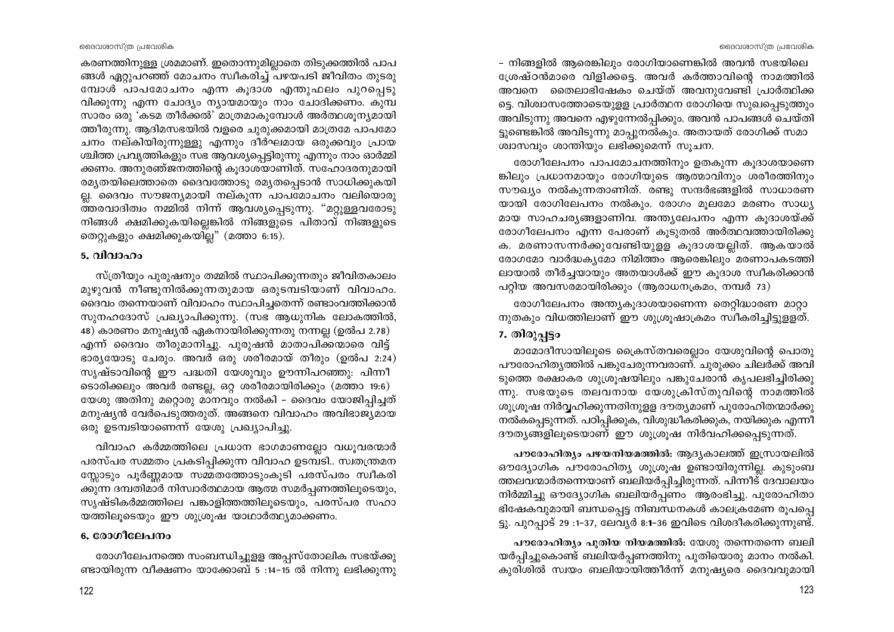കരണത്തിനുള്ള ശ്രമമാണ്. ഇതൊന്നുമില്ലാതെ തിടുക്കത്തിൽ പാപങ്ങൾ ഏറ്റുപറഞ്ഞ് മോചനം സ്വീകരിച്ച് പഴയപടി ജീവിതം തുടരുമ്പോൾ പാപമോചനം എന്ന കൂദാശ എന്തുഫലം പുറപ്പെടുവിക്കുന്നു എന്ന ചോദ്യം ന്യായമായും നാം ചോദിക്കണം. കുമ്പസാരം ഒരു 'കടമ തീർക്കൽ' മാത്രമാകുമ്പോൾ അർത്ഥശൂന്യമായിത്തീരുന്നു. ആദിമസഭയിൽ വളരെ ചുരുക്കമായി മാത്രമേ പാപമോചനം നല്കിയിരുന്നുള്ളു എന്നും ദീർഘമായ ഒരുക്കവും പ്രായശ്ചിത്ത പ്രവൃത്തികളും സഭ ആവശ്യപ്പെട്ടിരുന്നു എന്നും നാം ഓർമ്മിക്കണം. അനുരഞ്ജനത്തിന്റെ കൂദാശയാണിത്. സഹോദരനുമായി രമ്യതയിലെത്താതെ ദൈവത്തോടു രമ്യതപ്പെടാൻ സാധിക്കുകയില്ല. ദൈവം സൗജന്യമായി നല്കുന്ന പാപമോചനം വലിയൊരു ഉത്തരവാദിത്വം നമ്മിൽ നിന്ന് ആവശ്യപ്പെടുന്നു. "മറ്റുള്ളവരോടു നിങ്ങൾ ക്ഷമിക്കുകയില്ലെങ്കിൽ നിങ്ങളുടെ പിതാവ് നിങ്ങളുടെ തെറ്റുകളും ക്ഷമിക്കുകയില്ല" (മത്താ 6:15).

## 5. വിവാഹം

സ്ത്രീയും പുരുഷനും തമ്മിൽ സ്ഥാപിക്കുന്നതും ജീവിതകാലം മുഴുവൻ നീണ്ടുനിൽക്കുന്നതുമായ ഒരുടമ്പടിയാണ് വിവാഹം. ദൈവം തന്നെയാണ് വിവാഹം സ്ഥാപിച്ചതെന്ന് രണ്ടാംവത്തിക്കാൻ സൂനഹദോസ് പ്രഖ്യാപിക്കുന്നു. (സഭ ആധുനിക ലോകത്തിൽ, 48) കാരണം മനുഷ്യൻ ഏകനായിരിക്കുന്നതു നന്നല്ല (ഉൽപ 2.78) എന്ന് ദൈവം തീരുമാനിച്ചു. പുരുഷൻ മാതാപിക്കന്മാരെ വിട്ട് ഭാര്യയോടു ചേരും. അവർ ഒരു ശരീരമായ് തീരും (ഉൽപ 2:24) സൃഷ്ടാവിന്റെ ഈ പദ്ധതി യേശുവും ഊന്നിപറഞ്ഞു: പിന്നീടൊരിക്കലും അവർ രണ്ടല്ല, ഒറ്റ ശരീരമായിരിക്കും (മത്താ 19:6) യേശു അതിനു മറ്റൊരു മാനവും നൽകി – ദൈവം യോജിപ്പിച്ചത് മനുഷ്യൻ വേർപെടുത്തരുത്. അങ്ങനെ വിവാഹം അവിഭാജ്യമായ ഒരു ഉടമ്പടിയാണെന്ന് യേശു പ്രഖ്യാപിച്ചു.

വിവാഹ കർമ്മത്തിലെ പ്രധാന ഭാഗമാണല്ലോ വധൂവരന്മാർ പരസ്പര സമ്മതം പ്രകടിപ്പിക്കുന്ന വിവാഹ ഉടമ്പടി.. സ്വതന്ത്രമനസ്സോടും പൂർണ്ണമായ സമ്മതത്തോടുംകൂടി പരസ്പരം സ്വീകരിക്കുന്ന ദമ്പതിമാർ നിസ്വാർത്ഥമായ ആത്മ സമർപ്പണത്തിലൂടെയും, സൃഷ്ടികർമ്മത്തിലെ പങ്കാളിത്തത്തിലൂടെയും, പരസ്പര സഹായത്തിലൂടെയും ഈ ശുശ്രൂഷ യാഥാർത്ഥ്യമാക്കണം.

## 6. രോഗീലേപനം

രോഗീലേപനത്തെ സംബന്ധിച്ചുള്ള അപ്പസ്തോലിക സഭയ്ക്കുണ്ടായിരുന്ന വീക്ഷണം യാക്കോബ് 5 :14-15 ൽ നിന്നു ലഭിക്കുന്നു – നിങ്ങളിൽ ആരെങ്കിലും രോഗിയാണെങ്കിൽ അവൻ സഭയിലെ ശ്രേഷ്ഠൻമാരെ വിളിക്കട്ടെ. അവർ കർത്താവിന്റെ നാമത്തിൽ അവനെ തൈലാഭിഷേകം ചെയ്ത് അവനുവേണ്ടി പ്രാർത്ഥിക്കട്ടെ. വിശ്വാസത്തോടെയുള്ള പ്രാർത്ഥന രോഗിയെ സുഖപ്പെടുത്തും അവിടുന്നു അവനെ എഴുന്നേൽപ്പിക്കും. അവൻ പാപങ്ങൾ ചെയ്തിട്ടുണ്ടെങ്കിൽ അവിടുന്നു മാപ്പുനൽകും. അതായത് രോഗിക്ക് സമാശ്വാസവും ശാന്തിയും ലഭിക്കുമെന്ന് സൂചന.

രോഗീലേപനം പാപമോചനത്തിനും ഉതകുന്ന കൂദാശയാണെങ്കിലും പ്രധാനമായും രോഗിയുടെ ആത്മാവിനും ശരീരത്തിനും സൗഖ്യം നൽകുന്നതാണിത്. രണ്ടു സന്ദർഭങ്ങളിൽ സാധാരണയായി രോഗീലേപനം നൽകും. രോഗം മൂലമോ മരണം സാധ്യമായ സാഹചര്യങ്ങളാണിവ. അന്ത്യലേപനം എന്ന കൂദാശയ്ക്ക് രോഗീലേപനം എന്ന പേരാണ് കൂടുതൽ അർത്ഥവത്തായിരിക്കുക. മരണാസന്നർക്കുവേണ്ടിയുള്ള കൂദാശയല്ലിത്. ആകയാൽ രോഗമോ വാർദ്ധക്യമോ നിമിത്തം ആരെങ്കിലും മരണാപകടത്തിലായാൽ തീർച്ചയായും അതയാൾക്ക് ഈ കൂദാശ സ്വീകരിക്കാൻ പറ്റിയ അവസരമായിരിക്കും (ആരാധനക്രമം, നമ്പർ 73)

രോഗീലേപനം അന്ത്യകൂദാശയാണെന്ന തെറ്റിദ്ധാരണ മാറ്റാനുതകും വിധത്തിലാണ് ഈ ശുശ്രൂഷാക്രമം സ്വീകരിച്ചിട്ടുള്ളത്.

## 7. തിരുപ്പട്ടം

മാമോദീസായിലൂടെ ക്രൈസ്തവരെല്ലാം യേശുവിന്റെ പൊതു പൗരോഹിത്യത്തിൽ പങ്കുചേരുന്നവരാണ്. ചുരുക്കം ചിലർക്ക് അവിടുത്തെ രക്ഷാകര ശുശ്രൂഷയിലും പങ്കുചേരാൻ കൃപലഭിച്ചിരിക്കുന്നു. സഭയുടെ തലവനായ യേശുക്രിസ്തുവിന്റെ നാമത്തിൽ ശുശ്രൂഷ നിർവ്വഹിക്കുന്നതിനുള്ള ദൗത്യമാണ് പുരോഹിതന്മാർക്കു നൽകപ്പെടുന്നത്. പഠിപ്പിക്കുക, വിശുദ്ധീകരിക്കുക, നയിക്കുക എന്നീ ദൗത്യങ്ങളിലൂടെയാണ് ഈ ശുശ്രൂഷ നിർവഹിക്കപ്പെടുന്നത്.

**പൗരോഹിത്യം പഴയനിയമത്തിൽ:** ആദ്യകാലത്ത് ഇസ്രായേലിൽ ഔദ്യോഗിക പൗരോഹിത്യ ശുശ്രൂഷ ഉണ്ടായിരുന്നില്ല. കുടുംബ തലവന്മാർതന്നെയാണ് ബലിയർപ്പിച്ചിരുന്നത്. പിന്നീട് ദേവാലയം നിർമ്മിച്ചു ഔദ്യോഗിക ബലിയർപ്പണം ആരംഭിച്ചു. പുരോഹിതാഭിഷേകവുമായി ബന്ധപ്പെട്ട നിബന്ധനകൾ കാലക്രമേണ രൂപപ്പെട്ടു. പുറപ്പാട് 29 :1-37, ലേവ്യർ 8:1-36 ഇവിടെ വിശദീകരിക്കുന്നുണ്ട്.

**പൗരോഹിത്യം പുതിയ നിയമത്തിൽ:** യേശു തന്നെതന്നെ ബലിയർപ്പിച്ചുകൊണ്ട് ബലിയർപ്പണത്തിനു പുതിയൊരു മാനം നൽകി. കുരിശിൽ സ്വയം ബലിയായിത്തീർന്ന് മനുഷ്യരെ ദൈവവുമായി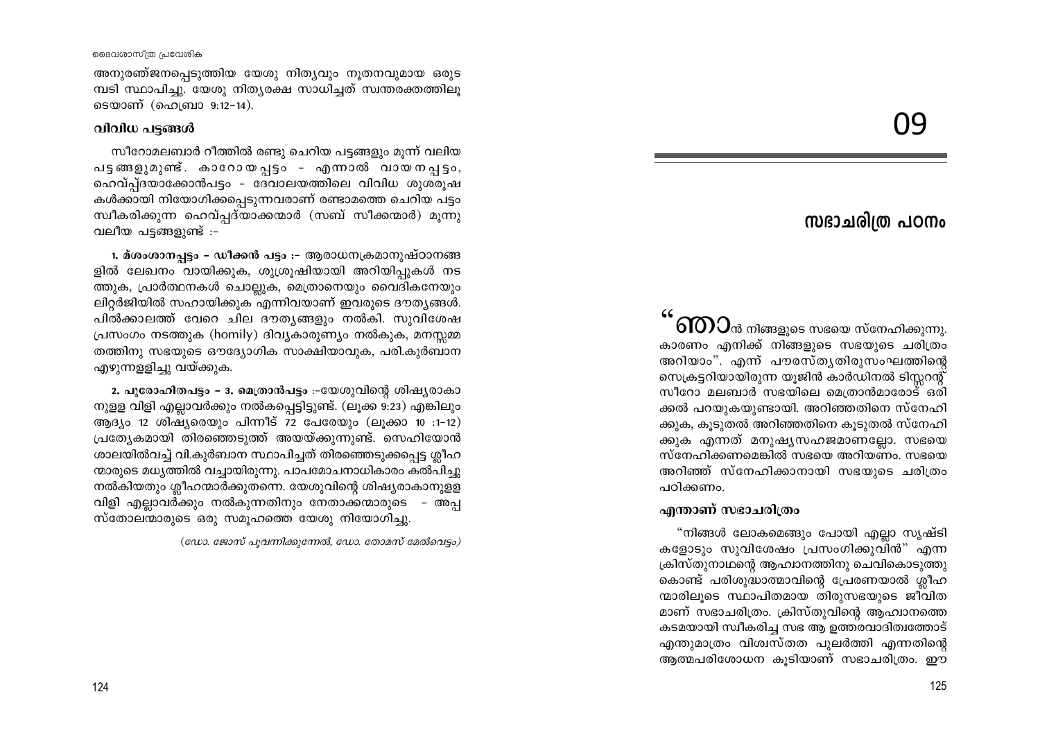അനുരഞ്ജനപ്പെടുത്തിയ യേശു നിത്യവും നൂതനവുമായ ഒരുട മ്പടി സ്ഥാപിച്ചു. യേശു നിത്യരക്ഷ സാധിച്ചത് സ്വന്തരക്തത്തിലൂ ടെയാണ് (ഹെബ്രാ 9:12-14).

### വിവിധ പട്ടങ്ങൾ

സീറോമലബാർ റീത്തിൽ രണ്ടു ചെറിയ പട്ടങ്ങളും മൂന്ന് വലിയ പട്ടങ്ങളുമുണ്ട്. കാറോയപ്പട്ടം - എന്നാൽ വായനപ്പട്ടം, ഹെവ്പ്പ്ദയാക്കോൻപട്ടം - ദേവാലയത്തിലെ വിവിധ ശുശ്രൂഷ കൾക്കായി നിയോഗിക്കപ്പെടുന്നവരാണ് രണ്ടാമത്തെ ചെറിയ പട്ടം സ്വീകരിക്കുന്ന ഹെവ്പ്പദ്യാക്കന്മാർ (സബ് ഡീക്കന്മാർ) മൂന്നു വലീയ പട്ടങ്ങളുണ്ട് :-

**1. മ്ശംശാനപ്പട്ടം - ഡീക്കൻ പട്ടം :-** ആരാധനക്രമാനുഷ്ഠാനങ്ങ ളിൽ ലേഖനം വായിക്കുക, ശുശ്രൂഷിയായി അറിയിപ്പുകൾ നട ത്തുക, പ്രാർത്ഥനകൾ ചൊല്ലുക, മെത്രാനെയും വൈദികനേയും ലിറ്റർജിയിൽ സഹായിക്കുക എന്നിവയാണ് ഇവരുടെ ദൗത്യങ്ങൾ. പിൽക്കാലത്ത് വേറെ ചില ദൗത്യങ്ങളും നൽകി. സുവിശേഷ പ്രസംഗം നടത്തുക (homily) ദിവ്യകാരുണ്യം നൽകുക, മനസ്സമ്മ തത്തിനു സഭയുടെ ഔദ്യോഗിക സാക്ഷിയാവുക, പരി.കുർബാന എഴുന്നള്ളിച്ചു വയ്ക്കുക.

**2. പുരോഹിതപട്ടം - 3. മെത്രാൻപട്ടം :-**യേശുവിന്റെ ശിഷ്യരാകാ നുള്ള വിളി എല്ലാവർക്കും നൽകപ്പെട്ടിട്ടുണ്ട്. (ലൂക്ക 9:23) എങ്കിലും ആദ്യം 12 ശിഷ്യരെയും പിന്നീട് 72 പേരേയും (ലൂക്കാ 10 :1-12) പ്രത്യേകമായി തിരഞ്ഞെടുത്ത് അയയ്ക്കുന്നുണ്ട്. സെഹിയോൻ ശാലയിൽവച്ച് വി.കുർബാന സ്ഥാപിച്ചത് തിരഞ്ഞെടുക്കപ്പെട്ട ശ്ലീഹ ന്മാരുടെ മധ്യത്തിൽ വച്ചായിരുന്നു. പാപമോചനാധികാരം കൽപിച്ചു നൽകിയതും ശ്ലീഹന്മാർക്കുതന്നെ. യേശുവിന്റെ ശിഷ്യരാകാനുള്ള വിളി എല്ലാവർക്കും നൽകുന്നതിനും നേതാക്കന്മാരുടെ - അപ്പ സ്തോലന്മാരുടെ ഒരു സമൂഹത്തെ യേശു നിയോഗിച്ചു.

*(ഡോ. ജോസ് പുവന്നിക്കുന്നേൽ, ഡോ. തോമസ് മേൽവെട്ടം)*

# 09

## സഭാചരിത്ര പഠനം

"ഞാൻ നിങ്ങളുടെ സഭയെ സ്നേഹിക്കുന്നു. കാരണം എനിക്ക് നിങ്ങളുടെ സഭയുടെ ചരിത്രം അറിയാം". എന്ന് പൗരസ്ത്യതിരുസംഘത്തിന്റെ സെക്രട്ടറിയായിരുന്ന യൂജിൻ കാർഡിനൽ ടിസ്സറന്റ് സീറോ മലബാർ സഭയിലെ മെത്രാൻമാരോട് ഒരി ക്കൽ പറയുകയുണ്ടായി. അറിഞ്ഞതിനെ സ്നേഹി ക്കുക, കൂടുതൽ അറിഞ്ഞതിനെ കൂടുതൽ സ്നേഹി ക്കുക എന്നത് മനുഷ്യസഹജമാണല്ലോ. സഭയെ സ്നേഹിക്കണമെങ്കിൽ സഭയെ അറിയണം. സഭയെ അറിഞ്ഞ് സ്നേഹിക്കാനായി സഭയുടെ ചരിത്രം പഠിക്കണം.

### എന്താണ് സഭാചരിത്രം

"നിങ്ങൾ ലോകമെങ്ങും പോയി എല്ലാ സൃഷ്ടി കളോടും സുവിശേഷം പ്രസംഗിക്കുവിൻ" എന്ന ക്രിസ്തുനാഥന്റെ ആഹ്വാനത്തിനു ചെവികൊടുത്തു കൊണ്ട് പരിശുദ്ധാത്മാവിന്റെ പ്രേരണയാൽ ശ്ലീഹ ന്മാരിലൂടെ സ്ഥാപിതമായ തിരുസഭയുടെ ജീവിത മാണ് സഭാചരിത്രം. ക്രിസ്തുവിന്റെ ആഹ്വാനത്തെ കടമയായി സ്വീകരിച്ച സഭ ആ ഉത്തരവാദിത്വത്തോട് എന്തുമാത്രം വിശ്വസ്തത പുലർത്തി എന്നതിന്റെ ആത്മപരിശോധന കൂടിയാണ് സഭാചരിത്രം. ഈ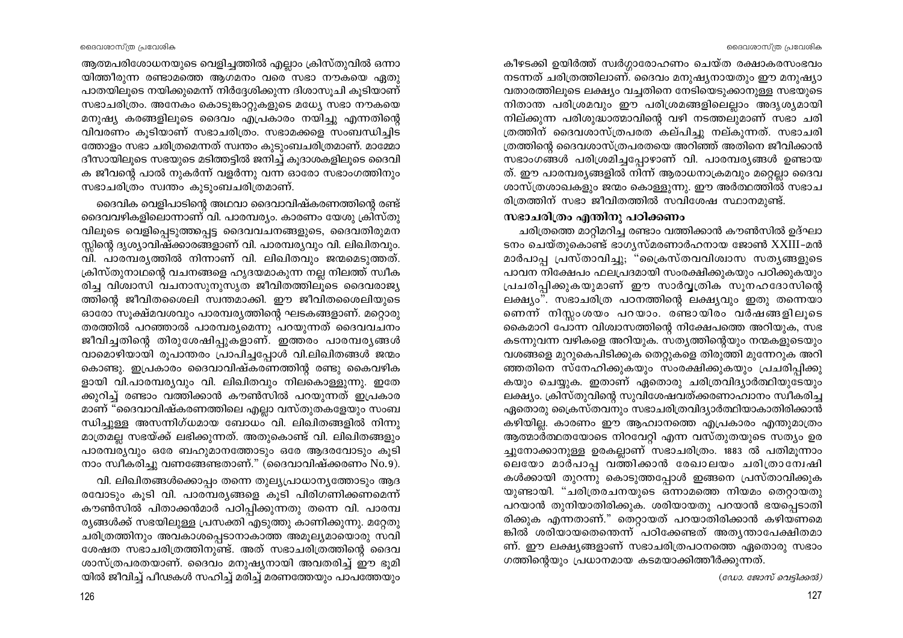ആത്മപരിശോധനയുടെ വെളിച്ചത്തിൽ എല്ലാം ക്രിസ്തുവിൽ ഒന്നായിത്തീരുന്ന രണ്ടാമത്തെ ആഗമനം വരെ സഭാ നൗകയെ ഏതു പാതയിലൂടെ നയിക്കുമെന്ന് നിർദ്ദേശിക്കുന്ന ദിശാസൂചി കൂടിയാണ് സഭാചരിത്രം. അനേകം കൊടുങ്കാറ്റുകളുടെ മധ്യേ സഭാ നൗകയെ മനുഷ്യ കരങ്ങളിലൂടെ ദൈവം എപ്രകാരം നയിച്ചു എന്നതിന്റെ വിവരണം കൂടിയാണ് സഭാചരിത്രം. സഭാമക്കളെ സംബന്ധിച്ചിടത്തോളം സഭാ ചരിത്രമെന്നത് സ്വന്തം കുടുംബചരിത്രമാണ്. മാമ്മോദീസായിലൂടെ സഭയുടെ മടിത്തട്ടിൽ ജനിച്ച് കൂദാശകളിലൂടെ ദൈവിക ജീവന്റെ പാൽ നുകർന്ന് വളർന്നു വന്ന ഓരോ സഭാംഗത്തിനും സഭാചരിത്രം സ്വന്തം കുടുംബചരിത്രമാണ്.

ദൈവിക വെളിപാടിന്റെ അഥവാ ദൈവാവിഷ്കരണത്തിന്റെ രണ്ട് ദൈവവഴികളിലൊന്നാണ് വി. പാരമ്പര്യം. കാരണം യേശു ക്രിസ്തുവിലൂടെ വെളിപ്പെടുത്തപ്പെട്ട ദൈവവചനങ്ങളുടെ, ദൈവതിരുമനസ്സിന്റെ ദൃശ്യാവിഷ്ക്കാരങ്ങളാണ് വി. പാരമ്പര്യവും വി. ലിഖിതവും. വി. പാരമ്പര്യത്തിൽ നിന്നാണ് വി. ലിഖിതവും ജന്മമെടുത്തത്. ക്രിസ്തുനാഥന്റെ വചനങ്ങളെ ഹൃദയമാകുന്ന നല്ല നിലത്ത് സ്വീകരിച്ച വിശ്വാസി വചനാസുനുസൃത ജീവിതത്തിലൂടെ ദൈവരാജ്യത്തിന്റെ ജീവിതശൈലി സ്വന്തമാക്കി. ഈ ജീവിതശൈലിയുടെ ഓരോ സൂക്ഷ്മവശവും പാരമ്പര്യത്തിന്റെ ഘടകങ്ങളാണ്. മറ്റൊരു തരത്തിൽ പറഞ്ഞാൽ പാരമ്പര്യമെന്നു പറയുന്നത് ദൈവവചനം ജീവിച്ചതിന്റെ തിരുശേഷിപ്പുകളാണ്. ഇത്തരം പാരമ്പര്യങ്ങൾ വാമൊഴിയായി രൂപാന്തരം പ്രാപിച്ചപ്പോൾ വി.ലിഖിതങ്ങൾ ജന്മം കൊണ്ടു. ഇപ്രകാരം ദൈവാവിഷ്കരണത്തിന്റ രണ്ടു കൈവഴികളായി വി.പാരമ്പര്യവും വി. ലിഖിതവും നിലകൊള്ളുന്നു. ഇതേക്കുറിച്ച് രണ്ടാം വത്തിക്കാൻ കൗൺസിൽ പറയുന്നത് ഇപ്രകാരമാണ് "ദൈവാവിഷ്കരണത്തിലെ എല്ലാ വസ്തുതകളേയും സംബന്ധിച്ചുള്ള അസന്നിഗ്ധമായ ബോധം വി. ലിഖിതങ്ങളിൽ നിന്നു മാത്രമല്ല സഭയ്ക്ക് ലഭിക്കുന്നത്. അതുകൊണ്ട് വി. ലിഖിതങ്ങളും പാരമ്പര്യവും ഒരേ ബഹുമാനത്തോടും ഒരേ ആദരവോടും കൂടി നാം സ്വീകരിച്ചു വണങ്ങേണ്ടതാണ്." (ദൈവാവിഷ്ക്കരണം No.9).

വി. ലിഖിതങ്ങൾക്കൊപ്പം തന്നെ തുല്യപ്രാധാന്യത്തോടും ആദരവോടും കൂടി വി. പാരമ്പര്യങ്ങളെ കൂടി പരിഗണിക്കണമെന്ന് കൗൺസിൽ പിതാക്കന്മാർ പഠിപ്പിക്കുന്നതു തന്നെ വി. പാരമ്പര്യങ്ങൾക്ക് സഭയിലുള്ള പ്രസക്തി എടുത്തു കാണിക്കുന്നു. മറ്റേതു ചരിത്രത്തിനും അവകാശപ്പെടാനാകാത്ത അമൂല്യമായൊരു സവിശേഷത സഭാചരിത്രത്തിനുണ്ട്. അത് സഭാചരിത്രത്തിന്റെ ദൈവശാസ്ത്രപരതയാണ്. ദൈവം മനുഷ്യനായി അവതരിച്ച് ഈ ഭൂമിയിൽ ജീവിച്ച് പീഢകൾ സഹിച്ച് മരിച്ച് മരണത്തേയും പാപത്തേയും കീഴടക്കി ഉയിർത്ത് സ്വർഗ്ഗാരോഹണം ചെയ്ത രക്ഷാകരസംഭവം നടന്നത് ചരിത്രത്തിലാണ്. ദൈവം മനുഷ്യനായതും ഈ മനുഷ്യാവതാരത്തിലൂടെ ലക്ഷ്യം വച്ചതിനെ നേടിയെടുക്കാനുള്ള സഭയുടെ നിതാന്ത പരിശ്രമവും ഈ പരിശ്രമങ്ങളിലെല്ലാം അദൃശ്യമായി നില്ക്കുന്ന പരിശുദ്ധാത്മാവിന്റെ വഴി നടത്തലുമാണ് സഭാ ചരിത്രത്തിന് ദൈവശാസ്ത്രപരത കല്പിച്ചു നല്കുന്നത്. സഭാചരിത്രത്തിന്റെ ദൈവശാസ്ത്രപരതയെ അറിഞ്ഞ് അതിനെ ജീവിക്കാൻ സഭാംഗങ്ങൾ പരിശ്രമിച്ചപ്പോഴാണ് വി. പാരമ്പര്യങ്ങൾ ഉണ്ടായത്. ഈ പാരമ്പര്യങ്ങളിൽ നിന്ന് ആരാധനാക്രമവും മറ്റെല്ലാ ദൈവശാസ്ത്രശാഖകളും ജന്മം കൊള്ളുന്നു. ഈ അർത്ഥത്തിൽ സഭാചരിത്രത്തിന് സഭാ ജീവിതത്തിൽ സവിശേഷ സ്ഥാനമുണ്ട്.

### സഭാചരിത്രം എന്തിനു പഠിക്കണം

ചരിത്രത്തെ മാറ്റിമറിച്ച രണ്ടാം വത്തിക്കാൻ കൗൺസിൽ ഉദ്ഘാടനം ചെയ്തുകൊണ്ട് ഭാഗ്യസ്മരണാർഹനായ ജോൺ XXIII-മൻ മാർപാപ്പ പ്രസ്താവിച്ചു; "ക്രൈസ്തവവിശ്വാസ സത്യങ്ങളുടെ പാവന നിക്ഷേപം ഫലപ്രദമായി സംരക്ഷിക്കുകയും പഠിക്കുകയും പ്രചരിപ്പിക്കുകയുമാണ് ഈ സാർവ്വത്രിക സൂനഹദോസിന്റെ ലക്ഷ്യം". സഭാചരിത്ര പഠനത്തിന്റെ ലക്ഷ്യവും ഇതു തന്നെയാണെന്ന് നിസ്സംശയം പറയാം. രണ്ടായിരം വർഷങ്ങളിലൂടെ കൈമാറി പോന്ന വിശ്വാസത്തിന്റെ നിക്ഷേപത്തെ അറിയുക, സഭ കടന്നുവന്ന വഴികളെ അറിയുക. സത്യത്തിന്റെയും നന്മകളുടെയും വശങ്ങളെ മുറുകെപിടിക്കുക തെറ്റുകളെ തിരുത്തി മുന്നേറുക അറിഞ്ഞതിനെ സ്നേഹിക്കുകയും സംരക്ഷിക്കുകയും പ്രചരിപ്പിക്കുകയും ചെയ്യുക. ഇതാണ് ഏതൊരു ചരിത്രവിദ്യാർത്ഥിയുടേയും ലക്ഷ്യം. ക്രിസ്തുവിന്റെ സുവിശേഷവത്ക്കരണാഹ്വാനം സ്വീകരിച്ച ഏതൊരു ക്രൈസ്തവനും സഭാചരിത്രവിദ്യാർത്ഥിയാകാതിരിക്കാൻ കഴിയില്ല. കാരണം ഈ ആഹ്വാനത്തെ എപ്രകാരം എന്തുമാത്രം ആത്മാർത്ഥതയോടെ നിറവേറ്റി എന്ന വസ്തുതയുടെ സത്യം ഉരച്ചുനോക്കാനുള്ള ഉരകല്ലാണ് സഭാചരിത്രം. 1883 ൽ പതിമൂന്നാം ലെയോ മാർപാപ്പ വത്തിക്കാൻ രേഖാലയം ചരിത്രാന്വേഷികൾക്കായി തുറന്നു കൊടുത്തപ്പോൾ ഇങ്ങനെ പ്രസ്താവിക്കുകയുണ്ടായി. "ചരിത്രരചനയുടെ ഒന്നാമത്തെ നിയമം തെറ്റായതു പറയാൻ തുനിയാതിരിക്കുക. ശരിയായതു പറയാൻ ഭയപ്പെടാതിരിക്കുക എന്നതാണ്." തെറ്റായത് പറയാതിരിക്കാൻ കഴിയണമെങ്കിൽ ശരിയായതെന്തെന്ന് പഠിക്കേണ്ടത് അത്യന്താപേക്ഷിതമാണ്. ഈ ലക്ഷ്യങ്ങളാണ് സഭാചരിത്രപഠനത്തെ ഏതൊരു സഭാംഗത്തിന്റെയും പ്രധാനമായ കടമയാക്കിത്തീർക്കുന്നത്.

*(ഡോ. ജോസ് വെട്ടിക്കൽ)*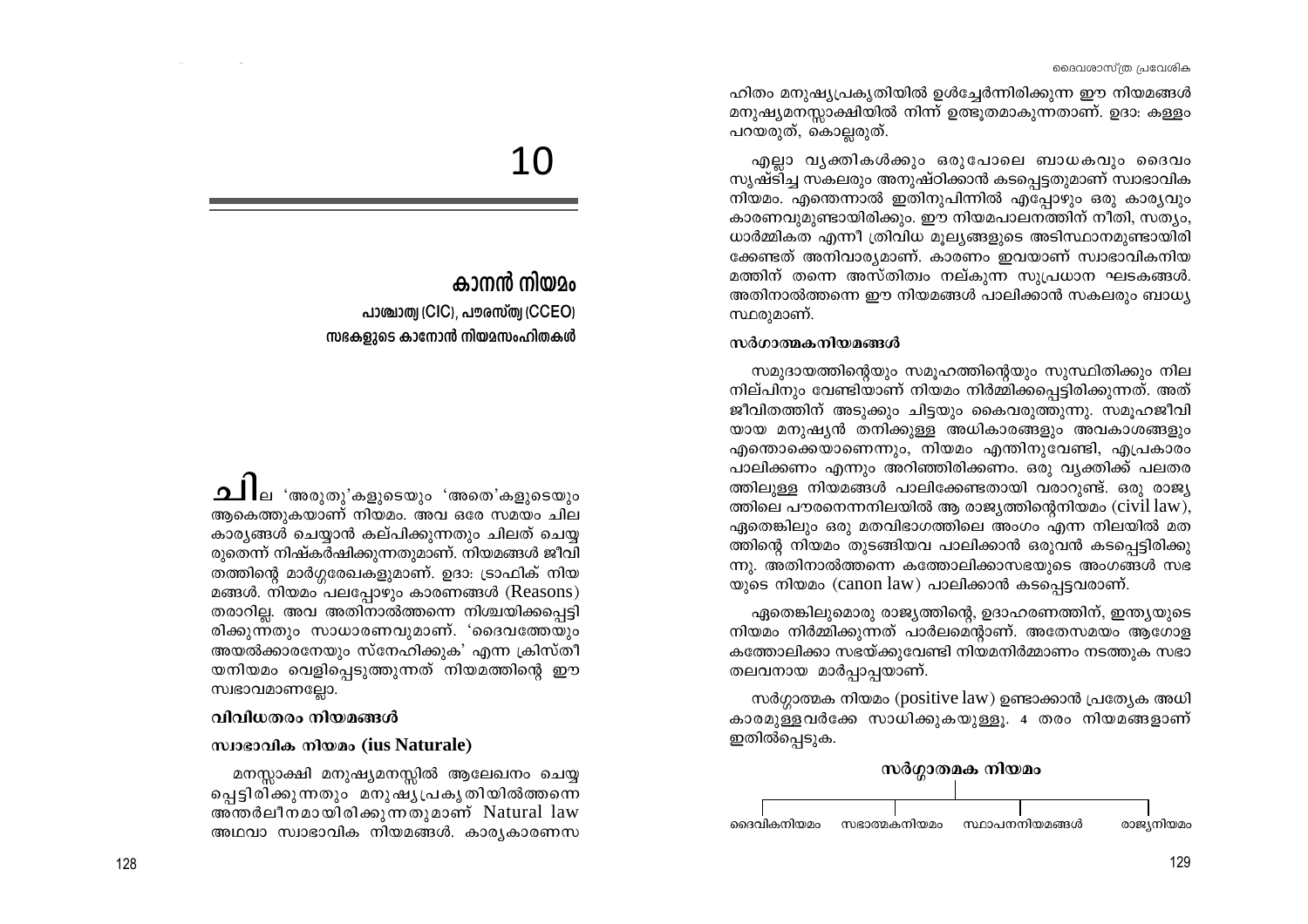# 10

## കാനൻ നിയമം

**പാശ്ചാത്യ (CIC), പൗരസ്ത്യ (CCEO) സഭകളുടെ കാനോൻ നിയമസംഹിതകൾ**

ചില 'അരുതു'കളുടെയും 'അതെ'കളുടെയും ആകെത്തുകയാണ് നിയമം. അവ ഒരേ സമയം ചില കാര്യങ്ങൾ ചെയ്യാൻ കല്പിക്കുന്നതും ചിലത് ചെയ്യരുതെന്ന് നിഷ്കർഷിക്കുന്നതുമാണ്. നിയമങ്ങൾ ജീവിതത്തിന്റെ മാർഗ്ഗരേഖകളുമാണ്. ഉദാ: ട്രാഫിക് നിയമങ്ങൾ. നിയമം പലപ്പോഴും കാരണങ്ങൾ (Reasons) തരാറില്ല. അവ അതിനാൽത്തന്നെ നിശ്ചയിക്കപ്പെട്ടിരിക്കുന്നതും സാധാരണവുമാണ്. 'ദൈവത്തേയും അയൽക്കാരനേയും സ്നേഹിക്കുക' എന്ന ക്രിസ്തീയനിയമം വെളിപ്പെടുത്തുന്നത് നിയമത്തിന്റെ ഈ സ്വഭാവമാണല്ലോ.

### വിവിധതരം നിയമങ്ങൾ

#### സ്വാഭാവിക നിയമം (ius Naturale)

മനസ്സാക്ഷി മനുഷ്യമനസ്സിൽ ആലേഖനം ചെയ്യപ്പെട്ടിരിക്കുന്നതും മനുഷ്യപ്രകൃതിയിൽത്തന്നെ അന്തർലീനമായിരിക്കുന്നതുമാണ് Natural law അഥവാ സ്വാഭാവിക നിയമങ്ങൾ. കാര്യകാരണസഹിതം മനുഷ്യപ്രകൃതിയിൽ ഉൾച്ചേർന്നിരിക്കുന്ന ഈ നിയമങ്ങൾ മനുഷ്യമനസ്സാക്ഷിയിൽ നിന്ന് ഉരുത്തിരിയുന്നതാണ്. ഉദാ: കള്ളം പറയരുത്, കൊല്ലരുത്.

എല്ലാ വ്യക്തികൾക്കും ഒരുപോലെ ബാധകവും ദൈവം സൃഷ്ടിച്ച സകലരും അനുഷ്ഠിക്കാൻ കടപ്പെട്ടതുമാണ് സ്വാഭാവിക നിയമം. എന്തെന്നാൽ ഇതിനുപിന്നിൽ എപ്പോഴും ഒരു കാര്യവും കാരണവുമുണ്ടായിരിക്കും. ഈ നിയമപാലനത്തിന് നീതി, സത്യം, ധാർമ്മികത എന്നീ ത്രിവിധ മൂല്യങ്ങളുടെ അടിസ്ഥാനമുണ്ടായിരിക്കേണ്ടത് അനിവാര്യമാണ്. കാരണം ഇവയാണ് സ്വാഭാവികനിയമത്തിന് തന്നെ അസ്തിത്വം നല്കുന്ന സുപ്രധാന ഘടകങ്ങൾ. അതിനാൽത്തന്നെ ഈ നിയമങ്ങൾ പാലിക്കാൻ സകലരും ബാധ്യസ്ഥരുമാണ്.

#### സർഗാത്മകനിയമങ്ങൾ

സമുദായത്തിന്റെയും സമൂഹത്തിന്റെയും സുസ്ഥിതിക്കും നിലനില്പിനും വേണ്ടിയാണ് നിയമം നിർമ്മിക്കപ്പെട്ടിരിക്കുന്നത്. അത് ജീവിതത്തിന് അടുക്കും ചിട്ടയും കൈവരുത്തുന്നു. സമൂഹജീവിയായ മനുഷ്യൻ തനിക്കുള്ള അധികാരങ്ങളും അവകാശങ്ങളും എന്തൊക്കെയാണെന്നും, നിയമം എന്തിനുവേണ്ടി, എപ്രകാരം പാലിക്കണം എന്നും അറിഞ്ഞിരിക്കണം. ഒരു വ്യക്തിക്ക് പലതരത്തിലുള്ള നിയമങ്ങൾ പാലിക്കേണ്ടതായി വരാറുണ്ട്. ഒരു രാജ്യത്തിലെ പൗരനെന്നനിലയിൽ ആ രാജ്യത്തിന്റെനിയമം (civil law), ഏതെങ്കിലും ഒരു മതവിഭാഗത്തിലെ അംഗം എന്ന നിലയിൽ മതത്തിന്റെ നിയമം തുടങ്ങിയവ പാലിക്കാൻ ഒരുവൻ കടപ്പെട്ടിരിക്കുന്നു. അതിനാൽത്തന്നെ കത്തോലിക്കാസഭയുടെ അംഗങ്ങൾ സഭയുടെ നിയമം (canon law) പാലിക്കാൻ കടപ്പെട്ടവരാണ്.

ഏതെങ്കിലുമൊരു രാജ്യത്തിന്റെ, ഉദാഹരണത്തിന്, ഇന്ത്യയുടെ നിയമം നിർമ്മിക്കുന്നത് പാർലമെന്റാണ്. അതേസമയം ആഗോള കത്തോലിക്കാ സഭയ്ക്കുവേണ്ടി നിയമനിർമ്മാണം നടത്തുക സഭാതലവനായ മാർപ്പാപ്പയാണ്.

സർഗ്ഗാത്മക നിയമം (positive law) ഉണ്ടാക്കാൻ പ്രത്യേക അധികാരമുള്ളവർക്കേ സാധിക്കുകയുള്ളൂ. 4 തരം നിയമങ്ങളാണ് ഇതിൽപ്പെടുക.

**സർഗ്ഗാത്മക നിയമം**

- ദൈവികനിയമം
- സഭാത്മകനിയമം
- സ്ഥാപനനിയമങ്ങൾ
- രാജ്യനിയമം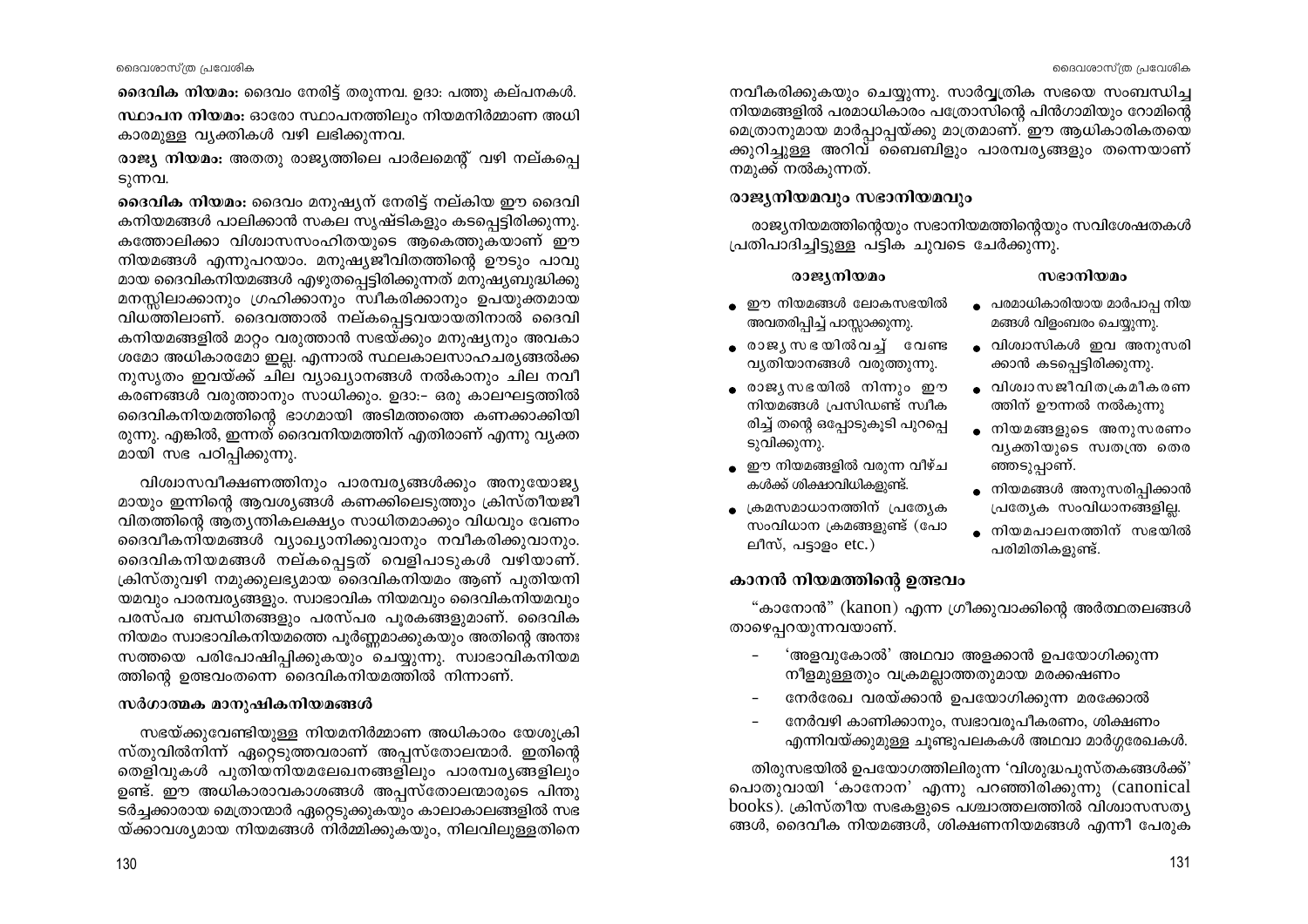**ദൈവിക നിയമം:** ദൈവം നേരിട്ട് തരുന്നവ. ഉദാ: പത്തു കല്പനകൾ.

**സ്ഥാപന നിയമം:** ഓരോ സ്ഥാപനത്തിലും നിയമനിർമ്മാണ അധികാരമുള്ള വ്യക്തികൾ വഴി ലഭിക്കുന്നവ.

**രാജ്യ നിയമം:** അതതു രാജ്യത്തിലെ പാർലമെന്റ് വഴി നല്കപ്പെടുന്നവ.

**ദൈവിക നിയമം:** ദൈവം മനുഷ്യന് നേരിട്ട് നല്കിയ ഈ ദൈവികനിയമങ്ങൾ പാലിക്കാൻ സകല സൃഷ്ടികളും കടപ്പെട്ടിരിക്കുന്നു. കത്തോലിക്കാ വിശ്വാസസംഹിതയുടെ ആകെത്തുകയാണ് ഈ നിയമങ്ങൾ എന്നുപറയാം. മനുഷ്യജീവിതത്തിന്റെ ഊടും പാവുമായ ദൈവികനിയമങ്ങൾ എഴുതപ്പെട്ടിരിക്കുന്നത് മനുഷ്യബുദ്ധിക്കു മനസ്സിലാക്കാനും ഗ്രഹിക്കാനും സ്വീകരിക്കാനും ഉപയുക്തമായ വിധത്തിലാണ്. ദൈവത്താൽ നല്കപ്പെട്ടവയായതിനാൽ ദൈവികനിയമങ്ങളിൽ മാറ്റം വരുത്താൻ സഭയ്ക്കും മനുഷ്യനും അവകാശമോ അധികാരമോ ഇല്ല. എന്നാൽ സ്ഥലകാലസാഹചര്യങ്ങൾക്കനുസൃതം ഇവയ്ക്ക് ചില വ്യാഖ്യാനങ്ങൾ നൽകാനും ചില നവീകരണങ്ങൾ വരുത്താനും സാധിക്കും. ഉദാ:- ഒരു കാലഘട്ടത്തിൽ ദൈവികനിയമത്തിന്റെ ഭാഗമായി അടിമത്തത്തെ കണക്കാക്കിയിരുന്നു. എങ്കിൽ, ഇന്നത് ദൈവനിയമത്തിന് എതിരാണ് എന്നു വ്യക്തമായി സഭ പഠിപ്പിക്കുന്നു.

വിശ്വാസവീക്ഷണത്തിനും പാരമ്പര്യങ്ങൾക്കും അനുയോജ്യമായും ഇന്നിന്റെ ആവശ്യങ്ങൾ കണക്കിലെടുത്തും ക്രിസ്തീയജീവിതത്തിന്റെ ആത്യന്തികലക്ഷ്യം സാധിതമാക്കും വിധവും വേണം ദൈവീകനിയമങ്ങൾ വ്യാഖ്യാനിക്കുവാനും നവീകരിക്കുവാനും. ദൈവികനിയമങ്ങൾ നല്കപ്പെട്ടത് വെളിപാടുകൾ വഴിയാണ്. ക്രിസ്തുവഴി നമുക്കുലഭ്യമായ ദൈവികനിയമം ആണ് പുതിയനിയമവും പാരമ്പര്യങ്ങളും. സ്വാഭാവിക നിയമവും ദൈവികനിയമവും പരസ്പര ബന്ധിതങ്ങളും പരസ്പര പൂരകങ്ങളുമാണ്. ദൈവിക നിയമം സ്വാഭാവികനിയമത്തെ പൂർണ്ണമാക്കുകയും അതിന്റെ അന്തഃസത്തയെ പരിപോഷിപ്പിക്കുകയും ചെയ്യുന്നു. സ്വാഭാവികനിയമത്തിന്റെ ഉത്ഭവംതന്നെ ദൈവികനിയമത്തിൽ നിന്നാണ്.

### സർഗാത്മക മാനുഷികനിയമങ്ങൾ

സഭയ്ക്കുവേണ്ടിയുള്ള നിയമനിർമ്മാണ അധികാരം യേശുക്രിസ്തുവിൽനിന്ന് ഏറ്റെടുത്തവരാണ് അപ്പസ്തോലന്മാർ. ഇതിന്റെ തെളിവുകൾ പുതിയനിയമലേഖനങ്ങളിലും പാരമ്പര്യങ്ങളിലും ഉണ്ട്. ഈ അധികാരാവകാശങ്ങൾ അപ്പസ്തോലന്മാരുടെ പിന്തുടർച്ചക്കാരായ മെത്രാന്മാർ ഏറ്റെടുക്കുകയും കാലാകാലങ്ങളിൽ സഭയ്ക്കാവശ്യമായ നിയമങ്ങൾ നിർമ്മിക്കുകയും, നിലവിലുള്ളതിനെ നവീകരിക്കുകയും ചെയ്യുന്നു. സാർവ്വത്രിക സഭയെ സംബന്ധിച്ച നിയമങ്ങളിൽ പരമാധികാരം പത്രോസിന്റെ പിൻഗാമിയും റോമിന്റെ മെത്രാനുമായ മാർപ്പാപ്പയ്ക്കു മാത്രമാണ്. ഈ ആധികാരികതയെക്കുറിച്ചുള്ള അറിവ് ബൈബിളും പാരമ്പര്യങ്ങളും തന്നെയാണ് നമുക്ക് നൽകുന്നത്.

### രാജ്യനിയമവും സഭാനിയമവും

രാജ്യനിയമത്തിന്റെയും സഭാനിയമത്തിന്റെയും സവിശേഷതകൾ പ്രതിപാദിച്ചിട്ടുള്ള പട്ടിക ചുവടെ ചേർക്കുന്നു.

| രാജ്യനിയമം | സഭാനിയമം |
|---|---|
| • ഈ നിയമങ്ങൾ ലോകസഭയിൽ അവതരിപ്പിച്ച് പാസ്സാക്കുന്നു. | • പരമാധികാരിയായ മാർപാപ്പ നിയമങ്ങൾ വിളംബരം ചെയ്യുന്നു. |
| • രാജ്യസഭയിൽവച്ച് വേണ്ട വ്യതിയാനങ്ങൾ വരുത്തുന്നു. | • വിശ്വാസികൾ ഇവ അനുസരിക്കാൻ കടപ്പെട്ടിരിക്കുന്നു. |
| • രാജ്യസഭയിൽ നിന്നും ഈ നിയമങ്ങൾ പ്രസിഡണ്ട് സ്വീകരിച്ച് തന്റെ ഒപ്പോടുകൂടി പുറപ്പെടുവിക്കുന്നു. | • വിശ്വാസജീവിതക്രമീകരണത്തിന് ഊന്നൽ നൽകുന്നു |
| • ഈ നിയമങ്ങളിൽ വരുന്ന വീഴ്ചകൾക്ക് ശിക്ഷാവിധികളുണ്ട്. | • നിയമങ്ങളുടെ അനുസരണം വ്യക്തിയുടെ സ്വതന്ത്ര തെരഞ്ഞെടുപ്പാണ്. |
| • ക്രമസമാധാനത്തിന് പ്രത്യേക സംവിധാന ക്രമങ്ങളുണ്ട് (പോലീസ്, പട്ടാളം etc.) | • നിയമങ്ങൾ അനുസരിപ്പിക്കാൻ പ്രത്യേക സംവിധാനങ്ങളില്ല. |
| | • നിയമപാലനത്തിന് സഭയിൽ പരിമിതികളുണ്ട്. |

### കാനൻ നിയമത്തിന്റെ ഉത്ഭവം

"കാനോൻ" (kanon) എന്ന ഗ്രീക്കുവാക്കിന്റെ അർത്ഥതലങ്ങൾ താഴെപ്പറയുന്നവയാണ്.

- 'അളവുകോൽ' അഥവാ അളക്കാൻ ഉപയോഗിക്കുന്ന നീളമുള്ളതും വക്രമല്ലാത്തതുമായ മരക്കഷണം
- നേർരേഖ വരയ്ക്കാൻ ഉപയോഗിക്കുന്ന മരക്കോൽ
- നേർവഴി കാണിക്കാനും, സ്വഭാവരൂപീകരണം, ശിക്ഷണം എന്നിവയ്ക്കുമുള്ള ചൂണ്ടുപലകകൾ അഥവാ മാർഗ്ഗരേഖകൾ.

തിരുസഭയിൽ ഉപയോഗത്തിലിരുന്ന 'വിശുദ്ധപുസ്തകങ്ങൾക്ക്' പൊതുവായി 'കാനോന' എന്നു പറഞ്ഞിരിക്കുന്നു (canonical books). ക്രിസ്തീയ സഭകളുടെ പശ്ചാത്തലത്തിൽ വിശ്വാസസത്യങ്ങൾ, ദൈവീക നിയമങ്ങൾ, ശിക്ഷണനിയമങ്ങൾ എന്നീ പേരുക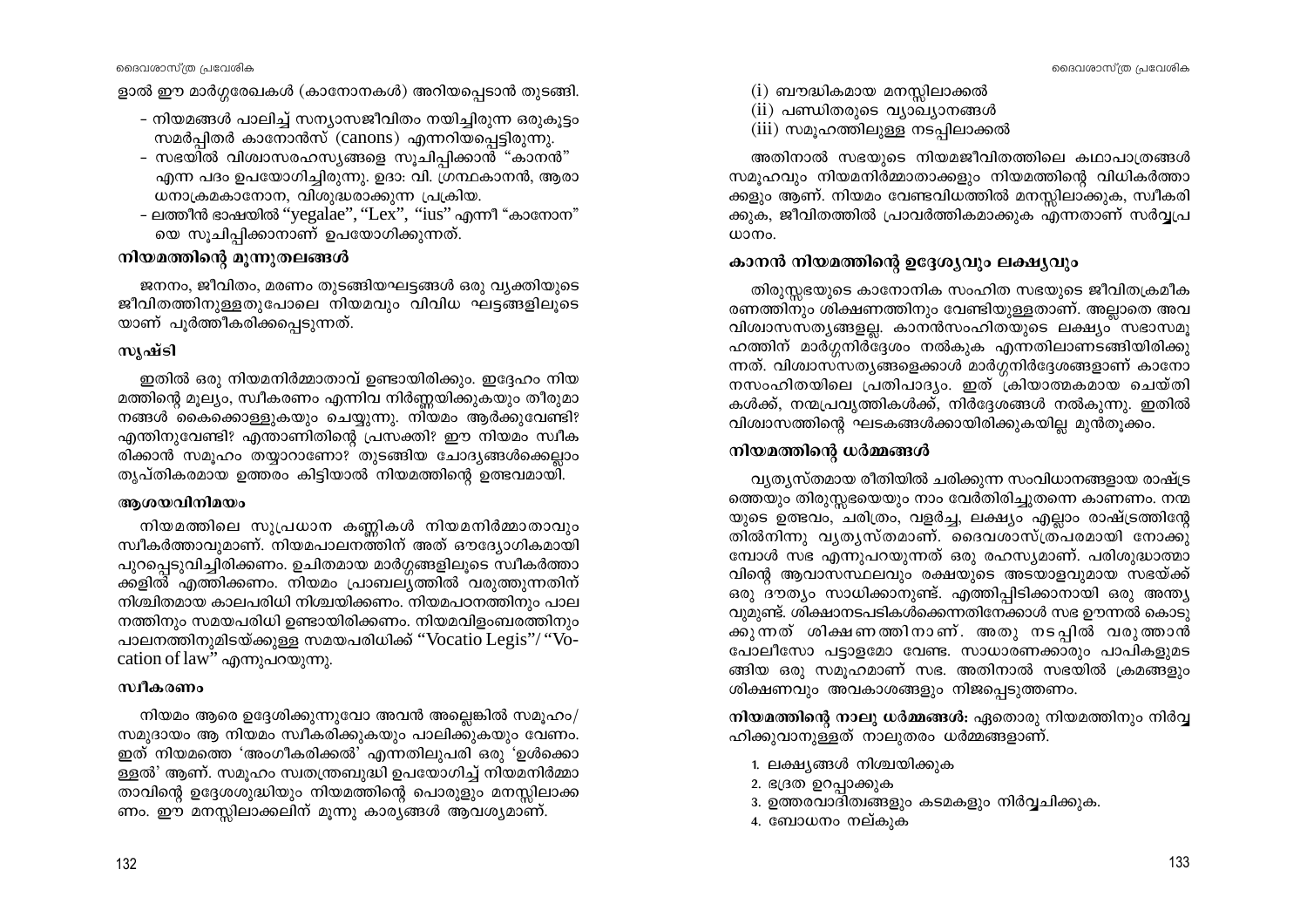ളാൽ ഈ മാർഗ്ഗരേഖകൾ (കാനോനകൾ) അറിയപ്പെടാൻ തുടങ്ങി.

- നിയമങ്ങൾ പാലിച്ച് സന്യാസജീവിതം നയിച്ചിരുന്ന ഒരുകൂട്ടം സമർപ്പിതർ കാനോൻസ് (canons) എന്നറിയപ്പെട്ടിരുന്നു.
- സഭയിൽ വിശ്വാസരഹസ്യങ്ങളെ സൂചിപ്പിക്കാൻ "കാനൻ" എന്ന പദം ഉപയോഗിച്ചിരുന്നു. ഉദാ: വി. ഗ്രന്ഥകാനൻ, ആരാധനാക്രമകാനോന, വിശുദ്ധരാക്കുന്ന പ്രക്രിയ.
- ലത്തീൻ ഭാഷയിൽ "yegalae", "Lex", "ius" എന്നീ "കാനോന" യെ സൂചിപ്പിക്കാനാണ് ഉപയോഗിക്കുന്നത്.

## നിയമത്തിന്റെ മൂന്നുതലങ്ങൾ

ജനനം, ജീവിതം, മരണം തുടങ്ങിയഘട്ടങ്ങൾ ഒരു വ്യക്തിയുടെ ജീവിതത്തിനുള്ളതുപോലെ നിയമവും വിവിധ ഘട്ടങ്ങളിലൂടെയാണ് പൂർത്തീകരിക്കപ്പെടുന്നത്.

### സൃഷ്ടി

ഇതിൽ ഒരു നിയമനിർമ്മാതാവ് ഉണ്ടായിരിക്കും. ഇദ്ദേഹം നിയമത്തിന്റെ മൂല്യം, സ്വീകരണം എന്നിവ നിർണ്ണയിക്കുകയും തീരുമാനങ്ങൾ കൈക്കൊള്ളുകയും ചെയ്യുന്നു. നിയമം ആർക്കുവേണ്ടി? എന്തിനുവേണ്ടി? എന്താണിതിന്റെ പ്രസക്തി? ഈ നിയമം സ്വീകരിക്കാൻ സമൂഹം തയ്യാറാണോ? തുടങ്ങിയ ചോദ്യങ്ങൾക്കെല്ലാം തൃപ്തികരമായ ഉത്തരം കിട്ടിയാൽ നിയമത്തിന്റെ ഉത്ഭവമായി.

### ആശയവിനിമയം

നിയമത്തിലെ സുപ്രധാന കണ്ണികൾ നിയമനിർമ്മാതാവും സ്വീകർത്താവുമാണ്. നിയമപാലനത്തിന് അത് ഔദ്യോഗികമായി പുറപ്പെടുവിച്ചിരിക്കണം. ഉചിതമായ മാർഗ്ഗങ്ങളിലൂടെ സ്വീകർത്താക്കളിൽ എത്തിക്കണം. നിയമം പ്രാബല്യത്തിൽ വരുത്തുന്നതിന് നിശ്ചിതമായ കാലപരിധി നിശ്ചയിക്കണം. നിയമപഠനത്തിനും പാലനത്തിനും സമയപരിധി ഉണ്ടായിരിക്കണം. നിയമവിളംബരത്തിനും പാലനത്തിനുമിടയ്ക്കുള്ള സമയപരിധിക്ക് "Vocatio Legis"/ "Vocation of law" എന്നുപറയുന്നു.

### സ്വീകരണം

നിയമം ആരെ ഉദ്ദേശിക്കുന്നുവോ അവൻ അല്ലെങ്കിൽ സമൂഹം/ സമുദായം ആ നിയമം സ്വീകരിക്കുകയും പാലിക്കുകയും വേണം. ഇത് നിയമത്തെ 'അംഗീകരിക്കൽ' എന്നതിലുപരി ഒരു 'ഉൾക്കൊള്ളൽ' ആണ്. സമൂഹം സ്വതന്ത്രബുദ്ധി ഉപയോഗിച്ച് നിയമനിർമ്മാതാവിന്റെ ഉദ്ദേശശുദ്ധിയും നിയമത്തിന്റെ പൊരുളും മനസ്സിലാക്കണം. ഈ മനസ്സിലാക്കലിന് മൂന്നു കാര്യങ്ങൾ ആവശ്യമാണ്.

(i) ബൗദ്ധികമായ മനസ്സിലാക്കൽ
(ii) പണ്ഡിതരുടെ വ്യാഖ്യാനങ്ങൾ
(iii) സമൂഹത്തിലുള്ള നടപ്പിലാക്കൽ

അതിനാൽ സഭയുടെ നിയമജീവിതത്തിലെ കഥാപാത്രങ്ങൾ സമൂഹവും നിയമനിർമ്മാതാക്കളും നിയമത്തിന്റെ വിധികർത്താക്കളും ആണ്. നിയമം വേണ്ടവിധത്തിൽ മനസ്സിലാക്കുക, സ്വീകരിക്കുക, ജീവിതത്തിൽ പ്രാവർത്തികമാക്കുക എന്നതാണ് സർവ്വപ്രധാനം.

## കാനൻ നിയമത്തിന്റെ ഉദ്ദേശ്യവും ലക്ഷ്യവും

തിരുസ്സഭയുടെ കാനോനിക സംഹിത സഭയുടെ ജീവിതക്രമീകരണത്തിനും ശിക്ഷണത്തിനും വേണ്ടിയുള്ളതാണ്. അല്ലാതെ അവ വിശ്വാസസത്യങ്ങളല്ല. കാനൻസംഹിതയുടെ ലക്ഷ്യം സഭാസമൂഹത്തിന് മാർഗ്ഗനിർദ്ദേശം നൽകുക എന്നതിലാണടങ്ങിയിരിക്കുന്നത്. വിശ്വാസസത്യങ്ങളെക്കാൾ മാർഗ്ഗനിർദ്ദേശങ്ങളാണ് കാനോനസംഹിതയിലെ പ്രതിപാദ്യം. ഇത് ക്രിയാത്മകമായ ചെയ്തികൾക്ക്, നന്മപ്രവൃത്തികൾക്ക്, നിർദ്ദേശങ്ങൾ നൽകുന്നു. ഇതിൽ വിശ്വാസത്തിന്റെ ഘടകങ്ങൾക്കായിരിക്കുകയില്ല മുൻതൂക്കം.

## നിയമത്തിന്റെ ധർമ്മങ്ങൾ

വ്യത്യസ്തമായ രീതിയിൽ ചരിക്കുന്ന സംവിധാനങ്ങളായ രാഷ്ട്രത്തെയും തിരുസ്സഭയെയും നാം വേർതിരിച്ചുതന്നെ കാണണം. നമ്മുടെ ഉത്ഭവം, ചരിത്രം, വളർച്ച, ലക്ഷ്യം എല്ലാം രാഷ്ട്രത്തിന്റേതിൽനിന്നു വ്യത്യസ്തമാണ്. ദൈവശാസ്ത്രപരമായി നോക്കുമ്പോൾ സഭ എന്നുപറയുന്നത് ഒരു രഹസ്യമാണ്. പരിശുദ്ധാത്മാവിന്റെ ആവാസസ്ഥലവും രക്ഷയുടെ അടയാളവുമായ സഭയ്ക്ക് ഒരു ദൗത്യം സാധിക്കാനുണ്ട്. എത്തിപ്പിടിക്കാനായി ഒരു അന്ത്യവുമുണ്ട്. ശിക്ഷാനടപടികൾക്കെന്നതിനേക്കാൾ സഭ ഊന്നൽ കൊടുക്കുന്നത് ശിക്ഷണത്തിനാണ്. അതു നടപ്പിൽ വരുത്താൻ പോലീസോ പട്ടാളമോ വേണ്ട. സാധാരണക്കാരും പാപികളുമടങ്ങിയ ഒരു സമൂഹമാണ് സഭ. അതിനാൽ സഭയിൽ ക്രമങ്ങളും ശിക്ഷണവും അവകാശങ്ങളും നിജപ്പെടുത്തണം.

**നിയമത്തിന്റെ നാലു ധർമ്മങ്ങൾ:** ഏതൊരു നിയമത്തിനും നിർവ്വഹിക്കുവാനുള്ളത് നാലുതരം ധർമ്മങ്ങളാണ്.

1. ലക്ഷ്യങ്ങൾ നിശ്ചയിക്കുക
2. ഭദ്രത ഉറപ്പാക്കുക
3. ഉത്തരവാദിത്വങ്ങളും കടമകളും നിർവ്വചിക്കുക.
4. ബോധനം നല്കുക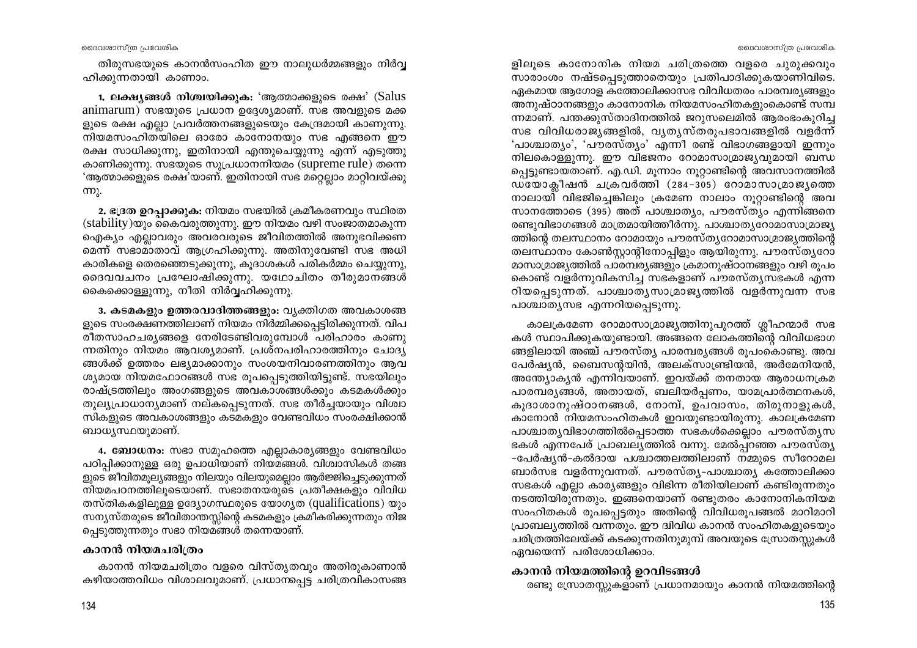തിരുസഭയുടെ കാനൻസംഹിത ഈ നാലുധർമ്മങ്ങളും നിർവ്വഹിക്കുന്നതായി കാണാം.

**1. ലക്ഷ്യങ്ങൾ നിശ്ചയിക്കുക:** 'ആത്മാക്കളുടെ രക്ഷ' (Salus animarum) സഭയുടെ പ്രധാന ഉദ്ദേശ്യമാണ്. സഭ അവളുടെ മക്കളുടെ രക്ഷ എല്ലാ പ്രവർത്തനങ്ങളുടെയും കേന്ദ്രമായി കാണുന്നു. നിയമസംഹിതയിലെ ഓരോ കാനോനയും സഭ എങ്ങനെ ഈ രക്ഷ സാധിക്കുന്നു, ഇതിനായി എന്തുചെയ്യുന്നു എന്ന് എടുത്തുകാണിക്കുന്നു. സഭയുടെ സുപ്രധാനനിയമം (supreme rule) തന്നെ 'ആത്മാക്കളുടെ രക്ഷ'യാണ്. ഇതിനായി സഭ മറ്റെല്ലാം മാറ്റിവയ്ക്കുന്നു.

**2. ഭദ്രത ഉറപ്പാക്കുക:** നിയമം സഭയിൽ ക്രമീകരണവും സ്ഥിരത (stability)യും കൈവരുത്തുന്നു. ഈ നിയമം വഴി സംജാതമാകുന്ന ഐക്യം എല്ലാവരും അവരവരുടെ ജീവിതത്തിൽ അനുഭവിക്കണമെന്ന് സഭാമാതാവ് ആഗ്രഹിക്കുന്നു. അതിനുവേണ്ടി സഭ അധികാരികളെ തെരഞ്ഞെടുക്കുന്നു, കൂദാശകൾ പരികർമ്മം ചെയ്യുന്നു, ദൈവവചനം പ്രഘോഷിക്കുന്നു. യഥോചിതം തീരുമാനങ്ങൾ കൈക്കൊള്ളുന്നു, നീതി നിർവ്വഹിക്കുന്നു.

**3. കടമകളും ഉത്തരവാദിത്തങ്ങളും:** വ്യക്തിഗത അവകാശങ്ങളുടെ സംരക്ഷണത്തിലാണ് നിയമം നിർമ്മിക്കപ്പെട്ടിരിക്കുന്നത്. വിപരീതസാഹചര്യങ്ങളെ നേരിടേണ്ടിവരുമ്പോൾ പരിഹാരം കാണുന്നതിനും നിയമം ആവശ്യമാണ്. പ്രശ്നപരിഹാരത്തിനും ചോദ്യങ്ങൾക്ക് ഉത്തരം ലഭ്യമാക്കാനും സംശയനിവാരണത്തിനും ആവശ്യമായ നിയമഫോറങ്ങൾ സഭ രൂപപ്പെടുത്തിയിട്ടുണ്ട്. സഭയിലും രാഷ്ട്രത്തിലും അംഗങ്ങളുടെ അവകാശങ്ങൾക്കും കടമകൾക്കും തുല്യപ്രാധാന്യമാണ് നല്കപ്പെടുന്നത്. സഭ തീർച്ചയായും വിശ്വാസികളുടെ അവകാശങ്ങളും കടമകളും വേണ്ടവിധം സംരക്ഷിക്കാൻ ബാധ്യസ്ഥയുമാണ്.

**4. ബോധനം:** സഭാ സമൂഹത്തെ എല്ലാകാര്യങ്ങളും വേണ്ടവിധം പഠിപ്പിക്കാനുള്ള ഒരു ഉപാധിയാണ് നിയമങ്ങൾ. വിശ്വാസികൾ തങ്ങളുടെ ജീവിതമൂല്യങ്ങളും നിലയും വിലയുമെല്ലാം ആർജ്ജിച്ചെടുക്കുന്നത് നിയമപഠനത്തിലൂടെയാണ്. സഭാതനയരുടെ പ്രതീക്ഷകളും വിവിധ തസ്തികകളിലുള്ള ഉദ്യോഗസ്ഥരുടെ യോഗ്യത (qualifications) യും സന്യസ്തരുടെ ജീവിതാന്തസ്സിന്റെ കടമകളും ക്രമീകരിക്കുന്നതും നിജപ്പെടുത്തുന്നതും സഭാ നിയമങ്ങൾ തന്നെയാണ്.

### കാനൻ നിയമചരിത്രം

കാനൻ നിയമചരിത്രം വളരെ വിസ്തൃതവും അതിരുകാണാൻ കഴിയാത്തവിധം വിശാലവുമാണ്. പ്രധാനപ്പെട്ട ചരിത്രവികാസങ്ങളിലൂടെ കാനോനിക നിയമ ചരിത്രത്തെ വളരെ ചുരുക്കവും സാരാംശം നഷ്ടപ്പെടുത്താതെയും പ്രതിപാദിക്കുകയാണിവിടെ. ഏകമായ ആഗോള കത്തോലിക്കാസഭ വിവിധതരം പാരമ്പര്യങ്ങളും അനുഷ്ഠാനങ്ങളും കാനോനിക നിയമസംഹിതകളുംകൊണ്ട് സമ്പന്നമാണ്. പന്തക്കുസ്താദിനത്തിൽ ജറുസലെമിൽ ആരംഭംകുറിച്ച സഭ വിവിധരാജ്യങ്ങളിൽ, വ്യത്യസ്തരൂപഭാവങ്ങളിൽ വളർന്ന് 'പാശ്ചാത്യം', 'പൗരസ്ത്യം' എന്നീ രണ്ട് വിഭാഗങ്ങളായി ഇന്നും നിലകൊള്ളുന്നു. ഈ വിഭജനം റോമാസാമ്രാജ്യവുമായി ബന്ധപ്പെട്ടുണ്ടായതാണ്. എ.ഡി. മൂന്നാം നൂറ്റാണ്ടിന്റെ അവസാനത്തിൽ ഡയോക്ലീഷൻ ചക്രവർത്തി (284–305) റോമാസാമ്രാജ്യത്തെ നാലായി വിഭജിച്ചെങ്കിലും ക്രമേണ നാലാം നൂറ്റാണ്ടിന്റെ അവസാനത്തോടെ (395) അത് പാശ്ചാത്യം, പൗരസ്ത്യം എന്നിങ്ങനെ രണ്ടുവിഭാഗങ്ങൾ മാത്രമായിത്തീർന്നു. പാശ്ചാത്യറോമാസാമ്രാജ്യത്തിന്റെ തലസ്ഥാനം റോമായും പൗരസ്ത്യറോമാസാമ്രാജ്യത്തിന്റെ തലസ്ഥാനം കോൺസ്റ്റാന്റിനോപ്പിളും ആയിരുന്നു. പൗരസ്ത്യറോമാസാമ്രാജ്യത്തിൽ പാരമ്പര്യങ്ങളും ക്രമാനുഷ്ഠാനങ്ങളും വഴി രൂപം കൊണ്ട് വളർന്നുവികസിച്ച സഭകളാണ് പൗരസ്ത്യസഭകൾ എന്നറിയപ്പെടുന്നത്. പാശ്ചാത്യസാമ്രാജ്യത്തിൽ വളർന്നുവന്ന സഭ പാശ്ചാത്യസഭ എന്നറിയപ്പെടുന്നു.

കാലക്രമേണ റോമാസാമ്രാജ്യത്തിനുപുറത്ത് ശ്ലീഹന്മാർ സഭകൾ സ്ഥാപിക്കുകയുണ്ടായി. അങ്ങനെ ലോകത്തിന്റെ വിവിധഭാഗങ്ങളിലായി അഞ്ച് പൗരസ്ത്യ പാരമ്പര്യങ്ങൾ രൂപംകൊണ്ടു. അവ പേർഷ്യൻ, ബൈസന്റയിൻ, അലക്സാണ്ട്രിയൻ, അർമേനിയൻ, അന്ത്യോക്യൻ എന്നിവയാണ്. ഇവയ്ക്ക് തനതായ ആരാധനക്രമ പാരമ്പര്യങ്ങൾ, അതായത്, ബലിയർപ്പണം, യാമപ്രാർത്ഥനകൾ, കൂദാശാനുഷ്ഠാനങ്ങൾ, നോമ്പ്, ഉപവാസം, തിരുനാളുകൾ, കാനോൻ നിയമസംഹിതകൾ ഇവയുണ്ടായിരുന്നു. കാലക്രമേണ പാശ്ചാത്യവിഭാഗത്തിൽപ്പെടാത്ത സഭകൾക്കെല്ലാം പൗരസ്ത്യസഭകൾ എന്നപേര് പ്രാബല്യത്തിൽ വന്നു. മേൽപ്പറഞ്ഞ പൗരസ്ത്യ–പേർഷ്യൻ–കൽദായ പശ്ചാത്തലത്തിലാണ് നമ്മുടെ സീറോമലബാർസഭ വളർന്നുവന്നത്. പൗരസ്ത്യ–പാശ്ചാത്യ കത്തോലിക്കാസഭകൾ എല്ലാ കാര്യങ്ങളും വിഭിന്ന രീതിയിലാണ് കണ്ടിരുന്നതും നടത്തിയിരുന്നതും. ഇങ്ങനെയാണ് രണ്ടുതരം കാനോനികനിയമസംഹിതകൾ രൂപപ്പെട്ടതും അതിന്റെ വിവിധരൂപങ്ങൾ മാറിമാറി പ്രാബല്യത്തിൽ വന്നതും. ഈ ദ്വിവിധ കാനൻ സംഹിതകളുടെയും ചരിത്രത്തിലേയ്ക്ക് കടക്കുന്നതിനുമുമ്പ് അവയുടെ സ്രോതസ്സുകൾ ഏവയെന്ന് പരിശോധിക്കാം.

### കാനൻ നിയമത്തിന്റെ ഉറവിടങ്ങൾ

രണ്ടു സ്രോതസ്സുകളാണ് പ്രധാനമായും കാനൻ നിയമത്തിന്റെ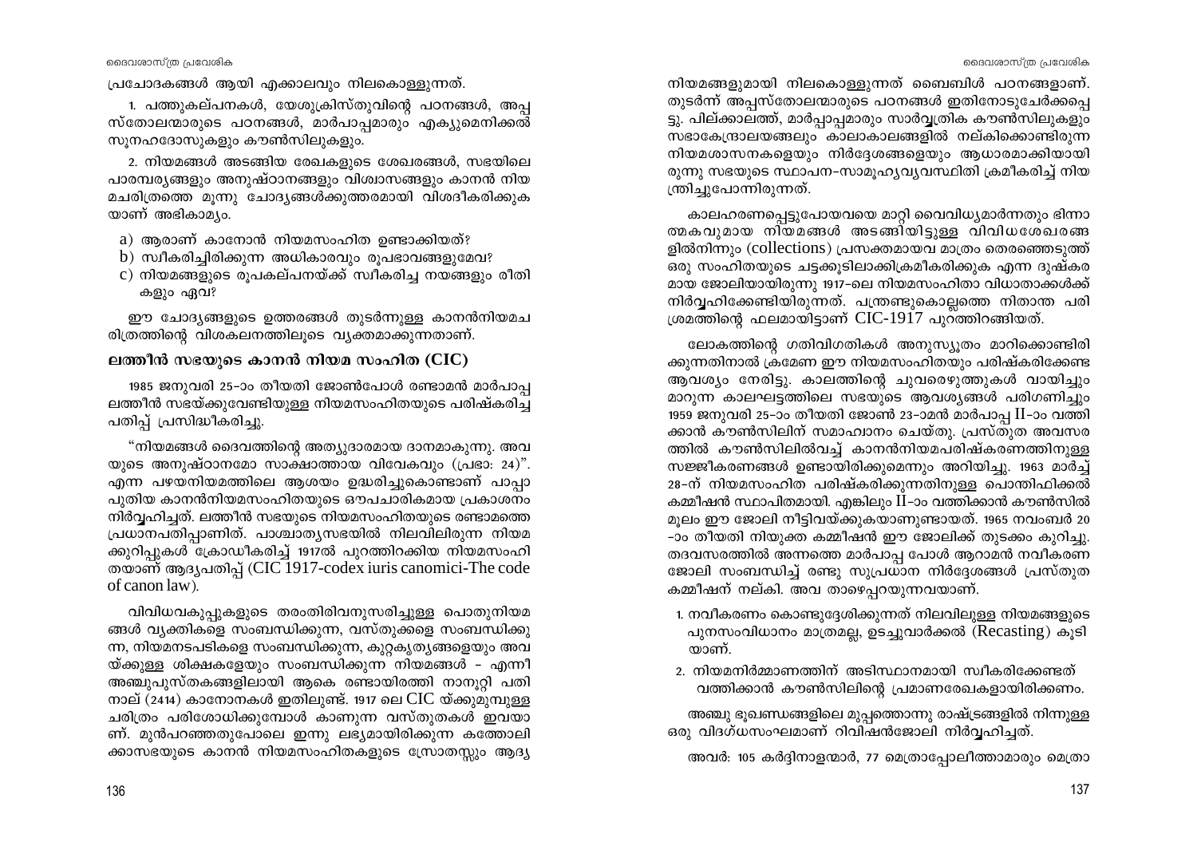പ്രചോദകങ്ങൾ ആയി എക്കാലവും നിലകൊള്ളുന്നത്.

1. പത്തുകല്പനകൾ, യേശുക്രിസ്തുവിന്റെ പഠനങ്ങൾ, അപ്പസ്തോലന്മാരുടെ പഠനങ്ങൾ, മാർപാപ്പമാരും എക്യുമെനിക്കൽ സൂനഹദോസുകളും കൗൺസിലുകളും.

2. നിയമങ്ങൾ അടങ്ങിയ രേഖകളുടെ ശേഖരങ്ങൾ, സഭയിലെ പാരമ്പര്യങ്ങളും അനുഷ്ഠാനങ്ങളും വിശ്വാസങ്ങളും കാനൻ നിയമചരിത്രത്തെ മൂന്നു ചോദ്യങ്ങൾക്കുത്തരമായി വിശദീകരിക്കുകയാണ് അഭികാമ്യം.

a) ആരാണ് കാനോൻ നിയമസംഹിത ഉണ്ടാക്കിയത്?
b) സ്വീകരിച്ചിരിക്കുന്ന അധികാരവും രൂപഭാവങ്ങളുമേവ?
c) നിയമങ്ങളുടെ രൂപകല്പനയ്ക്ക് സ്വീകരിച്ച നയങ്ങളും രീതികളും ഏവ?

ഈ ചോദ്യങ്ങളുടെ ഉത്തരങ്ങൾ തുടർന്നുള്ള കാനൻനിയമചരിത്രത്തിന്റെ വിശകലനത്തിലൂടെ വ്യക്തമാക്കുന്നതാണ്.

## ലത്തീൻ സഭയുടെ കാനൻ നിയമ സംഹിത (CIC)

1985 ജനുവരി 25-ാം തീയതി ജോൺപോൾ രണ്ടാമൻ മാർപാപ്പ ലത്തീൻ സഭയ്ക്കുവേണ്ടിയുള്ള നിയമസംഹിതയുടെ പരിഷ്കരിച്ച പതിപ്പ് പ്രസിദ്ധീകരിച്ചു.

“നിയമങ്ങൾ ദൈവത്തിന്റെ അത്യുദാരമായ ദാനമാകുന്നു. അവയുടെ അനുഷ്ഠാനമോ സാക്ഷാത്തായ വിവേകവും (പ്രഭാ: 24)”. എന്ന പഴയനിയമത്തിലെ ആശയം ഉദ്ധരിച്ചുകൊണ്ടാണ് പാപ്പാ പുതിയ കാനൻനിയമസംഹിതയുടെ ഔപചാരികമായ പ്രകാശനം നിർവ്വഹിച്ചത്. ലത്തീൻ സഭയുടെ നിയമസംഹിതയുടെ രണ്ടാമത്തെ പ്രധാനപതിപ്പാണിത്. പാശ്ചാത്യസഭയിൽ നിലവിലിരുന്ന നിയമക്കുറിപ്പുകൾ ക്രോഡീകരിച്ച് 1917ൽ പുറത്തിറക്കിയ നിയമസംഹിതയാണ് ആദ്യപതിപ്പ് (CIC 1917-codex iuris canomici-The code of canon law).

വിവിധവകുപ്പുകളുടെ തരംതിരിവനുസരിച്ചുള്ള പൊതുനിയമങ്ങൾ വ്യക്തികളെ സംബന്ധിക്കുന്ന, വസ്തുക്കളെ സംബന്ധിക്കുന്ന, നിയമനടപടികളെ സംബന്ധിക്കുന്ന, കുറ്റകൃത്യങ്ങളെയും അവയ്ക്കുള്ള ശിക്ഷകളേയും സംബന്ധിക്കുന്ന നിയമങ്ങൾ - എന്നീ അഞ്ചുപുസ്തകങ്ങളിലായി ആകെ രണ്ടായിരത്തി നാനൂറ്റി പതിനാല് (2414) കാനോനകൾ ഇതിലുണ്ട്. 1917 ലെ CIC യ്ക്കുമുമ്പുള്ള ചരിത്രം പരിശോധിക്കുമ്പോൾ കാണുന്ന വസ്തുതകൾ ഇവയാണ്. മുൻപറഞ്ഞതുപോലെ ഇന്നു ലഭ്യമായിരിക്കുന്ന കത്തോലിക്കാസഭയുടെ കാനൻ നിയമസംഹിതകളുടെ സ്രോതസ്സും ആദ്യനിയമങ്ങളുമായി നിലകൊള്ളുന്നത് ബൈബിൾ പഠനങ്ങളാണ്. തുടർന്ന് അപ്പസ്തോലന്മാരുടെ പഠനങ്ങൾ ഇതിനോടുചേർക്കപ്പെട്ടു. പില്ക്കാലത്ത്, മാർപ്പാപ്പമാരും സാർവ്വത്രിക കൗൺസിലുകളും സഭാകേന്ദ്രാലയങ്ങളും കാലാകാലങ്ങളിൽ നല്കിക്കൊണ്ടിരുന്ന നിയമശാസനകളെയും നിർദ്ദേശങ്ങളെയും ആധാരമാക്കിയായിരുന്നു സഭയുടെ സ്ഥാപന-സാമൂഹ്യവ്യവസ്ഥിതി ക്രമീകരിച്ച് നിയന്ത്രിച്ചുപോന്നിരുന്നത്.

കാലഹരണപ്പെട്ടുപോയവയെ മാറ്റി വൈവിധ്യമാർന്നതും ഭിന്നാത്മകവുമായ നിയമങ്ങൾ അടങ്ങിയിട്ടുള്ള വിവിധശേഖരങ്ങളിൽനിന്നും (collections) പ്രസക്തമായവ മാത്രം തെരഞ്ഞെടുത്ത് ഒരു സംഹിതയുടെ ചട്ടക്കൂടിലാക്കിക്രമീകരിക്കുക എന്ന ദുഷ്കരമായ ജോലിയായിരുന്നു 1917-ലെ നിയമസംഹിതാ വിധാതാക്കൾക്ക് നിർവ്വഹിക്കേണ്ടിയിരുന്നത്. പന്ത്രണ്ടുകൊല്ലത്തെ നിതാന്ത പരിശ്രമത്തിന്റെ ഫലമായിട്ടാണ് CIC-1917 പുറത്തിറങ്ങിയത്.

ലോകത്തിന്റെ ഗതിവിഗതികൾ അനുസ്യൂതം മാറിക്കൊണ്ടിരിക്കുന്നതിനാൽ ക്രമേണ ഈ നിയമസംഹിതയും പരിഷ്കരിക്കേണ്ട ആവശ്യം നേരിട്ടു. കാലത്തിന്റെ ചുവരെഴുത്തുകൾ വായിച്ചും മാറുന്ന കാലഘട്ടത്തിലെ സഭയുടെ ആവശ്യങ്ങൾ പരിഗണിച്ചും 1959 ജനുവരി 25-ാം തീയതി ജോൺ 23-ാമൻ മാർപാപ്പ II-ാം വത്തിക്കാൻ കൗൺസിലിന് സമാഹ്വാനം ചെയ്തു. പ്രസ്തുത അവസരത്തിൽ കൗൺസിലിൽവച്ച് കാനൻനിയമപരിഷ്കരണത്തിനുള്ള സജ്ജീകരണങ്ങൾ ഉണ്ടായിരിക്കുമെന്നും അറിയിച്ചു. 1963 മാർച്ച് 28-ന് നിയമസംഹിത പരിഷ്കരിക്കുന്നതിനുള്ള പൊന്തിഫിക്കൽ കമ്മീഷൻ സ്ഥാപിതമായി. എങ്കിലും II-ാം വത്തിക്കാൻ കൗൺസിൽ മൂലം ഈ ജോലി നീട്ടിവയ്ക്കുകയാണുണ്ടായത്. 1965 നവംബർ 20-ാം തീയതി നിയുക്ത കമ്മീഷൻ ഈ ജോലിക്ക് തുടക്കം കുറിച്ചു. തദവസരത്തിൽ അന്നത്തെ മാർപാപ്പ പോൾ ആറാമൻ നവീകരണ ജോലി സംബന്ധിച്ച് രണ്ടു സുപ്രധാന നിർദ്ദേശങ്ങൾ പ്രസ്തുത കമ്മീഷന് നല്കി. അവ താഴെപ്പറയുന്നവയാണ്.

1. നവീകരണം കൊണ്ടുദ്ദേശിക്കുന്നത് നിലവിലുള്ള നിയമങ്ങളുടെ പുനസംവിധാനം മാത്രമല്ല, ഉടച്ചുവാർക്കൽ (Recasting) കൂടിയാണ്.
2. നിയമനിർമ്മാണത്തിന് അടിസ്ഥാനമായി സ്വീകരിക്കേണ്ടത് വത്തിക്കാൻ കൗൺസിലിന്റെ പ്രമാണരേഖകളായിരിക്കണം.

അഞ്ചു ഭൂഖണ്ഡങ്ങളിലെ മുപ്പത്തൊന്നു രാഷ്ട്രങ്ങളിൽ നിന്നുള്ള ഒരു വിദഗ്ധസംഘമാണ് റിവിഷൻജോലി നിർവ്വഹിച്ചത്.

അവർ: 105 കർദ്ദിനാളന്മാർ, 77 മെത്രാപ്പോലീത്താമാരും മെത്രാ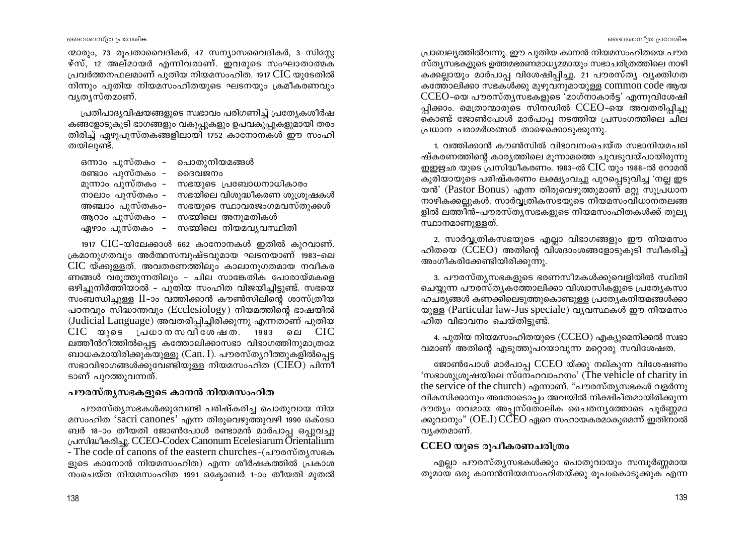ന്മാരും, 73 രൂപതാവൈദികർ, 47 സന്യാസവൈദികർ, 3 സിസ്റ്റേഴ്സ്, 12 അല്മായർ എന്നിവരാണ്. ഇവരുടെ സംഘാതാത്മക പ്രവർത്തനഫലമാണ് പുതിയ നിയമസംഹിത. 1917 CIC യുടേതിൽ നിന്നും പുതിയ നിയമസംഹിതയുടെ ഘടനയും ക്രമീകരണവും വ്യത്യസ്തമാണ്.

പ്രതിപാദ്യവിഷയങ്ങളുടെ സ്വഭാവം പരിഗണിച്ച് പ്രത്യേകശീർഷകങ്ങളോടുകൂടി ഭാഗങ്ങളും വകുപ്പുകളും ഉപവകുപ്പുകളുമായി തരംതിരിച്ച് ഏഴുപുസ്തകങ്ങളിലായി 1752 കാനോനകൾ ഈ സംഹിതയിലുണ്ട്.

- ഒന്നാം പുസ്തകം – പൊതുനിയമങ്ങൾ
- രണ്ടാം പുസ്തകം – ദൈവജനം
- മൂന്നാം പുസ്തകം – സഭയുടെ പ്രബോധനാധികാരം
- നാലാം പുസ്തകം – സഭയിലെ വിശുദ്ധീകരണ ശുശ്രൂഷകൾ
- അഞ്ചാം പുസ്തകം– സഭയുടെ സ്ഥാവരജംഗമവസ്തുക്കൾ
- ആറാം പുസ്തകം – സഭയിലെ അനുമതികൾ
- ഏഴാം പുസ്തകം – സഭയിലെ നിയമവ്യവസ്ഥിതി

1917 CIC-യിലേക്കാൾ 662 കാനോനകൾ ഇതിൽ കുറവാണ്. ക്രമാനുഗതവും അർത്ഥസമ്പുഷ്ടവുമായ ഘടനയാണ് 1983-ലെ CIC യ്ക്കുള്ളത്. അവതരണത്തിലും കാലാനുഗതമായ നവീകരണങ്ങൾ വരുത്തുന്നതിലും – ചില സാങ്കേതിക പോരായ്മകളെ ഒഴിച്ചുനിർത്തിയാൽ – പുതിയ സംഹിത വിജയിച്ചിട്ടുണ്ട്. സഭയെ സംബന്ധിച്ചുള്ള II-ാം വത്തിക്കാൻ കൗൺസിലിന്റെ ശാസ്ത്രീയ പഠനവും സിദ്ധാന്തവും (Ecclesiology) നിയമത്തിന്റെ ഭാഷയിൽ (Judicial Language) അവതരിപ്പിച്ചിരിക്കുന്നു എന്നതാണ് പുതിയ CIC യുടെ പ്രധാനസവിശേഷത. 1983 ലെ CIC ലത്തീൻറീത്തിൽപ്പെട്ട കത്തോലിക്കാസഭാ വിഭാഗത്തിനുമാത്രമേ ബാധകമായിരിക്കുകയുള്ളൂ (Can. I). പൗരസ്ത്യറീത്തുകളിൽപ്പെട്ട സഭാവിഭാഗങ്ങൾക്കുവേണ്ടിയുള്ള നിയമസംഹിത (CIEO) പിന്നീടാണ് പുറത്തുവന്നത്.

## പൗരസ്ത്യസഭകളുടെ കാനൻ നിയമസംഹിത

പൗരസ്ത്യസഭകൾക്കുവേണ്ടി പരിഷ്കരിച്ച പൊതുവായ നിയമസംഹിത 'sacri canones' എന്ന തിരുവെഴുത്തുവഴി 1990 ഒക്ടോബർ 18-ാം തീയതി ജോൺപോൾ രണ്ടാമൻ മാർപാപ്പ ഒപ്പുവച്ചു പ്രസിദ്ധീകരിച്ചു. CCEO-Codex Canonum Ecelesiarum Orientalium - The code of canons of the eastern churches-(പൗരസ്ത്യസഭകളുടെ കാനോൻ നിയമസംഹിത) എന്ന ശീർഷകത്തിൽ പ്രകാശനംചെയ്ത നിയമസംഹിത 1991 ഒക്ടോബർ 1-ാം തീയതി മുതൽ പ്രാബല്യത്തിൽവന്നു. ഈ പുതിയ കാനൻ നിയമസംഹിതയെ പൗരസ്ത്യസഭകളുടെ ഉത്തമഭരണമാധ്യമമായും സഭാചരിത്രത്തിലെ നാഴികക്കല്ലായും മാർപാപ്പ വിശേഷിപ്പിച്ചു. 21 പൗരസ്ത്യ വ്യക്തിഗത കത്തോലിക്കാ സഭകൾക്കു മുഴുവനുമായുള്ള common code ആയ CCEO-യെ പൗരസ്ത്യസഭകളുടെ 'മാഗ്നാകാർട്ട' എന്നുവിശേഷിപ്പിക്കാം. മെത്രാന്മാരുടെ സിനഡിൽ CCEO-യെ അവതരിപ്പിച്ചുകൊണ്ട് ജോൺപോൾ മാർപാപ്പ നടത്തിയ പ്രസംഗത്തിലെ ചില പ്രധാന പരാമർശങ്ങൾ താഴെക്കൊടുക്കുന്നു.

1. വത്തിക്കാൻ കൗൺസിൽ വിഭാവനംചെയ്ത സഭാനിയമപരിഷ്കരണത്തിന്റെ കാര്യത്തിലെ മൂന്നാമത്തെ ചുവടുവയ്പായിരുന്നു ഇതിന്റെ പ്രസിദ്ധീകരണം. 1983-ൽ CIC യും 1988-ൽ റോമൻ കൂരിയായുടെ പരിഷ്കരണം ലക്ഷ്യംവച്ചു പുറപ്പെടുവിച്ച 'നല്ല ഇടയൻ' (Pastor Bonus) എന്ന തിരുവെഴുത്തുമാണ് മറ്റു സുപ്രധാന നാഴികക്കല്ലുകൾ. സാർവ്വത്രികസഭയുടെ നിയമസംവിധാനതലങ്ങളിൽ ലത്തീൻ-പൗരസ്ത്യസഭകളുടെ നിയമസംഹിതകൾക്ക് തുല്യസ്ഥാനമാണുള്ളത്.

2. സാർവ്വത്രികസഭയുടെ എല്ലാ വിഭാഗങ്ങളും ഈ നിയമസംഹിതയെ (CCEO) അതിന്റെ വിശദാംശങ്ങളോടുകൂടി സ്വീകരിച്ച് അംഗീകരിക്കേണ്ടിയിരിക്കുന്നു.

3. പൗരസ്ത്യസഭകളുടെ ഭരണസീമകൾക്കുവെളിയിൽ സ്ഥിതിചെയ്യുന്ന പൗരസ്ത്യകത്തോലിക്കാ വിശ്വാസികളുടെ പ്രത്യേകസാഹചര്യങ്ങൾ കണക്കിലെടുത്തുകൊണ്ടുള്ള പ്രത്യേകനിയമങ്ങൾക്കായുള്ള (Particular law-Jus speciale) വ്യവസ്ഥകൾ ഈ നിയമസംഹിത വിഭാവനം ചെയ്തിട്ടുണ്ട്.

4. പുതിയ നിയമസംഹിതയുടെ (CCEO) എക്യുമെനിക്കൽ സ്വഭാവമാണ് അതിന്റെ എടുത്തുപറയാവുന്ന മറ്റൊരു സവിശേഷത.

ജോൺപോൾ മാർപാപ്പ CCEO യ്ക്കു നല്കുന്ന വിശേഷണം 'സഭാശുശ്രൂഷയിലെ സ്നേഹവാഹനം' (The vehicle of charity in the service of the church) എന്നാണ്. "പൗരസ്ത്യസഭകൾ വളർന്നു വികസിക്കാനും അതോടൊപ്പം അവയിൽ നിക്ഷിപ്തമായിരിക്കുന്ന ദൗത്യം നവമായ അപ്പസ്തോലിക ചൈതന്യത്തോടെ പൂർണ്ണമാക്കുവാനും" (OE.I) CCEO ഏറെ സഹായകരമാകുമെന്ന് ഇതിനാൽ വ്യക്തമാണ്.

## CCEO യുടെ രൂപീകരണചരിത്രം

എല്ലാ പൗരസ്ത്യസഭകൾക്കും പൊതുവായും സമ്പൂർണ്ണമായതുമായ ഒരു കാനൻനിയമസംഹിതയ്ക്കു രൂപംകൊടുക്കുക എന്ന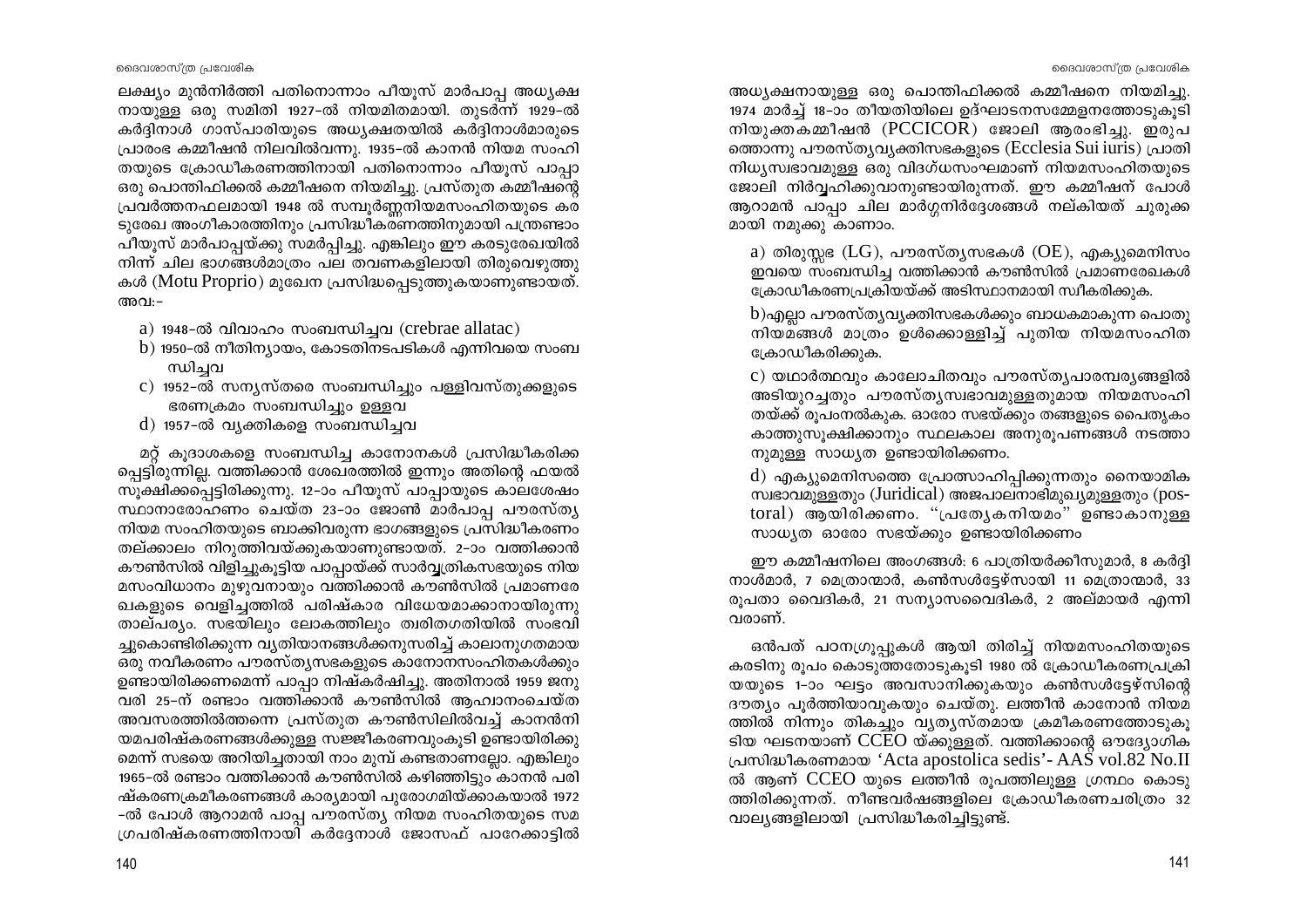ലക്ഷ്യം മുൻനിർത്തി പതിനൊന്നാം പീയൂസ് മാർപാപ്പ അധ്യക്ഷനായുള്ള ഒരു സമിതി 1927-ൽ നിയമിതമായി. തുടർന്ന് 1929-ൽ കർദ്ദിനാൾ ഗാസ്പാരിയുടെ അധ്യക്ഷതയിൽ കർദ്ദിനാൾമാരുടെ പ്രാരംഭ കമ്മീഷൻ നിലവിൽവന്നു. 1935-ൽ കാനൻ നിയമ സംഹിതയുടെ ക്രോഡീകരണത്തിനായി പതിനൊന്നാം പീയൂസ് പാപ്പാ ഒരു പൊന്തിഫിക്കൽ കമ്മീഷനെ നിയമിച്ചു. പ്രസ്തുത കമ്മീഷന്റെ പ്രവർത്തനഫലമായി 1948 ൽ സമ്പൂർണ്ണനിയമസംഹിതയുടെ കരടുരേഖ അംഗീകാരത്തിനും പ്രസിദ്ധീകരണത്തിനുമായി പന്ത്രണ്ടാം പീയൂസ് മാർപാപ്പയ്ക്കു സമർപ്പിച്ചു. എങ്കിലും ഈ കരടുരേഖയിൽ നിന്ന് ചില ഭാഗങ്ങൾമാത്രം പല തവണകളിലായി തിരുവെഴുത്തുകൾ (Motu Proprio) മുഖേന പ്രസിദ്ധപ്പെടുത്തുകയാണുണ്ടായത്. അവ:-

a) 1948-ൽ വിവാഹം സംബന്ധിച്ചവ (crebrae allatac)
b) 1950-ൽ നീതിന്യായം, കോടതിനടപടികൾ എന്നിവയെ സംബന്ധിച്ചവ
c) 1952-ൽ സന്യസ്തരെ സംബന്ധിച്ചും പള്ളിവസ്തുക്കളുടെ ഭരണക്രമം സംബന്ധിച്ചും ഉള്ളവ
d) 1957-ൽ വ്യക്തികളെ സംബന്ധിച്ചവ

മറ്റ് കൂദാശകളെ സംബന്ധിച്ച കാനോനകൾ പ്രസിദ്ധീകരിക്കപ്പെട്ടിരുന്നില്ല. വത്തിക്കാൻ ശേഖരത്തിൽ ഇന്നും അതിന്റെ ഫയൽ സൂക്ഷിക്കപ്പെട്ടിരിക്കുന്നു. 12-ാം പീയൂസ് പാപ്പായുടെ കാലശേഷം സ്ഥാനാരോഹണം ചെയ്ത 23-ാം ജോൺ മാർപാപ്പ പൗരസ്ത്യ നിയമ സംഹിതയുടെ ബാക്കിവരുന്ന ഭാഗങ്ങളുടെ പ്രസിദ്ധീകരണം തല്ക്കാലം നിറുത്തിവയ്ക്കുകയാണുണ്ടായത്. 2-ാം വത്തിക്കാൻ കൗൺസിൽ വിളിച്ചുകൂട്ടിയ പാപ്പായ്ക്ക് സാർവ്വത്രികസഭയുടെ നിയമസംവിധാനം മുഴുവനായും വത്തിക്കാൻ കൗൺസിൽ പ്രമാണരേഖകളുടെ വെളിച്ചത്തിൽ പരിഷ്കാര വിധേയമാക്കാനായിരുന്നു താല്പര്യം. സഭയിലും ലോകത്തിലും ത്വരിതഗതിയിൽ സംഭവിച്ചുകൊണ്ടിരിക്കുന്ന വ്യതിയാനങ്ങൾക്കനുസരിച്ച് കാലാനുഗതമായ ഒരു നവീകരണം പൗരസ്ത്യസഭകളുടെ കാനോനസംഹിതകൾക്കും ഉണ്ടായിരിക്കണമെന്ന് പാപ്പാ നിഷ്കർഷിച്ചു. അതിനാൽ 1959 ജനുവരി 25-ന് രണ്ടാം വത്തിക്കാൻ കൗൺസിൽ ആഹ്വാനംചെയ്ത അവസരത്തിൽത്തന്നെ പ്രസ്തുത കൗൺസിലിൽവച്ച് കാനൻനിയമപരിഷ്കരണങ്ങൾക്കുള്ള സജ്ജീകരണവുംകൂടി ഉണ്ടായിരിക്കുമെന്ന് സഭയെ അറിയിച്ചതായി നാം മുമ്പ് കണ്ടതാണല്ലോ. എങ്കിലും 1965-ൽ രണ്ടാം വത്തിക്കാൻ കൗൺസിൽ കഴിഞ്ഞിട്ടും കാനൻ പരിഷ്കരണക്രമീകരണങ്ങൾ കാര്യമായി പുരോഗമിയ്ക്കാകയാൽ 1972-ൽ പോൾ ആറാമൻ പാപ്പ പൗരസ്ത്യ നിയമ സംഹിതയുടെ സമഗ്രപരിഷ്കരണത്തിനായി കർദ്ദേനാൾ ജോസഫ് പാറേക്കാട്ടിൽ അധ്യക്ഷനായുള്ള ഒരു പൊന്തിഫിക്കൽ കമ്മീഷനെ നിയമിച്ചു. 1974 മാർച്ച് 18-ാം തീയതിയിലെ ഉദ്ഘാടനസമ്മേളനത്തോടുകൂടി നിയുക്തകമ്മീഷൻ (PCCICOR) ജോലി ആരംഭിച്ചു. ഇരുപത്തൊന്നു പൗരസ്ത്യവ്യക്തിസഭകളുടെ (Ecclesia Sui iuris) പ്രാതിനിധ്യസ്വഭാവമുള്ള ഒരു വിദഗ്ധസംഘമാണ് നിയമസംഹിതയുടെ ജോലി നിർവ്വഹിക്കുവാനുണ്ടായിരുന്നത്. ഈ കമ്മീഷന് പോൾ ആറാമൻ പാപ്പാ ചില മാർഗ്ഗനിർദ്ദേശങ്ങൾ നല്കിയത് ചുരുക്കമായി നമുക്കു കാണാം.

a) തിരുസ്സഭ (LG), പൗരസ്ത്യസഭകൾ (OE), എക്യുമെനിസം ഇവയെ സംബന്ധിച്ച വത്തിക്കാൻ കൗൺസിൽ പ്രമാണരേഖകൾ ക്രോഡീകരണപ്രക്രിയയ്ക്ക് അടിസ്ഥാനമായി സ്വീകരിക്കുക.

b) എല്ലാ പൗരസ്ത്യവ്യക്തിസഭകൾക്കും ബാധകമാകുന്ന പൊതുനിയമങ്ങൾ മാത്രം ഉൾക്കൊള്ളിച്ച് പുതിയ നിയമസംഹിത ക്രോഡീകരിക്കുക.

c) യഥാർത്ഥവും കാലോചിതവും പൗരസ്ത്യപാരമ്പര്യങ്ങളിൽ അടിയുറച്ചതും പൗരസ്ത്യസ്വഭാവമുള്ളതുമായ നിയമസംഹിതയ്ക്ക് രൂപംനൽകുക. ഓരോ സഭയ്ക്കും തങ്ങളുടെ പൈതൃകം കാത്തുസൂക്ഷിക്കാനും സ്ഥലകാല അനുരൂപണങ്ങൾ നടത്താനുമുള്ള സാധ്യത ഉണ്ടായിരിക്കണം.

d) എക്യുമെനിസത്തെ പ്രോത്സാഹിപ്പിക്കുന്നതും നൈയാമിക സ്വഭാവമുള്ളതും (Juridical) അജപാലനാഭിമുഖ്യമുള്ളതും (pastoral) ആയിരിക്കണം. "പ്രത്യേകനിയമം" ഉണ്ടാകാനുള്ള സാധ്യത ഓരോ സഭയ്ക്കും ഉണ്ടായിരിക്കണം

ഈ കമ്മീഷനിലെ അംഗങ്ങൾ: 6 പാത്രിയർക്കീസുമാർ, 8 കർദ്ദിനാൾമാർ, 7 മെത്രാന്മാർ, കൺസൾട്ടേഴ്സായി 11 മെത്രാന്മാർ, 33 രൂപതാ വൈദികർ, 21 സന്യാസവൈദികർ, 2 അല്മായർ എന്നിവരാണ്.

ഒൻപത് പഠനഗ്രൂപ്പുകൾ ആയി തിരിച്ച് നിയമസംഹിതയുടെ കരടിനു രൂപം കൊടുത്തതോടുകൂടി 1980 ൽ ക്രോഡീകരണപ്രക്രിയയുടെ 1-ാം ഘട്ടം അവസാനിക്കുകയും കൺസൾട്ടേഴ്സിന്റെ ദൗത്യം പൂർത്തിയാവുകയും ചെയ്തു. ലത്തീൻ കാനോൻ നിയമത്തിൽ നിന്നും തികച്ചും വ്യത്യസ്തമായ ക്രമീകരണത്തോടുകൂടിയ ഘടനയാണ് CCEO യ്ക്കുള്ളത്. വത്തിക്കാന്റെ ഔദ്യോഗിക പ്രസിദ്ധീകരണമായ 'Acta apostolica sedis'- AAS vol.82 No.II ൽ ആണ് CCEO യുടെ ലത്തീൻ രൂപത്തിലുള്ള ഗ്രന്ഥം കൊടുത്തിരിക്കുന്നത്. നീണ്ടവർഷങ്ങളിലെ ക്രോഡീകരണചരിത്രം 32 വാല്യങ്ങളിലായി പ്രസിദ്ധീകരിച്ചിട്ടുണ്ട്.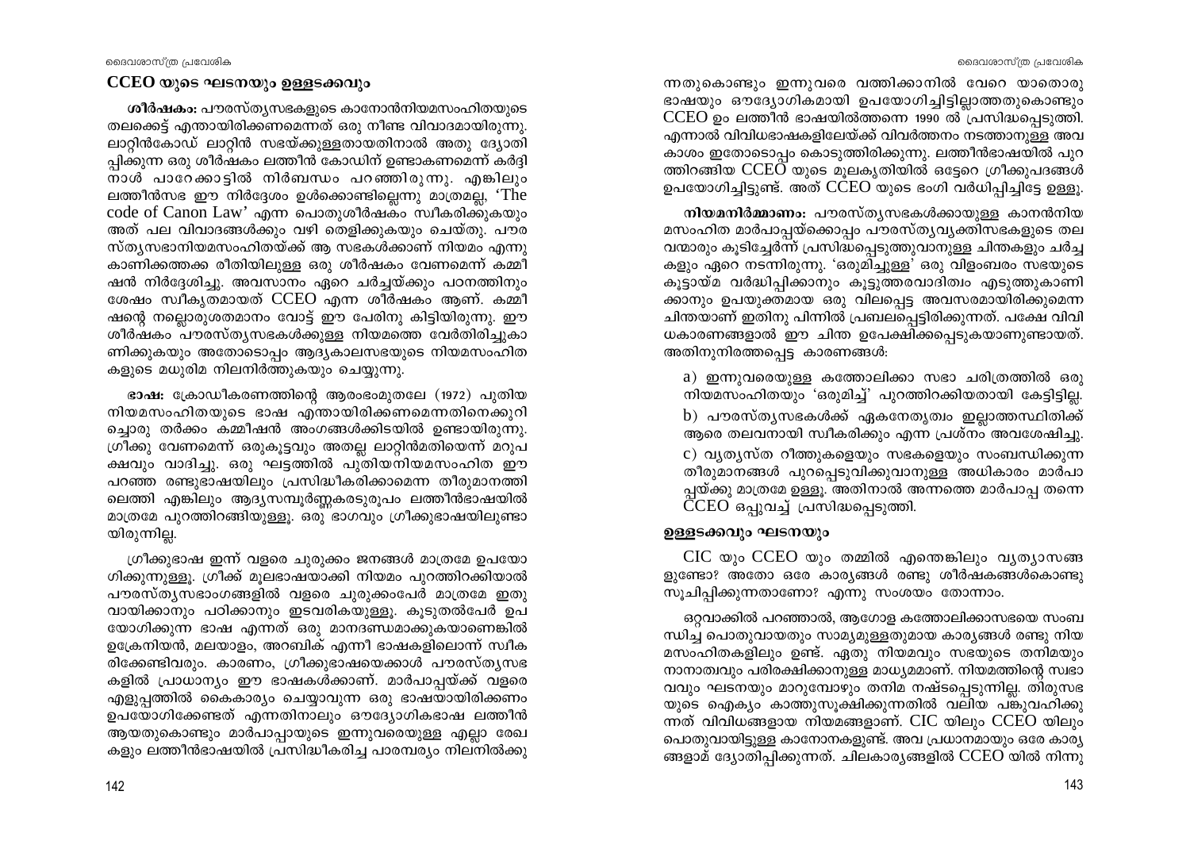## CCEO യുടെ ഘടനയും ഉള്ളടക്കവും

***ശീർഷകം:*** പൗരസ്ത്യസഭകളുടെ കാനോൻനിയമസംഹിതയുടെ തലക്കെട്ട് എന്തായിരിക്കണമെന്നത് ഒരു നീണ്ട വിവാദമായിരുന്നു. ലാറ്റിൻകോഡ് ലാറ്റിൻ സഭയ്ക്കുള്ളതായതിനാൽ അതു ദ്യോതിപ്പിക്കുന്ന ഒരു ശീർഷകം ലത്തീൻ കോഡിന് ഉണ്ടാകണമെന്ന് കർദ്ദിനാൾ പാറേക്കാട്ടിൽ നിർബന്ധം പറഞ്ഞിരുന്നു. എങ്കിലും ലത്തീൻസഭ ഈ നിർദ്ദേശം ഉൾക്കൊണ്ടില്ലെന്നു മാത്രമല്ല, 'The code of Canon Law' എന്ന പൊതുശീർഷകം സ്വീകരിക്കുകയും അത് പല വിവാദങ്ങൾക്കും വഴി തെളിക്കുകയും ചെയ്തു. പൗരസ്ത്യസഭാനിയമസംഹിതയ്ക്ക് ആ സഭകൾക്കാണ് നിയമം എന്നു കാണിക്കത്തക്ക രീതിയിലുള്ള ഒരു ശീർഷകം വേണമെന്ന് കമ്മീഷൻ നിർദ്ദേശിച്ചു. അവസാനം ഏറെ ചർച്ചയ്ക്കും പഠനത്തിനും ശേഷം സ്വീകൃതമായത് CCEO എന്ന ശീർഷകം ആണ്. കമ്മീഷന്റെ നല്ലൊരുശതമാനം വോട്ട് ഈ പേരിനു കിട്ടിയിരുന്നു. ഈ ശീർഷകം പൗരസ്ത്യസഭകൾക്കുള്ള നിയമത്തെ വേർതിരിച്ചുകാണിക്കുകയും അതോടൊപ്പം ആദ്യകാലസഭയുടെ നിയമസംഹിതകളുടെ മധുരിമ നിലനിർത്തുകയും ചെയ്യുന്നു.

**ഭാഷ:** ക്രോഡീകരണത്തിന്റെ ആരംഭംമുതലേ (1972) പുതിയ നിയമസംഹിതയുടെ ഭാഷ എന്തായിരിക്കണമെന്നതിനെക്കുറിച്ചൊരു തർക്കം കമ്മീഷൻ അംഗങ്ങൾക്കിടയിൽ ഉണ്ടായിരുന്നു. ഗ്രീക്കു വേണമെന്ന് ഒരുകൂട്ടവും അതല്ല ലാറ്റിൻമതിയെന്ന് മറുപക്ഷവും വാദിച്ചു. ഒരു ഘട്ടത്തിൽ പുതിയനിയമസംഹിത ഈ പറഞ്ഞ രണ്ടുഭാഷയിലും പ്രസിദ്ധീകരിക്കാമെന്ന തീരുമാനത്തിലെത്തി എങ്കിലും ആദ്യസമ്പൂർണ്ണകരടുരൂപം ലത്തീൻഭാഷയിൽ മാത്രമേ പുറത്തിറങ്ങിയുള്ളൂ. ഒരു ഭാഗവും ഗ്രീക്കുഭാഷയിലുണ്ടായിരുന്നില്ല.

ഗ്രീക്കുഭാഷ ഇന്ന് വളരെ ചുരുക്കം ജനങ്ങൾ മാത്രമേ ഉപയോഗിക്കുന്നുള്ളൂ. ഗ്രീക്ക് മൂലഭാഷയാക്കി നിയമം പുറത്തിറക്കിയാൽ പൗരസ്ത്യസഭാംഗങ്ങളിൽ വളരെ ചുരുക്കംപേർ മാത്രമേ ഇതു വായിക്കാനും പഠിക്കാനും ഇടവരികയുള്ളൂ. കൂടുതൽപേർ ഉപയോഗിക്കുന്ന ഭാഷ എന്നത് ഒരു മാനദണ്ഡമാക്കുകയാണെങ്കിൽ ഉക്രേനിയൻ, മലയാളം, അറബിക് എന്നീ ഭാഷകളിലൊന്ന് സ്വീകരിക്കേണ്ടിവരും. കാരണം, ഗ്രീക്കുഭാഷയെക്കാൾ പൗരസ്ത്യസഭകളിൽ പ്രാധാന്യം ഈ ഭാഷകൾക്കാണ്. മാർപാപ്പയ്ക്ക് വളരെ എളുപ്പത്തിൽ കൈകാര്യം ചെയ്യാവുന്ന ഒരു ഭാഷയായിരിക്കണം ഉപയോഗിക്കേണ്ടത് എന്നതിനാലും ഔദ്യോഗികഭാഷ ലത്തീൻ ആയതുകൊണ്ടും മാർപാപ്പായുടെ ഇന്നുവരെയുള്ള എല്ലാ രേഖകളും ലത്തീൻഭാഷയിൽ പ്രസിദ്ധീകരിച്ച പാരമ്പര്യം നിലനിൽക്കുന്നതുകൊണ്ടും ഇന്നുവരെ വത്തിക്കാനിൽ വേറെ യാതൊരു ഭാഷയും ഔദ്യോഗികമായി ഉപയോഗിച്ചിട്ടില്ലാത്തതുകൊണ്ടും CCEO ഉം ലത്തീൻ ഭാഷയിൽത്തന്നെ 1990 ൽ പ്രസിദ്ധപ്പെടുത്തി. എന്നാൽ വിവിധഭാഷകളിലേയ്ക്ക് വിവർത്തനം നടത്താനുള്ള അവകാശം ഇതോടൊപ്പം കൊടുത്തിരിക്കുന്നു. ലത്തീൻഭാഷയിൽ പുറത്തിറങ്ങിയ CCEO യുടെ മൂലകൃതിയിൽ ഒട്ടേറെ ഗ്രീക്കുപദങ്ങൾ ഉപയോഗിച്ചിട്ടുണ്ട്. അത് CCEO യുടെ ഭംഗി വർധിപ്പിച്ചിട്ടേ ഉള്ളൂ.

**നിയമനിർമ്മാണം:** പൗരസ്ത്യസഭകൾക്കായുള്ള കാനൻനിയമസംഹിത മാർപാപ്പയ്ക്കൊപ്പം പൗരസ്ത്യവ്യക്തിസഭകളുടെ തലവന്മാരും കൂടിച്ചേർന്ന് പ്രസിദ്ധപ്പെടുത്തുവാനുള്ള ചിന്തകളും ചർച്ചകളും ഏറെ നടന്നിരുന്നു. 'ഒരുമിച്ചുള്ള' ഒരു വിളംബരം സഭയുടെ കൂട്ടായ്മ വർദ്ധിപ്പിക്കാനും കൂട്ടുത്തരവാദിത്വം എടുത്തുകാണിക്കാനും ഉപയുക്തമായ ഒരു വിലപ്പെട്ട അവസരമായിരിക്കുമെന്ന ചിന്തയാണ് ഇതിനു പിന്നിൽ പ്രബലപ്പെട്ടിരിക്കുന്നത്. പക്ഷേ വിവിധകാരണങ്ങളാൽ ഈ ചിന്ത ഉപേക്ഷിക്കപ്പെടുകയാണുണ്ടായത്. അതിനുനിരത്തപ്പെട്ട കാരണങ്ങൾ:

a) ഇന്നുവരെയുള്ള കത്തോലിക്കാ സഭാ ചരിത്രത്തിൽ ഒരു നിയമസംഹിതയും 'ഒരുമിച്ച്' പുറത്തിറക്കിയതായി കേട്ടിട്ടില്ല.

b) പൗരസ്ത്യസഭകൾക്ക് ഏകനേതൃത്വം ഇല്ലാത്തസ്ഥിതിക്ക് ആരെ തലവനായി സ്വീകരിക്കും എന്ന പ്രശ്നം അവശേഷിച്ചു.

c) വ്യത്യസ്ത റീത്തുകളെയും സഭകളെയും സംബന്ധിക്കുന്ന തീരുമാനങ്ങൾ പുറപ്പെടുവിക്കുവാനുള്ള അധികാരം മാർപാപ്പയ്ക്കു മാത്രമേ ഉള്ളൂ. അതിനാൽ അന്നത്തെ മാർപാപ്പ തന്നെ CCEO ഒപ്പുവച്ച് പ്രസിദ്ധപ്പെടുത്തി.

### ഉള്ളടക്കവും ഘടനയും

CIC യും CCEO യും തമ്മിൽ എന്തെങ്കിലും വ്യത്യാസങ്ങളുണ്ടോ? അതോ ഒരേ കാര്യങ്ങൾ രണ്ടു ശീർഷകങ്ങൾകൊണ്ടു സൂചിപ്പിക്കുന്നതാണോ? എന്നു സംശയം തോന്നാം.

ഒറ്റവാക്കിൽ പറഞ്ഞാൽ, ആഗോള കത്തോലിക്കാസഭയെ സംബന്ധിച്ച പൊതുവായതും സാമ്യമുള്ളതുമായ കാര്യങ്ങൾ രണ്ടു നിയമസംഹിതകളിലും ഉണ്ട്. ഏതു നിയമവും സഭയുടെ തനിമയും നാനാത്വവും പരിരക്ഷിക്കാനുള്ള മാധ്യമമാണ്. നിയമത്തിന്റെ സ്വഭാവവും ഘടനയും മാറുമ്പോഴും തനിമ നഷ്ടപ്പെടുന്നില്ല. തിരുസഭയുടെ ഐക്യം കാത്തുസൂക്ഷിക്കുന്നതിൽ വലിയ പങ്കുവഹിക്കുന്നത് വിവിധങ്ങളായ നിയമങ്ങളാണ്. CIC യിലും CCEO യിലും പൊതുവായിട്ടുള്ള കാനോനകളുണ്ട്. അവ പ്രധാനമായും ഒരേ കാര്യങ്ങളാണ് ദ്യോതിപ്പിക്കുന്നത്. ചിലകാര്യങ്ങളിൽ CCEO യിൽ നിന്നു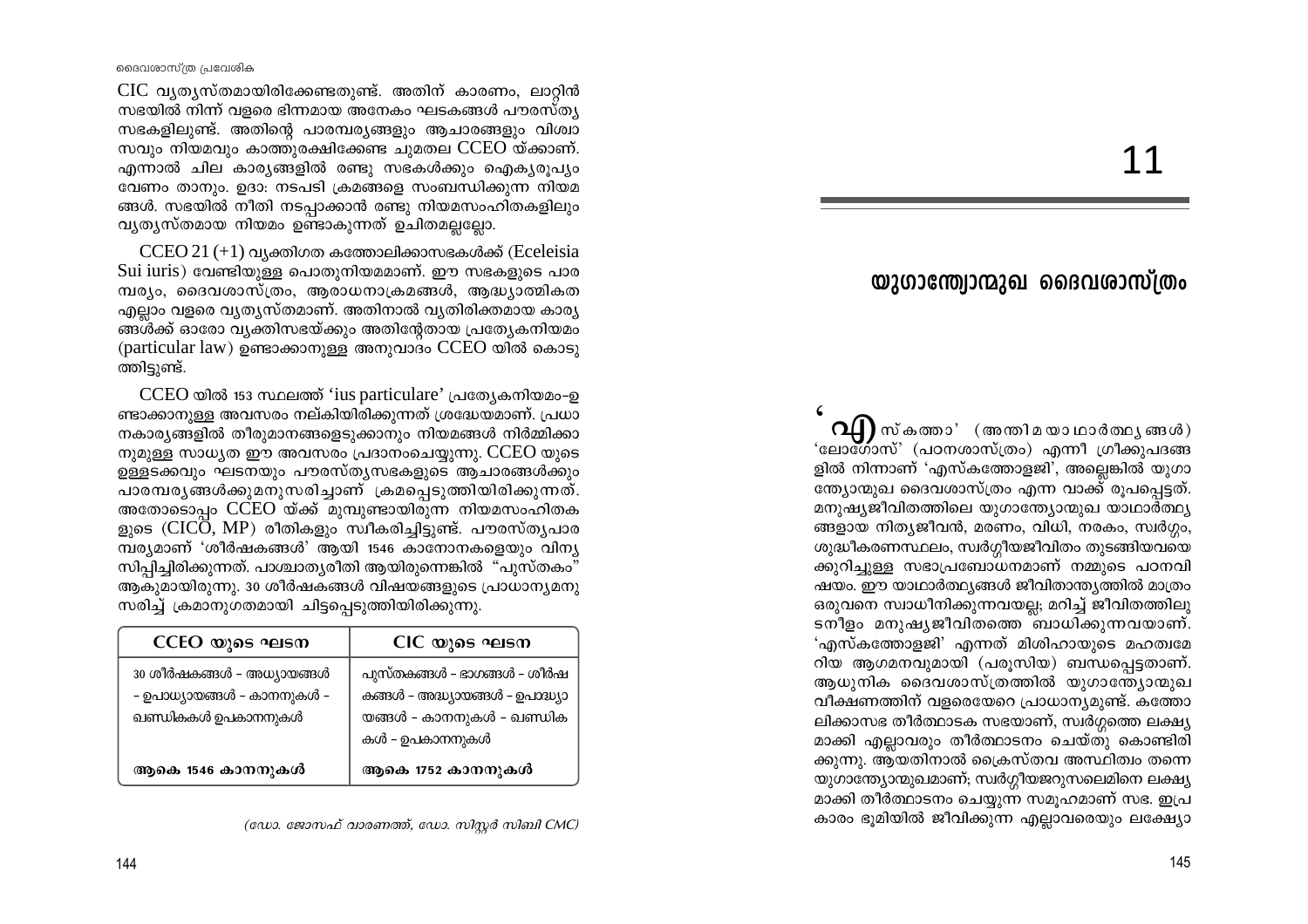CIC വ്യത്യസ്തമായിരിക്കേണ്ടതുണ്ട്. അതിന് കാരണം, ലാറ്റിൻ സഭയിൽ നിന്ന് വളരെ ഭിന്നമായ അനേകം ഘടകങ്ങൾ പൗരസ്ത്യ സഭകളിലുണ്ട്. അതിന്റെ പാരമ്പര്യങ്ങളും ആചാരങ്ങളും വിശ്വാസവും നിയമവും കാത്തുരക്ഷിക്കേണ്ട ചുമതല CCEO യ്ക്കാണ്. എന്നാൽ ചില കാര്യങ്ങളിൽ രണ്ടു സഭകൾക്കും ഐക്യരൂപ്യം വേണം താനും. ഉദാ: നടപടി ക്രമങ്ങളെ സംബന്ധിക്കുന്ന നിയമങ്ങൾ. സഭയിൽ നീതി നടപ്പാക്കാൻ രണ്ടു നിയമസംഹിതകളിലും വ്യത്യസ്തമായ നിയമം ഉണ്ടാകുന്നത് ഉചിതമല്ലല്ലോ.

CCEO 21 (+1) വ്യക്തിഗത കത്തോലിക്കാസഭകൾക്ക് (Eceleisia Sui iuris) വേണ്ടിയുള്ള പൊതുനിയമമാണ്. ഈ സഭകളുടെ പാരമ്പര്യം, ദൈവശാസ്ത്രം, ആരാധനാക്രമങ്ങൾ, ആദ്ധ്യാത്മികത എല്ലാം വളരെ വ്യത്യസ്തമാണ്. അതിനാൽ വ്യതിരിക്തമായ കാര്യങ്ങൾക്ക് ഓരോ വ്യക്തിസഭയ്ക്കും അതിന്റേതായ പ്രത്യേകനിയമം (particular law) ഉണ്ടാക്കാനുള്ള അനുവാദം CCEO യിൽ കൊടുത്തിട്ടുണ്ട്.

CCEO യിൽ 153 സ്ഥലത്ത് 'ius particulare' പ്രത്യേകനിയമം-ഉണ്ടാക്കാനുള്ള അവസരം നല്കിയിരിക്കുന്നത് ശ്രദ്ധേയമാണ്. പ്രധാനകാര്യങ്ങളിൽ തീരുമാനങ്ങളെടുക്കാനും നിയമങ്ങൾ നിർമ്മിക്കാനുമുള്ള സാധ്യത ഈ അവസരം പ്രദാനംചെയ്യുന്നു. CCEO യുടെ ഉള്ളടക്കവും ഘടനയും പൗരസ്ത്യസഭകളുടെ ആചാരങ്ങൾക്കും പാരമ്പര്യങ്ങൾക്കുമനുസരിച്ചാണ് ക്രമപ്പെടുത്തിയിരിക്കുന്നത്. അതോടൊപ്പം CCEO യ്ക്ക് മുമ്പുണ്ടായിരുന്ന നിയമസംഹിതകളുടെ (CICO, MP) രീതികളും സ്വീകരിച്ചിട്ടുണ്ട്. പൗരസ്ത്യപാരമ്പര്യമാണ് 'ശീർഷകങ്ങൾ' ആയി 1546 കാനോനകളെയും വിന്യസിപ്പിച്ചിരിക്കുന്നത്. പാശ്ചാത്യരീതി ആയിരുന്നെങ്കിൽ "പുസ്തകം" ആകുമായിരുന്നു. 30 ശീർഷകങ്ങൾ വിഷയങ്ങളുടെ പ്രാധാന്യമനുസരിച്ച് ക്രമാനുഗതമായി ചിട്ടപ്പെടുത്തിയിരിക്കുന്നു.

| CCEO യുടെ ഘടന | CIC യുടെ ഘടന |
|---|---|
| 30 ശീർഷകങ്ങൾ – അധ്യായങ്ങൾ – ഉപാധ്യായങ്ങൾ – കാനനുകൾ – ഖണ്ഡികകൾ ഉപകാനനുകൾ | പുസ്തകങ്ങൾ – ഭാഗങ്ങൾ – ശീർഷക്കങ്ങൾ – അദ്ധ്യായങ്ങൾ – ഉപാദ്ധ്യായങ്ങൾ – കാനനുകൾ – ഖണ്ഡികകൾ – ഉപകാനനുകൾ |
| ആകെ 1546 കാനനുകൾ | ആകെ 1752 കാനനുകൾ |

*(ഡോ. ജോസഫ് വാരണത്ത്, ഡോ. സിസ്റ്റർ സിബി CMC)*

# 11

## യുഗാന്ത്യോന്മുഖ ദൈവശാസ്ത്രം

'എസ്കത്താ' (അന്തിമയാഥാർത്ഥ്യങ്ങൾ) 'ലോഗോസ്' (പഠനശാസ്ത്രം) എന്നീ ഗ്രീക്കുപദങ്ങളിൽ നിന്നാണ് 'എസ്കത്തോളജി', അല്ലെങ്കിൽ യുഗാന്ത്യോന്മുഖ ദൈവശാസ്ത്രം എന്ന വാക്ക് രൂപപ്പെട്ടത്. മനുഷ്യജീവിതത്തിലെ യുഗാന്ത്യോന്മുഖ യാഥാർത്ഥ്യങ്ങളായ നിത്യജീവൻ, മരണം, വിധി, നരകം, സ്വർഗ്ഗം, ശുദ്ധീകരണസ്ഥലം, സ്വർഗ്ഗീയജീവിതം തുടങ്ങിയവയെക്കുറിച്ചുള്ള സഭാപ്രബോധനമാണ് നമ്മുടെ പഠനവിഷയം. ഈ യാഥാർത്ഥ്യങ്ങൾ ജീവിതാന്ത്യത്തിൽ മാത്രം ഒരുവനെ സ്വാധീനിക്കുന്നവയല്ല; മറിച്ച് ജീവിതത്തിലുടനീളം മനുഷ്യജീവിതത്തെ ബാധിക്കുന്നവയാണ്. 'എസ്കത്തോളജി' എന്നത് മിശിഹായുടെ മഹത്വമേറിയ ആഗമനവുമായി (പരൂസിയ) ബന്ധപ്പെട്ടതാണ്. ആധുനിക ദൈവശാസ്ത്രത്തിൽ യുഗാന്ത്യോന്മുഖ വീക്ഷണത്തിന് വളരെയേറെ പ്രാധാന്യമുണ്ട്. കത്തോലിക്കാസഭ തീർത്ഥാടക സഭയാണ്, സ്വർഗ്ഗത്തെ ലക്ഷ്യമാക്കി എല്ലാവരും തീർത്ഥാടനം ചെയ്തു കൊണ്ടിരിക്കുന്നു. ആയതിനാൽ ക്രൈസ്തവ അസ്ഥിത്വം തന്നെ യുഗാന്ത്യോന്മുഖമാണ്; സ്വർഗ്ഗീയജറുസലെമിനെ ലക്ഷ്യമാക്കി തീർത്ഥാടനം ചെയ്യുന്ന സമൂഹമാണ് സഭ. ഇപ്രകാരം ഭൂമിയിൽ ജീവിക്കുന്ന എല്ലാവരെയും ലക്ഷ്യോ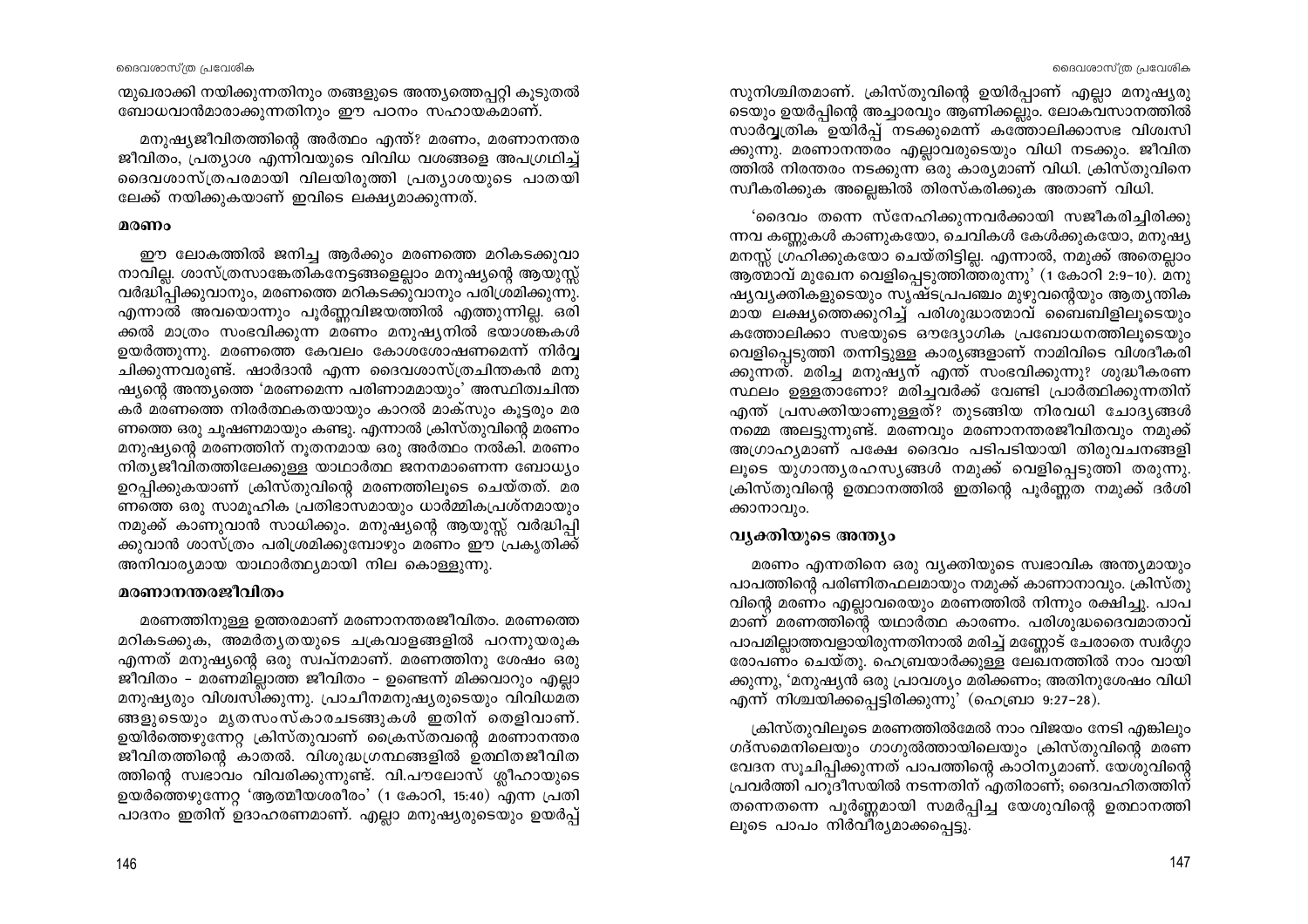മുഖരാക്കി നയിക്കുന്നതിനും തങ്ങളുടെ അന്ത്യത്തെപ്പറ്റി കൂടുതൽ ബോധവാൻമാരാക്കുന്നതിനും ഈ പഠനം സഹായകമാണ്.

മനുഷ്യജീവിതത്തിന്റെ അർത്ഥം എന്ത്? മരണം, മരണാനന്തര ജീവിതം, പ്രത്യാശ എന്നിവയുടെ വിവിധ വശങ്ങളെ അപഗ്രഥിച്ച് ദൈവശാസ്ത്രപരമായി വിലയിരുത്തി പ്രത്യാശയുടെ പാതയിലേക്ക് നയിക്കുകയാണ് ഇവിടെ ലക്ഷ്യമാക്കുന്നത്.

### മരണം

ഈ ലോകത്തിൽ ജനിച്ച ആർക്കും മരണത്തെ മറികടക്കുവാനാവില്ല. ശാസ്ത്രസാങ്കേതികനേട്ടങ്ങളെല്ലാം മനുഷ്യന്റെ ആയുസ്സ് വർദ്ധിപ്പിക്കുവാനും, മരണത്തെ മറികടക്കുവാനും പരിശ്രമിക്കുന്നു. എന്നാൽ അവയൊന്നും പൂർണ്ണവിജയത്തിൽ എത്തുന്നില്ല. ഒരിക്കൽ മാത്രം സംഭവിക്കുന്ന മരണം മനുഷ്യനിൽ ഭയാശങ്കകൾ ഉയർത്തുന്നു. മരണത്തെ കേവലം കോശശോഷണമെന്ന് നിർവ്വചിക്കുന്നവരുണ്ട്. ഷാർദാൻ എന്ന ദൈവശാസ്ത്രചിന്തകൻ മനുഷ്യന്റെ അന്ത്യത്തെ 'മരണമെന്ന പരിണാമമായും' അസ്ഥിത്വചിന്തകർ മരണത്തെ നിരർത്ഥകതയായും കാറൽ മാക്സും കൂട്ടരും മരണത്തെ ഒരു ചൂഷണമായും കണ്ടു. എന്നാൽ ക്രിസ്തുവിന്റെ മരണം മനുഷ്യന്റെ മരണത്തിന് നൂതനമായ ഒരു അർത്ഥം നൽകി. മരണം നിത്യജീവിതത്തിലേക്കുള്ള യാഥാർത്ഥ ജനനമാണെന്ന ബോധ്യം ഉറപ്പിക്കുകയാണ് ക്രിസ്തുവിന്റെ മരണത്തിലൂടെ ചെയ്തത്. മരണത്തെ ഒരു സാമൂഹിക പ്രതിഭാസമായും ധാർമ്മികപ്രശ്നമായും നമുക്ക് കാണുവാൻ സാധിക്കും. മനുഷ്യന്റെ ആയുസ്സ് വർദ്ധിപ്പിക്കുവാൻ ശാസ്ത്രം പരിശ്രമിക്കുമ്പോഴും മരണം ഈ പ്രകൃതിക്ക് അനിവാര്യമായ യാഥാർത്ഥ്യമായി നില കൊള്ളുന്നു.

### മരണാനന്തരജീവിതം

മരണത്തിനുള്ള ഉത്തരമാണ് മരണാനന്തരജീവിതം. മരണത്തെ മറികടക്കുക, അമർത്യതയുടെ ചക്രവാളങ്ങളിൽ പറന്നുയരുക എന്നത് മനുഷ്യന്റെ ഒരു സ്വപ്നമാണ്. മരണത്തിനു ശേഷം ഒരു ജീവിതം – മരണമില്ലാത്ത ജീവിതം – ഉണ്ടെന്ന് മിക്കവാറും എല്ലാ മനുഷ്യരും വിശ്വസിക്കുന്നു. പ്രാചീനമനുഷ്യരുടെയും വിവിധമതങ്ങളുടെയും മൃതസംസ്കാരചടങ്ങുകൾ ഇതിന് തെളിവാണ്. ഉയിർത്തെഴുന്നേറ്റ ക്രിസ്തുവാണ് ക്രൈസ്തവന്റെ മരണാനന്തര ജീവിതത്തിന്റെ കാതൽ. വിശുദ്ധഗ്രന്ഥങ്ങളിൽ ഉത്ഥിതജീവിതത്തിന്റെ സ്വഭാവം വിവരിക്കുന്നുണ്ട്. വി.പൗലോസ് ശ്ലീഹായുടെ ഉയർത്തെഴുന്നേറ്റ 'ആത്മീയശരീരം' (1 കോറി, 15:40) എന്ന പ്രതിപാദനം ഇതിന് ഉദാഹരണമാണ്. എല്ലാ മനുഷ്യരുടെയും ഉയർപ്പ് സുനിശ്ചിതമാണ്. ക്രിസ്തുവിന്റെ ഉയിർപ്പാണ് എല്ലാ മനുഷ്യരുടെയും ഉയർപ്പിന്റെ അച്ചാരവും ആണിക്കല്ലും. ലോകവസാനത്തിൽ സാർവ്വത്രിക ഉയിർപ്പ് നടക്കുമെന്ന് കത്തോലിക്കാസഭ വിശ്വസിക്കുന്നു. മരണാനന്തരം എല്ലാവരുടെയും വിധി നടക്കും. ജീവിതത്തിൽ നിരന്തരം നടക്കുന്ന ഒരു കാര്യമാണ് വിധി. ക്രിസ്തുവിനെ സ്വീകരിക്കുക അല്ലെങ്കിൽ തിരസ്കരിക്കുക അതാണ് വിധി.

'ദൈവം തന്നെ സ്നേഹിക്കുന്നവർക്കായി സജ്ജീകരിച്ചിരിക്കുന്നവ കണ്ണുകൾ കാണുകയോ, ചെവികൾ കേൾക്കുകയോ, മനുഷ്യമനസ്സ് ഗ്രഹിക്കുകയോ ചെയ്തിട്ടില്ല. എന്നാൽ, നമുക്ക് അതെല്ലാം ആത്മാവ് മുഖേന വെളിപ്പെടുത്തിത്തരുന്നു' (1 കോറി 2:9–10). മനുഷ്യവ്യക്തികളുടെയും സൃഷ്ടപ്രപഞ്ചം മുഴുവന്റെയും ആത്യന്തികമായ ലക്ഷ്യത്തെക്കുറിച്ച് പരിശുദ്ധാത്മാവ് ബൈബിളിലൂടെയും കത്തോലിക്കാ സഭയുടെ ഔദ്യോഗിക പ്രബോധനത്തിലൂടെയും വെളിപ്പെടുത്തി തന്നിട്ടുള്ള കാര്യങ്ങളാണ് നാമിവിടെ വിശദീകരിക്കുന്നത്. മരിച്ച മനുഷ്യന് എന്ത് സംഭവിക്കുന്നു? ശുദ്ധീകരണ സ്ഥലം ഉള്ളതാണോ? മരിച്ചവർക്ക് വേണ്ടി പ്രാർത്ഥിക്കുന്നതിന് എന്ത് പ്രസക്തിയാണുള്ളത്? തുടങ്ങിയ നിരവധി ചോദ്യങ്ങൾ നമ്മെ അലട്ടുന്നുണ്ട്. മരണവും മരണാനന്തരജീവിതവും നമുക്ക് അഗ്രാഹ്യമാണ് പക്ഷേ ദൈവം പടിപടിയായി തിരുവചനങ്ങളിലൂടെ യുഗാന്ത്യരഹസ്യങ്ങൾ നമുക്ക് വെളിപ്പെടുത്തി തരുന്നു. ക്രിസ്തുവിന്റെ ഉത്ഥാനത്തിൽ ഇതിന്റെ പൂർണ്ണത നമുക്ക് ദർശിക്കാനാവും.

### വ്യക്തിയുടെ അന്ത്യം

മരണം എന്നതിനെ ഒരു വ്യക്തിയുടെ സ്വഭാവിക അന്ത്യമായും പാപത്തിന്റെ പരിണിതഫലമായും നമുക്ക് കാണാനാവും. ക്രിസ്തുവിന്റെ മരണം എല്ലാവരെയും മരണത്തിൽ നിന്നും രക്ഷിച്ചു. പാപമാണ് മരണത്തിന്റെ യഥാർത്ഥ കാരണം. പരിശുദ്ധദൈവമാതാവ് പാപമില്ലാത്തവളായിരുന്നതിനാൽ മരിച്ച് മണ്ണോട് ചേരാതെ സ്വർഗ്ഗാരോപണം ചെയ്തു. ഹെബ്രായർക്കുള്ള ലേഖനത്തിൽ നാം വായിക്കുന്നു, 'മനുഷ്യൻ ഒരു പ്രാവശ്യം മരിക്കണം; അതിനുശേഷം വിധി എന്ന് നിശ്ചയിക്കപ്പെട്ടിരിക്കുന്നു' (ഹെബ്രാ 9:27–28).

ക്രിസ്തുവിലൂടെ മരണത്തിൽമേൽ നാം വിജയം നേടി എങ്കിലും ഗദ്സമെനിലെയും ഗാഗുൽത്തായിലെയും ക്രിസ്തുവിന്റെ മരണവേദന സൂചിപ്പിക്കുന്നത് പാപത്തിന്റെ കാഠിന്യമാണ്. യേശുവിന്റെ പ്രവർത്തി പറുദീസയിൽ നടന്നതിന് എതിരാണ്; ദൈവഹിതത്തിന് തന്നെതന്നെ പൂർണ്ണമായി സമർപ്പിച്ച യേശുവിന്റെ ഉത്ഥാനത്തിലൂടെ പാപം നിർവീര്യമാക്കപ്പെട്ടു.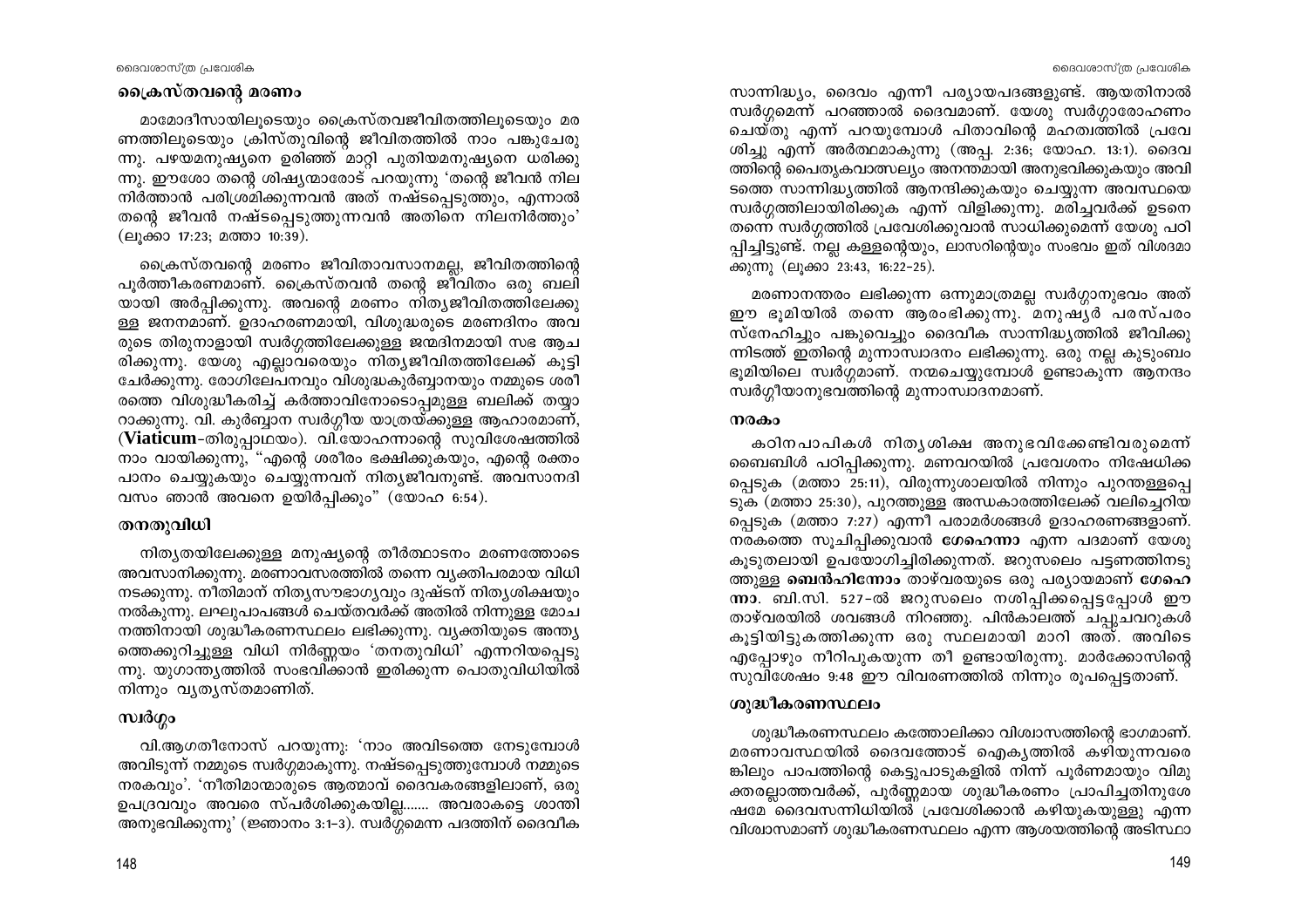## ക്രൈസ്തവന്റെ മരണം

മാമോദീസായിലൂടെയും ക്രൈസ്തവജീവിതത്തിലൂടെയും മരണത്തിലൂടെയും ക്രിസ്തുവിന്റെ ജീവിതത്തിൽ നാം പങ്കുചേരുന്നു. പഴയമനുഷ്യനെ ഉരിഞ്ഞ് മാറ്റി പുതിയമനുഷ്യനെ ധരിക്കുന്നു. ഈശോ തന്റെ ശിഷ്യന്മാരോട് പറയുന്നു 'തന്റെ ജീവൻ നിലനിർത്താൻ പരിശ്രമിക്കുന്നവൻ അത് നഷ്ടപ്പെടുത്തും, എന്നാൽ തന്റെ ജീവൻ നഷ്ടപ്പെടുത്തുന്നവൻ അതിനെ നിലനിർത്തും' (ലൂക്കാ 17:23; മത്താ 10:39).

ക്രൈസ്തവന്റെ മരണം ജീവിതാവസാനമല്ല, ജീവിതത്തിന്റെ പൂർത്തീകരണമാണ്. ക്രൈസ്തവൻ തന്റെ ജീവിതം ഒരു ബലിയായി അർപ്പിക്കുന്നു. അവന്റെ മരണം നിത്യജീവിതത്തിലേക്കുള്ള ജനനമാണ്. ഉദാഹരണമായി, വിശുദ്ധരുടെ മരണദിനം അവരുടെ തിരുനാളായി സ്വർഗ്ഗത്തിലേക്കുള്ള ജന്മദിനമായി സഭ ആചരിക്കുന്നു. യേശു എല്ലാവരെയും നിത്യജീവിതത്തിലേക്ക് കൂട്ടിചേർക്കുന്നു. രോഗിലേപനവും വിശുദ്ധകുർബ്ബാനയും നമ്മുടെ ശരീരത്തെ വിശുദ്ധീകരിച്ച് കർത്താവിനോടൊപ്പമുള്ള ബലിക്ക് തയ്യാറാക്കുന്നു. വി. കുർബ്ബാന സ്വർഗ്ഗീയ യാത്രയ്ക്കുള്ള ആഹാരമാണ്, (**Viaticum**-തിരുപ്പാഥയം). വി.യോഹന്നാന്റെ സുവിശേഷത്തിൽ നാം വായിക്കുന്നു, "എന്റെ ശരീരം ഭക്ഷിക്കുകയും, എന്റെ രക്തം പാനം ചെയ്യുകയും ചെയ്യുന്നവന് നിത്യജീവനുണ്ട്. അവസാനദിവസം ഞാൻ അവനെ ഉയിർപ്പിക്കും" (യോഹ 6:54).

## തനതുവിധി

നിത്യതയിലേക്കുള്ള മനുഷ്യന്റെ തീർത്ഥാടനം മരണത്തോടെ അവസാനിക്കുന്നു. മരണാവസരത്തിൽ തന്നെ വ്യക്തിപരമായ വിധി നടക്കുന്നു. നീതിമാന് നിത്യസൗഭാഗ്യവും ദുഷ്ടന് നിത്യശിക്ഷയും നൽകുന്നു. ലഘുപാപങ്ങൾ ചെയ്തവർക്ക് അതിൽ നിന്നുള്ള മോചനത്തിനായി ശുദ്ധീകരണസ്ഥലം ലഭിക്കുന്നു. വ്യക്തിയുടെ അന്ത്യത്തെക്കുറിച്ചുള്ള വിധി നിർണ്ണയം 'തനതുവിധി' എന്നറിയപ്പെടുന്നു. യുഗാന്ത്യത്തിൽ സംഭവിക്കാൻ ഇരിക്കുന്ന പൊതുവിധിയിൽ നിന്നും വ്യത്യസ്തമാണിത്.

## സ്വർഗ്ഗം

വി.ആഗതീനോസ് പറയുന്നു: 'നാം അവിടത്തെ നേടുമ്പോൾ അവിടുന്ന് നമ്മുടെ സ്വർഗ്ഗമാകുന്നു. നഷ്ടപ്പെടുത്തുമ്പോൾ നമ്മുടെ നരകവും'. 'നീതിമാന്മാരുടെ ആത്മാവ് ദൈവകരങ്ങളിലാണ്, ഒരു ഉപദ്രവവും അവരെ സ്പർശിക്കുകയില്ല....... അവരാകട്ടെ ശാന്തി അനുഭവിക്കുന്നു' (ജ്ഞാനം 3:1-3). സ്വർഗ്ഗമെന്ന പദത്തിന് ദൈവീക സാന്നിദ്ധ്യം, ദൈവം എന്നീ പര്യായപദങ്ങളുണ്ട്. ആയതിനാൽ സ്വർഗ്ഗമെന്ന് പറഞ്ഞാൽ ദൈവമാണ്. യേശു സ്വർഗ്ഗാരോഹണം ചെയ്തു എന്ന് പറയുമ്പോൾ പിതാവിന്റെ മഹത്വത്തിൽ പ്രവേശിച്ചു എന്ന് അർത്ഥമാകുന്നു (അപ്പ. 2:36; യോഹ. 13:1). ദൈവത്തിന്റെ പൈതൃകവാത്സല്യം അനന്തമായി അനുഭവിക്കുകയും അവിടത്തെ സാന്നിദ്ധ്യത്തിൽ ആനന്ദിക്കുകയും ചെയ്യുന്ന അവസ്ഥയെ സ്വർഗ്ഗത്തിലായിരിക്കുക എന്ന് വിളിക്കുന്നു. മരിച്ചവർക്ക് ഉടനെ തന്നെ സ്വർഗ്ഗത്തിൽ പ്രവേശിക്കുവാൻ സാധിക്കുമെന്ന് യേശു പഠിപ്പിച്ചിട്ടുണ്ട്. നല്ല കള്ളന്റെയും, ലാസറിന്റെയും സംഭവം ഇത് വിശദമാക്കുന്നു (ലൂക്കാ 23:43, 16:22-25).

മരണാനന്തരം ലഭിക്കുന്ന ഒന്നുമാത്രമല്ല സ്വർഗ്ഗാനുഭവം അത് ഈ ഭൂമിയിൽ തന്നെ ആരംഭിക്കുന്നു. മനുഷ്യർ പരസ്പരം സ്നേഹിച്ചും പങ്കുവെച്ചും ദൈവീക സാന്നിദ്ധ്യത്തിൽ ജീവിക്കുന്നിടത്ത് ഇതിന്റെ മുന്നാസ്വാദനം ലഭിക്കുന്നു. ഒരു നല്ല കുടുംബം ഭൂമിയിലെ സ്വർഗ്ഗമാണ്. നന്മചെയ്യുമ്പോൾ ഉണ്ടാകുന്ന ആനന്ദം സ്വർഗ്ഗീയാനുഭവത്തിന്റെ മുന്നാസ്വാദനമാണ്.

## നരകം

കഠിനപാപികൾ നിത്യശിക്ഷ അനുഭവിക്കേണ്ടിവരുമെന്ന് ബൈബിൾ പഠിപ്പിക്കുന്നു. മണവറയിൽ പ്രവേശനം നിഷേധിക്കപ്പെടുക (മത്താ 25:11), വിരുന്നുശാലയിൽ നിന്നും പുറന്തള്ളപ്പെടുക (മത്താ 25:30), പുറത്തുള്ള അന്ധകാരത്തിലേക്ക് വലിച്ചെറിയപ്പെടുക (മത്താ 7:27) എന്നീ പരാമർശങ്ങൾ ഉദാഹരണങ്ങളാണ്. നരകത്തെ സൂചിപ്പിക്കുവാൻ **ഗേഹെന്നാ** എന്ന പദമാണ് യേശു കൂടുതലായി ഉപയോഗിച്ചിരിക്കുന്നത്. ജറുസലെം പട്ടണത്തിനടുത്തുള്ള **ബെൻഹിന്നോം** താഴ്‌വരയുടെ ഒരു പര്യായമാണ് **ഗേഹെന്നാ**. ബി.സി. 527-ൽ ജറുസലെം നശിപ്പിക്കപ്പെട്ടപ്പോൾ ഈ താഴ്‌വരയിൽ ശവങ്ങൾ നിറഞ്ഞു. പിൻകാലത്ത് ചപ്പുചവറുകൾ കൂട്ടിയിട്ടുകത്തിക്കുന്ന ഒരു സ്ഥലമായി മാറി അത്. അവിടെ എപ്പോഴും നീറിപുകയുന്ന തീ ഉണ്ടായിരുന്നു. മാർക്കോസിന്റെ സുവിശേഷം 9:48 ഈ വിവരണത്തിൽ നിന്നും രൂപപ്പെട്ടതാണ്.

## ശുദ്ധീകരണസ്ഥലം

ശുദ്ധീകരണസ്ഥലം കത്തോലിക്കാ വിശ്വാസത്തിന്റെ ഭാഗമാണ്. മരണാവസ്ഥയിൽ ദൈവത്തോട് ഐക്യത്തിൽ കഴിയുന്നവരെങ്കിലും പാപത്തിന്റെ കെട്ടുപാടുകളിൽ നിന്ന് പൂർണമായും വിമുക്തരല്ലാത്തവർക്ക്, പൂർണ്ണമായ ശുദ്ധീകരണം പ്രാപിച്ചതിനുശേഷമേ ദൈവസന്നിധിയിൽ പ്രവേശിക്കാൻ കഴിയുകയുള്ളു എന്ന വിശ്വാസമാണ് ശുദ്ധീകരണസ്ഥലം എന്ന ആശയത്തിന്റെ അടിസ്ഥാ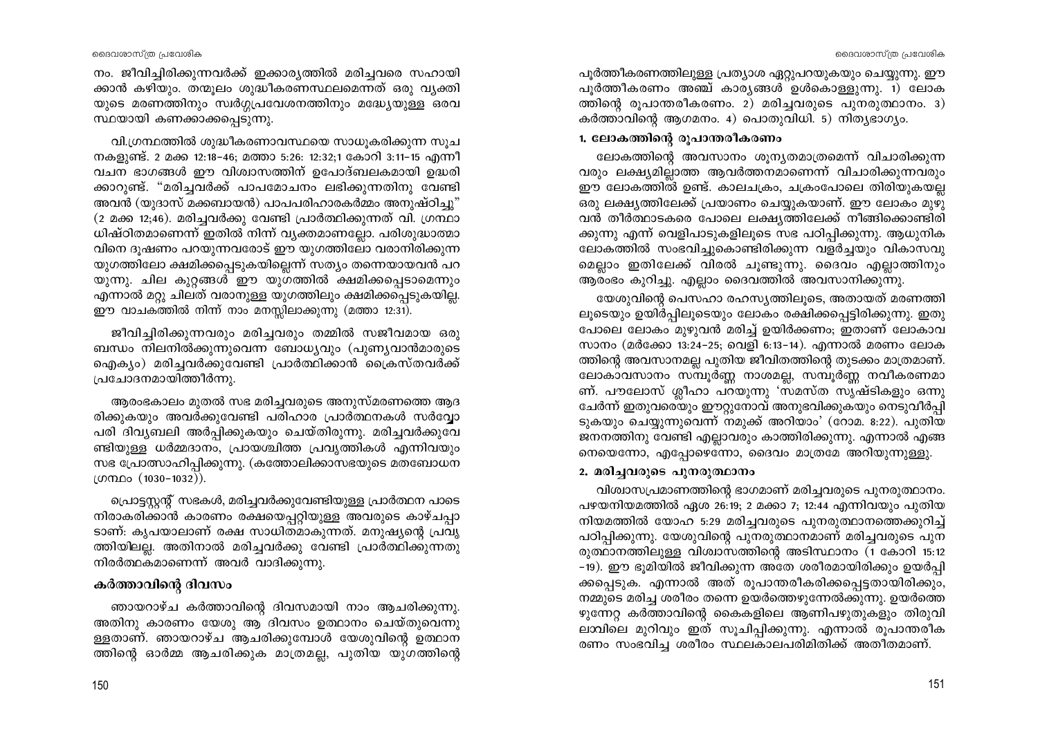നം. ജീവിച്ചിരിക്കുന്നവർക്ക് ഇക്കാര്യത്തിൽ മരിച്ചവരെ സഹായിക്കാൻ കഴിയും. തന്മൂലം ശുദ്ധീകരണസ്ഥലമെന്നത് ഒരു വ്യക്തിയുടെ മരണത്തിനും സ്വർഗ്ഗപ്രവേശനത്തിനും മദ്ധ്യേയുള്ള ഒരവസ്ഥയായി കണക്കാക്കപ്പെടുന്നു.

വി.ഗ്രന്ഥത്തിൽ ശുദ്ധീകരണാവസ്ഥയെ സാധൂകരിക്കുന്ന സൂചനകളുണ്ട്. 2 മക്ക 12:18-46; മത്താ 5:26: 12:32;1 കോറി 3:11-15 എന്നീ വചന ഭാഗങ്ങൾ ഈ വിശ്വാസത്തിന് ഉപോദ്ബലകമായി ഉദ്ധരിക്കാറുണ്ട്. "മരിച്ചവർക്ക് പാപമോചനം ലഭിക്കുന്നതിനു വേണ്ടി അവൻ (യുദാസ് മക്കബായൻ) പാപപരിഹാരകർമ്മം അനുഷ്ഠിച്ചു" (2 മക്ക 12;46). മരിച്ചവർക്കു വേണ്ടി പ്രാർത്ഥിക്കുന്നത് വി. ഗ്രന്ഥാധിഷ്ഠിതമാണെന്ന് ഇതിൽ നിന്ന് വ്യക്തമാണല്ലോ. പരിശുദ്ധാത്മാവിനെ ദൂഷണം പറയുന്നവരോട് ഈ യുഗത്തിലോ വരാനിരിക്കുന്ന യുഗത്തിലോ ക്ഷമിക്കപ്പെടുകയില്ലെന്ന് സത്യം തന്നെയായവൻ പറയുന്നു. ചില കുറ്റങ്ങൾ ഈ യുഗത്തിൽ ക്ഷമിക്കപ്പെടാമെന്നും എന്നാൽ മറ്റു ചിലത് വരാനുള്ള യുഗത്തിലും ക്ഷമിക്കപ്പെടുകയില്ല. ഈ വാചകത്തിൽ നിന്ന് നാം മനസ്സിലാക്കുന്നു (മത്താ 12:31).

ജീവിച്ചിരിക്കുന്നവരും മരിച്ചവരും തമ്മിൽ സജീവമായ ഒരു ബന്ധം നിലനിൽക്കുന്നുവെന്ന ബോധ്യവും (പുണ്യവാൻമാരുടെ ഐക്യം) മരിച്ചവർക്കുവേണ്ടി പ്രാർത്ഥിക്കാൻ ക്രൈസ്തവർക്ക് പ്രചോദനമായിത്തീർന്നു.

ആരംഭകാലം മുതൽ സഭ മരിച്ചവരുടെ അനുസ്മരണത്തെ ആദരിക്കുകയും അവർക്കുവേണ്ടി പരിഹാര പ്രാർത്ഥനകൾ സർവ്വോപരി ദിവ്യബലി അർപ്പിക്കുകയും ചെയ്തിരുന്നു. മരിച്ചവർക്കുവേണ്ടിയുള്ള ധർമ്മദാനം, പ്രായശ്ചിത്ത പ്രവൃത്തികൾ എന്നിവയും സഭ പ്രോത്സാഹിപ്പിക്കുന്നു. (കത്തോലിക്കാസഭയുടെ മതബോധന ഗ്രന്ഥം (1030-1032)).

പ്രൊട്ടസ്റ്റന്റ് സഭകൾ, മരിച്ചവർക്കുവേണ്ടിയുള്ള പ്രാർത്ഥന പാടെ നിരാകരിക്കാൻ കാരണം രക്ഷയെപ്പറ്റിയുള്ള അവരുടെ കാഴ്ചപ്പാടാണ്: കൃപയാലാണ് രക്ഷ സാധിതമാകുന്നത്. മനുഷ്യന്റെ പ്രവൃത്തിയിലല്ല. അതിനാൽ മരിച്ചവർക്കു വേണ്ടി പ്രാർത്ഥിക്കുന്നതു നിരർത്ഥകമാണെന്ന് അവർ വാദിക്കുന്നു.

## കർത്താവിന്റെ ദിവസം

ഞായറാഴ്ച കർത്താവിന്റെ ദിവസമായി നാം ആചരിക്കുന്നു. അതിനു കാരണം യേശു ആ ദിവസം ഉത്ഥാനം ചെയ്തുവെന്നുള്ളതാണ്. ഞായറാഴ്ച ആചരിക്കുമ്പോൾ യേശുവിന്റെ ഉത്ഥാനത്തിന്റെ ഓർമ്മ ആചരിക്കുക മാത്രമല്ല, പുതിയ യുഗത്തിന്റെ പൂർത്തീകരണത്തിലുള്ള പ്രത്യാശ ഏറ്റുപറയുകയും ചെയ്യുന്നു. ഈ പൂർത്തീകരണം അഞ്ച് കാര്യങ്ങൾ ഉൾകൊള്ളുന്നു. 1) ലോകത്തിന്റെ രൂപാന്തരീകരണം. 2) മരിച്ചവരുടെ പുനരുത്ഥാനം. 3) കർത്താവിന്റെ ആഗമനം. 4) പൊതുവിധി. 5) നിത്യഭാഗ്യം.

### 1. ലോകത്തിന്റെ രൂപാന്തരീകരണം

ലോകത്തിന്റെ അവസാനം ശൂന്യതമാത്രമെന്ന് വിചാരിക്കുന്നവരും ലക്ഷ്യമില്ലാത്ത ആവർത്തനമാണെന്ന് വിചാരിക്കുന്നവരും ഈ ലോകത്തിൽ ഉണ്ട്. കാലചക്രം, ചക്രംപോലെ തിരിയുകയല്ല ഒരു ലക്ഷ്യത്തിലേക്ക് പ്രയാണം ചെയ്യുകയാണ്. ഈ ലോകം മുഴുവൻ തീർത്ഥാടകരെ പോലെ ലക്ഷ്യത്തിലേക്ക് നീങ്ങിക്കൊണ്ടിരിക്കുന്നു എന്ന് വെളിപാടുകളിലൂടെ സഭ പഠിപ്പിക്കുന്നു. ആധുനിക ലോകത്തിൽ സംഭവിച്ചുകൊണ്ടിരിക്കുന്ന വളർച്ചയും വികാസവുമെല്ലാം ഇതിലേക്ക് വിരൽ ചൂണ്ടുന്നു. ദൈവം എല്ലാത്തിനും ആരംഭം കുറിച്ചു. എല്ലാം ദൈവത്തിൽ അവസാനിക്കുന്നു.

യേശുവിന്റെ പെസഹാ രഹസ്യത്തിലൂടെ, അതായത് മരണത്തിലൂടെയും ഉയിർപ്പിലൂടെയും ലോകം രക്ഷിക്കപ്പെട്ടിരിക്കുന്നു. ഇതുപോലെ ലോകം മുഴുവൻ മരിച്ച് ഉയിർക്കണം; ഇതാണ് ലോകാവസാനം (മർക്കോ 13:24-25; വെളി 6:13-14). എന്നാൽ മരണം ലോകത്തിന്റെ അവസാനമല്ല പുതിയ ജീവിതത്തിന്റെ തുടക്കം മാത്രമാണ്. ലോകാവസാനം സമ്പൂർണ്ണ നാശമല്ല, സമ്പൂർണ്ണ നവീകരണമാണ്. പൗലോസ് ശ്ലീഹാ പറയുന്നു 'സമസ്ത സൃഷ്ടികളും ഒന്നുചേർന്ന് ഇതുവരെയും ഈറ്റുനോവ് അനുഭവിക്കുകയും നെടുവീർപ്പിടുകയും ചെയ്യുന്നുവെന്ന് നമുക്ക് അറിയാം' (റോമ. 8:22). പുതിയ ജനനത്തിനു വേണ്ടി എല്ലാവരും കാത്തിരിക്കുന്നു. എന്നാൽ എങ്ങനെയെന്നോ, എപ്പോഴെന്നോ, ദൈവം മാത്രമേ അറിയുന്നുള്ളു.

### 2. മരിച്ചവരുടെ പുനരുത്ഥാനം

വിശ്വാസപ്രമാണത്തിന്റെ ഭാഗമാണ് മരിച്ചവരുടെ പുനരുത്ഥാനം. പഴയനിയമത്തിൽ ഏശ 26:19; 2 മക്കാ 7; 12:44 എന്നിവയും പുതിയ നിയമത്തിൽ യോഹ 5:29 മരിച്ചവരുടെ പുനരുത്ഥാനത്തെക്കുറിച്ച് പഠിപ്പിക്കുന്നു. യേശുവിന്റെ പുനരുത്ഥാനമാണ് മരിച്ചവരുടെ പുനരുത്ഥാനത്തിലുള്ള വിശ്വാസത്തിന്റെ അടിസ്ഥാനം (1 കോറി 15:12-19). ഈ ഭൂമിയിൽ ജീവിക്കുന്ന അതേ ശരീരമായിരിക്കും ഉയർപ്പിക്കപ്പെടുക. എന്നാൽ അത് രൂപാന്തരീകരിക്കപ്പെട്ടതായിരിക്കും, നമ്മുടെ മരിച്ച ശരീരം തന്നെ ഉയർത്തെഴുന്നേൽക്കുന്നു. ഉയർത്തെഴുന്നേറ്റ കർത്താവിന്റെ കൈകളിലെ ആണിപഴുതുകളും തിരുവിലാവിലെ മുറിവും ഇത് സൂചിപ്പിക്കുന്നു. എന്നാൽ രൂപാന്തരീകരണം സംഭവിച്ച ശരീരം സ്ഥലകാലപരിമിതിക്ക് അതീതമാണ്.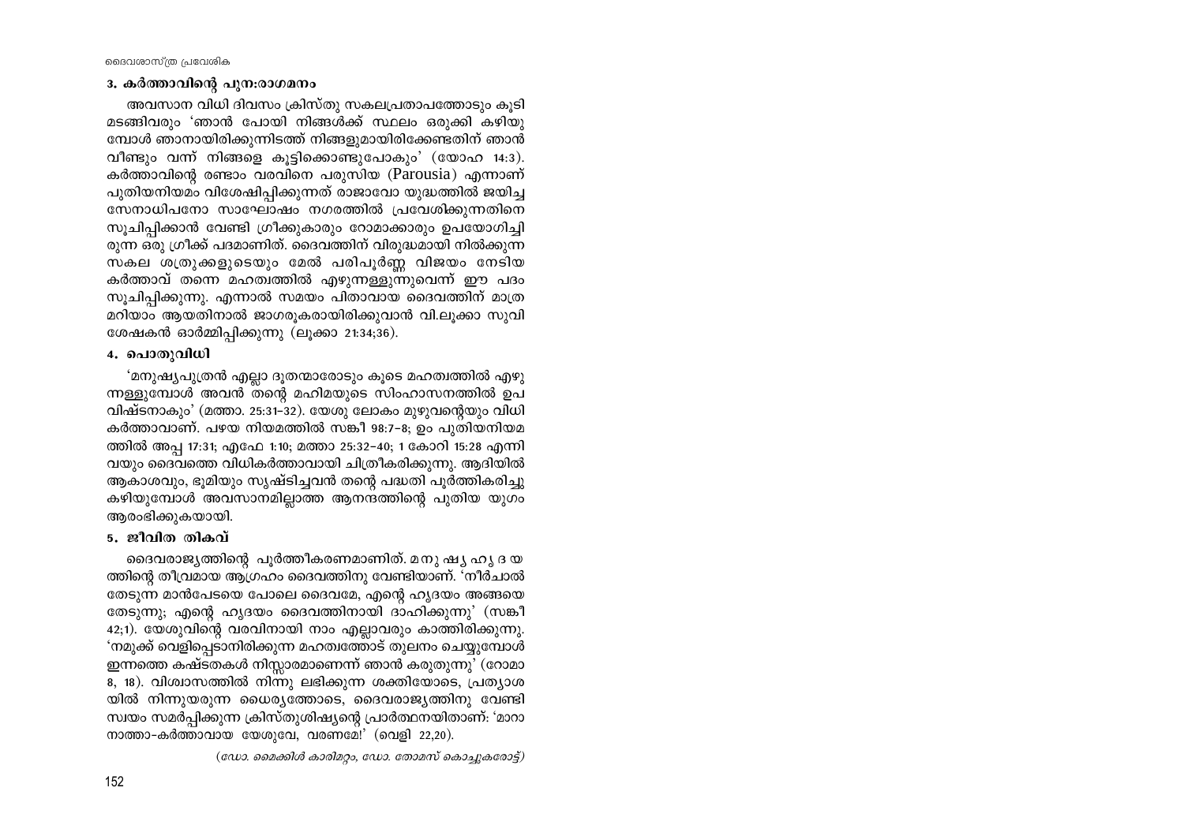### 3. കർത്താവിന്റെ പുനഃരാഗമനം

അവസാന വിധി ദിവസം ക്രിസ്തു സകലപ്രതാപത്തോടും കൂടി മടങ്ങിവരും 'ഞാൻ പോയി നിങ്ങൾക്ക് സ്ഥലം ഒരുക്കി കഴിയുമ്പോൾ ഞാനായിരിക്കുന്നിടത്ത് നിങ്ങളുമായിരിക്കേണ്ടതിന് ഞാൻ വീണ്ടും വന്ന് നിങ്ങളെ കൂട്ടിക്കൊണ്ടുപോകും' (യോഹ 14:3). കർത്താവിന്റെ രണ്ടാം വരവിനെ പരുസിയ (Parousia) എന്നാണ് പുതിയനിയമം വിശേഷിപ്പിക്കുന്നത് രാജാവോ യുദ്ധത്തിൽ ജയിച്ച സേനാധിപനോ സാഘോഷം നഗരത്തിൽ പ്രവേശിക്കുന്നതിനെ സൂചിപ്പിക്കാൻ വേണ്ടി ഗ്രീക്കുകാരും റോമാക്കാരും ഉപയോഗിച്ചിരുന്ന ഒരു ഗ്രീക്ക് പദമാണിത്. ദൈവത്തിന് വിരുദ്ധമായി നിൽക്കുന്ന സകല ശത്രുക്കളുടെയും മേൽ പരിപൂർണ്ണ വിജയം നേടിയ കർത്താവ് തന്നെ മഹത്വത്തിൽ എഴുന്നള്ളുന്നുവെന്ന് ഈ പദം സൂചിപ്പിക്കുന്നു. എന്നാൽ സമയം പിതാവായ ദൈവത്തിന് മാത്ര മറിയാം ആയതിനാൽ ജാഗരൂകരായിരിക്കുവാൻ വി.ലൂക്കാ സുവിശേഷകൻ ഓർമ്മിപ്പിക്കുന്നു (ലൂക്കാ 21:34;36).

### 4. പൊതുവിധി

'മനുഷ്യപുത്രൻ എല്ലാ ദൂതന്മാരോടും കൂടെ മഹത്വത്തിൽ എഴുന്നള്ളുമ്പോൾ അവൻ തന്റെ മഹിമയുടെ സിംഹാസനത്തിൽ ഉപവിഷ്ടനാകും' (മത്താ. 25:31-32). യേശു ലോകം മുഴുവന്റെയും വിധികർത്താവാണ്. പഴയ നിയമത്തിൽ സങ്കീ 98:7-8; ഉം പുതിയനിയമത്തിൽ അപ്പ 17:31; എഫേ 1:10; മത്താ 25:32-40; 1 കോറി 15:28 എന്നിവയും ദൈവത്തെ വിധികർത്താവായി ചിത്രീകരിക്കുന്നു. ആദിയിൽ ആകാശവും, ഭൂമിയും സൃഷ്ടിച്ചവൻ തന്റെ പദ്ധതി പൂർത്തികരിച്ചു കഴിയുമ്പോൾ അവസാനമില്ലാത്ത ആനന്ദത്തിന്റെ പുതിയ യുഗം ആരംഭിക്കുകയായി.

### 5. ജീവിത തികവ്

ദൈവരാജ്യത്തിന്റെ പൂർത്തീകരണമാണിത്. മനുഷ്യ ഹൃദയത്തിന്റെ തീവ്രമായ ആഗ്രഹം ദൈവത്തിനു വേണ്ടിയാണ്. 'നീർചാൽ തേടുന്ന മാൻപേടയെ പോലെ ദൈവമേ, എന്റെ ഹൃദയം അങ്ങയെ തേടുന്നു; എന്റെ ഹൃദയം ദൈവത്തിനായി ദാഹിക്കുന്നു' (സങ്കീ 42;1). യേശുവിന്റെ വരവിനായി നാം എല്ലാവരും കാത്തിരിക്കുന്നു. 'നമുക്ക് വെളിപ്പെടാനിരിക്കുന്ന മഹത്വത്തോട് തുലനം ചെയ്യുമ്പോൾ ഇന്നത്തെ കഷ്ടതകൾ നിസ്സാരമാണെന്ന് ഞാൻ കരുതുന്നു' (റോമാ 8, 18). വിശ്വാസത്തിൽ നിന്നു ലഭിക്കുന്ന ശക്തിയോടെ, പ്രത്യാശയിൽ നിന്നുയരുന്ന ധൈര്യത്തോടെ, ദൈവരാജ്യത്തിനു വേണ്ടി സ്വയം സമർപ്പിക്കുന്ന ക്രിസ്തുശിഷ്യന്റെ പ്രാർത്ഥനയിതാണ്: 'മാറാനാത്താ-കർത്താവായ യേശുവേ, വരണമേ!' (വെളി 22,20).

*(ഡോ. മൈക്കിൾ കാരിമറ്റം, ഡോ. തോമസ് കൊച്ചുകരോട്ട്)*